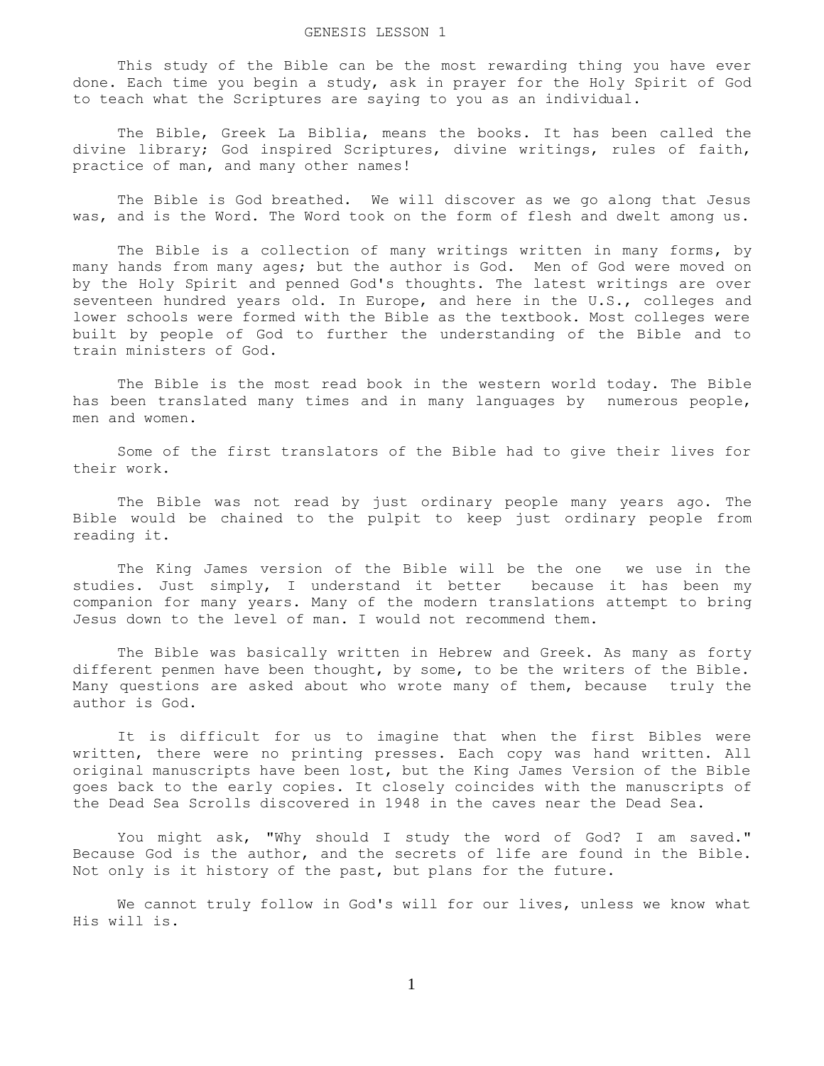# GENESIS LESSON 1

This study of the Bible can be the most rewarding thing you have ever done. Each time you begin a study, ask in prayer for the Holy Spirit of God to teach what the Scriptures are saying to you as an individual.

The Bible, Greek La Biblia, means the books. It has been called the divine library; God inspired Scriptures, divine writings, rules of faith, practice of man, and many other names!

The Bible is God breathed. We will discover as we go along that Jesus was, and is the Word. The Word took on the form of flesh and dwelt among us.

The Bible is a collection of many writings written in many forms, by many hands from many ages; but the author is God. Men of God were moved on by the Holy Spirit and penned God's thoughts. The latest writings are over seventeen hundred years old. In Europe, and here in the U.S., colleges and lower schools were formed with the Bible as the textbook. Most colleges were built by people of God to further the understanding of the Bible and to train ministers of God.

The Bible is the most read book in the western world today. The Bible has been translated many times and in many languages by numerous people, men and women.

Some of the first translators of the Bible had to give their lives for their work.

The Bible was not read by just ordinary people many years ago. The Bible would be chained to the pulpit to keep just ordinary people from reading it.

The King James version of the Bible will be the one we use in the studies. Just simply, I understand it better because it has been my companion for many years. Many of the modern translations attempt to bring Jesus down to the level of man. I would not recommend them.

The Bible was basically written in Hebrew and Greek. As many as forty different penmen have been thought, by some, to be the writers of the Bible. Many questions are asked about who wrote many of them, because truly the author is God.

It is difficult for us to imagine that when the first Bibles were written, there were no printing presses. Each copy was hand written. All original manuscripts have been lost, but the King James Version of the Bible goes back to the early copies. It closely coincides with the manuscripts of the Dead Sea Scrolls discovered in 1948 in the caves near the Dead Sea.

You might ask, "Why should I study the word of God? I am saved." Because God is the author, and the secrets of life are found in the Bible. Not only is it history of the past, but plans for the future.

We cannot truly follow in God's will for our lives, unless we know what His will is.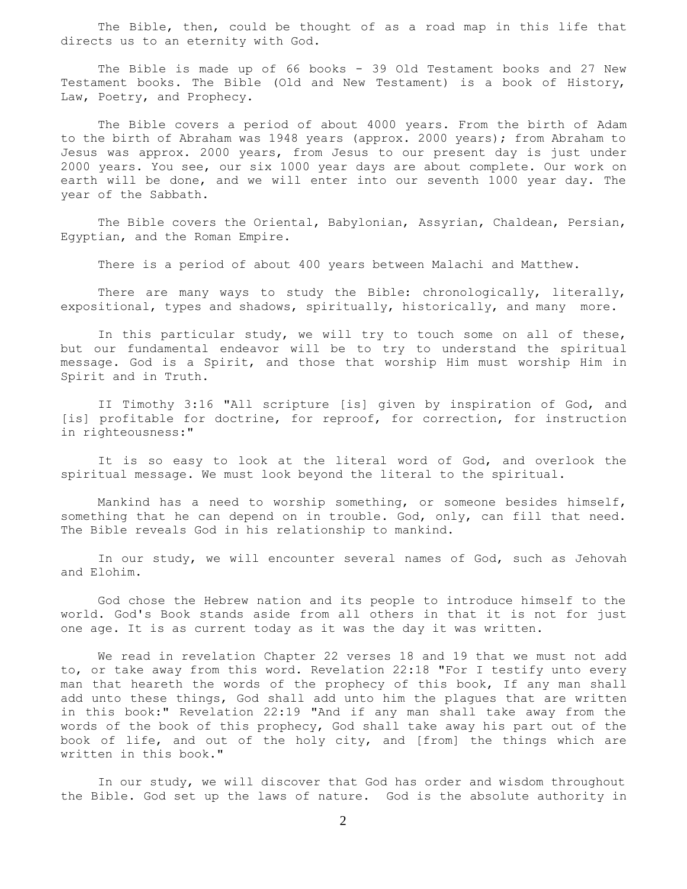The Bible, then, could be thought of as a road map in this life that directs us to an eternity with God.

The Bible is made up of 66 books - 39 Old Testament books and 27 New Testament books. The Bible (Old and New Testament) is a book of History, Law, Poetry, and Prophecy.

The Bible covers a period of about 4000 years. From the birth of Adam to the birth of Abraham was 1948 years (approx. 2000 years); from Abraham to Jesus was approx. 2000 years, from Jesus to our present day is just under 2000 years. You see, our six 1000 year days are about complete. Our work on earth will be done, and we will enter into our seventh 1000 year day. The year of the Sabbath.

The Bible covers the Oriental, Babylonian, Assyrian, Chaldean, Persian, Egyptian, and the Roman Empire.

There is a period of about 400 years between Malachi and Matthew.

There are many ways to study the Bible: chronologically, literally, expositional, types and shadows, spiritually, historically, and many more.

In this particular study, we will try to touch some on all of these, but our fundamental endeavor will be to try to understand the spiritual message. God is a Spirit, and those that worship Him must worship Him in Spirit and in Truth.

II Timothy 3:16 "All scripture [is] given by inspiration of God, and [is] profitable for doctrine, for reproof, for correction, for instruction in righteousness:"

It is so easy to look at the literal word of God, and overlook the spiritual message. We must look beyond the literal to the spiritual.

Mankind has a need to worship something, or someone besides himself, something that he can depend on in trouble. God, only, can fill that need. The Bible reveals God in his relationship to mankind.

In our study, we will encounter several names of God, such as Jehovah and Elohim.

God chose the Hebrew nation and its people to introduce himself to the world. God's Book stands aside from all others in that it is not for just one age. It is as current today as it was the day it was written.

We read in revelation Chapter 22 verses 18 and 19 that we must not add to, or take away from this word. Revelation 22:18 "For I testify unto every man that heareth the words of the prophecy of this book, If any man shall add unto these things, God shall add unto him the plagues that are written in this book:" Revelation 22:19 "And if any man shall take away from the words of the book of this prophecy, God shall take away his part out of the book of life, and out of the holy city, and [from] the things which are written in this book."

In our study, we will discover that God has order and wisdom throughout the Bible. God set up the laws of nature. God is the absolute authority in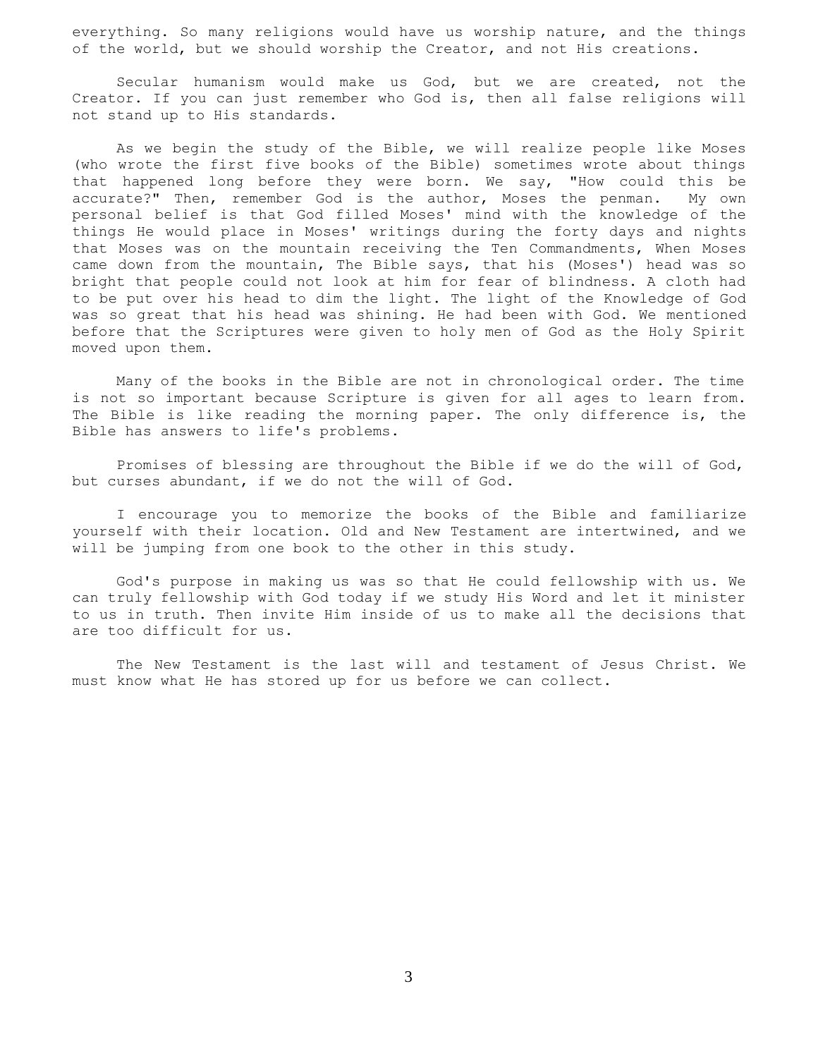everything. So many religions would have us worship nature, and the things of the world, but we should worship the Creator, and not His creations.

Secular humanism would make us God, but we are created, not the Creator. If you can just remember who God is, then all false religions will not stand up to His standards.

As we begin the study of the Bible, we will realize people like Moses (who wrote the first five books of the Bible) sometimes wrote about things that happened long before they were born. We say, "How could this be accurate?" Then, remember God is the author, Moses the penman. My own personal belief is that God filled Moses' mind with the knowledge of the things He would place in Moses' writings during the forty days and nights that Moses was on the mountain receiving the Ten Commandments, When Moses came down from the mountain, The Bible says, that his (Moses') head was so bright that people could not look at him for fear of blindness. A cloth had to be put over his head to dim the light. The light of the Knowledge of God was so great that his head was shining. He had been with God. We mentioned before that the Scriptures were given to holy men of God as the Holy Spirit moved upon them.

Many of the books in the Bible are not in chronological order. The time is not so important because Scripture is given for all ages to learn from. The Bible is like reading the morning paper. The only difference is, the Bible has answers to life's problems.

Promises of blessing are throughout the Bible if we do the will of God, but curses abundant, if we do not the will of God.

I encourage you to memorize the books of the Bible and familiarize yourself with their location. Old and New Testament are intertwined, and we will be jumping from one book to the other in this study.

God's purpose in making us was so that He could fellowship with us. We can truly fellowship with God today if we study His Word and let it minister to us in truth. Then invite Him inside of us to make all the decisions that are too difficult for us.

The New Testament is the last will and testament of Jesus Christ. We must know what He has stored up for us before we can collect.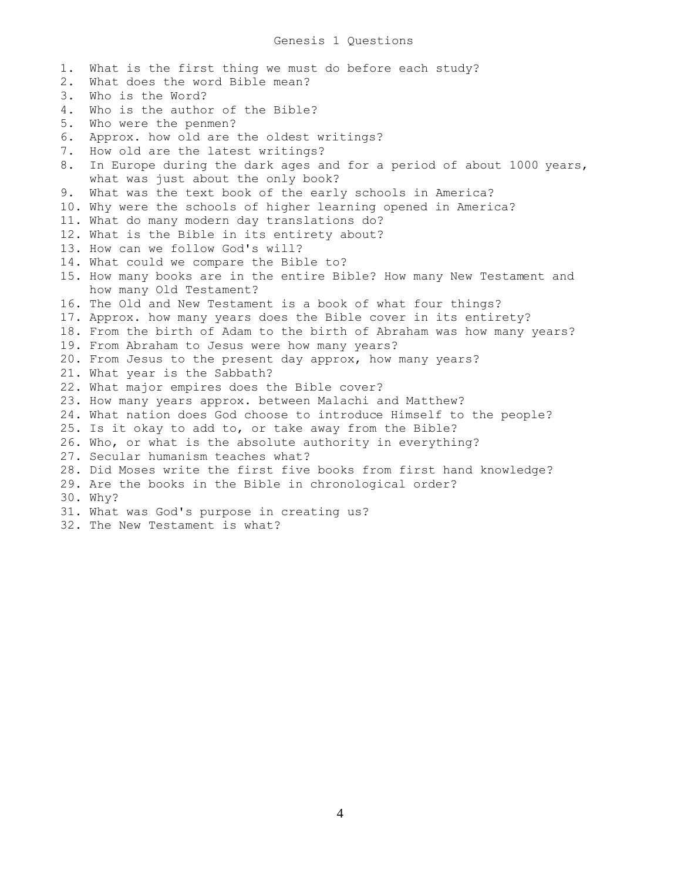# Genesis 1 Questions

1. What is the first thing we must do before each study?
2. What does the word Bible mean?
3. Who is the Word?
4. Who is the author of the Bible?
5. Who were the penmen?
6. Approx. how old are the oldest writings?
7. How old are the latest writings?
8. In Europe during the dark ages and for a period of about 1000 years, what was just about the only book?
9. What was the text book of the early schools in America?
10. Why were the schools of higher learning opened in America?
11. What do many modern day translations do?
12. What is the Bible in its entirety about?
13. How can we follow God's will?
14. What could we compare the Bible to?
15. How many books are in the entire Bible? How many New Testament and how many Old Testament?
16. The Old and New Testament is a book of what four things?
17. Approx. how many years does the Bible cover in its entirety?
18. From the birth of Adam to the birth of Abraham was how many years?
19. From Abraham to Jesus were how many years?
20. From Jesus to the present day approx, how many years?
21. What year is the Sabbath?
22. What major empires does the Bible cover?
23. How many years approx. between Malachi and Matthew?
24. What nation does God choose to introduce Himself to the people?
25. Is it okay to add to, or take away from the Bible?
26. Who, or what is the absolute authority in everything?
27. Secular humanism teaches what?
28. Did Moses write the first five books from first hand knowledge?
29. Are the books in the Bible in chronological order?
30. Why?
31. What was God's purpose in creating us?
32. The New Testament is what?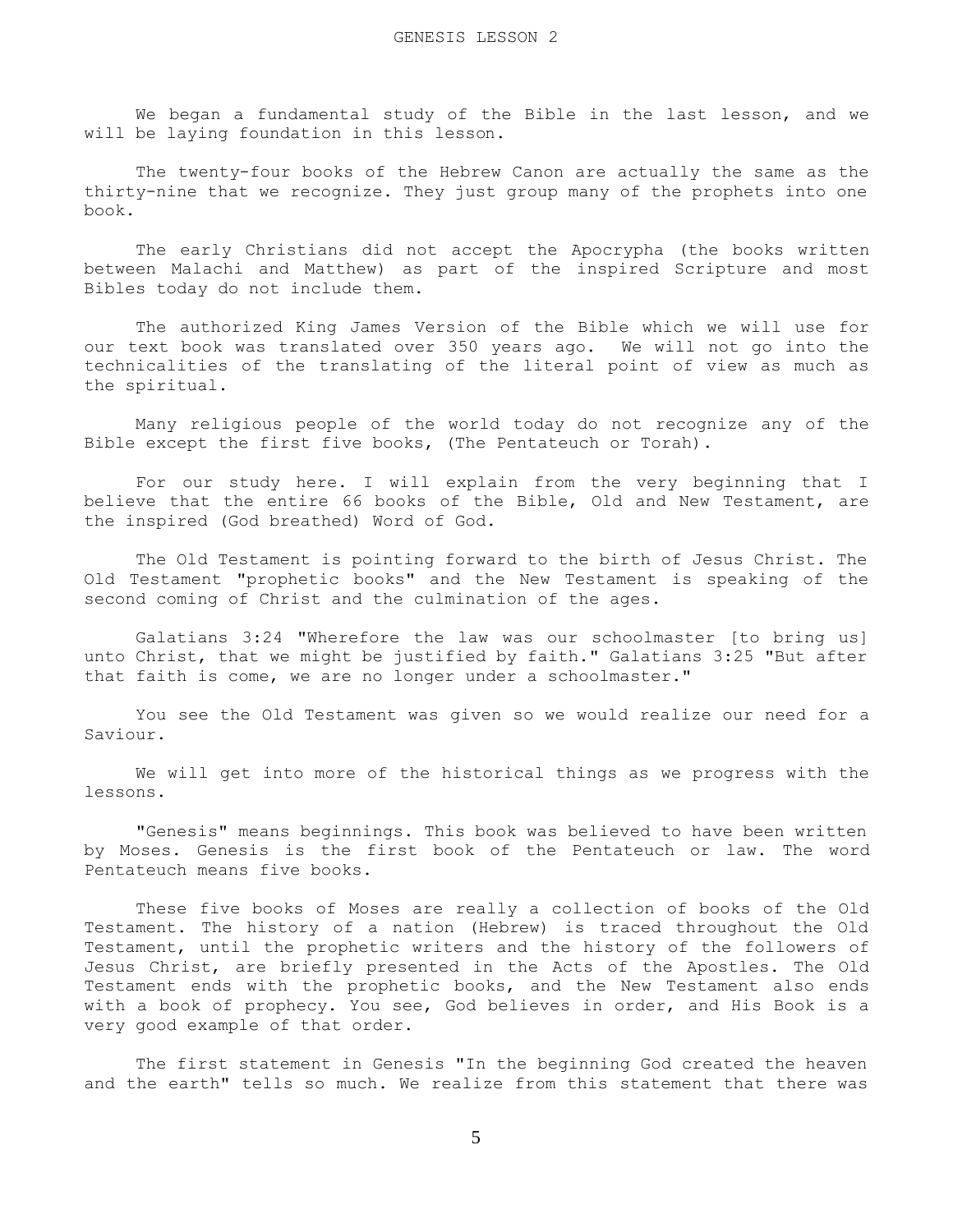# GENESIS LESSON 2

We began a fundamental study of the Bible in the last lesson, and we will be laying foundation in this lesson.

The twenty-four books of the Hebrew Canon are actually the same as the thirty-nine that we recognize. They just group many of the prophets into one book.

The early Christians did not accept the Apocrypha (the books written between Malachi and Matthew) as part of the inspired Scripture and most Bibles today do not include them.

The authorized King James Version of the Bible which we will use for our text book was translated over 350 years ago. We will not go into the technicalities of the translating of the literal point of view as much as the spiritual.

Many religious people of the world today do not recognize any of the Bible except the first five books, (The Pentateuch or Torah).

For our study here. I will explain from the very beginning that I believe that the entire 66 books of the Bible, Old and New Testament, are the inspired (God breathed) Word of God.

The Old Testament is pointing forward to the birth of Jesus Christ. The Old Testament "prophetic books" and the New Testament is speaking of the second coming of Christ and the culmination of the ages.

Galatians 3:24 "Wherefore the law was our schoolmaster [to bring us] unto Christ, that we might be justified by faith." Galatians 3:25 "But after that faith is come, we are no longer under a schoolmaster."

You see the Old Testament was given so we would realize our need for a Saviour.

We will get into more of the historical things as we progress with the lessons.

"Genesis" means beginnings. This book was believed to have been written by Moses. Genesis is the first book of the Pentateuch or law. The word Pentateuch means five books.

These five books of Moses are really a collection of books of the Old Testament. The history of a nation (Hebrew) is traced throughout the Old Testament, until the prophetic writers and the history of the followers of Jesus Christ, are briefly presented in the Acts of the Apostles. The Old Testament ends with the prophetic books, and the New Testament also ends with a book of prophecy. You see, God believes in order, and His Book is a very good example of that order.

The first statement in Genesis "In the beginning God created the heaven and the earth" tells so much. We realize from this statement that there was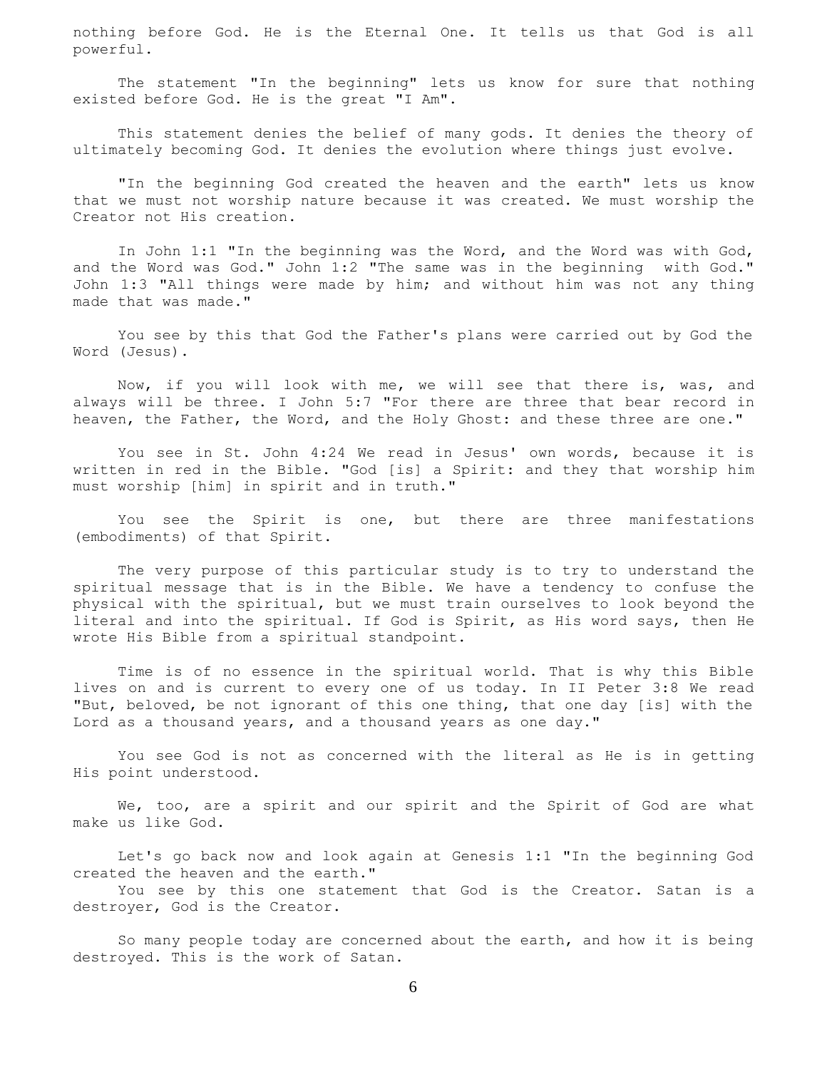nothing before God. He is the Eternal One. It tells us that God is all powerful.

The statement "In the beginning" lets us know for sure that nothing existed before God. He is the great "I Am".

This statement denies the belief of many gods. It denies the theory of ultimately becoming God. It denies the evolution where things just evolve.

"In the beginning God created the heaven and the earth" lets us know that we must not worship nature because it was created. We must worship the Creator not His creation.

In John 1:1 "In the beginning was the Word, and the Word was with God, and the Word was God." John 1:2 "The same was in the beginning with God." John 1:3 "All things were made by him; and without him was not any thing made that was made."

You see by this that God the Father's plans were carried out by God the Word (Jesus).

Now, if you will look with me, we will see that there is, was, and always will be three. I John 5:7 "For there are three that bear record in heaven, the Father, the Word, and the Holy Ghost: and these three are one."

You see in St. John 4:24 We read in Jesus' own words, because it is written in red in the Bible. "God [is] a Spirit: and they that worship him must worship [him] in spirit and in truth."

You see the Spirit is one, but there are three manifestations (embodiments) of that Spirit.

The very purpose of this particular study is to try to understand the spiritual message that is in the Bible. We have a tendency to confuse the physical with the spiritual, but we must train ourselves to look beyond the literal and into the spiritual. If God is Spirit, as His word says, then He wrote His Bible from a spiritual standpoint.

Time is of no essence in the spiritual world. That is why this Bible lives on and is current to every one of us today. In II Peter 3:8 We read "But, beloved, be not ignorant of this one thing, that one day [is] with the Lord as a thousand years, and a thousand years as one day."

You see God is not as concerned with the literal as He is in getting His point understood.

We, too, are a spirit and our spirit and the Spirit of God are what make us like God.

Let's go back now and look again at Genesis 1:1 "In the beginning God created the heaven and the earth."
You see by this one statement that God is the Creator. Satan is a destroyer, God is the Creator.

So many people today are concerned about the earth, and how it is being destroyed. This is the work of Satan.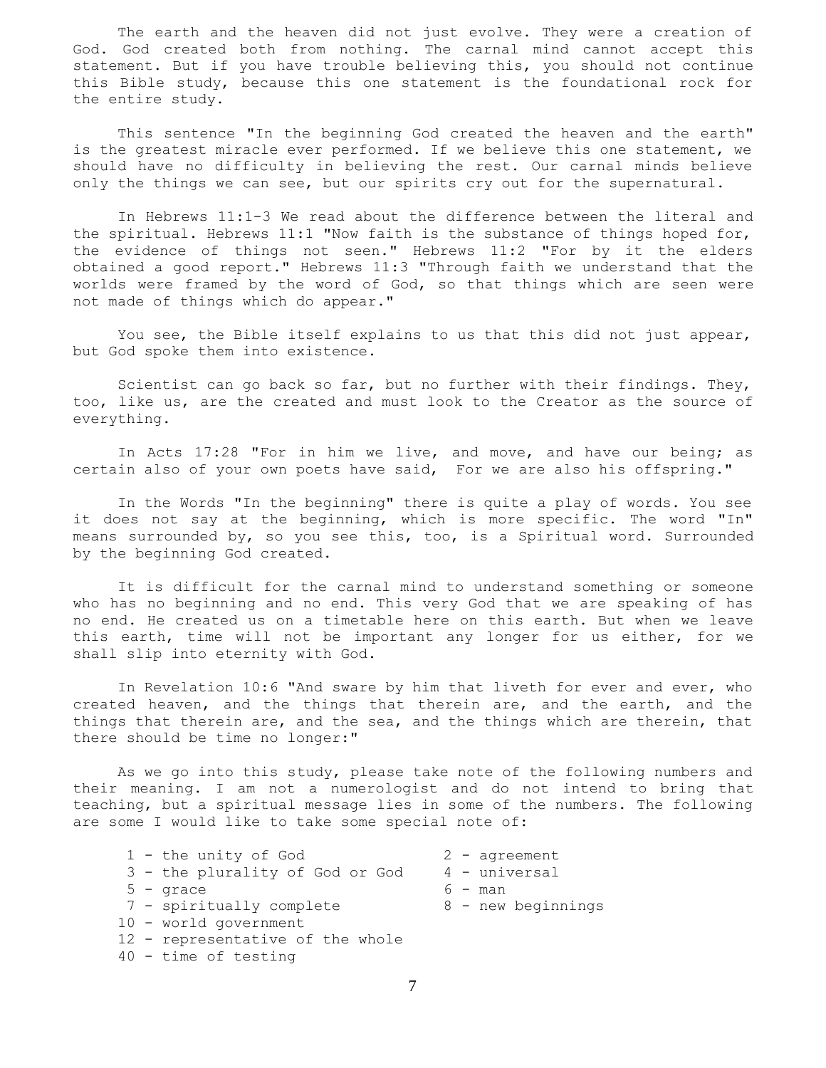The earth and the heaven did not just evolve. They were a creation of God. God created both from nothing. The carnal mind cannot accept this statement. But if you have trouble believing this, you should not continue this Bible study, because this one statement is the foundational rock for the entire study.

This sentence "In the beginning God created the heaven and the earth" is the greatest miracle ever performed. If we believe this one statement, we should have no difficulty in believing the rest. Our carnal minds believe only the things we can see, but our spirits cry out for the supernatural.

In Hebrews 11:1-3 We read about the difference between the literal and the spiritual. Hebrews 11:1 "Now faith is the substance of things hoped for, the evidence of things not seen." Hebrews 11:2 "For by it the elders obtained a good report." Hebrews 11:3 "Through faith we understand that the worlds were framed by the word of God, so that things which are seen were not made of things which do appear."

You see, the Bible itself explains to us that this did not just appear, but God spoke them into existence.

Scientist can go back so far, but no further with their findings. They, too, like us, are the created and must look to the Creator as the source of everything.

In Acts 17:28 "For in him we live, and move, and have our being; as certain also of your own poets have said, For we are also his offspring."

In the Words "In the beginning" there is quite a play of words. You see it does not say at the beginning, which is more specific. The word "In" means surrounded by, so you see this, too, is a Spiritual word. Surrounded by the beginning God created.

It is difficult for the carnal mind to understand something or someone who has no beginning and no end. This very God that we are speaking of has no end. He created us on a timetable here on this earth. But when we leave this earth, time will not be important any longer for us either, for we shall slip into eternity with God.

In Revelation 10:6 "And sware by him that liveth for ever and ever, who created heaven, and the things that therein are, and the earth, and the things that therein are, and the sea, and the things which are therein, that there should be time no longer:"

As we go into this study, please take note of the following numbers and their meaning. I am not a numerologist and do not intend to bring that teaching, but a spiritual message lies in some of the numbers. The following are some I would like to take some special note of:

- 1 - the unity of God
- 2 - agreement
- 3 - the plurality of God or God
- 4 - universal
- 5 - grace
- 6 - man
- 7 - spiritually complete
- 8 - new beginnings
- 10 - world government
- 12 - representative of the whole
- 40 - time of testing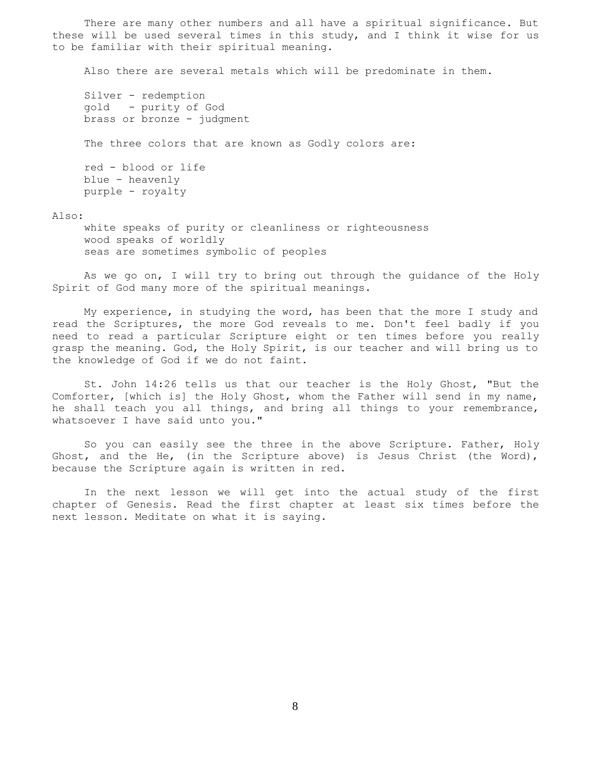There are many other numbers and all have a spiritual significance. But these will be used several times in this study, and I think it wise for us to be familiar with their spiritual meaning.

Also there are several metals which will be predominate in them.

Silver - redemption
gold - purity of God
brass or bronze - judgment

The three colors that are known as Godly colors are:

red - blood or life
blue - heavenly
purple - royalty

Also:
white speaks of purity or cleanliness or righteousness
wood speaks of worldly
seas are sometimes symbolic of peoples

As we go on, I will try to bring out through the guidance of the Holy Spirit of God many more of the spiritual meanings.

My experience, in studying the word, has been that the more I study and read the Scriptures, the more God reveals to me. Don't feel badly if you need to read a particular Scripture eight or ten times before you really grasp the meaning. God, the Holy Spirit, is our teacher and will bring us to the knowledge of God if we do not faint.

St. John 14:26 tells us that our teacher is the Holy Ghost, "But the Comforter, [which is] the Holy Ghost, whom the Father will send in my name, he shall teach you all things, and bring all things to your remembrance, whatsoever I have said unto you."

So you can easily see the three in the above Scripture. Father, Holy Ghost, and the He, (in the Scripture above) is Jesus Christ (the Word), because the Scripture again is written in red.

In the next lesson we will get into the actual study of the first chapter of Genesis. Read the first chapter at least six times before the next lesson. Meditate on what it is saying.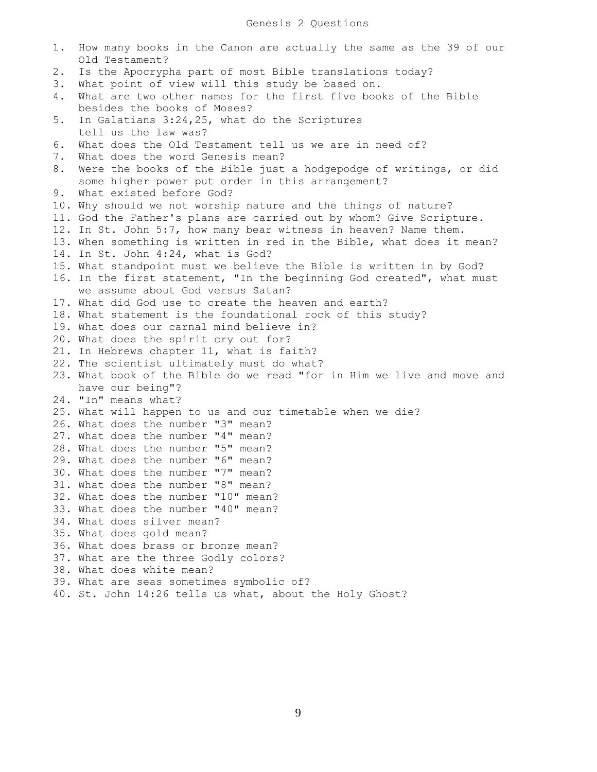# Genesis 2 Questions

1. How many books in the Canon are actually the same as the 39 of our Old Testament?
2. Is the Apocrypha part of most Bible translations today?
3. What point of view will this study be based on.
4. What are two other names for the first five books of the Bible besides the books of Moses?
5. In Galatians 3:24,25, what do the Scriptures tell us the law was?
6. What does the Old Testament tell us we are in need of?
7. What does the word Genesis mean?
8. Were the books of the Bible just a hodgepodge of writings, or did some higher power put order in this arrangement?
9. What existed before God?
10. Why should we not worship nature and the things of nature?
11. God the Father's plans are carried out by whom? Give Scripture.
12. In St. John 5:7, how many bear witness in heaven? Name them.
13. When something is written in red in the Bible, what does it mean?
14. In St. John 4:24, what is God?
15. What standpoint must we believe the Bible is written in by God?
16. In the first statement, "In the beginning God created", what must we assume about God versus Satan?
17. What did God use to create the heaven and earth?
18. What statement is the foundational rock of this study?
19. What does our carnal mind believe in?
20. What does the spirit cry out for?
21. In Hebrews chapter 11, what is faith?
22. The scientist ultimately must do what?
23. What book of the Bible do we read "for in Him we live and move and have our being"?
24. "In" means what?
25. What will happen to us and our timetable when we die?
26. What does the number "3" mean?
27. What does the number "4" mean?
28. What does the number "5" mean?
29. What does the number "6" mean?
30. What does the number "7" mean?
31. What does the number "8" mean?
32. What does the number "10" mean?
33. What does the number "40" mean?
34. What does silver mean?
35. What does gold mean?
36. What does brass or bronze mean?
37. What are the three Godly colors?
38. What does white mean?
39. What are seas sometimes symbolic of?
40. St. John 14:26 tells us what, about the Holy Ghost?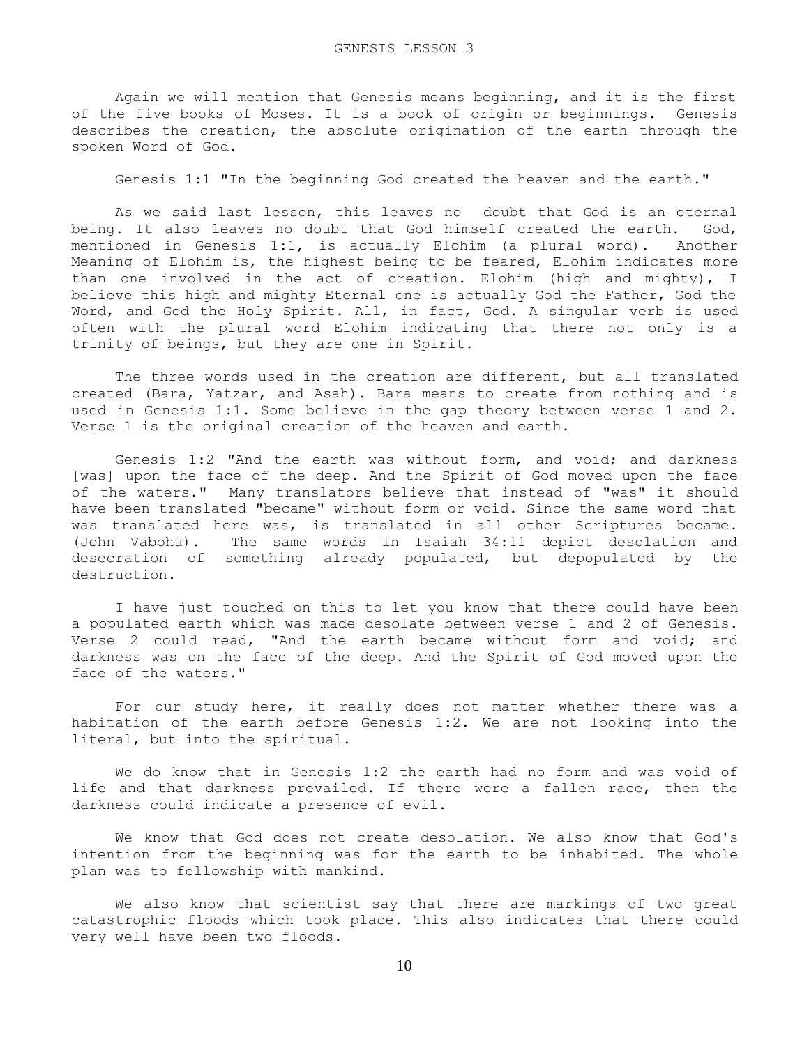# GENESIS LESSON 3

Again we will mention that Genesis means beginning, and it is the first of the five books of Moses. It is a book of origin or beginnings. Genesis describes the creation, the absolute origination of the earth through the spoken Word of God.

Genesis 1:1 "In the beginning God created the heaven and the earth."

As we said last lesson, this leaves no doubt that God is an eternal being. It also leaves no doubt that God himself created the earth. God, mentioned in Genesis 1:1, is actually Elohim (a plural word). Another Meaning of Elohim is, the highest being to be feared, Elohim indicates more than one involved in the act of creation. Elohim (high and mighty), I believe this high and mighty Eternal one is actually God the Father, God the Word, and God the Holy Spirit. All, in fact, God. A singular verb is used often with the plural word Elohim indicating that there not only is a trinity of beings, but they are one in Spirit.

The three words used in the creation are different, but all translated created (Bara, Yatzar, and Asah). Bara means to create from nothing and is used in Genesis 1:1. Some believe in the gap theory between verse 1 and 2. Verse 1 is the original creation of the heaven and earth.

Genesis 1:2 "And the earth was without form, and void; and darkness [was] upon the face of the deep. And the Spirit of God moved upon the face of the waters." Many translators believe that instead of "was" it should have been translated "became" without form or void. Since the same word that was translated here was, is translated in all other Scriptures became. (John Vabohu). The same words in Isaiah 34:11 depict desolation and desecration of something already populated, but depopulated by the destruction.

I have just touched on this to let you know that there could have been a populated earth which was made desolate between verse 1 and 2 of Genesis. Verse 2 could read, "And the earth became without form and void; and darkness was on the face of the deep. And the Spirit of God moved upon the face of the waters."

For our study here, it really does not matter whether there was a habitation of the earth before Genesis 1:2. We are not looking into the literal, but into the spiritual.

We do know that in Genesis 1:2 the earth had no form and was void of life and that darkness prevailed. If there were a fallen race, then the darkness could indicate a presence of evil.

We know that God does not create desolation. We also know that God's intention from the beginning was for the earth to be inhabited. The whole plan was to fellowship with mankind.

We also know that scientist say that there are markings of two great catastrophic floods which took place. This also indicates that there could very well have been two floods.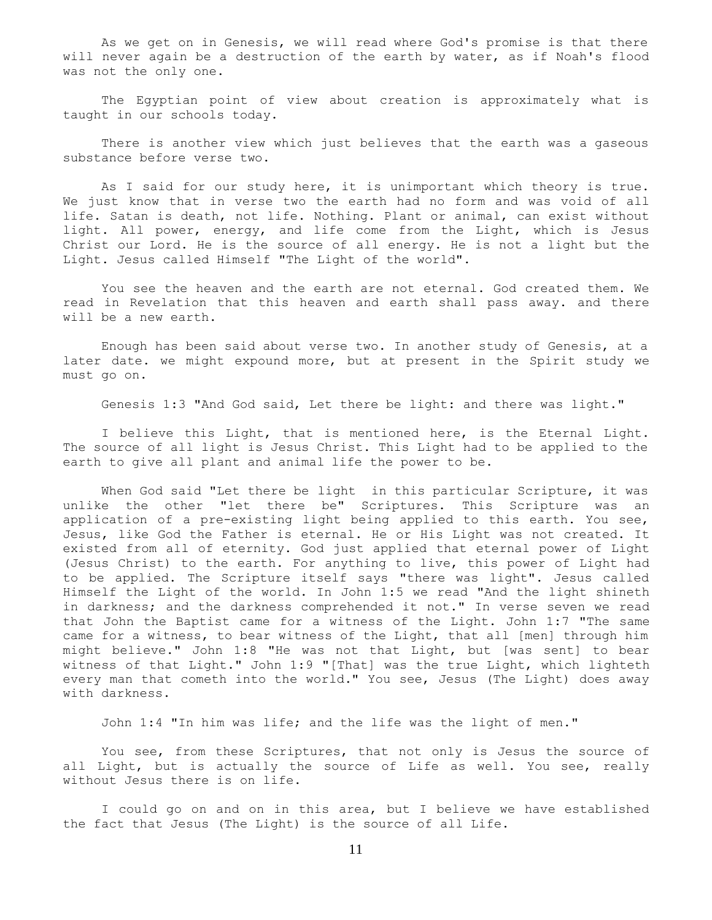As we get on in Genesis, we will read where God's promise is that there will never again be a destruction of the earth by water, as if Noah's flood was not the only one.

The Egyptian point of view about creation is approximately what is taught in our schools today.

There is another view which just believes that the earth was a gaseous substance before verse two.

As I said for our study here, it is unimportant which theory is true. We just know that in verse two the earth had no form and was void of all life. Satan is death, not life. Nothing. Plant or animal, can exist without light. All power, energy, and life come from the Light, which is Jesus Christ our Lord. He is the source of all energy. He is not a light but the Light. Jesus called Himself "The Light of the world".

You see the heaven and the earth are not eternal. God created them. We read in Revelation that this heaven and earth shall pass away. and there will be a new earth.

Enough has been said about verse two. In another study of Genesis, at a later date. we might expound more, but at present in the Spirit study we must go on.

Genesis 1:3 "And God said, Let there be light: and there was light."

I believe this Light, that is mentioned here, is the Eternal Light. The source of all light is Jesus Christ. This Light had to be applied to the earth to give all plant and animal life the power to be.

When God said "Let there be light in this particular Scripture, it was unlike the other "let there be" Scriptures. This Scripture was an application of a pre-existing light being applied to this earth. You see, Jesus, like God the Father is eternal. He or His Light was not created. It existed from all of eternity. God just applied that eternal power of Light (Jesus Christ) to the earth. For anything to live, this power of Light had to be applied. The Scripture itself says "there was light". Jesus called Himself the Light of the world. In John 1:5 we read "And the light shineth in darkness; and the darkness comprehended it not." In verse seven we read that John the Baptist came for a witness of the Light. John 1:7 "The same came for a witness, to bear witness of the Light, that all [men] through him might believe." John 1:8 "He was not that Light, but [was sent] to bear witness of that Light." John 1:9 "[That] was the true Light, which lighteth every man that cometh into the world." You see, Jesus (The Light) does away with darkness.

John 1:4 "In him was life; and the life was the light of men."

You see, from these Scriptures, that not only is Jesus the source of all Light, but is actually the source of Life as well. You see, really without Jesus there is on life.

I could go on and on in this area, but I believe we have established the fact that Jesus (The Light) is the source of all Life.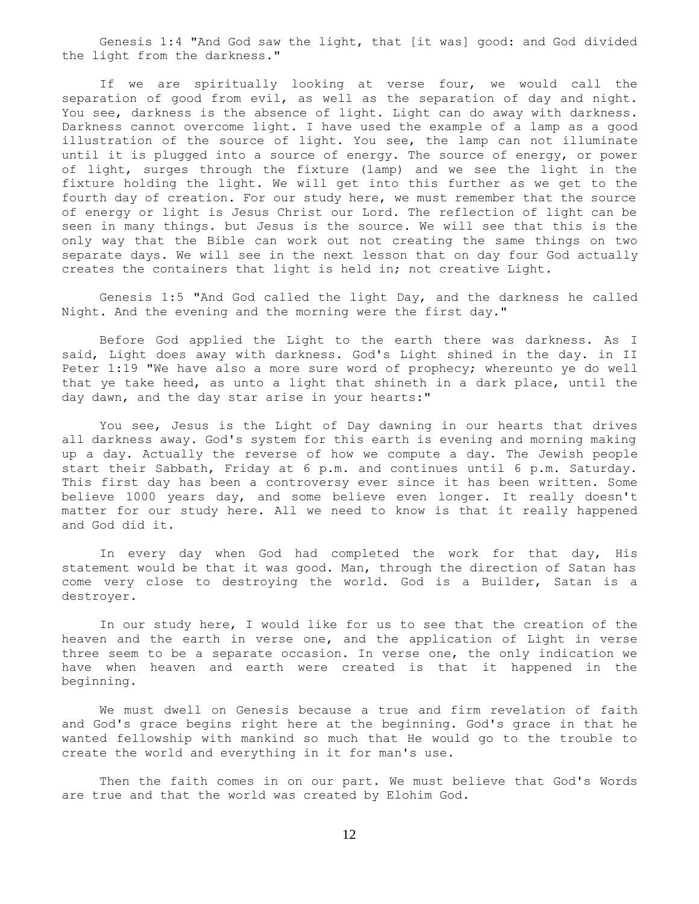Genesis 1:4 "And God saw the light, that [it was] good: and God divided the light from the darkness."

If we are spiritually looking at verse four, we would call the separation of good from evil, as well as the separation of day and night. You see, darkness is the absence of light. Light can do away with darkness. Darkness cannot overcome light. I have used the example of a lamp as a good illustration of the source of light. You see, the lamp can not illuminate until it is plugged into a source of energy. The source of energy, or power of light, surges through the fixture (lamp) and we see the light in the fixture holding the light. We will get into this further as we get to the fourth day of creation. For our study here, we must remember that the source of energy or light is Jesus Christ our Lord. The reflection of light can be seen in many things. but Jesus is the source. We will see that this is the only way that the Bible can work out not creating the same things on two separate days. We will see in the next lesson that on day four God actually creates the containers that light is held in; not creative Light.

Genesis 1:5 "And God called the light Day, and the darkness he called Night. And the evening and the morning were the first day."

Before God applied the Light to the earth there was darkness. As I said, Light does away with darkness. God's Light shined in the day. in II Peter 1:19 "We have also a more sure word of prophecy; whereunto ye do well that ye take heed, as unto a light that shineth in a dark place, until the day dawn, and the day star arise in your hearts:"

You see, Jesus is the Light of Day dawning in our hearts that drives all darkness away. God's system for this earth is evening and morning making up a day. Actually the reverse of how we compute a day. The Jewish people start their Sabbath, Friday at 6 p.m. and continues until 6 p.m. Saturday. This first day has been a controversy ever since it has been written. Some believe 1000 years day, and some believe even longer. It really doesn't matter for our study here. All we need to know is that it really happened and God did it.

In every day when God had completed the work for that day, His statement would be that it was good. Man, through the direction of Satan has come very close to destroying the world. God is a Builder, Satan is a destroyer.

In our study here, I would like for us to see that the creation of the heaven and the earth in verse one, and the application of Light in verse three seem to be a separate occasion. In verse one, the only indication we have when heaven and earth were created is that it happened in the beginning.

We must dwell on Genesis because a true and firm revelation of faith and God's grace begins right here at the beginning. God's grace in that he wanted fellowship with mankind so much that He would go to the trouble to create the world and everything in it for man's use.

Then the faith comes in on our part. We must believe that God's Words are true and that the world was created by Elohim God.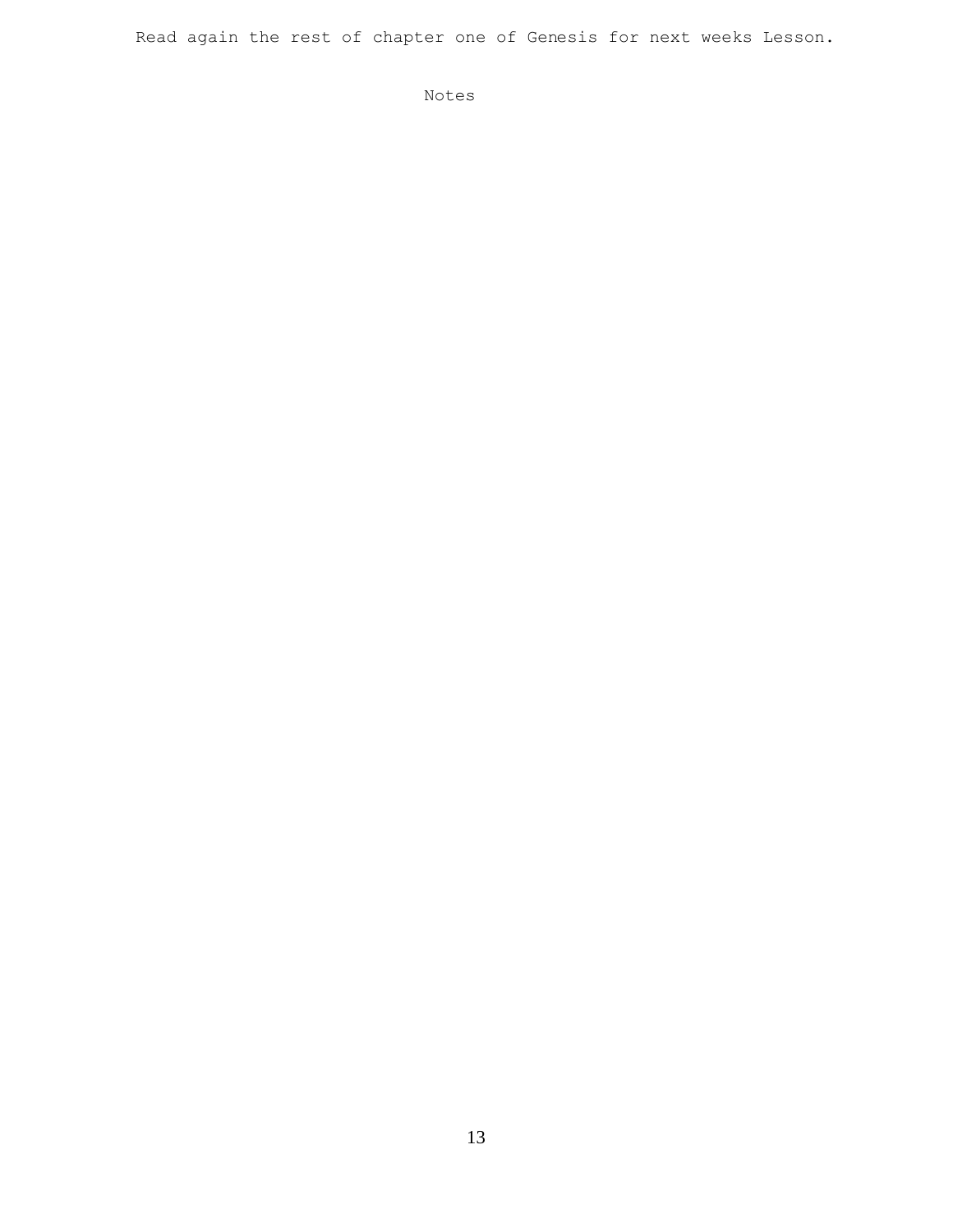Read again the rest of chapter one of Genesis for next weeks Lesson.

Notes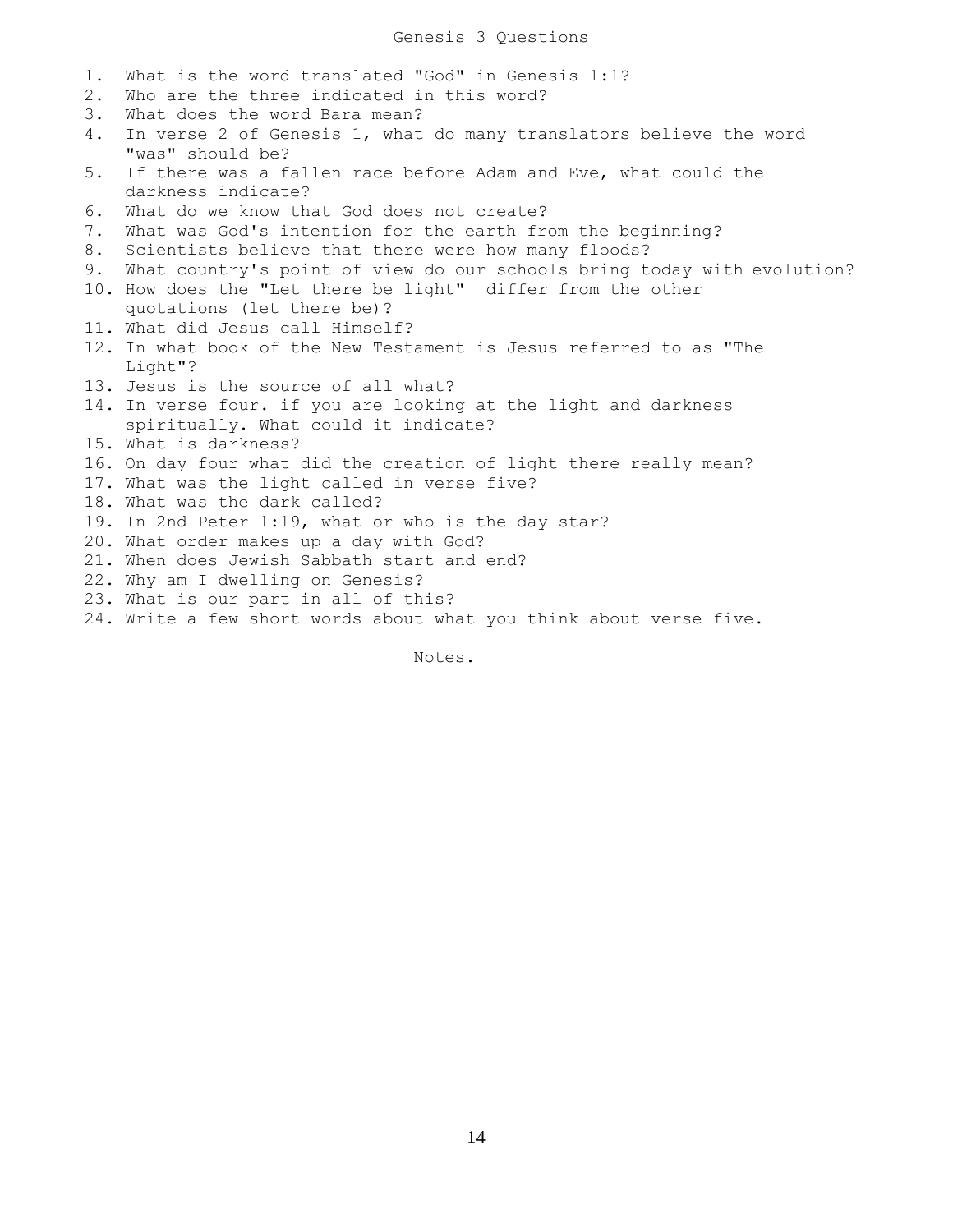# Genesis 3 Questions

1. What is the word translated "God" in Genesis 1:1?
2. Who are the three indicated in this word?
3. What does the word Bara mean?
4. In verse 2 of Genesis 1, what do many translators believe the word "was" should be?
5. If there was a fallen race before Adam and Eve, what could the darkness indicate?
6. What do we know that God does not create?
7. What was God's intention for the earth from the beginning?
8. Scientists believe that there were how many floods?
9. What country's point of view do our schools bring today with evolution?
10. How does the "Let there be light" differ from the other quotations (let there be)?
11. What did Jesus call Himself?
12. In what book of the New Testament is Jesus referred to as "The Light"?
13. Jesus is the source of all what?
14. In verse four. if you are looking at the light and darkness spiritually. What could it indicate?
15. What is darkness?
16. On day four what did the creation of light there really mean?
17. What was the light called in verse five?
18. What was the dark called?
19. In 2nd Peter 1:19, what or who is the day star?
20. What order makes up a day with God?
21. When does Jewish Sabbath start and end?
22. Why am I dwelling on Genesis?
23. What is our part in all of this?
24. Write a few short words about what you think about verse five.

Notes.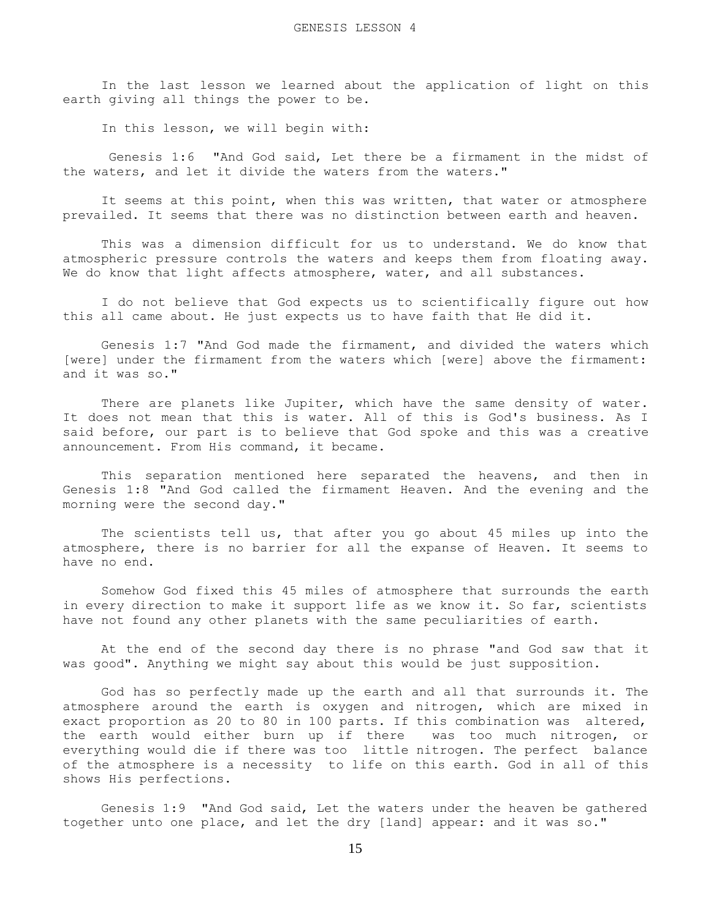# GENESIS LESSON 4

In the last lesson we learned about the application of light on this earth giving all things the power to be.

In this lesson, we will begin with:

Genesis 1:6 "And God said, Let there be a firmament in the midst of the waters, and let it divide the waters from the waters."

It seems at this point, when this was written, that water or atmosphere prevailed. It seems that there was no distinction between earth and heaven.

This was a dimension difficult for us to understand. We do know that atmospheric pressure controls the waters and keeps them from floating away. We do know that light affects atmosphere, water, and all substances.

I do not believe that God expects us to scientifically figure out how this all came about. He just expects us to have faith that He did it.

Genesis 1:7 "And God made the firmament, and divided the waters which [were] under the firmament from the waters which [were] above the firmament: and it was so."

There are planets like Jupiter, which have the same density of water. It does not mean that this is water. All of this is God's business. As I said before, our part is to believe that God spoke and this was a creative announcement. From His command, it became.

This separation mentioned here separated the heavens, and then in Genesis 1:8 "And God called the firmament Heaven. And the evening and the morning were the second day."

The scientists tell us, that after you go about 45 miles up into the atmosphere, there is no barrier for all the expanse of Heaven. It seems to have no end.

Somehow God fixed this 45 miles of atmosphere that surrounds the earth in every direction to make it support life as we know it. So far, scientists have not found any other planets with the same peculiarities of earth.

At the end of the second day there is no phrase "and God saw that it was good". Anything we might say about this would be just supposition.

God has so perfectly made up the earth and all that surrounds it. The atmosphere around the earth is oxygen and nitrogen, which are mixed in exact proportion as 20 to 80 in 100 parts. If this combination was altered, the earth would either burn up if there was too much nitrogen, or everything would die if there was too little nitrogen. The perfect balance of the atmosphere is a necessity to life on this earth. God in all of this shows His perfections.

Genesis 1:9 "And God said, Let the waters under the heaven be gathered together unto one place, and let the dry [land] appear: and it was so."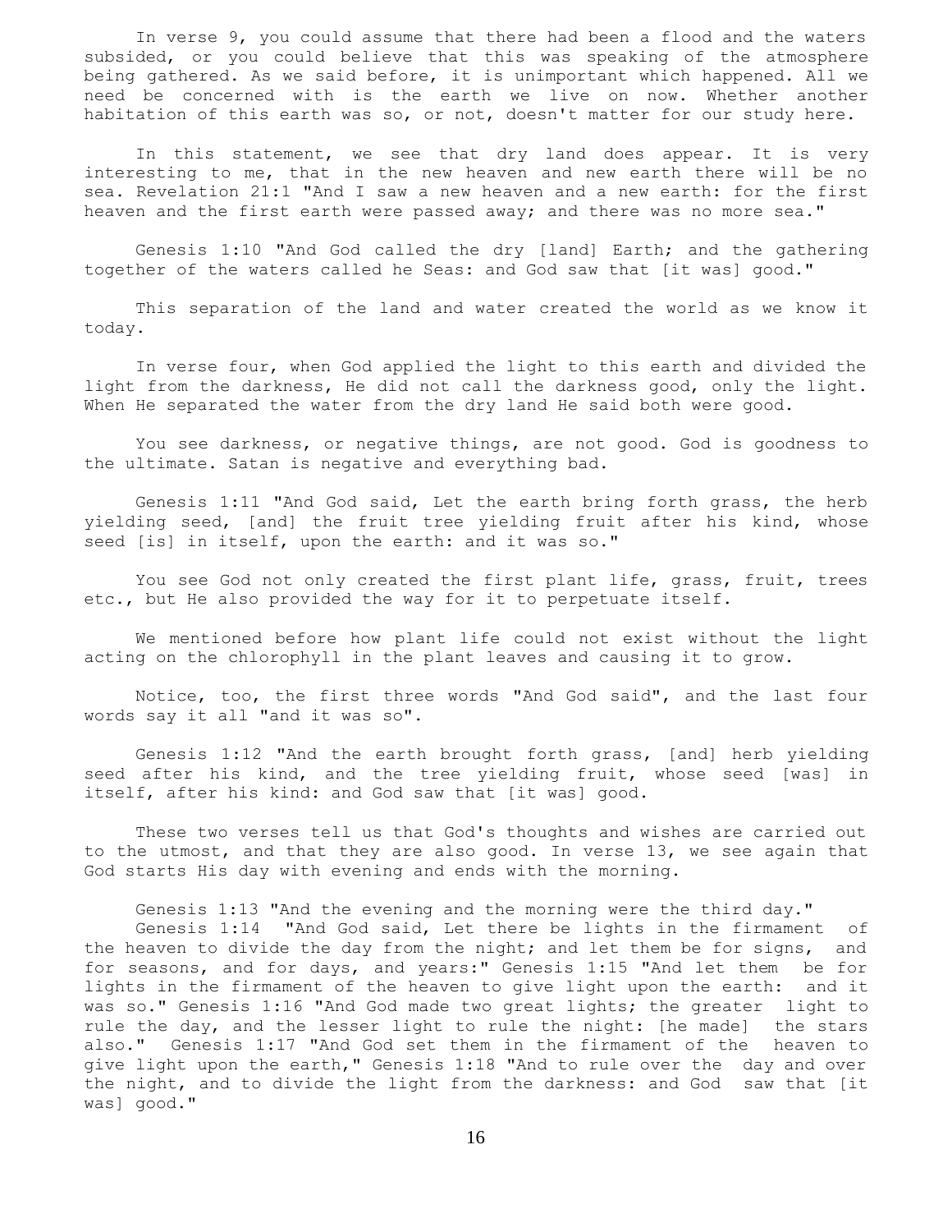In verse 9, you could assume that there had been a flood and the waters subsided, or you could believe that this was speaking of the atmosphere being gathered. As we said before, it is unimportant which happened. All we need be concerned with is the earth we live on now. Whether another habitation of this earth was so, or not, doesn't matter for our study here.

In this statement, we see that dry land does appear. It is very interesting to me, that in the new heaven and new earth there will be no sea. Revelation 21:1 "And I saw a new heaven and a new earth: for the first heaven and the first earth were passed away; and there was no more sea."

Genesis 1:10 "And God called the dry [land] Earth; and the gathering together of the waters called he Seas: and God saw that [it was] good."

This separation of the land and water created the world as we know it today.

In verse four, when God applied the light to this earth and divided the light from the darkness, He did not call the darkness good, only the light. When He separated the water from the dry land He said both were good.

You see darkness, or negative things, are not good. God is goodness to the ultimate. Satan is negative and everything bad.

Genesis 1:11 "And God said, Let the earth bring forth grass, the herb yielding seed, [and] the fruit tree yielding fruit after his kind, whose seed [is] in itself, upon the earth: and it was so."

You see God not only created the first plant life, grass, fruit, trees etc., but He also provided the way for it to perpetuate itself.

We mentioned before how plant life could not exist without the light acting on the chlorophyll in the plant leaves and causing it to grow.

Notice, too, the first three words "And God said", and the last four words say it all "and it was so".

Genesis 1:12 "And the earth brought forth grass, [and] herb yielding seed after his kind, and the tree yielding fruit, whose seed [was] in itself, after his kind: and God saw that [it was] good.

These two verses tell us that God's thoughts and wishes are carried out to the utmost, and that they are also good. In verse 13, we see again that God starts His day with evening and ends with the morning.

Genesis 1:13 "And the evening and the morning were the third day."
Genesis 1:14 "And God said, Let there be lights in the firmament of the heaven to divide the day from the night; and let them be for signs, and for seasons, and for days, and years:" Genesis 1:15 "And let them be for lights in the firmament of the heaven to give light upon the earth: and it was so." Genesis 1:16 "And God made two great lights; the greater light to rule the day, and the lesser light to rule the night: [he made] the stars also." Genesis 1:17 "And God set them in the firmament of the heaven to give light upon the earth," Genesis 1:18 "And to rule over the day and over the night, and to divide the light from the darkness: and God saw that [it was] good."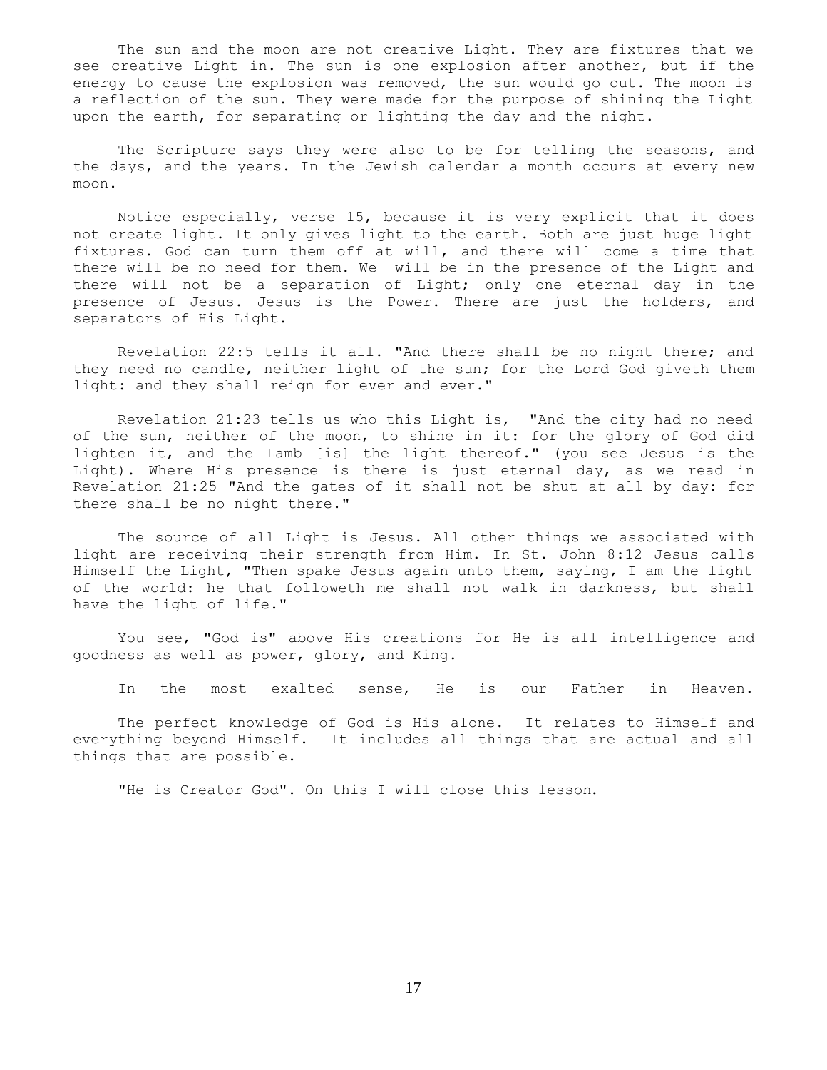The sun and the moon are not creative Light. They are fixtures that we see creative Light in. The sun is one explosion after another, but if the energy to cause the explosion was removed, the sun would go out. The moon is a reflection of the sun. They were made for the purpose of shining the Light upon the earth, for separating or lighting the day and the night.

The Scripture says they were also to be for telling the seasons, and the days, and the years. In the Jewish calendar a month occurs at every new moon.

Notice especially, verse 15, because it is very explicit that it does not create light. It only gives light to the earth. Both are just huge light fixtures. God can turn them off at will, and there will come a time that there will be no need for them. We will be in the presence of the Light and there will not be a separation of Light; only one eternal day in the presence of Jesus. Jesus is the Power. There are just the holders, and separators of His Light.

Revelation 22:5 tells it all. "And there shall be no night there; and they need no candle, neither light of the sun; for the Lord God giveth them light: and they shall reign for ever and ever."

Revelation 21:23 tells us who this Light is, "And the city had no need of the sun, neither of the moon, to shine in it: for the glory of God did lighten it, and the Lamb [is] the light thereof." (you see Jesus is the Light). Where His presence is there is just eternal day, as we read in Revelation 21:25 "And the gates of it shall not be shut at all by day: for there shall be no night there."

The source of all Light is Jesus. All other things we associated with light are receiving their strength from Him. In St. John 8:12 Jesus calls Himself the Light, "Then spake Jesus again unto them, saying, I am the light of the world: he that followeth me shall not walk in darkness, but shall have the light of life."

You see, "God is" above His creations for He is all intelligence and goodness as well as power, glory, and King.

In the most exalted sense, He is our Father in Heaven.

The perfect knowledge of God is His alone. It relates to Himself and everything beyond Himself. It includes all things that are actual and all things that are possible.

"He is Creator God". On this I will close this lesson.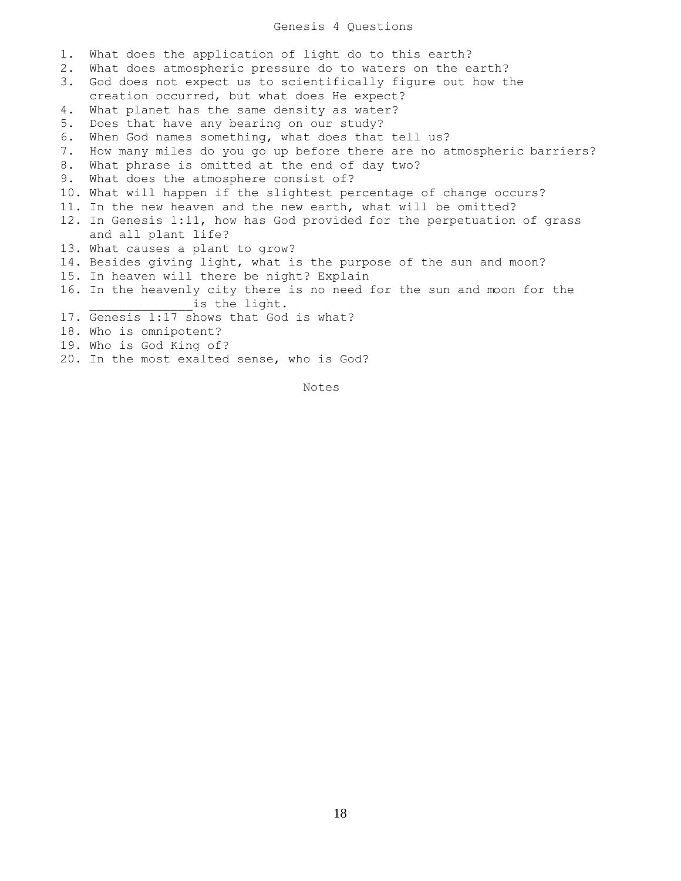# Genesis 4 Questions

1. What does the application of light do to this earth?
2. What does atmospheric pressure do to waters on the earth?
3. God does not expect us to scientifically figure out how the creation occurred, but what does He expect?
4. What planet has the same density as water?
5. Does that have any bearing on our study?
6. When God names something, what does that tell us?
7. How many miles do you go up before there are no atmospheric barriers?
8. What phrase is omitted at the end of day two?
9. What does the atmosphere consist of?
10. What will happen if the slightest percentage of change occurs?
11. In the new heaven and the new earth, what will be omitted?
12. In Genesis 1:11, how has God provided for the perpetuation of grass and all plant life?
13. What causes a plant to grow?
14. Besides giving light, what is the purpose of the sun and moon?
15. In heaven will there be night? Explain
16. In the heavenly city there is no need for the sun and moon for the _____________is the light.
17. Genesis 1:17 shows that God is what?
18. Who is omnipotent?
19. Who is God King of?
20. In the most exalted sense, who is God?

Notes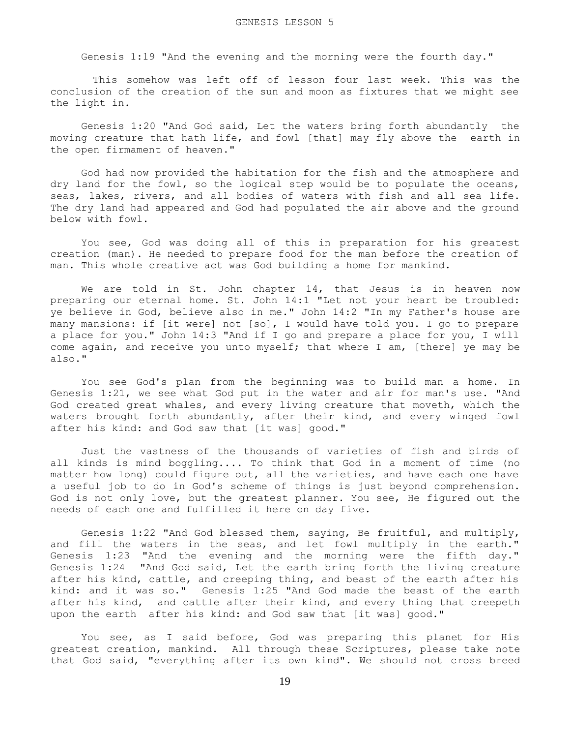# GENESIS LESSON 5

Genesis 1:19 "And the evening and the morning were the fourth day."

This somehow was left off of lesson four last week. This was the conclusion of the creation of the sun and moon as fixtures that we might see the light in.

Genesis 1:20 "And God said, Let the waters bring forth abundantly the moving creature that hath life, and fowl [that] may fly above the earth in the open firmament of heaven."

God had now provided the habitation for the fish and the atmosphere and dry land for the fowl, so the logical step would be to populate the oceans, seas, lakes, rivers, and all bodies of waters with fish and all sea life. The dry land had appeared and God had populated the air above and the ground below with fowl.

You see, God was doing all of this in preparation for his greatest creation (man). He needed to prepare food for the man before the creation of man. This whole creative act was God building a home for mankind.

We are told in St. John chapter 14, that Jesus is in heaven now preparing our eternal home. St. John 14:1 "Let not your heart be troubled: ye believe in God, believe also in me." John 14:2 "In my Father's house are many mansions: if [it were] not [so], I would have told you. I go to prepare a place for you." John 14:3 "And if I go and prepare a place for you, I will come again, and receive you unto myself; that where I am, [there] ye may be also."

You see God's plan from the beginning was to build man a home. In Genesis 1:21, we see what God put in the water and air for man's use. "And God created great whales, and every living creature that moveth, which the waters brought forth abundantly, after their kind, and every winged fowl after his kind: and God saw that [it was] good."

Just the vastness of the thousands of varieties of fish and birds of all kinds is mind boggling.... To think that God in a moment of time (no matter how long) could figure out, all the varieties, and have each one have a useful job to do in God's scheme of things is just beyond comprehension. God is not only love, but the greatest planner. You see, He figured out the needs of each one and fulfilled it here on day five.

Genesis 1:22 "And God blessed them, saying, Be fruitful, and multiply, and fill the waters in the seas, and let fowl multiply in the earth." Genesis 1:23 "And the evening and the morning were the fifth day." Genesis 1:24 "And God said, Let the earth bring forth the living creature after his kind, cattle, and creeping thing, and beast of the earth after his kind: and it was so." Genesis 1:25 "And God made the beast of the earth after his kind, and cattle after their kind, and every thing that creepeth upon the earth after his kind: and God saw that [it was] good."

You see, as I said before, God was preparing this planet for His greatest creation, mankind. All through these Scriptures, please take note that God said, "everything after its own kind". We should not cross breed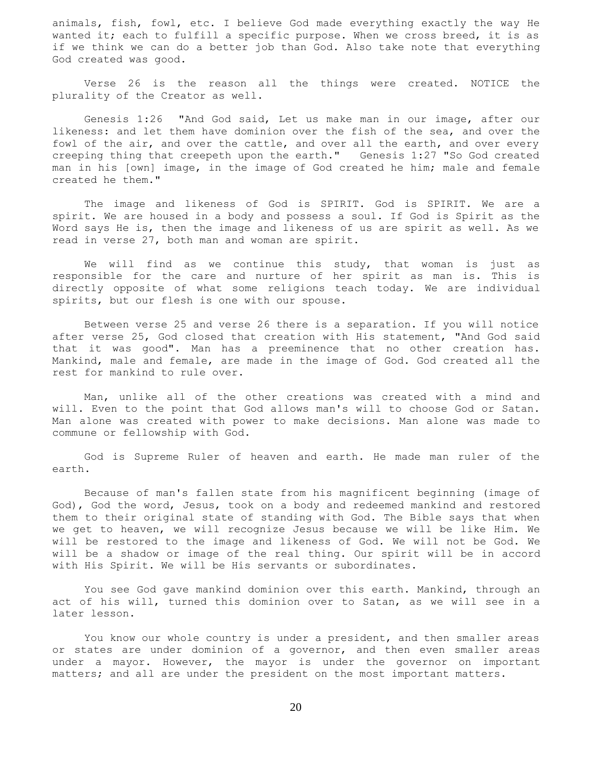animals, fish, fowl, etc. I believe God made everything exactly the way He wanted it; each to fulfill a specific purpose. When we cross breed, it is as if we think we can do a better job than God. Also take note that everything God created was good.

Verse 26 is the reason all the things were created. NOTICE the plurality of the Creator as well.

Genesis 1:26 "And God said, Let us make man in our image, after our likeness: and let them have dominion over the fish of the sea, and over the fowl of the air, and over the cattle, and over all the earth, and over every creeping thing that creepeth upon the earth." Genesis 1:27 "So God created man in his [own] image, in the image of God created he him; male and female created he them."

The image and likeness of God is SPIRIT. God is SPIRIT. We are a spirit. We are housed in a body and possess a soul. If God is Spirit as the Word says He is, then the image and likeness of us are spirit as well. As we read in verse 27, both man and woman are spirit.

We will find as we continue this study, that woman is just as responsible for the care and nurture of her spirit as man is. This is directly opposite of what some religions teach today. We are individual spirits, but our flesh is one with our spouse.

Between verse 25 and verse 26 there is a separation. If you will notice after verse 25, God closed that creation with His statement, "And God said that it was good". Man has a preeminence that no other creation has. Mankind, male and female, are made in the image of God. God created all the rest for mankind to rule over.

Man, unlike all of the other creations was created with a mind and will. Even to the point that God allows man's will to choose God or Satan. Man alone was created with power to make decisions. Man alone was made to commune or fellowship with God.

God is Supreme Ruler of heaven and earth. He made man ruler of the earth.

Because of man's fallen state from his magnificent beginning (image of God), God the word, Jesus, took on a body and redeemed mankind and restored them to their original state of standing with God. The Bible says that when we get to heaven, we will recognize Jesus because we will be like Him. We will be restored to the image and likeness of God. We will not be God. We will be a shadow or image of the real thing. Our spirit will be in accord with His Spirit. We will be His servants or subordinates.

You see God gave mankind dominion over this earth. Mankind, through an act of his will, turned this dominion over to Satan, as we will see in a later lesson.

You know our whole country is under a president, and then smaller areas or states are under dominion of a governor, and then even smaller areas under a mayor. However, the mayor is under the governor on important matters; and all are under the president on the most important matters.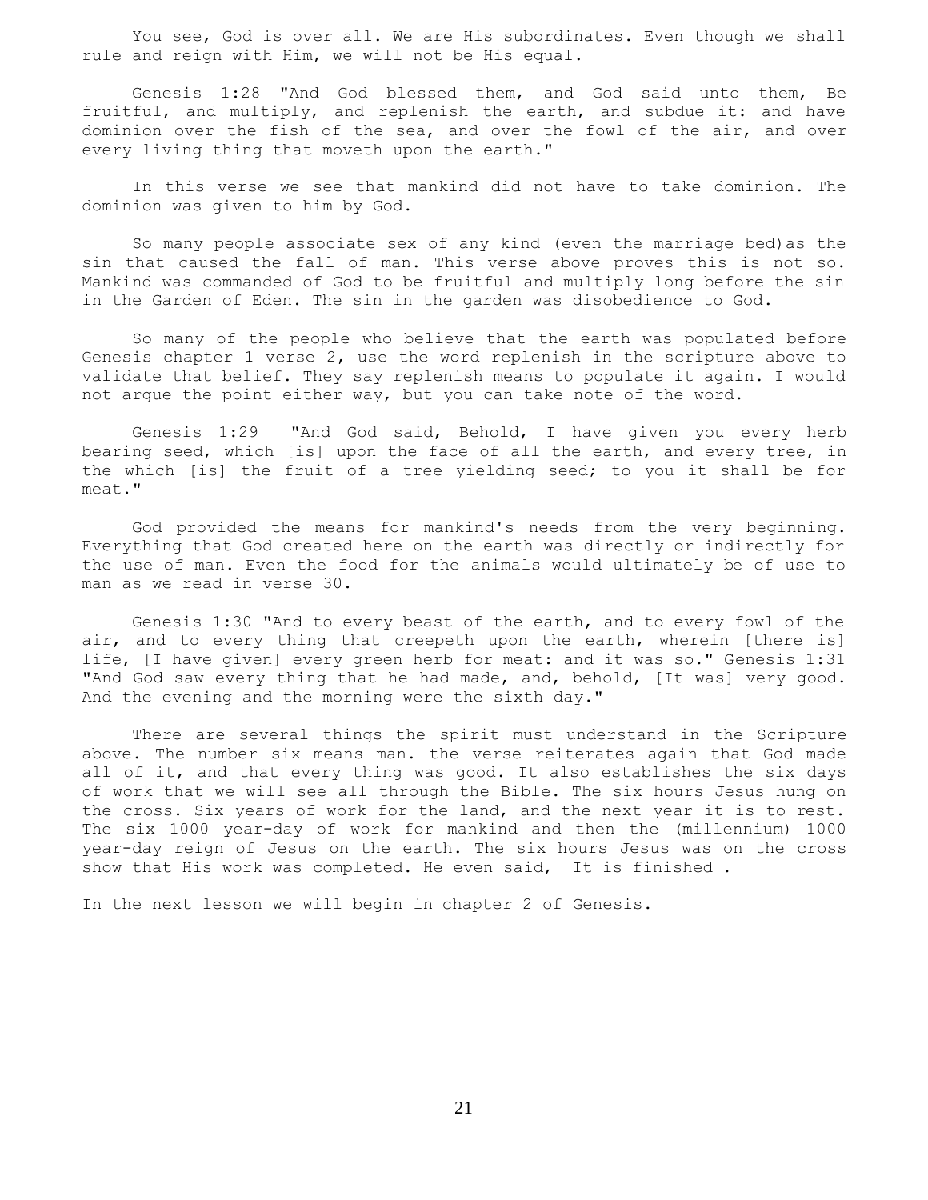You see, God is over all. We are His subordinates. Even though we shall rule and reign with Him, we will not be His equal.

Genesis 1:28 "And God blessed them, and God said unto them, Be fruitful, and multiply, and replenish the earth, and subdue it: and have dominion over the fish of the sea, and over the fowl of the air, and over every living thing that moveth upon the earth."

In this verse we see that mankind did not have to take dominion. The dominion was given to him by God.

So many people associate sex of any kind (even the marriage bed)as the sin that caused the fall of man. This verse above proves this is not so. Mankind was commanded of God to be fruitful and multiply long before the sin in the Garden of Eden. The sin in the garden was disobedience to God.

So many of the people who believe that the earth was populated before Genesis chapter 1 verse 2, use the word replenish in the scripture above to validate that belief. They say replenish means to populate it again. I would not argue the point either way, but you can take note of the word.

Genesis 1:29 "And God said, Behold, I have given you every herb bearing seed, which [is] upon the face of all the earth, and every tree, in the which [is] the fruit of a tree yielding seed; to you it shall be for meat."

God provided the means for mankind's needs from the very beginning. Everything that God created here on the earth was directly or indirectly for the use of man. Even the food for the animals would ultimately be of use to man as we read in verse 30.

Genesis 1:30 "And to every beast of the earth, and to every fowl of the air, and to every thing that creepeth upon the earth, wherein [there is] life, [I have given] every green herb for meat: and it was so." Genesis 1:31 "And God saw every thing that he had made, and, behold, [It was] very good. And the evening and the morning were the sixth day."

There are several things the spirit must understand in the Scripture above. The number six means man. the verse reiterates again that God made all of it, and that every thing was good. It also establishes the six days of work that we will see all through the Bible. The six hours Jesus hung on the cross. Six years of work for the land, and the next year it is to rest. The six 1000 year-day of work for mankind and then the (millennium) 1000 year-day reign of Jesus on the earth. The six hours Jesus was on the cross show that His work was completed. He even said, It is finished .

In the next lesson we will begin in chapter 2 of Genesis.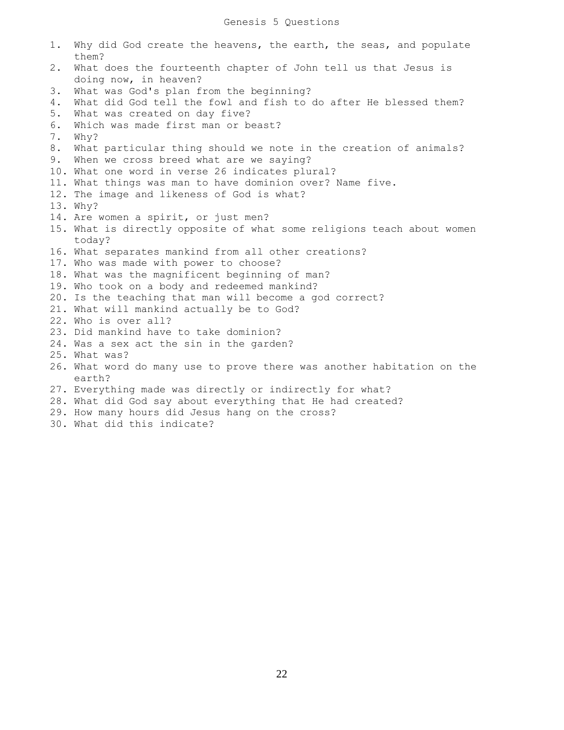# Genesis 5 Questions

1. Why did God create the heavens, the earth, the seas, and populate them?
2. What does the fourteenth chapter of John tell us that Jesus is doing now, in heaven?
3. What was God's plan from the beginning?
4. What did God tell the fowl and fish to do after He blessed them?
5. What was created on day five?
6. Which was made first man or beast?
7. Why?
8. What particular thing should we note in the creation of animals?
9. When we cross breed what are we saying?
10. What one word in verse 26 indicates plural?
11. What things was man to have dominion over? Name five.
12. The image and likeness of God is what?
13. Why?
14. Are women a spirit, or just men?
15. What is directly opposite of what some religions teach about women today?
16. What separates mankind from all other creations?
17. Who was made with power to choose?
18. What was the magnificent beginning of man?
19. Who took on a body and redeemed mankind?
20. Is the teaching that man will become a god correct?
21. What will mankind actually be to God?
22. Who is over all?
23. Did mankind have to take dominion?
24. Was a sex act the sin in the garden?
25. What was?
26. What word do many use to prove there was another habitation on the earth?
27. Everything made was directly or indirectly for what?
28. What did God say about everything that He had created?
29. How many hours did Jesus hang on the cross?
30. What did this indicate?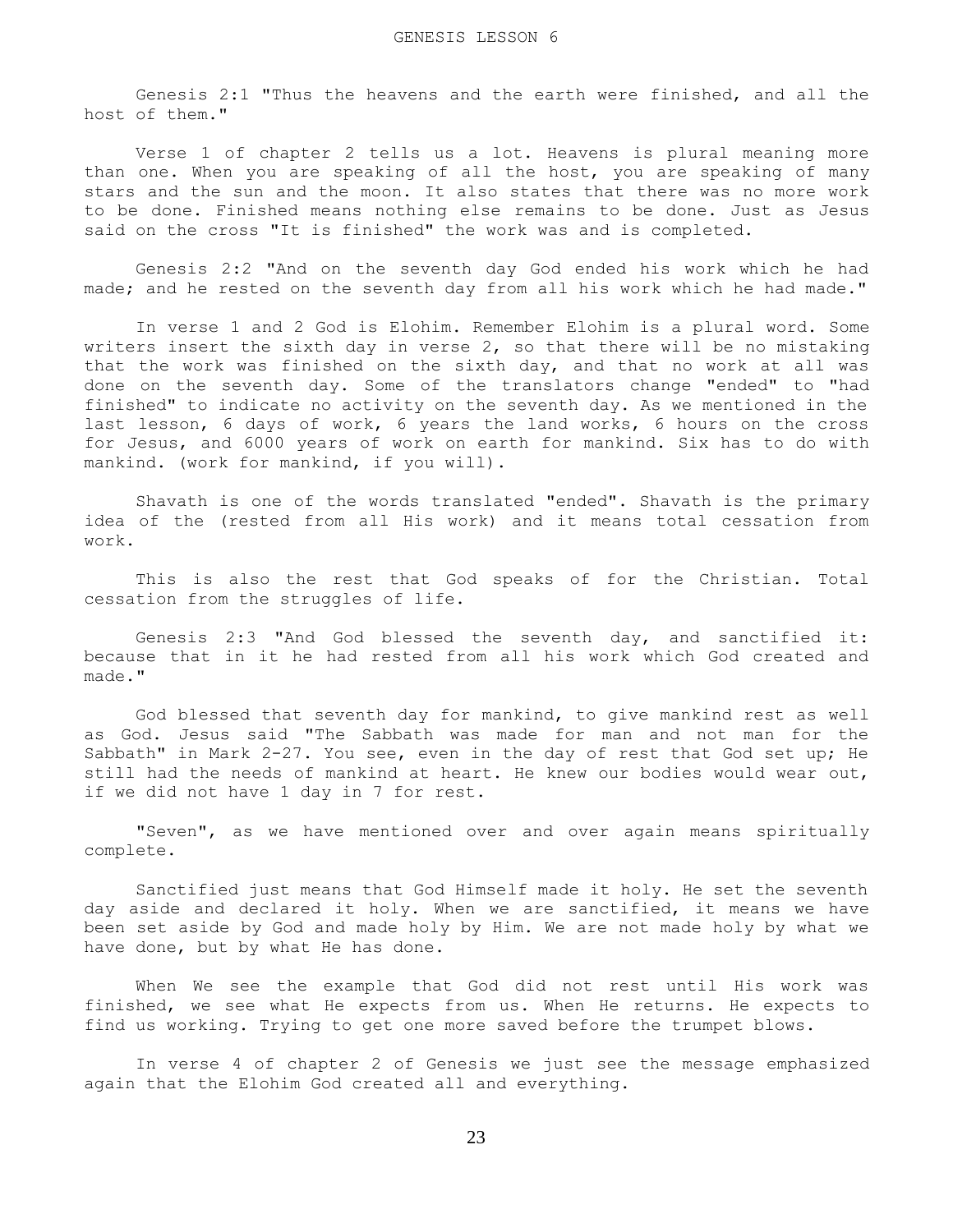# GENESIS LESSON 6

Genesis 2:1 "Thus the heavens and the earth were finished, and all the host of them."

Verse 1 of chapter 2 tells us a lot. Heavens is plural meaning more than one. When you are speaking of all the host, you are speaking of many stars and the sun and the moon. It also states that there was no more work to be done. Finished means nothing else remains to be done. Just as Jesus said on the cross "It is finished" the work was and is completed.

Genesis 2:2 "And on the seventh day God ended his work which he had made; and he rested on the seventh day from all his work which he had made."

In verse 1 and 2 God is Elohim. Remember Elohim is a plural word. Some writers insert the sixth day in verse 2, so that there will be no mistaking that the work was finished on the sixth day, and that no work at all was done on the seventh day. Some of the translators change "ended" to "had finished" to indicate no activity on the seventh day. As we mentioned in the last lesson, 6 days of work, 6 years the land works, 6 hours on the cross for Jesus, and 6000 years of work on earth for mankind. Six has to do with mankind. (work for mankind, if you will).

Shavath is one of the words translated "ended". Shavath is the primary idea of the (rested from all His work) and it means total cessation from work.

This is also the rest that God speaks of for the Christian. Total cessation from the struggles of life.

Genesis 2:3 "And God blessed the seventh day, and sanctified it: because that in it he had rested from all his work which God created and made."

God blessed that seventh day for mankind, to give mankind rest as well as God. Jesus said "The Sabbath was made for man and not man for the Sabbath" in Mark 2-27. You see, even in the day of rest that God set up; He still had the needs of mankind at heart. He knew our bodies would wear out, if we did not have 1 day in 7 for rest.

"Seven", as we have mentioned over and over again means spiritually complete.

Sanctified just means that God Himself made it holy. He set the seventh day aside and declared it holy. When we are sanctified, it means we have been set aside by God and made holy by Him. We are not made holy by what we have done, but by what He has done.

When We see the example that God did not rest until His work was finished, we see what He expects from us. When He returns. He expects to find us working. Trying to get one more saved before the trumpet blows.

In verse 4 of chapter 2 of Genesis we just see the message emphasized again that the Elohim God created all and everything.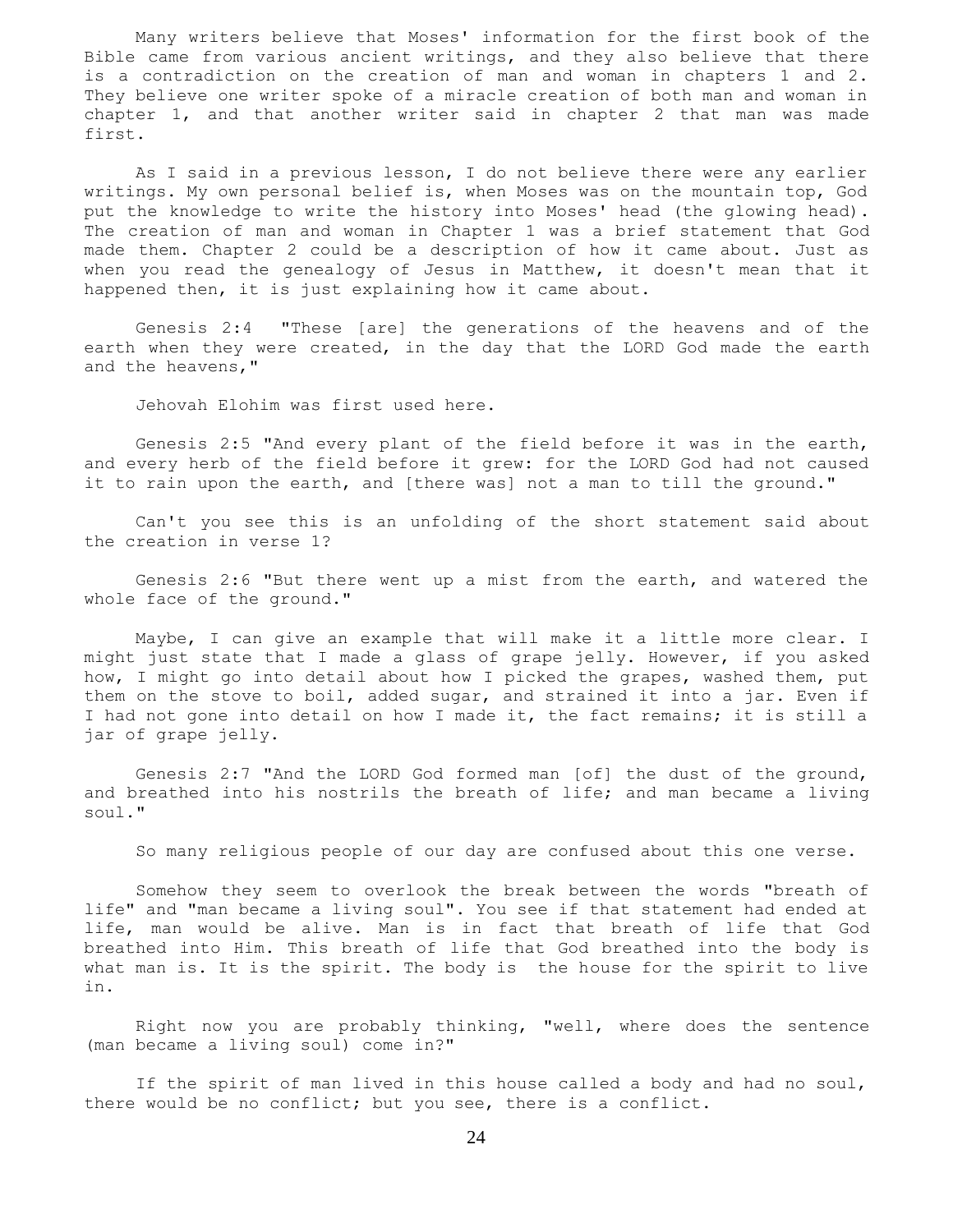Many writers believe that Moses' information for the first book of the Bible came from various ancient writings, and they also believe that there is a contradiction on the creation of man and woman in chapters 1 and 2. They believe one writer spoke of a miracle creation of both man and woman in chapter 1, and that another writer said in chapter 2 that man was made first.

As I said in a previous lesson, I do not believe there were any earlier writings. My own personal belief is, when Moses was on the mountain top, God put the knowledge to write the history into Moses' head (the glowing head). The creation of man and woman in Chapter 1 was a brief statement that God made them. Chapter 2 could be a description of how it came about. Just as when you read the genealogy of Jesus in Matthew, it doesn't mean that it happened then, it is just explaining how it came about.

Genesis 2:4 "These [are] the generations of the heavens and of the earth when they were created, in the day that the LORD God made the earth and the heavens,"

Jehovah Elohim was first used here.

Genesis 2:5 "And every plant of the field before it was in the earth, and every herb of the field before it grew: for the LORD God had not caused it to rain upon the earth, and [there was] not a man to till the ground."

Can't you see this is an unfolding of the short statement said about the creation in verse 1?

Genesis 2:6 "But there went up a mist from the earth, and watered the whole face of the ground."

Maybe, I can give an example that will make it a little more clear. I might just state that I made a glass of grape jelly. However, if you asked how, I might go into detail about how I picked the grapes, washed them, put them on the stove to boil, added sugar, and strained it into a jar. Even if I had not gone into detail on how I made it, the fact remains; it is still a jar of grape jelly.

Genesis 2:7 "And the LORD God formed man [of] the dust of the ground, and breathed into his nostrils the breath of life; and man became a living soul."

So many religious people of our day are confused about this one verse.

Somehow they seem to overlook the break between the words "breath of life" and "man became a living soul". You see if that statement had ended at life, man would be alive. Man is in fact that breath of life that God breathed into Him. This breath of life that God breathed into the body is what man is. It is the spirit. The body is the house for the spirit to live in.

Right now you are probably thinking, "well, where does the sentence (man became a living soul) come in?"

If the spirit of man lived in this house called a body and had no soul, there would be no conflict; but you see, there is a conflict.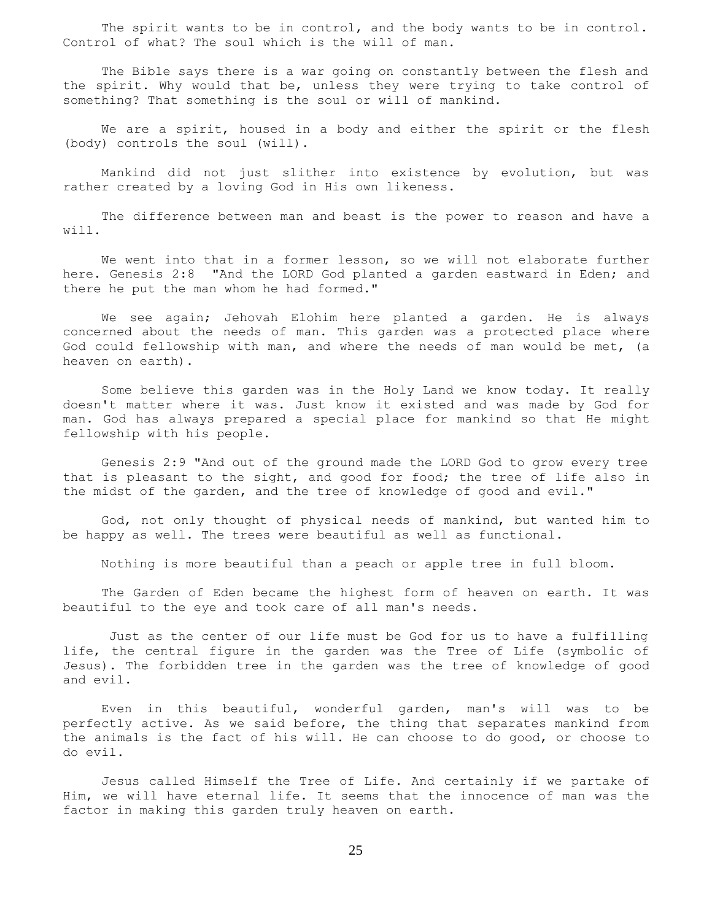The spirit wants to be in control, and the body wants to be in control. Control of what? The soul which is the will of man.

The Bible says there is a war going on constantly between the flesh and the spirit. Why would that be, unless they were trying to take control of something? That something is the soul or will of mankind.

We are a spirit, housed in a body and either the spirit or the flesh (body) controls the soul (will).

Mankind did not just slither into existence by evolution, but was rather created by a loving God in His own likeness.

The difference between man and beast is the power to reason and have a will.

We went into that in a former lesson, so we will not elaborate further here. Genesis 2:8 "And the LORD God planted a garden eastward in Eden; and there he put the man whom he had formed."

We see again; Jehovah Elohim here planted a garden. He is always concerned about the needs of man. This garden was a protected place where God could fellowship with man, and where the needs of man would be met, (a heaven on earth).

Some believe this garden was in the Holy Land we know today. It really doesn't matter where it was. Just know it existed and was made by God for man. God has always prepared a special place for mankind so that He might fellowship with his people.

Genesis 2:9 "And out of the ground made the LORD God to grow every tree that is pleasant to the sight, and good for food; the tree of life also in the midst of the garden, and the tree of knowledge of good and evil."

God, not only thought of physical needs of mankind, but wanted him to be happy as well. The trees were beautiful as well as functional.

Nothing is more beautiful than a peach or apple tree in full bloom.

The Garden of Eden became the highest form of heaven on earth. It was beautiful to the eye and took care of all man's needs.

Just as the center of our life must be God for us to have a fulfilling life, the central figure in the garden was the Tree of Life (symbolic of Jesus). The forbidden tree in the garden was the tree of knowledge of good and evil.

Even in this beautiful, wonderful garden, man's will was to be perfectly active. As we said before, the thing that separates mankind from the animals is the fact of his will. He can choose to do good, or choose to do evil.

Jesus called Himself the Tree of Life. And certainly if we partake of Him, we will have eternal life. It seems that the innocence of man was the factor in making this garden truly heaven on earth.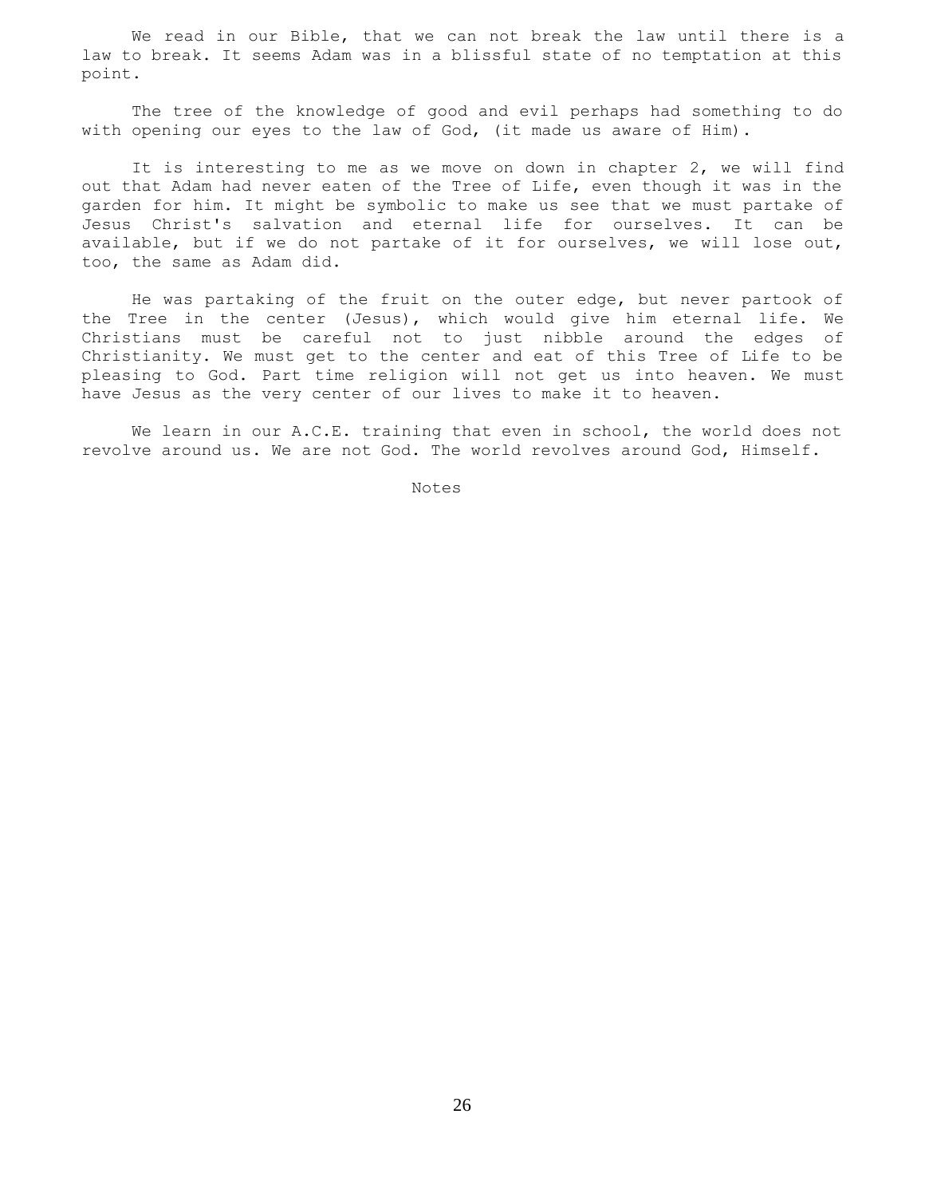We read in our Bible, that we can not break the law until there is a law to break. It seems Adam was in a blissful state of no temptation at this point.

The tree of the knowledge of good and evil perhaps had something to do with opening our eyes to the law of God, (it made us aware of Him).

It is interesting to me as we move on down in chapter 2, we will find out that Adam had never eaten of the Tree of Life, even though it was in the garden for him. It might be symbolic to make us see that we must partake of Jesus Christ's salvation and eternal life for ourselves. It can be available, but if we do not partake of it for ourselves, we will lose out, too, the same as Adam did.

He was partaking of the fruit on the outer edge, but never partook of the Tree in the center (Jesus), which would give him eternal life. We Christians must be careful not to just nibble around the edges of Christianity. We must get to the center and eat of this Tree of Life to be pleasing to God. Part time religion will not get us into heaven. We must have Jesus as the very center of our lives to make it to heaven.

We learn in our A.C.E. training that even in school, the world does not revolve around us. We are not God. The world revolves around God, Himself.

Notes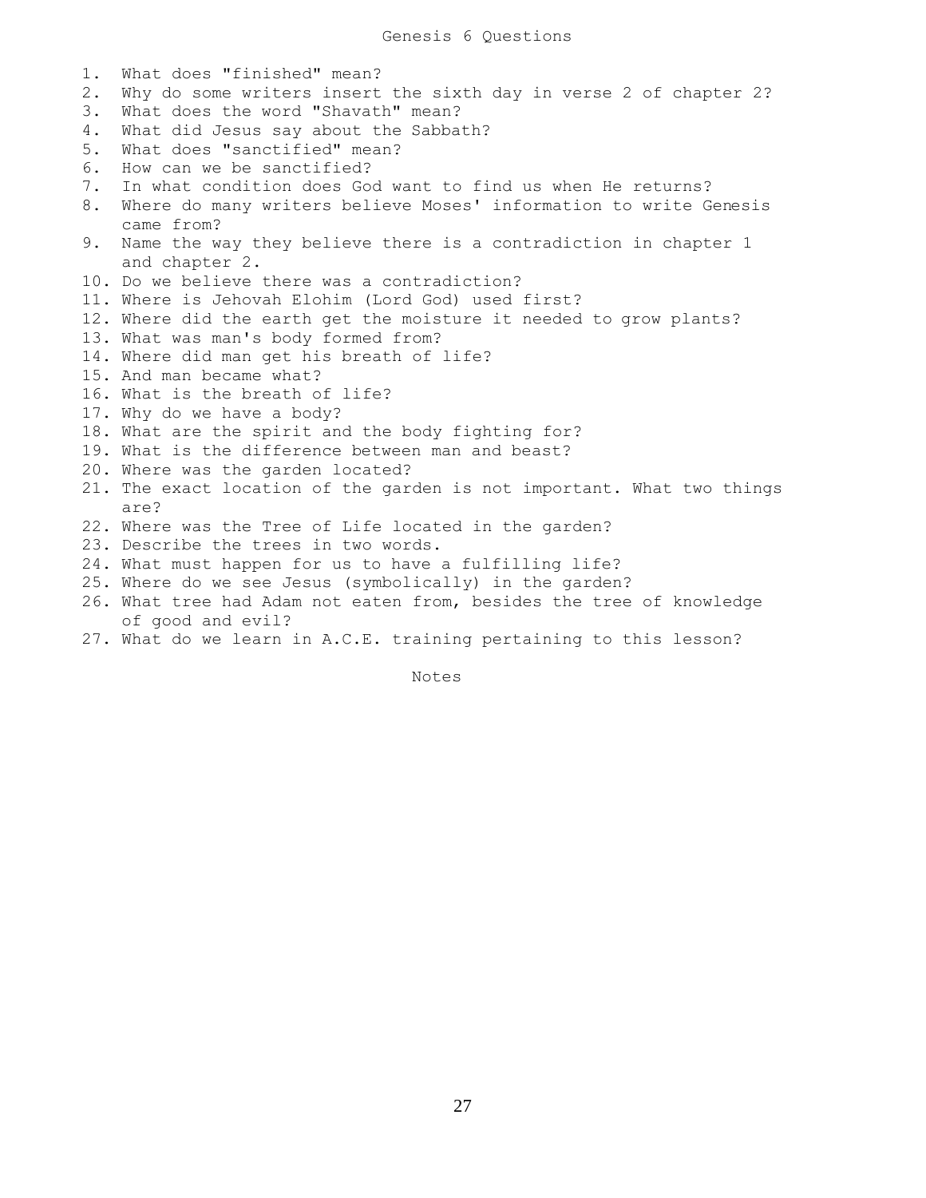# Genesis 6 Questions

1. What does "finished" mean?
2. Why do some writers insert the sixth day in verse 2 of chapter 2?
3. What does the word "Shavath" mean?
4. What did Jesus say about the Sabbath?
5. What does "sanctified" mean?
6. How can we be sanctified?
7. In what condition does God want to find us when He returns?
8. Where do many writers believe Moses' information to write Genesis came from?
9. Name the way they believe there is a contradiction in chapter 1 and chapter 2.
10. Do we believe there was a contradiction?
11. Where is Jehovah Elohim (Lord God) used first?
12. Where did the earth get the moisture it needed to grow plants?
13. What was man's body formed from?
14. Where did man get his breath of life?
15. And man became what?
16. What is the breath of life?
17. Why do we have a body?
18. What are the spirit and the body fighting for?
19. What is the difference between man and beast?
20. Where was the garden located?
21. The exact location of the garden is not important. What two things are?
22. Where was the Tree of Life located in the garden?
23. Describe the trees in two words.
24. What must happen for us to have a fulfilling life?
25. Where do we see Jesus (symbolically) in the garden?
26. What tree had Adam not eaten from, besides the tree of knowledge of good and evil?
27. What do we learn in A.C.E. training pertaining to this lesson?

Notes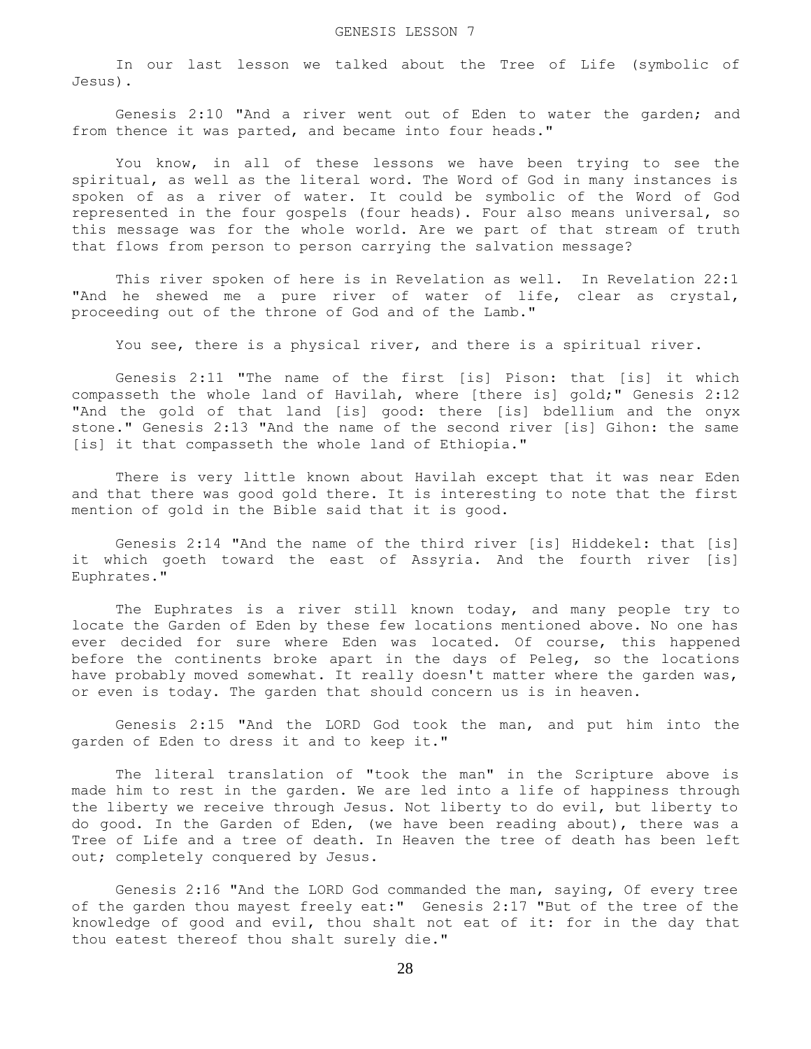# GENESIS LESSON 7

In our last lesson we talked about the Tree of Life (symbolic of Jesus).

Genesis 2:10 "And a river went out of Eden to water the garden; and from thence it was parted, and became into four heads."

You know, in all of these lessons we have been trying to see the spiritual, as well as the literal word. The Word of God in many instances is spoken of as a river of water. It could be symbolic of the Word of God represented in the four gospels (four heads). Four also means universal, so this message was for the whole world. Are we part of that stream of truth that flows from person to person carrying the salvation message?

This river spoken of here is in Revelation as well. In Revelation 22:1 "And he shewed me a pure river of water of life, clear as crystal, proceeding out of the throne of God and of the Lamb."

You see, there is a physical river, and there is a spiritual river.

Genesis 2:11 "The name of the first [is] Pison: that [is] it which compasseth the whole land of Havilah, where [there is] gold;" Genesis 2:12 "And the gold of that land [is] good: there [is] bdellium and the onyx stone." Genesis 2:13 "And the name of the second river [is] Gihon: the same [is] it that compasseth the whole land of Ethiopia."

There is very little known about Havilah except that it was near Eden and that there was good gold there. It is interesting to note that the first mention of gold in the Bible said that it is good.

Genesis 2:14 "And the name of the third river [is] Hiddekel: that [is] it which goeth toward the east of Assyria. And the fourth river [is] Euphrates."

The Euphrates is a river still known today, and many people try to locate the Garden of Eden by these few locations mentioned above. No one has ever decided for sure where Eden was located. Of course, this happened before the continents broke apart in the days of Peleg, so the locations have probably moved somewhat. It really doesn't matter where the garden was, or even is today. The garden that should concern us is in heaven.

Genesis 2:15 "And the LORD God took the man, and put him into the garden of Eden to dress it and to keep it."

The literal translation of "took the man" in the Scripture above is made him to rest in the garden. We are led into a life of happiness through the liberty we receive through Jesus. Not liberty to do evil, but liberty to do good. In the Garden of Eden, (we have been reading about), there was a Tree of Life and a tree of death. In Heaven the tree of death has been left out; completely conquered by Jesus.

Genesis 2:16 "And the LORD God commanded the man, saying, Of every tree of the garden thou mayest freely eat:" Genesis 2:17 "But of the tree of the knowledge of good and evil, thou shalt not eat of it: for in the day that thou eatest thereof thou shalt surely die."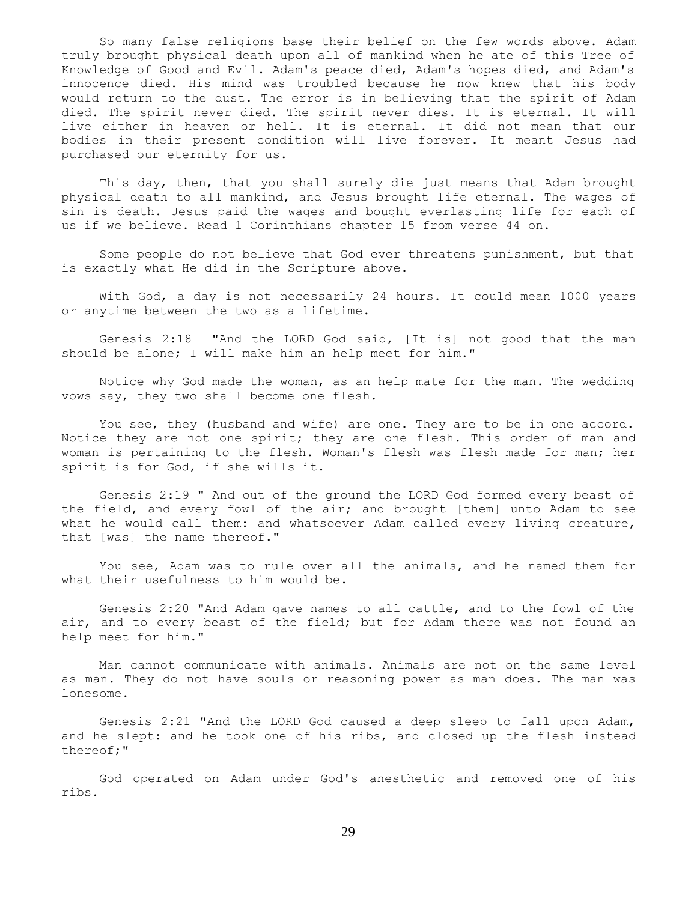So many false religions base their belief on the few words above. Adam truly brought physical death upon all of mankind when he ate of this Tree of Knowledge of Good and Evil. Adam's peace died, Adam's hopes died, and Adam's innocence died. His mind was troubled because he now knew that his body would return to the dust. The error is in believing that the spirit of Adam died. The spirit never died. The spirit never dies. It is eternal. It will live either in heaven or hell. It is eternal. It did not mean that our bodies in their present condition will live forever. It meant Jesus had purchased our eternity for us.

This day, then, that you shall surely die just means that Adam brought physical death to all mankind, and Jesus brought life eternal. The wages of sin is death. Jesus paid the wages and bought everlasting life for each of us if we believe. Read 1 Corinthians chapter 15 from verse 44 on.

Some people do not believe that God ever threatens punishment, but that is exactly what He did in the Scripture above.

With God, a day is not necessarily 24 hours. It could mean 1000 years or anytime between the two as a lifetime.

Genesis 2:18 "And the LORD God said, [It is] not good that the man should be alone; I will make him an help meet for him."

Notice why God made the woman, as an help mate for the man. The wedding vows say, they two shall become one flesh.

You see, they (husband and wife) are one. They are to be in one accord. Notice they are not one spirit; they are one flesh. This order of man and woman is pertaining to the flesh. Woman's flesh was flesh made for man; her spirit is for God, if she wills it.

Genesis 2:19 " And out of the ground the LORD God formed every beast of the field, and every fowl of the air; and brought [them] unto Adam to see what he would call them: and whatsoever Adam called every living creature, that [was] the name thereof."

You see, Adam was to rule over all the animals, and he named them for what their usefulness to him would be.

Genesis 2:20 "And Adam gave names to all cattle, and to the fowl of the air, and to every beast of the field; but for Adam there was not found an help meet for him."

Man cannot communicate with animals. Animals are not on the same level as man. They do not have souls or reasoning power as man does. The man was lonesome.

Genesis 2:21 "And the LORD God caused a deep sleep to fall upon Adam, and he slept: and he took one of his ribs, and closed up the flesh instead thereof;"

God operated on Adam under God's anesthetic and removed one of his ribs.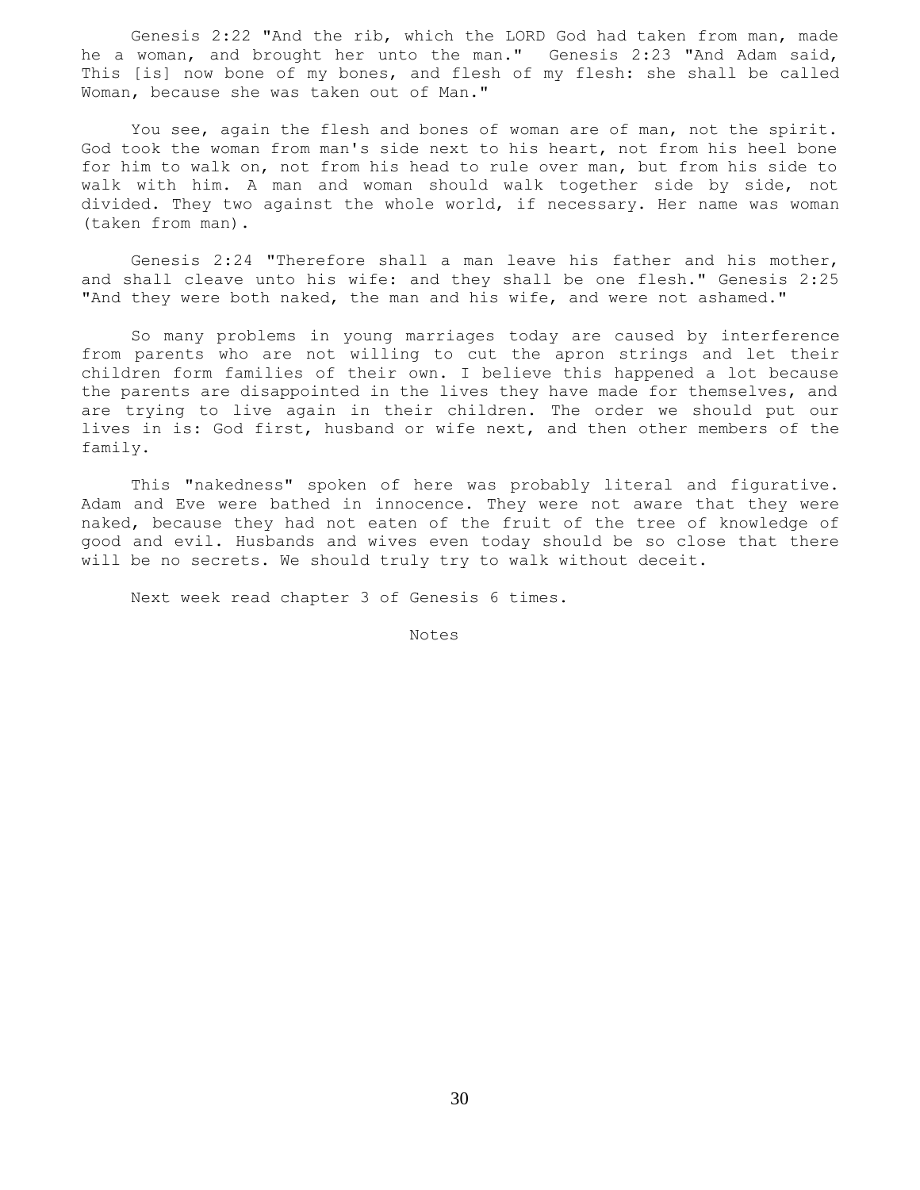Genesis 2:22 "And the rib, which the LORD God had taken from man, made he a woman, and brought her unto the man." Genesis 2:23 "And Adam said, This [is] now bone of my bones, and flesh of my flesh: she shall be called Woman, because she was taken out of Man."

You see, again the flesh and bones of woman are of man, not the spirit. God took the woman from man's side next to his heart, not from his heel bone for him to walk on, not from his head to rule over man, but from his side to walk with him. A man and woman should walk together side by side, not divided. They two against the whole world, if necessary. Her name was woman (taken from man).

Genesis 2:24 "Therefore shall a man leave his father and his mother, and shall cleave unto his wife: and they shall be one flesh." Genesis 2:25 "And they were both naked, the man and his wife, and were not ashamed."

So many problems in young marriages today are caused by interference from parents who are not willing to cut the apron strings and let their children form families of their own. I believe this happened a lot because the parents are disappointed in the lives they have made for themselves, and are trying to live again in their children. The order we should put our lives in is: God first, husband or wife next, and then other members of the family.

This "nakedness" spoken of here was probably literal and figurative. Adam and Eve were bathed in innocence. They were not aware that they were naked, because they had not eaten of the fruit of the tree of knowledge of good and evil. Husbands and wives even today should be so close that there will be no secrets. We should truly try to walk without deceit.

Next week read chapter 3 of Genesis 6 times.

Notes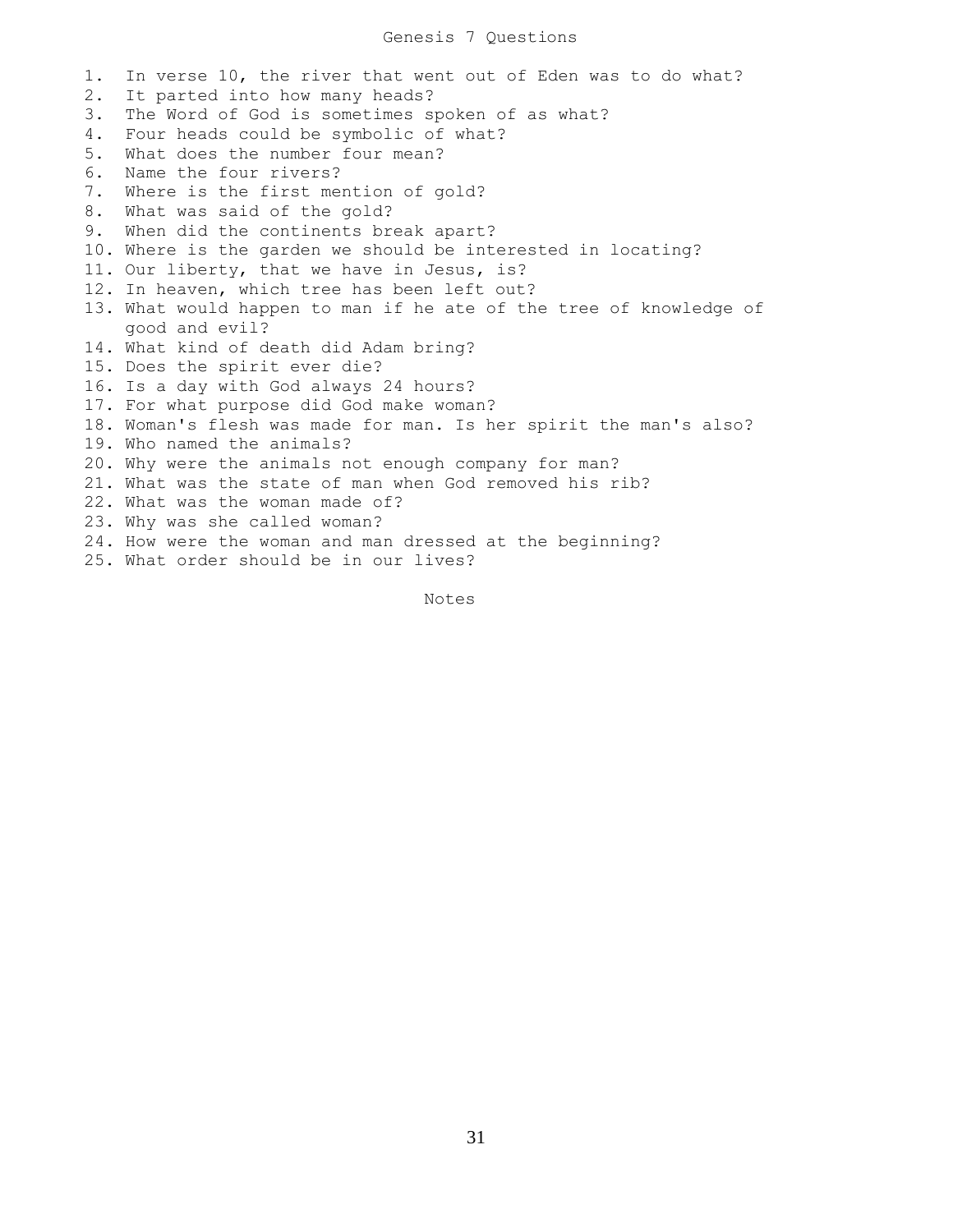# Genesis 7 Questions

1. In verse 10, the river that went out of Eden was to do what?
2. It parted into how many heads?
3. The Word of God is sometimes spoken of as what?
4. Four heads could be symbolic of what?
5. What does the number four mean?
6. Name the four rivers?
7. Where is the first mention of gold?
8. What was said of the gold?
9. When did the continents break apart?
10. Where is the garden we should be interested in locating?
11. Our liberty, that we have in Jesus, is?
12. In heaven, which tree has been left out?
13. What would happen to man if he ate of the tree of knowledge of good and evil?
14. What kind of death did Adam bring?
15. Does the spirit ever die?
16. Is a day with God always 24 hours?
17. For what purpose did God make woman?
18. Woman's flesh was made for man. Is her spirit the man's also?
19. Who named the animals?
20. Why were the animals not enough company for man?
21. What was the state of man when God removed his rib?
22. What was the woman made of?
23. Why was she called woman?
24. How were the woman and man dressed at the beginning?
25. What order should be in our lives?

Notes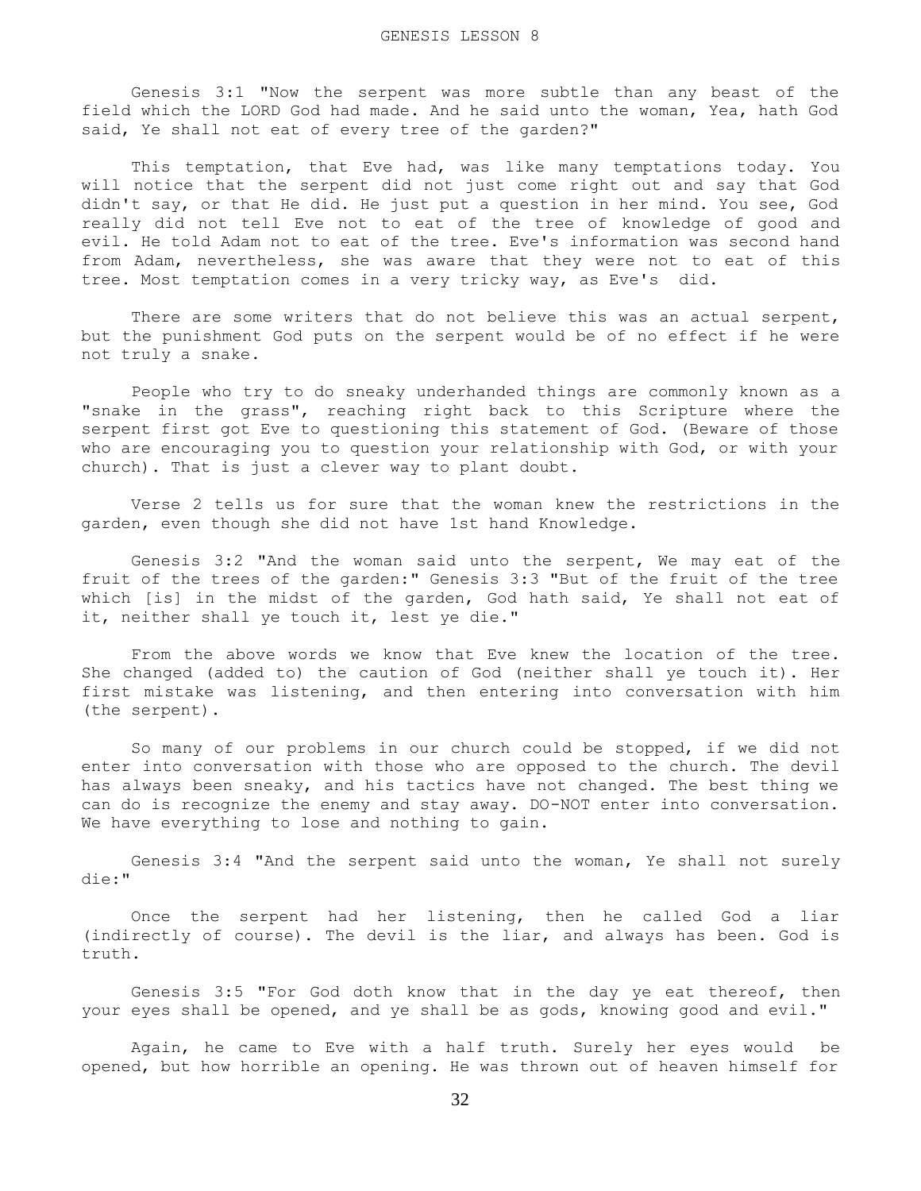# GENESIS LESSON 8

Genesis 3:1 "Now the serpent was more subtle than any beast of the field which the LORD God had made. And he said unto the woman, Yea, hath God said, Ye shall not eat of every tree of the garden?"

This temptation, that Eve had, was like many temptations today. You will notice that the serpent did not just come right out and say that God didn't say, or that He did. He just put a question in her mind. You see, God really did not tell Eve not to eat of the tree of knowledge of good and evil. He told Adam not to eat of the tree. Eve's information was second hand from Adam, nevertheless, she was aware that they were not to eat of this tree. Most temptation comes in a very tricky way, as Eve's did.

There are some writers that do not believe this was an actual serpent, but the punishment God puts on the serpent would be of no effect if he were not truly a snake.

People who try to do sneaky underhanded things are commonly known as a "snake in the grass", reaching right back to this Scripture where the serpent first got Eve to questioning this statement of God. (Beware of those who are encouraging you to question your relationship with God, or with your church). That is just a clever way to plant doubt.

Verse 2 tells us for sure that the woman knew the restrictions in the garden, even though she did not have 1st hand Knowledge.

Genesis 3:2 "And the woman said unto the serpent, We may eat of the fruit of the trees of the garden:" Genesis 3:3 "But of the fruit of the tree which [is] in the midst of the garden, God hath said, Ye shall not eat of it, neither shall ye touch it, lest ye die."

From the above words we know that Eve knew the location of the tree. She changed (added to) the caution of God (neither shall ye touch it). Her first mistake was listening, and then entering into conversation with him (the serpent).

So many of our problems in our church could be stopped, if we did not enter into conversation with those who are opposed to the church. The devil has always been sneaky, and his tactics have not changed. The best thing we can do is recognize the enemy and stay away. DO-NOT enter into conversation. We have everything to lose and nothing to gain.

Genesis 3:4 "And the serpent said unto the woman, Ye shall not surely die:"

Once the serpent had her listening, then he called God a liar (indirectly of course). The devil is the liar, and always has been. God is truth.

Genesis 3:5 "For God doth know that in the day ye eat thereof, then your eyes shall be opened, and ye shall be as gods, knowing good and evil."

Again, he came to Eve with a half truth. Surely her eyes would be opened, but how horrible an opening. He was thrown out of heaven himself for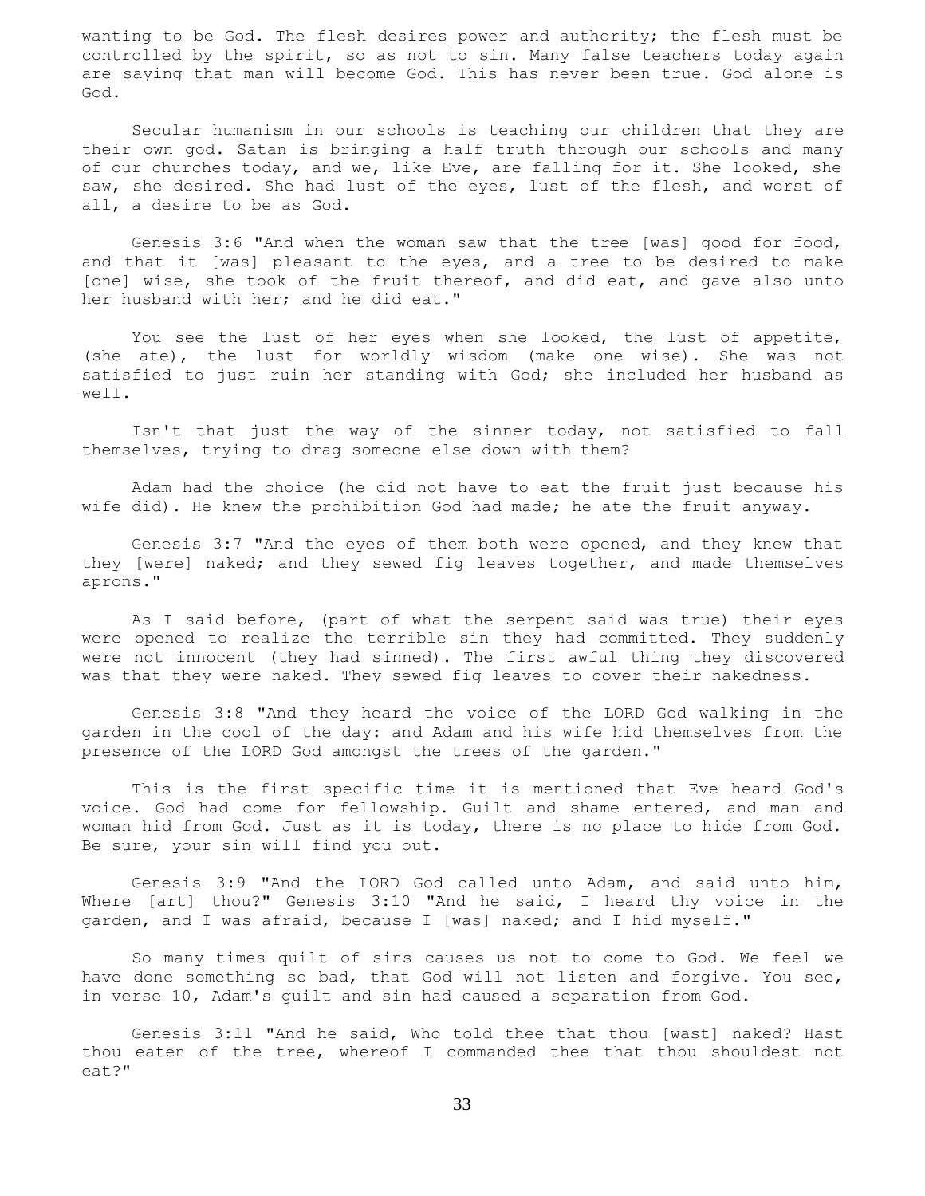wanting to be God. The flesh desires power and authority; the flesh must be controlled by the spirit, so as not to sin. Many false teachers today again are saying that man will become God. This has never been true. God alone is God.

Secular humanism in our schools is teaching our children that they are their own god. Satan is bringing a half truth through our schools and many of our churches today, and we, like Eve, are falling for it. She looked, she saw, she desired. She had lust of the eyes, lust of the flesh, and worst of all, a desire to be as God.

Genesis 3:6 "And when the woman saw that the tree [was] good for food, and that it [was] pleasant to the eyes, and a tree to be desired to make [one] wise, she took of the fruit thereof, and did eat, and gave also unto her husband with her; and he did eat."

You see the lust of her eyes when she looked, the lust of appetite, (she ate), the lust for worldly wisdom (make one wise). She was not satisfied to just ruin her standing with God; she included her husband as well.

Isn't that just the way of the sinner today, not satisfied to fall themselves, trying to drag someone else down with them?

Adam had the choice (he did not have to eat the fruit just because his wife did). He knew the prohibition God had made; he ate the fruit anyway.

Genesis 3:7 "And the eyes of them both were opened, and they knew that they [were] naked; and they sewed fig leaves together, and made themselves aprons."

As I said before, (part of what the serpent said was true) their eyes were opened to realize the terrible sin they had committed. They suddenly were not innocent (they had sinned). The first awful thing they discovered was that they were naked. They sewed fig leaves to cover their nakedness.

Genesis 3:8 "And they heard the voice of the LORD God walking in the garden in the cool of the day: and Adam and his wife hid themselves from the presence of the LORD God amongst the trees of the garden."

This is the first specific time it is mentioned that Eve heard God's voice. God had come for fellowship. Guilt and shame entered, and man and woman hid from God. Just as it is today, there is no place to hide from God. Be sure, your sin will find you out.

Genesis 3:9 "And the LORD God called unto Adam, and said unto him, Where [art] thou?" Genesis 3:10 "And he said, I heard thy voice in the garden, and I was afraid, because I [was] naked; and I hid myself."

So many times quilt of sins causes us not to come to God. We feel we have done something so bad, that God will not listen and forgive. You see, in verse 10, Adam's guilt and sin had caused a separation from God.

Genesis 3:11 "And he said, Who told thee that thou [wast] naked? Hast thou eaten of the tree, whereof I commanded thee that thou shouldest not eat?"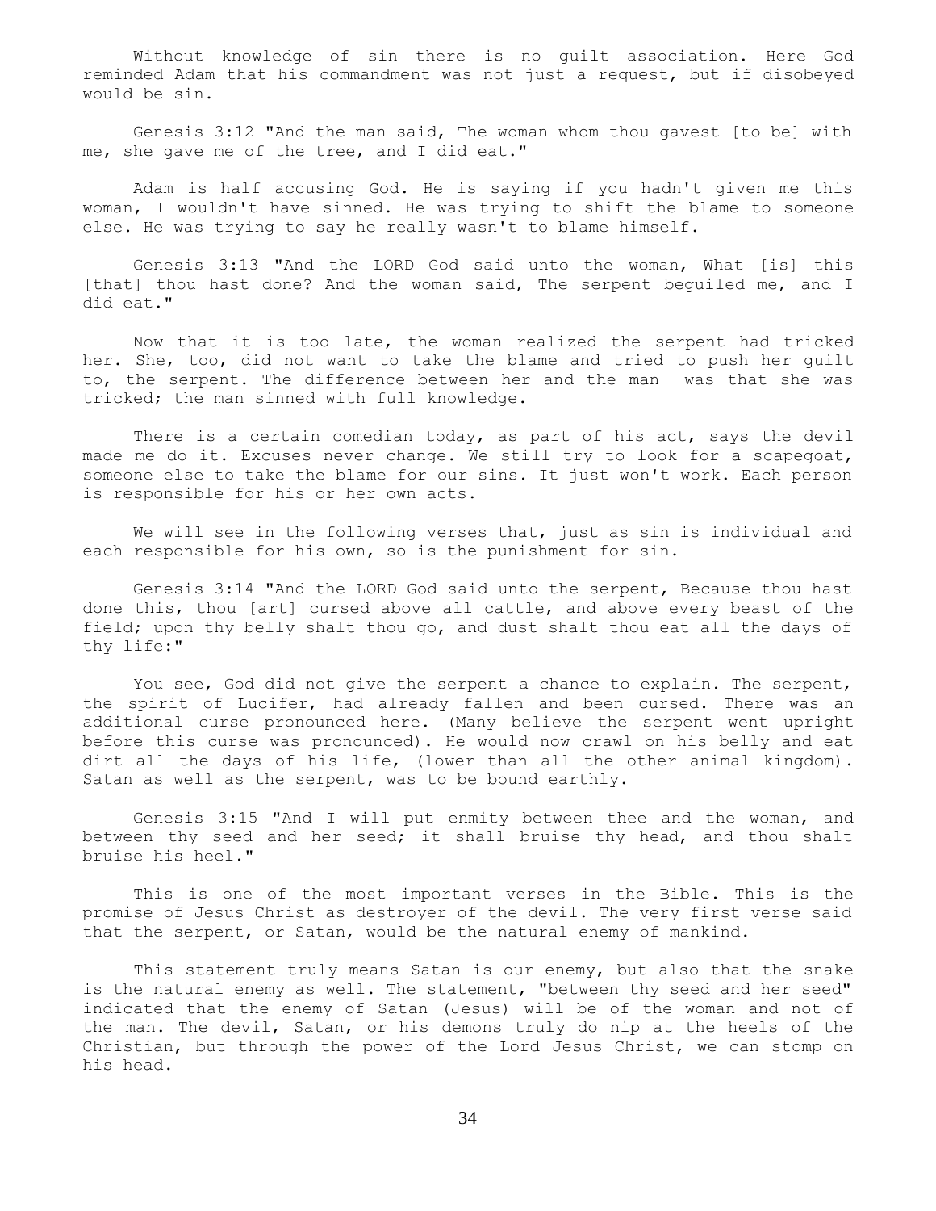Without knowledge of sin there is no guilt association. Here God reminded Adam that his commandment was not just a request, but if disobeyed would be sin.

Genesis 3:12 "And the man said, The woman whom thou gavest [to be] with me, she gave me of the tree, and I did eat."

Adam is half accusing God. He is saying if you hadn't given me this woman, I wouldn't have sinned. He was trying to shift the blame to someone else. He was trying to say he really wasn't to blame himself.

Genesis 3:13 "And the LORD God said unto the woman, What [is] this [that] thou hast done? And the woman said, The serpent beguiled me, and I did eat."

Now that it is too late, the woman realized the serpent had tricked her. She, too, did not want to take the blame and tried to push her guilt to, the serpent. The difference between her and the man was that she was tricked; the man sinned with full knowledge.

There is a certain comedian today, as part of his act, says the devil made me do it. Excuses never change. We still try to look for a scapegoat, someone else to take the blame for our sins. It just won't work. Each person is responsible for his or her own acts.

We will see in the following verses that, just as sin is individual and each responsible for his own, so is the punishment for sin.

Genesis 3:14 "And the LORD God said unto the serpent, Because thou hast done this, thou [art] cursed above all cattle, and above every beast of the field; upon thy belly shalt thou go, and dust shalt thou eat all the days of thy life:"

You see, God did not give the serpent a chance to explain. The serpent, the spirit of Lucifer, had already fallen and been cursed. There was an additional curse pronounced here. (Many believe the serpent went upright before this curse was pronounced). He would now crawl on his belly and eat dirt all the days of his life, (lower than all the other animal kingdom). Satan as well as the serpent, was to be bound earthly.

Genesis 3:15 "And I will put enmity between thee and the woman, and between thy seed and her seed; it shall bruise thy head, and thou shalt bruise his heel."

This is one of the most important verses in the Bible. This is the promise of Jesus Christ as destroyer of the devil. The very first verse said that the serpent, or Satan, would be the natural enemy of mankind.

This statement truly means Satan is our enemy, but also that the snake is the natural enemy as well. The statement, "between thy seed and her seed" indicated that the enemy of Satan (Jesus) will be of the woman and not of the man. The devil, Satan, or his demons truly do nip at the heels of the Christian, but through the power of the Lord Jesus Christ, we can stomp on his head.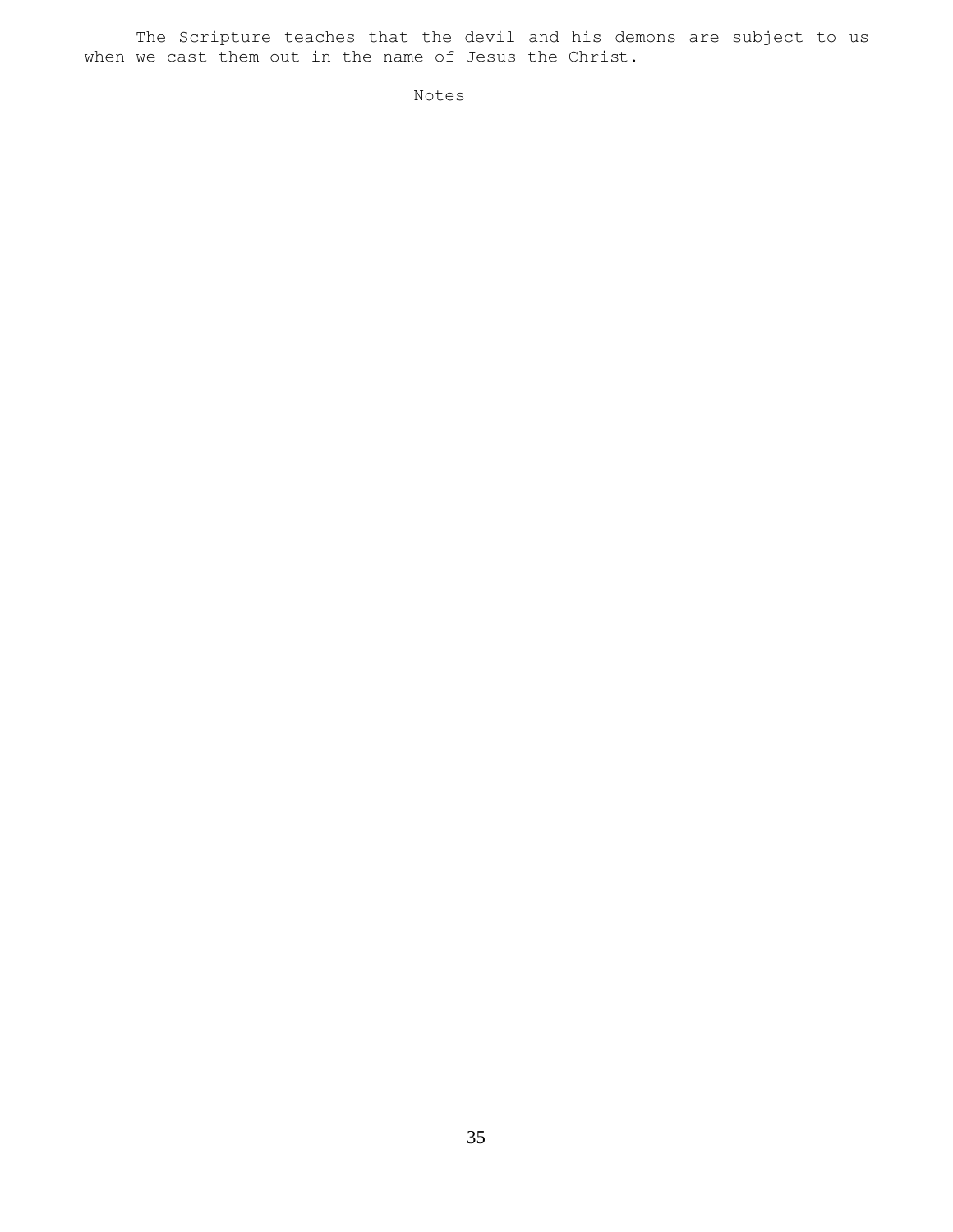The Scripture teaches that the devil and his demons are subject to us when we cast them out in the name of Jesus the Christ.

Notes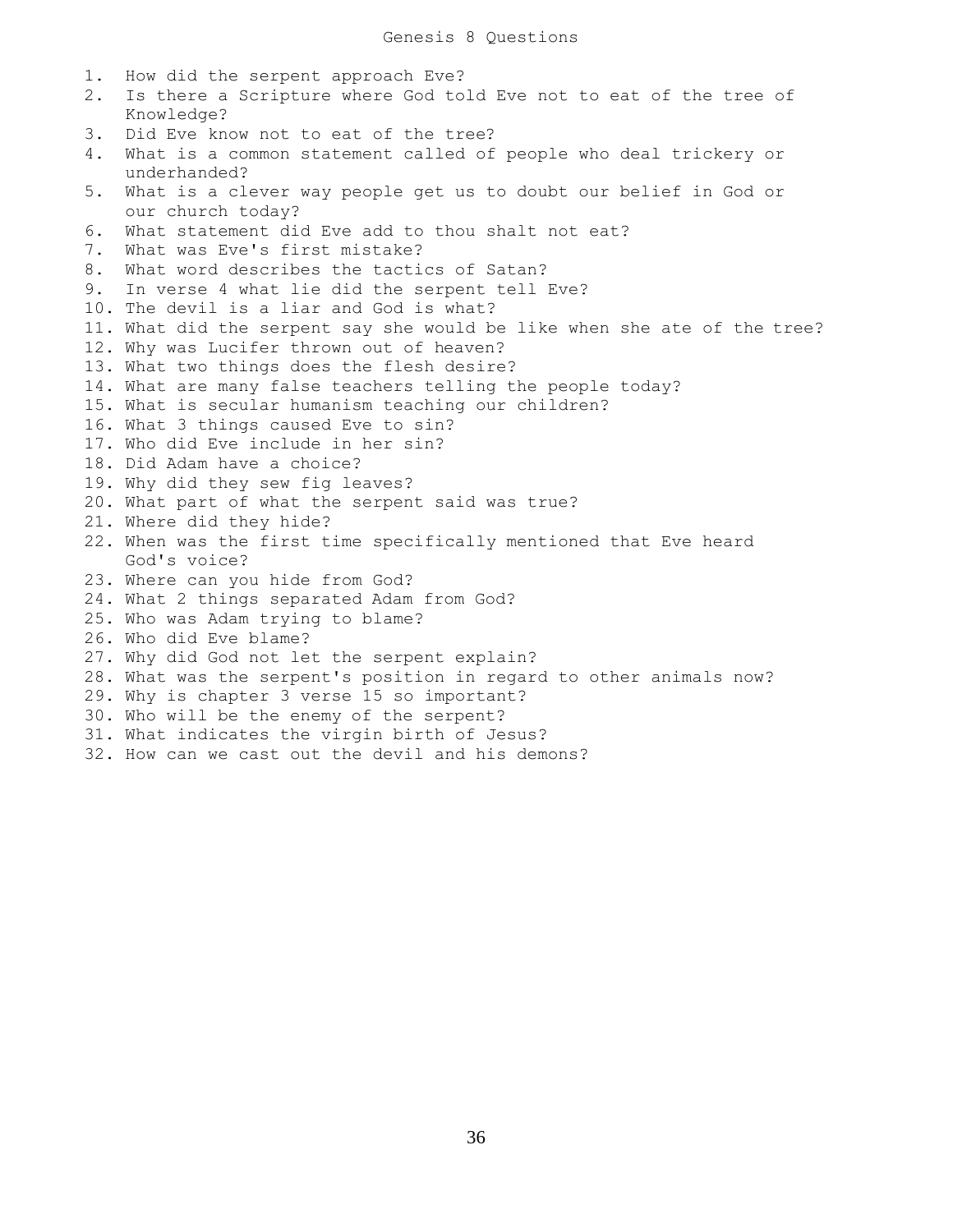# Genesis 8 Questions

1. How did the serpent approach Eve?
2. Is there a Scripture where God told Eve not to eat of the tree of Knowledge?
3. Did Eve know not to eat of the tree?
4. What is a common statement called of people who deal trickery or underhanded?
5. What is a clever way people get us to doubt our belief in God or our church today?
6. What statement did Eve add to thou shalt not eat?
7. What was Eve's first mistake?
8. What word describes the tactics of Satan?
9. In verse 4 what lie did the serpent tell Eve?
10. The devil is a liar and God is what?
11. What did the serpent say she would be like when she ate of the tree?
12. Why was Lucifer thrown out of heaven?
13. What two things does the flesh desire?
14. What are many false teachers telling the people today?
15. What is secular humanism teaching our children?
16. What 3 things caused Eve to sin?
17. Who did Eve include in her sin?
18. Did Adam have a choice?
19. Why did they sew fig leaves?
20. What part of what the serpent said was true?
21. Where did they hide?
22. When was the first time specifically mentioned that Eve heard God's voice?
23. Where can you hide from God?
24. What 2 things separated Adam from God?
25. Who was Adam trying to blame?
26. Who did Eve blame?
27. Why did God not let the serpent explain?
28. What was the serpent's position in regard to other animals now?
29. Why is chapter 3 verse 15 so important?
30. Who will be the enemy of the serpent?
31. What indicates the virgin birth of Jesus?
32. How can we cast out the devil and his demons?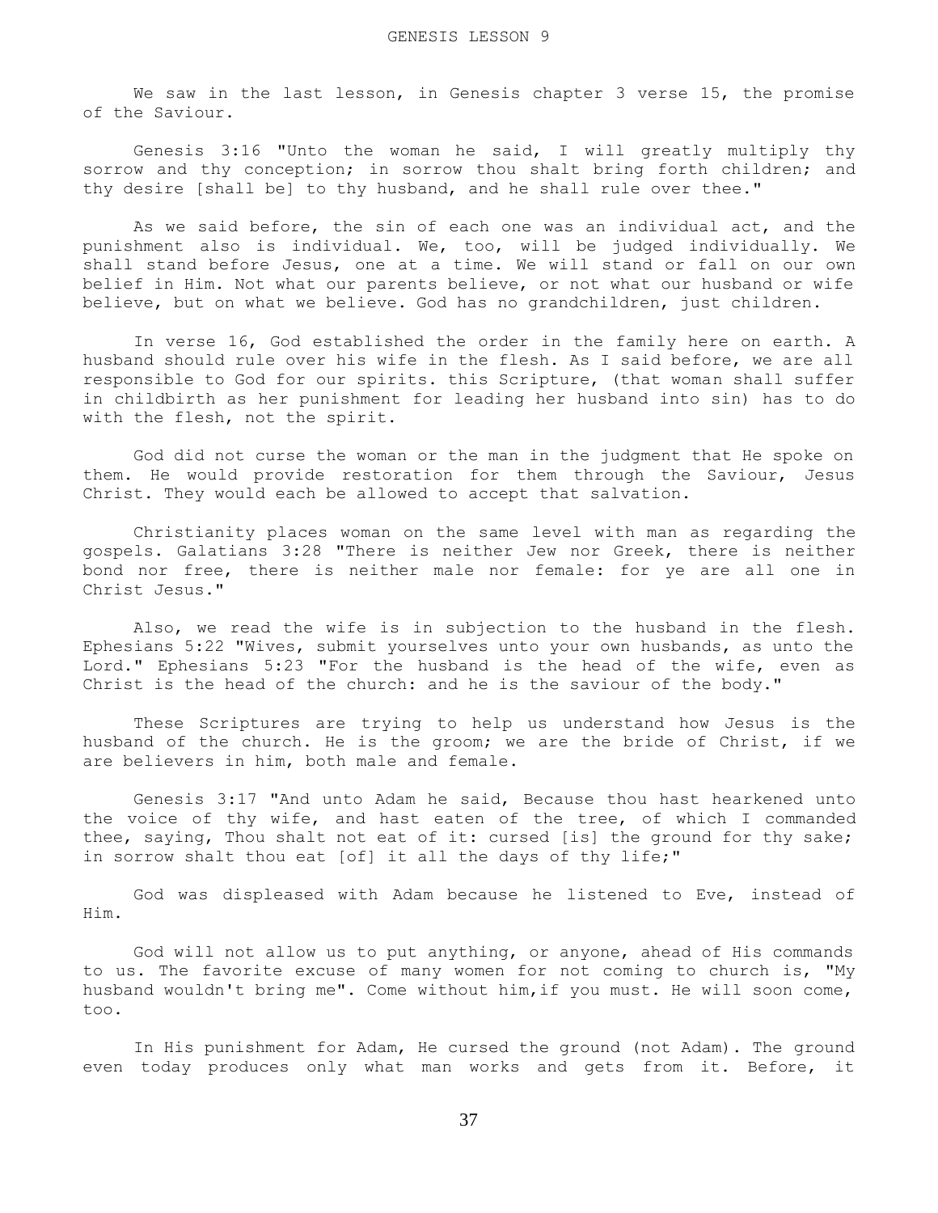# GENESIS LESSON 9

We saw in the last lesson, in Genesis chapter 3 verse 15, the promise of the Saviour.

Genesis 3:16 "Unto the woman he said, I will greatly multiply thy sorrow and thy conception; in sorrow thou shalt bring forth children; and thy desire [shall be] to thy husband, and he shall rule over thee."

As we said before, the sin of each one was an individual act, and the punishment also is individual. We, too, will be judged individually. We shall stand before Jesus, one at a time. We will stand or fall on our own belief in Him. Not what our parents believe, or not what our husband or wife believe, but on what we believe. God has no grandchildren, just children.

In verse 16, God established the order in the family here on earth. A husband should rule over his wife in the flesh. As I said before, we are all responsible to God for our spirits. this Scripture, (that woman shall suffer in childbirth as her punishment for leading her husband into sin) has to do with the flesh, not the spirit.

God did not curse the woman or the man in the judgment that He spoke on them. He would provide restoration for them through the Saviour, Jesus Christ. They would each be allowed to accept that salvation.

Christianity places woman on the same level with man as regarding the gospels. Galatians 3:28 "There is neither Jew nor Greek, there is neither bond nor free, there is neither male nor female: for ye are all one in Christ Jesus."

Also, we read the wife is in subjection to the husband in the flesh. Ephesians 5:22 "Wives, submit yourselves unto your own husbands, as unto the Lord." Ephesians 5:23 "For the husband is the head of the wife, even as Christ is the head of the church: and he is the saviour of the body."

These Scriptures are trying to help us understand how Jesus is the husband of the church. He is the groom; we are the bride of Christ, if we are believers in him, both male and female.

Genesis 3:17 "And unto Adam he said, Because thou hast hearkened unto the voice of thy wife, and hast eaten of the tree, of which I commanded thee, saying, Thou shalt not eat of it: cursed [is] the ground for thy sake; in sorrow shalt thou eat [of] it all the days of thy life;"

God was displeased with Adam because he listened to Eve, instead of Him.

God will not allow us to put anything, or anyone, ahead of His commands to us. The favorite excuse of many women for not coming to church is, "My husband wouldn't bring me". Come without him,if you must. He will soon come, too.

In His punishment for Adam, He cursed the ground (not Adam). The ground even today produces only what man works and gets from it. Before, it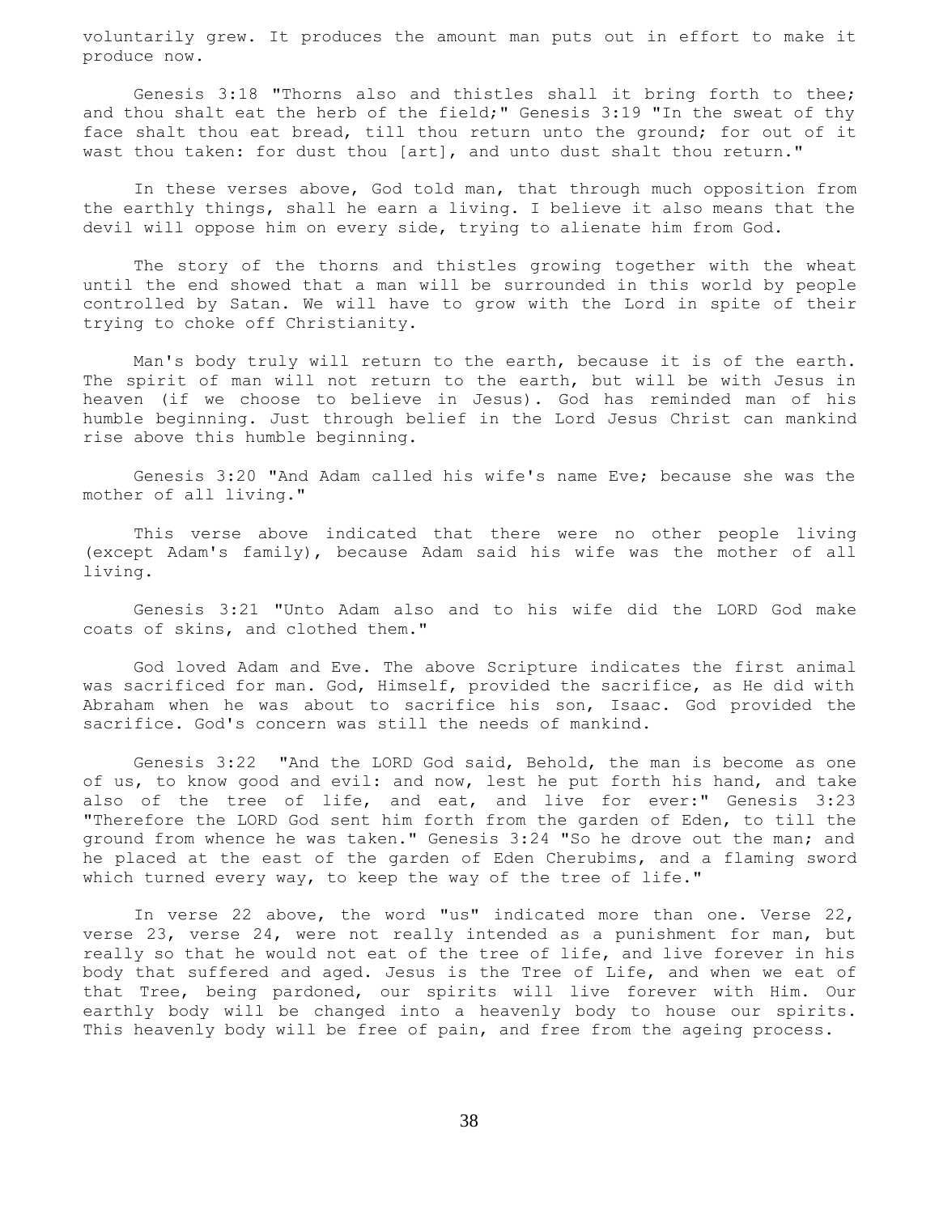voluntarily grew. It produces the amount man puts out in effort to make it produce now.

Genesis 3:18 "Thorns also and thistles shall it bring forth to thee; and thou shalt eat the herb of the field;" Genesis 3:19 "In the sweat of thy face shalt thou eat bread, till thou return unto the ground; for out of it wast thou taken: for dust thou [art], and unto dust shalt thou return."

In these verses above, God told man, that through much opposition from the earthly things, shall he earn a living. I believe it also means that the devil will oppose him on every side, trying to alienate him from God.

The story of the thorns and thistles growing together with the wheat until the end showed that a man will be surrounded in this world by people controlled by Satan. We will have to grow with the Lord in spite of their trying to choke off Christianity.

Man's body truly will return to the earth, because it is of the earth. The spirit of man will not return to the earth, but will be with Jesus in heaven (if we choose to believe in Jesus). God has reminded man of his humble beginning. Just through belief in the Lord Jesus Christ can mankind rise above this humble beginning.

Genesis 3:20 "And Adam called his wife's name Eve; because she was the mother of all living."

This verse above indicated that there were no other people living (except Adam's family), because Adam said his wife was the mother of all living.

Genesis 3:21 "Unto Adam also and to his wife did the LORD God make coats of skins, and clothed them."

God loved Adam and Eve. The above Scripture indicates the first animal was sacrificed for man. God, Himself, provided the sacrifice, as He did with Abraham when he was about to sacrifice his son, Isaac. God provided the sacrifice. God's concern was still the needs of mankind.

Genesis 3:22 "And the LORD God said, Behold, the man is become as one of us, to know good and evil: and now, lest he put forth his hand, and take also of the tree of life, and eat, and live for ever:" Genesis 3:23 "Therefore the LORD God sent him forth from the garden of Eden, to till the ground from whence he was taken." Genesis 3:24 "So he drove out the man; and he placed at the east of the garden of Eden Cherubims, and a flaming sword which turned every way, to keep the way of the tree of life."

In verse 22 above, the word "us" indicated more than one. Verse 22, verse 23, verse 24, were not really intended as a punishment for man, but really so that he would not eat of the tree of life, and live forever in his body that suffered and aged. Jesus is the Tree of Life, and when we eat of that Tree, being pardoned, our spirits will live forever with Him. Our earthly body will be changed into a heavenly body to house our spirits. This heavenly body will be free of pain, and free from the ageing process.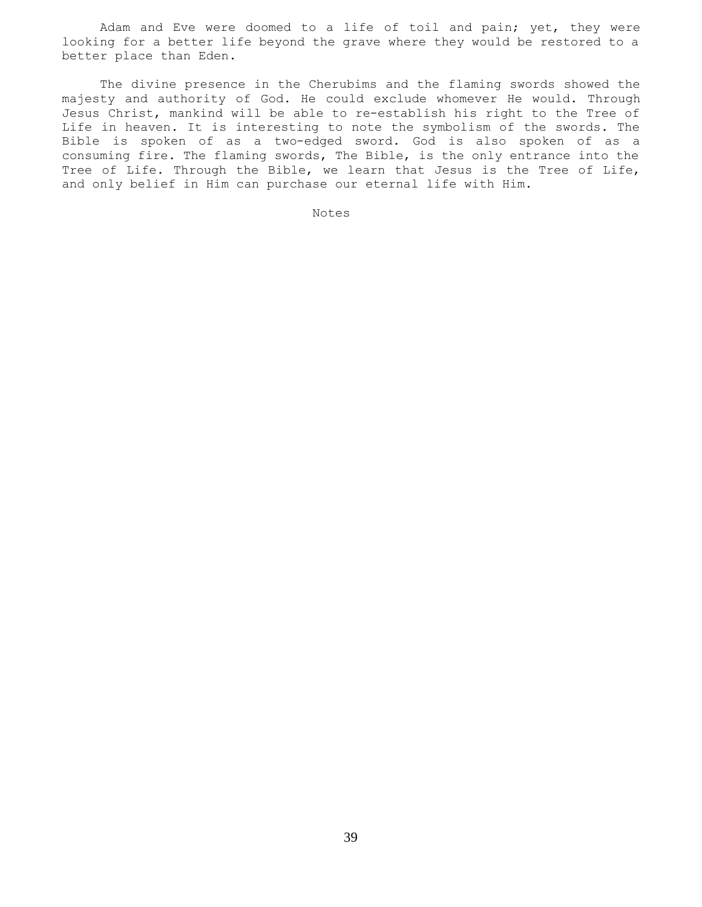Adam and Eve were doomed to a life of toil and pain; yet, they were looking for a better life beyond the grave where they would be restored to a better place than Eden.

The divine presence in the Cherubims and the flaming swords showed the majesty and authority of God. He could exclude whomever He would. Through Jesus Christ, mankind will be able to re-establish his right to the Tree of Life in heaven. It is interesting to note the symbolism of the swords. The Bible is spoken of as a two-edged sword. God is also spoken of as a consuming fire. The flaming swords, The Bible, is the only entrance into the Tree of Life. Through the Bible, we learn that Jesus is the Tree of Life, and only belief in Him can purchase our eternal life with Him.

Notes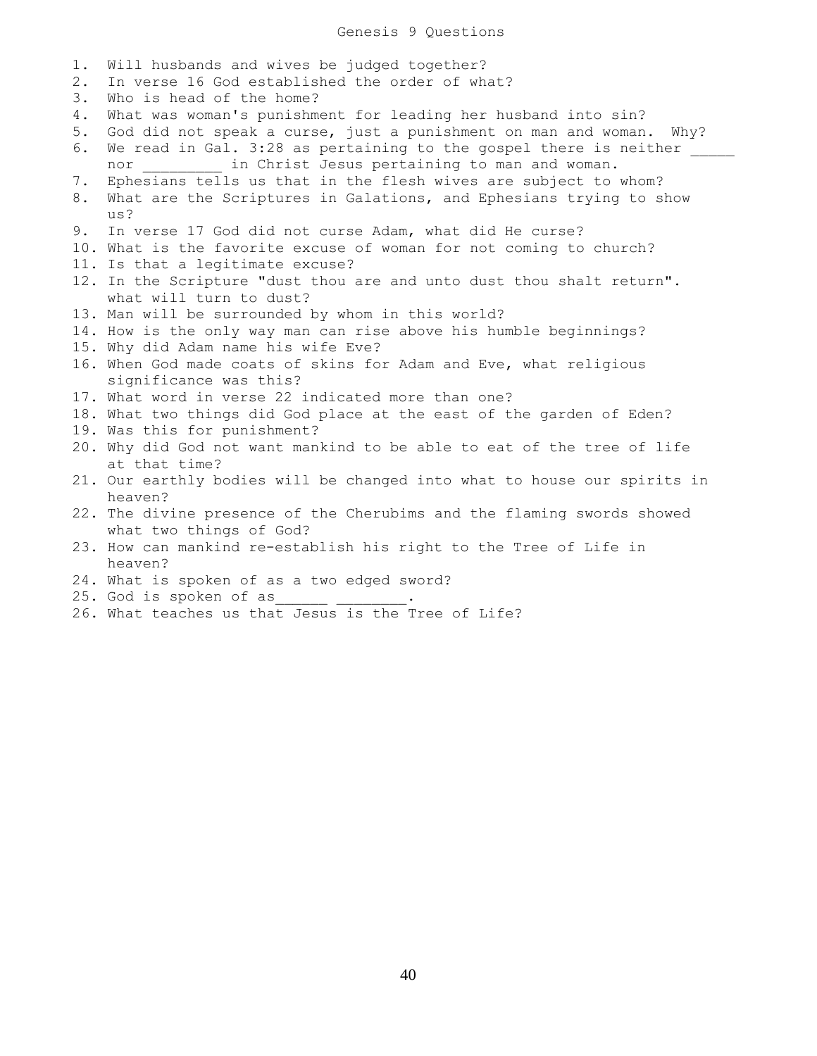# Genesis 9 Questions

1. Will husbands and wives be judged together?
2. In verse 16 God established the order of what?
3. Who is head of the home?
4. What was woman's punishment for leading her husband into sin?
5. God did not speak a curse, just a punishment on man and woman. Why?
6. We read in Gal. 3:28 as pertaining to the gospel there is neither _____ nor _________ in Christ Jesus pertaining to man and woman.
7. Ephesians tells us that in the flesh wives are subject to whom?
8. What are the Scriptures in Galations, and Ephesians trying to show us?
9. In verse 17 God did not curse Adam, what did He curse?
10. What is the favorite excuse of woman for not coming to church?
11. Is that a legitimate excuse?
12. In the Scripture "dust thou are and unto dust thou shalt return". what will turn to dust?
13. Man will be surrounded by whom in this world?
14. How is the only way man can rise above his humble beginnings?
15. Why did Adam name his wife Eve?
16. When God made coats of skins for Adam and Eve, what religious significance was this?
17. What word in verse 22 indicated more than one?
18. What two things did God place at the east of the garden of Eden?
19. Was this for punishment?
20. Why did God not want mankind to be able to eat of the tree of life at that time?
21. Our earthly bodies will be changed into what to house our spirits in heaven?
22. The divine presence of the Cherubims and the flaming swords showed what two things of God?
23. How can mankind re-establish his right to the Tree of Life in heaven?
24. What is spoken of as a two edged sword?
25. God is spoken of as______ ________.
26. What teaches us that Jesus is the Tree of Life?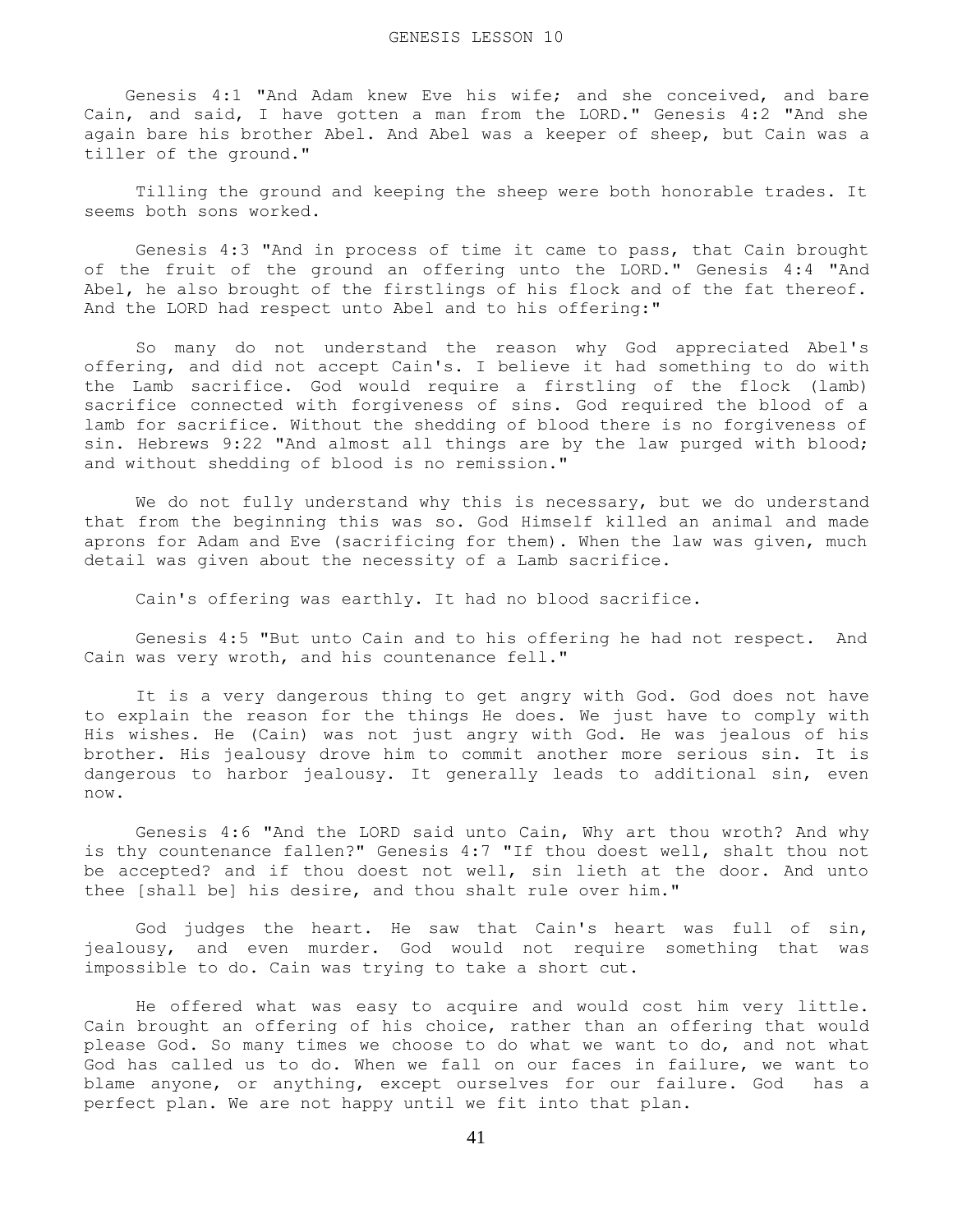# GENESIS LESSON 10

Genesis 4:1 "And Adam knew Eve his wife; and she conceived, and bare Cain, and said, I have gotten a man from the LORD." Genesis 4:2 "And she again bare his brother Abel. And Abel was a keeper of sheep, but Cain was a tiller of the ground."

Tilling the ground and keeping the sheep were both honorable trades. It seems both sons worked.

Genesis 4:3 "And in process of time it came to pass, that Cain brought of the fruit of the ground an offering unto the LORD." Genesis 4:4 "And Abel, he also brought of the firstlings of his flock and of the fat thereof. And the LORD had respect unto Abel and to his offering:"

So many do not understand the reason why God appreciated Abel's offering, and did not accept Cain's. I believe it had something to do with the Lamb sacrifice. God would require a firstling of the flock (lamb) sacrifice connected with forgiveness of sins. God required the blood of a lamb for sacrifice. Without the shedding of blood there is no forgiveness of sin. Hebrews 9:22 "And almost all things are by the law purged with blood; and without shedding of blood is no remission."

We do not fully understand why this is necessary, but we do understand that from the beginning this was so. God Himself killed an animal and made aprons for Adam and Eve (sacrificing for them). When the law was given, much detail was given about the necessity of a Lamb sacrifice.

Cain's offering was earthly. It had no blood sacrifice.

Genesis 4:5 "But unto Cain and to his offering he had not respect. And Cain was very wroth, and his countenance fell."

It is a very dangerous thing to get angry with God. God does not have to explain the reason for the things He does. We just have to comply with His wishes. He (Cain) was not just angry with God. He was jealous of his brother. His jealousy drove him to commit another more serious sin. It is dangerous to harbor jealousy. It generally leads to additional sin, even now.

Genesis 4:6 "And the LORD said unto Cain, Why art thou wroth? And why is thy countenance fallen?" Genesis 4:7 "If thou doest well, shalt thou not be accepted? and if thou doest not well, sin lieth at the door. And unto thee [shall be] his desire, and thou shalt rule over him."

God judges the heart. He saw that Cain's heart was full of sin, jealousy, and even murder. God would not require something that was impossible to do. Cain was trying to take a short cut.

He offered what was easy to acquire and would cost him very little. Cain brought an offering of his choice, rather than an offering that would please God. So many times we choose to do what we want to do, and not what God has called us to do. When we fall on our faces in failure, we want to blame anyone, or anything, except ourselves for our failure. God has a perfect plan. We are not happy until we fit into that plan.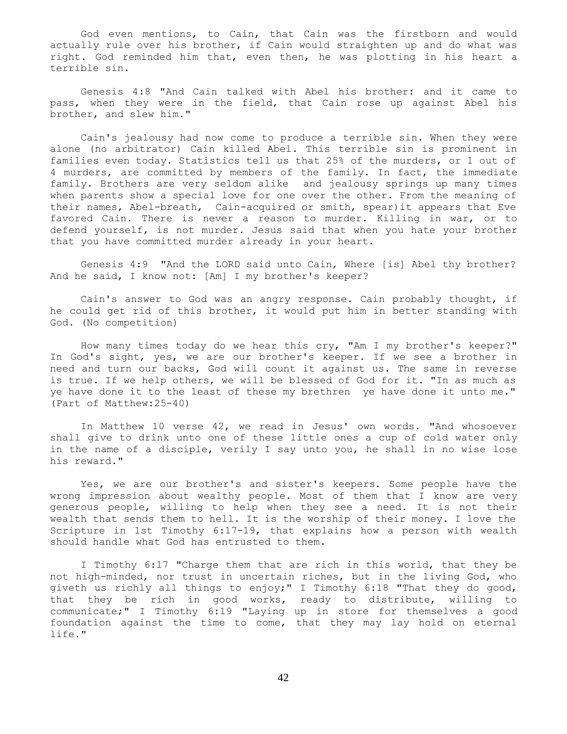God even mentions, to Cain, that Cain was the firstborn and would actually rule over his brother, if Cain would straighten up and do what was right. God reminded him that, even then, he was plotting in his heart a terrible sin.

Genesis 4:8 "And Cain talked with Abel his brother: and it came to pass, when they were in the field, that Cain rose up against Abel his brother, and slew him."

Cain's jealousy had now come to produce a terrible sin. When they were alone (no arbitrator) Cain killed Abel. This terrible sin is prominent in families even today. Statistics tell us that 25% of the murders, or 1 out of 4 murders, are committed by members of the family. In fact, the immediate family. Brothers are very seldom alike and jealousy springs up many times when parents show a special love for one over the other. From the meaning of their names, Abel-breath, Cain-acquired or smith, spear)it appears that Eve favored Cain. There is never a reason to murder. Killing in war, or to defend yourself, is not murder. Jesus said that when you hate your brother that you have committed murder already in your heart.

Genesis 4:9 "And the LORD said unto Cain, Where [is] Abel thy brother? And he said, I know not: [Am] I my brother's keeper?

Cain's answer to God was an angry response. Cain probably thought, if he could get rid of this brother, it would put him in better standing with God. (No competition)

How many times today do we hear this cry, "Am I my brother's keeper?" In God's sight, yes, we are our brother's keeper. If we see a brother in need and turn our backs, God will count it against us. The same in reverse is true. If we help others, we will be blessed of God for it. "In as much as ye have done it to the least of these my brethren ye have done it unto me." (Part of Matthew:25-40)

In Matthew 10 verse 42, we read in Jesus' own words. "And whosoever shall give to drink unto one of these little ones a cup of cold water only in the name of a disciple, verily I say unto you, he shall in no wise lose his reward."

Yes, we are our brother's and sister's keepers. Some people have the wrong impression about wealthy people. Most of them that I know are very generous people, willing to help when they see a need. It is not their wealth that sends them to hell. It is the worship of their money. I love the Scripture in 1st Timothy 6:17-19, that explains how a person with wealth should handle what God has entrusted to them.

I Timothy 6:17 "Charge them that are rich in this world, that they be not high-minded, nor trust in uncertain riches, but in the living God, who giveth us richly all things to enjoy;" I Timothy 6:18 "That they do good, that they be rich in good works, ready to distribute, willing to communicate;" I Timothy 6:19 "Laying up in store for themselves a good foundation against the time to come, that they may lay hold on eternal life."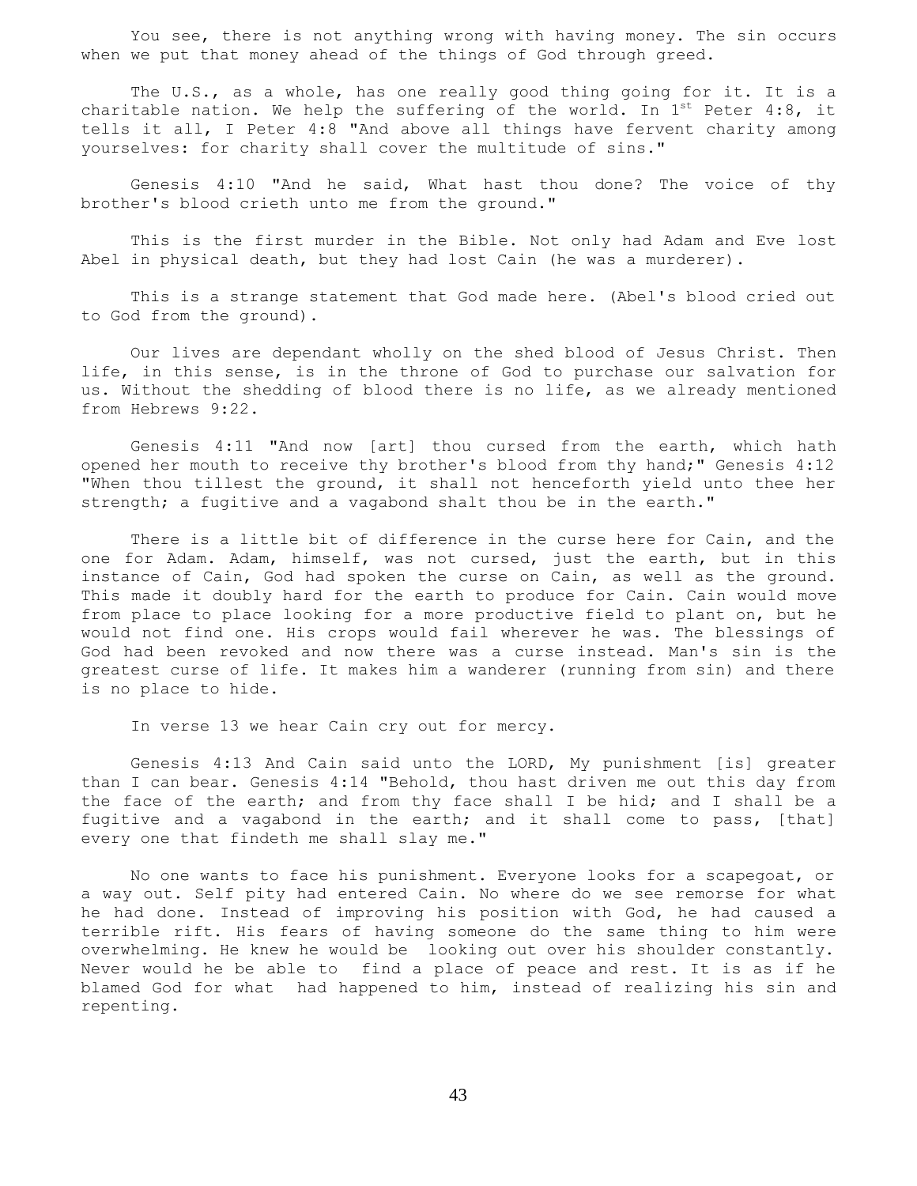You see, there is not anything wrong with having money. The sin occurs when we put that money ahead of the things of God through greed.

The U.S., as a whole, has one really good thing going for it. It is a charitable nation. We help the suffering of the world. In 1st Peter 4:8, it tells it all, I Peter 4:8 "And above all things have fervent charity among yourselves: for charity shall cover the multitude of sins."

Genesis 4:10 "And he said, What hast thou done? The voice of thy brother's blood crieth unto me from the ground."

This is the first murder in the Bible. Not only had Adam and Eve lost Abel in physical death, but they had lost Cain (he was a murderer).

This is a strange statement that God made here. (Abel's blood cried out to God from the ground).

Our lives are dependant wholly on the shed blood of Jesus Christ. Then life, in this sense, is in the throne of God to purchase our salvation for us. Without the shedding of blood there is no life, as we already mentioned from Hebrews 9:22.

Genesis 4:11 "And now [art] thou cursed from the earth, which hath opened her mouth to receive thy brother's blood from thy hand;" Genesis 4:12 "When thou tillest the ground, it shall not henceforth yield unto thee her strength; a fugitive and a vagabond shalt thou be in the earth."

There is a little bit of difference in the curse here for Cain, and the one for Adam. Adam, himself, was not cursed, just the earth, but in this instance of Cain, God had spoken the curse on Cain, as well as the ground. This made it doubly hard for the earth to produce for Cain. Cain would move from place to place looking for a more productive field to plant on, but he would not find one. His crops would fail wherever he was. The blessings of God had been revoked and now there was a curse instead. Man's sin is the greatest curse of life. It makes him a wanderer (running from sin) and there is no place to hide.

In verse 13 we hear Cain cry out for mercy.

Genesis 4:13 And Cain said unto the LORD, My punishment [is] greater than I can bear. Genesis 4:14 "Behold, thou hast driven me out this day from the face of the earth; and from thy face shall I be hid; and I shall be a fugitive and a vagabond in the earth; and it shall come to pass, [that] every one that findeth me shall slay me."

No one wants to face his punishment. Everyone looks for a scapegoat, or a way out. Self pity had entered Cain. No where do we see remorse for what he had done. Instead of improving his position with God, he had caused a terrible rift. His fears of having someone do the same thing to him were overwhelming. He knew he would be looking out over his shoulder constantly. Never would he be able to find a place of peace and rest. It is as if he blamed God for what had happened to him, instead of realizing his sin and repenting.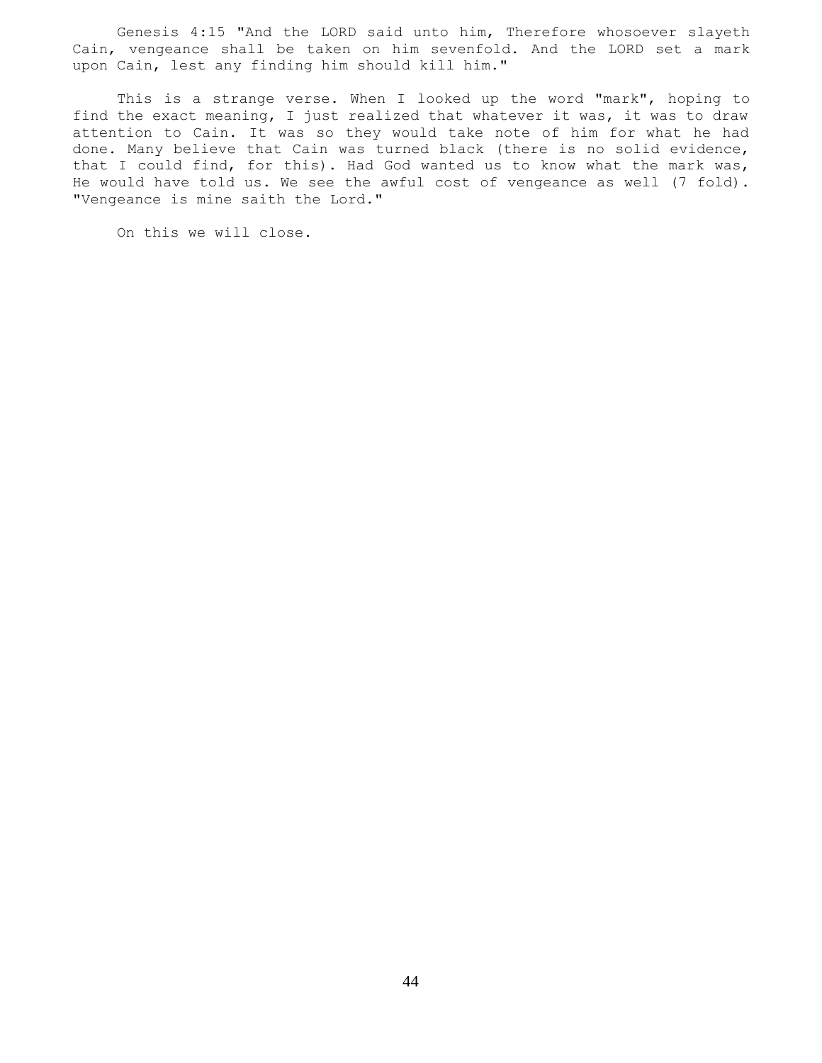Genesis 4:15 "And the LORD said unto him, Therefore whosoever slayeth Cain, vengeance shall be taken on him sevenfold. And the LORD set a mark upon Cain, lest any finding him should kill him."

This is a strange verse. When I looked up the word "mark", hoping to find the exact meaning, I just realized that whatever it was, it was to draw attention to Cain. It was so they would take note of him for what he had done. Many believe that Cain was turned black (there is no solid evidence, that I could find, for this). Had God wanted us to know what the mark was, He would have told us. We see the awful cost of vengeance as well (7 fold). "Vengeance is mine saith the Lord."

On this we will close.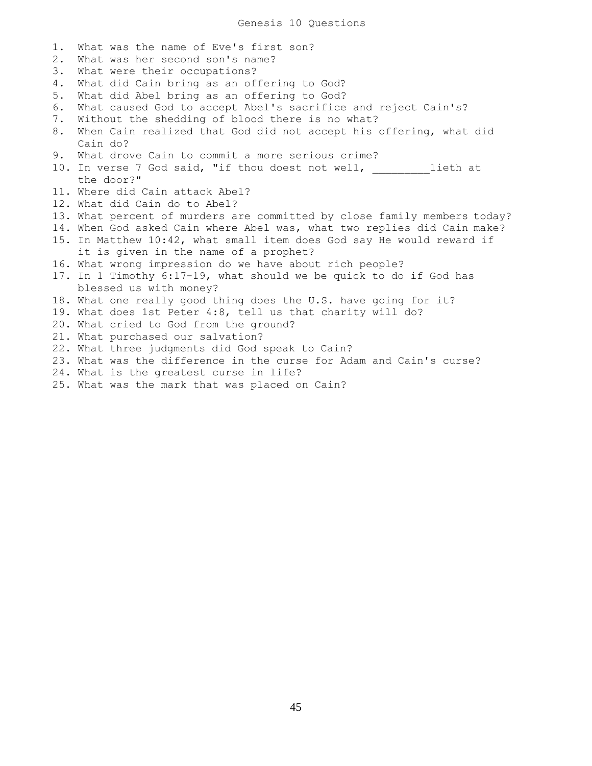# Genesis 10 Questions

1. What was the name of Eve's first son?
2. What was her second son's name?
3. What were their occupations?
4. What did Cain bring as an offering to God?
5. What did Abel bring as an offering to God?
6. What caused God to accept Abel's sacrifice and reject Cain's?
7. Without the shedding of blood there is no what?
8. When Cain realized that God did not accept his offering, what did Cain do?
9. What drove Cain to commit a more serious crime?
10. In verse 7 God said, "if thou doest not well, _________lieth at the door?"
11. Where did Cain attack Abel?
12. What did Cain do to Abel?
13. What percent of murders are committed by close family members today?
14. When God asked Cain where Abel was, what two replies did Cain make?
15. In Matthew 10:42, what small item does God say He would reward if it is given in the name of a prophet?
16. What wrong impression do we have about rich people?
17. In 1 Timothy 6:17-19, what should we be quick to do if God has blessed us with money?
18. What one really good thing does the U.S. have going for it?
19. What does 1st Peter 4:8, tell us that charity will do?
20. What cried to God from the ground?
21. What purchased our salvation?
22. What three judgments did God speak to Cain?
23. What was the difference in the curse for Adam and Cain's curse?
24. What is the greatest curse in life?
25. What was the mark that was placed on Cain?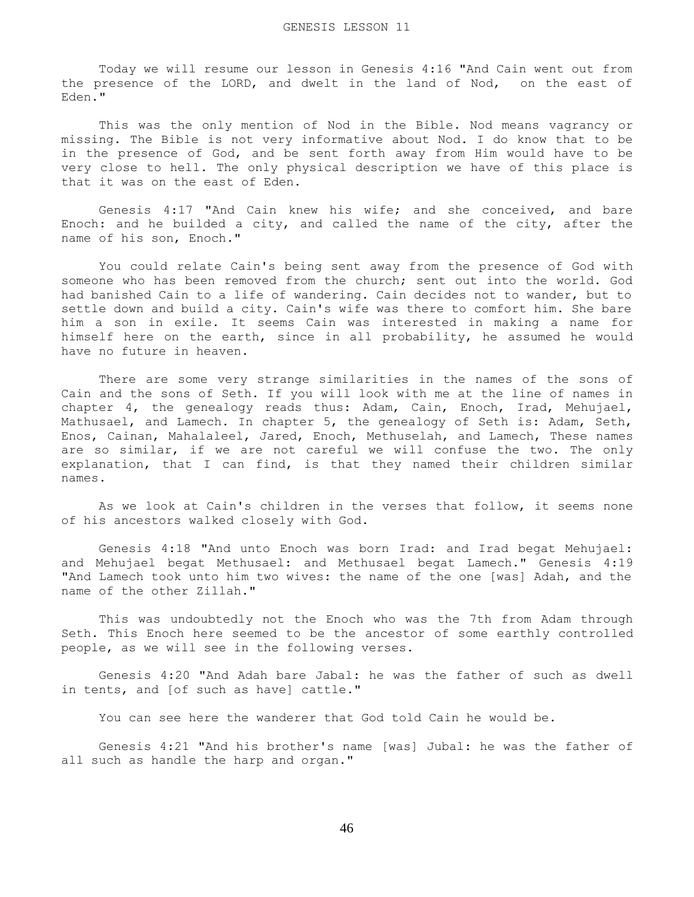# GENESIS LESSON 11

Today we will resume our lesson in Genesis 4:16 "And Cain went out from the presence of the LORD, and dwelt in the land of Nod, on the east of Eden."

This was the only mention of Nod in the Bible. Nod means vagrancy or missing. The Bible is not very informative about Nod. I do know that to be in the presence of God, and be sent forth away from Him would have to be very close to hell. The only physical description we have of this place is that it was on the east of Eden.

Genesis 4:17 "And Cain knew his wife; and she conceived, and bare Enoch: and he builded a city, and called the name of the city, after the name of his son, Enoch."

You could relate Cain's being sent away from the presence of God with someone who has been removed from the church; sent out into the world. God had banished Cain to a life of wandering. Cain decides not to wander, but to settle down and build a city. Cain's wife was there to comfort him. She bare him a son in exile. It seems Cain was interested in making a name for himself here on the earth, since in all probability, he assumed he would have no future in heaven.

There are some very strange similarities in the names of the sons of Cain and the sons of Seth. If you will look with me at the line of names in chapter 4, the genealogy reads thus: Adam, Cain, Enoch, Irad, Mehujael, Mathusael, and Lamech. In chapter 5, the genealogy of Seth is: Adam, Seth, Enos, Cainan, Mahalaleel, Jared, Enoch, Methuselah, and Lamech, These names are so similar, if we are not careful we will confuse the two. The only explanation, that I can find, is that they named their children similar names.

As we look at Cain's children in the verses that follow, it seems none of his ancestors walked closely with God.

Genesis 4:18 "And unto Enoch was born Irad: and Irad begat Mehujael: and Mehujael begat Methusael: and Methusael begat Lamech." Genesis 4:19 "And Lamech took unto him two wives: the name of the one [was] Adah, and the name of the other Zillah."

This was undoubtedly not the Enoch who was the 7th from Adam through Seth. This Enoch here seemed to be the ancestor of some earthly controlled people, as we will see in the following verses.

Genesis 4:20 "And Adah bare Jabal: he was the father of such as dwell in tents, and [of such as have] cattle."

You can see here the wanderer that God told Cain he would be.

Genesis 4:21 "And his brother's name [was] Jubal: he was the father of all such as handle the harp and organ."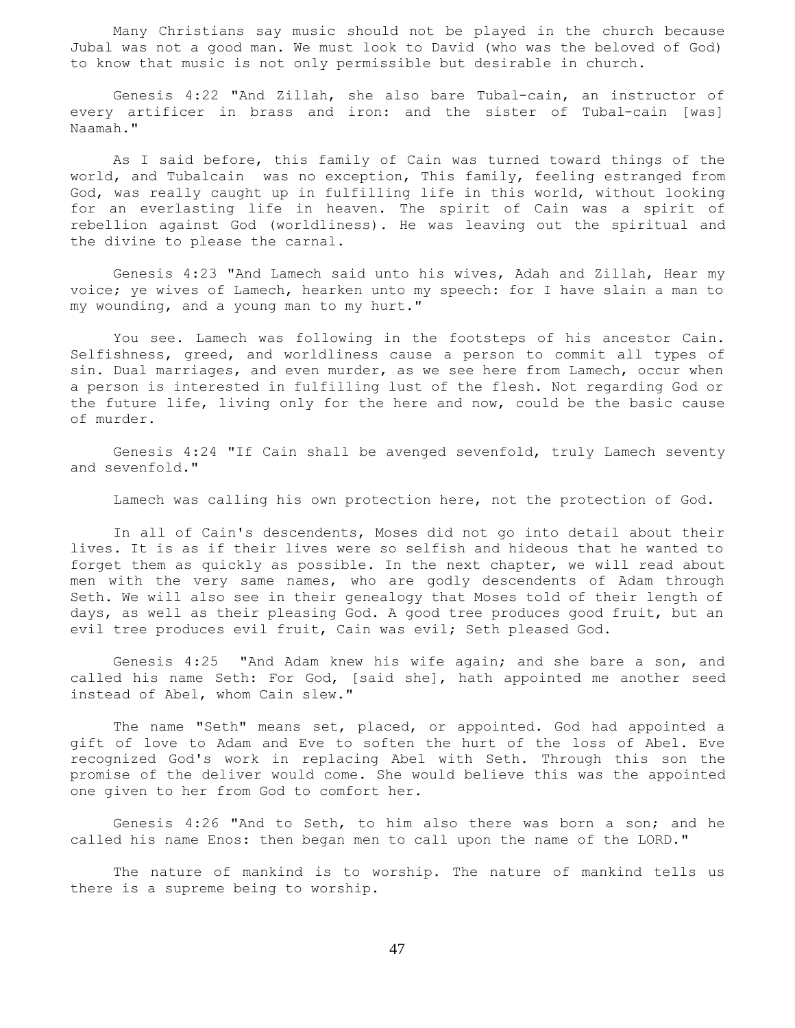Many Christians say music should not be played in the church because Jubal was not a good man. We must look to David (who was the beloved of God) to know that music is not only permissible but desirable in church.

Genesis 4:22 "And Zillah, she also bare Tubal-cain, an instructor of every artificer in brass and iron: and the sister of Tubal-cain [was] Naamah."

As I said before, this family of Cain was turned toward things of the world, and Tubalcain was no exception, This family, feeling estranged from God, was really caught up in fulfilling life in this world, without looking for an everlasting life in heaven. The spirit of Cain was a spirit of rebellion against God (worldliness). He was leaving out the spiritual and the divine to please the carnal.

Genesis 4:23 "And Lamech said unto his wives, Adah and Zillah, Hear my voice; ye wives of Lamech, hearken unto my speech: for I have slain a man to my wounding, and a young man to my hurt."

You see. Lamech was following in the footsteps of his ancestor Cain. Selfishness, greed, and worldliness cause a person to commit all types of sin. Dual marriages, and even murder, as we see here from Lamech, occur when a person is interested in fulfilling lust of the flesh. Not regarding God or the future life, living only for the here and now, could be the basic cause of murder.

Genesis 4:24 "If Cain shall be avenged sevenfold, truly Lamech seventy and sevenfold."

Lamech was calling his own protection here, not the protection of God.

In all of Cain's descendents, Moses did not go into detail about their lives. It is as if their lives were so selfish and hideous that he wanted to forget them as quickly as possible. In the next chapter, we will read about men with the very same names, who are godly descendents of Adam through Seth. We will also see in their genealogy that Moses told of their length of days, as well as their pleasing God. A good tree produces good fruit, but an evil tree produces evil fruit, Cain was evil; Seth pleased God.

Genesis 4:25 "And Adam knew his wife again; and she bare a son, and called his name Seth: For God, [said she], hath appointed me another seed instead of Abel, whom Cain slew."

The name "Seth" means set, placed, or appointed. God had appointed a gift of love to Adam and Eve to soften the hurt of the loss of Abel. Eve recognized God's work in replacing Abel with Seth. Through this son the promise of the deliver would come. She would believe this was the appointed one given to her from God to comfort her.

Genesis 4:26 "And to Seth, to him also there was born a son; and he called his name Enos: then began men to call upon the name of the LORD."

The nature of mankind is to worship. The nature of mankind tells us there is a supreme being to worship.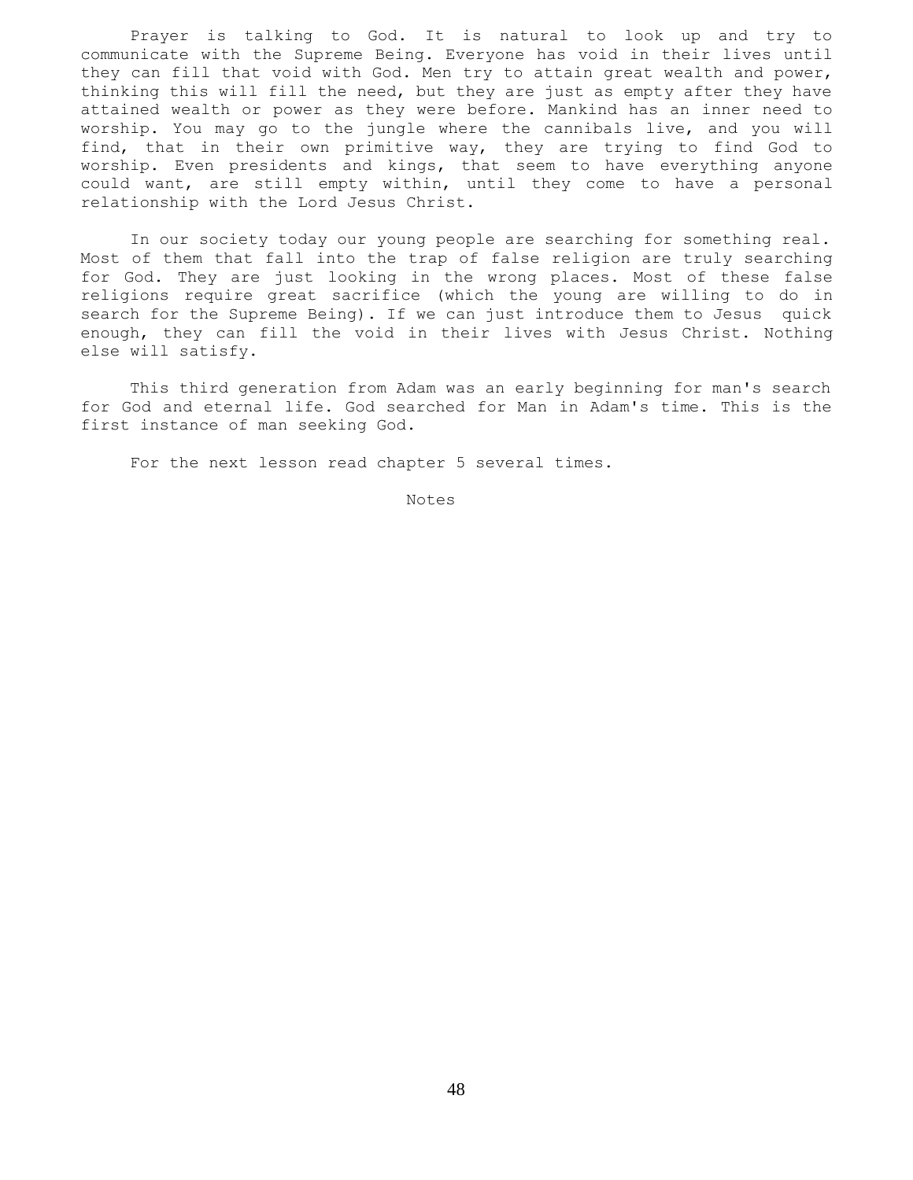Prayer is talking to God. It is natural to look up and try to communicate with the Supreme Being. Everyone has void in their lives until they can fill that void with God. Men try to attain great wealth and power, thinking this will fill the need, but they are just as empty after they have attained wealth or power as they were before. Mankind has an inner need to worship. You may go to the jungle where the cannibals live, and you will find, that in their own primitive way, they are trying to find God to worship. Even presidents and kings, that seem to have everything anyone could want, are still empty within, until they come to have a personal relationship with the Lord Jesus Christ.

In our society today our young people are searching for something real. Most of them that fall into the trap of false religion are truly searching for God. They are just looking in the wrong places. Most of these false religions require great sacrifice (which the young are willing to do in search for the Supreme Being). If we can just introduce them to Jesus quick enough, they can fill the void in their lives with Jesus Christ. Nothing else will satisfy.

This third generation from Adam was an early beginning for man's search for God and eternal life. God searched for Man in Adam's time. This is the first instance of man seeking God.

For the next lesson read chapter 5 several times.

Notes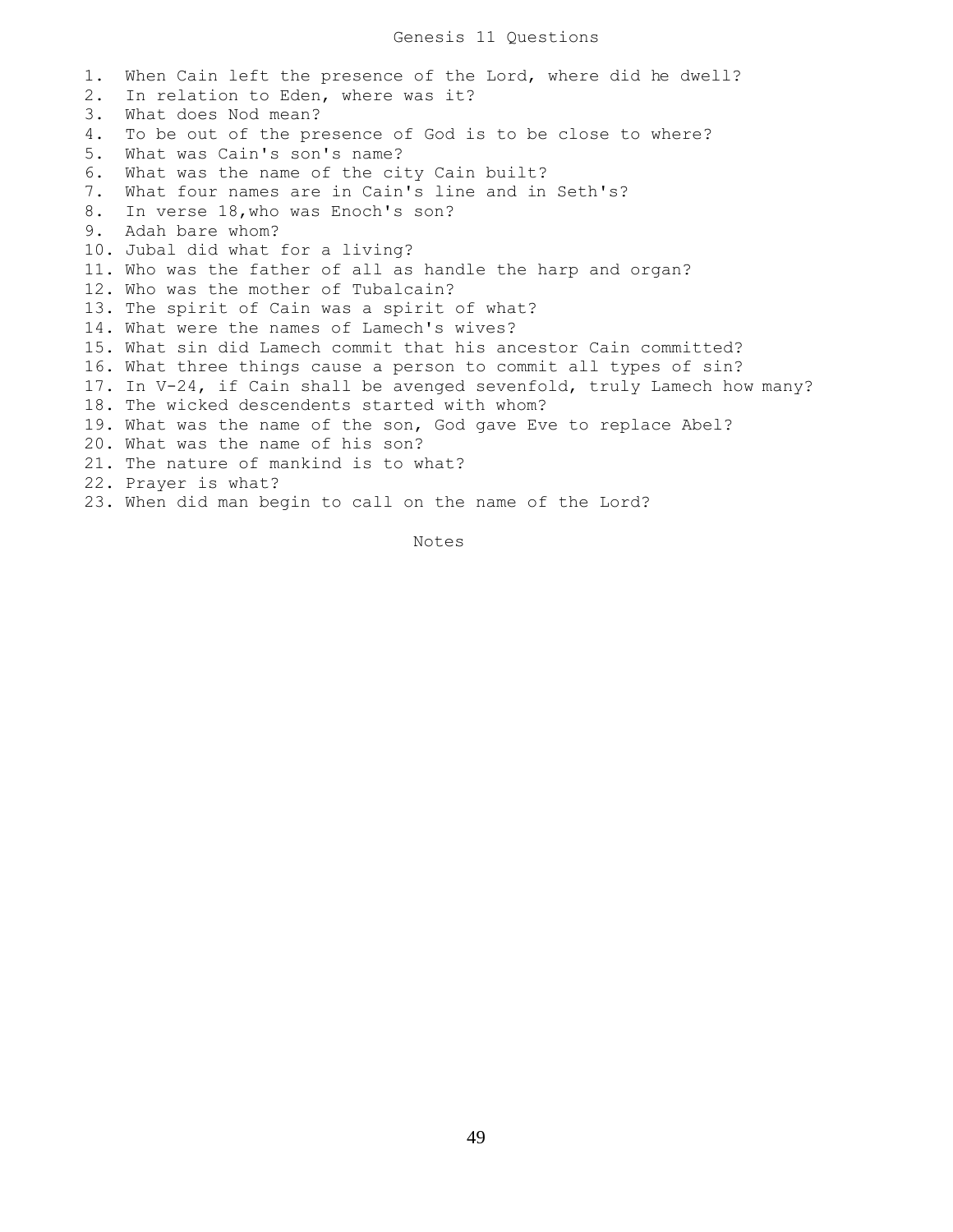# Genesis 11 Questions

1. When Cain left the presence of the Lord, where did he dwell?
2. In relation to Eden, where was it?
3. What does Nod mean?
4. To be out of the presence of God is to be close to where?
5. What was Cain's son's name?
6. What was the name of the city Cain built?
7. What four names are in Cain's line and in Seth's?
8. In verse 18,who was Enoch's son?
9. Adah bare whom?
10. Jubal did what for a living?
11. Who was the father of all as handle the harp and organ?
12. Who was the mother of Tubalcain?
13. The spirit of Cain was a spirit of what?
14. What were the names of Lamech's wives?
15. What sin did Lamech commit that his ancestor Cain committed?
16. What three things cause a person to commit all types of sin?
17. In V-24, if Cain shall be avenged sevenfold, truly Lamech how many?
18. The wicked descendents started with whom?
19. What was the name of the son, God gave Eve to replace Abel?
20. What was the name of his son?
21. The nature of mankind is to what?
22. Prayer is what?
23. When did man begin to call on the name of the Lord?

Notes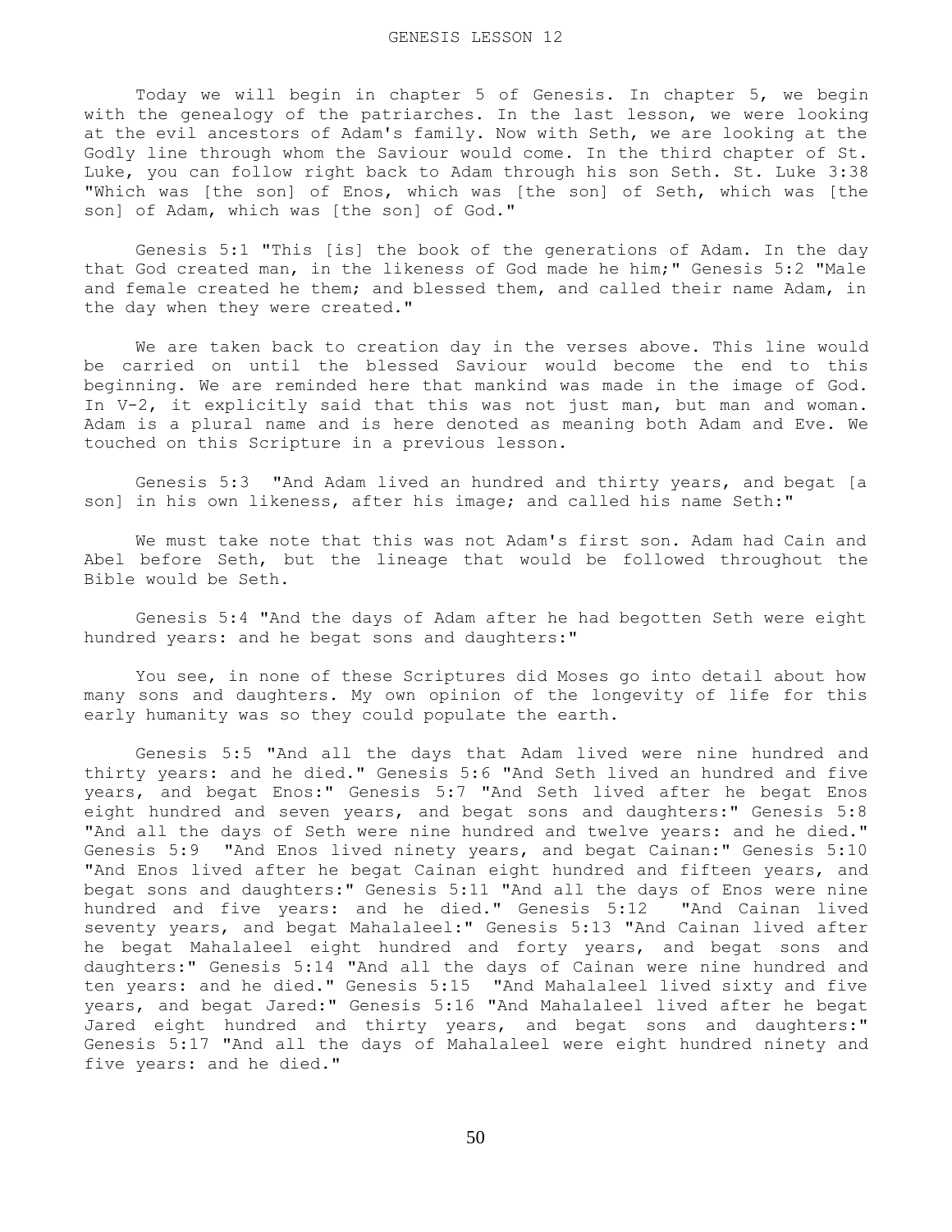# GENESIS LESSON 12

Today we will begin in chapter 5 of Genesis. In chapter 5, we begin with the genealogy of the patriarches. In the last lesson, we were looking at the evil ancestors of Adam's family. Now with Seth, we are looking at the Godly line through whom the Saviour would come. In the third chapter of St. Luke, you can follow right back to Adam through his son Seth. St. Luke 3:38 "Which was [the son] of Enos, which was [the son] of Seth, which was [the son] of Adam, which was [the son] of God."

Genesis 5:1 "This [is] the book of the generations of Adam. In the day that God created man, in the likeness of God made he him;" Genesis 5:2 "Male and female created he them; and blessed them, and called their name Adam, in the day when they were created."

We are taken back to creation day in the verses above. This line would be carried on until the blessed Saviour would become the end to this beginning. We are reminded here that mankind was made in the image of God. In V-2, it explicitly said that this was not just man, but man and woman. Adam is a plural name and is here denoted as meaning both Adam and Eve. We touched on this Scripture in a previous lesson.

Genesis 5:3 "And Adam lived an hundred and thirty years, and begat [a son] in his own likeness, after his image; and called his name Seth:"

We must take note that this was not Adam's first son. Adam had Cain and Abel before Seth, but the lineage that would be followed throughout the Bible would be Seth.

Genesis 5:4 "And the days of Adam after he had begotten Seth were eight hundred years: and he begat sons and daughters:"

You see, in none of these Scriptures did Moses go into detail about how many sons and daughters. My own opinion of the longevity of life for this early humanity was so they could populate the earth.

Genesis 5:5 "And all the days that Adam lived were nine hundred and thirty years: and he died." Genesis 5:6 "And Seth lived an hundred and five years, and begat Enos:" Genesis 5:7 "And Seth lived after he begat Enos eight hundred and seven years, and begat sons and daughters:" Genesis 5:8 "And all the days of Seth were nine hundred and twelve years: and he died." Genesis 5:9 "And Enos lived ninety years, and begat Cainan:" Genesis 5:10 "And Enos lived after he begat Cainan eight hundred and fifteen years, and begat sons and daughters:" Genesis 5:11 "And all the days of Enos were nine hundred and five years: and he died." Genesis 5:12 "And Cainan lived seventy years, and begat Mahalaleel:" Genesis 5:13 "And Cainan lived after he begat Mahalaleel eight hundred and forty years, and begat sons and daughters:" Genesis 5:14 "And all the days of Cainan were nine hundred and ten years: and he died." Genesis 5:15 "And Mahalaleel lived sixty and five years, and begat Jared:" Genesis 5:16 "And Mahalaleel lived after he begat Jared eight hundred and thirty years, and begat sons and daughters:" Genesis 5:17 "And all the days of Mahalaleel were eight hundred ninety and five years: and he died."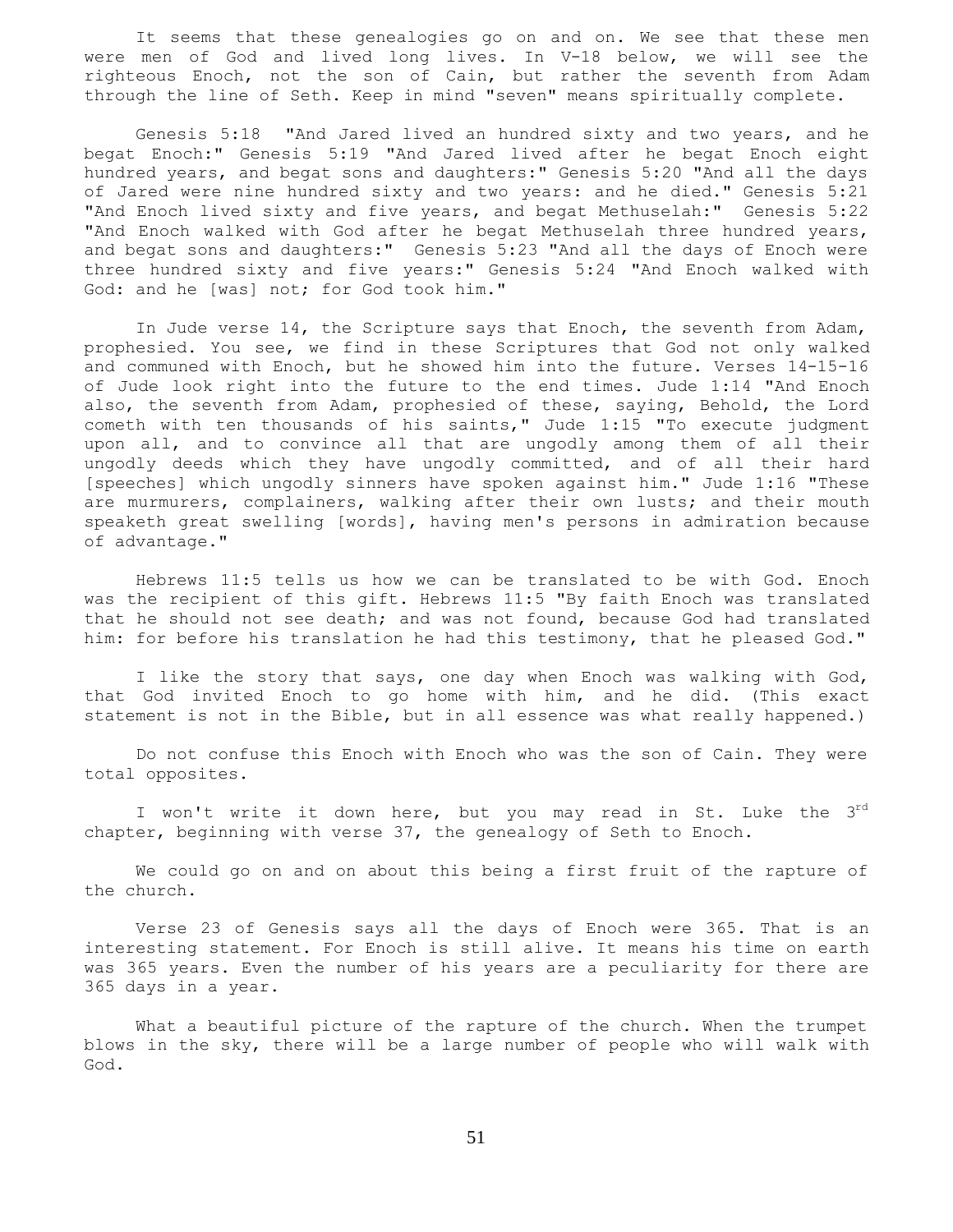It seems that these genealogies go on and on. We see that these men were men of God and lived long lives. In V-18 below, we will see the righteous Enoch, not the son of Cain, but rather the seventh from Adam through the line of Seth. Keep in mind "seven" means spiritually complete.

Genesis 5:18 "And Jared lived an hundred sixty and two years, and he begat Enoch:" Genesis 5:19 "And Jared lived after he begat Enoch eight hundred years, and begat sons and daughters:" Genesis 5:20 "And all the days of Jared were nine hundred sixty and two years: and he died." Genesis 5:21 "And Enoch lived sixty and five years, and begat Methuselah:" Genesis 5:22 "And Enoch walked with God after he begat Methuselah three hundred years, and begat sons and daughters:" Genesis 5:23 "And all the days of Enoch were three hundred sixty and five years:" Genesis 5:24 "And Enoch walked with God: and he [was] not; for God took him."

In Jude verse 14, the Scripture says that Enoch, the seventh from Adam, prophesied. You see, we find in these Scriptures that God not only walked and communed with Enoch, but he showed him into the future. Verses 14-15-16 of Jude look right into the future to the end times. Jude 1:14 "And Enoch also, the seventh from Adam, prophesied of these, saying, Behold, the Lord cometh with ten thousands of his saints," Jude 1:15 "To execute judgment upon all, and to convince all that are ungodly among them of all their ungodly deeds which they have ungodly committed, and of all their hard [speeches] which ungodly sinners have spoken against him." Jude 1:16 "These are murmurers, complainers, walking after their own lusts; and their mouth speaketh great swelling [words], having men's persons in admiration because of advantage."

Hebrews 11:5 tells us how we can be translated to be with God. Enoch was the recipient of this gift. Hebrews 11:5 "By faith Enoch was translated that he should not see death; and was not found, because God had translated him: for before his translation he had this testimony, that he pleased God."

I like the story that says, one day when Enoch was walking with God, that God invited Enoch to go home with him, and he did. (This exact statement is not in the Bible, but in all essence was what really happened.)

Do not confuse this Enoch with Enoch who was the son of Cain. They were total opposites.

I won't write it down here, but you may read in St. Luke the 3rd chapter, beginning with verse 37, the genealogy of Seth to Enoch.

We could go on and on about this being a first fruit of the rapture of the church.

Verse 23 of Genesis says all the days of Enoch were 365. That is an interesting statement. For Enoch is still alive. It means his time on earth was 365 years. Even the number of his years are a peculiarity for there are 365 days in a year.

What a beautiful picture of the rapture of the church. When the trumpet blows in the sky, there will be a large number of people who will walk with God.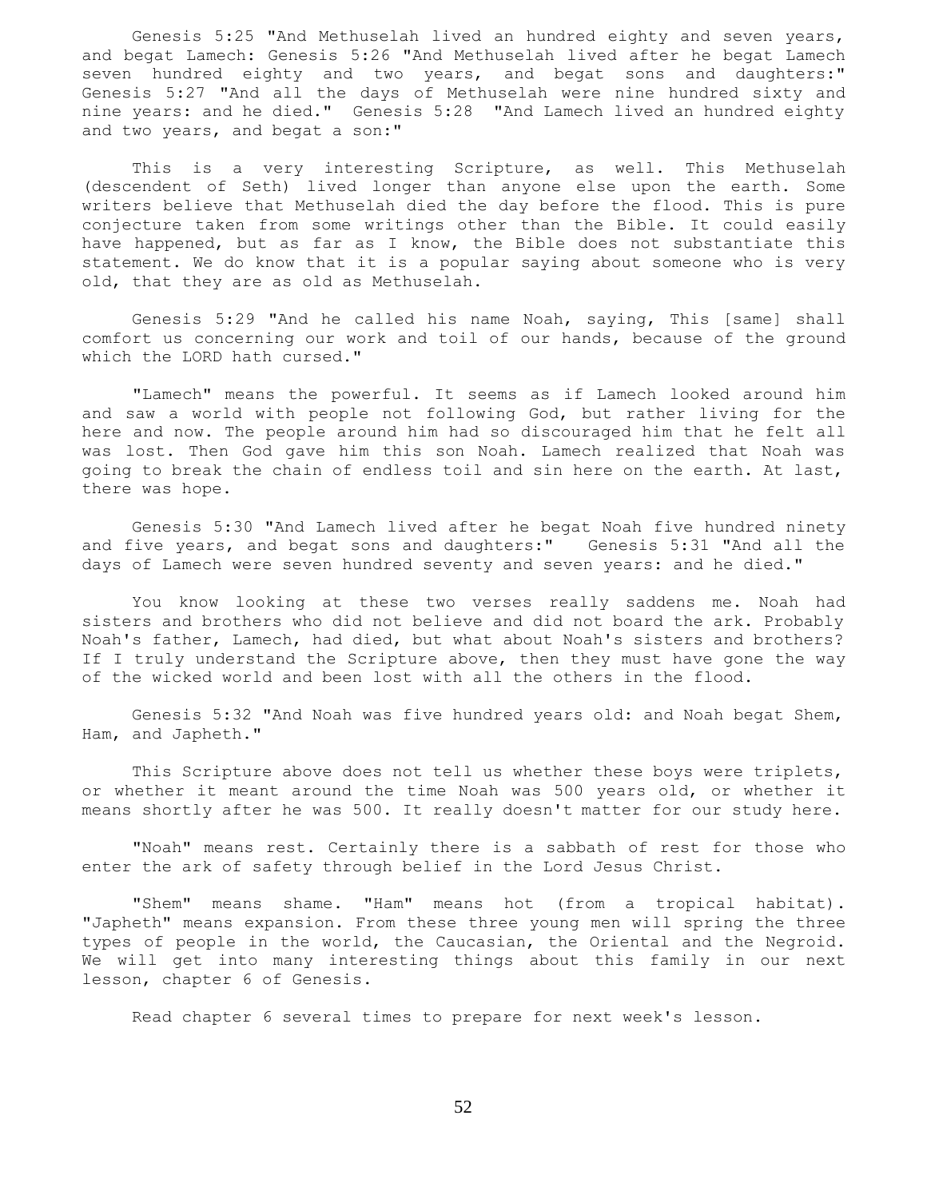Genesis 5:25 "And Methuselah lived an hundred eighty and seven years, and begat Lamech: Genesis 5:26 "And Methuselah lived after he begat Lamech seven hundred eighty and two years, and begat sons and daughters:" Genesis 5:27 "And all the days of Methuselah were nine hundred sixty and nine years: and he died." Genesis 5:28 "And Lamech lived an hundred eighty and two years, and begat a son:"

This is a very interesting Scripture, as well. This Methuselah (descendent of Seth) lived longer than anyone else upon the earth. Some writers believe that Methuselah died the day before the flood. This is pure conjecture taken from some writings other than the Bible. It could easily have happened, but as far as I know, the Bible does not substantiate this statement. We do know that it is a popular saying about someone who is very old, that they are as old as Methuselah.

Genesis 5:29 "And he called his name Noah, saying, This [same] shall comfort us concerning our work and toil of our hands, because of the ground which the LORD hath cursed."

"Lamech" means the powerful. It seems as if Lamech looked around him and saw a world with people not following God, but rather living for the here and now. The people around him had so discouraged him that he felt all was lost. Then God gave him this son Noah. Lamech realized that Noah was going to break the chain of endless toil and sin here on the earth. At last, there was hope.

Genesis 5:30 "And Lamech lived after he begat Noah five hundred ninety and five years, and begat sons and daughters:" Genesis 5:31 "And all the days of Lamech were seven hundred seventy and seven years: and he died."

You know looking at these two verses really saddens me. Noah had sisters and brothers who did not believe and did not board the ark. Probably Noah's father, Lamech, had died, but what about Noah's sisters and brothers? If I truly understand the Scripture above, then they must have gone the way of the wicked world and been lost with all the others in the flood.

Genesis 5:32 "And Noah was five hundred years old: and Noah begat Shem, Ham, and Japheth."

This Scripture above does not tell us whether these boys were triplets, or whether it meant around the time Noah was 500 years old, or whether it means shortly after he was 500. It really doesn't matter for our study here.

"Noah" means rest. Certainly there is a sabbath of rest for those who enter the ark of safety through belief in the Lord Jesus Christ.

"Shem" means shame. "Ham" means hot (from a tropical habitat). "Japheth" means expansion. From these three young men will spring the three types of people in the world, the Caucasian, the Oriental and the Negroid. We will get into many interesting things about this family in our next lesson, chapter 6 of Genesis.

Read chapter 6 several times to prepare for next week's lesson.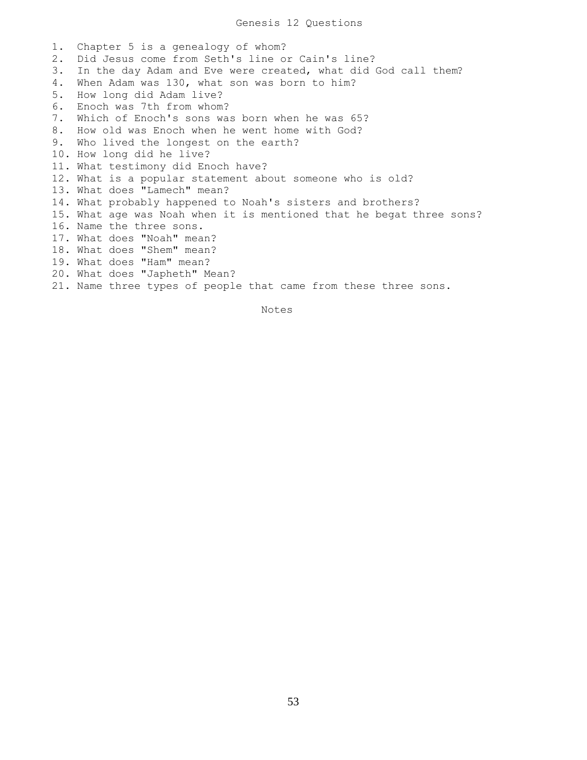# Genesis 12 Questions

1. Chapter 5 is a genealogy of whom?
2. Did Jesus come from Seth's line or Cain's line?
3. In the day Adam and Eve were created, what did God call them?
4. When Adam was 130, what son was born to him?
5. How long did Adam live?
6. Enoch was 7th from whom?
7. Which of Enoch's sons was born when he was 65?
8. How old was Enoch when he went home with God?
9. Who lived the longest on the earth?
10. How long did he live?
11. What testimony did Enoch have?
12. What is a popular statement about someone who is old?
13. What does "Lamech" mean?
14. What probably happened to Noah's sisters and brothers?
15. What age was Noah when it is mentioned that he begat three sons?
16. Name the three sons.
17. What does "Noah" mean?
18. What does "Shem" mean?
19. What does "Ham" mean?
20. What does "Japheth" Mean?
21. Name three types of people that came from these three sons.

Notes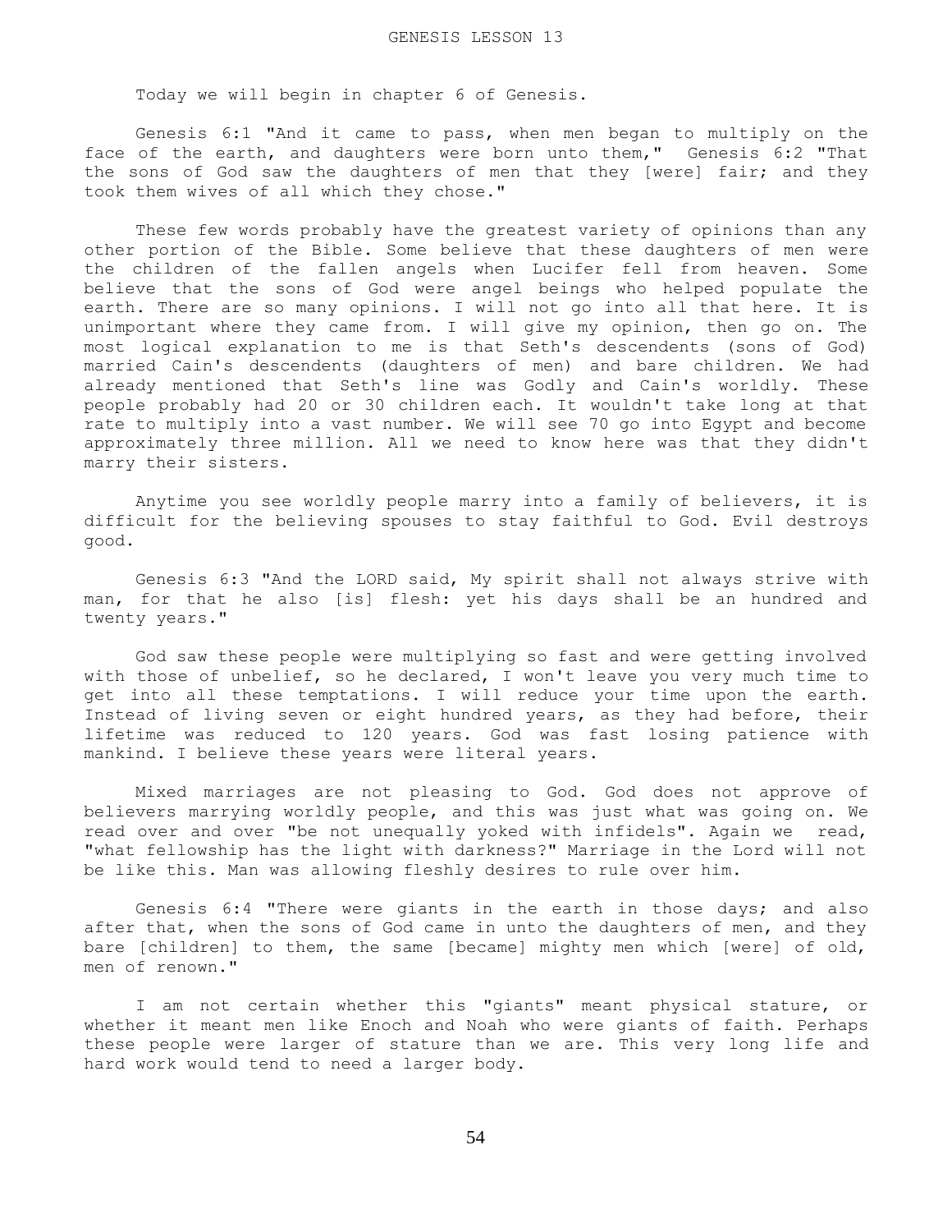# GENESIS LESSON 13

Today we will begin in chapter 6 of Genesis.

Genesis 6:1 "And it came to pass, when men began to multiply on the face of the earth, and daughters were born unto them," Genesis 6:2 "That the sons of God saw the daughters of men that they [were] fair; and they took them wives of all which they chose."

These few words probably have the greatest variety of opinions than any other portion of the Bible. Some believe that these daughters of men were the children of the fallen angels when Lucifer fell from heaven. Some believe that the sons of God were angel beings who helped populate the earth. There are so many opinions. I will not go into all that here. It is unimportant where they came from. I will give my opinion, then go on. The most logical explanation to me is that Seth's descendents (sons of God) married Cain's descendents (daughters of men) and bare children. We had already mentioned that Seth's line was Godly and Cain's worldly. These people probably had 20 or 30 children each. It wouldn't take long at that rate to multiply into a vast number. We will see 70 go into Egypt and become approximately three million. All we need to know here was that they didn't marry their sisters.

Anytime you see worldly people marry into a family of believers, it is difficult for the believing spouses to stay faithful to God. Evil destroys good.

Genesis 6:3 "And the LORD said, My spirit shall not always strive with man, for that he also [is] flesh: yet his days shall be an hundred and twenty years."

God saw these people were multiplying so fast and were getting involved with those of unbelief, so he declared, I won't leave you very much time to get into all these temptations. I will reduce your time upon the earth. Instead of living seven or eight hundred years, as they had before, their lifetime was reduced to 120 years. God was fast losing patience with mankind. I believe these years were literal years.

Mixed marriages are not pleasing to God. God does not approve of believers marrying worldly people, and this was just what was going on. We read over and over "be not unequally yoked with infidels". Again we read, "what fellowship has the light with darkness?" Marriage in the Lord will not be like this. Man was allowing fleshly desires to rule over him.

Genesis 6:4 "There were giants in the earth in those days; and also after that, when the sons of God came in unto the daughters of men, and they bare [children] to them, the same [became] mighty men which [were] of old, men of renown."

I am not certain whether this "giants" meant physical stature, or whether it meant men like Enoch and Noah who were giants of faith. Perhaps these people were larger of stature than we are. This very long life and hard work would tend to need a larger body.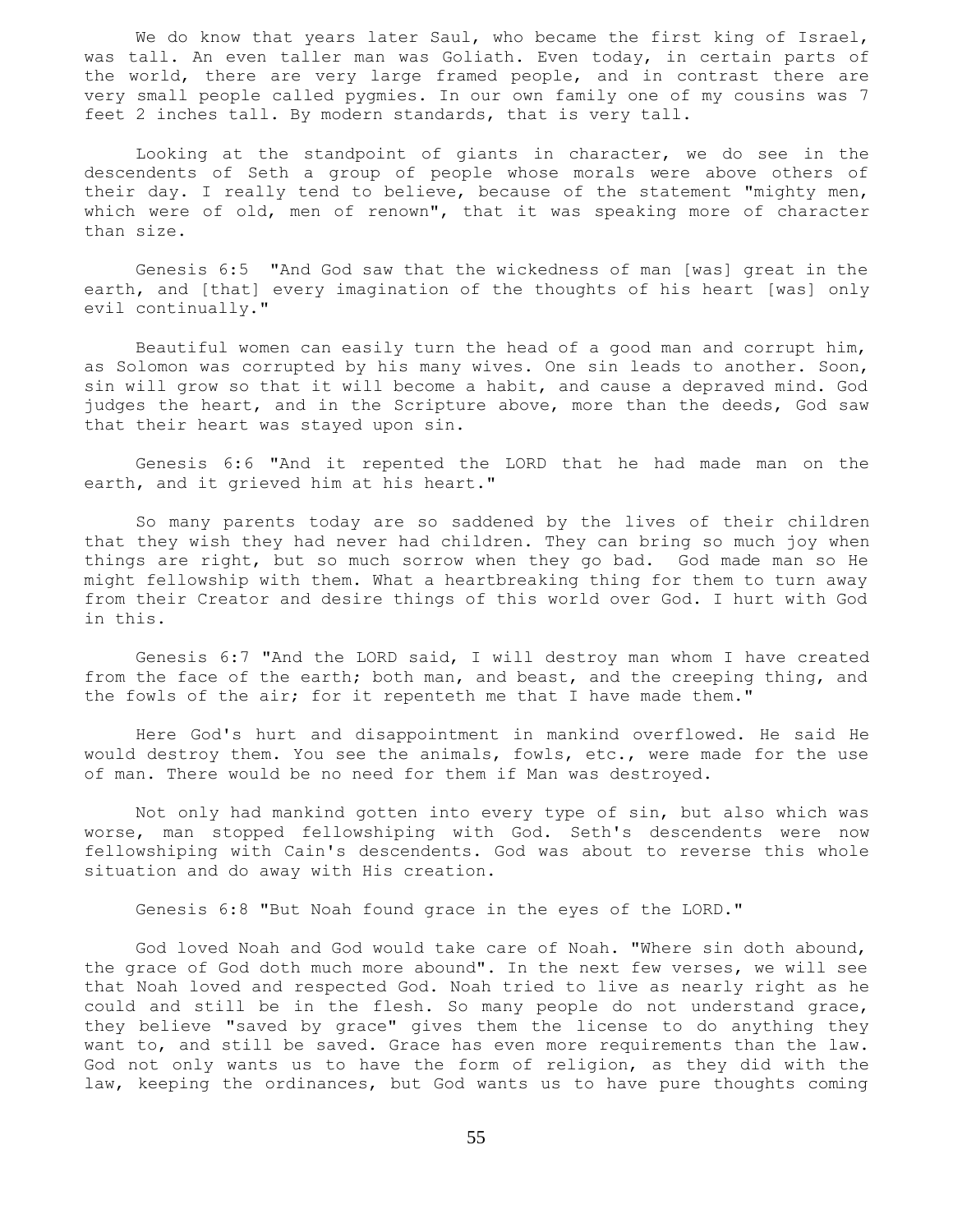We do know that years later Saul, who became the first king of Israel, was tall. An even taller man was Goliath. Even today, in certain parts of the world, there are very large framed people, and in contrast there are very small people called pygmies. In our own family one of my cousins was 7 feet 2 inches tall. By modern standards, that is very tall.

Looking at the standpoint of giants in character, we do see in the descendents of Seth a group of people whose morals were above others of their day. I really tend to believe, because of the statement "mighty men, which were of old, men of renown", that it was speaking more of character than size.

Genesis 6:5 "And God saw that the wickedness of man [was] great in the earth, and [that] every imagination of the thoughts of his heart [was] only evil continually."

Beautiful women can easily turn the head of a good man and corrupt him, as Solomon was corrupted by his many wives. One sin leads to another. Soon, sin will grow so that it will become a habit, and cause a depraved mind. God judges the heart, and in the Scripture above, more than the deeds, God saw that their heart was stayed upon sin.

Genesis 6:6 "And it repented the LORD that he had made man on the earth, and it grieved him at his heart."

So many parents today are so saddened by the lives of their children that they wish they had never had children. They can bring so much joy when things are right, but so much sorrow when they go bad. God made man so He might fellowship with them. What a heartbreaking thing for them to turn away from their Creator and desire things of this world over God. I hurt with God in this.

Genesis 6:7 "And the LORD said, I will destroy man whom I have created from the face of the earth; both man, and beast, and the creeping thing, and the fowls of the air; for it repenteth me that I have made them."

Here God's hurt and disappointment in mankind overflowed. He said He would destroy them. You see the animals, fowls, etc., were made for the use of man. There would be no need for them if Man was destroyed.

Not only had mankind gotten into every type of sin, but also which was worse, man stopped fellowshiping with God. Seth's descendents were now fellowshiping with Cain's descendents. God was about to reverse this whole situation and do away with His creation.

Genesis 6:8 "But Noah found grace in the eyes of the LORD."

God loved Noah and God would take care of Noah. "Where sin doth abound, the grace of God doth much more abound". In the next few verses, we will see that Noah loved and respected God. Noah tried to live as nearly right as he could and still be in the flesh. So many people do not understand grace, they believe "saved by grace" gives them the license to do anything they want to, and still be saved. Grace has even more requirements than the law. God not only wants us to have the form of religion, as they did with the law, keeping the ordinances, but God wants us to have pure thoughts coming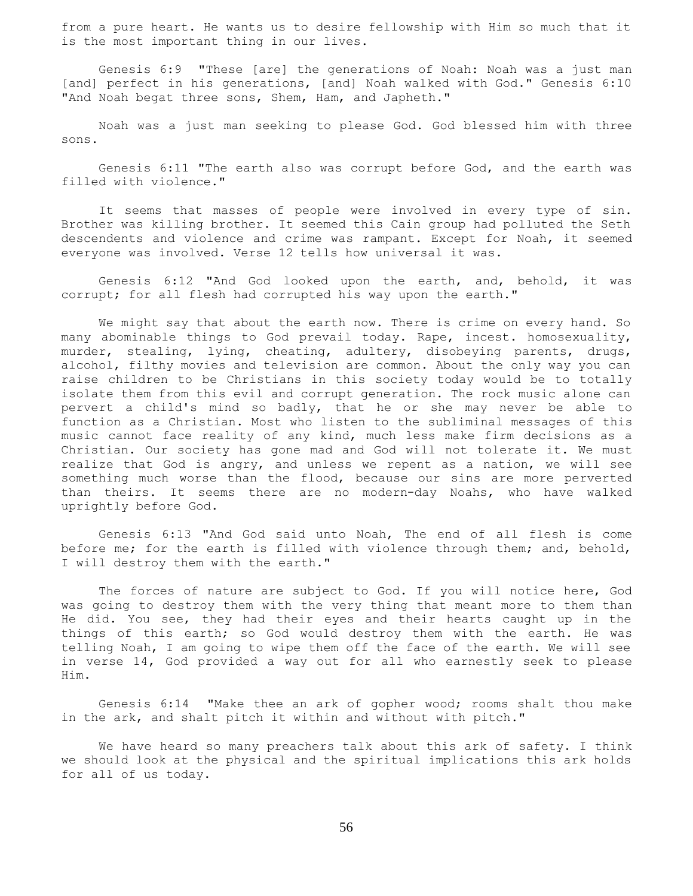from a pure heart. He wants us to desire fellowship with Him so much that it is the most important thing in our lives.

Genesis 6:9 "These [are] the generations of Noah: Noah was a just man [and] perfect in his generations, [and] Noah walked with God." Genesis 6:10 "And Noah begat three sons, Shem, Ham, and Japheth."

Noah was a just man seeking to please God. God blessed him with three sons.

Genesis 6:11 "The earth also was corrupt before God, and the earth was filled with violence."

It seems that masses of people were involved in every type of sin. Brother was killing brother. It seemed this Cain group had polluted the Seth descendents and violence and crime was rampant. Except for Noah, it seemed everyone was involved. Verse 12 tells how universal it was.

Genesis 6:12 "And God looked upon the earth, and, behold, it was corrupt; for all flesh had corrupted his way upon the earth."

We might say that about the earth now. There is crime on every hand. So many abominable things to God prevail today. Rape, incest. homosexuality, murder, stealing, lying, cheating, adultery, disobeying parents, drugs, alcohol, filthy movies and television are common. About the only way you can raise children to be Christians in this society today would be to totally isolate them from this evil and corrupt generation. The rock music alone can pervert a child's mind so badly, that he or she may never be able to function as a Christian. Most who listen to the subliminal messages of this music cannot face reality of any kind, much less make firm decisions as a Christian. Our society has gone mad and God will not tolerate it. We must realize that God is angry, and unless we repent as a nation, we will see something much worse than the flood, because our sins are more perverted than theirs. It seems there are no modern-day Noahs, who have walked uprightly before God.

Genesis 6:13 "And God said unto Noah, The end of all flesh is come before me; for the earth is filled with violence through them; and, behold, I will destroy them with the earth."

The forces of nature are subject to God. If you will notice here, God was going to destroy them with the very thing that meant more to them than He did. You see, they had their eyes and their hearts caught up in the things of this earth; so God would destroy them with the earth. He was telling Noah, I am going to wipe them off the face of the earth. We will see in verse 14, God provided a way out for all who earnestly seek to please Him.

Genesis 6:14 "Make thee an ark of gopher wood; rooms shalt thou make in the ark, and shalt pitch it within and without with pitch."

We have heard so many preachers talk about this ark of safety. I think we should look at the physical and the spiritual implications this ark holds for all of us today.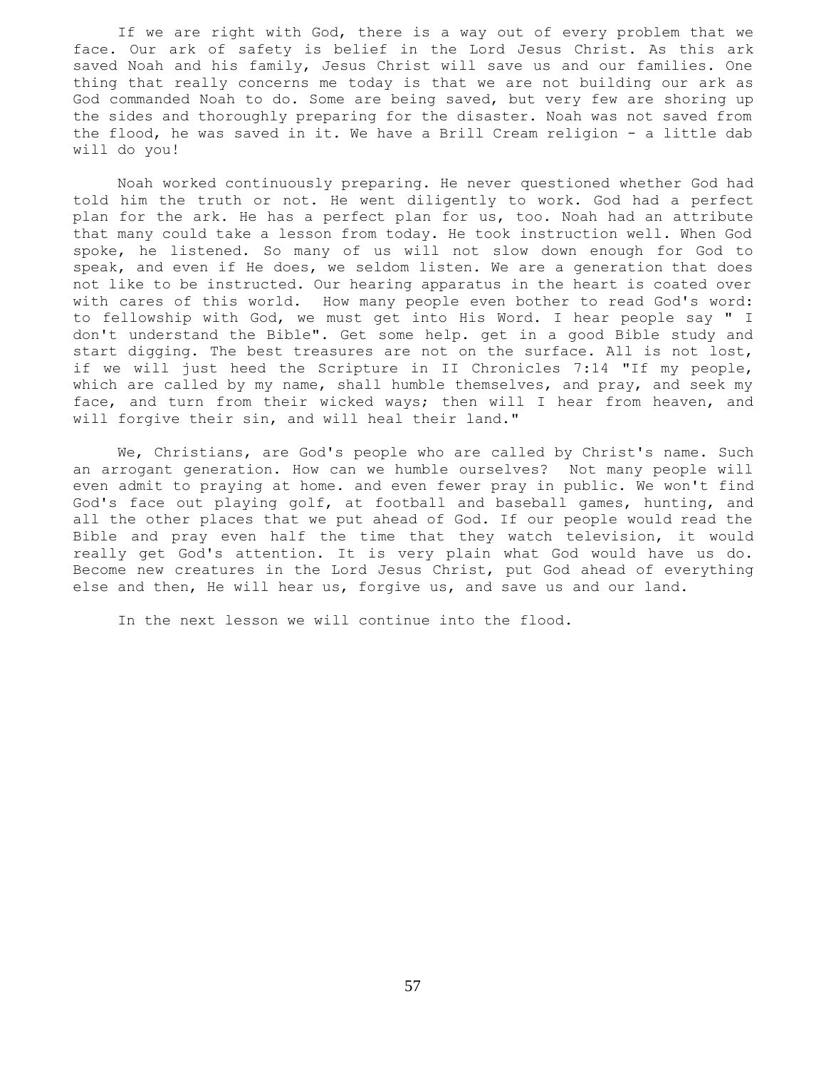If we are right with God, there is a way out of every problem that we face. Our ark of safety is belief in the Lord Jesus Christ. As this ark saved Noah and his family, Jesus Christ will save us and our families. One thing that really concerns me today is that we are not building our ark as God commanded Noah to do. Some are being saved, but very few are shoring up the sides and thoroughly preparing for the disaster. Noah was not saved from the flood, he was saved in it. We have a Brill Cream religion - a little dab will do you!

Noah worked continuously preparing. He never questioned whether God had told him the truth or not. He went diligently to work. God had a perfect plan for the ark. He has a perfect plan for us, too. Noah had an attribute that many could take a lesson from today. He took instruction well. When God spoke, he listened. So many of us will not slow down enough for God to speak, and even if He does, we seldom listen. We are a generation that does not like to be instructed. Our hearing apparatus in the heart is coated over with cares of this world. How many people even bother to read God's word: to fellowship with God, we must get into His Word. I hear people say " I don't understand the Bible". Get some help. get in a good Bible study and start digging. The best treasures are not on the surface. All is not lost, if we will just heed the Scripture in II Chronicles 7:14 "If my people, which are called by my name, shall humble themselves, and pray, and seek my face, and turn from their wicked ways; then will I hear from heaven, and will forgive their sin, and will heal their land."

We, Christians, are God's people who are called by Christ's name. Such an arrogant generation. How can we humble ourselves? Not many people will even admit to praying at home. and even fewer pray in public. We won't find God's face out playing golf, at football and baseball games, hunting, and all the other places that we put ahead of God. If our people would read the Bible and pray even half the time that they watch television, it would really get God's attention. It is very plain what God would have us do. Become new creatures in the Lord Jesus Christ, put God ahead of everything else and then, He will hear us, forgive us, and save us and our land.

In the next lesson we will continue into the flood.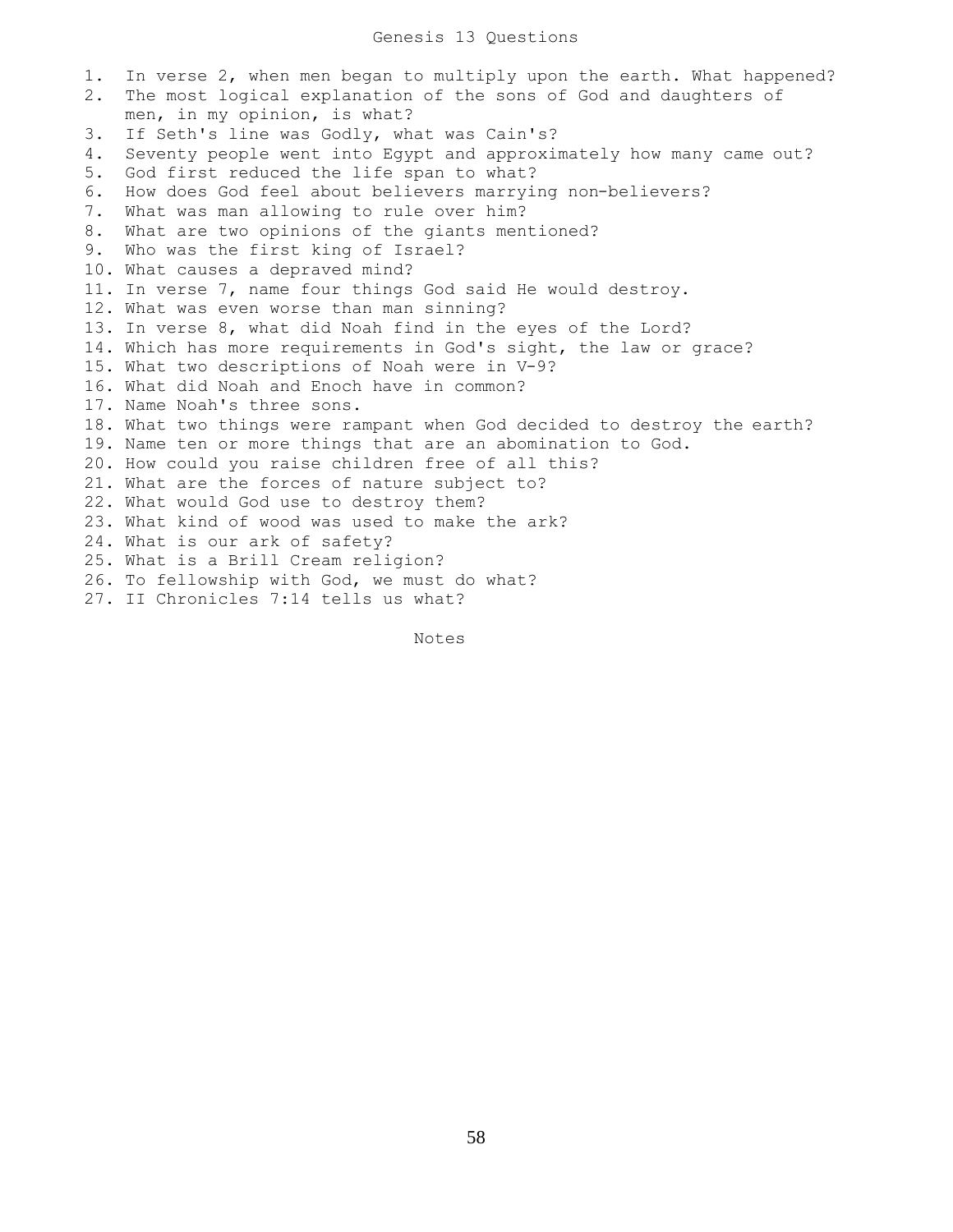# Genesis 13 Questions

1. In verse 2, when men began to multiply upon the earth. What happened?
2. The most logical explanation of the sons of God and daughters of men, in my opinion, is what?
3. If Seth's line was Godly, what was Cain's?
4. Seventy people went into Egypt and approximately how many came out?
5. God first reduced the life span to what?
6. How does God feel about believers marrying non-believers?
7. What was man allowing to rule over him?
8. What are two opinions of the giants mentioned?
9. Who was the first king of Israel?
10. What causes a depraved mind?
11. In verse 7, name four things God said He would destroy.
12. What was even worse than man sinning?
13. In verse 8, what did Noah find in the eyes of the Lord?
14. Which has more requirements in God's sight, the law or grace?
15. What two descriptions of Noah were in V-9?
16. What did Noah and Enoch have in common?
17. Name Noah's three sons.
18. What two things were rampant when God decided to destroy the earth?
19. Name ten or more things that are an abomination to God.
20. How could you raise children free of all this?
21. What are the forces of nature subject to?
22. What would God use to destroy them?
23. What kind of wood was used to make the ark?
24. What is our ark of safety?
25. What is a Brill Cream religion?
26. To fellowship with God, we must do what?
27. II Chronicles 7:14 tells us what?

Notes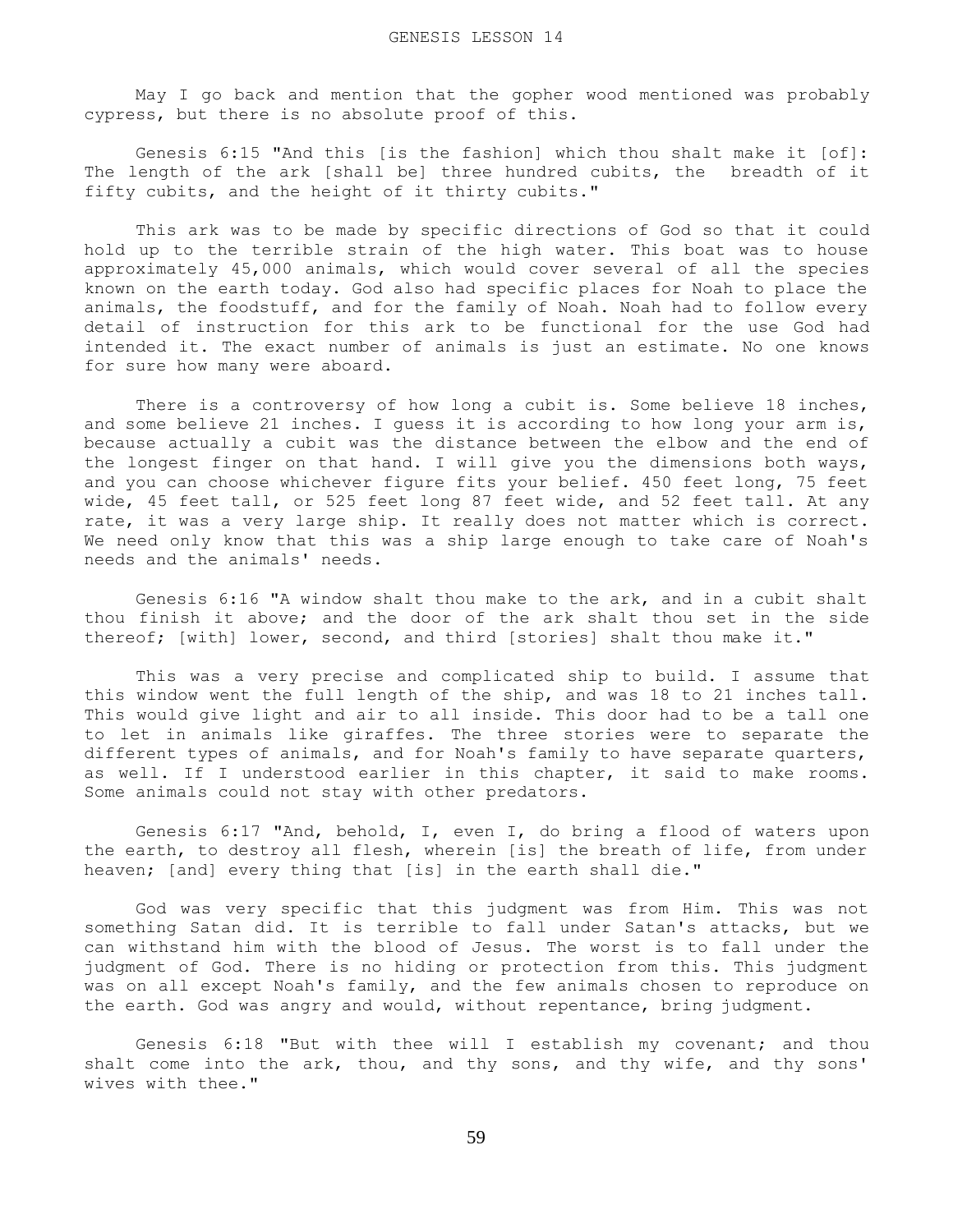May I go back and mention that the gopher wood mentioned was probably cypress, but there is no absolute proof of this.

Genesis 6:15 "And this [is the fashion] which thou shalt make it [of]: The length of the ark [shall be] three hundred cubits, the breadth of it fifty cubits, and the height of it thirty cubits."

This ark was to be made by specific directions of God so that it could hold up to the terrible strain of the high water. This boat was to house approximately 45,000 animals, which would cover several of all the species known on the earth today. God also had specific places for Noah to place the animals, the foodstuff, and for the family of Noah. Noah had to follow every detail of instruction for this ark to be functional for the use God had intended it. The exact number of animals is just an estimate. No one knows for sure how many were aboard.

There is a controversy of how long a cubit is. Some believe 18 inches, and some believe 21 inches. I guess it is according to how long your arm is, because actually a cubit was the distance between the elbow and the end of the longest finger on that hand. I will give you the dimensions both ways, and you can choose whichever figure fits your belief. 450 feet long, 75 feet wide, 45 feet tall, or 525 feet long 87 feet wide, and 52 feet tall. At any rate, it was a very large ship. It really does not matter which is correct. We need only know that this was a ship large enough to take care of Noah's needs and the animals' needs.

Genesis 6:16 "A window shalt thou make to the ark, and in a cubit shalt thou finish it above; and the door of the ark shalt thou set in the side thereof; [with] lower, second, and third [stories] shalt thou make it."

This was a very precise and complicated ship to build. I assume that this window went the full length of the ship, and was 18 to 21 inches tall. This would give light and air to all inside. This door had to be a tall one to let in animals like giraffes. The three stories were to separate the different types of animals, and for Noah's family to have separate quarters, as well. If I understood earlier in this chapter, it said to make rooms. Some animals could not stay with other predators.

Genesis 6:17 "And, behold, I, even I, do bring a flood of waters upon the earth, to destroy all flesh, wherein [is] the breath of life, from under heaven; [and] every thing that [is] in the earth shall die."

God was very specific that this judgment was from Him. This was not something Satan did. It is terrible to fall under Satan's attacks, but we can withstand him with the blood of Jesus. The worst is to fall under the judgment of God. There is no hiding or protection from this. This judgment was on all except Noah's family, and the few animals chosen to reproduce on the earth. God was angry and would, without repentance, bring judgment.

Genesis 6:18 "But with thee will I establish my covenant; and thou shalt come into the ark, thou, and thy sons, and thy wife, and thy sons' wives with thee."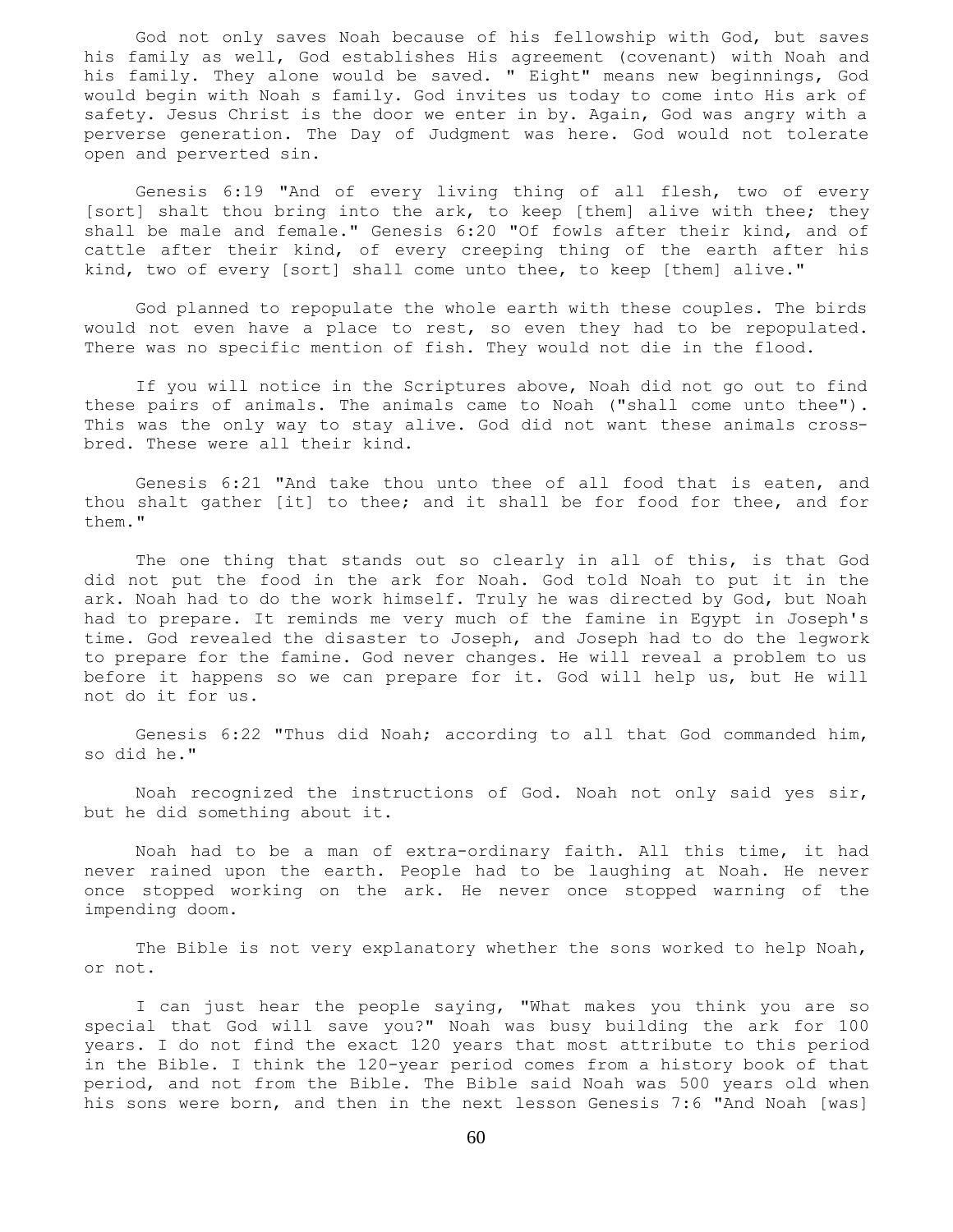God not only saves Noah because of his fellowship with God, but saves his family as well, God establishes His agreement (covenant) with Noah and his family. They alone would be saved. " Eight" means new beginnings, God would begin with Noah s family. God invites us today to come into His ark of safety. Jesus Christ is the door we enter in by. Again, God was angry with a perverse generation. The Day of Judgment was here. God would not tolerate open and perverted sin.

Genesis 6:19 "And of every living thing of all flesh, two of every [sort] shalt thou bring into the ark, to keep [them] alive with thee; they shall be male and female." Genesis 6:20 "Of fowls after their kind, and of cattle after their kind, of every creeping thing of the earth after his kind, two of every [sort] shall come unto thee, to keep [them] alive."

God planned to repopulate the whole earth with these couples. The birds would not even have a place to rest, so even they had to be repopulated. There was no specific mention of fish. They would not die in the flood.

If you will notice in the Scriptures above, Noah did not go out to find these pairs of animals. The animals came to Noah ("shall come unto thee"). This was the only way to stay alive. God did not want these animals cross-bred. These were all their kind.

Genesis 6:21 "And take thou unto thee of all food that is eaten, and thou shalt gather [it] to thee; and it shall be for food for thee, and for them."

The one thing that stands out so clearly in all of this, is that God did not put the food in the ark for Noah. God told Noah to put it in the ark. Noah had to do the work himself. Truly he was directed by God, but Noah had to prepare. It reminds me very much of the famine in Egypt in Joseph's time. God revealed the disaster to Joseph, and Joseph had to do the legwork to prepare for the famine. God never changes. He will reveal a problem to us before it happens so we can prepare for it. God will help us, but He will not do it for us.

Genesis 6:22 "Thus did Noah; according to all that God commanded him, so did he."

Noah recognized the instructions of God. Noah not only said yes sir, but he did something about it.

Noah had to be a man of extra-ordinary faith. All this time, it had never rained upon the earth. People had to be laughing at Noah. He never once stopped working on the ark. He never once stopped warning of the impending doom.

The Bible is not very explanatory whether the sons worked to help Noah, or not.

I can just hear the people saying, "What makes you think you are so special that God will save you?" Noah was busy building the ark for 100 years. I do not find the exact 120 years that most attribute to this period in the Bible. I think the 120-year period comes from a history book of that period, and not from the Bible. The Bible said Noah was 500 years old when his sons were born, and then in the next lesson Genesis 7:6 "And Noah [was]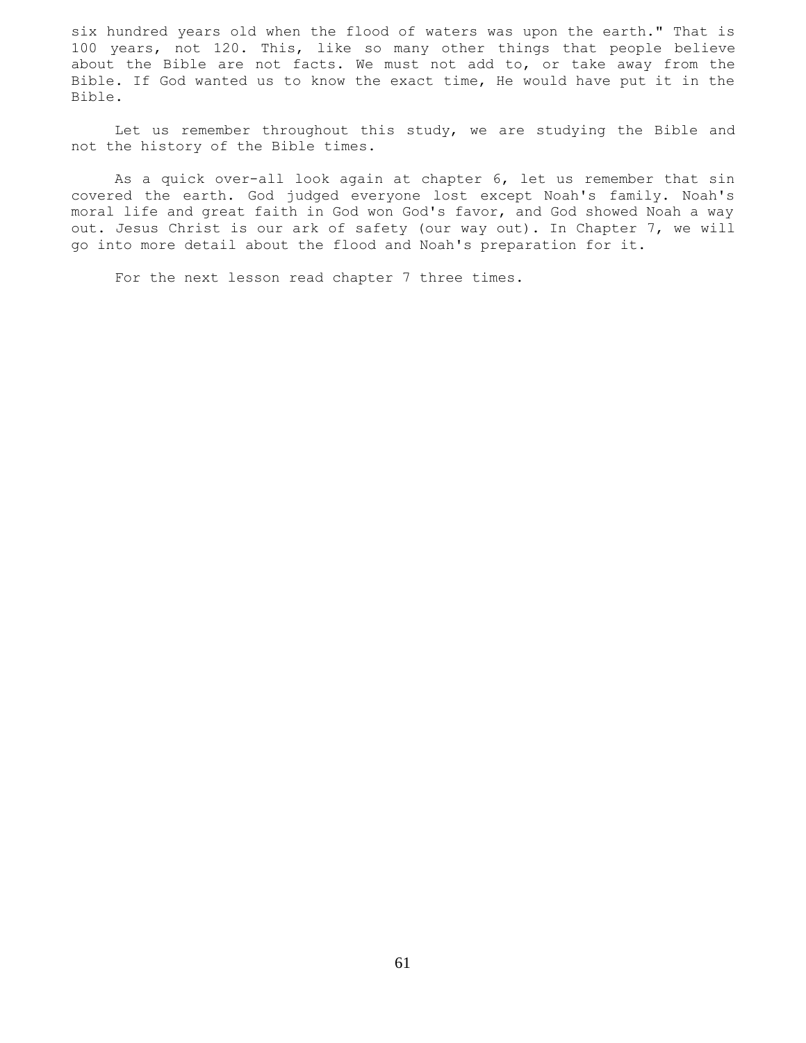six hundred years old when the flood of waters was upon the earth." That is 100 years, not 120. This, like so many other things that people believe about the Bible are not facts. We must not add to, or take away from the Bible. If God wanted us to know the exact time, He would have put it in the Bible.

Let us remember throughout this study, we are studying the Bible and not the history of the Bible times.

As a quick over-all look again at chapter 6, let us remember that sin covered the earth. God judged everyone lost except Noah's family. Noah's moral life and great faith in God won God's favor, and God showed Noah a way out. Jesus Christ is our ark of safety (our way out). In Chapter 7, we will go into more detail about the flood and Noah's preparation for it.

For the next lesson read chapter 7 three times.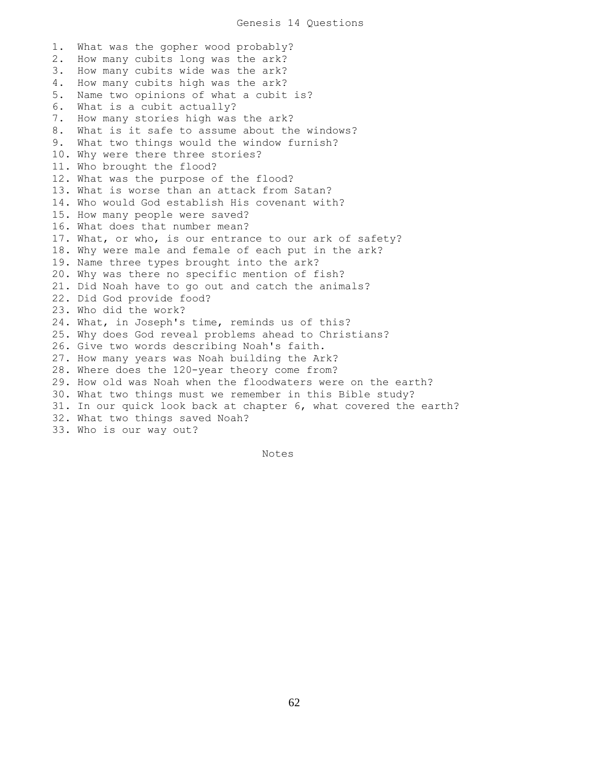# Genesis 14 Questions

1. What was the gopher wood probably?
2. How many cubits long was the ark?
3. How many cubits wide was the ark?
4. How many cubits high was the ark?
5. Name two opinions of what a cubit is?
6. What is a cubit actually?
7. How many stories high was the ark?
8. What is it safe to assume about the windows?
9. What two things would the window furnish?
10. Why were there three stories?
11. Who brought the flood?
12. What was the purpose of the flood?
13. What is worse than an attack from Satan?
14. Who would God establish His covenant with?
15. How many people were saved?
16. What does that number mean?
17. What, or who, is our entrance to our ark of safety?
18. Why were male and female of each put in the ark?
19. Name three types brought into the ark?
20. Why was there no specific mention of fish?
21. Did Noah have to go out and catch the animals?
22. Did God provide food?
23. Who did the work?
24. What, in Joseph's time, reminds us of this?
25. Why does God reveal problems ahead to Christians?
26. Give two words describing Noah's faith.
27. How many years was Noah building the Ark?
28. Where does the 120-year theory come from?
29. How old was Noah when the floodwaters were on the earth?
30. What two things must we remember in this Bible study?
31. In our quick look back at chapter 6, what covered the earth?
32. What two things saved Noah?
33. Who is our way out?

Notes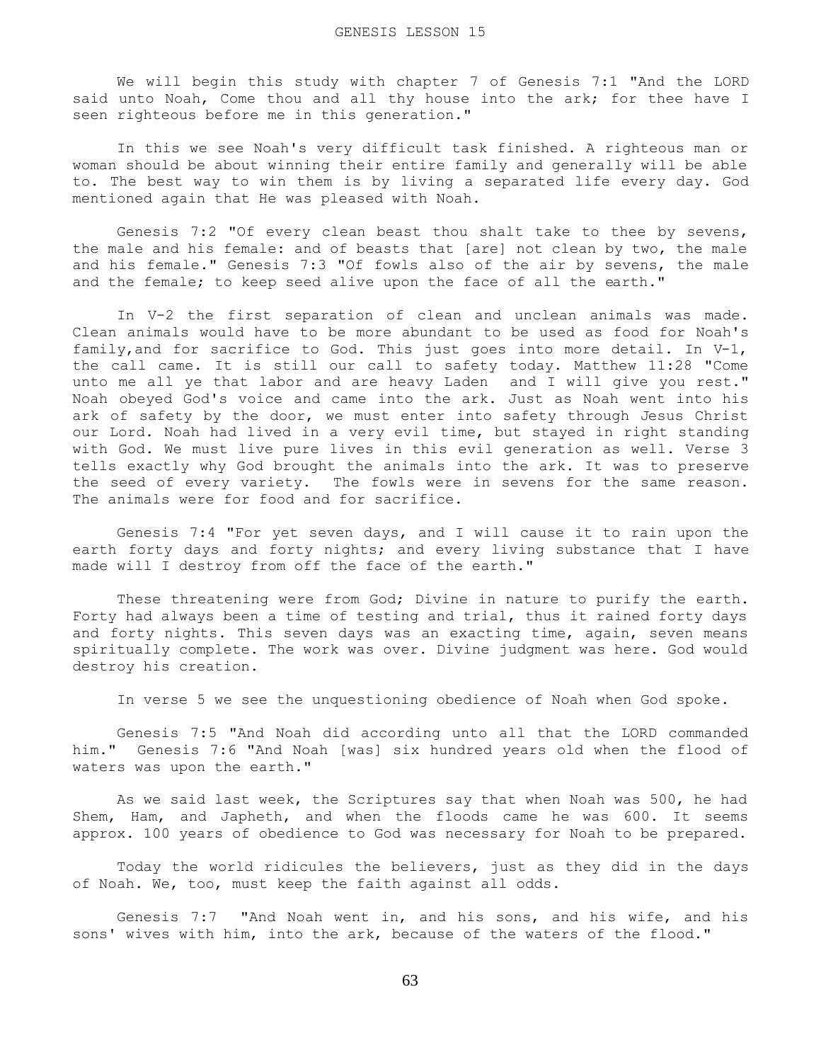# GENESIS LESSON 15

We will begin this study with chapter 7 of Genesis 7:1 "And the LORD said unto Noah, Come thou and all thy house into the ark; for thee have I seen righteous before me in this generation."

In this we see Noah's very difficult task finished. A righteous man or woman should be about winning their entire family and generally will be able to. The best way to win them is by living a separated life every day. God mentioned again that He was pleased with Noah.

Genesis 7:2 "Of every clean beast thou shalt take to thee by sevens, the male and his female: and of beasts that [are] not clean by two, the male and his female." Genesis 7:3 "Of fowls also of the air by sevens, the male and the female; to keep seed alive upon the face of all the earth."

In V-2 the first separation of clean and unclean animals was made. Clean animals would have to be more abundant to be used as food for Noah's family,and for sacrifice to God. This just goes into more detail. In V-1, the call came. It is still our call to safety today. Matthew 11:28 "Come unto me all ye that labor and are heavy Laden and I will give you rest." Noah obeyed God's voice and came into the ark. Just as Noah went into his ark of safety by the door, we must enter into safety through Jesus Christ our Lord. Noah had lived in a very evil time, but stayed in right standing with God. We must live pure lives in this evil generation as well. Verse 3 tells exactly why God brought the animals into the ark. It was to preserve the seed of every variety. The fowls were in sevens for the same reason. The animals were for food and for sacrifice.

Genesis 7:4 "For yet seven days, and I will cause it to rain upon the earth forty days and forty nights; and every living substance that I have made will I destroy from off the face of the earth."

These threatening were from God; Divine in nature to purify the earth. Forty had always been a time of testing and trial, thus it rained forty days and forty nights. This seven days was an exacting time, again, seven means spiritually complete. The work was over. Divine judgment was here. God would destroy his creation.

In verse 5 we see the unquestioning obedience of Noah when God spoke.

Genesis 7:5 "And Noah did according unto all that the LORD commanded him." Genesis 7:6 "And Noah [was] six hundred years old when the flood of waters was upon the earth."

As we said last week, the Scriptures say that when Noah was 500, he had Shem, Ham, and Japheth, and when the floods came he was 600. It seems approx. 100 years of obedience to God was necessary for Noah to be prepared.

Today the world ridicules the believers, just as they did in the days of Noah. We, too, must keep the faith against all odds.

Genesis 7:7 "And Noah went in, and his sons, and his wife, and his sons' wives with him, into the ark, because of the waters of the flood."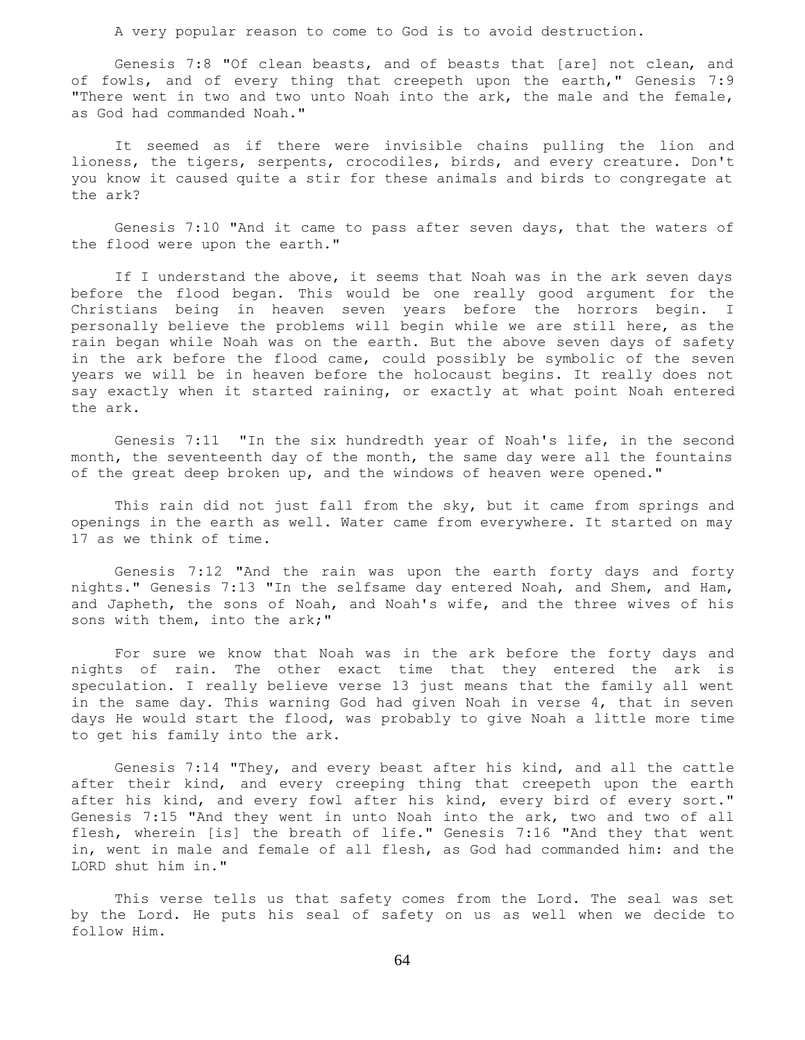A very popular reason to come to God is to avoid destruction.

Genesis 7:8 "Of clean beasts, and of beasts that [are] not clean, and of fowls, and of every thing that creepeth upon the earth," Genesis 7:9 "There went in two and two unto Noah into the ark, the male and the female, as God had commanded Noah."

It seemed as if there were invisible chains pulling the lion and lioness, the tigers, serpents, crocodiles, birds, and every creature. Don't you know it caused quite a stir for these animals and birds to congregate at the ark?

Genesis 7:10 "And it came to pass after seven days, that the waters of the flood were upon the earth."

If I understand the above, it seems that Noah was in the ark seven days before the flood began. This would be one really good argument for the Christians being in heaven seven years before the horrors begin. I personally believe the problems will begin while we are still here, as the rain began while Noah was on the earth. But the above seven days of safety in the ark before the flood came, could possibly be symbolic of the seven years we will be in heaven before the holocaust begins. It really does not say exactly when it started raining, or exactly at what point Noah entered the ark.

Genesis 7:11 "In the six hundredth year of Noah's life, in the second month, the seventeenth day of the month, the same day were all the fountains of the great deep broken up, and the windows of heaven were opened."

This rain did not just fall from the sky, but it came from springs and openings in the earth as well. Water came from everywhere. It started on may 17 as we think of time.

Genesis 7:12 "And the rain was upon the earth forty days and forty nights." Genesis 7:13 "In the selfsame day entered Noah, and Shem, and Ham, and Japheth, the sons of Noah, and Noah's wife, and the three wives of his sons with them, into the ark;"

For sure we know that Noah was in the ark before the forty days and nights of rain. The other exact time that they entered the ark is speculation. I really believe verse 13 just means that the family all went in the same day. This warning God had given Noah in verse 4, that in seven days He would start the flood, was probably to give Noah a little more time to get his family into the ark.

Genesis 7:14 "They, and every beast after his kind, and all the cattle after their kind, and every creeping thing that creepeth upon the earth after his kind, and every fowl after his kind, every bird of every sort." Genesis 7:15 "And they went in unto Noah into the ark, two and two of all flesh, wherein [is] the breath of life." Genesis 7:16 "And they that went in, went in male and female of all flesh, as God had commanded him: and the LORD shut him in."

This verse tells us that safety comes from the Lord. The seal was set by the Lord. He puts his seal of safety on us as well when we decide to follow Him.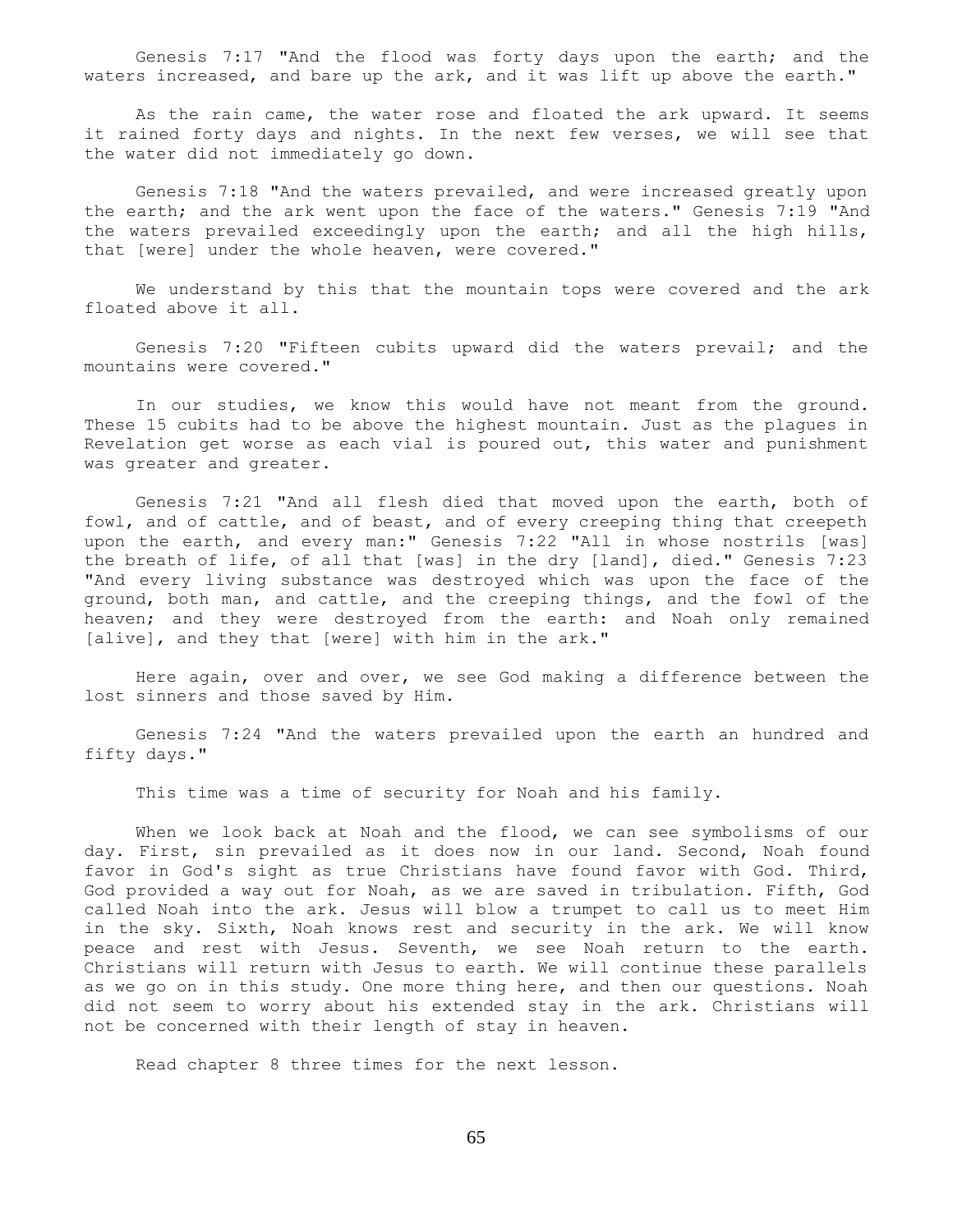Genesis 7:17 "And the flood was forty days upon the earth; and the waters increased, and bare up the ark, and it was lift up above the earth."

As the rain came, the water rose and floated the ark upward. It seems it rained forty days and nights. In the next few verses, we will see that the water did not immediately go down.

Genesis 7:18 "And the waters prevailed, and were increased greatly upon the earth; and the ark went upon the face of the waters." Genesis 7:19 "And the waters prevailed exceedingly upon the earth; and all the high hills, that [were] under the whole heaven, were covered."

We understand by this that the mountain tops were covered and the ark floated above it all.

Genesis 7:20 "Fifteen cubits upward did the waters prevail; and the mountains were covered."

In our studies, we know this would have not meant from the ground. These 15 cubits had to be above the highest mountain. Just as the plagues in Revelation get worse as each vial is poured out, this water and punishment was greater and greater.

Genesis 7:21 "And all flesh died that moved upon the earth, both of fowl, and of cattle, and of beast, and of every creeping thing that creepeth upon the earth, and every man:" Genesis 7:22 "All in whose nostrils [was] the breath of life, of all that [was] in the dry [land], died." Genesis 7:23 "And every living substance was destroyed which was upon the face of the ground, both man, and cattle, and the creeping things, and the fowl of the heaven; and they were destroyed from the earth: and Noah only remained [alive], and they that [were] with him in the ark."

Here again, over and over, we see God making a difference between the lost sinners and those saved by Him.

Genesis 7:24 "And the waters prevailed upon the earth an hundred and fifty days."

This time was a time of security for Noah and his family.

When we look back at Noah and the flood, we can see symbolisms of our day. First, sin prevailed as it does now in our land. Second, Noah found favor in God's sight as true Christians have found favor with God. Third, God provided a way out for Noah, as we are saved in tribulation. Fifth, God called Noah into the ark. Jesus will blow a trumpet to call us to meet Him in the sky. Sixth, Noah knows rest and security in the ark. We will know peace and rest with Jesus. Seventh, we see Noah return to the earth. Christians will return with Jesus to earth. We will continue these parallels as we go on in this study. One more thing here, and then our questions. Noah did not seem to worry about his extended stay in the ark. Christians will not be concerned with their length of stay in heaven.

Read chapter 8 three times for the next lesson.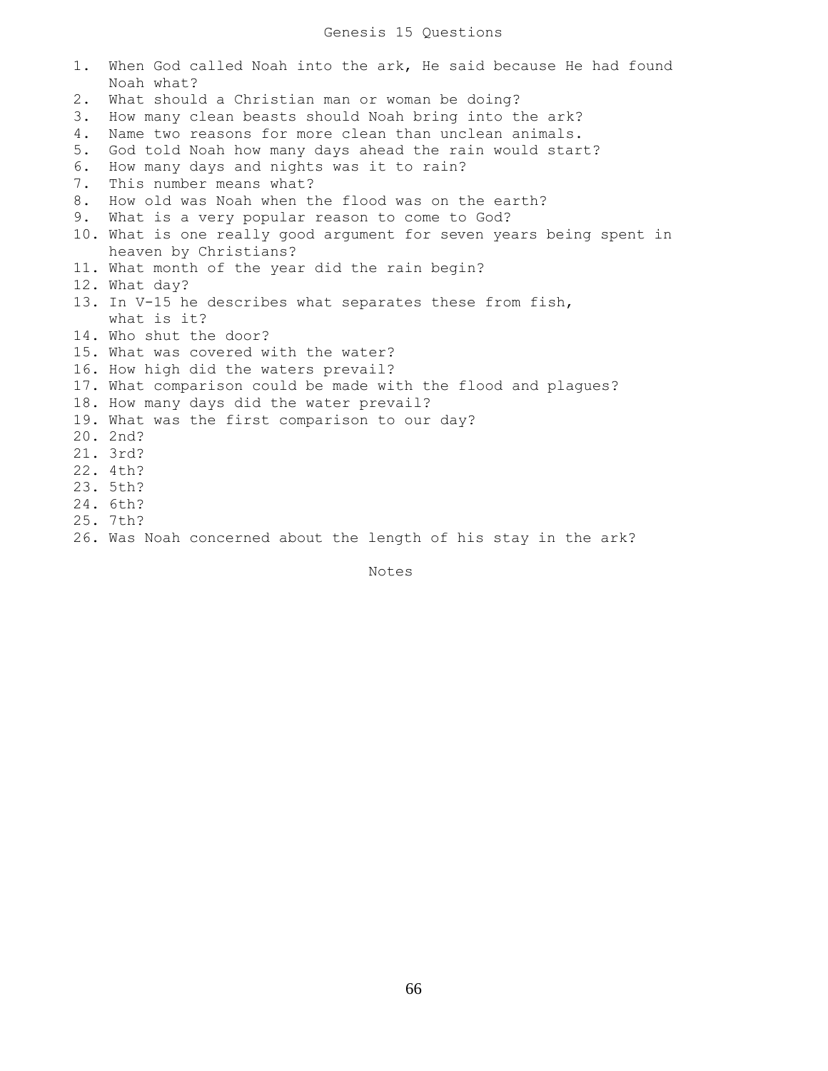# Genesis 15 Questions

1. When God called Noah into the ark, He said because He had found Noah what?
2. What should a Christian man or woman be doing?
3. How many clean beasts should Noah bring into the ark?
4. Name two reasons for more clean than unclean animals.
5. God told Noah how many days ahead the rain would start?
6. How many days and nights was it to rain?
7. This number means what?
8. How old was Noah when the flood was on the earth?
9. What is a very popular reason to come to God?
10. What is one really good argument for seven years being spent in heaven by Christians?
11. What month of the year did the rain begin?
12. What day?
13. In V-15 he describes what separates these from fish, what is it?
14. Who shut the door?
15. What was covered with the water?
16. How high did the waters prevail?
17. What comparison could be made with the flood and plagues?
18. How many days did the water prevail?
19. What was the first comparison to our day?
20. 2nd?
21. 3rd?
22. 4th?
23. 5th?
24. 6th?
25. 7th?
26. Was Noah concerned about the length of his stay in the ark?

## Notes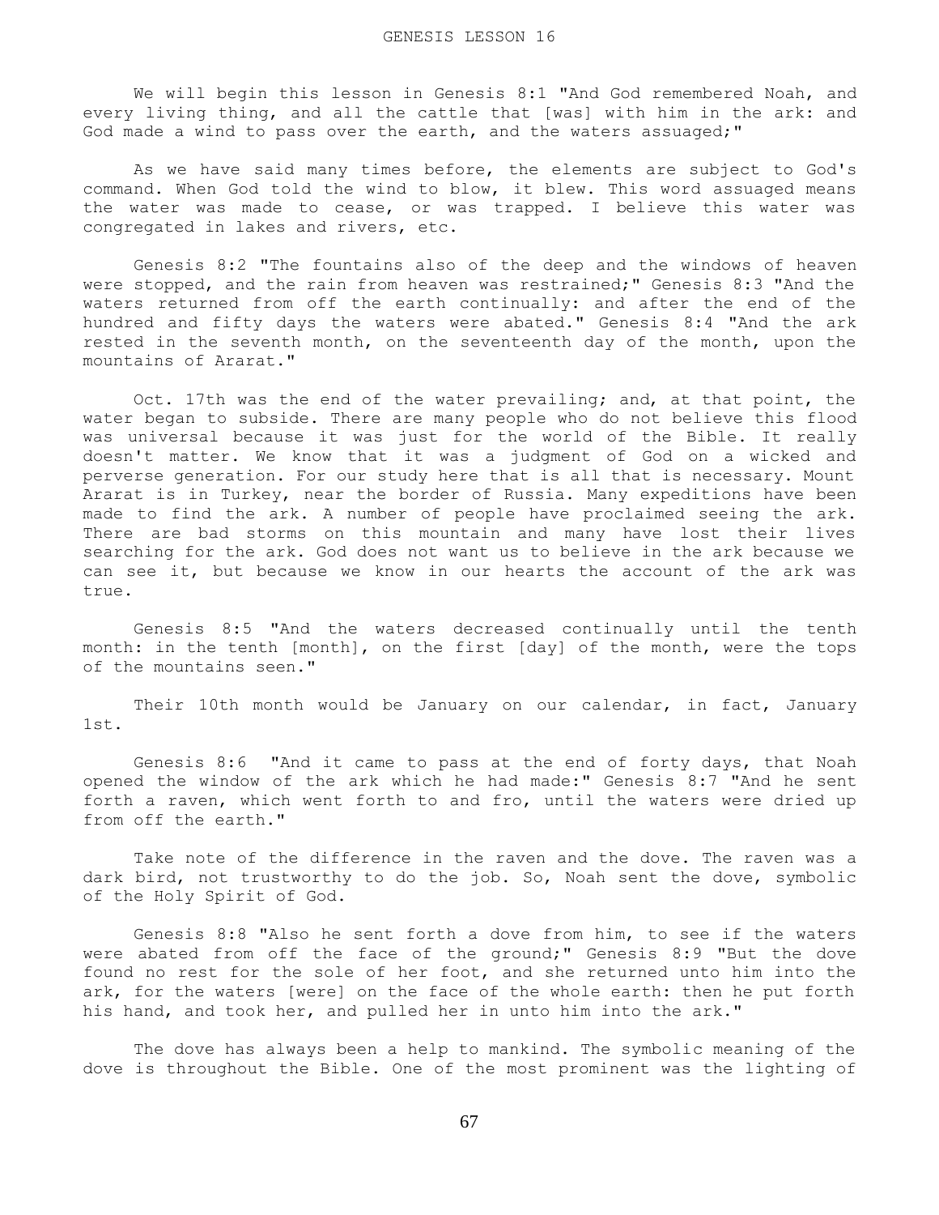# GENESIS LESSON 16

We will begin this lesson in Genesis 8:1 "And God remembered Noah, and every living thing, and all the cattle that [was] with him in the ark: and God made a wind to pass over the earth, and the waters assuaged;"

As we have said many times before, the elements are subject to God's command. When God told the wind to blow, it blew. This word assuaged means the water was made to cease, or was trapped. I believe this water was congregated in lakes and rivers, etc.

Genesis 8:2 "The fountains also of the deep and the windows of heaven were stopped, and the rain from heaven was restrained;" Genesis 8:3 "And the waters returned from off the earth continually: and after the end of the hundred and fifty days the waters were abated." Genesis 8:4 "And the ark rested in the seventh month, on the seventeenth day of the month, upon the mountains of Ararat."

Oct. 17th was the end of the water prevailing; and, at that point, the water began to subside. There are many people who do not believe this flood was universal because it was just for the world of the Bible. It really doesn't matter. We know that it was a judgment of God on a wicked and perverse generation. For our study here that is all that is necessary. Mount Ararat is in Turkey, near the border of Russia. Many expeditions have been made to find the ark. A number of people have proclaimed seeing the ark. There are bad storms on this mountain and many have lost their lives searching for the ark. God does not want us to believe in the ark because we can see it, but because we know in our hearts the account of the ark was true.

Genesis 8:5 "And the waters decreased continually until the tenth month: in the tenth [month], on the first [day] of the month, were the tops of the mountains seen."

Their 10th month would be January on our calendar, in fact, January 1st.

Genesis 8:6 "And it came to pass at the end of forty days, that Noah opened the window of the ark which he had made:" Genesis 8:7 "And he sent forth a raven, which went forth to and fro, until the waters were dried up from off the earth."

Take note of the difference in the raven and the dove. The raven was a dark bird, not trustworthy to do the job. So, Noah sent the dove, symbolic of the Holy Spirit of God.

Genesis 8:8 "Also he sent forth a dove from him, to see if the waters were abated from off the face of the ground;" Genesis 8:9 "But the dove found no rest for the sole of her foot, and she returned unto him into the ark, for the waters [were] on the face of the whole earth: then he put forth his hand, and took her, and pulled her in unto him into the ark."

The dove has always been a help to mankind. The symbolic meaning of the dove is throughout the Bible. One of the most prominent was the lighting of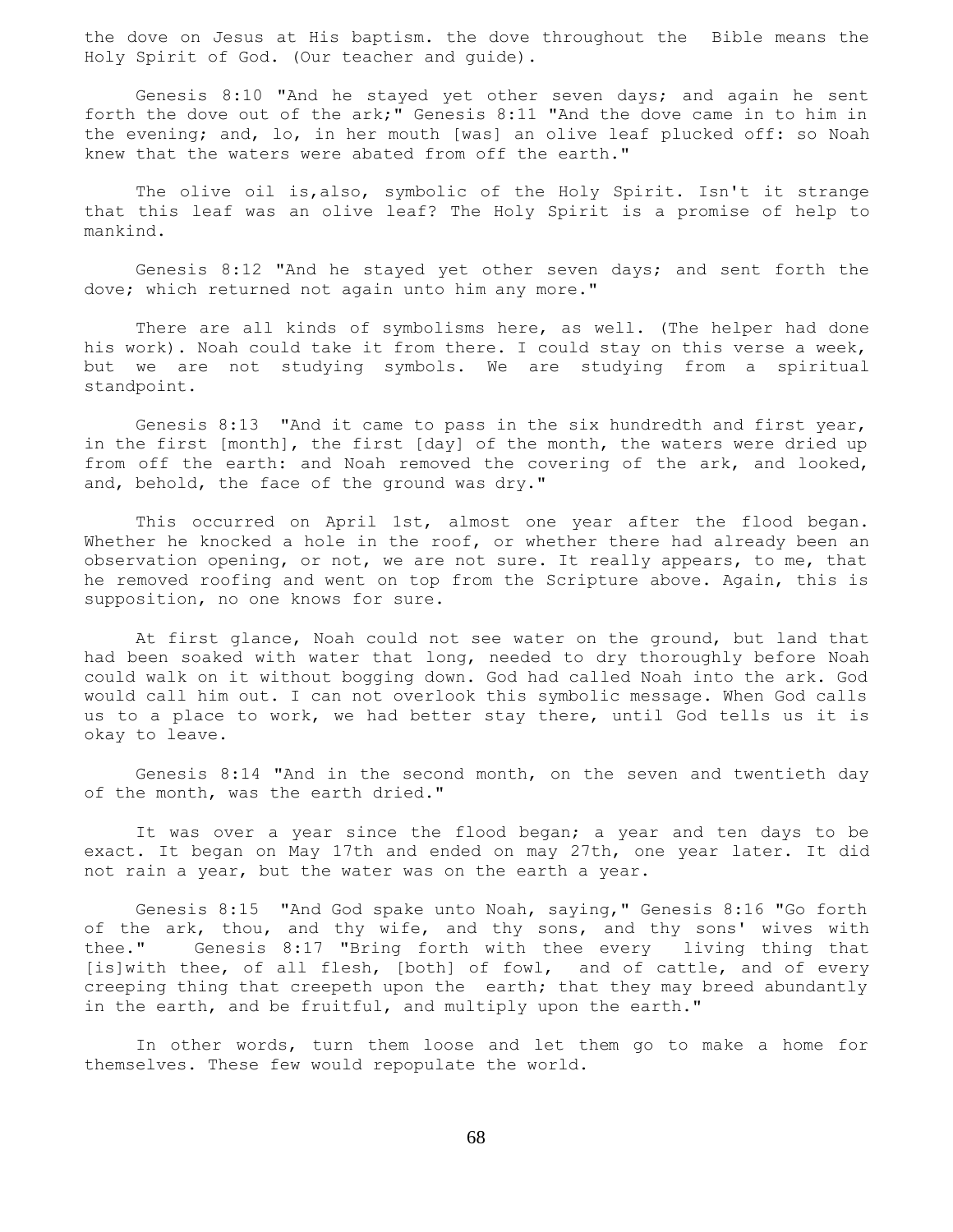the dove on Jesus at His baptism. the dove throughout the Bible means the Holy Spirit of God. (Our teacher and guide).

Genesis 8:10 "And he stayed yet other seven days; and again he sent forth the dove out of the ark;" Genesis 8:11 "And the dove came in to him in the evening; and, lo, in her mouth [was] an olive leaf plucked off: so Noah knew that the waters were abated from off the earth."

The olive oil is,also, symbolic of the Holy Spirit. Isn't it strange that this leaf was an olive leaf? The Holy Spirit is a promise of help to mankind.

Genesis 8:12 "And he stayed yet other seven days; and sent forth the dove; which returned not again unto him any more."

There are all kinds of symbolisms here, as well. (The helper had done his work). Noah could take it from there. I could stay on this verse a week, but we are not studying symbols. We are studying from a spiritual standpoint.

Genesis 8:13 "And it came to pass in the six hundredth and first year, in the first [month], the first [day] of the month, the waters were dried up from off the earth: and Noah removed the covering of the ark, and looked, and, behold, the face of the ground was dry."

This occurred on April 1st, almost one year after the flood began. Whether he knocked a hole in the roof, or whether there had already been an observation opening, or not, we are not sure. It really appears, to me, that he removed roofing and went on top from the Scripture above. Again, this is supposition, no one knows for sure.

At first glance, Noah could not see water on the ground, but land that had been soaked with water that long, needed to dry thoroughly before Noah could walk on it without bogging down. God had called Noah into the ark. God would call him out. I can not overlook this symbolic message. When God calls us to a place to work, we had better stay there, until God tells us it is okay to leave.

Genesis 8:14 "And in the second month, on the seven and twentieth day of the month, was the earth dried."

It was over a year since the flood began; a year and ten days to be exact. It began on May 17th and ended on may 27th, one year later. It did not rain a year, but the water was on the earth a year.

Genesis 8:15 "And God spake unto Noah, saying," Genesis 8:16 "Go forth of the ark, thou, and thy wife, and thy sons, and thy sons' wives with thee." Genesis 8:17 "Bring forth with thee every living thing that [is]with thee, of all flesh, [both] of fowl, and of cattle, and of every creeping thing that creepeth upon the earth; that they may breed abundantly in the earth, and be fruitful, and multiply upon the earth."

In other words, turn them loose and let them go to make a home for themselves. These few would repopulate the world.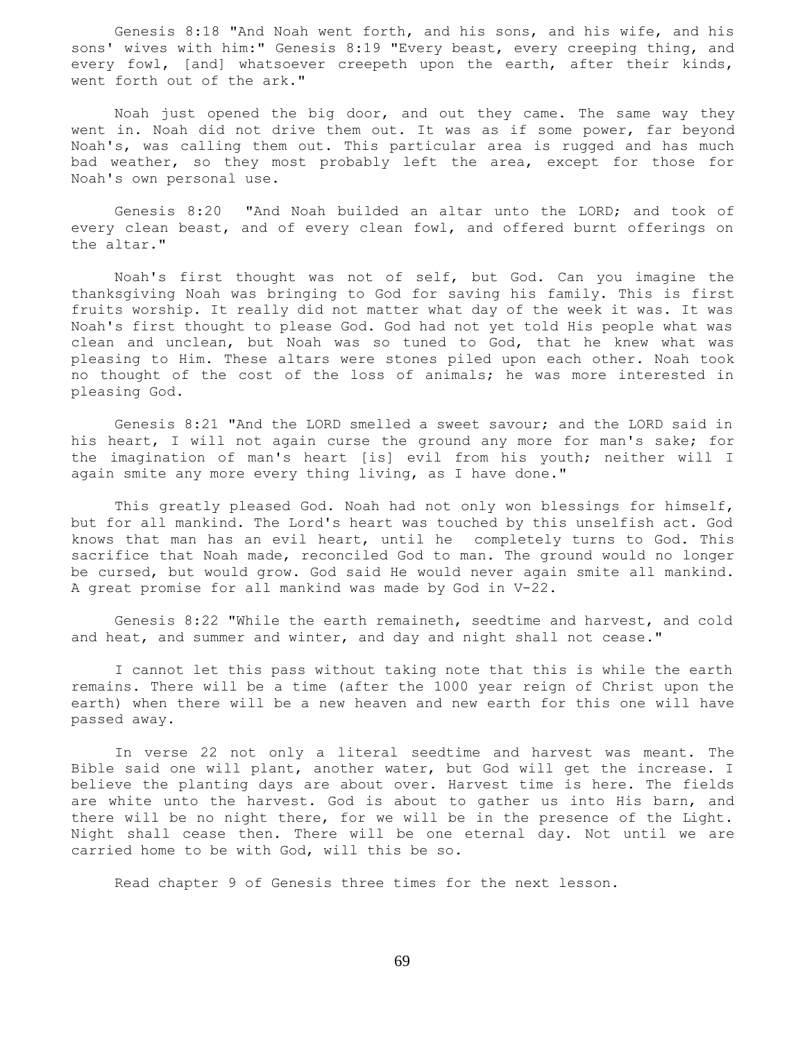Genesis 8:18 "And Noah went forth, and his sons, and his wife, and his sons' wives with him:" Genesis 8:19 "Every beast, every creeping thing, and every fowl, [and] whatsoever creepeth upon the earth, after their kinds, went forth out of the ark."

Noah just opened the big door, and out they came. The same way they went in. Noah did not drive them out. It was as if some power, far beyond Noah's, was calling them out. This particular area is rugged and has much bad weather, so they most probably left the area, except for those for Noah's own personal use.

Genesis 8:20 "And Noah builded an altar unto the LORD; and took of every clean beast, and of every clean fowl, and offered burnt offerings on the altar."

Noah's first thought was not of self, but God. Can you imagine the thanksgiving Noah was bringing to God for saving his family. This is first fruits worship. It really did not matter what day of the week it was. It was Noah's first thought to please God. God had not yet told His people what was clean and unclean, but Noah was so tuned to God, that he knew what was pleasing to Him. These altars were stones piled upon each other. Noah took no thought of the cost of the loss of animals; he was more interested in pleasing God.

Genesis 8:21 "And the LORD smelled a sweet savour; and the LORD said in his heart, I will not again curse the ground any more for man's sake; for the imagination of man's heart [is] evil from his youth; neither will I again smite any more every thing living, as I have done."

This greatly pleased God. Noah had not only won blessings for himself, but for all mankind. The Lord's heart was touched by this unselfish act. God knows that man has an evil heart, until he completely turns to God. This sacrifice that Noah made, reconciled God to man. The ground would no longer be cursed, but would grow. God said He would never again smite all mankind. A great promise for all mankind was made by God in V-22.

Genesis 8:22 "While the earth remaineth, seedtime and harvest, and cold and heat, and summer and winter, and day and night shall not cease."

I cannot let this pass without taking note that this is while the earth remains. There will be a time (after the 1000 year reign of Christ upon the earth) when there will be a new heaven and new earth for this one will have passed away.

In verse 22 not only a literal seedtime and harvest was meant. The Bible said one will plant, another water, but God will get the increase. I believe the planting days are about over. Harvest time is here. The fields are white unto the harvest. God is about to gather us into His barn, and there will be no night there, for we will be in the presence of the Light. Night shall cease then. There will be one eternal day. Not until we are carried home to be with God, will this be so.

Read chapter 9 of Genesis three times for the next lesson.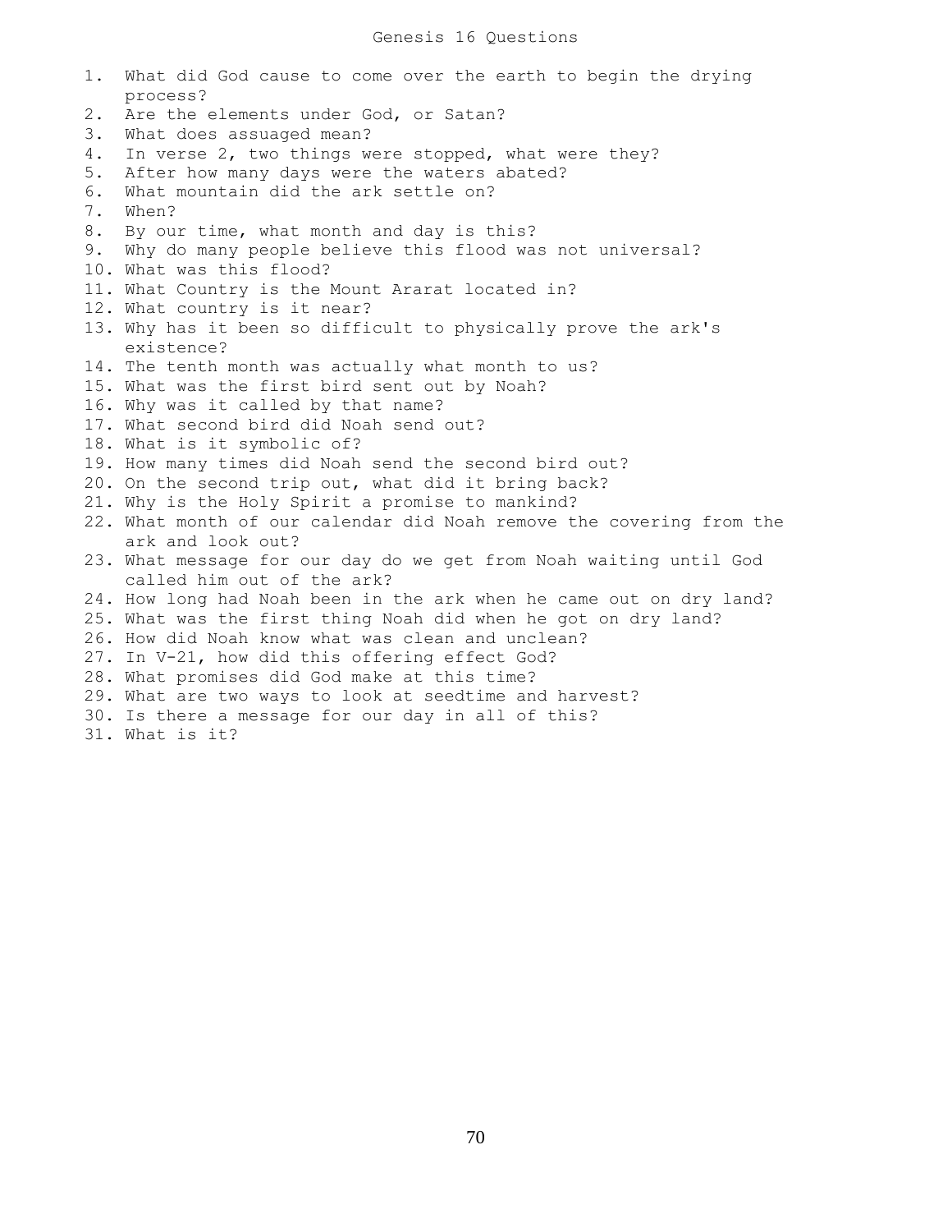# Genesis 16 Questions

1. What did God cause to come over the earth to begin the drying process?
2. Are the elements under God, or Satan?
3. What does assuaged mean?
4. In verse 2, two things were stopped, what were they?
5. After how many days were the waters abated?
6. What mountain did the ark settle on?
7. When?
8. By our time, what month and day is this?
9. Why do many people believe this flood was not universal?
10. What was this flood?
11. What Country is the Mount Ararat located in?
12. What country is it near?
13. Why has it been so difficult to physically prove the ark's existence?
14. The tenth month was actually what month to us?
15. What was the first bird sent out by Noah?
16. Why was it called by that name?
17. What second bird did Noah send out?
18. What is it symbolic of?
19. How many times did Noah send the second bird out?
20. On the second trip out, what did it bring back?
21. Why is the Holy Spirit a promise to mankind?
22. What month of our calendar did Noah remove the covering from the ark and look out?
23. What message for our day do we get from Noah waiting until God called him out of the ark?
24. How long had Noah been in the ark when he came out on dry land?
25. What was the first thing Noah did when he got on dry land?
26. How did Noah know what was clean and unclean?
27. In V-21, how did this offering effect God?
28. What promises did God make at this time?
29. What are two ways to look at seedtime and harvest?
30. Is there a message for our day in all of this?
31. What is it?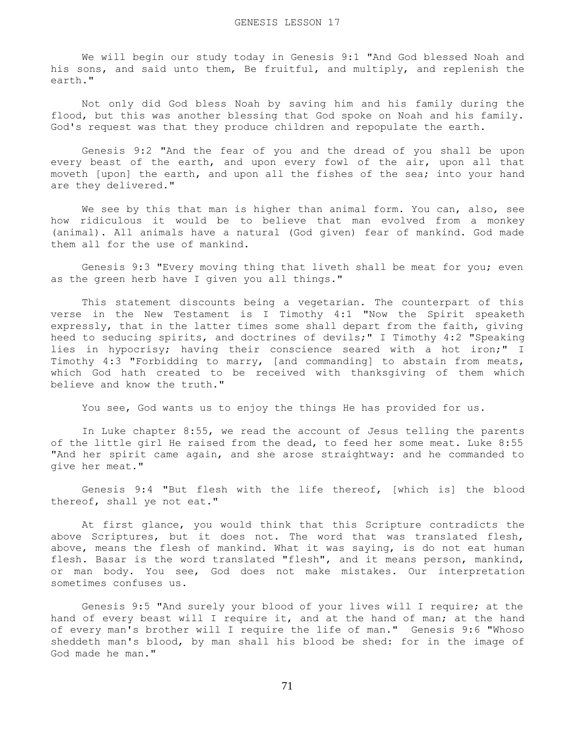# GENESIS LESSON 17

We will begin our study today in Genesis 9:1 "And God blessed Noah and his sons, and said unto them, Be fruitful, and multiply, and replenish the earth."

Not only did God bless Noah by saving him and his family during the flood, but this was another blessing that God spoke on Noah and his family. God's request was that they produce children and repopulate the earth.

Genesis 9:2 "And the fear of you and the dread of you shall be upon every beast of the earth, and upon every fowl of the air, upon all that moveth [upon] the earth, and upon all the fishes of the sea; into your hand are they delivered."

We see by this that man is higher than animal form. You can, also, see how ridiculous it would be to believe that man evolved from a monkey (animal). All animals have a natural (God given) fear of mankind. God made them all for the use of mankind.

Genesis 9:3 "Every moving thing that liveth shall be meat for you; even as the green herb have I given you all things."

This statement discounts being a vegetarian. The counterpart of this verse in the New Testament is I Timothy 4:1 "Now the Spirit speaketh expressly, that in the latter times some shall depart from the faith, giving heed to seducing spirits, and doctrines of devils;" I Timothy 4:2 "Speaking lies in hypocrisy; having their conscience seared with a hot iron;" I Timothy 4:3 "Forbidding to marry, [and commanding] to abstain from meats, which God hath created to be received with thanksgiving of them which believe and know the truth."

You see, God wants us to enjoy the things He has provided for us.

In Luke chapter 8:55, we read the account of Jesus telling the parents of the little girl He raised from the dead, to feed her some meat. Luke 8:55 "And her spirit came again, and she arose straightway: and he commanded to give her meat."

Genesis 9:4 "But flesh with the life thereof, [which is] the blood thereof, shall ye not eat."

At first glance, you would think that this Scripture contradicts the above Scriptures, but it does not. The word that was translated flesh, above, means the flesh of mankind. What it was saying, is do not eat human flesh. Basar is the word translated "flesh", and it means person, mankind, or man body. You see, God does not make mistakes. Our interpretation sometimes confuses us.

Genesis 9:5 "And surely your blood of your lives will I require; at the hand of every beast will I require it, and at the hand of man; at the hand of every man's brother will I require the life of man." Genesis 9:6 "Whoso sheddeth man's blood, by man shall his blood be shed: for in the image of God made he man."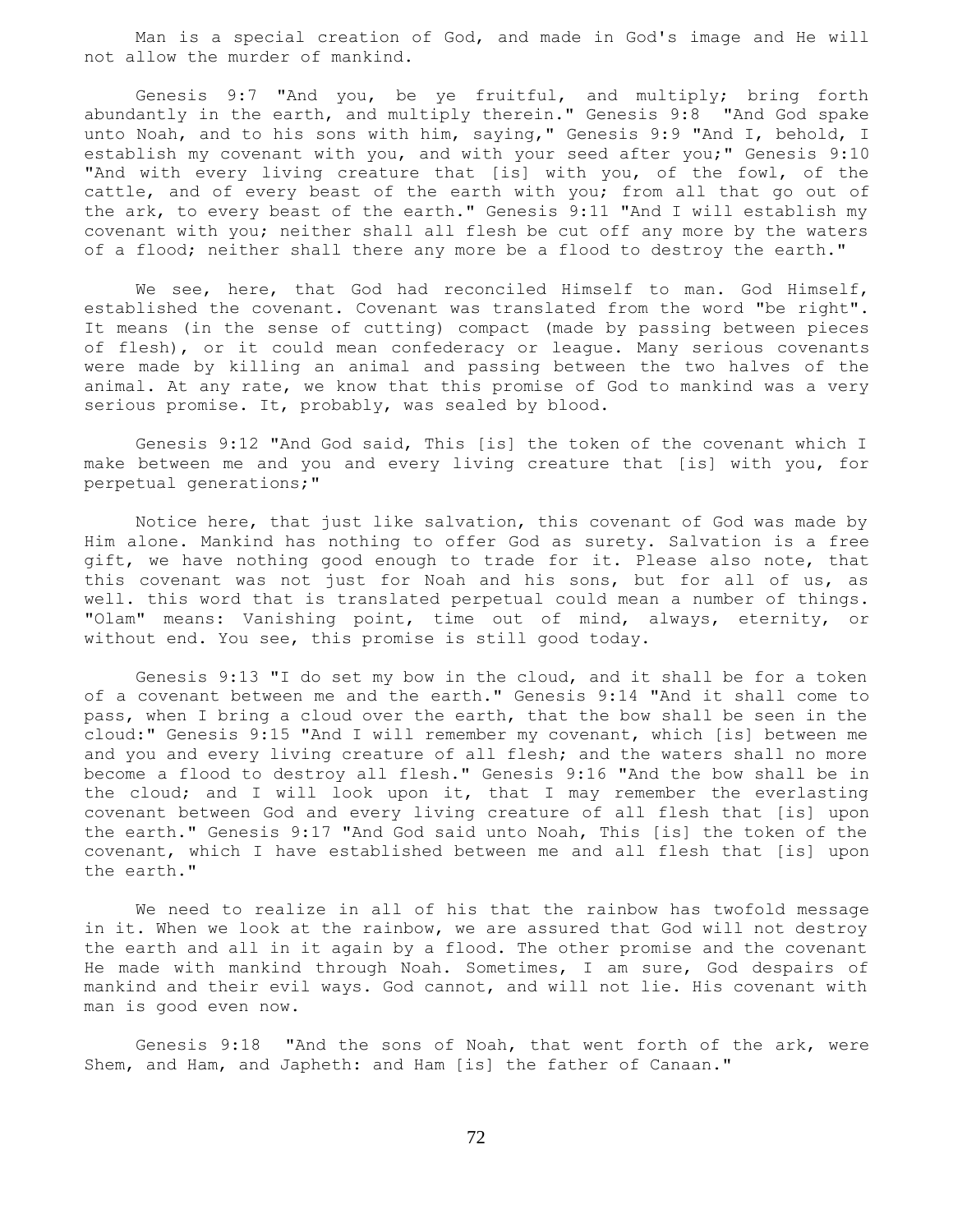Man is a special creation of God, and made in God's image and He will not allow the murder of mankind.

Genesis 9:7 "And you, be ye fruitful, and multiply; bring forth abundantly in the earth, and multiply therein." Genesis 9:8 "And God spake unto Noah, and to his sons with him, saying," Genesis 9:9 "And I, behold, I establish my covenant with you, and with your seed after you;" Genesis 9:10 "And with every living creature that [is] with you, of the fowl, of the cattle, and of every beast of the earth with you; from all that go out of the ark, to every beast of the earth." Genesis 9:11 "And I will establish my covenant with you; neither shall all flesh be cut off any more by the waters of a flood; neither shall there any more be a flood to destroy the earth."

We see, here, that God had reconciled Himself to man. God Himself, established the covenant. Covenant was translated from the word "be right". It means (in the sense of cutting) compact (made by passing between pieces of flesh), or it could mean confederacy or league. Many serious covenants were made by killing an animal and passing between the two halves of the animal. At any rate, we know that this promise of God to mankind was a very serious promise. It, probably, was sealed by blood.

Genesis 9:12 "And God said, This [is] the token of the covenant which I make between me and you and every living creature that [is] with you, for perpetual generations;"

Notice here, that just like salvation, this covenant of God was made by Him alone. Mankind has nothing to offer God as surety. Salvation is a free gift, we have nothing good enough to trade for it. Please also note, that this covenant was not just for Noah and his sons, but for all of us, as well. this word that is translated perpetual could mean a number of things. "Olam" means: Vanishing point, time out of mind, always, eternity, or without end. You see, this promise is still good today.

Genesis 9:13 "I do set my bow in the cloud, and it shall be for a token of a covenant between me and the earth." Genesis 9:14 "And it shall come to pass, when I bring a cloud over the earth, that the bow shall be seen in the cloud:" Genesis 9:15 "And I will remember my covenant, which [is] between me and you and every living creature of all flesh; and the waters shall no more become a flood to destroy all flesh." Genesis 9:16 "And the bow shall be in the cloud; and I will look upon it, that I may remember the everlasting covenant between God and every living creature of all flesh that [is] upon the earth." Genesis 9:17 "And God said unto Noah, This [is] the token of the covenant, which I have established between me and all flesh that [is] upon the earth."

We need to realize in all of his that the rainbow has twofold message in it. When we look at the rainbow, we are assured that God will not destroy the earth and all in it again by a flood. The other promise and the covenant He made with mankind through Noah. Sometimes, I am sure, God despairs of mankind and their evil ways. God cannot, and will not lie. His covenant with man is good even now.

Genesis 9:18 "And the sons of Noah, that went forth of the ark, were Shem, and Ham, and Japheth: and Ham [is] the father of Canaan."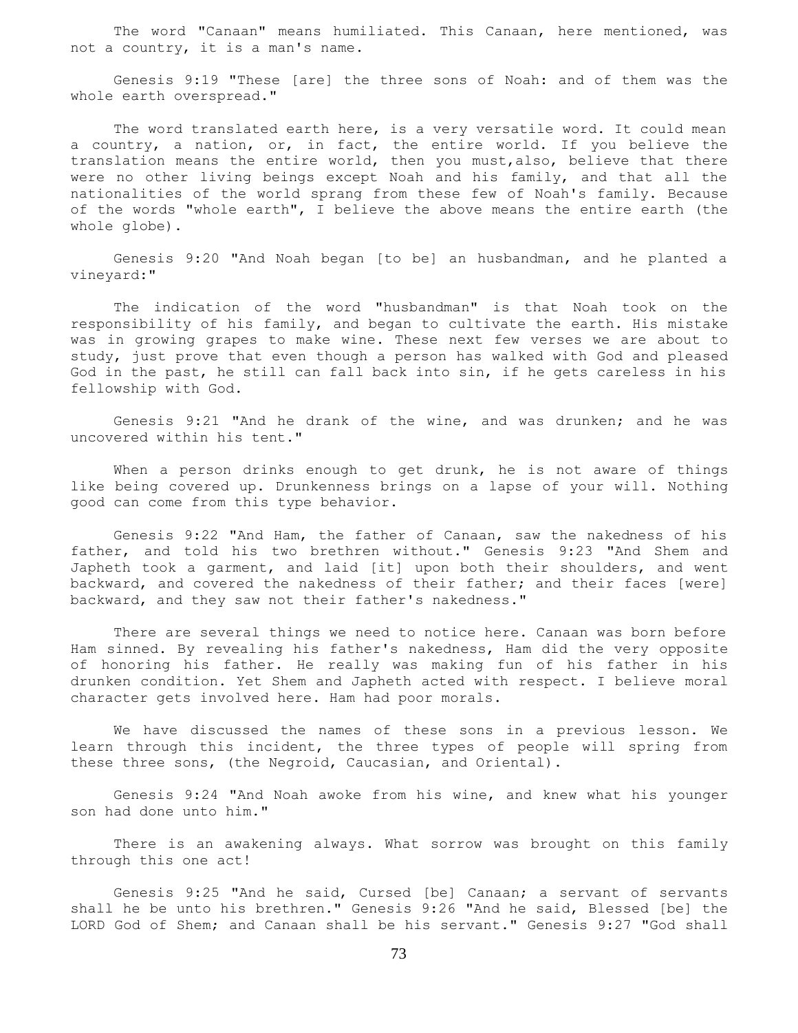The word "Canaan" means humiliated. This Canaan, here mentioned, was not a country, it is a man's name.

Genesis 9:19 "These [are] the three sons of Noah: and of them was the whole earth overspread."

The word translated earth here, is a very versatile word. It could mean a country, a nation, or, in fact, the entire world. If you believe the translation means the entire world, then you must,also, believe that there were no other living beings except Noah and his family, and that all the nationalities of the world sprang from these few of Noah's family. Because of the words "whole earth", I believe the above means the entire earth (the whole globe).

Genesis 9:20 "And Noah began [to be] an husbandman, and he planted a vineyard:"

The indication of the word "husbandman" is that Noah took on the responsibility of his family, and began to cultivate the earth. His mistake was in growing grapes to make wine. These next few verses we are about to study, just prove that even though a person has walked with God and pleased God in the past, he still can fall back into sin, if he gets careless in his fellowship with God.

Genesis 9:21 "And he drank of the wine, and was drunken; and he was uncovered within his tent."

When a person drinks enough to get drunk, he is not aware of things like being covered up. Drunkenness brings on a lapse of your will. Nothing good can come from this type behavior.

Genesis 9:22 "And Ham, the father of Canaan, saw the nakedness of his father, and told his two brethren without." Genesis 9:23 "And Shem and Japheth took a garment, and laid [it] upon both their shoulders, and went backward, and covered the nakedness of their father; and their faces [were] backward, and they saw not their father's nakedness."

There are several things we need to notice here. Canaan was born before Ham sinned. By revealing his father's nakedness, Ham did the very opposite of honoring his father. He really was making fun of his father in his drunken condition. Yet Shem and Japheth acted with respect. I believe moral character gets involved here. Ham had poor morals.

We have discussed the names of these sons in a previous lesson. We learn through this incident, the three types of people will spring from these three sons, (the Negroid, Caucasian, and Oriental).

Genesis 9:24 "And Noah awoke from his wine, and knew what his younger son had done unto him."

There is an awakening always. What sorrow was brought on this family through this one act!

Genesis 9:25 "And he said, Cursed [be] Canaan; a servant of servants shall he be unto his brethren." Genesis 9:26 "And he said, Blessed [be] the LORD God of Shem; and Canaan shall be his servant." Genesis 9:27 "God shall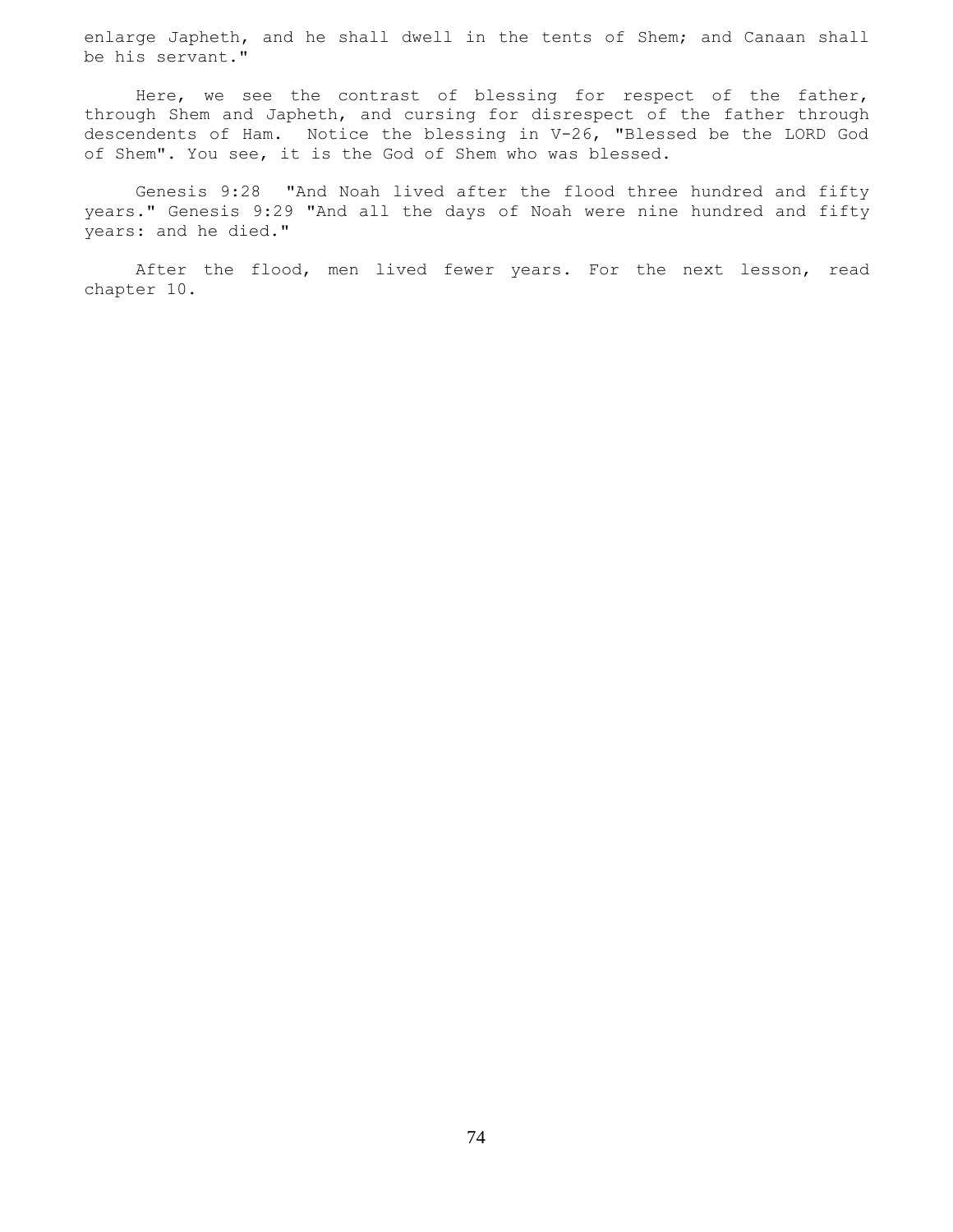enlarge Japheth, and he shall dwell in the tents of Shem; and Canaan shall be his servant."

Here, we see the contrast of blessing for respect of the father, through Shem and Japheth, and cursing for disrespect of the father through descendents of Ham. Notice the blessing in V-26, "Blessed be the LORD God of Shem". You see, it is the God of Shem who was blessed.

Genesis 9:28 "And Noah lived after the flood three hundred and fifty years." Genesis 9:29 "And all the days of Noah were nine hundred and fifty years: and he died."

After the flood, men lived fewer years. For the next lesson, read chapter 10.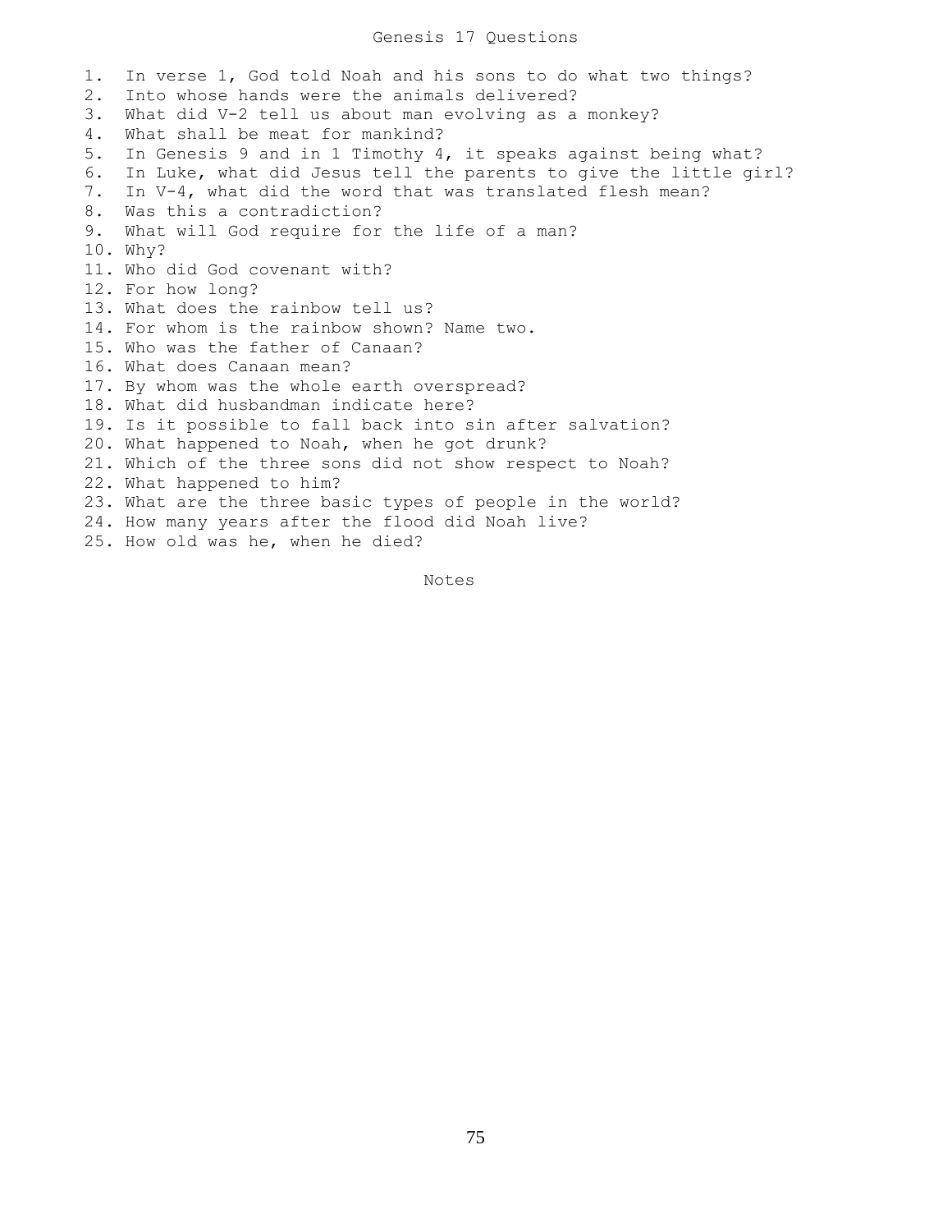# Genesis 17 Questions

1. In verse 1, God told Noah and his sons to do what two things?
2. Into whose hands were the animals delivered?
3. What did V-2 tell us about man evolving as a monkey?
4. What shall be meat for mankind?
5. In Genesis 9 and in 1 Timothy 4, it speaks against being what?
6. In Luke, what did Jesus tell the parents to give the little girl?
7. In V-4, what did the word that was translated flesh mean?
8. Was this a contradiction?
9. What will God require for the life of a man?
10. Why?
11. Who did God covenant with?
12. For how long?
13. What does the rainbow tell us?
14. For whom is the rainbow shown? Name two.
15. Who was the father of Canaan?
16. What does Canaan mean?
17. By whom was the whole earth overspread?
18. What did husbandman indicate here?
19. Is it possible to fall back into sin after salvation?
20. What happened to Noah, when he got drunk?
21. Which of the three sons did not show respect to Noah?
22. What happened to him?
23. What are the three basic types of people in the world?
24. How many years after the flood did Noah live?
25. How old was he, when he died?

Notes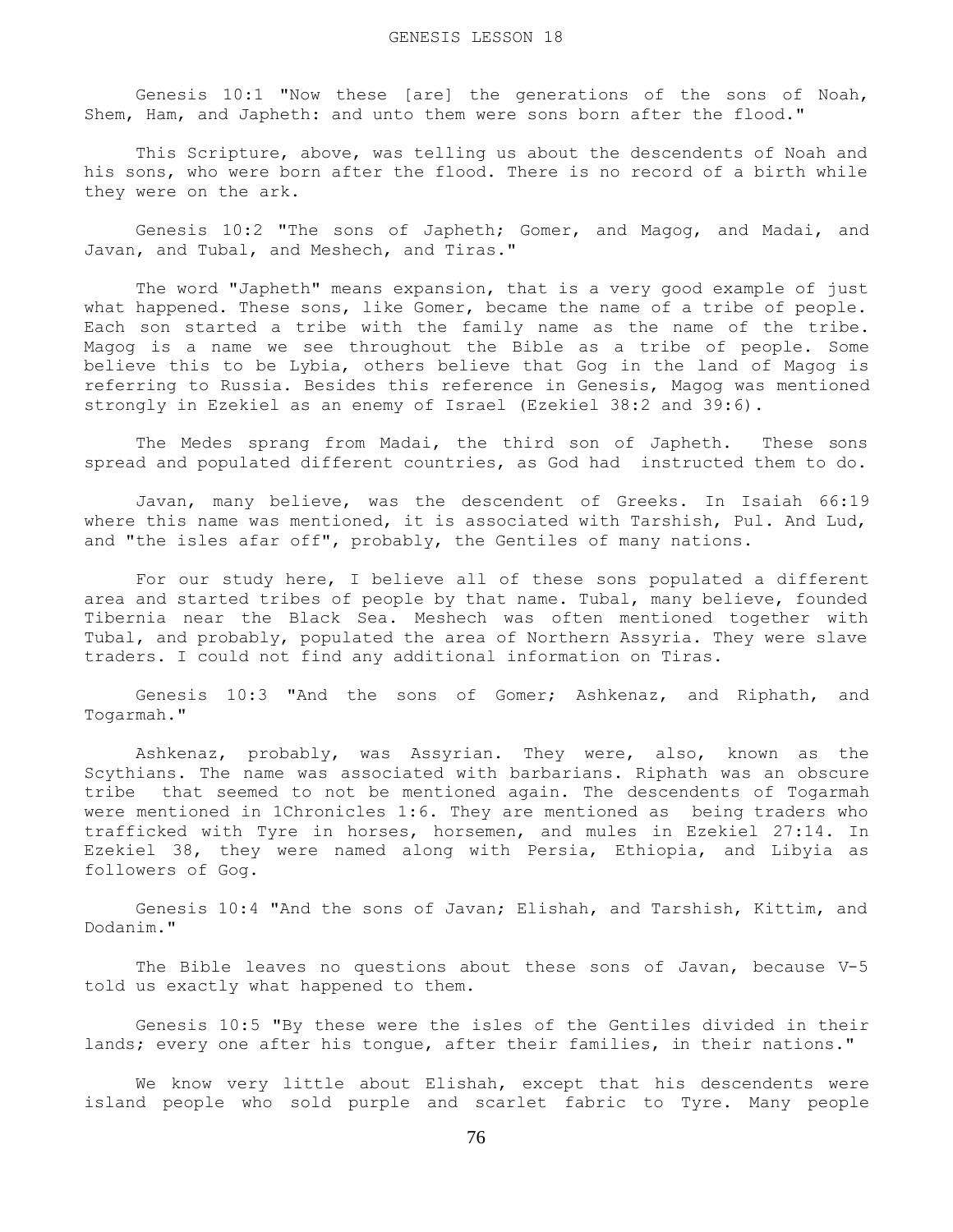# GENESIS LESSON 18

Genesis 10:1 "Now these [are] the generations of the sons of Noah, Shem, Ham, and Japheth: and unto them were sons born after the flood."

This Scripture, above, was telling us about the descendents of Noah and his sons, who were born after the flood. There is no record of a birth while they were on the ark.

Genesis 10:2 "The sons of Japheth; Gomer, and Magog, and Madai, and Javan, and Tubal, and Meshech, and Tiras."

The word "Japheth" means expansion, that is a very good example of just what happened. These sons, like Gomer, became the name of a tribe of people. Each son started a tribe with the family name as the name of the tribe. Magog is a name we see throughout the Bible as a tribe of people. Some believe this to be Lybia, others believe that Gog in the land of Magog is referring to Russia. Besides this reference in Genesis, Magog was mentioned strongly in Ezekiel as an enemy of Israel (Ezekiel 38:2 and 39:6).

The Medes sprang from Madai, the third son of Japheth. These sons spread and populated different countries, as God had instructed them to do.

Javan, many believe, was the descendent of Greeks. In Isaiah 66:19 where this name was mentioned, it is associated with Tarshish, Pul. And Lud, and "the isles afar off", probably, the Gentiles of many nations.

For our study here, I believe all of these sons populated a different area and started tribes of people by that name. Tubal, many believe, founded Tibernia near the Black Sea. Meshech was often mentioned together with Tubal, and probably, populated the area of Northern Assyria. They were slave traders. I could not find any additional information on Tiras.

Genesis 10:3 "And the sons of Gomer; Ashkenaz, and Riphath, and Togarmah."

Ashkenaz, probably, was Assyrian. They were, also, known as the Scythians. The name was associated with barbarians. Riphath was an obscure tribe that seemed to not be mentioned again. The descendents of Togarmah were mentioned in 1Chronicles 1:6. They are mentioned as being traders who trafficked with Tyre in horses, horsemen, and mules in Ezekiel 27:14. In Ezekiel 38, they were named along with Persia, Ethiopia, and Libyia as followers of Gog.

Genesis 10:4 "And the sons of Javan; Elishah, and Tarshish, Kittim, and Dodanim."

The Bible leaves no questions about these sons of Javan, because V-5 told us exactly what happened to them.

Genesis 10:5 "By these were the isles of the Gentiles divided in their lands; every one after his tongue, after their families, in their nations."

We know very little about Elishah, except that his descendents were island people who sold purple and scarlet fabric to Tyre. Many people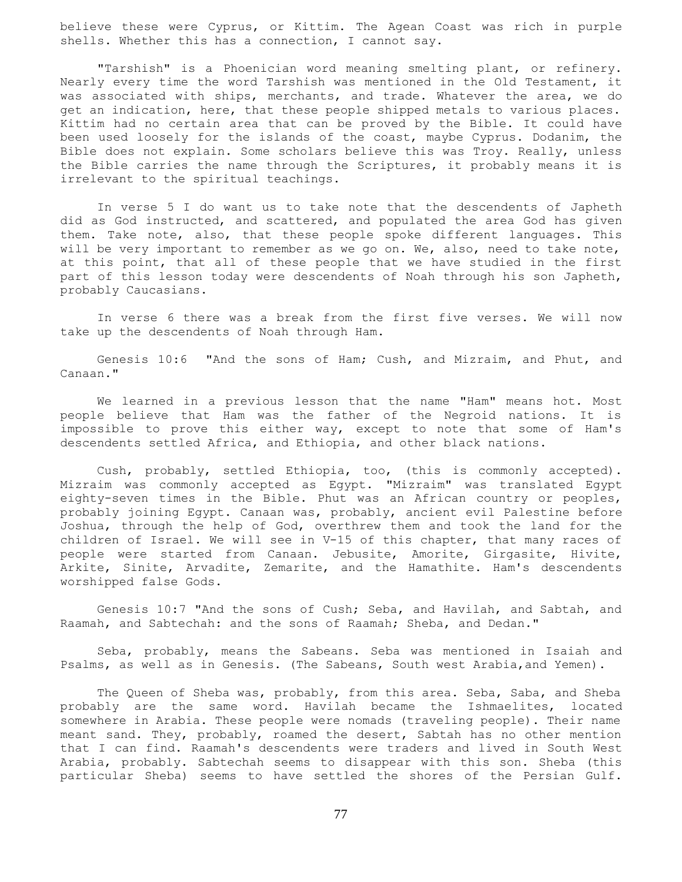believe these were Cyprus, or Kittim. The Agean Coast was rich in purple shells. Whether this has a connection, I cannot say.

"Tarshish" is a Phoenician word meaning smelting plant, or refinery. Nearly every time the word Tarshish was mentioned in the Old Testament, it was associated with ships, merchants, and trade. Whatever the area, we do get an indication, here, that these people shipped metals to various places. Kittim had no certain area that can be proved by the Bible. It could have been used loosely for the islands of the coast, maybe Cyprus. Dodanim, the Bible does not explain. Some scholars believe this was Troy. Really, unless the Bible carries the name through the Scriptures, it probably means it is irrelevant to the spiritual teachings.

In verse 5 I do want us to take note that the descendents of Japheth did as God instructed, and scattered, and populated the area God has given them. Take note, also, that these people spoke different languages. This will be very important to remember as we go on. We, also, need to take note, at this point, that all of these people that we have studied in the first part of this lesson today were descendents of Noah through his son Japheth, probably Caucasians.

In verse 6 there was a break from the first five verses. We will now take up the descendents of Noah through Ham.

Genesis 10:6 "And the sons of Ham; Cush, and Mizraim, and Phut, and Canaan."

We learned in a previous lesson that the name "Ham" means hot. Most people believe that Ham was the father of the Negroid nations. It is impossible to prove this either way, except to note that some of Ham's descendents settled Africa, and Ethiopia, and other black nations.

Cush, probably, settled Ethiopia, too, (this is commonly accepted). Mizraim was commonly accepted as Egypt. "Mizraim" was translated Egypt eighty-seven times in the Bible. Phut was an African country or peoples, probably joining Egypt. Canaan was, probably, ancient evil Palestine before Joshua, through the help of God, overthrew them and took the land for the children of Israel. We will see in V-15 of this chapter, that many races of people were started from Canaan. Jebusite, Amorite, Girgasite, Hivite, Arkite, Sinite, Arvadite, Zemarite, and the Hamathite. Ham's descendents worshipped false Gods.

Genesis 10:7 "And the sons of Cush; Seba, and Havilah, and Sabtah, and Raamah, and Sabtechah: and the sons of Raamah; Sheba, and Dedan."

Seba, probably, means the Sabeans. Seba was mentioned in Isaiah and Psalms, as well as in Genesis. (The Sabeans, South west Arabia,and Yemen).

The Queen of Sheba was, probably, from this area. Seba, Saba, and Sheba probably are the same word. Havilah became the Ishmaelites, located somewhere in Arabia. These people were nomads (traveling people). Their name meant sand. They, probably, roamed the desert, Sabtah has no other mention that I can find. Raamah's descendents were traders and lived in South West Arabia, probably. Sabtechah seems to disappear with this son. Sheba (this particular Sheba) seems to have settled the shores of the Persian Gulf.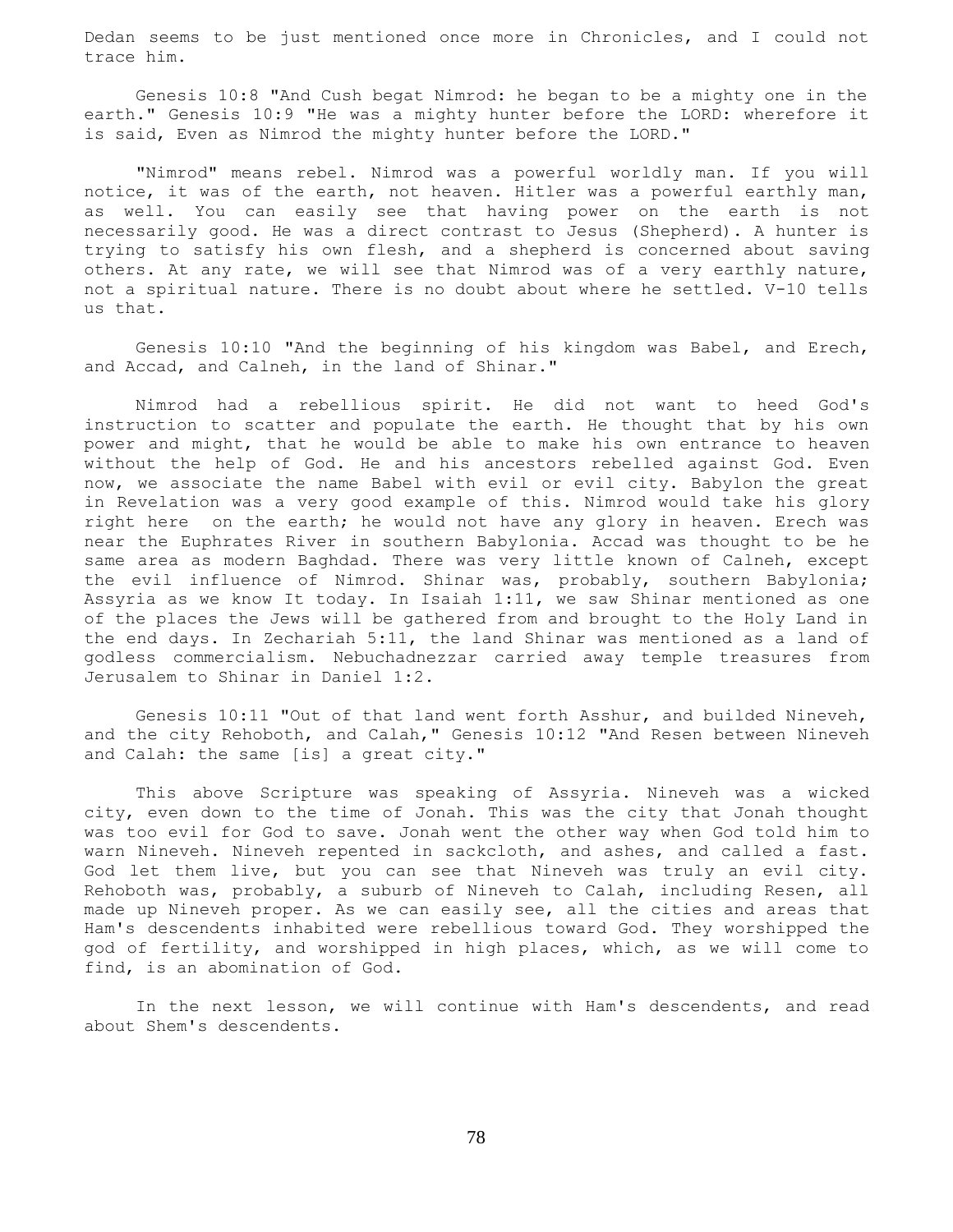Dedan seems to be just mentioned once more in Chronicles, and I could not trace him.

Genesis 10:8 "And Cush begat Nimrod: he began to be a mighty one in the earth." Genesis 10:9 "He was a mighty hunter before the LORD: wherefore it is said, Even as Nimrod the mighty hunter before the LORD."

"Nimrod" means rebel. Nimrod was a powerful worldly man. If you will notice, it was of the earth, not heaven. Hitler was a powerful earthly man, as well. You can easily see that having power on the earth is not necessarily good. He was a direct contrast to Jesus (Shepherd). A hunter is trying to satisfy his own flesh, and a shepherd is concerned about saving others. At any rate, we will see that Nimrod was of a very earthly nature, not a spiritual nature. There is no doubt about where he settled. V-10 tells us that.

Genesis 10:10 "And the beginning of his kingdom was Babel, and Erech, and Accad, and Calneh, in the land of Shinar."

Nimrod had a rebellious spirit. He did not want to heed God's instruction to scatter and populate the earth. He thought that by his own power and might, that he would be able to make his own entrance to heaven without the help of God. He and his ancestors rebelled against God. Even now, we associate the name Babel with evil or evil city. Babylon the great in Revelation was a very good example of this. Nimrod would take his glory right here on the earth; he would not have any glory in heaven. Erech was near the Euphrates River in southern Babylonia. Accad was thought to be he same area as modern Baghdad. There was very little known of Calneh, except the evil influence of Nimrod. Shinar was, probably, southern Babylonia; Assyria as we know It today. In Isaiah 1:11, we saw Shinar mentioned as one of the places the Jews will be gathered from and brought to the Holy Land in the end days. In Zechariah 5:11, the land Shinar was mentioned as a land of godless commercialism. Nebuchadnezzar carried away temple treasures from Jerusalem to Shinar in Daniel 1:2.

Genesis 10:11 "Out of that land went forth Asshur, and builded Nineveh, and the city Rehoboth, and Calah," Genesis 10:12 "And Resen between Nineveh and Calah: the same [is] a great city."

This above Scripture was speaking of Assyria. Nineveh was a wicked city, even down to the time of Jonah. This was the city that Jonah thought was too evil for God to save. Jonah went the other way when God told him to warn Nineveh. Nineveh repented in sackcloth, and ashes, and called a fast. God let them live, but you can see that Nineveh was truly an evil city. Rehoboth was, probably, a suburb of Nineveh to Calah, including Resen, all made up Nineveh proper. As we can easily see, all the cities and areas that Ham's descendents inhabited were rebellious toward God. They worshipped the god of fertility, and worshipped in high places, which, as we will come to find, is an abomination of God.

In the next lesson, we will continue with Ham's descendents, and read about Shem's descendents.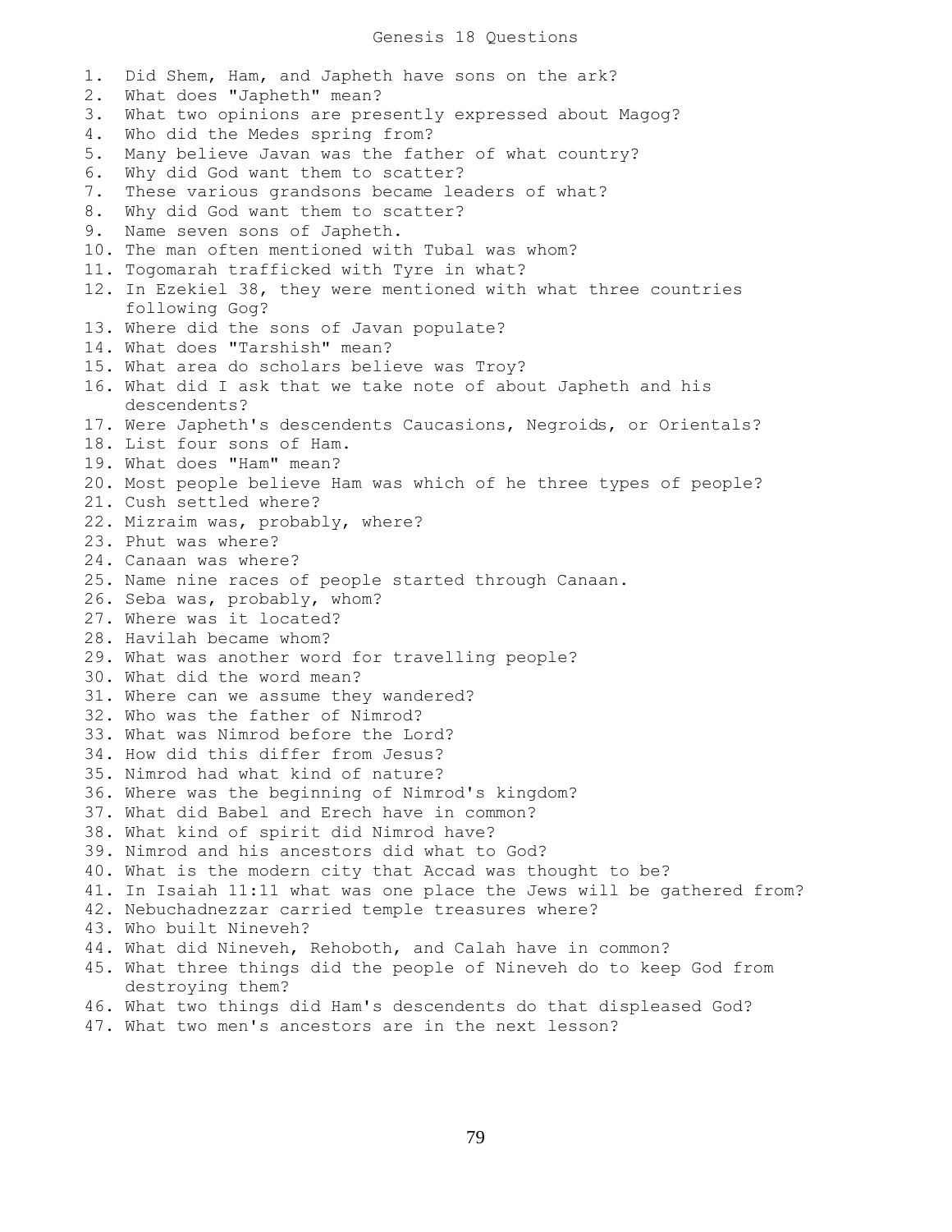# Genesis 18 Questions

1. Did Shem, Ham, and Japheth have sons on the ark?
2. What does "Japheth" mean?
3. What two opinions are presently expressed about Magog?
4. Who did the Medes spring from?
5. Many believe Javan was the father of what country?
6. Why did God want them to scatter?
7. These various grandsons became leaders of what?
8. Why did God want them to scatter?
9. Name seven sons of Japheth.
10. The man often mentioned with Tubal was whom?
11. Togomarah trafficked with Tyre in what?
12. In Ezekiel 38, they were mentioned with what three countries following Gog?
13. Where did the sons of Javan populate?
14. What does "Tarshish" mean?
15. What area do scholars believe was Troy?
16. What did I ask that we take note of about Japheth and his descendents?
17. Were Japheth's descendents Caucasions, Negroids, or Orientals?
18. List four sons of Ham.
19. What does "Ham" mean?
20. Most people believe Ham was which of he three types of people?
21. Cush settled where?
22. Mizraim was, probably, where?
23. Phut was where?
24. Canaan was where?
25. Name nine races of people started through Canaan.
26. Seba was, probably, whom?
27. Where was it located?
28. Havilah became whom?
29. What was another word for travelling people?
30. What did the word mean?
31. Where can we assume they wandered?
32. Who was the father of Nimrod?
33. What was Nimrod before the Lord?
34. How did this differ from Jesus?
35. Nimrod had what kind of nature?
36. Where was the beginning of Nimrod's kingdom?
37. What did Babel and Erech have in common?
38. What kind of spirit did Nimrod have?
39. Nimrod and his ancestors did what to God?
40. What is the modern city that Accad was thought to be?
41. In Isaiah 11:11 what was one place the Jews will be gathered from?
42. Nebuchadnezzar carried temple treasures where?
43. Who built Nineveh?
44. What did Nineveh, Rehoboth, and Calah have in common?
45. What three things did the people of Nineveh do to keep God from destroying them?
46. What two things did Ham's descendents do that displeased God?
47. What two men's ancestors are in the next lesson?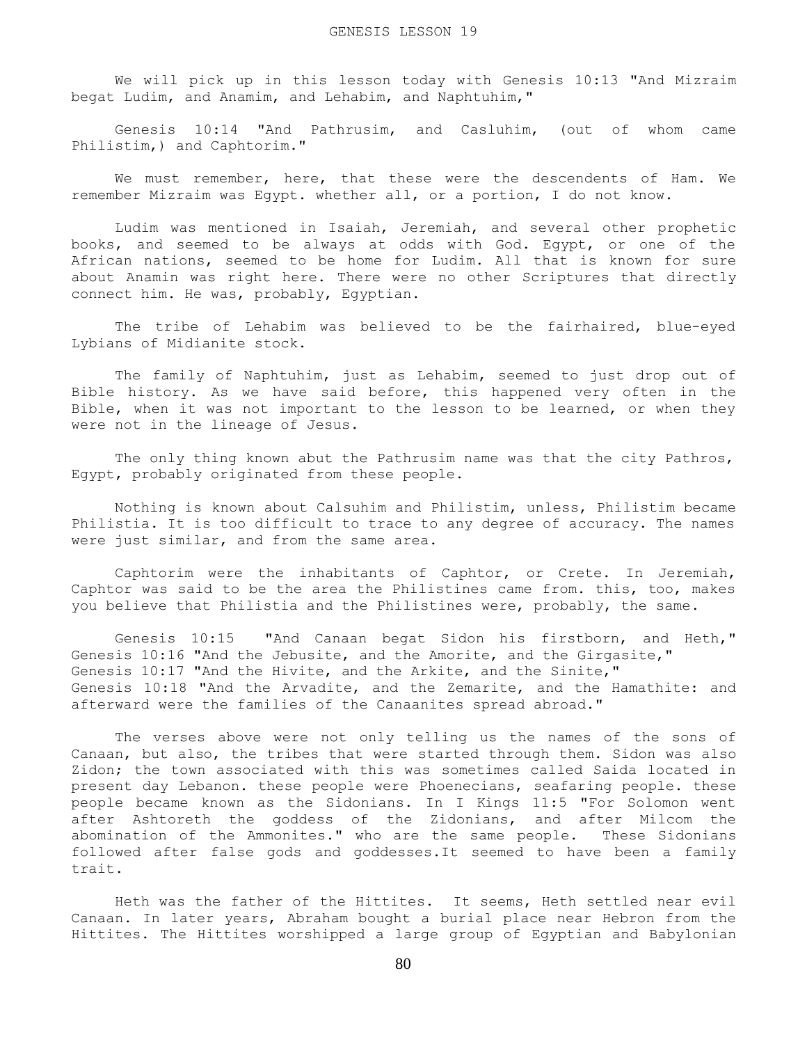# GENESIS LESSON 19

We will pick up in this lesson today with Genesis 10:13 "And Mizraim begat Ludim, and Anamim, and Lehabim, and Naphtuhim,"

Genesis 10:14 "And Pathrusim, and Casluhim, (out of whom came Philistim,) and Caphtorim."

We must remember, here, that these were the descendents of Ham. We remember Mizraim was Egypt. whether all, or a portion, I do not know.

Ludim was mentioned in Isaiah, Jeremiah, and several other prophetic books, and seemed to be always at odds with God. Egypt, or one of the African nations, seemed to be home for Ludim. All that is known for sure about Anamin was right here. There were no other Scriptures that directly connect him. He was, probably, Egyptian.

The tribe of Lehabim was believed to be the fairhaired, blue-eyed Lybians of Midianite stock.

The family of Naphtuhim, just as Lehabim, seemed to just drop out of Bible history. As we have said before, this happened very often in the Bible, when it was not important to the lesson to be learned, or when they were not in the lineage of Jesus.

The only thing known abut the Pathrusim name was that the city Pathros, Egypt, probably originated from these people.

Nothing is known about Calsuhim and Philistim, unless, Philistim became Philistia. It is too difficult to trace to any degree of accuracy. The names were just similar, and from the same area.

Caphtorim were the inhabitants of Caphtor, or Crete. In Jeremiah, Caphtor was said to be the area the Philistines came from. this, too, makes you believe that Philistia and the Philistines were, probably, the same.

Genesis 10:15 "And Canaan begat Sidon his firstborn, and Heth,"
Genesis 10:16 "And the Jebusite, and the Amorite, and the Girgasite,"
Genesis 10:17 "And the Hivite, and the Arkite, and the Sinite,"
Genesis 10:18 "And the Arvadite, and the Zemarite, and the Hamathite: and afterward were the families of the Canaanites spread abroad."

The verses above were not only telling us the names of the sons of Canaan, but also, the tribes that were started through them. Sidon was also Zidon; the town associated with this was sometimes called Saida located in present day Lebanon. these people were Phoenecians, seafaring people. these people became known as the Sidonians. In I Kings 11:5 "For Solomon went after Ashtoreth the goddess of the Zidonians, and after Milcom the abomination of the Ammonites." who are the same people. These Sidonians followed after false gods and goddesses.It seemed to have been a family trait.

Heth was the father of the Hittites. It seems, Heth settled near evil Canaan. In later years, Abraham bought a burial place near Hebron from the Hittites. The Hittites worshipped a large group of Egyptian and Babylonian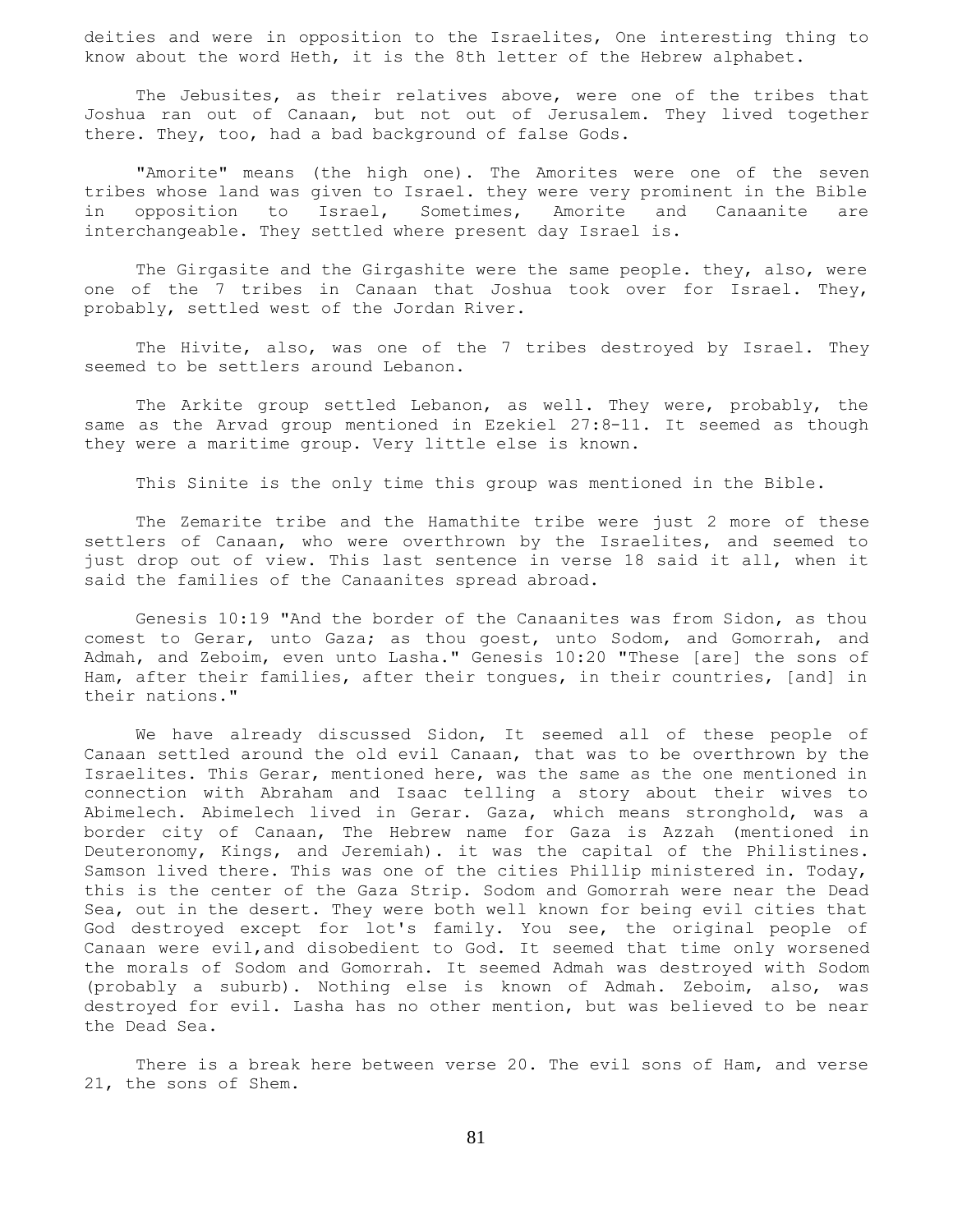deities and were in opposition to the Israelites, One interesting thing to know about the word Heth, it is the 8th letter of the Hebrew alphabet.

The Jebusites, as their relatives above, were one of the tribes that Joshua ran out of Canaan, but not out of Jerusalem. They lived together there. They, too, had a bad background of false Gods.

"Amorite" means (the high one). The Amorites were one of the seven tribes whose land was given to Israel. they were very prominent in the Bible in opposition to Israel, Sometimes, Amorite and Canaanite are interchangeable. They settled where present day Israel is.

The Girgasite and the Girgashite were the same people. they, also, were one of the 7 tribes in Canaan that Joshua took over for Israel. They, probably, settled west of the Jordan River.

The Hivite, also, was one of the 7 tribes destroyed by Israel. They seemed to be settlers around Lebanon.

The Arkite group settled Lebanon, as well. They were, probably, the same as the Arvad group mentioned in Ezekiel 27:8-11. It seemed as though they were a maritime group. Very little else is known.

This Sinite is the only time this group was mentioned in the Bible.

The Zemarite tribe and the Hamathite tribe were just 2 more of these settlers of Canaan, who were overthrown by the Israelites, and seemed to just drop out of view. This last sentence in verse 18 said it all, when it said the families of the Canaanites spread abroad.

Genesis 10:19 "And the border of the Canaanites was from Sidon, as thou comest to Gerar, unto Gaza; as thou goest, unto Sodom, and Gomorrah, and Admah, and Zeboim, even unto Lasha." Genesis 10:20 "These [are] the sons of Ham, after their families, after their tongues, in their countries, [and] in their nations."

We have already discussed Sidon, It seemed all of these people of Canaan settled around the old evil Canaan, that was to be overthrown by the Israelites. This Gerar, mentioned here, was the same as the one mentioned in connection with Abraham and Isaac telling a story about their wives to Abimelech. Abimelech lived in Gerar. Gaza, which means stronghold, was a border city of Canaan, The Hebrew name for Gaza is Azzah (mentioned in Deuteronomy, Kings, and Jeremiah). it was the capital of the Philistines. Samson lived there. This was one of the cities Phillip ministered in. Today, this is the center of the Gaza Strip. Sodom and Gomorrah were near the Dead Sea, out in the desert. They were both well known for being evil cities that God destroyed except for lot's family. You see, the original people of Canaan were evil,and disobedient to God. It seemed that time only worsened the morals of Sodom and Gomorrah. It seemed Admah was destroyed with Sodom (probably a suburb). Nothing else is known of Admah. Zeboim, also, was destroyed for evil. Lasha has no other mention, but was believed to be near the Dead Sea.

There is a break here between verse 20. The evil sons of Ham, and verse 21, the sons of Shem.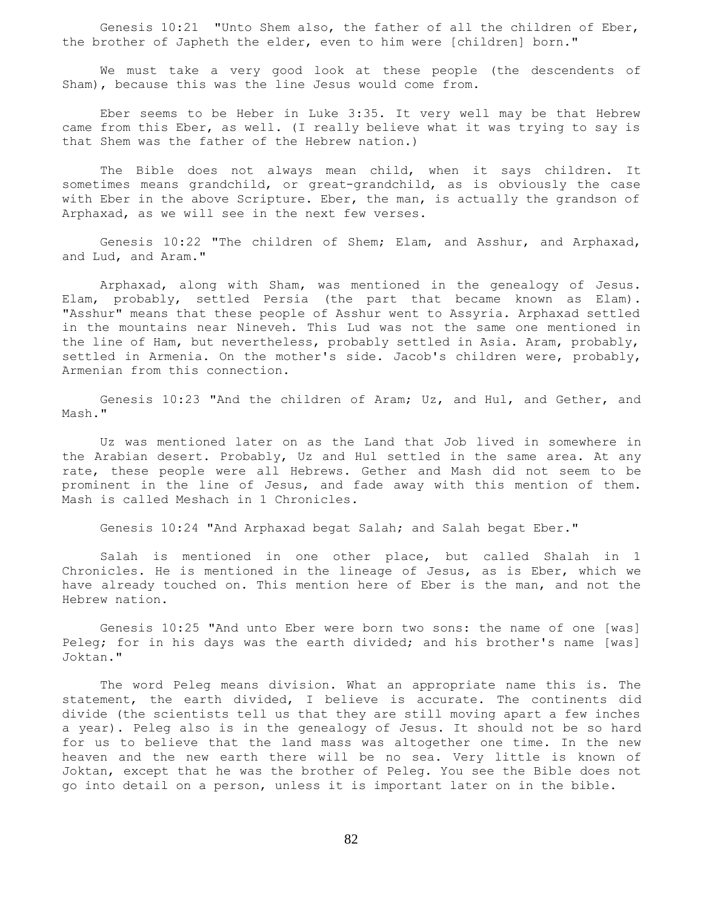Genesis 10:21 "Unto Shem also, the father of all the children of Eber, the brother of Japheth the elder, even to him were [children] born."

We must take a very good look at these people (the descendents of Sham), because this was the line Jesus would come from.

Eber seems to be Heber in Luke 3:35. It very well may be that Hebrew came from this Eber, as well. (I really believe what it was trying to say is that Shem was the father of the Hebrew nation.)

The Bible does not always mean child, when it says children. It sometimes means grandchild, or great-grandchild, as is obviously the case with Eber in the above Scripture. Eber, the man, is actually the grandson of Arphaxad, as we will see in the next few verses.

Genesis 10:22 "The children of Shem; Elam, and Asshur, and Arphaxad, and Lud, and Aram."

Arphaxad, along with Sham, was mentioned in the genealogy of Jesus. Elam, probably, settled Persia (the part that became known as Elam). "Asshur" means that these people of Asshur went to Assyria. Arphaxad settled in the mountains near Nineveh. This Lud was not the same one mentioned in the line of Ham, but nevertheless, probably settled in Asia. Aram, probably, settled in Armenia. On the mother's side. Jacob's children were, probably, Armenian from this connection.

Genesis 10:23 "And the children of Aram; Uz, and Hul, and Gether, and Mash."

Uz was mentioned later on as the Land that Job lived in somewhere in the Arabian desert. Probably, Uz and Hul settled in the same area. At any rate, these people were all Hebrews. Gether and Mash did not seem to be prominent in the line of Jesus, and fade away with this mention of them. Mash is called Meshach in 1 Chronicles.

Genesis 10:24 "And Arphaxad begat Salah; and Salah begat Eber."

Salah is mentioned in one other place, but called Shalah in 1 Chronicles. He is mentioned in the lineage of Jesus, as is Eber, which we have already touched on. This mention here of Eber is the man, and not the Hebrew nation.

Genesis 10:25 "And unto Eber were born two sons: the name of one [was] Peleg; for in his days was the earth divided; and his brother's name [was] Joktan."

The word Peleg means division. What an appropriate name this is. The statement, the earth divided, I believe is accurate. The continents did divide (the scientists tell us that they are still moving apart a few inches a year). Peleg also is in the genealogy of Jesus. It should not be so hard for us to believe that the land mass was altogether one time. In the new heaven and the new earth there will be no sea. Very little is known of Joktan, except that he was the brother of Peleg. You see the Bible does not go into detail on a person, unless it is important later on in the bible.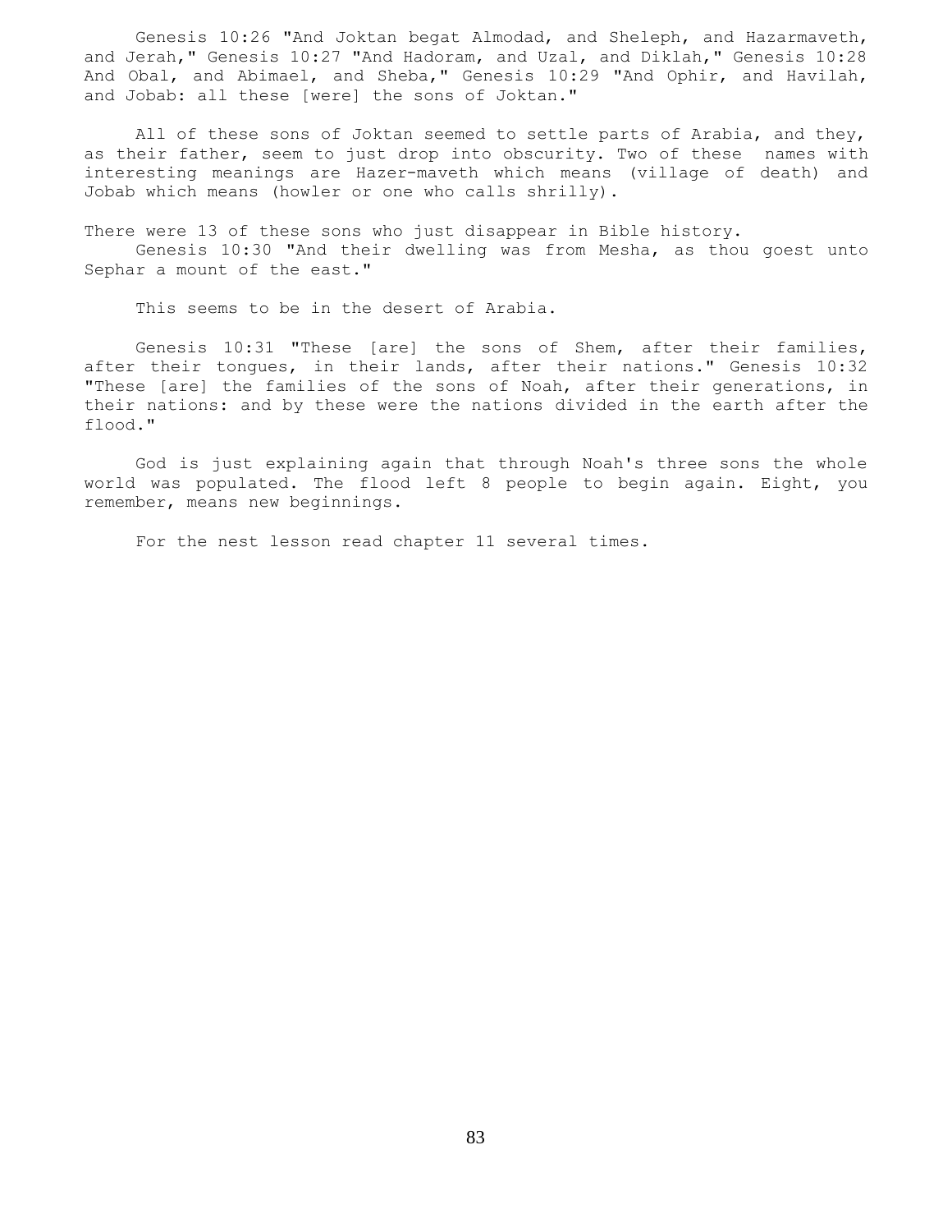Genesis 10:26 "And Joktan begat Almodad, and Sheleph, and Hazarmaveth, and Jerah," Genesis 10:27 "And Hadoram, and Uzal, and Diklah," Genesis 10:28 And Obal, and Abimael, and Sheba," Genesis 10:29 "And Ophir, and Havilah, and Jobab: all these [were] the sons of Joktan."

All of these sons of Joktan seemed to settle parts of Arabia, and they, as their father, seem to just drop into obscurity. Two of these names with interesting meanings are Hazer-maveth which means (village of death) and Jobab which means (howler or one who calls shrilly).

There were 13 of these sons who just disappear in Bible history.

Genesis 10:30 "And their dwelling was from Mesha, as thou goest unto Sephar a mount of the east."

This seems to be in the desert of Arabia.

Genesis 10:31 "These [are] the sons of Shem, after their families, after their tongues, in their lands, after their nations." Genesis 10:32 "These [are] the families of the sons of Noah, after their generations, in their nations: and by these were the nations divided in the earth after the flood."

God is just explaining again that through Noah's three sons the whole world was populated. The flood left 8 people to begin again. Eight, you remember, means new beginnings.

For the nest lesson read chapter 11 several times.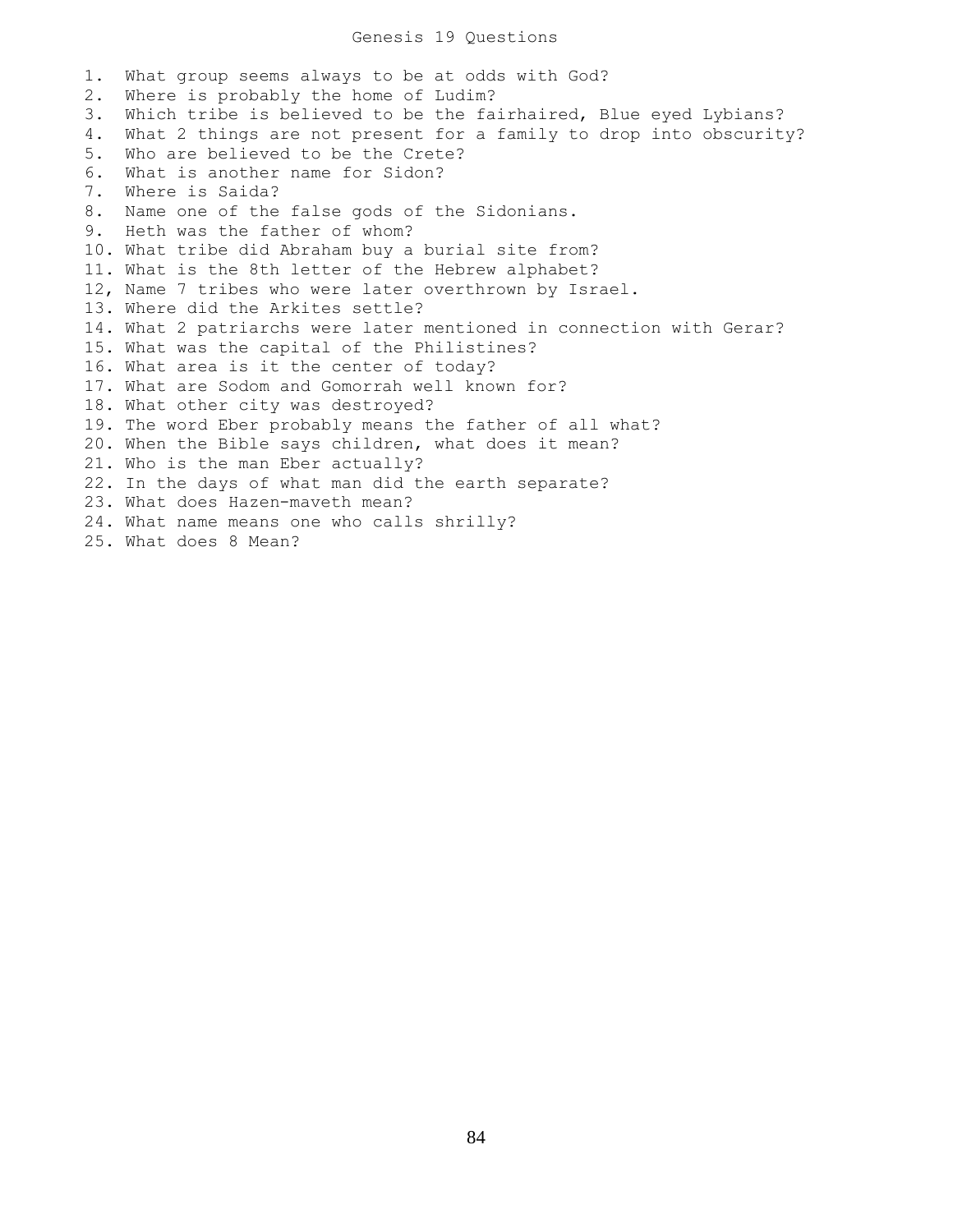# Genesis 19 Questions

1. What group seems always to be at odds with God?
2. Where is probably the home of Ludim?
3. Which tribe is believed to be the fairhaired, Blue eyed Lybians?
4. What 2 things are not present for a family to drop into obscurity?
5. Who are believed to be the Crete?
6. What is another name for Sidon?
7. Where is Saida?
8. Name one of the false gods of the Sidonians.
9. Heth was the father of whom?
10. What tribe did Abraham buy a burial site from?
11. What is the 8th letter of the Hebrew alphabet?
12, Name 7 tribes who were later overthrown by Israel.
13. Where did the Arkites settle?
14. What 2 patriarchs were later mentioned in connection with Gerar?
15. What was the capital of the Philistines?
16. What area is it the center of today?
17. What are Sodom and Gomorrah well known for?
18. What other city was destroyed?
19. The word Eber probably means the father of all what?
20. When the Bible says children, what does it mean?
21. Who is the man Eber actually?
22. In the days of what man did the earth separate?
23. What does Hazen-maveth mean?
24. What name means one who calls shrilly?
25. What does 8 Mean?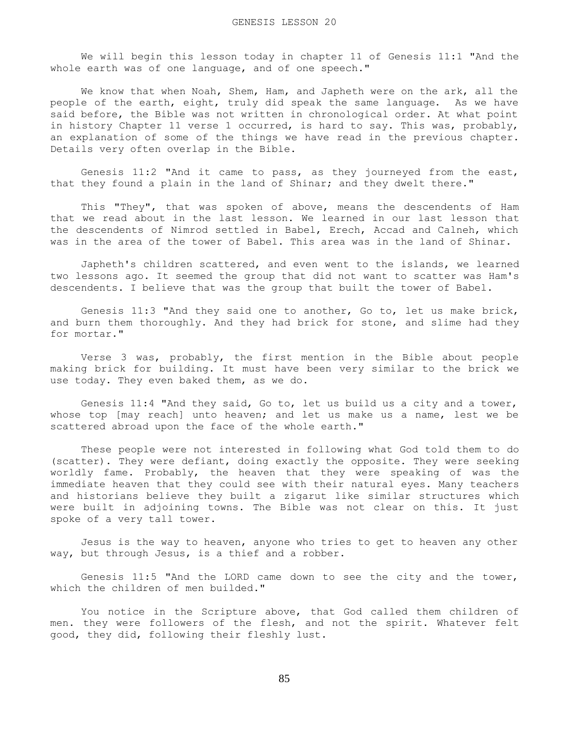# GENESIS LESSON 20

We will begin this lesson today in chapter 11 of Genesis 11:1 "And the whole earth was of one language, and of one speech."

We know that when Noah, Shem, Ham, and Japheth were on the ark, all the people of the earth, eight, truly did speak the same language. As we have said before, the Bible was not written in chronological order. At what point in history Chapter 11 verse 1 occurred, is hard to say. This was, probably, an explanation of some of the things we have read in the previous chapter. Details very often overlap in the Bible.

Genesis 11:2 "And it came to pass, as they journeyed from the east, that they found a plain in the land of Shinar; and they dwelt there."

This "They", that was spoken of above, means the descendents of Ham that we read about in the last lesson. We learned in our last lesson that the descendents of Nimrod settled in Babel, Erech, Accad and Calneh, which was in the area of the tower of Babel. This area was in the land of Shinar.

Japheth's children scattered, and even went to the islands, we learned two lessons ago. It seemed the group that did not want to scatter was Ham's descendents. I believe that was the group that built the tower of Babel.

Genesis 11:3 "And they said one to another, Go to, let us make brick, and burn them thoroughly. And they had brick for stone, and slime had they for mortar."

Verse 3 was, probably, the first mention in the Bible about people making brick for building. It must have been very similar to the brick we use today. They even baked them, as we do.

Genesis 11:4 "And they said, Go to, let us build us a city and a tower, whose top [may reach] unto heaven; and let us make us a name, lest we be scattered abroad upon the face of the whole earth."

These people were not interested in following what God told them to do (scatter). They were defiant, doing exactly the opposite. They were seeking worldly fame. Probably, the heaven that they were speaking of was the immediate heaven that they could see with their natural eyes. Many teachers and historians believe they built a zigarut like similar structures which were built in adjoining towns. The Bible was not clear on this. It just spoke of a very tall tower.

Jesus is the way to heaven, anyone who tries to get to heaven any other way, but through Jesus, is a thief and a robber.

Genesis 11:5 "And the LORD came down to see the city and the tower, which the children of men builded."

You notice in the Scripture above, that God called them children of men. they were followers of the flesh, and not the spirit. Whatever felt good, they did, following their fleshly lust.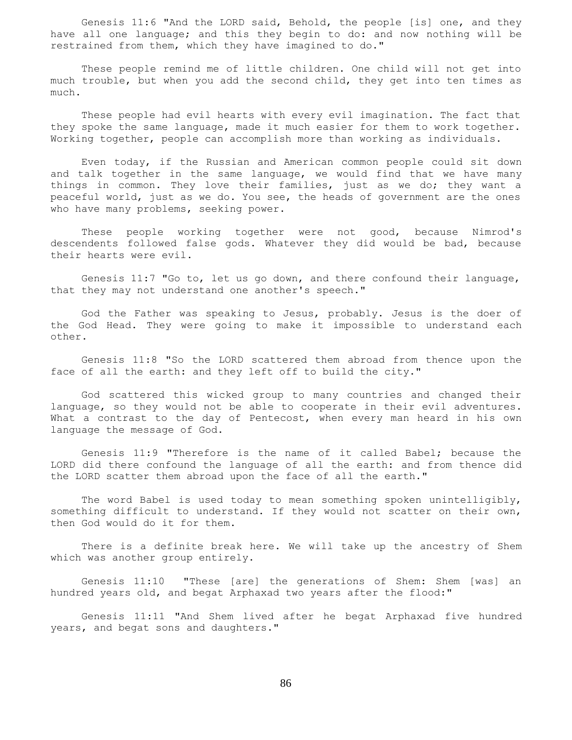Genesis 11:6 "And the LORD said, Behold, the people [is] one, and they have all one language; and this they begin to do: and now nothing will be restrained from them, which they have imagined to do."

These people remind me of little children. One child will not get into much trouble, but when you add the second child, they get into ten times as much.

These people had evil hearts with every evil imagination. The fact that they spoke the same language, made it much easier for them to work together. Working together, people can accomplish more than working as individuals.

Even today, if the Russian and American common people could sit down and talk together in the same language, we would find that we have many things in common. They love their families, just as we do; they want a peaceful world, just as we do. You see, the heads of government are the ones who have many problems, seeking power.

These people working together were not good, because Nimrod's descendents followed false gods. Whatever they did would be bad, because their hearts were evil.

Genesis 11:7 "Go to, let us go down, and there confound their language, that they may not understand one another's speech."

God the Father was speaking to Jesus, probably. Jesus is the doer of the God Head. They were going to make it impossible to understand each other.

Genesis 11:8 "So the LORD scattered them abroad from thence upon the face of all the earth: and they left off to build the city."

God scattered this wicked group to many countries and changed their language, so they would not be able to cooperate in their evil adventures. What a contrast to the day of Pentecost, when every man heard in his own language the message of God.

Genesis 11:9 "Therefore is the name of it called Babel; because the LORD did there confound the language of all the earth: and from thence did the LORD scatter them abroad upon the face of all the earth."

The word Babel is used today to mean something spoken unintelligibly, something difficult to understand. If they would not scatter on their own, then God would do it for them.

There is a definite break here. We will take up the ancestry of Shem which was another group entirely.

Genesis 11:10 "These [are] the generations of Shem: Shem [was] an hundred years old, and begat Arphaxad two years after the flood:"

Genesis 11:11 "And Shem lived after he begat Arphaxad five hundred years, and begat sons and daughters."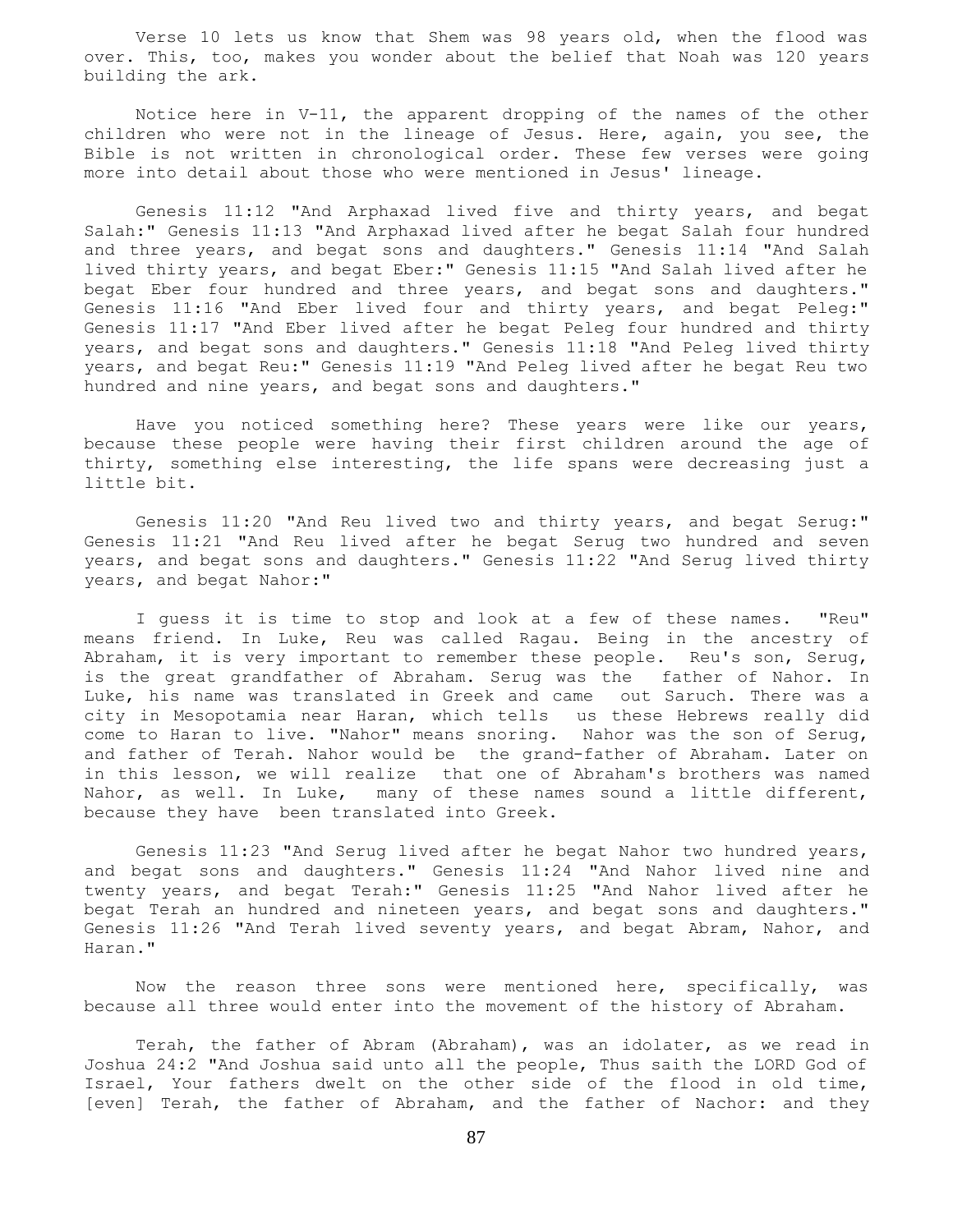Verse 10 lets us know that Shem was 98 years old, when the flood was over. This, too, makes you wonder about the belief that Noah was 120 years building the ark.

Notice here in V-11, the apparent dropping of the names of the other children who were not in the lineage of Jesus. Here, again, you see, the Bible is not written in chronological order. These few verses were going more into detail about those who were mentioned in Jesus' lineage.

Genesis 11:12 "And Arphaxad lived five and thirty years, and begat Salah:" Genesis 11:13 "And Arphaxad lived after he begat Salah four hundred and three years, and begat sons and daughters." Genesis 11:14 "And Salah lived thirty years, and begat Eber:" Genesis 11:15 "And Salah lived after he begat Eber four hundred and three years, and begat sons and daughters." Genesis 11:16 "And Eber lived four and thirty years, and begat Peleg:" Genesis 11:17 "And Eber lived after he begat Peleg four hundred and thirty years, and begat sons and daughters." Genesis 11:18 "And Peleg lived thirty years, and begat Reu:" Genesis 11:19 "And Peleg lived after he begat Reu two hundred and nine years, and begat sons and daughters."

Have you noticed something here? These years were like our years, because these people were having their first children around the age of thirty, something else interesting, the life spans were decreasing just a little bit.

Genesis 11:20 "And Reu lived two and thirty years, and begat Serug:" Genesis 11:21 "And Reu lived after he begat Serug two hundred and seven years, and begat sons and daughters." Genesis 11:22 "And Serug lived thirty years, and begat Nahor:"

I guess it is time to stop and look at a few of these names. "Reu" means friend. In Luke, Reu was called Ragau. Being in the ancestry of Abraham, it is very important to remember these people. Reu's son, Serug, is the great grandfather of Abraham. Serug was the father of Nahor. In Luke, his name was translated in Greek and came out Saruch. There was a city in Mesopotamia near Haran, which tells us these Hebrews really did come to Haran to live. "Nahor" means snoring. Nahor was the son of Serug, and father of Terah. Nahor would be the grand-father of Abraham. Later on in this lesson, we will realize that one of Abraham's brothers was named Nahor, as well. In Luke, many of these names sound a little different, because they have been translated into Greek.

Genesis 11:23 "And Serug lived after he begat Nahor two hundred years, and begat sons and daughters." Genesis 11:24 "And Nahor lived nine and twenty years, and begat Terah:" Genesis 11:25 "And Nahor lived after he begat Terah an hundred and nineteen years, and begat sons and daughters." Genesis 11:26 "And Terah lived seventy years, and begat Abram, Nahor, and Haran."

Now the reason three sons were mentioned here, specifically, was because all three would enter into the movement of the history of Abraham.

Terah, the father of Abram (Abraham), was an idolater, as we read in Joshua 24:2 "And Joshua said unto all the people, Thus saith the LORD God of Israel, Your fathers dwelt on the other side of the flood in old time, [even] Terah, the father of Abraham, and the father of Nachor: and they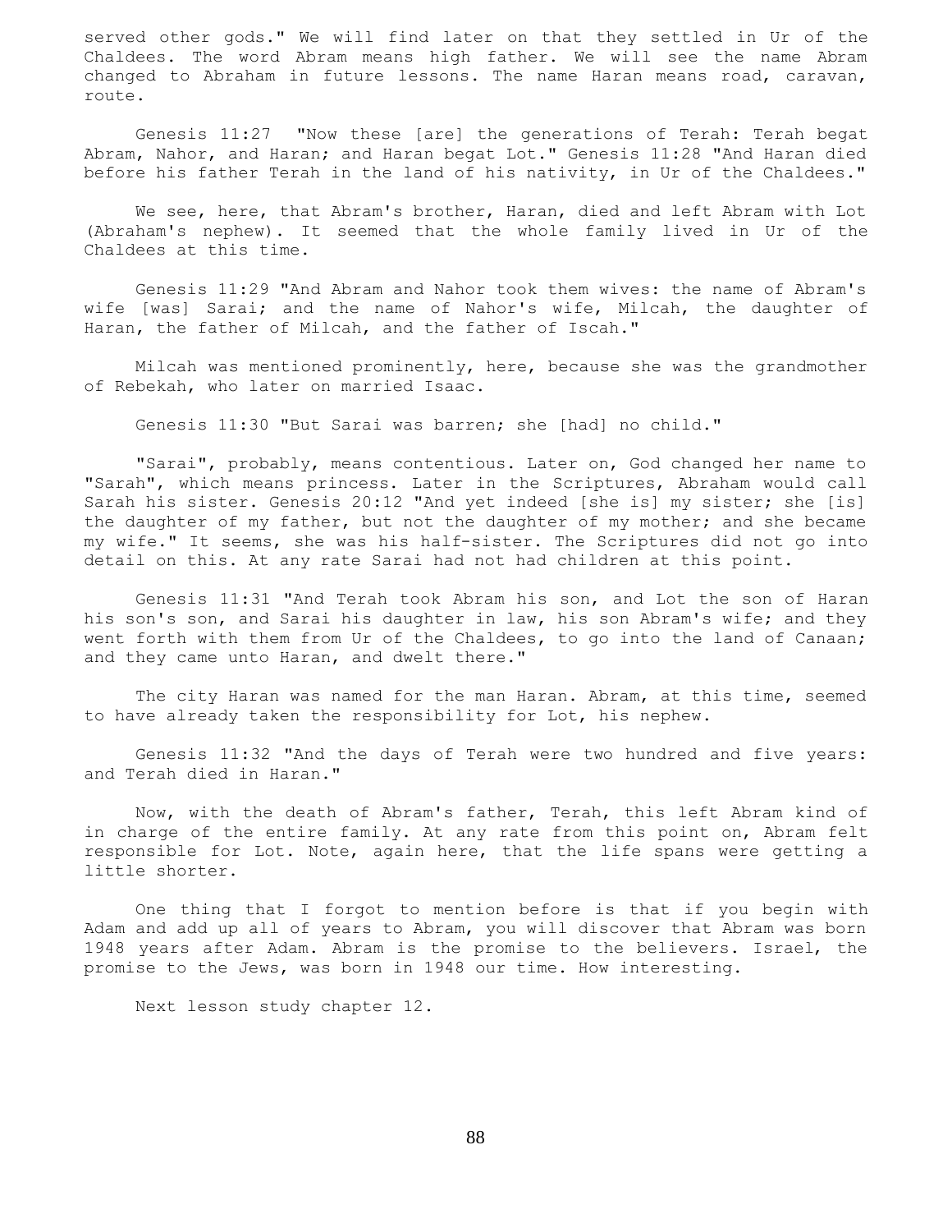served other gods." We will find later on that they settled in Ur of the Chaldees. The word Abram means high father. We will see the name Abram changed to Abraham in future lessons. The name Haran means road, caravan, route.

Genesis 11:27 "Now these [are] the generations of Terah: Terah begat Abram, Nahor, and Haran; and Haran begat Lot." Genesis 11:28 "And Haran died before his father Terah in the land of his nativity, in Ur of the Chaldees."

We see, here, that Abram's brother, Haran, died and left Abram with Lot (Abraham's nephew). It seemed that the whole family lived in Ur of the Chaldees at this time.

Genesis 11:29 "And Abram and Nahor took them wives: the name of Abram's wife [was] Sarai; and the name of Nahor's wife, Milcah, the daughter of Haran, the father of Milcah, and the father of Iscah."

Milcah was mentioned prominently, here, because she was the grandmother of Rebekah, who later on married Isaac.

Genesis 11:30 "But Sarai was barren; she [had] no child."

"Sarai", probably, means contentious. Later on, God changed her name to "Sarah", which means princess. Later in the Scriptures, Abraham would call Sarah his sister. Genesis 20:12 "And yet indeed [she is] my sister; she [is] the daughter of my father, but not the daughter of my mother; and she became my wife." It seems, she was his half-sister. The Scriptures did not go into detail on this. At any rate Sarai had not had children at this point.

Genesis 11:31 "And Terah took Abram his son, and Lot the son of Haran his son's son, and Sarai his daughter in law, his son Abram's wife; and they went forth with them from Ur of the Chaldees, to go into the land of Canaan; and they came unto Haran, and dwelt there."

The city Haran was named for the man Haran. Abram, at this time, seemed to have already taken the responsibility for Lot, his nephew.

Genesis 11:32 "And the days of Terah were two hundred and five years: and Terah died in Haran."

Now, with the death of Abram's father, Terah, this left Abram kind of in charge of the entire family. At any rate from this point on, Abram felt responsible for Lot. Note, again here, that the life spans were getting a little shorter.

One thing that I forgot to mention before is that if you begin with Adam and add up all of years to Abram, you will discover that Abram was born 1948 years after Adam. Abram is the promise to the believers. Israel, the promise to the Jews, was born in 1948 our time. How interesting.

Next lesson study chapter 12.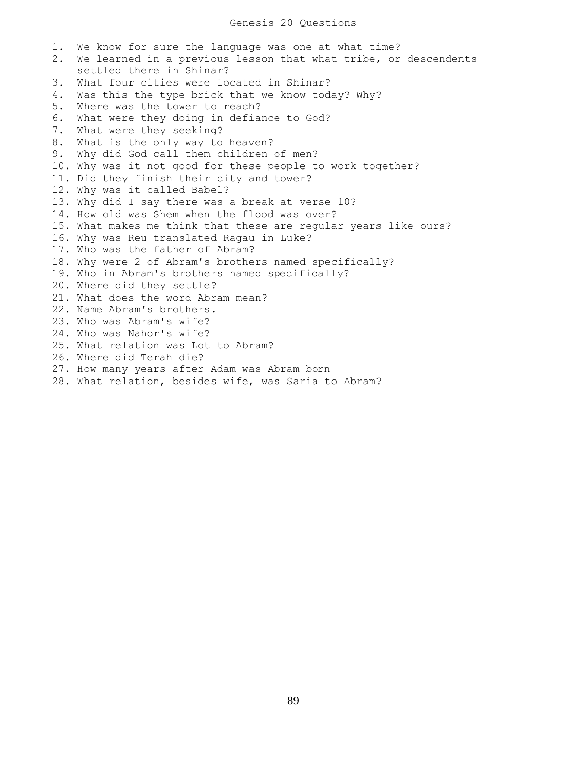# Genesis 20 Questions

1. We know for sure the language was one at what time?
2. We learned in a previous lesson that what tribe, or descendents settled there in Shinar?
3. What four cities were located in Shinar?
4. Was this the type brick that we know today? Why?
5. Where was the tower to reach?
6. What were they doing in defiance to God?
7. What were they seeking?
8. What is the only way to heaven?
9. Why did God call them children of men?
10. Why was it not good for these people to work together?
11. Did they finish their city and tower?
12. Why was it called Babel?
13. Why did I say there was a break at verse 10?
14. How old was Shem when the flood was over?
15. What makes me think that these are regular years like ours?
16. Why was Reu translated Ragau in Luke?
17. Who was the father of Abram?
18. Why were 2 of Abram's brothers named specifically?
19. Who in Abram's brothers named specifically?
20. Where did they settle?
21. What does the word Abram mean?
22. Name Abram's brothers.
23. Who was Abram's wife?
24. Who was Nahor's wife?
25. What relation was Lot to Abram?
26. Where did Terah die?
27. How many years after Adam was Abram born
28. What relation, besides wife, was Saria to Abram?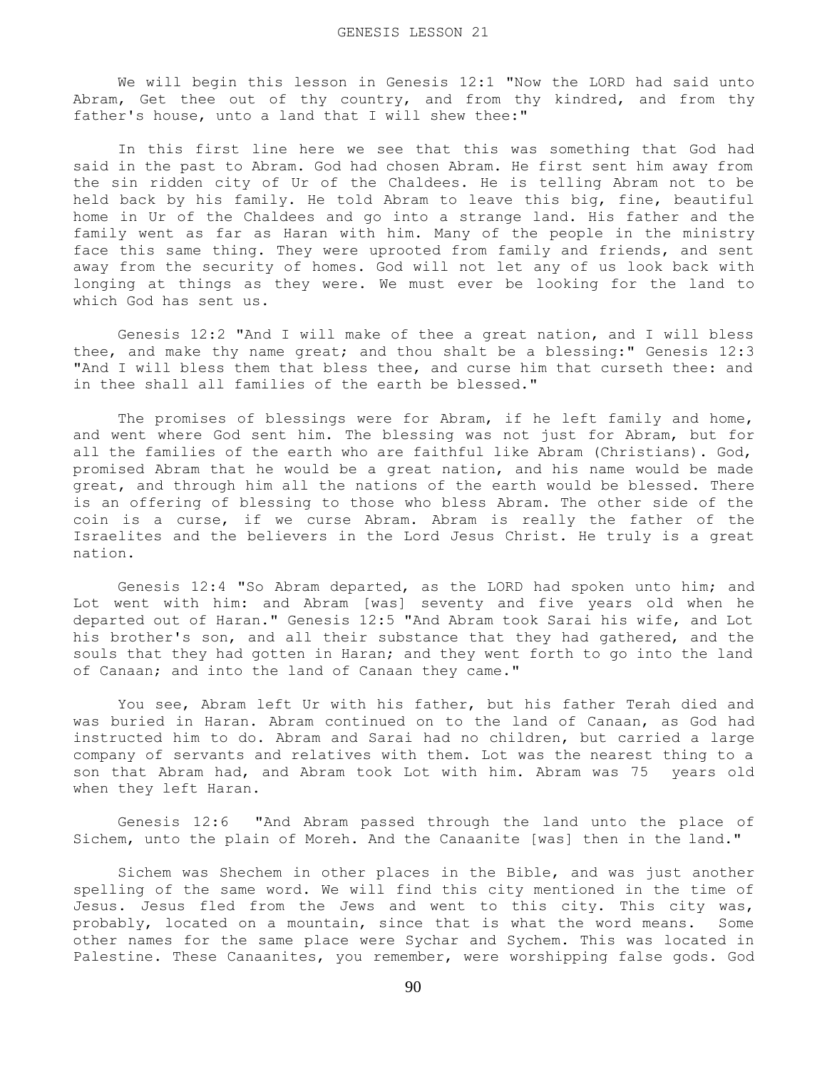# GENESIS LESSON 21

We will begin this lesson in Genesis 12:1 "Now the LORD had said unto Abram, Get thee out of thy country, and from thy kindred, and from thy father's house, unto a land that I will shew thee:"

In this first line here we see that this was something that God had said in the past to Abram. God had chosen Abram. He first sent him away from the sin ridden city of Ur of the Chaldees. He is telling Abram not to be held back by his family. He told Abram to leave this big, fine, beautiful home in Ur of the Chaldees and go into a strange land. His father and the family went as far as Haran with him. Many of the people in the ministry face this same thing. They were uprooted from family and friends, and sent away from the security of homes. God will not let any of us look back with longing at things as they were. We must ever be looking for the land to which God has sent us.

Genesis 12:2 "And I will make of thee a great nation, and I will bless thee, and make thy name great; and thou shalt be a blessing:" Genesis 12:3 "And I will bless them that bless thee, and curse him that curseth thee: and in thee shall all families of the earth be blessed."

The promises of blessings were for Abram, if he left family and home, and went where God sent him. The blessing was not just for Abram, but for all the families of the earth who are faithful like Abram (Christians). God, promised Abram that he would be a great nation, and his name would be made great, and through him all the nations of the earth would be blessed. There is an offering of blessing to those who bless Abram. The other side of the coin is a curse, if we curse Abram. Abram is really the father of the Israelites and the believers in the Lord Jesus Christ. He truly is a great nation.

Genesis 12:4 "So Abram departed, as the LORD had spoken unto him; and Lot went with him: and Abram [was] seventy and five years old when he departed out of Haran." Genesis 12:5 "And Abram took Sarai his wife, and Lot his brother's son, and all their substance that they had gathered, and the souls that they had gotten in Haran; and they went forth to go into the land of Canaan; and into the land of Canaan they came."

You see, Abram left Ur with his father, but his father Terah died and was buried in Haran. Abram continued on to the land of Canaan, as God had instructed him to do. Abram and Sarai had no children, but carried a large company of servants and relatives with them. Lot was the nearest thing to a son that Abram had, and Abram took Lot with him. Abram was 75 years old when they left Haran.

Genesis 12:6 "And Abram passed through the land unto the place of Sichem, unto the plain of Moreh. And the Canaanite [was] then in the land."

Sichem was Shechem in other places in the Bible, and was just another spelling of the same word. We will find this city mentioned in the time of Jesus. Jesus fled from the Jews and went to this city. This city was, probably, located on a mountain, since that is what the word means. Some other names for the same place were Sychar and Sychem. This was located in Palestine. These Canaanites, you remember, were worshipping false gods. God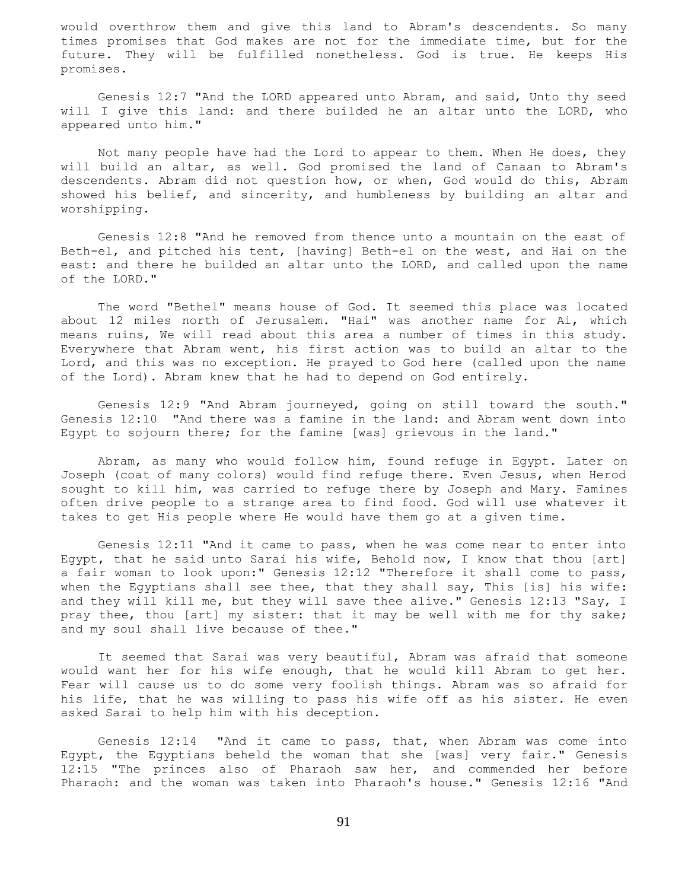would overthrow them and give this land to Abram's descendents. So many times promises that God makes are not for the immediate time, but for the future. They will be fulfilled nonetheless. God is true. He keeps His promises.

Genesis 12:7 "And the LORD appeared unto Abram, and said, Unto thy seed will I give this land: and there builded he an altar unto the LORD, who appeared unto him."

Not many people have had the Lord to appear to them. When He does, they will build an altar, as well. God promised the land of Canaan to Abram's descendents. Abram did not question how, or when, God would do this, Abram showed his belief, and sincerity, and humbleness by building an altar and worshipping.

Genesis 12:8 "And he removed from thence unto a mountain on the east of Beth-el, and pitched his tent, [having] Beth-el on the west, and Hai on the east: and there he builded an altar unto the LORD, and called upon the name of the LORD."

The word "Bethel" means house of God. It seemed this place was located about 12 miles north of Jerusalem. "Hai" was another name for Ai, which means ruins, We will read about this area a number of times in this study. Everywhere that Abram went, his first action was to build an altar to the Lord, and this was no exception. He prayed to God here (called upon the name of the Lord). Abram knew that he had to depend on God entirely.

Genesis 12:9 "And Abram journeyed, going on still toward the south." Genesis 12:10 "And there was a famine in the land: and Abram went down into Egypt to sojourn there; for the famine [was] grievous in the land."

Abram, as many who would follow him, found refuge in Egypt. Later on Joseph (coat of many colors) would find refuge there. Even Jesus, when Herod sought to kill him, was carried to refuge there by Joseph and Mary. Famines often drive people to a strange area to find food. God will use whatever it takes to get His people where He would have them go at a given time.

Genesis 12:11 "And it came to pass, when he was come near to enter into Egypt, that he said unto Sarai his wife, Behold now, I know that thou [art] a fair woman to look upon:" Genesis 12:12 "Therefore it shall come to pass, when the Egyptians shall see thee, that they shall say, This [is] his wife: and they will kill me, but they will save thee alive." Genesis 12:13 "Say, I pray thee, thou [art] my sister: that it may be well with me for thy sake; and my soul shall live because of thee."

It seemed that Sarai was very beautiful, Abram was afraid that someone would want her for his wife enough, that he would kill Abram to get her. Fear will cause us to do some very foolish things. Abram was so afraid for his life, that he was willing to pass his wife off as his sister. He even asked Sarai to help him with his deception.

Genesis 12:14 "And it came to pass, that, when Abram was come into Egypt, the Egyptians beheld the woman that she [was] very fair." Genesis 12:15 "The princes also of Pharaoh saw her, and commended her before Pharaoh: and the woman was taken into Pharaoh's house." Genesis 12:16 "And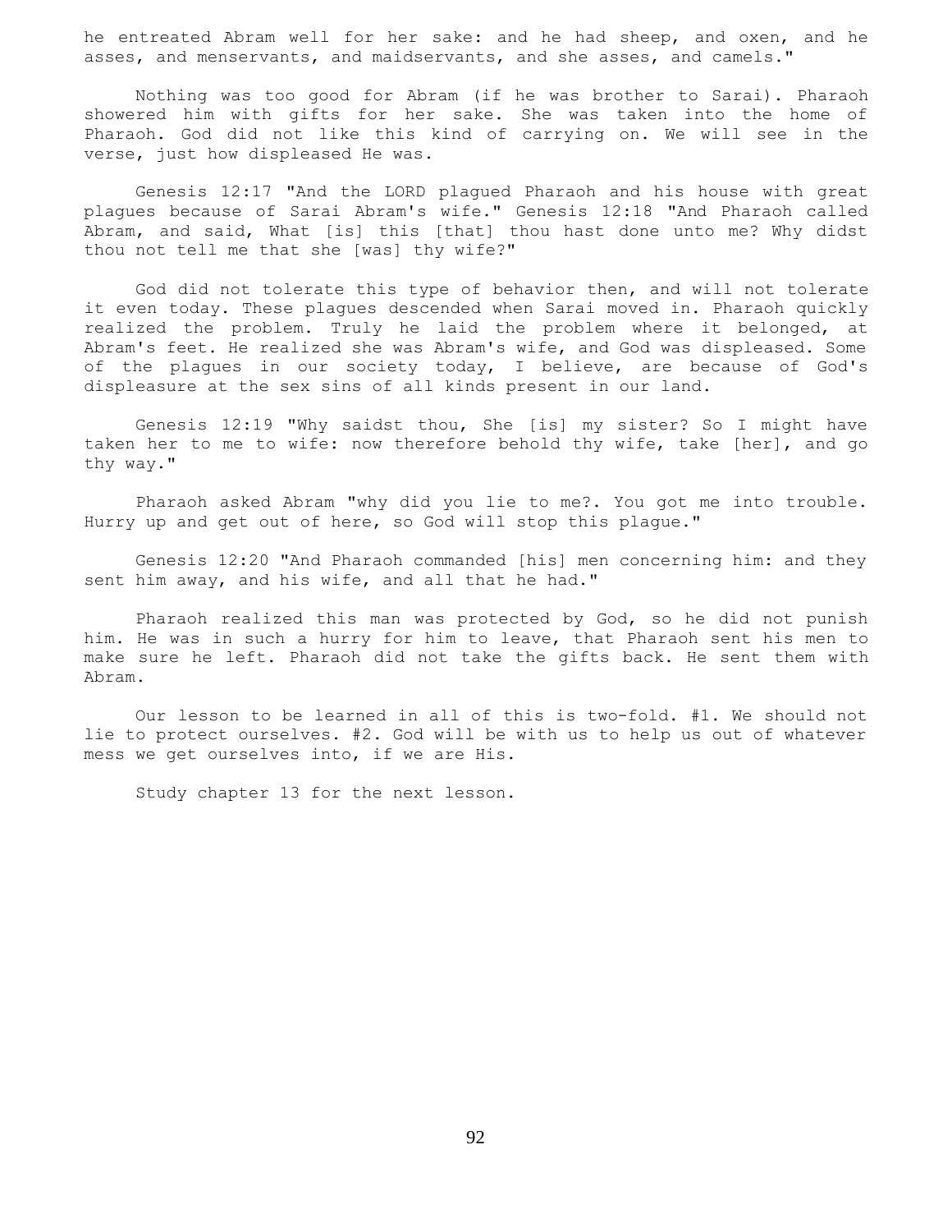he entreated Abram well for her sake: and he had sheep, and oxen, and he asses, and menservants, and maidservants, and she asses, and camels."

Nothing was too good for Abram (if he was brother to Sarai). Pharaoh showered him with gifts for her sake. She was taken into the home of Pharaoh. God did not like this kind of carrying on. We will see in the verse, just how displeased He was.

Genesis 12:17 "And the LORD plagued Pharaoh and his house with great plagues because of Sarai Abram's wife." Genesis 12:18 "And Pharaoh called Abram, and said, What [is] this [that] thou hast done unto me? Why didst thou not tell me that she [was] thy wife?"

God did not tolerate this type of behavior then, and will not tolerate it even today. These plagues descended when Sarai moved in. Pharaoh quickly realized the problem. Truly he laid the problem where it belonged, at Abram's feet. He realized she was Abram's wife, and God was displeased. Some of the plagues in our society today, I believe, are because of God's displeasure at the sex sins of all kinds present in our land.

Genesis 12:19 "Why saidst thou, She [is] my sister? So I might have taken her to me to wife: now therefore behold thy wife, take [her], and go thy way."

Pharaoh asked Abram "why did you lie to me?. You got me into trouble. Hurry up and get out of here, so God will stop this plague."

Genesis 12:20 "And Pharaoh commanded [his] men concerning him: and they sent him away, and his wife, and all that he had."

Pharaoh realized this man was protected by God, so he did not punish him. He was in such a hurry for him to leave, that Pharaoh sent his men to make sure he left. Pharaoh did not take the gifts back. He sent them with Abram.

Our lesson to be learned in all of this is two-fold. #1. We should not lie to protect ourselves. #2. God will be with us to help us out of whatever mess we get ourselves into, if we are His.

Study chapter 13 for the next lesson.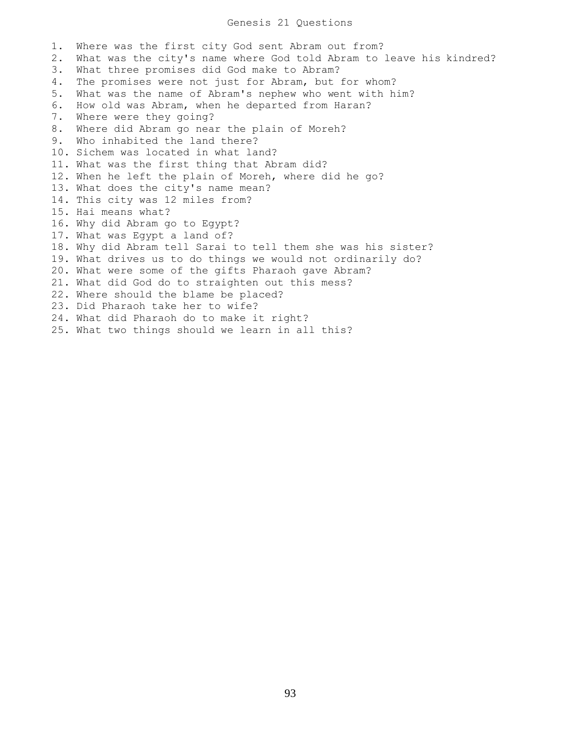# Genesis 21 Questions

1. Where was the first city God sent Abram out from?
2. What was the city's name where God told Abram to leave his kindred?
3. What three promises did God make to Abram?
4. The promises were not just for Abram, but for whom?
5. What was the name of Abram's nephew who went with him?
6. How old was Abram, when he departed from Haran?
7. Where were they going?
8. Where did Abram go near the plain of Moreh?
9. Who inhabited the land there?
10. Sichem was located in what land?
11. What was the first thing that Abram did?
12. When he left the plain of Moreh, where did he go?
13. What does the city's name mean?
14. This city was 12 miles from?
15. Hai means what?
16. Why did Abram go to Egypt?
17. What was Egypt a land of?
18. Why did Abram tell Sarai to tell them she was his sister?
19. What drives us to do things we would not ordinarily do?
20. What were some of the gifts Pharaoh gave Abram?
21. What did God do to straighten out this mess?
22. Where should the blame be placed?
23. Did Pharaoh take her to wife?
24. What did Pharaoh do to make it right?
25. What two things should we learn in all this?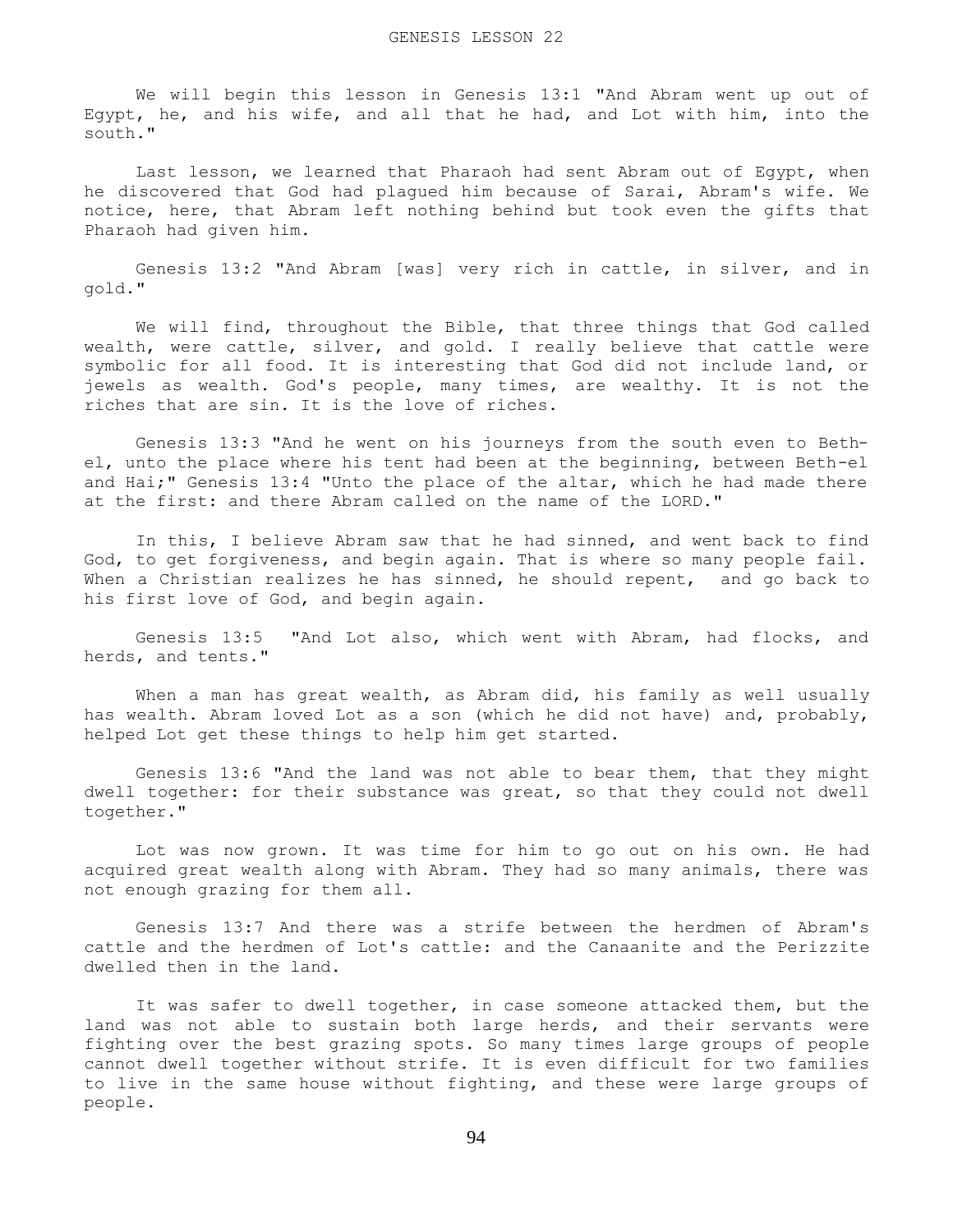# GENESIS LESSON 22

We will begin this lesson in Genesis 13:1 "And Abram went up out of Egypt, he, and his wife, and all that he had, and Lot with him, into the south."

Last lesson, we learned that Pharaoh had sent Abram out of Egypt, when he discovered that God had plagued him because of Sarai, Abram's wife. We notice, here, that Abram left nothing behind but took even the gifts that Pharaoh had given him.

Genesis 13:2 "And Abram [was] very rich in cattle, in silver, and in gold."

We will find, throughout the Bible, that three things that God called wealth, were cattle, silver, and gold. I really believe that cattle were symbolic for all food. It is interesting that God did not include land, or jewels as wealth. God's people, many times, are wealthy. It is not the riches that are sin. It is the love of riches.

Genesis 13:3 "And he went on his journeys from the south even to Beth-el, unto the place where his tent had been at the beginning, between Beth-el and Hai;" Genesis 13:4 "Unto the place of the altar, which he had made there at the first: and there Abram called on the name of the LORD."

In this, I believe Abram saw that he had sinned, and went back to find God, to get forgiveness, and begin again. That is where so many people fail. When a Christian realizes he has sinned, he should repent, and go back to his first love of God, and begin again.

Genesis 13:5 "And Lot also, which went with Abram, had flocks, and herds, and tents."

When a man has great wealth, as Abram did, his family as well usually has wealth. Abram loved Lot as a son (which he did not have) and, probably, helped Lot get these things to help him get started.

Genesis 13:6 "And the land was not able to bear them, that they might dwell together: for their substance was great, so that they could not dwell together."

Lot was now grown. It was time for him to go out on his own. He had acquired great wealth along with Abram. They had so many animals, there was not enough grazing for them all.

Genesis 13:7 And there was a strife between the herdmen of Abram's cattle and the herdmen of Lot's cattle: and the Canaanite and the Perizzite dwelled then in the land.

It was safer to dwell together, in case someone attacked them, but the land was not able to sustain both large herds, and their servants were fighting over the best grazing spots. So many times large groups of people cannot dwell together without strife. It is even difficult for two families to live in the same house without fighting, and these were large groups of people.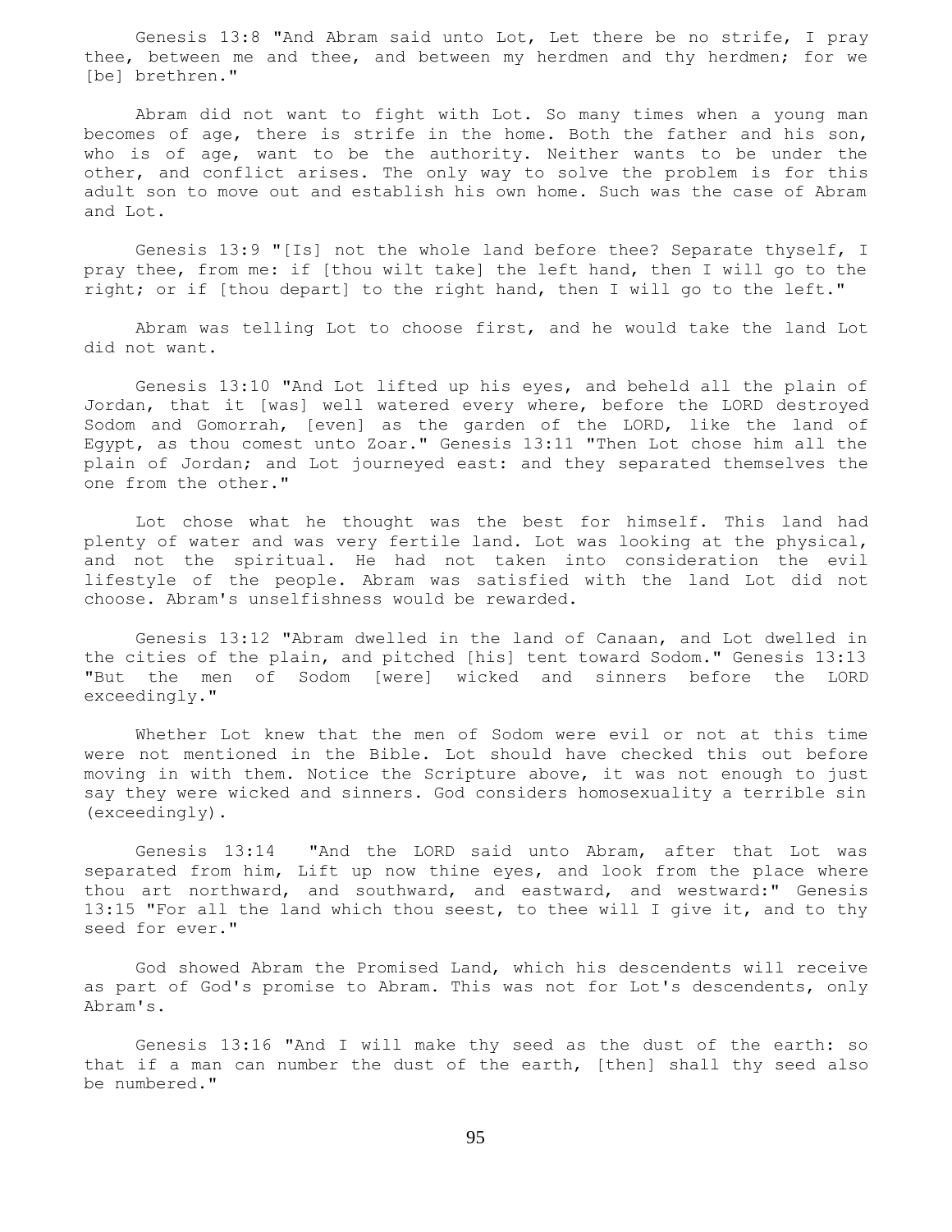Genesis 13:8 "And Abram said unto Lot, Let there be no strife, I pray thee, between me and thee, and between my herdmen and thy herdmen; for we [be] brethren."

Abram did not want to fight with Lot. So many times when a young man becomes of age, there is strife in the home. Both the father and his son, who is of age, want to be the authority. Neither wants to be under the other, and conflict arises. The only way to solve the problem is for this adult son to move out and establish his own home. Such was the case of Abram and Lot.

Genesis 13:9 "[Is] not the whole land before thee? Separate thyself, I pray thee, from me: if [thou wilt take] the left hand, then I will go to the right; or if [thou depart] to the right hand, then I will go to the left."

Abram was telling Lot to choose first, and he would take the land Lot did not want.

Genesis 13:10 "And Lot lifted up his eyes, and beheld all the plain of Jordan, that it [was] well watered every where, before the LORD destroyed Sodom and Gomorrah, [even] as the garden of the LORD, like the land of Egypt, as thou comest unto Zoar." Genesis 13:11 "Then Lot chose him all the plain of Jordan; and Lot journeyed east: and they separated themselves the one from the other."

Lot chose what he thought was the best for himself. This land had plenty of water and was very fertile land. Lot was looking at the physical, and not the spiritual. He had not taken into consideration the evil lifestyle of the people. Abram was satisfied with the land Lot did not choose. Abram's unselfishness would be rewarded.

Genesis 13:12 "Abram dwelled in the land of Canaan, and Lot dwelled in the cities of the plain, and pitched [his] tent toward Sodom." Genesis 13:13 "But the men of Sodom [were] wicked and sinners before the LORD exceedingly."

Whether Lot knew that the men of Sodom were evil or not at this time were not mentioned in the Bible. Lot should have checked this out before moving in with them. Notice the Scripture above, it was not enough to just say they were wicked and sinners. God considers homosexuality a terrible sin (exceedingly).

Genesis 13:14 "And the LORD said unto Abram, after that Lot was separated from him, Lift up now thine eyes, and look from the place where thou art northward, and southward, and eastward, and westward:" Genesis 13:15 "For all the land which thou seest, to thee will I give it, and to thy seed for ever."

God showed Abram the Promised Land, which his descendents will receive as part of God's promise to Abram. This was not for Lot's descendents, only Abram's.

Genesis 13:16 "And I will make thy seed as the dust of the earth: so that if a man can number the dust of the earth, [then] shall thy seed also be numbered."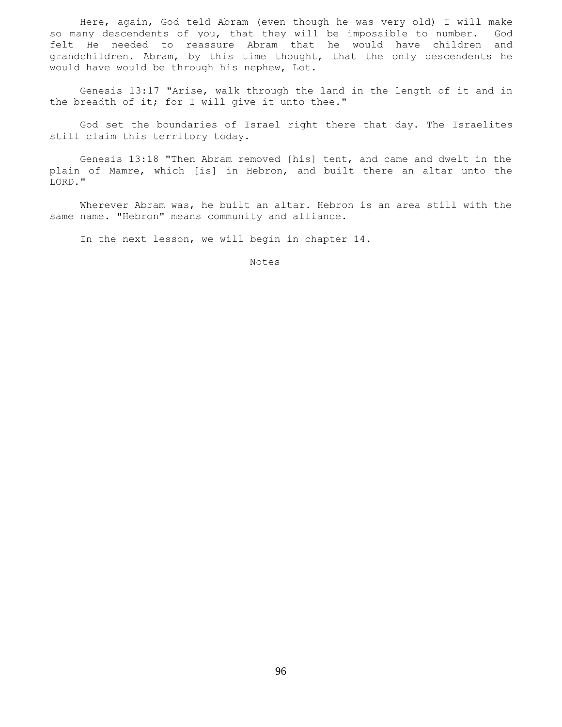Here, again, God teld Abram (even though he was very old) I will make so many descendents of you, that they will be impossible to number. God felt He needed to reassure Abram that he would have children and grandchildren. Abram, by this time thought, that the only descendents he would have would be through his nephew, Lot.

Genesis 13:17 "Arise, walk through the land in the length of it and in the breadth of it; for I will give it unto thee."

God set the boundaries of Israel right there that day. The Israelites still claim this territory today.

Genesis 13:18 "Then Abram removed [his] tent, and came and dwelt in the plain of Mamre, which [is] in Hebron, and built there an altar unto the LORD."

Wherever Abram was, he built an altar. Hebron is an area still with the same name. "Hebron" means community and alliance.

In the next lesson, we will begin in chapter 14.

Notes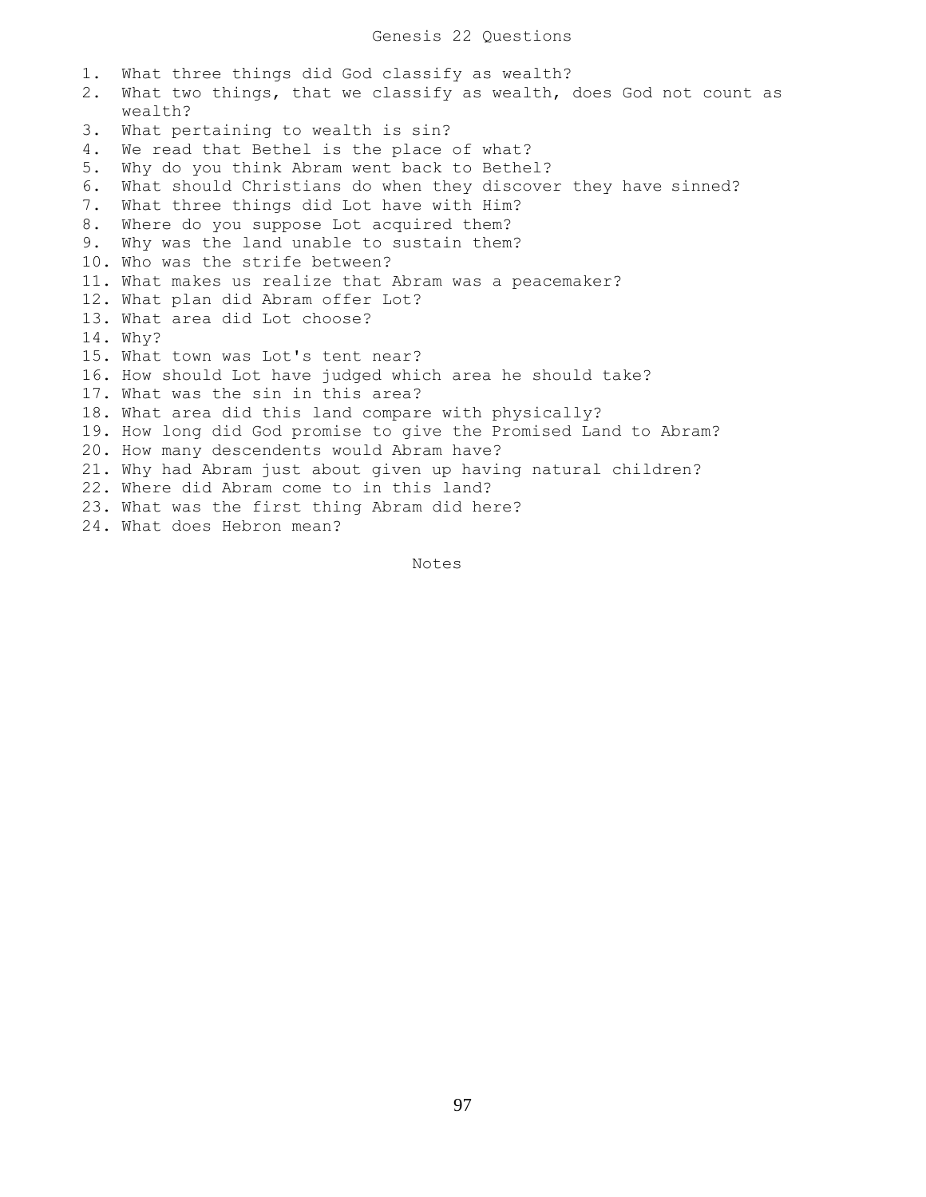# Genesis 22 Questions

1. What three things did God classify as wealth?
2. What two things, that we classify as wealth, does God not count as wealth?
3. What pertaining to wealth is sin?
4. We read that Bethel is the place of what?
5. Why do you think Abram went back to Bethel?
6. What should Christians do when they discover they have sinned?
7. What three things did Lot have with Him?
8. Where do you suppose Lot acquired them?
9. Why was the land unable to sustain them?
10. Who was the strife between?
11. What makes us realize that Abram was a peacemaker?
12. What plan did Abram offer Lot?
13. What area did Lot choose?
14. Why?
15. What town was Lot's tent near?
16. How should Lot have judged which area he should take?
17. What was the sin in this area?
18. What area did this land compare with physically?
19. How long did God promise to give the Promised Land to Abram?
20. How many descendents would Abram have?
21. Why had Abram just about given up having natural children?
22. Where did Abram come to in this land?
23. What was the first thing Abram did here?
24. What does Hebron mean?

Notes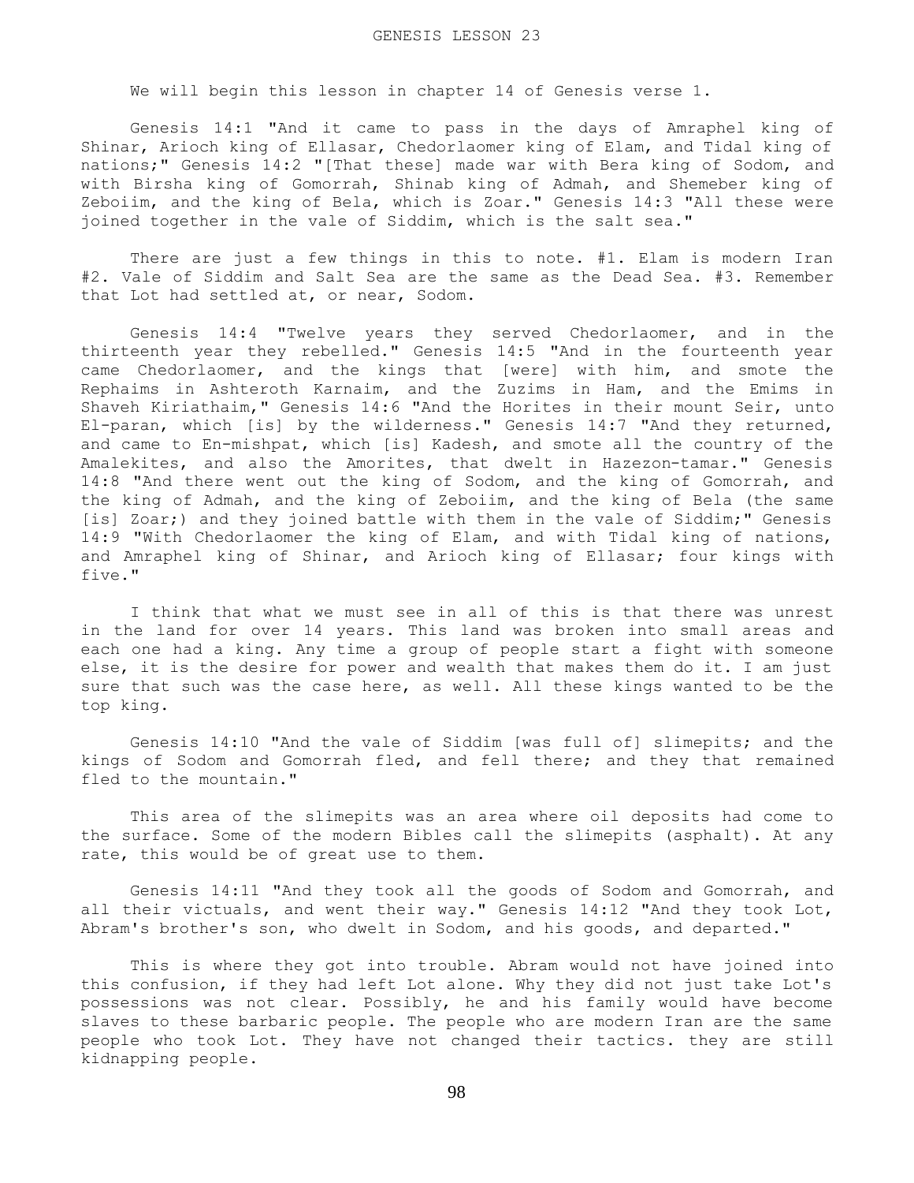GENESIS LESSON 23

We will begin this lesson in chapter 14 of Genesis verse 1.

Genesis 14:1 "And it came to pass in the days of Amraphel king of Shinar, Arioch king of Ellasar, Chedorlaomer king of Elam, and Tidal king of nations;" Genesis 14:2 "[That these] made war with Bera king of Sodom, and with Birsha king of Gomorrah, Shinab king of Admah, and Shemeber king of Zeboiim, and the king of Bela, which is Zoar." Genesis 14:3 "All these were joined together in the vale of Siddim, which is the salt sea."

There are just a few things in this to note. #1. Elam is modern Iran #2. Vale of Siddim and Salt Sea are the same as the Dead Sea. #3. Remember that Lot had settled at, or near, Sodom.

Genesis 14:4 "Twelve years they served Chedorlaomer, and in the thirteenth year they rebelled." Genesis 14:5 "And in the fourteenth year came Chedorlaomer, and the kings that [were] with him, and smote the Rephaims in Ashteroth Karnaim, and the Zuzims in Ham, and the Emims in Shaveh Kiriathaim," Genesis 14:6 "And the Horites in their mount Seir, unto El-paran, which [is] by the wilderness." Genesis 14:7 "And they returned, and came to En-mishpat, which [is] Kadesh, and smote all the country of the Amalekites, and also the Amorites, that dwelt in Hazezon-tamar." Genesis 14:8 "And there went out the king of Sodom, and the king of Gomorrah, and the king of Admah, and the king of Zeboiim, and the king of Bela (the same [is] Zoar;) and they joined battle with them in the vale of Siddim;" Genesis 14:9 "With Chedorlaomer the king of Elam, and with Tidal king of nations, and Amraphel king of Shinar, and Arioch king of Ellasar; four kings with five."

I think that what we must see in all of this is that there was unrest in the land for over 14 years. This land was broken into small areas and each one had a king. Any time a group of people start a fight with someone else, it is the desire for power and wealth that makes them do it. I am just sure that such was the case here, as well. All these kings wanted to be the top king.

Genesis 14:10 "And the vale of Siddim [was full of] slimepits; and the kings of Sodom and Gomorrah fled, and fell there; and they that remained fled to the mountain."

This area of the slimepits was an area where oil deposits had come to the surface. Some of the modern Bibles call the slimepits (asphalt). At any rate, this would be of great use to them.

Genesis 14:11 "And they took all the goods of Sodom and Gomorrah, and all their victuals, and went their way." Genesis 14:12 "And they took Lot, Abram's brother's son, who dwelt in Sodom, and his goods, and departed."

This is where they got into trouble. Abram would not have joined into this confusion, if they had left Lot alone. Why they did not just take Lot's possessions was not clear. Possibly, he and his family would have become slaves to these barbaric people. The people who are modern Iran are the same people who took Lot. They have not changed their tactics. they are still kidnapping people.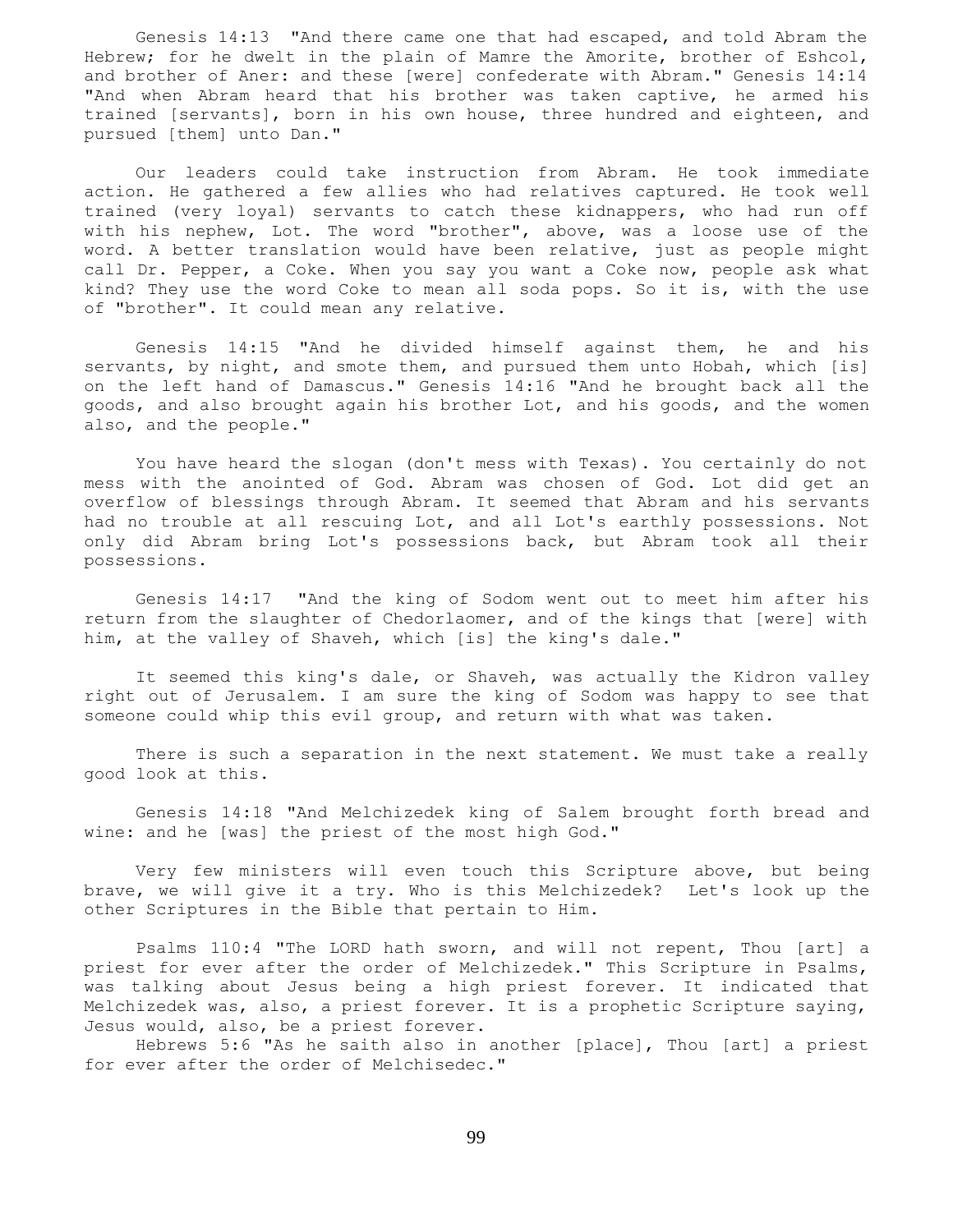Genesis 14:13 "And there came one that had escaped, and told Abram the Hebrew; for he dwelt in the plain of Mamre the Amorite, brother of Eshcol, and brother of Aner: and these [were] confederate with Abram." Genesis 14:14 "And when Abram heard that his brother was taken captive, he armed his trained [servants], born in his own house, three hundred and eighteen, and pursued [them] unto Dan."

Our leaders could take instruction from Abram. He took immediate action. He gathered a few allies who had relatives captured. He took well trained (very loyal) servants to catch these kidnappers, who had run off with his nephew, Lot. The word "brother", above, was a loose use of the word. A better translation would have been relative, just as people might call Dr. Pepper, a Coke. When you say you want a Coke now, people ask what kind? They use the word Coke to mean all soda pops. So it is, with the use of "brother". It could mean any relative.

Genesis 14:15 "And he divided himself against them, he and his servants, by night, and smote them, and pursued them unto Hobah, which [is] on the left hand of Damascus." Genesis 14:16 "And he brought back all the goods, and also brought again his brother Lot, and his goods, and the women also, and the people."

You have heard the slogan (don't mess with Texas). You certainly do not mess with the anointed of God. Abram was chosen of God. Lot did get an overflow of blessings through Abram. It seemed that Abram and his servants had no trouble at all rescuing Lot, and all Lot's earthly possessions. Not only did Abram bring Lot's possessions back, but Abram took all their possessions.

Genesis 14:17 "And the king of Sodom went out to meet him after his return from the slaughter of Chedorlaomer, and of the kings that [were] with him, at the valley of Shaveh, which [is] the king's dale."

It seemed this king's dale, or Shaveh, was actually the Kidron valley right out of Jerusalem. I am sure the king of Sodom was happy to see that someone could whip this evil group, and return with what was taken.

There is such a separation in the next statement. We must take a really good look at this.

Genesis 14:18 "And Melchizedek king of Salem brought forth bread and wine: and he [was] the priest of the most high God."

Very few ministers will even touch this Scripture above, but being brave, we will give it a try. Who is this Melchizedek? Let's look up the other Scriptures in the Bible that pertain to Him.

Psalms 110:4 "The LORD hath sworn, and will not repent, Thou [art] a priest for ever after the order of Melchizedek." This Scripture in Psalms, was talking about Jesus being a high priest forever. It indicated that Melchizedek was, also, a priest forever. It is a prophetic Scripture saying, Jesus would, also, be a priest forever.

Hebrews 5:6 "As he saith also in another [place], Thou [art] a priest for ever after the order of Melchisedec."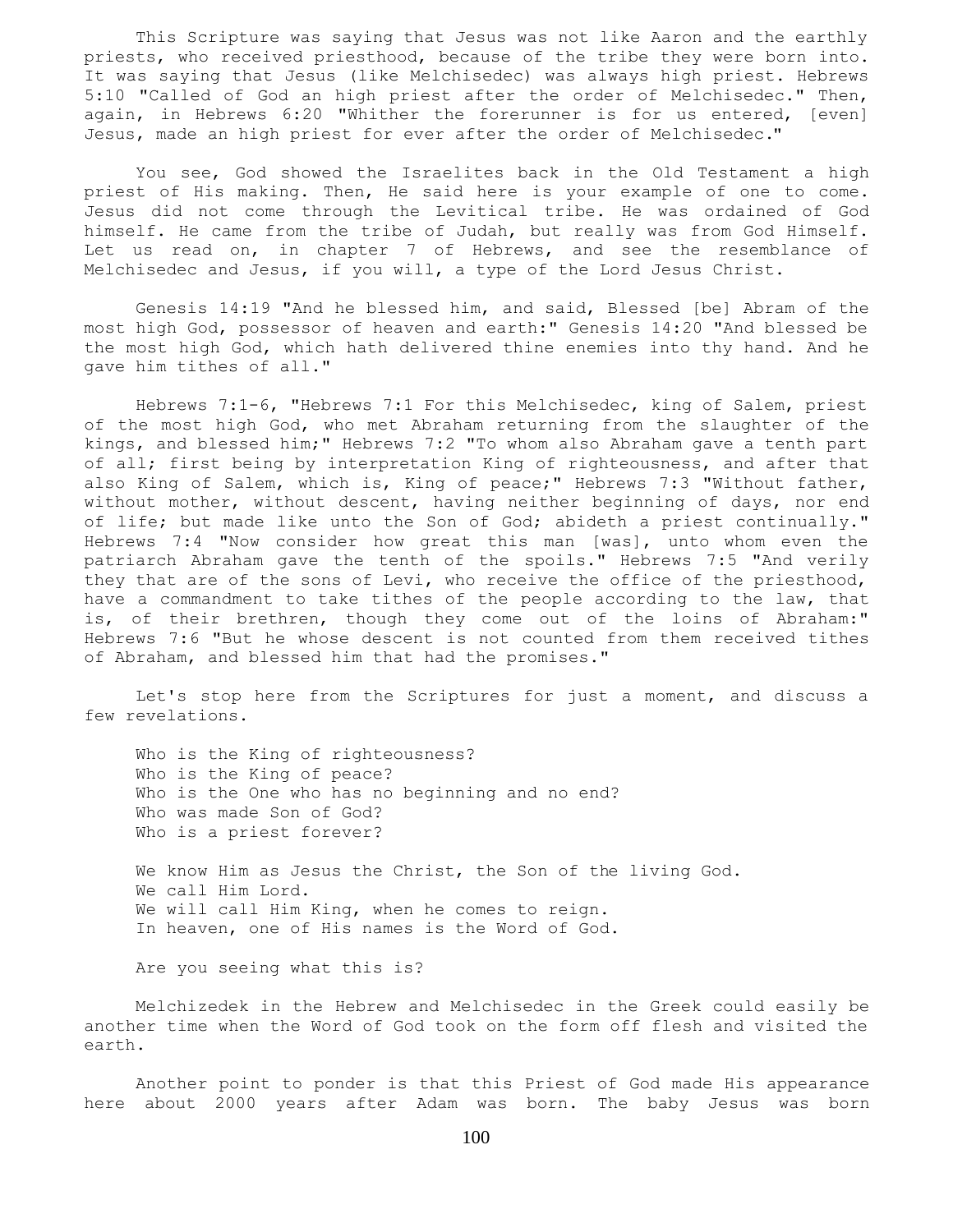This Scripture was saying that Jesus was not like Aaron and the earthly priests, who received priesthood, because of the tribe they were born into. It was saying that Jesus (like Melchisedec) was always high priest. Hebrews 5:10 "Called of God an high priest after the order of Melchisedec." Then, again, in Hebrews 6:20 "Whither the forerunner is for us entered, [even] Jesus, made an high priest for ever after the order of Melchisedec."

You see, God showed the Israelites back in the Old Testament a high priest of His making. Then, He said here is your example of one to come. Jesus did not come through the Levitical tribe. He was ordained of God himself. He came from the tribe of Judah, but really was from God Himself. Let us read on, in chapter 7 of Hebrews, and see the resemblance of Melchisedec and Jesus, if you will, a type of the Lord Jesus Christ.

Genesis 14:19 "And he blessed him, and said, Blessed [be] Abram of the most high God, possessor of heaven and earth:" Genesis 14:20 "And blessed be the most high God, which hath delivered thine enemies into thy hand. And he gave him tithes of all."

Hebrews 7:1-6, "Hebrews 7:1 For this Melchisedec, king of Salem, priest of the most high God, who met Abraham returning from the slaughter of the kings, and blessed him;" Hebrews 7:2 "To whom also Abraham gave a tenth part of all; first being by interpretation King of righteousness, and after that also King of Salem, which is, King of peace;" Hebrews 7:3 "Without father, without mother, without descent, having neither beginning of days, nor end of life; but made like unto the Son of God; abideth a priest continually." Hebrews 7:4 "Now consider how great this man [was], unto whom even the patriarch Abraham gave the tenth of the spoils." Hebrews 7:5 "And verily they that are of the sons of Levi, who receive the office of the priesthood, have a commandment to take tithes of the people according to the law, that is, of their brethren, though they come out of the loins of Abraham:" Hebrews 7:6 "But he whose descent is not counted from them received tithes of Abraham, and blessed him that had the promises."

Let's stop here from the Scriptures for just a moment, and discuss a few revelations.

Who is the King of righteousness?
Who is the King of peace?
Who is the One who has no beginning and no end?
Who was made Son of God?
Who is a priest forever?

We know Him as Jesus the Christ, the Son of the living God.
We call Him Lord.
We will call Him King, when he comes to reign.
In heaven, one of His names is the Word of God.

Are you seeing what this is?

Melchizedek in the Hebrew and Melchisedec in the Greek could easily be another time when the Word of God took on the form off flesh and visited the earth.

Another point to ponder is that this Priest of God made His appearance here about 2000 years after Adam was born. The baby Jesus was born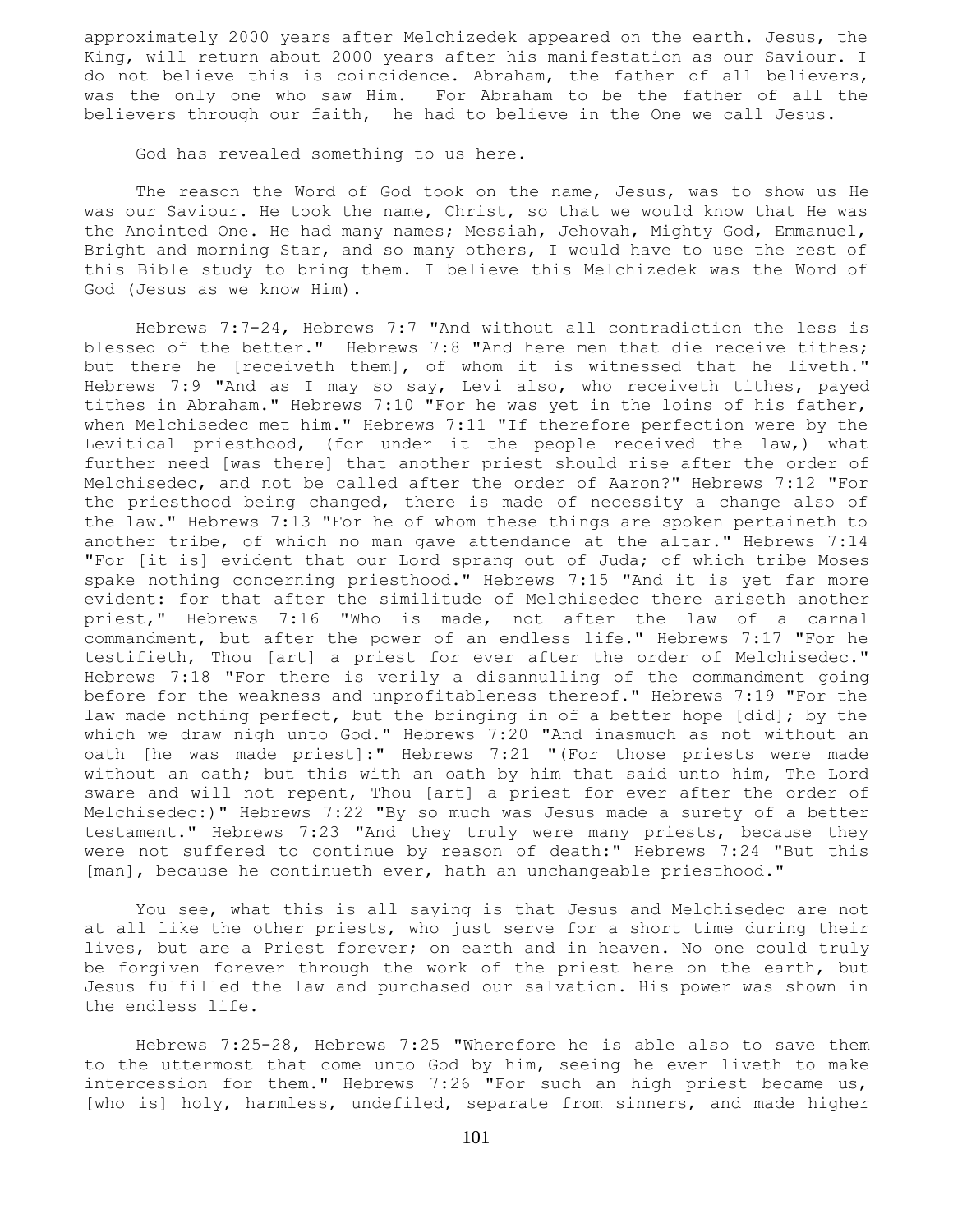approximately 2000 years after Melchizedek appeared on the earth. Jesus, the King, will return about 2000 years after his manifestation as our Saviour. I do not believe this is coincidence. Abraham, the father of all believers, was the only one who saw Him. For Abraham to be the father of all the believers through our faith, he had to believe in the One we call Jesus.

God has revealed something to us here.

The reason the Word of God took on the name, Jesus, was to show us He was our Saviour. He took the name, Christ, so that we would know that He was the Anointed One. He had many names; Messiah, Jehovah, Mighty God, Emmanuel, Bright and morning Star, and so many others, I would have to use the rest of this Bible study to bring them. I believe this Melchizedek was the Word of God (Jesus as we know Him).

Hebrews 7:7-24, Hebrews 7:7 "And without all contradiction the less is blessed of the better." Hebrews 7:8 "And here men that die receive tithes; but there he [receiveth them], of whom it is witnessed that he liveth." Hebrews 7:9 "And as I may so say, Levi also, who receiveth tithes, payed tithes in Abraham." Hebrews 7:10 "For he was yet in the loins of his father, when Melchisedec met him." Hebrews 7:11 "If therefore perfection were by the Levitical priesthood, (for under it the people received the law,) what further need [was there] that another priest should rise after the order of Melchisedec, and not be called after the order of Aaron?" Hebrews 7:12 "For the priesthood being changed, there is made of necessity a change also of the law." Hebrews 7:13 "For he of whom these things are spoken pertaineth to another tribe, of which no man gave attendance at the altar." Hebrews 7:14 "For [it is] evident that our Lord sprang out of Juda; of which tribe Moses spake nothing concerning priesthood." Hebrews 7:15 "And it is yet far more evident: for that after the similitude of Melchisedec there ariseth another priest," Hebrews 7:16 "Who is made, not after the law of a carnal commandment, but after the power of an endless life." Hebrews 7:17 "For he testifieth, Thou [art] a priest for ever after the order of Melchisedec." Hebrews 7:18 "For there is verily a disannulling of the commandment going before for the weakness and unprofitableness thereof." Hebrews 7:19 "For the law made nothing perfect, but the bringing in of a better hope [did]; by the which we draw nigh unto God." Hebrews 7:20 "And inasmuch as not without an oath [he was made priest]:" Hebrews 7:21 "(For those priests were made without an oath; but this with an oath by him that said unto him, The Lord sware and will not repent, Thou [art] a priest for ever after the order of Melchisedec:)" Hebrews 7:22 "By so much was Jesus made a surety of a better testament." Hebrews 7:23 "And they truly were many priests, because they were not suffered to continue by reason of death:" Hebrews 7:24 "But this [man], because he continueth ever, hath an unchangeable priesthood."

You see, what this is all saying is that Jesus and Melchisedec are not at all like the other priests, who just serve for a short time during their lives, but are a Priest forever; on earth and in heaven. No one could truly be forgiven forever through the work of the priest here on the earth, but Jesus fulfilled the law and purchased our salvation. His power was shown in the endless life.

Hebrews 7:25-28, Hebrews 7:25 "Wherefore he is able also to save them to the uttermost that come unto God by him, seeing he ever liveth to make intercession for them." Hebrews 7:26 "For such an high priest became us, [who is] holy, harmless, undefiled, separate from sinners, and made higher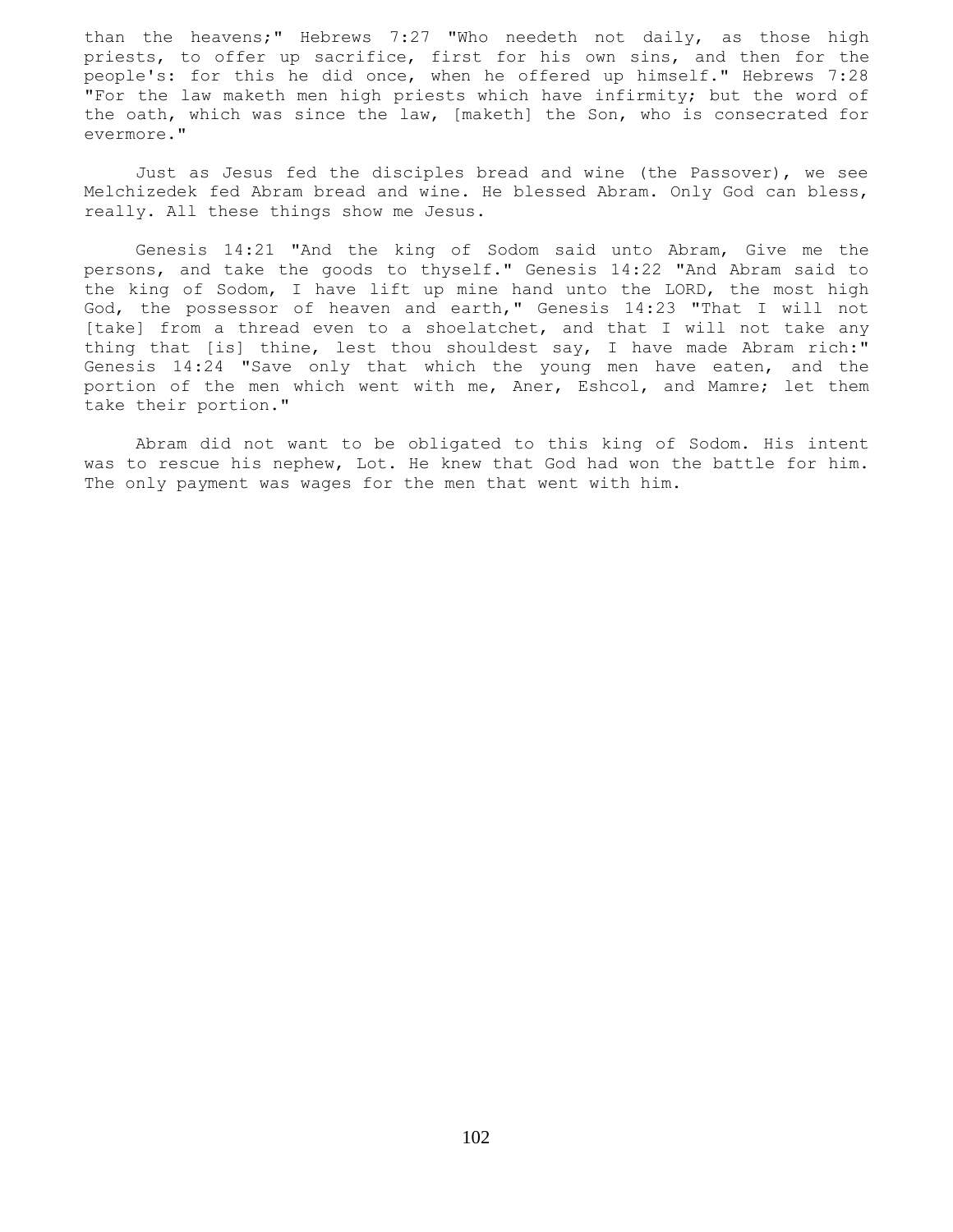than the heavens;" Hebrews 7:27 "Who needeth not daily, as those high priests, to offer up sacrifice, first for his own sins, and then for the people's: for this he did once, when he offered up himself." Hebrews 7:28 "For the law maketh men high priests which have infirmity; but the word of the oath, which was since the law, [maketh] the Son, who is consecrated for evermore."

Just as Jesus fed the disciples bread and wine (the Passover), we see Melchizedek fed Abram bread and wine. He blessed Abram. Only God can bless, really. All these things show me Jesus.

Genesis 14:21 "And the king of Sodom said unto Abram, Give me the persons, and take the goods to thyself." Genesis 14:22 "And Abram said to the king of Sodom, I have lift up mine hand unto the LORD, the most high God, the possessor of heaven and earth," Genesis 14:23 "That I will not [take] from a thread even to a shoelatchet, and that I will not take any thing that [is] thine, lest thou shouldest say, I have made Abram rich:" Genesis 14:24 "Save only that which the young men have eaten, and the portion of the men which went with me, Aner, Eshcol, and Mamre; let them take their portion."

Abram did not want to be obligated to this king of Sodom. His intent was to rescue his nephew, Lot. He knew that God had won the battle for him. The only payment was wages for the men that went with him.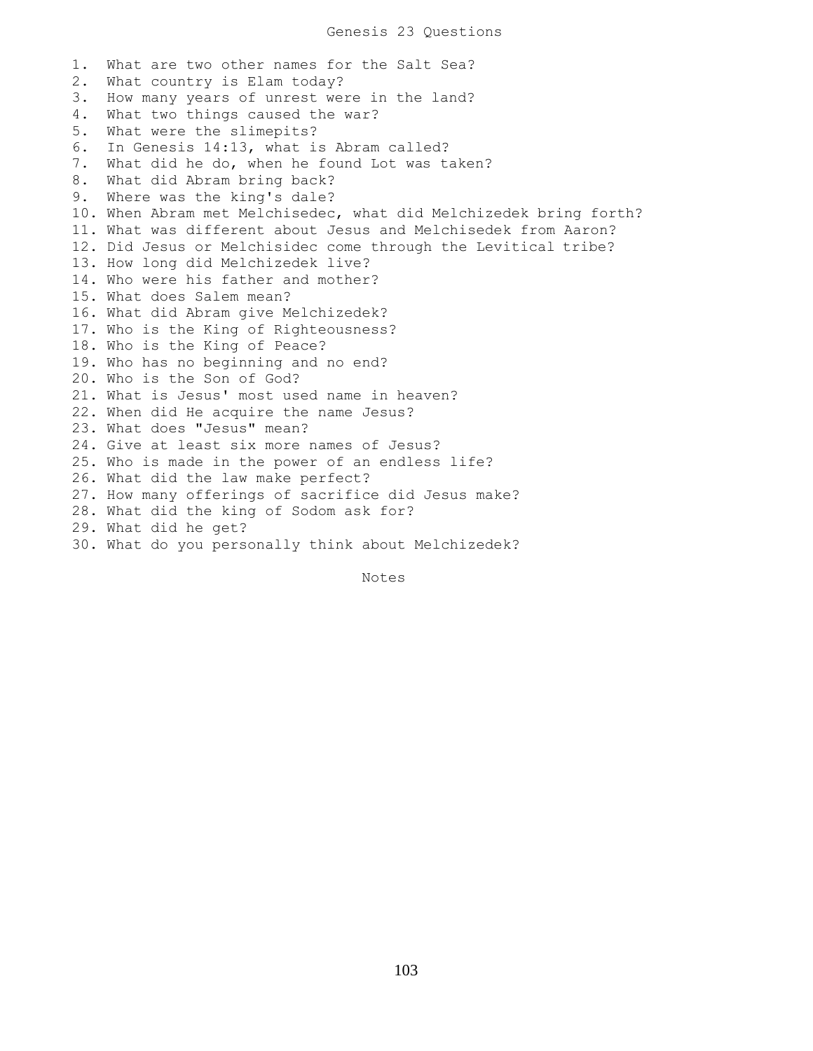# Genesis 23 Questions

1. What are two other names for the Salt Sea?
2. What country is Elam today?
3. How many years of unrest were in the land?
4. What two things caused the war?
5. What were the slimepits?
6. In Genesis 14:13, what is Abram called?
7. What did he do, when he found Lot was taken?
8. What did Abram bring back?
9. Where was the king's dale?
10. When Abram met Melchisedec, what did Melchizedek bring forth?
11. What was different about Jesus and Melchisedek from Aaron?
12. Did Jesus or Melchisidec come through the Levitical tribe?
13. How long did Melchizedek live?
14. Who were his father and mother?
15. What does Salem mean?
16. What did Abram give Melchizedek?
17. Who is the King of Righteousness?
18. Who is the King of Peace?
19. Who has no beginning and no end?
20. Who is the Son of God?
21. What is Jesus' most used name in heaven?
22. When did He acquire the name Jesus?
23. What does "Jesus" mean?
24. Give at least six more names of Jesus?
25. Who is made in the power of an endless life?
26. What did the law make perfect?
27. How many offerings of sacrifice did Jesus make?
28. What did the king of Sodom ask for?
29. What did he get?
30. What do you personally think about Melchizedek?

Notes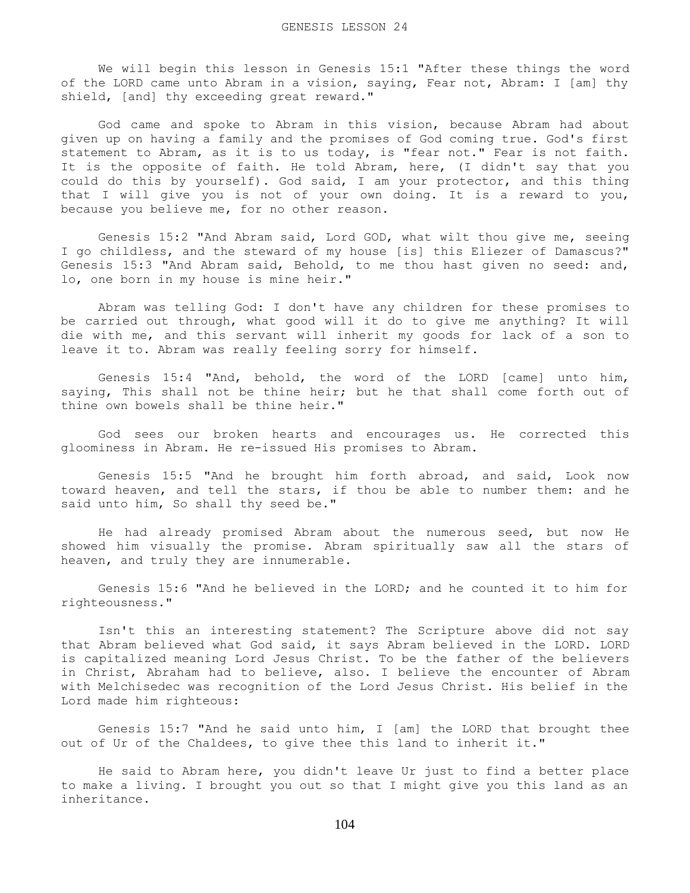# GENESIS LESSON 24

We will begin this lesson in Genesis 15:1 "After these things the word of the LORD came unto Abram in a vision, saying, Fear not, Abram: I [am] thy shield, [and] thy exceeding great reward."

God came and spoke to Abram in this vision, because Abram had about given up on having a family and the promises of God coming true. God's first statement to Abram, as it is to us today, is "fear not." Fear is not faith. It is the opposite of faith. He told Abram, here, (I didn't say that you could do this by yourself). God said, I am your protector, and this thing that I will give you is not of your own doing. It is a reward to you, because you believe me, for no other reason.

Genesis 15:2 "And Abram said, Lord GOD, what wilt thou give me, seeing I go childless, and the steward of my house [is] this Eliezer of Damascus?" Genesis 15:3 "And Abram said, Behold, to me thou hast given no seed: and, lo, one born in my house is mine heir."

Abram was telling God: I don't have any children for these promises to be carried out through, what good will it do to give me anything? It will die with me, and this servant will inherit my goods for lack of a son to leave it to. Abram was really feeling sorry for himself.

Genesis 15:4 "And, behold, the word of the LORD [came] unto him, saying, This shall not be thine heir; but he that shall come forth out of thine own bowels shall be thine heir."

God sees our broken hearts and encourages us. He corrected this gloominess in Abram. He re-issued His promises to Abram.

Genesis 15:5 "And he brought him forth abroad, and said, Look now toward heaven, and tell the stars, if thou be able to number them: and he said unto him, So shall thy seed be."

He had already promised Abram about the numerous seed, but now He showed him visually the promise. Abram spiritually saw all the stars of heaven, and truly they are innumerable.

Genesis 15:6 "And he believed in the LORD; and he counted it to him for righteousness."

Isn't this an interesting statement? The Scripture above did not say that Abram believed what God said, it says Abram believed in the LORD. LORD is capitalized meaning Lord Jesus Christ. To be the father of the believers in Christ, Abraham had to believe, also. I believe the encounter of Abram with Melchisedec was recognition of the Lord Jesus Christ. His belief in the Lord made him righteous:

Genesis 15:7 "And he said unto him, I [am] the LORD that brought thee out of Ur of the Chaldees, to give thee this land to inherit it."

He said to Abram here, you didn't leave Ur just to find a better place to make a living. I brought you out so that I might give you this land as an inheritance.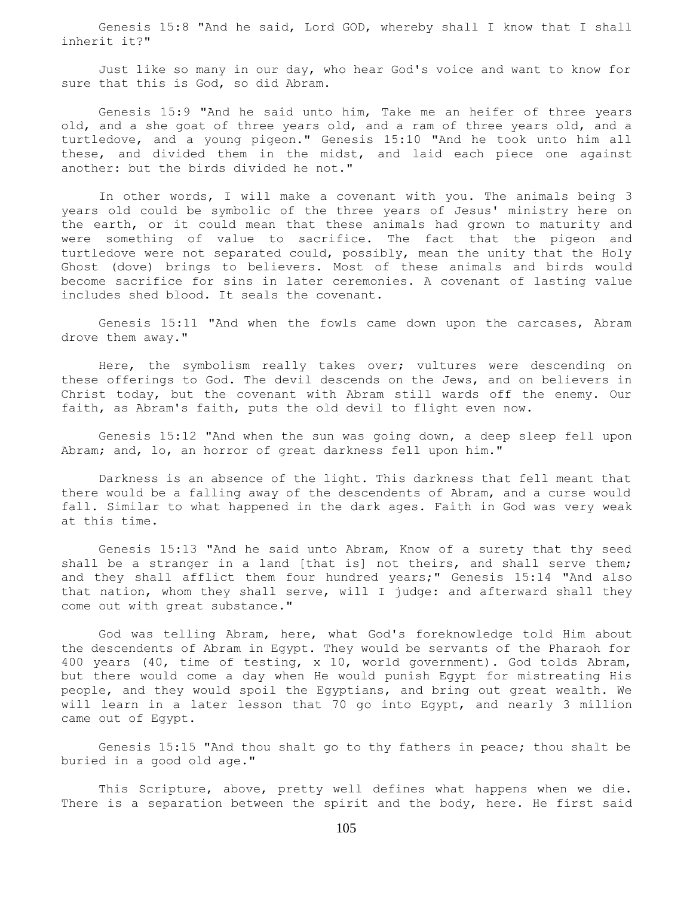Genesis 15:8 "And he said, Lord GOD, whereby shall I know that I shall inherit it?"

Just like so many in our day, who hear God's voice and want to know for sure that this is God, so did Abram.

Genesis 15:9 "And he said unto him, Take me an heifer of three years old, and a she goat of three years old, and a ram of three years old, and a turtledove, and a young pigeon." Genesis 15:10 "And he took unto him all these, and divided them in the midst, and laid each piece one against another: but the birds divided he not."

In other words, I will make a covenant with you. The animals being 3 years old could be symbolic of the three years of Jesus' ministry here on the earth, or it could mean that these animals had grown to maturity and were something of value to sacrifice. The fact that the pigeon and turtledove were not separated could, possibly, mean the unity that the Holy Ghost (dove) brings to believers. Most of these animals and birds would become sacrifice for sins in later ceremonies. A covenant of lasting value includes shed blood. It seals the covenant.

Genesis 15:11 "And when the fowls came down upon the carcases, Abram drove them away."

Here, the symbolism really takes over; vultures were descending on these offerings to God. The devil descends on the Jews, and on believers in Christ today, but the covenant with Abram still wards off the enemy. Our faith, as Abram's faith, puts the old devil to flight even now.

Genesis 15:12 "And when the sun was going down, a deep sleep fell upon Abram; and, lo, an horror of great darkness fell upon him."

Darkness is an absence of the light. This darkness that fell meant that there would be a falling away of the descendents of Abram, and a curse would fall. Similar to what happened in the dark ages. Faith in God was very weak at this time.

Genesis 15:13 "And he said unto Abram, Know of a surety that thy seed shall be a stranger in a land [that is] not theirs, and shall serve them; and they shall afflict them four hundred years;" Genesis 15:14 "And also that nation, whom they shall serve, will I judge: and afterward shall they come out with great substance."

God was telling Abram, here, what God's foreknowledge told Him about the descendents of Abram in Egypt. They would be servants of the Pharaoh for 400 years (40, time of testing, x 10, world government). God tolds Abram, but there would come a day when He would punish Egypt for mistreating His people, and they would spoil the Egyptians, and bring out great wealth. We will learn in a later lesson that 70 go into Egypt, and nearly 3 million came out of Egypt.

Genesis 15:15 "And thou shalt go to thy fathers in peace; thou shalt be buried in a good old age."

This Scripture, above, pretty well defines what happens when we die. There is a separation between the spirit and the body, here. He first said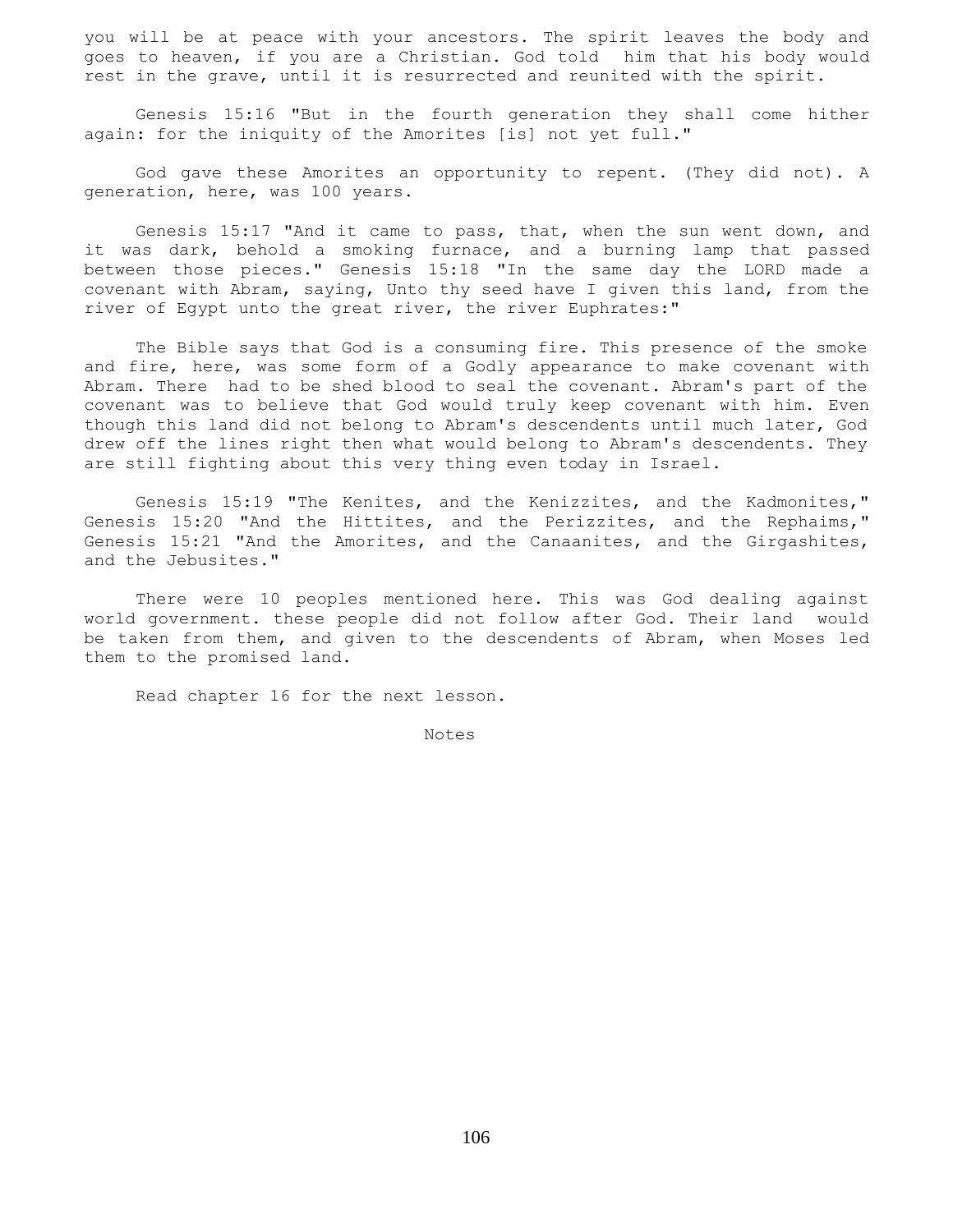you will be at peace with your ancestors. The spirit leaves the body and goes to heaven, if you are a Christian. God told him that his body would rest in the grave, until it is resurrected and reunited with the spirit.

Genesis 15:16 "But in the fourth generation they shall come hither again: for the iniquity of the Amorites [is] not yet full."

God gave these Amorites an opportunity to repent. (They did not). A generation, here, was 100 years.

Genesis 15:17 "And it came to pass, that, when the sun went down, and it was dark, behold a smoking furnace, and a burning lamp that passed between those pieces." Genesis 15:18 "In the same day the LORD made a covenant with Abram, saying, Unto thy seed have I given this land, from the river of Egypt unto the great river, the river Euphrates:"

The Bible says that God is a consuming fire. This presence of the smoke and fire, here, was some form of a Godly appearance to make covenant with Abram. There had to be shed blood to seal the covenant. Abram's part of the covenant was to believe that God would truly keep covenant with him. Even though this land did not belong to Abram's descendents until much later, God drew off the lines right then what would belong to Abram's descendents. They are still fighting about this very thing even today in Israel.

Genesis 15:19 "The Kenites, and the Kenizzites, and the Kadmonites," Genesis 15:20 "And the Hittites, and the Perizzites, and the Rephaims," Genesis 15:21 "And the Amorites, and the Canaanites, and the Girgashites, and the Jebusites."

There were 10 peoples mentioned here. This was God dealing against world government. these people did not follow after God. Their land would be taken from them, and given to the descendents of Abram, when Moses led them to the promised land.

Read chapter 16 for the next lesson.

Notes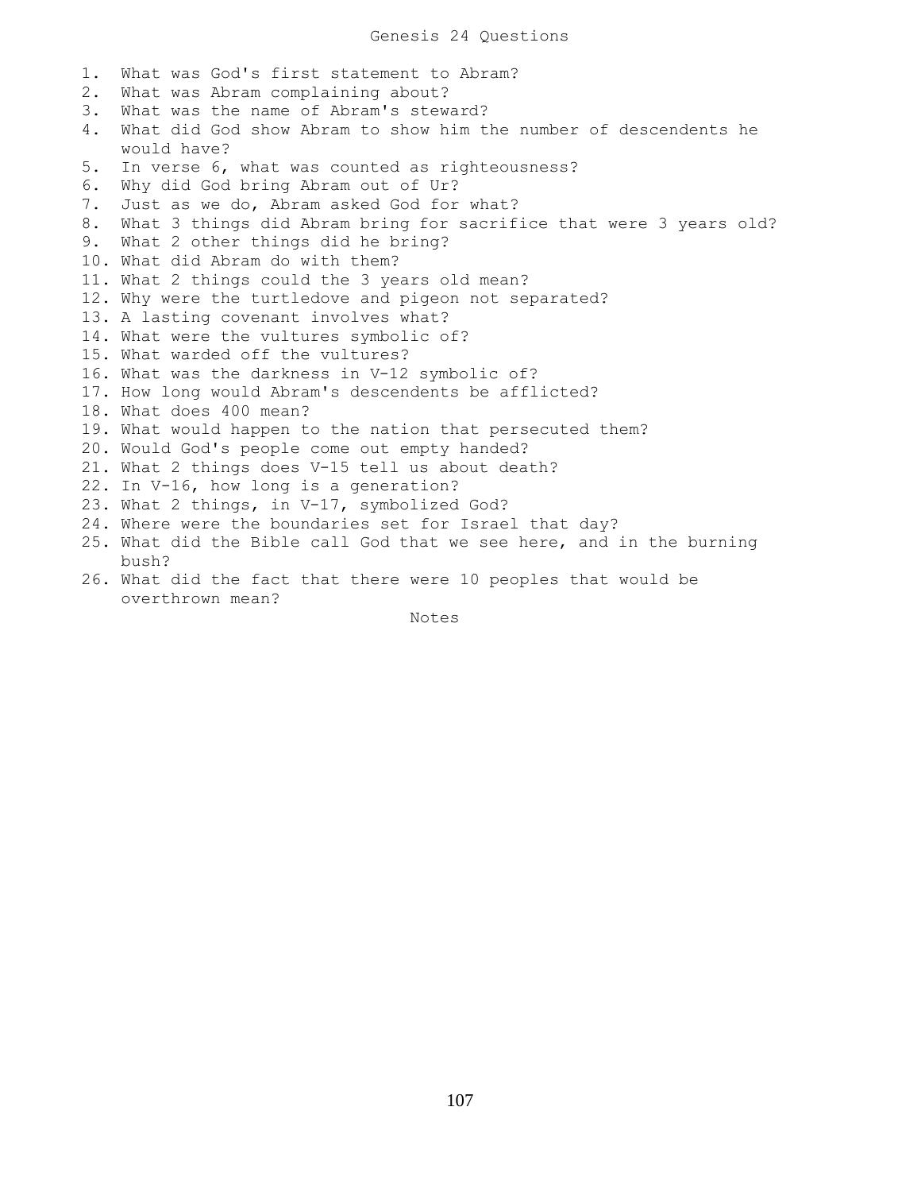# Genesis 24 Questions

1. What was God's first statement to Abram?
2. What was Abram complaining about?
3. What was the name of Abram's steward?
4. What did God show Abram to show him the number of descendents he would have?
5. In verse 6, what was counted as righteousness?
6. Why did God bring Abram out of Ur?
7. Just as we do, Abram asked God for what?
8. What 3 things did Abram bring for sacrifice that were 3 years old?
9. What 2 other things did he bring?
10. What did Abram do with them?
11. What 2 things could the 3 years old mean?
12. Why were the turtledove and pigeon not separated?
13. A lasting covenant involves what?
14. What were the vultures symbolic of?
15. What warded off the vultures?
16. What was the darkness in V-12 symbolic of?
17. How long would Abram's descendents be afflicted?
18. What does 400 mean?
19. What would happen to the nation that persecuted them?
20. Would God's people come out empty handed?
21. What 2 things does V-15 tell us about death?
22. In V-16, how long is a generation?
23. What 2 things, in V-17, symbolized God?
24. Where were the boundaries set for Israel that day?
25. What did the Bible call God that we see here, and in the burning bush?
26. What did the fact that there were 10 peoples that would be overthrown mean?

Notes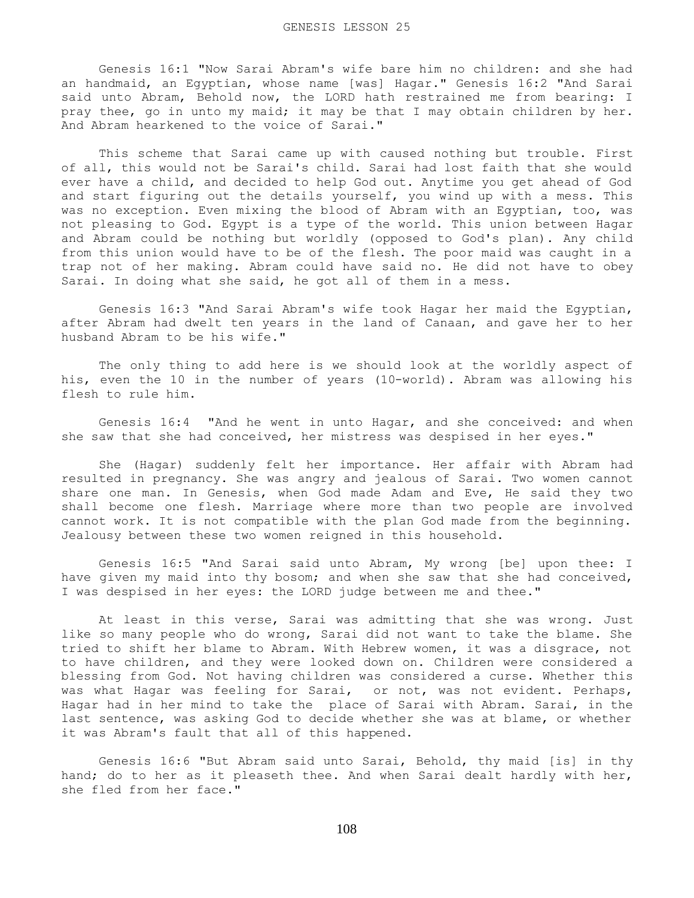Genesis 16:1 "Now Sarai Abram's wife bare him no children: and she had an handmaid, an Egyptian, whose name [was] Hagar." Genesis 16:2 "And Sarai said unto Abram, Behold now, the LORD hath restrained me from bearing: I pray thee, go in unto my maid; it may be that I may obtain children by her. And Abram hearkened to the voice of Sarai."

This scheme that Sarai came up with caused nothing but trouble. First of all, this would not be Sarai's child. Sarai had lost faith that she would ever have a child, and decided to help God out. Anytime you get ahead of God and start figuring out the details yourself, you wind up with a mess. This was no exception. Even mixing the blood of Abram with an Egyptian, too, was not pleasing to God. Egypt is a type of the world. This union between Hagar and Abram could be nothing but worldly (opposed to God's plan). Any child from this union would have to be of the flesh. The poor maid was caught in a trap not of her making. Abram could have said no. He did not have to obey Sarai. In doing what she said, he got all of them in a mess.

Genesis 16:3 "And Sarai Abram's wife took Hagar her maid the Egyptian, after Abram had dwelt ten years in the land of Canaan, and gave her to her husband Abram to be his wife."

The only thing to add here is we should look at the worldly aspect of his, even the 10 in the number of years (10-world). Abram was allowing his flesh to rule him.

Genesis 16:4 "And he went in unto Hagar, and she conceived: and when she saw that she had conceived, her mistress was despised in her eyes."

She (Hagar) suddenly felt her importance. Her affair with Abram had resulted in pregnancy. She was angry and jealous of Sarai. Two women cannot share one man. In Genesis, when God made Adam and Eve, He said they two shall become one flesh. Marriage where more than two people are involved cannot work. It is not compatible with the plan God made from the beginning. Jealousy between these two women reigned in this household.

Genesis 16:5 "And Sarai said unto Abram, My wrong [be] upon thee: I have given my maid into thy bosom; and when she saw that she had conceived, I was despised in her eyes: the LORD judge between me and thee."

At least in this verse, Sarai was admitting that she was wrong. Just like so many people who do wrong, Sarai did not want to take the blame. She tried to shift her blame to Abram. With Hebrew women, it was a disgrace, not to have children, and they were looked down on. Children were considered a blessing from God. Not having children was considered a curse. Whether this was what Hagar was feeling for Sarai, or not, was not evident. Perhaps, Hagar had in her mind to take the place of Sarai with Abram. Sarai, in the last sentence, was asking God to decide whether she was at blame, or whether it was Abram's fault that all of this happened.

Genesis 16:6 "But Abram said unto Sarai, Behold, thy maid [is] in thy hand; do to her as it pleaseth thee. And when Sarai dealt hardly with her, she fled from her face."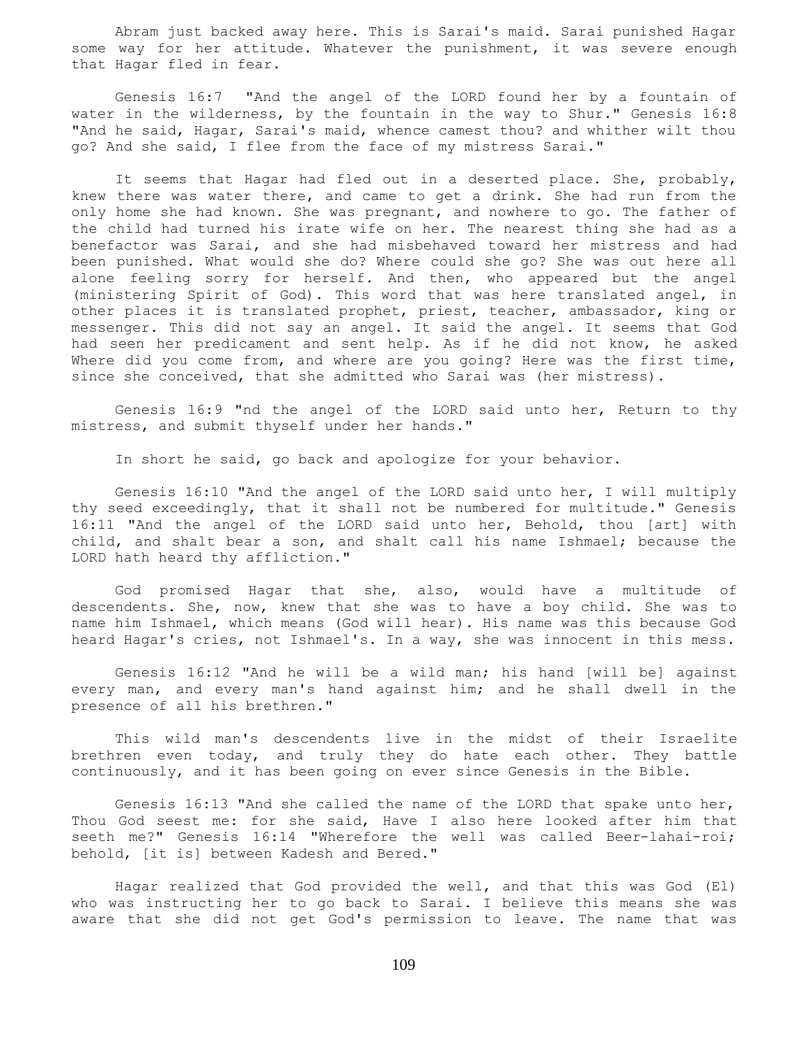Abram just backed away here. This is Sarai's maid. Sarai punished Hagar some way for her attitude. Whatever the punishment, it was severe enough that Hagar fled in fear.

Genesis 16:7 "And the angel of the LORD found her by a fountain of water in the wilderness, by the fountain in the way to Shur." Genesis 16:8 "And he said, Hagar, Sarai's maid, whence camest thou? and whither wilt thou go? And she said, I flee from the face of my mistress Sarai."

It seems that Hagar had fled out in a deserted place. She, probably, knew there was water there, and came to get a drink. She had run from the only home she had known. She was pregnant, and nowhere to go. The father of the child had turned his irate wife on her. The nearest thing she had as a benefactor was Sarai, and she had misbehaved toward her mistress and had been punished. What would she do? Where could she go? She was out here all alone feeling sorry for herself. And then, who appeared but the angel (ministering Spirit of God). This word that was here translated angel, in other places it is translated prophet, priest, teacher, ambassador, king or messenger. This did not say an angel. It said the angel. It seems that God had seen her predicament and sent help. As if he did not know, he asked Where did you come from, and where are you going? Here was the first time, since she conceived, that she admitted who Sarai was (her mistress).

Genesis 16:9 "nd the angel of the LORD said unto her, Return to thy mistress, and submit thyself under her hands."

In short he said, go back and apologize for your behavior.

Genesis 16:10 "And the angel of the LORD said unto her, I will multiply thy seed exceedingly, that it shall not be numbered for multitude." Genesis 16:11 "And the angel of the LORD said unto her, Behold, thou [art] with child, and shalt bear a son, and shalt call his name Ishmael; because the LORD hath heard thy affliction."

God promised Hagar that she, also, would have a multitude of descendents. She, now, knew that she was to have a boy child. She was to name him Ishmael, which means (God will hear). His name was this because God heard Hagar's cries, not Ishmael's. In a way, she was innocent in this mess.

Genesis 16:12 "And he will be a wild man; his hand [will be] against every man, and every man's hand against him; and he shall dwell in the presence of all his brethren."

This wild man's descendents live in the midst of their Israelite brethren even today, and truly they do hate each other. They battle continuously, and it has been going on ever since Genesis in the Bible.

Genesis 16:13 "And she called the name of the LORD that spake unto her, Thou God seest me: for she said, Have I also here looked after him that seeth me?" Genesis 16:14 "Wherefore the well was called Beer-lahai-roi; behold, [it is] between Kadesh and Bered."

Hagar realized that God provided the well, and that this was God (El) who was instructing her to go back to Sarai. I believe this means she was aware that she did not get God's permission to leave. The name that was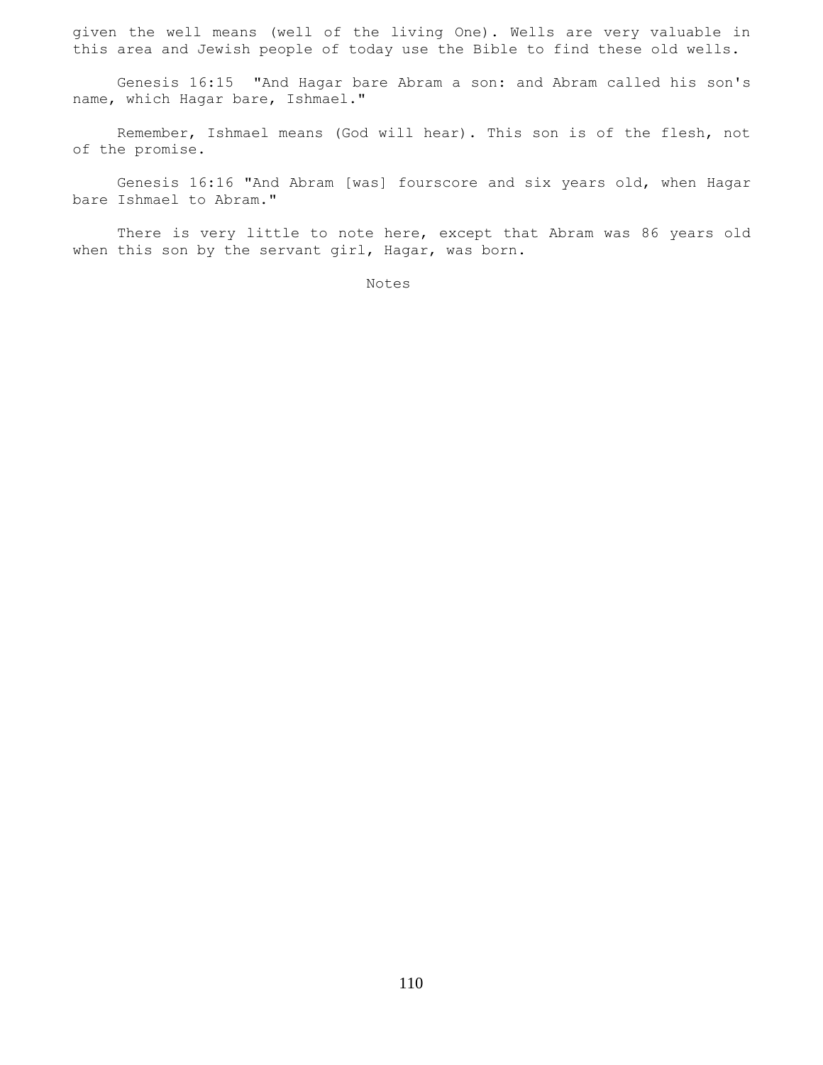given the well means (well of the living One). Wells are very valuable in this area and Jewish people of today use the Bible to find these old wells.

Genesis 16:15 "And Hagar bare Abram a son: and Abram called his son's name, which Hagar bare, Ishmael."

Remember, Ishmael means (God will hear). This son is of the flesh, not of the promise.

Genesis 16:16 "And Abram [was] fourscore and six years old, when Hagar bare Ishmael to Abram."

There is very little to note here, except that Abram was 86 years old when this son by the servant girl, Hagar, was born.

Notes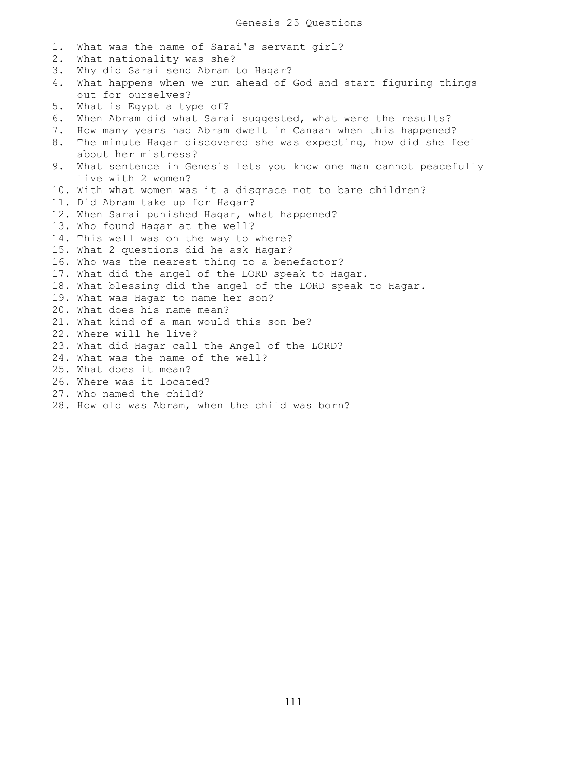# Genesis 25 Questions

1. What was the name of Sarai's servant girl?
2. What nationality was she?
3. Why did Sarai send Abram to Hagar?
4. What happens when we run ahead of God and start figuring things out for ourselves?
5. What is Egypt a type of?
6. When Abram did what Sarai suggested, what were the results?
7. How many years had Abram dwelt in Canaan when this happened?
8. The minute Hagar discovered she was expecting, how she feel about her mistress?
9. What sentence in Genesis lets you know one man cannot peacefully live with 2 women?
10. With what women was it a disgrace not to bare children?
11. Did Abram take up for Hagar?
12. When Sarai punished Hagar, what happened?
13. Who found Hagar at the well?
14. This well was on the way to where?
15. What 2 questions did he ask Hagar?
16. Who was the nearest thing to a benefactor?
17. What did the angel of the LORD speak to Hagar.
18. What blessing did the angel of the LORD speak to Hagar.
19. What was Hagar to name her son?
20. What does his name mean?
21. What kind of a man would this son be?
22. Where will he live?
23. What did Hagar call the Angel of the LORD?
24. What was the name of the well?
25. What does it mean?
26. Where was it located?
27. Who named the child?
28. How old was Abram, when the child was born?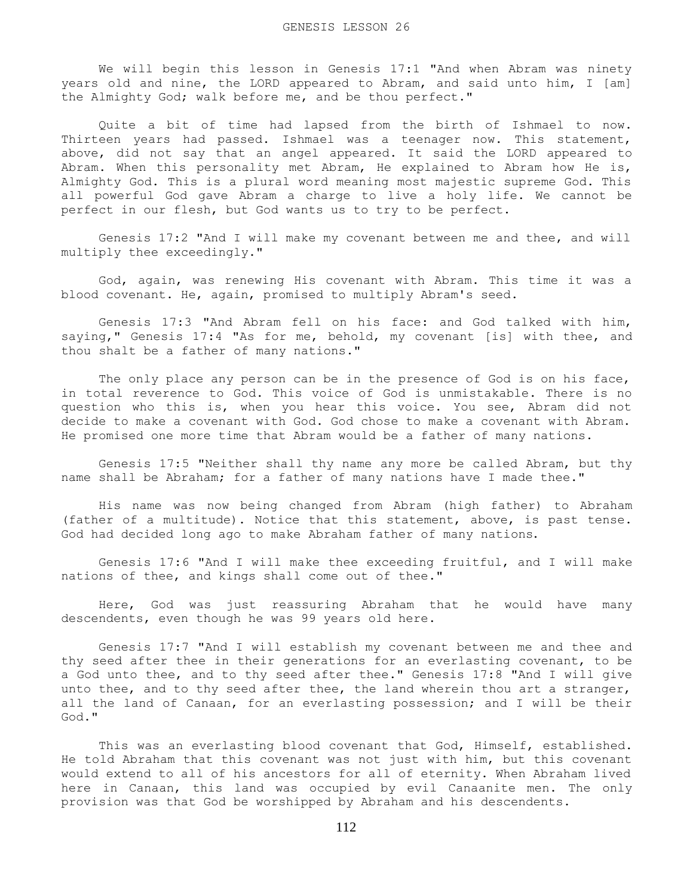# GENESIS LESSON 26

We will begin this lesson in Genesis 17:1 "And when Abram was ninety years old and nine, the LORD appeared to Abram, and said unto him, I [am] the Almighty God; walk before me, and be thou perfect."

Quite a bit of time had lapsed from the birth of Ishmael to now. Thirteen years had passed. Ishmael was a teenager now. This statement, above, did not say that an angel appeared. It said the LORD appeared to Abram. When this personality met Abram, He explained to Abram how He is, Almighty God. This is a plural word meaning most majestic supreme God. This all powerful God gave Abram a charge to live a holy life. We cannot be perfect in our flesh, but God wants us to try to be perfect.

Genesis 17:2 "And I will make my covenant between me and thee, and will multiply thee exceedingly."

God, again, was renewing His covenant with Abram. This time it was a blood covenant. He, again, promised to multiply Abram's seed.

Genesis 17:3 "And Abram fell on his face: and God talked with him, saying," Genesis 17:4 "As for me, behold, my covenant [is] with thee, and thou shalt be a father of many nations."

The only place any person can be in the presence of God is on his face, in total reverence to God. This voice of God is unmistakable. There is no question who this is, when you hear this voice. You see, Abram did not decide to make a covenant with God. God chose to make a covenant with Abram. He promised one more time that Abram would be a father of many nations.

Genesis 17:5 "Neither shall thy name any more be called Abram, but thy name shall be Abraham; for a father of many nations have I made thee."

His name was now being changed from Abram (high father) to Abraham (father of a multitude). Notice that this statement, above, is past tense. God had decided long ago to make Abraham father of many nations.

Genesis 17:6 "And I will make thee exceeding fruitful, and I will make nations of thee, and kings shall come out of thee."

Here, God was just reassuring Abraham that he would have many descendents, even though he was 99 years old here.

Genesis 17:7 "And I will establish my covenant between me and thee and thy seed after thee in their generations for an everlasting covenant, to be a God unto thee, and to thy seed after thee." Genesis 17:8 "And I will give unto thee, and to thy seed after thee, the land wherein thou art a stranger, all the land of Canaan, for an everlasting possession; and I will be their God."

This was an everlasting blood covenant that God, Himself, established. He told Abraham that this covenant was not just with him, but this covenant would extend to all of his ancestors for all of eternity. When Abraham lived here in Canaan, this land was occupied by evil Canaanite men. The only provision was that God be worshipped by Abraham and his descendents.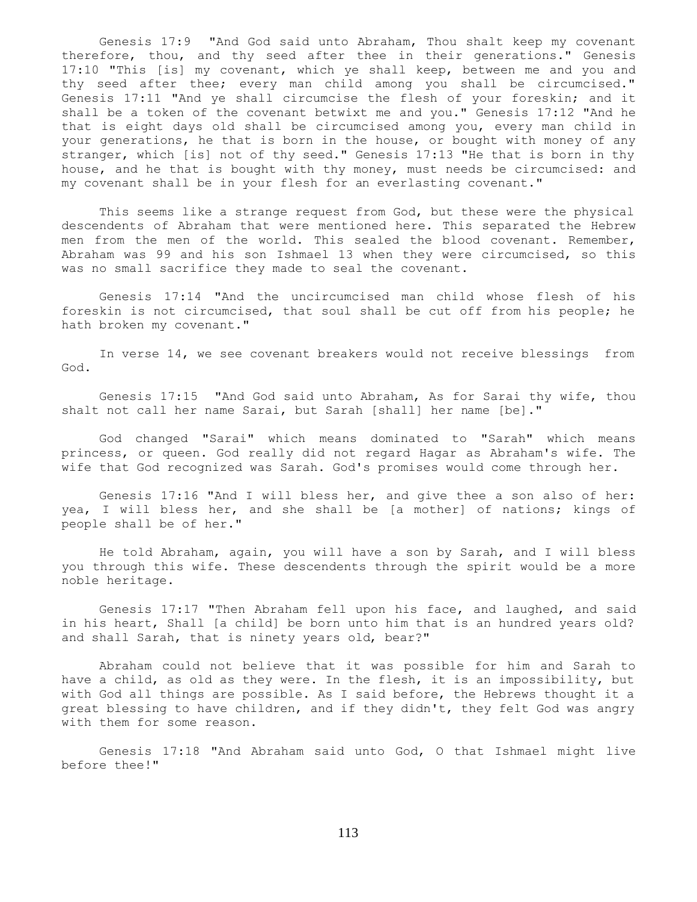Genesis 17:9 "And God said unto Abraham, Thou shalt keep my covenant therefore, thou, and thy seed after thee in their generations." Genesis 17:10 "This [is] my covenant, which ye shall keep, between me and you and thy seed after thee; every man child among you shall be circumcised." Genesis 17:11 "And ye shall circumcise the flesh of your foreskin; and it shall be a token of the covenant betwixt me and you." Genesis 17:12 "And he that is eight days old shall be circumcised among you, every man child in your generations, he that is born in the house, or bought with money of any stranger, which [is] not of thy seed." Genesis 17:13 "He that is born in thy house, and he that is bought with thy money, must needs be circumcised: and my covenant shall be in your flesh for an everlasting covenant."

This seems like a strange request from God, but these were the physical descendents of Abraham that were mentioned here. This separated the Hebrew men from the men of the world. This sealed the blood covenant. Remember, Abraham was 99 and his son Ishmael 13 when they were circumcised, so this was no small sacrifice they made to seal the covenant.

Genesis 17:14 "And the uncircumcised man child whose flesh of his foreskin is not circumcised, that soul shall be cut off from his people; he hath broken my covenant."

In verse 14, we see covenant breakers would not receive blessings from God.

Genesis 17:15 "And God said unto Abraham, As for Sarai thy wife, thou shalt not call her name Sarai, but Sarah [shall] her name [be]."

God changed "Sarai" which means dominated to "Sarah" which means princess, or queen. God really did not regard Hagar as Abraham's wife. The wife that God recognized was Sarah. God's promises would come through her.

Genesis 17:16 "And I will bless her, and give thee a son also of her: yea, I will bless her, and she shall be [a mother] of nations; kings of people shall be of her."

He told Abraham, again, you will have a son by Sarah, and I will bless you through this wife. These descendents through the spirit would be a more noble heritage.

Genesis 17:17 "Then Abraham fell upon his face, and laughed, and said in his heart, Shall [a child] be born unto him that is an hundred years old? and shall Sarah, that is ninety years old, bear?"

Abraham could not believe that it was possible for him and Sarah to have a child, as old as they were. In the flesh, it is an impossibility, but with God all things are possible. As I said before, the Hebrews thought it a great blessing to have children, and if they didn't, they felt God was angry with them for some reason.

Genesis 17:18 "And Abraham said unto God, O that Ishmael might live before thee!"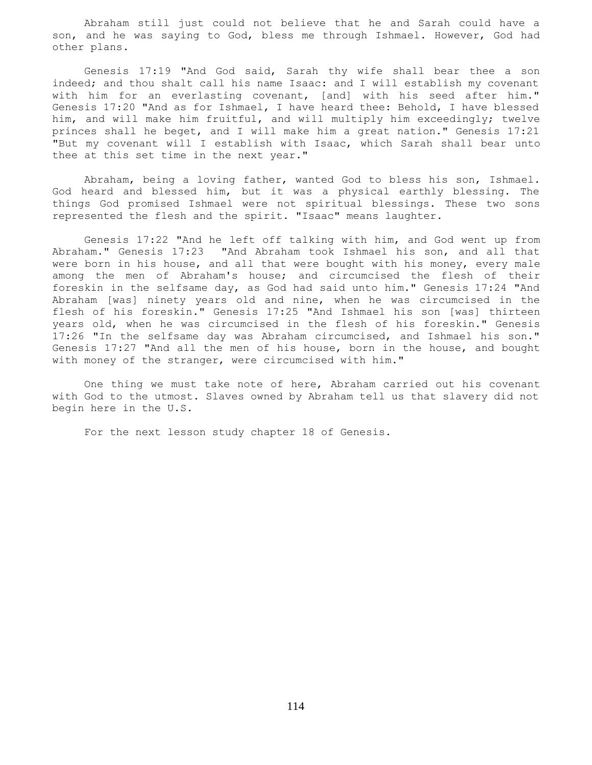Abraham still just could not believe that he and Sarah could have a son, and he was saying to God, bless me through Ishmael. However, God had other plans.

Genesis 17:19 "And God said, Sarah thy wife shall bear thee a son indeed; and thou shalt call his name Isaac: and I will establish my covenant with him for an everlasting covenant, [and] with his seed after him." Genesis 17:20 "And as for Ishmael, I have heard thee: Behold, I have blessed him, and will make him fruitful, and will multiply him exceedingly; twelve princes shall he beget, and I will make him a great nation." Genesis 17:21 "But my covenant will I establish with Isaac, which Sarah shall bear unto thee at this set time in the next year."

Abraham, being a loving father, wanted God to bless his son, Ishmael. God heard and blessed him, but it was a physical earthly blessing. The things God promised Ishmael were not spiritual blessings. These two sons represented the flesh and the spirit. "Isaac" means laughter.

Genesis 17:22 "And he left off talking with him, and God went up from Abraham." Genesis 17:23 "And Abraham took Ishmael his son, and all that were born in his house, and all that were bought with his money, every male among the men of Abraham's house; and circumcised the flesh of their foreskin in the selfsame day, as God had said unto him." Genesis 17:24 "And Abraham [was] ninety years old and nine, when he was circumcised in the flesh of his foreskin." Genesis 17:25 "And Ishmael his son [was] thirteen years old, when he was circumcised in the flesh of his foreskin." Genesis 17:26 "In the selfsame day was Abraham circumcised, and Ishmael his son." Genesis 17:27 "And all the men of his house, born in the house, and bought with money of the stranger, were circumcised with him."

One thing we must take note of here, Abraham carried out his covenant with God to the utmost. Slaves owned by Abraham tell us that slavery did not begin here in the U.S.

For the next lesson study chapter 18 of Genesis.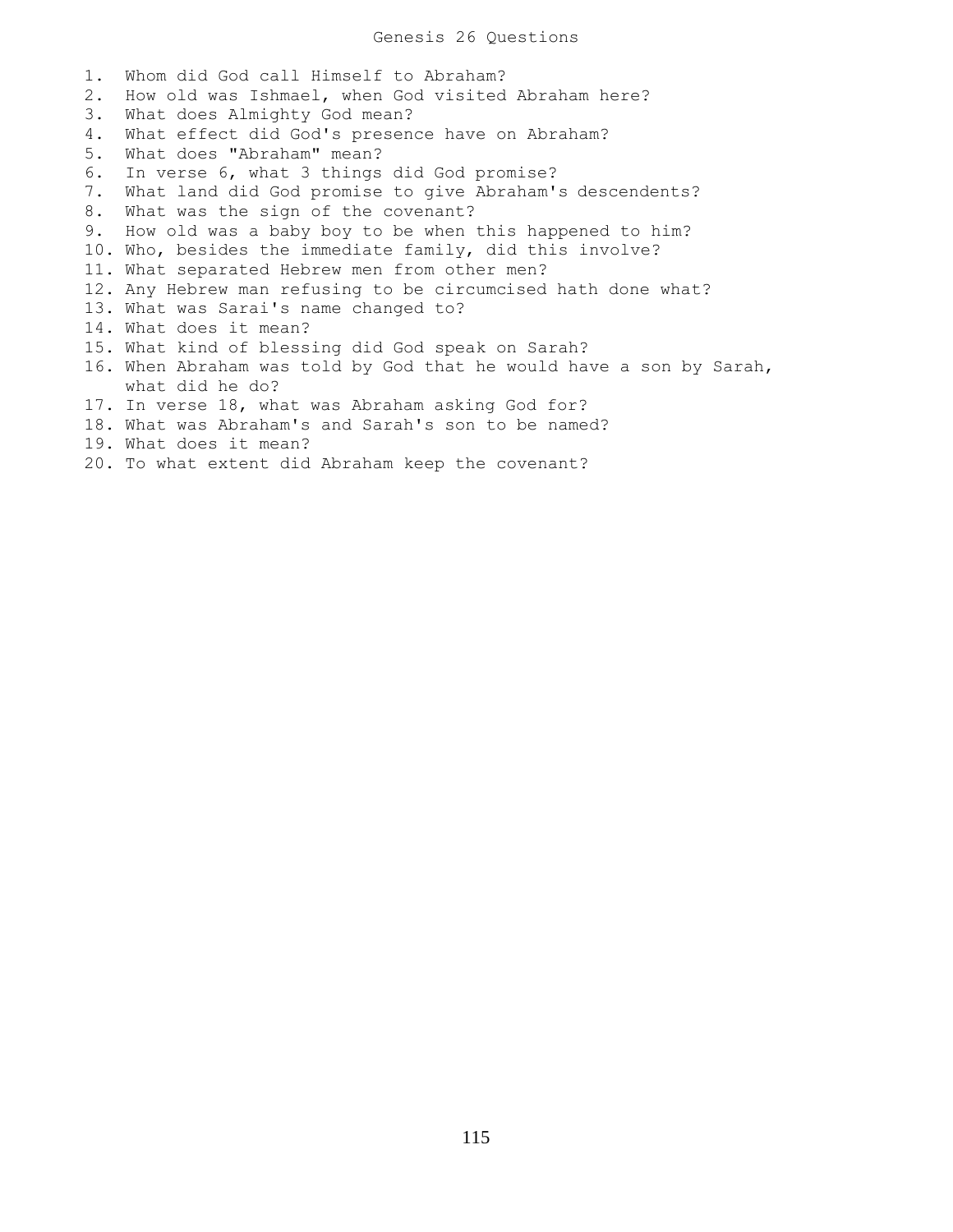# Genesis 26 Questions

1. Whom did God call Himself to Abraham?
2. How old was Ishmael, when God visited Abraham here?
3. What does Almighty God mean?
4. What effect did God's presence have on Abraham?
5. What does "Abraham" mean?
6. In verse 6, what 3 things did God promise?
7. What land did God promise to give Abraham's descendents?
8. What was the sign of the covenant?
9. How old was a baby boy to be when this happened to him?
10. Who, besides the immediate family, did this involve?
11. What separated Hebrew men from other men?
12. Any Hebrew man refusing to be circumcised hath done what?
13. What was Sarai's name changed to?
14. What does it mean?
15. What kind of blessing did God speak on Sarah?
16. When Abraham was told by God that he would have a son by Sarah, what did he do?
17. In verse 18, what was Abraham asking God for?
18. What was Abraham's and Sarah's son to be named?
19. What does it mean?
20. To what extent did Abraham keep the covenant?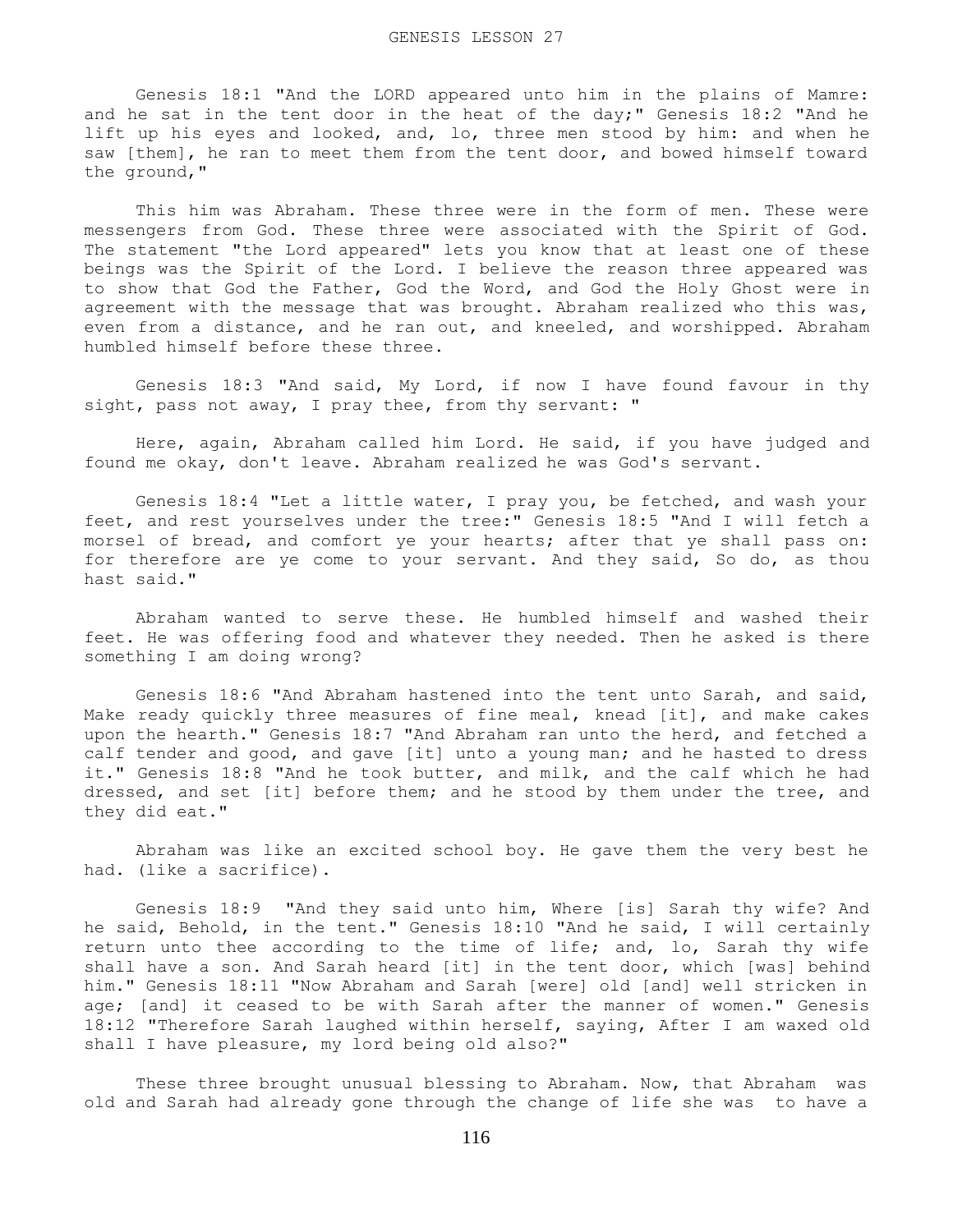Genesis 18:1 "And the LORD appeared unto him in the plains of Mamre: and he sat in the tent door in the heat of the day;" Genesis 18:2 "And he lift up his eyes and looked, and, lo, three men stood by him: and when he saw [them], he ran to meet them from the tent door, and bowed himself toward the ground,"

This him was Abraham. These three were in the form of men. These were messengers from God. These three were associated with the Spirit of God. The statement "the Lord appeared" lets you know that at least one of these beings was the Spirit of the Lord. I believe the reason three appeared was to show that God the Father, God the Word, and God the Holy Ghost were in agreement with the message that was brought. Abraham realized who this was, even from a distance, and he ran out, and kneeled, and worshipped. Abraham humbled himself before these three.

Genesis 18:3 "And said, My Lord, if now I have found favour in thy sight, pass not away, I pray thee, from thy servant: "

Here, again, Abraham called him Lord. He said, if you have judged and found me okay, don't leave. Abraham realized he was God's servant.

Genesis 18:4 "Let a little water, I pray you, be fetched, and wash your feet, and rest yourselves under the tree:" Genesis 18:5 "And I will fetch a morsel of bread, and comfort ye your hearts; after that ye shall pass on: for therefore are ye come to your servant. And they said, So do, as thou hast said."

Abraham wanted to serve these. He humbled himself and washed their feet. He was offering food and whatever they needed. Then he asked is there something I am doing wrong?

Genesis 18:6 "And Abraham hastened into the tent unto Sarah, and said, Make ready quickly three measures of fine meal, knead [it], and make cakes upon the hearth." Genesis 18:7 "And Abraham ran unto the herd, and fetched a calf tender and good, and gave [it] unto a young man; and he hasted to dress it." Genesis 18:8 "And he took butter, and milk, and the calf which he had dressed, and set [it] before them; and he stood by them under the tree, and they did eat."

Abraham was like an excited school boy. He gave them the very best he had. (like a sacrifice).

Genesis 18:9 "And they said unto him, Where [is] Sarah thy wife? And he said, Behold, in the tent." Genesis 18:10 "And he said, I will certainly return unto thee according to the time of life; and, lo, Sarah thy wife shall have a son. And Sarah heard [it] in the tent door, which [was] behind him." Genesis 18:11 "Now Abraham and Sarah [were] old [and] well stricken in age; [and] it ceased to be with Sarah after the manner of women." Genesis 18:12 "Therefore Sarah laughed within herself, saying, After I am waxed old shall I have pleasure, my lord being old also?"

These three brought unusual blessing to Abraham. Now, that Abraham was old and Sarah had already gone through the change of life she was to have a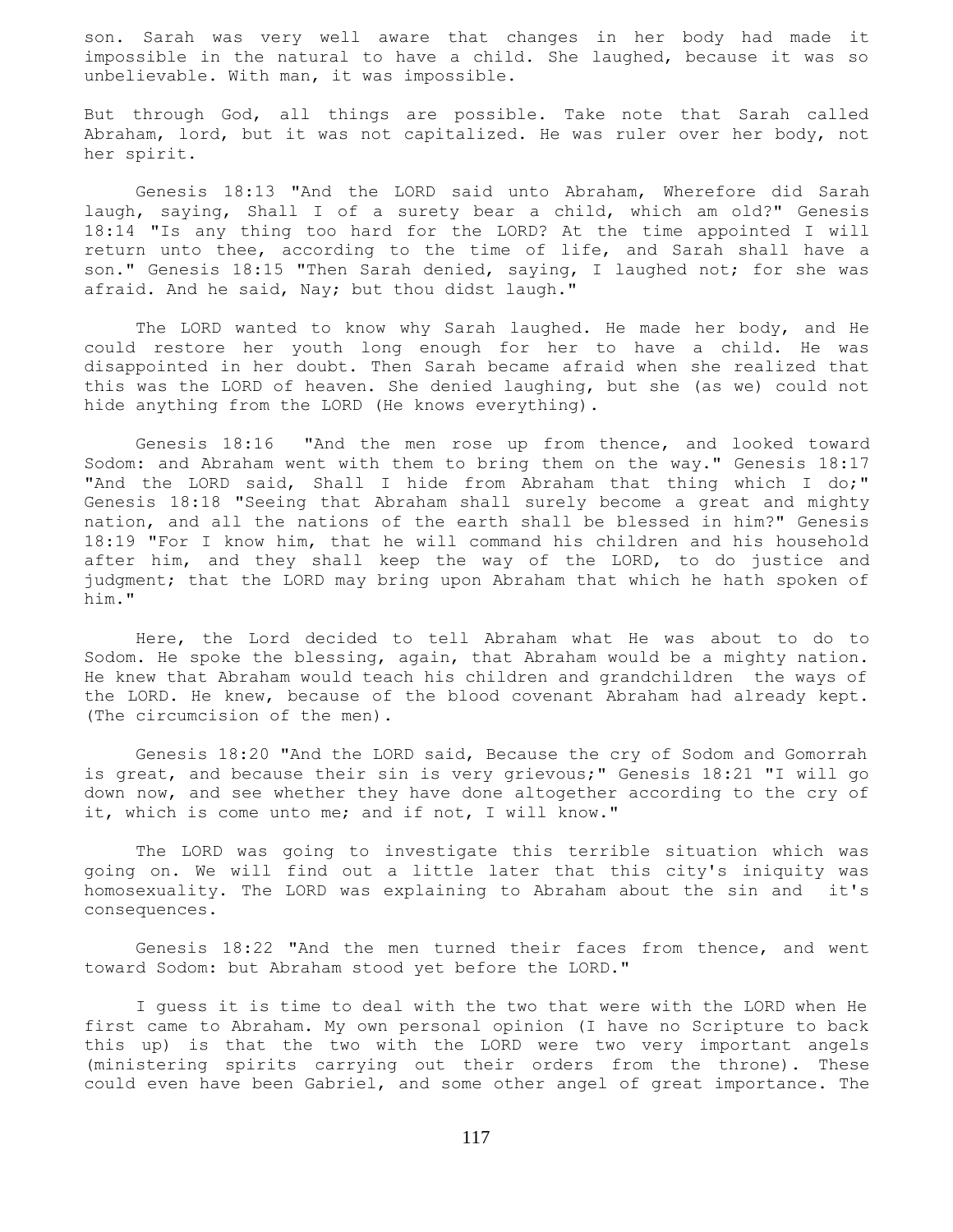son. Sarah was very well aware that changes in her body had made it impossible in the natural to have a child. She laughed, because it was so unbelievable. With man, it was impossible.

But through God, all things are possible. Take note that Sarah called Abraham, lord, but it was not capitalized. He was ruler over her body, not her spirit.

Genesis 18:13 "And the LORD said unto Abraham, Wherefore did Sarah laugh, saying, Shall I of a surety bear a child, which am old?" Genesis 18:14 "Is any thing too hard for the LORD? At the time appointed I will return unto thee, according to the time of life, and Sarah shall have a son." Genesis 18:15 "Then Sarah denied, saying, I laughed not; for she was afraid. And he said, Nay; but thou didst laugh."

The LORD wanted to know why Sarah laughed. He made her body, and He could restore her youth long enough for her to have a child. He was disappointed in her doubt. Then Sarah became afraid when she realized that this was the LORD of heaven. She denied laughing, but she (as we) could not hide anything from the LORD (He knows everything).

Genesis 18:16 "And the men rose up from thence, and looked toward Sodom: and Abraham went with them to bring them on the way." Genesis 18:17 "And the LORD said, Shall I hide from Abraham that thing which I do;" Genesis 18:18 "Seeing that Abraham shall surely become a great and mighty nation, and all the nations of the earth shall be blessed in him?" Genesis 18:19 "For I know him, that he will command his children and his household after him, and they shall keep the way of the LORD, to do justice and judgment; that the LORD may bring upon Abraham that which he hath spoken of him."

Here, the Lord decided to tell Abraham what He was about to do to Sodom. He spoke the blessing, again, that Abraham would be a mighty nation. He knew that Abraham would teach his children and grandchildren the ways of the LORD. He knew, because of the blood covenant Abraham had already kept. (The circumcision of the men).

Genesis 18:20 "And the LORD said, Because the cry of Sodom and Gomorrah is great, and because their sin is very grievous;" Genesis 18:21 "I will go down now, and see whether they have done altogether according to the cry of it, which is come unto me; and if not, I will know."

The LORD was going to investigate this terrible situation which was going on. We will find out a little later that this city's iniquity was homosexuality. The LORD was explaining to Abraham about the sin and it's consequences.

Genesis 18:22 "And the men turned their faces from thence, and went toward Sodom: but Abraham stood yet before the LORD."

I guess it is time to deal with the two that were with the LORD when He first came to Abraham. My own personal opinion (I have no Scripture to back this up) is that the two with the LORD were two very important angels (ministering spirits carrying out their orders from the throne). These could even have been Gabriel, and some other angel of great importance. The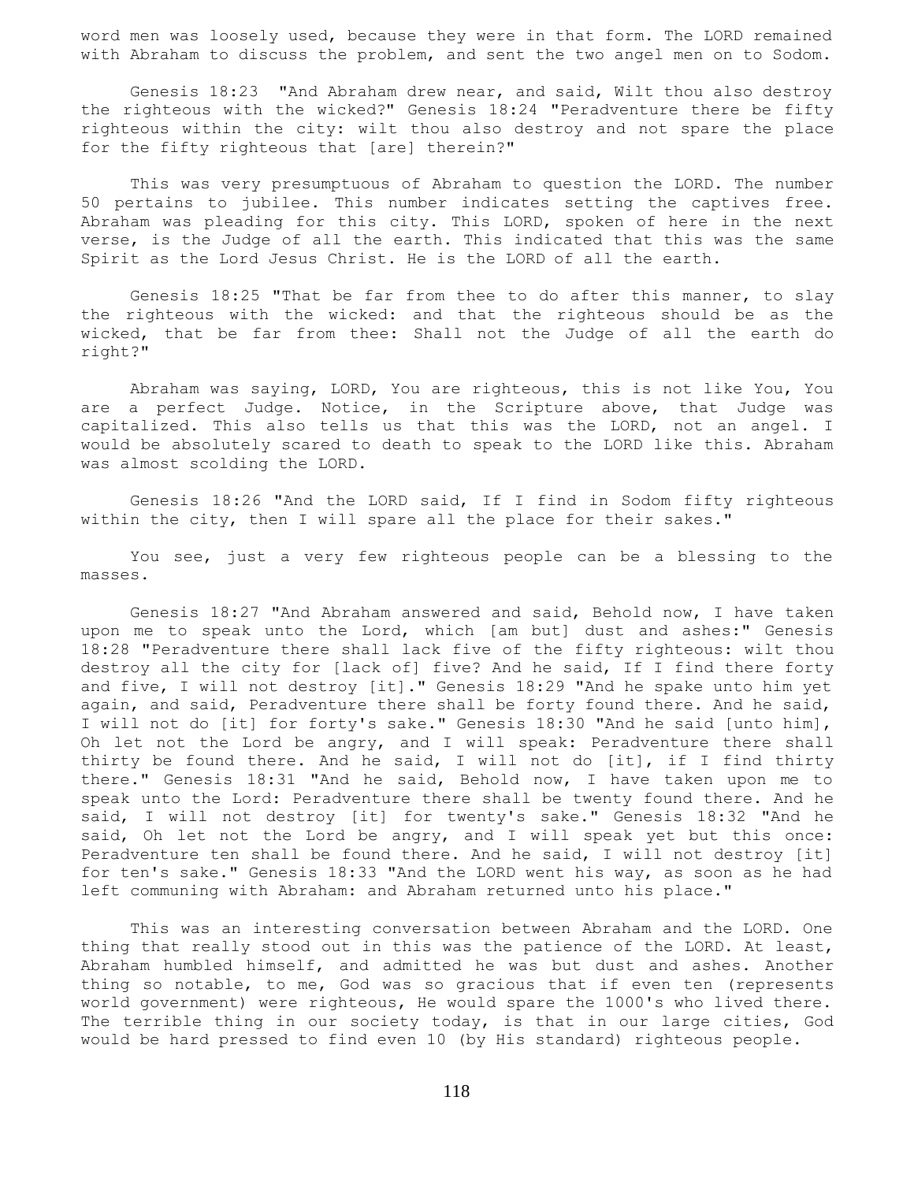word men was loosely used, because they were in that form. The LORD remained with Abraham to discuss the problem, and sent the two angel men on to Sodom.

Genesis 18:23 "And Abraham drew near, and said, Wilt thou also destroy the righteous with the wicked?" Genesis 18:24 "Peradventure there be fifty righteous within the city: wilt thou also destroy and not spare the place for the fifty righteous that [are] therein?"

This was very presumptuous of Abraham to question the LORD. The number 50 pertains to jubilee. This number indicates setting the captives free. Abraham was pleading for this city. This LORD, spoken of here in the next verse, is the Judge of all the earth. This indicated that this was the same Spirit as the Lord Jesus Christ. He is the LORD of all the earth.

Genesis 18:25 "That be far from thee to do after this manner, to slay the righteous with the wicked: and that the righteous should be as the wicked, that be far from thee: Shall not the Judge of all the earth do right?"

Abraham was saying, LORD, You are righteous, this is not like You, You are a perfect Judge. Notice, in the Scripture above, that Judge was capitalized. This also tells us that this was the LORD, not an angel. I would be absolutely scared to death to speak to the LORD like this. Abraham was almost scolding the LORD.

Genesis 18:26 "And the LORD said, If I find in Sodom fifty righteous within the city, then I will spare all the place for their sakes."

You see, just a very few righteous people can be a blessing to the masses.

Genesis 18:27 "And Abraham answered and said, Behold now, I have taken upon me to speak unto the Lord, which [am but] dust and ashes:" Genesis 18:28 "Peradventure there shall lack five of the fifty righteous: wilt thou destroy all the city for [lack of] five? And he said, If I find there forty and five, I will not destroy [it]." Genesis 18:29 "And he spake unto him yet again, and said, Peradventure there shall be forty found there. And he said, I will not do [it] for forty's sake." Genesis 18:30 "And he said [unto him], Oh let not the Lord be angry, and I will speak: Peradventure there shall thirty be found there. And he said, I will not do [it], if I find thirty there." Genesis 18:31 "And he said, Behold now, I have taken upon me to speak unto the Lord: Peradventure there shall be twenty found there. And he said, I will not destroy [it] for twenty's sake." Genesis 18:32 "And he said, Oh let not the Lord be angry, and I will speak yet but this once: Peradventure ten shall be found there. And he said, I will not destroy [it] for ten's sake." Genesis 18:33 "And the LORD went his way, as soon as he had left communing with Abraham: and Abraham returned unto his place."

This was an interesting conversation between Abraham and the LORD. One thing that really stood out in this was the patience of the LORD. At least, Abraham humbled himself, and admitted he was but dust and ashes. Another thing so notable, to me, God was so gracious that if even ten (represents world government) were righteous, He would spare the 1000's who lived there. The terrible thing in our society today, is that in our large cities, God would be hard pressed to find even 10 (by His standard) righteous people.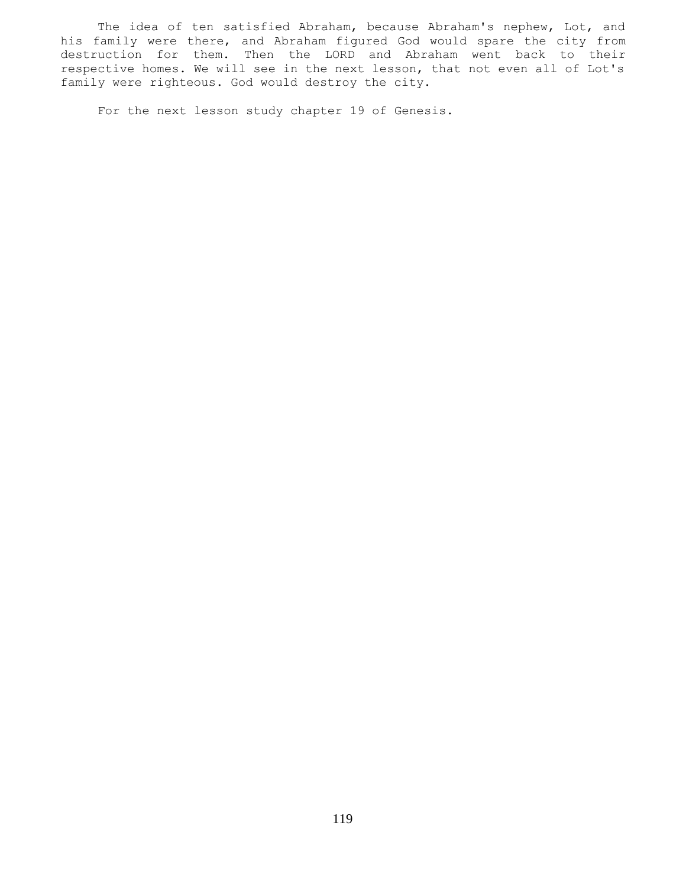The idea of ten satisfied Abraham, because Abraham's nephew, Lot, and his family were there, and Abraham figured God would spare the city from destruction for them. Then the LORD and Abraham went back to their respective homes. We will see in the next lesson, that not even all of Lot's family were righteous. God would destroy the city.

For the next lesson study chapter 19 of Genesis.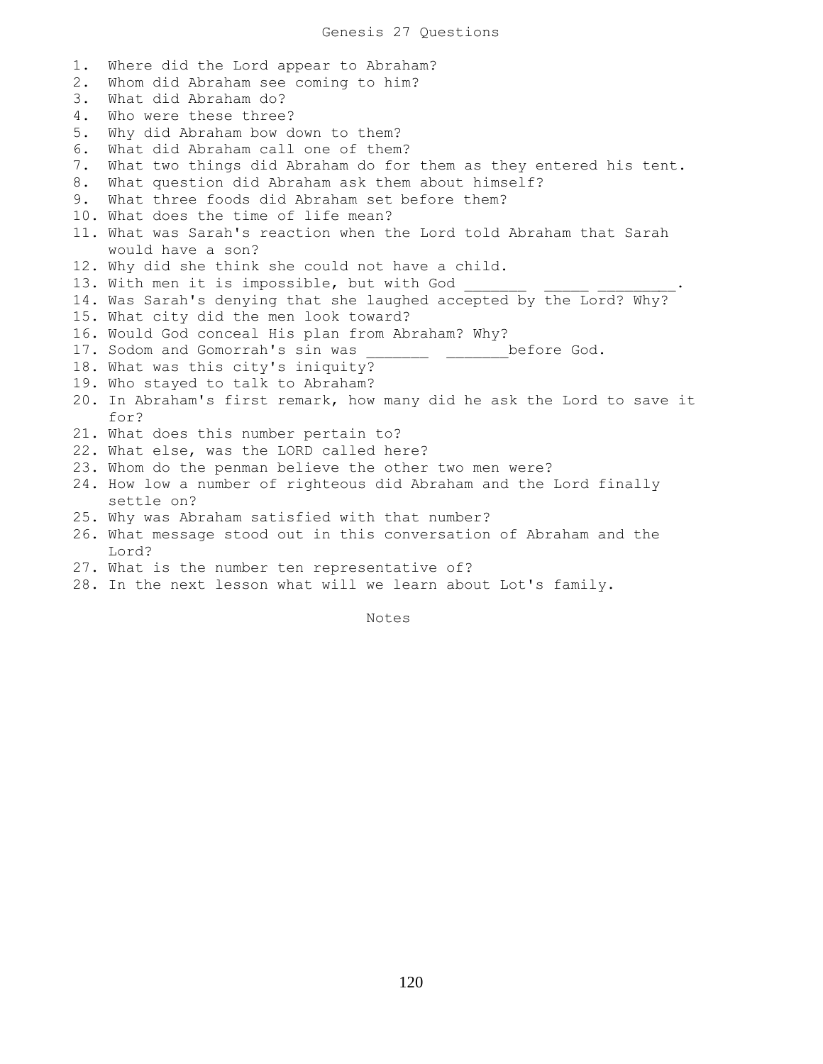# Genesis 27 Questions

1. Where did the Lord appear to Abraham?
2. Whom did Abraham see coming to him?
3. What did Abraham do?
4. Who were these three?
5. Why did Abraham bow down to them?
6. What did Abraham call one of them?
7. What two things did Abraham do for them as they entered his tent.
8. What question did Abraham ask them about himself?
9. What three foods did Abraham set before them?
10. What does the time of life mean?
11. What was Sarah's reaction when the Lord told Abraham that Sarah would have a son?
12. Why did she think she could not have a child.
13. With men it is impossible, but with God _______ _____ _________.
14. Was Sarah's denying that she laughed accepted by the Lord? Why?
15. What city did the men look toward?
16. Would God conceal His plan from Abraham? Why?
17. Sodom and Gomorrah's sin was _______ _______before God.
18. What was this city's iniquity?
19. Who stayed to talk to Abraham?
20. In Abraham's first remark, how many did he ask the Lord to save it for?
21. What does this number pertain to?
22. What else, was the LORD called here?
23. Whom do the penman believe the other two men were?
24. How low a number of righteous did Abraham and the Lord finally settle on?
25. Why was Abraham satisfied with that number?
26. What message stood out in this conversation of Abraham and the Lord?
27. What is the number ten representative of?
28. In the next lesson what will we learn about Lot's family.

Notes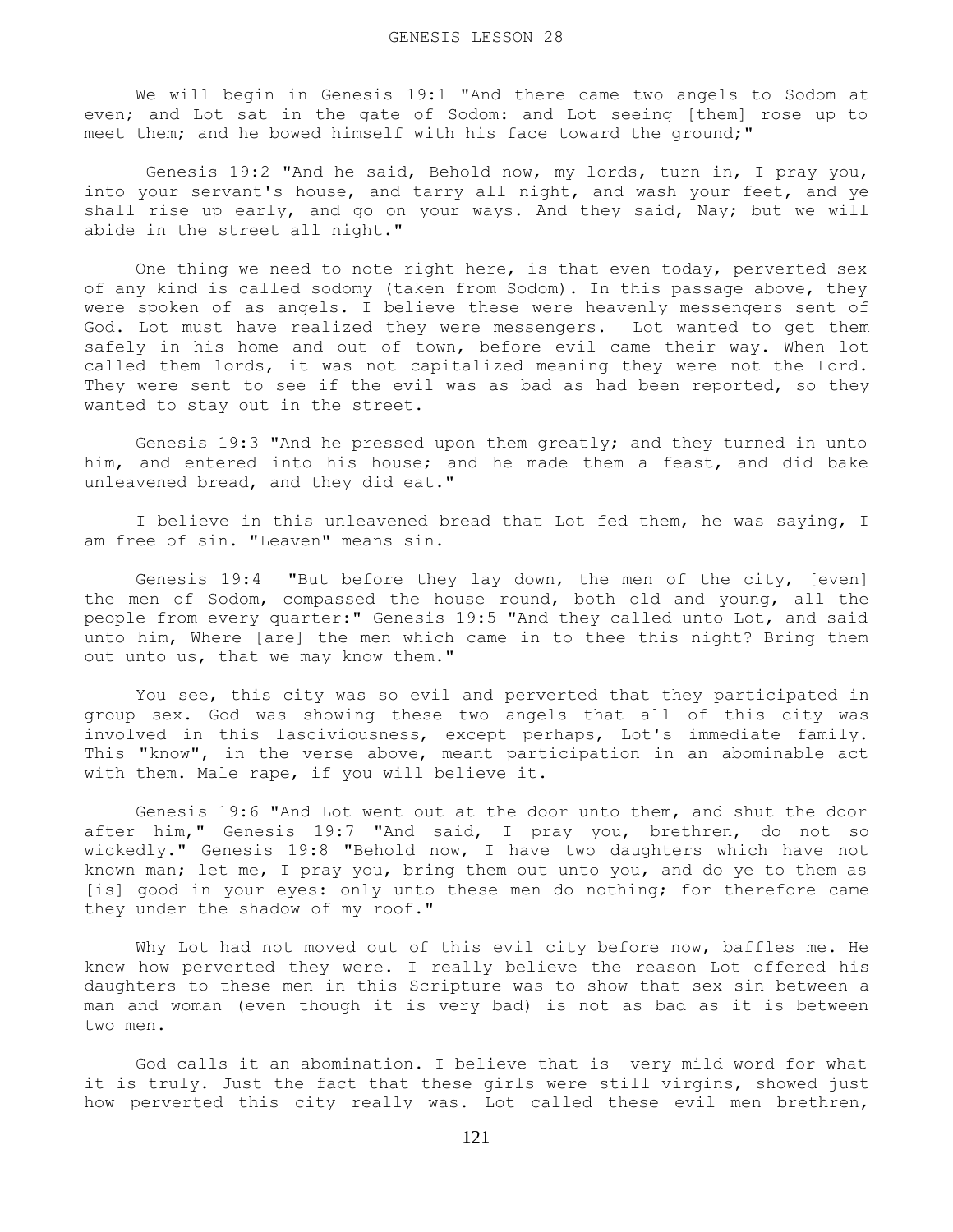GENESIS LESSON 28

We will begin in Genesis 19:1 "And there came two angels to Sodom at even; and Lot sat in the gate of Sodom: and Lot seeing [them] rose up to meet them; and he bowed himself with his face toward the ground;"

Genesis 19:2 "And he said, Behold now, my lords, turn in, I pray you, into your servant's house, and tarry all night, and wash your feet, and ye shall rise up early, and go on your ways. And they said, Nay; but we will abide in the street all night."

One thing we need to note right here, is that even today, perverted sex of any kind is called sodomy (taken from Sodom). In this passage above, they were spoken of as angels. I believe these were heavenly messengers sent of God. Lot must have realized they were messengers. Lot wanted to get them safely in his home and out of town, before evil came their way. When lot called them lords, it was not capitalized meaning they were not the Lord. They were sent to see if the evil was as bad as had been reported, so they wanted to stay out in the street.

Genesis 19:3 "And he pressed upon them greatly; and they turned in unto him, and entered into his house; and he made them a feast, and did bake unleavened bread, and they did eat."

I believe in this unleavened bread that Lot fed them, he was saying, I am free of sin. "Leaven" means sin.

Genesis 19:4 "But before they lay down, the men of the city, [even] the men of Sodom, compassed the house round, both old and young, all the people from every quarter:" Genesis 19:5 "And they called unto Lot, and said unto him, Where [are] the men which came in to thee this night? Bring them out unto us, that we may know them."

You see, this city was so evil and perverted that they participated in group sex. God was showing these two angels that all of this city was involved in this lasciviousness, except perhaps, Lot's immediate family. This "know", in the verse above, meant participation in an abominable act with them. Male rape, if you will believe it.

Genesis 19:6 "And Lot went out at the door unto them, and shut the door after him," Genesis 19:7 "And said, I pray you, brethren, do not so wickedly." Genesis 19:8 "Behold now, I have two daughters which have not known man; let me, I pray you, bring them out unto you, and do ye to them as [is] good in your eyes: only unto these men do nothing; for therefore came they under the shadow of my roof."

Why Lot had not moved out of this evil city before now, baffles me. He knew how perverted they were. I really believe the reason Lot offered his daughters to these men in this Scripture was to show that sex sin between a man and woman (even though it is very bad) is not as bad as it is between two men.

God calls it an abomination. I believe that is very mild word for what it is truly. Just the fact that these girls were still virgins, showed just how perverted this city really was. Lot called these evil men brethren,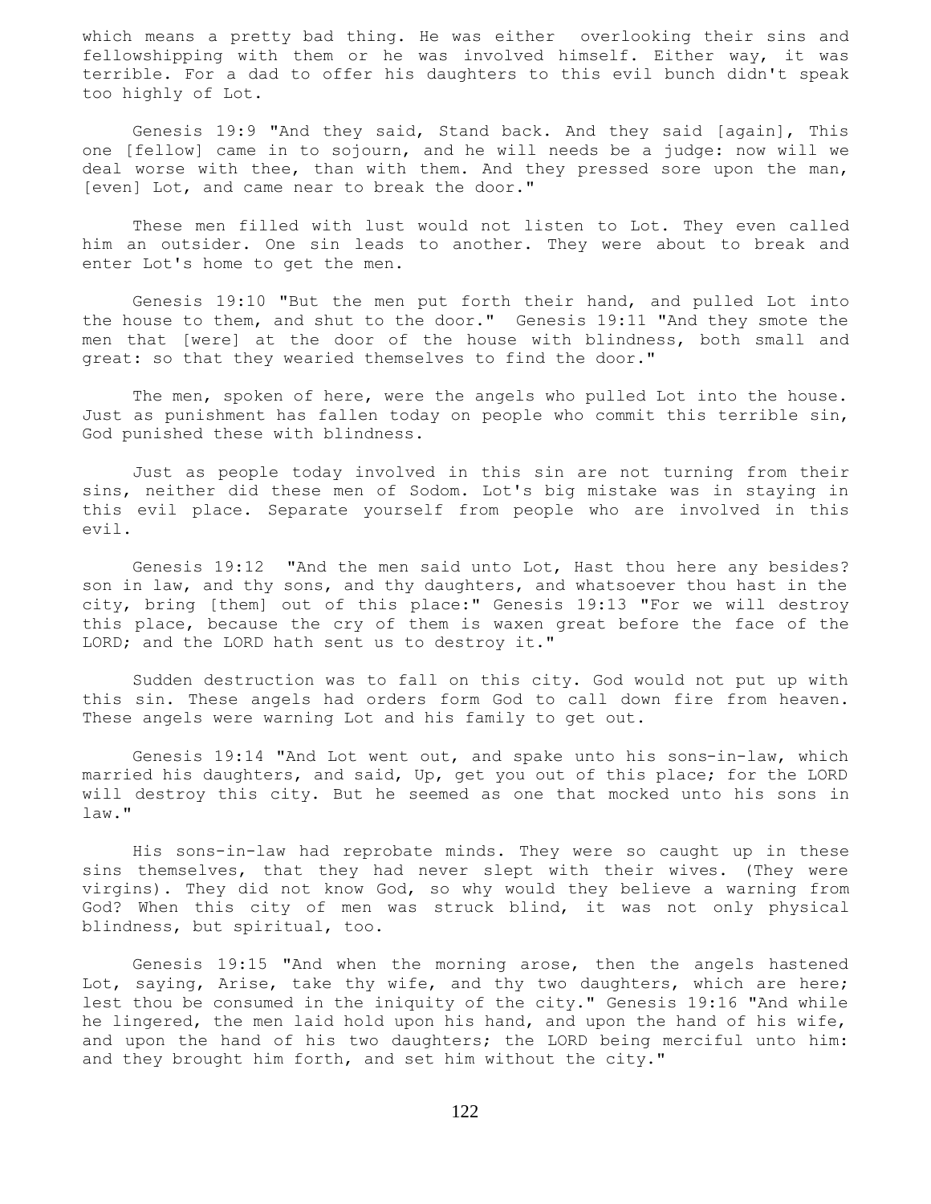which means a pretty bad thing. He was either overlooking their sins and fellowshipping with them or he was involved himself. Either way, it was terrible. For a dad to offer his daughters to this evil bunch didn't speak too highly of Lot.

Genesis 19:9 "And they said, Stand back. And they said [again], This one [fellow] came in to sojourn, and he will needs be a judge: now will we deal worse with thee, than with them. And they pressed sore upon the man, [even] Lot, and came near to break the door."

These men filled with lust would not listen to Lot. They even called him an outsider. One sin leads to another. They were about to break and enter Lot's home to get the men.

Genesis 19:10 "But the men put forth their hand, and pulled Lot into the house to them, and shut to the door." Genesis 19:11 "And they smote the men that [were] at the door of the house with blindness, both small and great: so that they wearied themselves to find the door."

The men, spoken of here, were the angels who pulled Lot into the house. Just as punishment has fallen today on people who commit this terrible sin, God punished these with blindness.

Just as people today involved in this sin are not turning from their sins, neither did these men of Sodom. Lot's big mistake was in staying in this evil place. Separate yourself from people who are involved in this evil.

Genesis 19:12 "And the men said unto Lot, Hast thou here any besides? son in law, and thy sons, and thy daughters, and whatsoever thou hast in the city, bring [them] out of this place:" Genesis 19:13 "For we will destroy this place, because the cry of them is waxen great before the face of the LORD; and the LORD hath sent us to destroy it."

Sudden destruction was to fall on this city. God would not put up with this sin. These angels had orders form God to call down fire from heaven. These angels were warning Lot and his family to get out.

Genesis 19:14 "And Lot went out, and spake unto his sons-in-law, which married his daughters, and said, Up, get you out of this place; for the LORD will destroy this city. But he seemed as one that mocked unto his sons in law."

His sons-in-law had reprobate minds. They were so caught up in these sins themselves, that they had never slept with their wives. (They were virgins). They did not know God, so why would they believe a warning from God? When this city of men was struck blind, it was not only physical blindness, but spiritual, too.

Genesis 19:15 "And when the morning arose, then the angels hastened Lot, saying, Arise, take thy wife, and thy two daughters, which are here; lest thou be consumed in the iniquity of the city." Genesis 19:16 "And while he lingered, the men laid hold upon his hand, and upon the hand of his wife, and upon the hand of his two daughters; the LORD being merciful unto him: and they brought him forth, and set him without the city."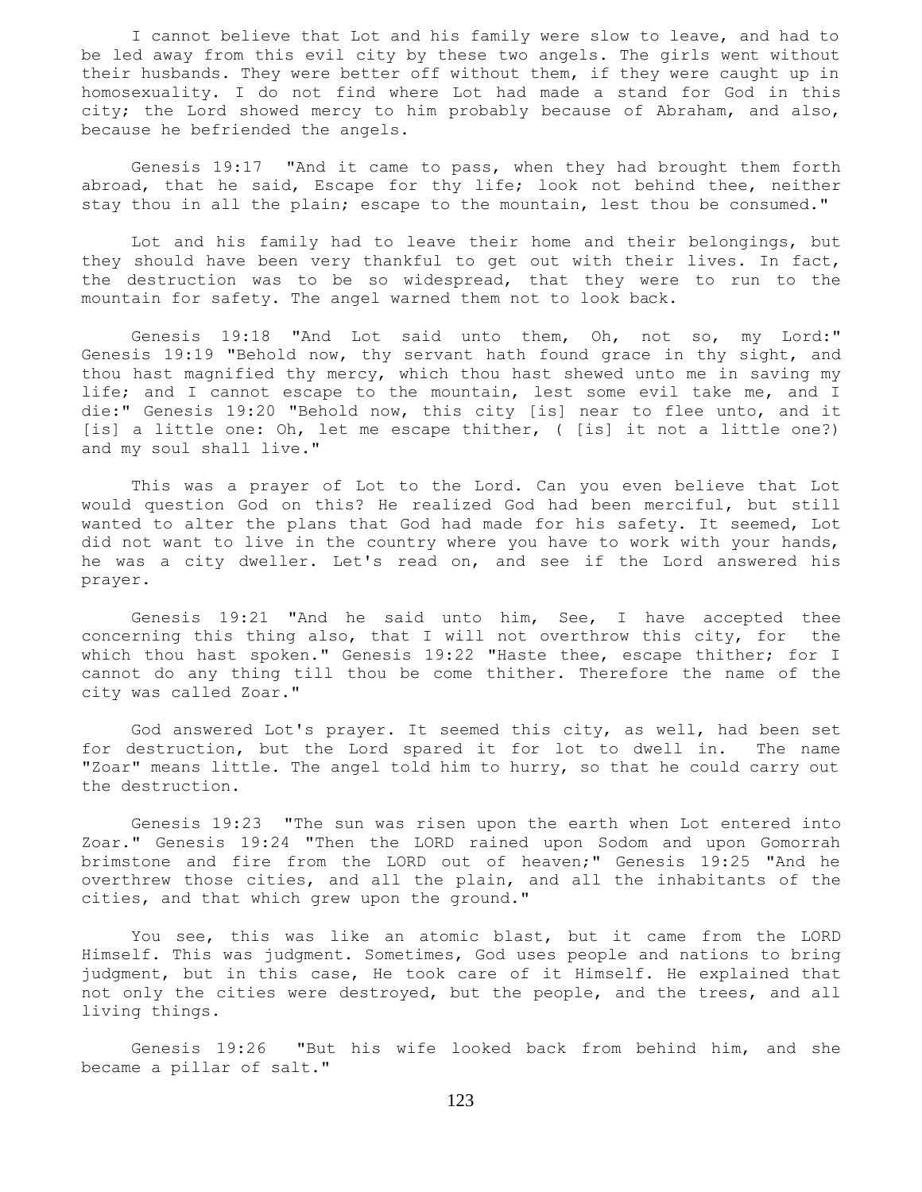I cannot believe that Lot and his family were slow to leave, and had to be led away from this evil city by these two angels. The girls went without their husbands. They were better off without them, if they were caught up in homosexuality. I do not find where Lot had made a stand for God in this city; the Lord showed mercy to him probably because of Abraham, and also, because he befriended the angels.

Genesis 19:17 "And it came to pass, when they had brought them forth abroad, that he said, Escape for thy life; look not behind thee, neither stay thou in all the plain; escape to the mountain, lest thou be consumed."

Lot and his family had to leave their home and their belongings, but they should have been very thankful to get out with their lives. In fact, the destruction was to be so widespread, that they were to run to the mountain for safety. The angel warned them not to look back.

Genesis 19:18 "And Lot said unto them, Oh, not so, my Lord:" Genesis 19:19 "Behold now, thy servant hath found grace in thy sight, and thou hast magnified thy mercy, which thou hast shewed unto me in saving my life; and I cannot escape to the mountain, lest some evil take me, and I die:" Genesis 19:20 "Behold now, this city [is] near to flee unto, and it [is] a little one: Oh, let me escape thither, ( [is] it not a little one?) and my soul shall live."

This was a prayer of Lot to the Lord. Can you even believe that Lot would question God on this? He realized God had been merciful, but still wanted to alter the plans that God had made for his safety. It seemed, Lot did not want to live in the country where you have to work with your hands, he was a city dweller. Let's read on, and see if the Lord answered his prayer.

Genesis 19:21 "And he said unto him, See, I have accepted thee concerning this thing also, that I will not overthrow this city, for the which thou hast spoken." Genesis 19:22 "Haste thee, escape thither; for I cannot do any thing till thou be come thither. Therefore the name of the city was called Zoar."

God answered Lot's prayer. It seemed this city, as well, had been set for destruction, but the Lord spared it for lot to dwell in. The name "Zoar" means little. The angel told him to hurry, so that he could carry out the destruction.

Genesis 19:23 "The sun was risen upon the earth when Lot entered into Zoar." Genesis 19:24 "Then the LORD rained upon Sodom and upon Gomorrah brimstone and fire from the LORD out of heaven;" Genesis 19:25 "And he overthrew those cities, and all the plain, and all the inhabitants of the cities, and that which grew upon the ground."

You see, this was like an atomic blast, but it came from the LORD Himself. This was judgment. Sometimes, God uses people and nations to bring judgment, but in this case, He took care of it Himself. He explained that not only the cities were destroyed, but the people, and the trees, and all living things.

Genesis 19:26 "But his wife looked back from behind him, and she became a pillar of salt."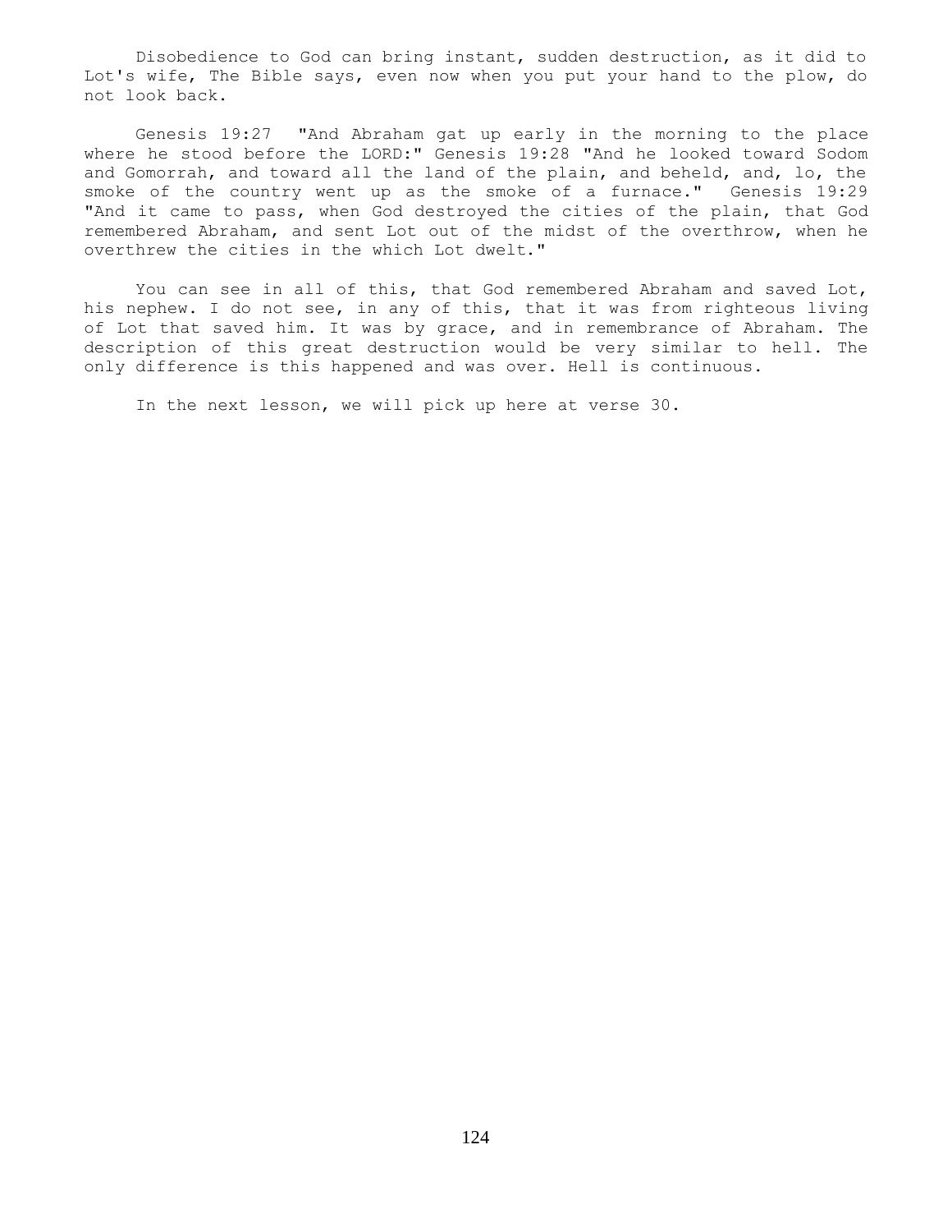Disobedience to God can bring instant, sudden destruction, as it did to Lot's wife, The Bible says, even now when you put your hand to the plow, do not look back.

Genesis 19:27 "And Abraham gat up early in the morning to the place where he stood before the LORD:" Genesis 19:28 "And he looked toward Sodom and Gomorrah, and toward all the land of the plain, and beheld, and, lo, the smoke of the country went up as the smoke of a furnace." Genesis 19:29 "And it came to pass, when God destroyed the cities of the plain, that God remembered Abraham, and sent Lot out of the midst of the overthrow, when he overthrew the cities in the which Lot dwelt."

You can see in all of this, that God remembered Abraham and saved Lot, his nephew. I do not see, in any of this, that it was from righteous living of Lot that saved him. It was by grace, and in remembrance of Abraham. The description of this great destruction would be very similar to hell. The only difference is this happened and was over. Hell is continuous.

In the next lesson, we will pick up here at verse 30.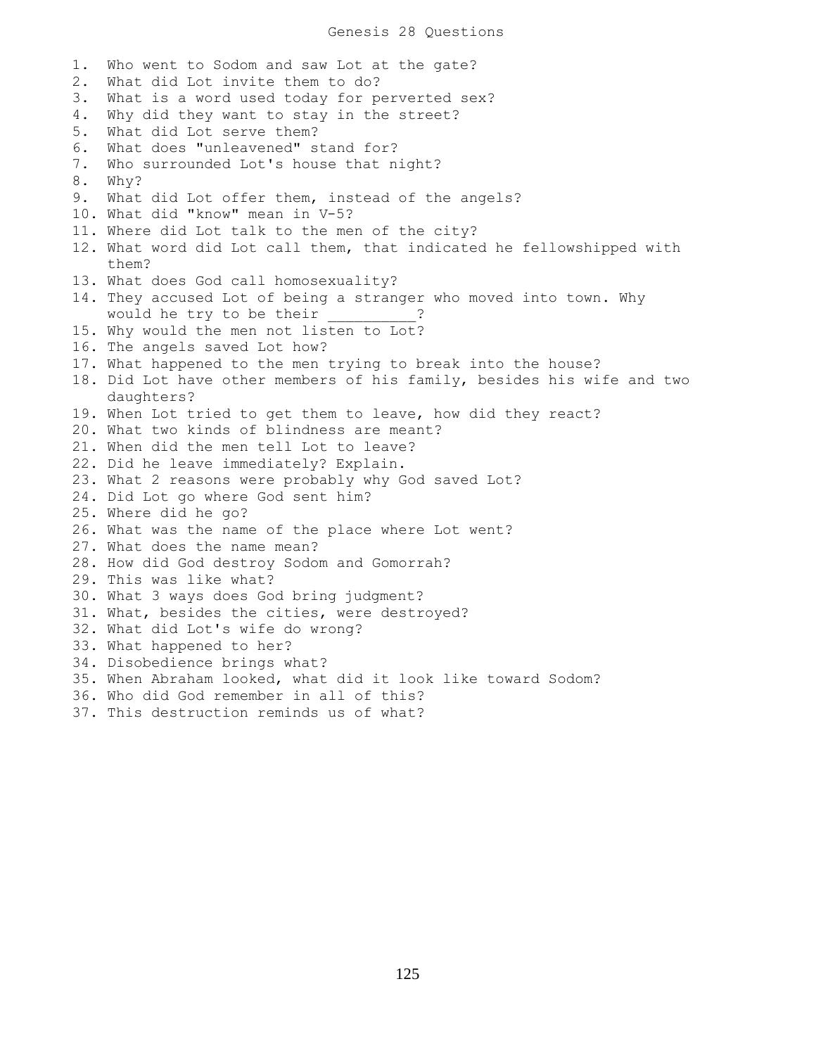# Genesis 28 Questions

1. Who went to Sodom and saw Lot at the gate?
2. What did Lot invite them to do?
3. What is a word used today for perverted sex?
4. Why did they want to stay in the street?
5. What did Lot serve them?
6. What does "unleavened" stand for?
7. Who surrounded Lot's house that night?
8. Why?
9. What did Lot offer them, instead of the angels?
10. What did "know" mean in V-5?
11. Where did Lot talk to the men of the city?
12. What word did Lot call them, that indicated he fellowshipped with them?
13. What does God call homosexuality?
14. They accused Lot of being a stranger who moved into town. Why would he try to be their __________?
15. Why would the men not listen to Lot?
16. The angels saved Lot how?
17. What happened to the men trying to break into the house?
18. Did Lot have other members of his family, besides his wife and two daughters?
19. When Lot tried to get them to leave, how did they react?
20. What two kinds of blindness are meant?
21. When did the men tell Lot to leave?
22. Did he leave immediately? Explain.
23. What 2 reasons were probably why God saved Lot?
24. Did Lot go where God sent him?
25. Where did he go?
26. What was the name of the place where Lot went?
27. What does the name mean?
28. How did God destroy Sodom and Gomorrah?
29. This was like what?
30. What 3 ways does God bring judgment?
31. What, besides the cities, were destroyed?
32. What did Lot's wife do wrong?
33. What happened to her?
34. Disobedience brings what?
35. When Abraham looked, what did it look like toward Sodom?
36. Who did God remember in all of this?
37. This destruction reminds us of what?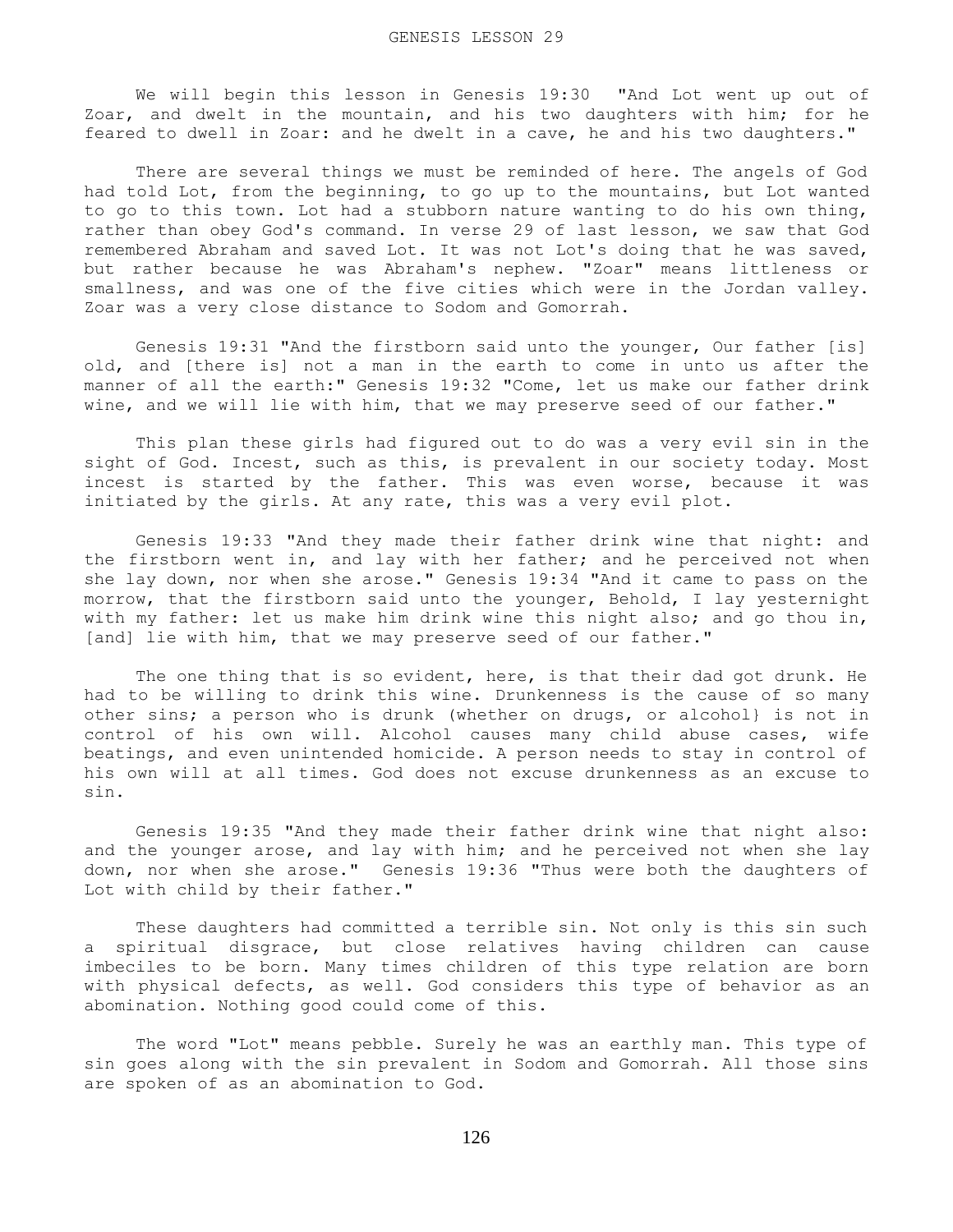# GENESIS LESSON 29

We will begin this lesson in Genesis 19:30 "And Lot went up out of Zoar, and dwelt in the mountain, and his two daughters with him; for he feared to dwell in Zoar: and he dwelt in a cave, he and his two daughters."

There are several things we must be reminded of here. The angels of God had told Lot, from the beginning, to go up to the mountains, but Lot wanted to go to this town. Lot had a stubborn nature wanting to do his own thing, rather than obey God's command. In verse 29 of last lesson, we saw that God remembered Abraham and saved Lot. It was not Lot's doing that he was saved, but rather because he was Abraham's nephew. "Zoar" means littleness or smallness, and was one of the five cities which were in the Jordan valley. Zoar was a very close distance to Sodom and Gomorrah.

Genesis 19:31 "And the firstborn said unto the younger, Our father [is] old, and [there is] not a man in the earth to come in unto us after the manner of all the earth:" Genesis 19:32 "Come, let us make our father drink wine, and we will lie with him, that we may preserve seed of our father."

This plan these girls had figured out to do was a very evil sin in the sight of God. Incest, such as this, is prevalent in our society today. Most incest is started by the father. This was even worse, because it was initiated by the girls. At any rate, this was a very evil plot.

Genesis 19:33 "And they made their father drink wine that night: and the firstborn went in, and lay with her father; and he perceived not when she lay down, nor when she arose." Genesis 19:34 "And it came to pass on the morrow, that the firstborn said unto the younger, Behold, I lay yesternight with my father: let us make him drink wine this night also; and go thou in, [and] lie with him, that we may preserve seed of our father."

The one thing that is so evident, here, is that their dad got drunk. He had to be willing to drink this wine. Drunkenness is the cause of so many other sins; a person who is drunk (whether on drugs, or alcohol} is not in control of his own will. Alcohol causes many child abuse cases, wife beatings, and even unintended homicide. A person needs to stay in control of his own will at all times. God does not excuse drunkenness as an excuse to sin.

Genesis 19:35 "And they made their father drink wine that night also: and the younger arose, and lay with him; and he perceived not when she lay down, nor when she arose." Genesis 19:36 "Thus were both the daughters of Lot with child by their father."

These daughters had committed a terrible sin. Not only is this sin such a spiritual disgrace, but close relatives having children can cause imbeciles to be born. Many times children of this type relation are born with physical defects, as well. God considers this type of behavior as an abomination. Nothing good could come of this.

The word "Lot" means pebble. Surely he was an earthly man. This type of sin goes along with the sin prevalent in Sodom and Gomorrah. All those sins are spoken of as an abomination to God.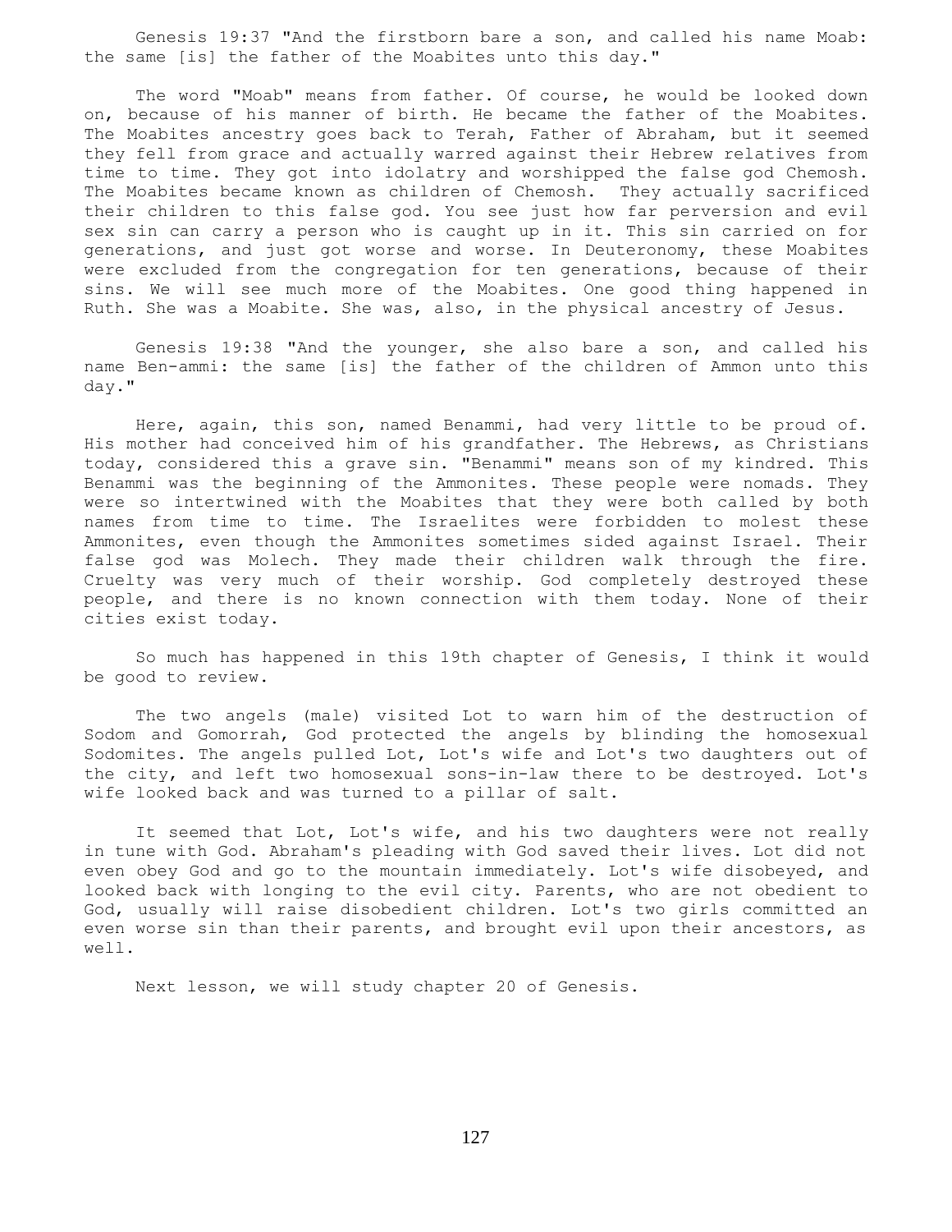Genesis 19:37 "And the firstborn bare a son, and called his name Moab: the same [is] the father of the Moabites unto this day."

The word "Moab" means from father. Of course, he would be looked down on, because of his manner of birth. He became the father of the Moabites. The Moabites ancestry goes back to Terah, Father of Abraham, but it seemed they fell from grace and actually warred against their Hebrew relatives from time to time. They got into idolatry and worshipped the false god Chemosh. The Moabites became known as children of Chemosh. They actually sacrificed their children to this false god. You see just how far perversion and evil sex sin can carry a person who is caught up in it. This sin carried on for generations, and just got worse and worse. In Deuteronomy, these Moabites were excluded from the congregation for ten generations, because of their sins. We will see much more of the Moabites. One good thing happened in Ruth. She was a Moabite. She was, also, in the physical ancestry of Jesus.

Genesis 19:38 "And the younger, she also bare a son, and called his name Ben-ammi: the same [is] the father of the children of Ammon unto this day."

Here, again, this son, named Benammi, had very little to be proud of. His mother had conceived him of his grandfather. The Hebrews, as Christians today, considered this a grave sin. "Benammi" means son of my kindred. This Benammi was the beginning of the Ammonites. These people were nomads. They were so intertwined with the Moabites that they were both called by both names from time to time. The Israelites were forbidden to molest these Ammonites, even though the Ammonites sometimes sided against Israel. Their false god was Molech. They made their children walk through the fire. Cruelty was very much of their worship. God completely destroyed these people, and there is no known connection with them today. None of their cities exist today.

So much has happened in this 19th chapter of Genesis, I think it would be good to review.

The two angels (male) visited Lot to warn him of the destruction of Sodom and Gomorrah, God protected the angels by blinding the homosexual Sodomites. The angels pulled Lot, Lot's wife and Lot's two daughters out of the city, and left two homosexual sons-in-law there to be destroyed. Lot's wife looked back and was turned to a pillar of salt.

It seemed that Lot, Lot's wife, and his two daughters were not really in tune with God. Abraham's pleading with God saved their lives. Lot did not even obey God and go to the mountain immediately. Lot's wife disobeyed, and looked back with longing to the evil city. Parents, who are not obedient to God, usually will raise disobedient children. Lot's two girls committed an even worse sin than their parents, and brought evil upon their ancestors, as well.

Next lesson, we will study chapter 20 of Genesis.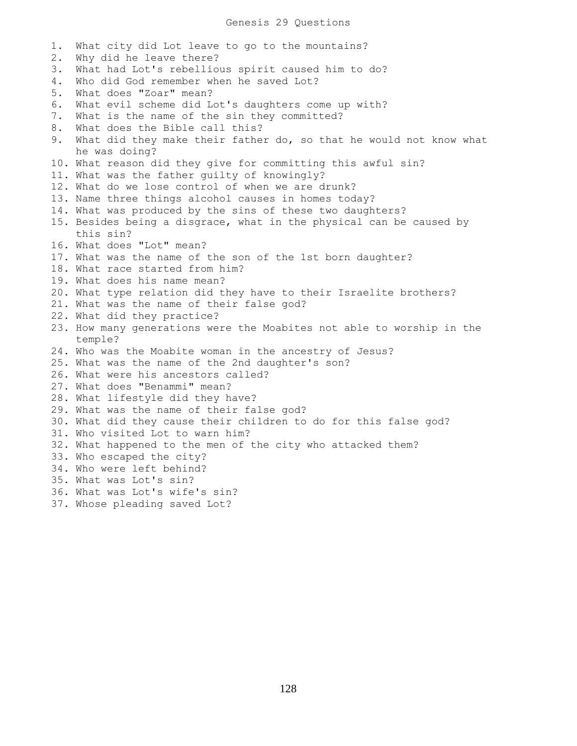# Genesis 29 Questions

1. What city did Lot leave to go to the mountains?
2. Why did he leave there?
3. What had Lot's rebellious spirit caused him to do?
4. Who did God remember when he saved Lot?
5. What does "Zoar" mean?
6. What evil scheme did Lot's daughters come up with?
7. What is the name of the sin they committed?
8. What does the Bible call this?
9. What did they make their father do, so that he would not know what he was doing?
10. What reason did they give for committing this awful sin?
11. What was the father guilty of knowingly?
12. What do we lose control of when we are drunk?
13. Name three things alcohol causes in homes today?
14. What was produced by the sins of these two daughters?
15. Besides being a disgrace, what in the physical can be caused by this sin?
16. What does "Lot" mean?
17. What was the name of the son of the 1st born daughter?
18. What race started from him?
19. What does his name mean?
20. What type relation did they have to their Israelite brothers?
21. What was the name of their false god?
22. What did they practice?
23. How many generations were the Moabites not able to worship in the temple?
24. Who was the Moabite woman in the ancestry of Jesus?
25. What was the name of the 2nd daughter's son?
26. What were his ancestors called?
27. What does "Benammi" mean?
28. What lifestyle did they have?
29. What was the name of their false god?
30. What did they cause their children to do for this false god?
31. Who visited Lot to warn him?
32. What happened to the men of the city who attacked them?
33. Who escaped the city?
34. Who were left behind?
35. What was Lot's sin?
36. What was Lot's wife's sin?
37. Whose pleading saved Lot?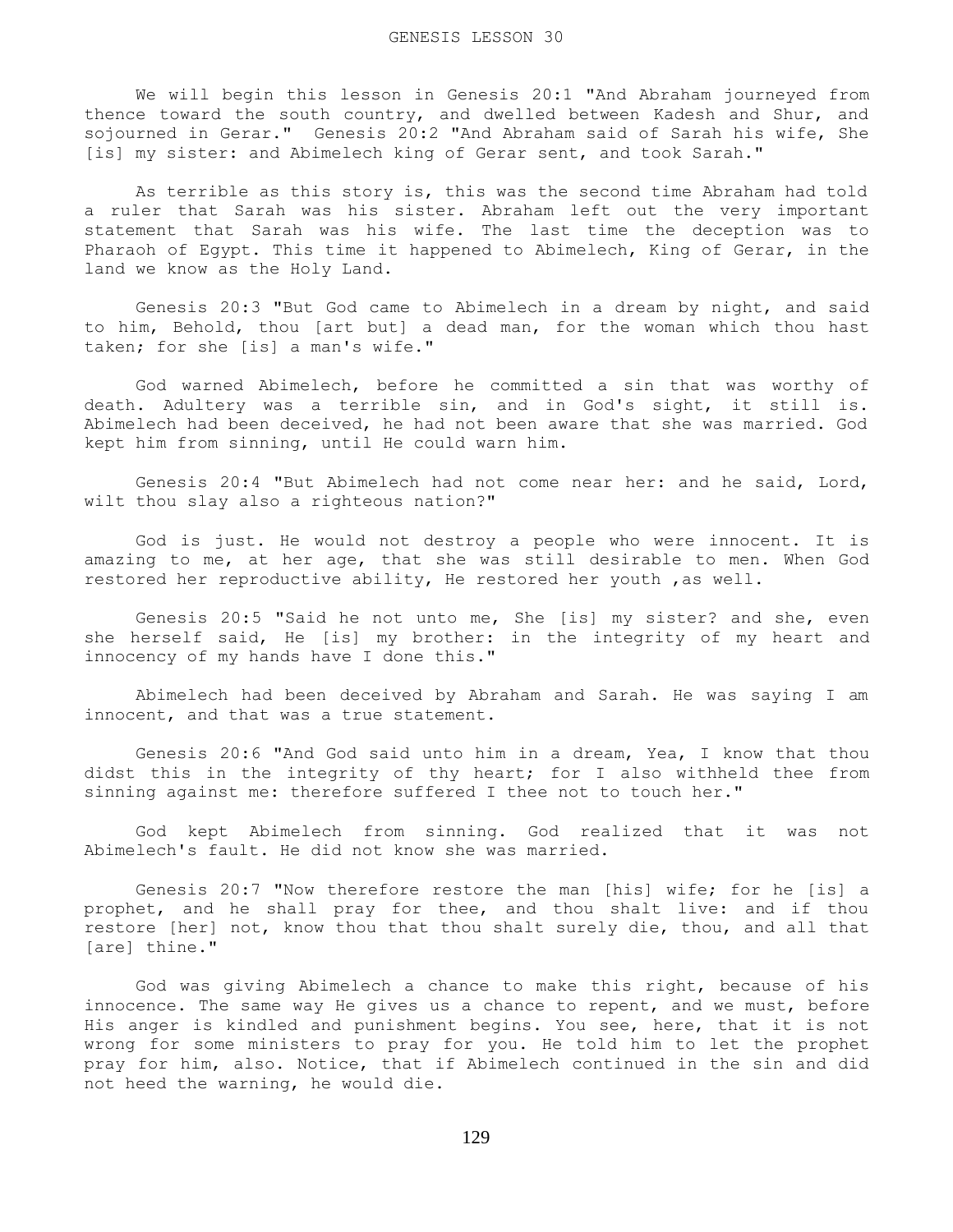# GENESIS LESSON 30

We will begin this lesson in Genesis 20:1 "And Abraham journeyed from thence toward the south country, and dwelled between Kadesh and Shur, and sojourned in Gerar." Genesis 20:2 "And Abraham said of Sarah his wife, She [is] my sister: and Abimelech king of Gerar sent, and took Sarah."

As terrible as this story is, this was the second time Abraham had told a ruler that Sarah was his sister. Abraham left out the very important statement that Sarah was his wife. The last time the deception was to Pharaoh of Egypt. This time it happened to Abimelech, King of Gerar, in the land we know as the Holy Land.

Genesis 20:3 "But God came to Abimelech in a dream by night, and said to him, Behold, thou [art but] a dead man, for the woman which thou hast taken; for she [is] a man's wife."

God warned Abimelech, before he committed a sin that was worthy of death. Adultery was a terrible sin, and in God's sight, it still is. Abimelech had been deceived, he had not been aware that she was married. God kept him from sinning, until He could warn him.

Genesis 20:4 "But Abimelech had not come near her: and he said, Lord, wilt thou slay also a righteous nation?"

God is just. He would not destroy a people who were innocent. It is amazing to me, at her age, that she was still desirable to men. When God restored her reproductive ability, He restored her youth ,as well.

Genesis 20:5 "Said he not unto me, She [is] my sister? and she, even she herself said, He [is] my brother: in the integrity of my heart and innocency of my hands have I done this."

Abimelech had been deceived by Abraham and Sarah. He was saying I am innocent, and that was a true statement.

Genesis 20:6 "And God said unto him in a dream, Yea, I know that thou didst this in the integrity of thy heart; for I also withheld thee from sinning against me: therefore suffered I thee not to touch her."

God kept Abimelech from sinning. God realized that it was not Abimelech's fault. He did not know she was married.

Genesis 20:7 "Now therefore restore the man [his] wife; for he [is] a prophet, and he shall pray for thee, and thou shalt live: and if thou restore [her] not, know thou that thou shalt surely die, thou, and all that [are] thine."

God was giving Abimelech a chance to make this right, because of his innocence. The same way He gives us a chance to repent, and we must, before His anger is kindled and punishment begins. You see, here, that it is not wrong for some ministers to pray for you. He told him to let the prophet pray for him, also. Notice, that if Abimelech continued in the sin and did not heed the warning, he would die.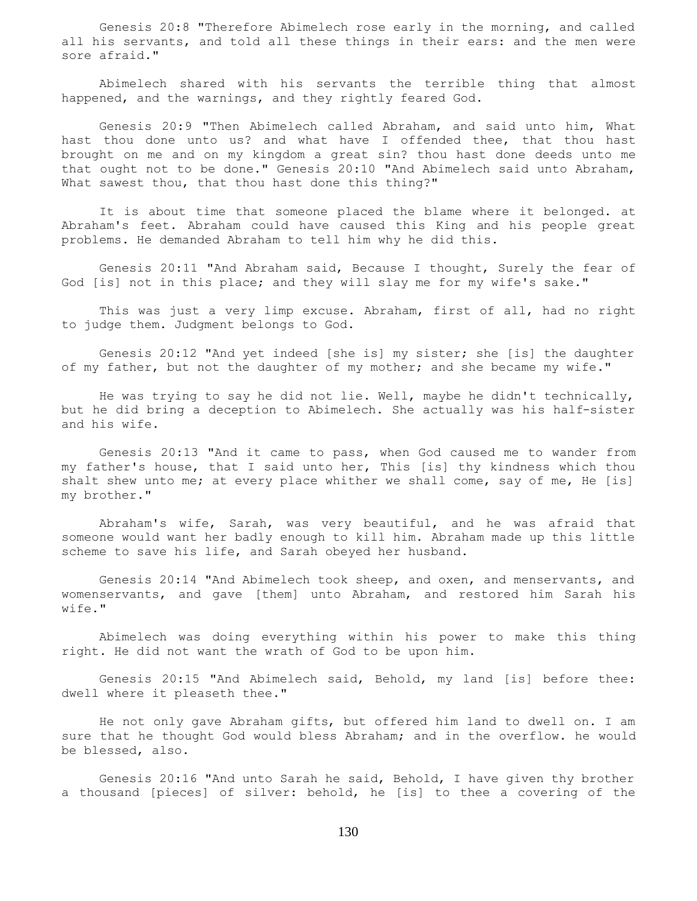Genesis 20:8 "Therefore Abimelech rose early in the morning, and called all his servants, and told all these things in their ears: and the men were sore afraid."

Abimelech shared with his servants the terrible thing that almost happened, and the warnings, and they rightly feared God.

Genesis 20:9 "Then Abimelech called Abraham, and said unto him, What hast thou done unto us? and what have I offended thee, that thou hast brought on me and on my kingdom a great sin? thou hast done deeds unto me that ought not to be done." Genesis 20:10 "And Abimelech said unto Abraham, What sawest thou, that thou hast done this thing?"

It is about time that someone placed the blame where it belonged. at Abraham's feet. Abraham could have caused this King and his people great problems. He demanded Abraham to tell him why he did this.

Genesis 20:11 "And Abraham said, Because I thought, Surely the fear of God [is] not in this place; and they will slay me for my wife's sake."

This was just a very limp excuse. Abraham, first of all, had no right to judge them. Judgment belongs to God.

Genesis 20:12 "And yet indeed [she is] my sister; she [is] the daughter of my father, but not the daughter of my mother; and she became my wife."

He was trying to say he did not lie. Well, maybe he didn't technically, but he did bring a deception to Abimelech. She actually was his half-sister and his wife.

Genesis 20:13 "And it came to pass, when God caused me to wander from my father's house, that I said unto her, This [is] thy kindness which thou shalt shew unto me; at every place whither we shall come, say of me, He [is] my brother."

Abraham's wife, Sarah, was very beautiful, and he was afraid that someone would want her badly enough to kill him. Abraham made up this little scheme to save his life, and Sarah obeyed her husband.

Genesis 20:14 "And Abimelech took sheep, and oxen, and menservants, and womenservants, and gave [them] unto Abraham, and restored him Sarah his wife."

Abimelech was doing everything within his power to make this thing right. He did not want the wrath of God to be upon him.

Genesis 20:15 "And Abimelech said, Behold, my land [is] before thee: dwell where it pleaseth thee."

He not only gave Abraham gifts, but offered him land to dwell on. I am sure that he thought God would bless Abraham; and in the overflow. he would be blessed, also.

Genesis 20:16 "And unto Sarah he said, Behold, I have given thy brother a thousand [pieces] of silver: behold, he [is] to thee a covering of the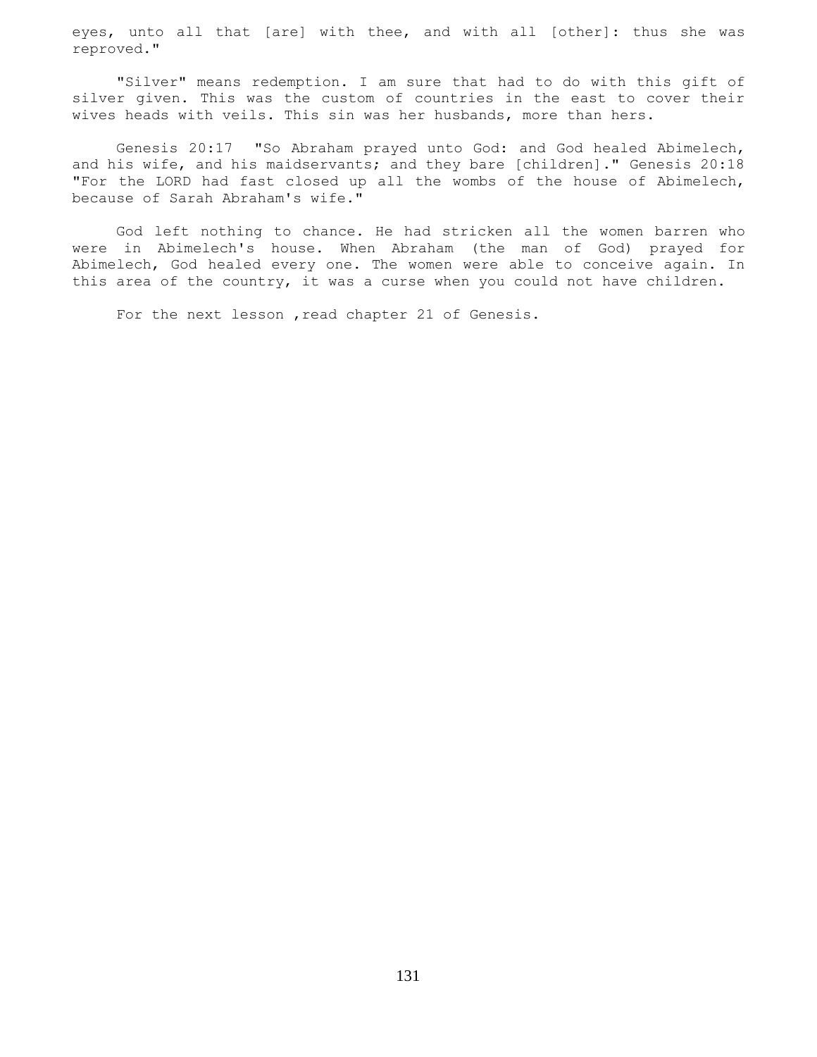eyes, unto all that [are] with thee, and with all [other]: thus she was reproved."

"Silver" means redemption. I am sure that had to do with this gift of silver given. This was the custom of countries in the east to cover their wives heads with veils. This sin was her husbands, more than hers.

Genesis 20:17 "So Abraham prayed unto God: and God healed Abimelech, and his wife, and his maidservants; and they bare [children]." Genesis 20:18 "For the LORD had fast closed up all the wombs of the house of Abimelech, because of Sarah Abraham's wife."

God left nothing to chance. He had stricken all the women barren who were in Abimelech's house. When Abraham (the man of God) prayed for Abimelech, God healed every one. The women were able to conceive again. In this area of the country, it was a curse when you could not have children.

For the next lesson ,read chapter 21 of Genesis.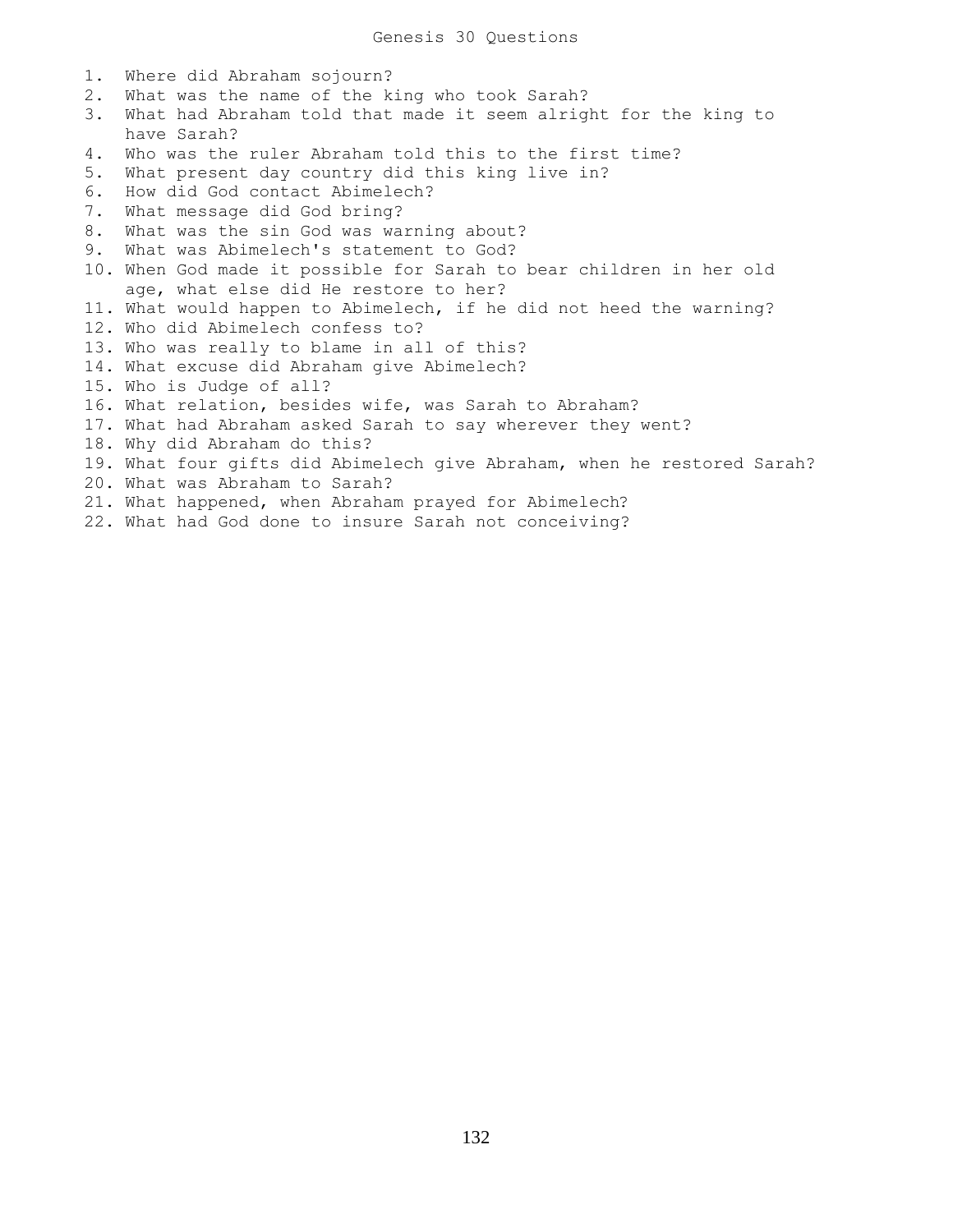# Genesis 30 Questions

1. Where did Abraham sojourn?
2. What was the name of the king who took Sarah?
3. What had Abraham told that made it seem alright for the king to have Sarah?
4. Who was the ruler Abraham told this to the first time?
5. What present day country did this king live in?
6. How did God contact Abimelech?
7. What message did God bring?
8. What was the sin God was warning about?
9. What was Abimelech's statement to God?
10. When God made it possible for Sarah to bear children in her old age, what else did He restore to her?
11. What would happen to Abimelech, if he did not heed the warning?
12. Who did Abimelech confess to?
13. Who was really to blame in all of this?
14. What excuse did Abraham give Abimelech?
15. Who is Judge of all?
16. What relation, besides wife, was Sarah to Abraham?
17. What had Abraham asked Sarah to say wherever they went?
18. Why did Abraham do this?
19. What four gifts did Abimelech give Abraham, when he restored Sarah?
20. What was Abraham to Sarah?
21. What happened, when Abraham prayed for Abimelech?
22. What had God done to insure Sarah not conceiving?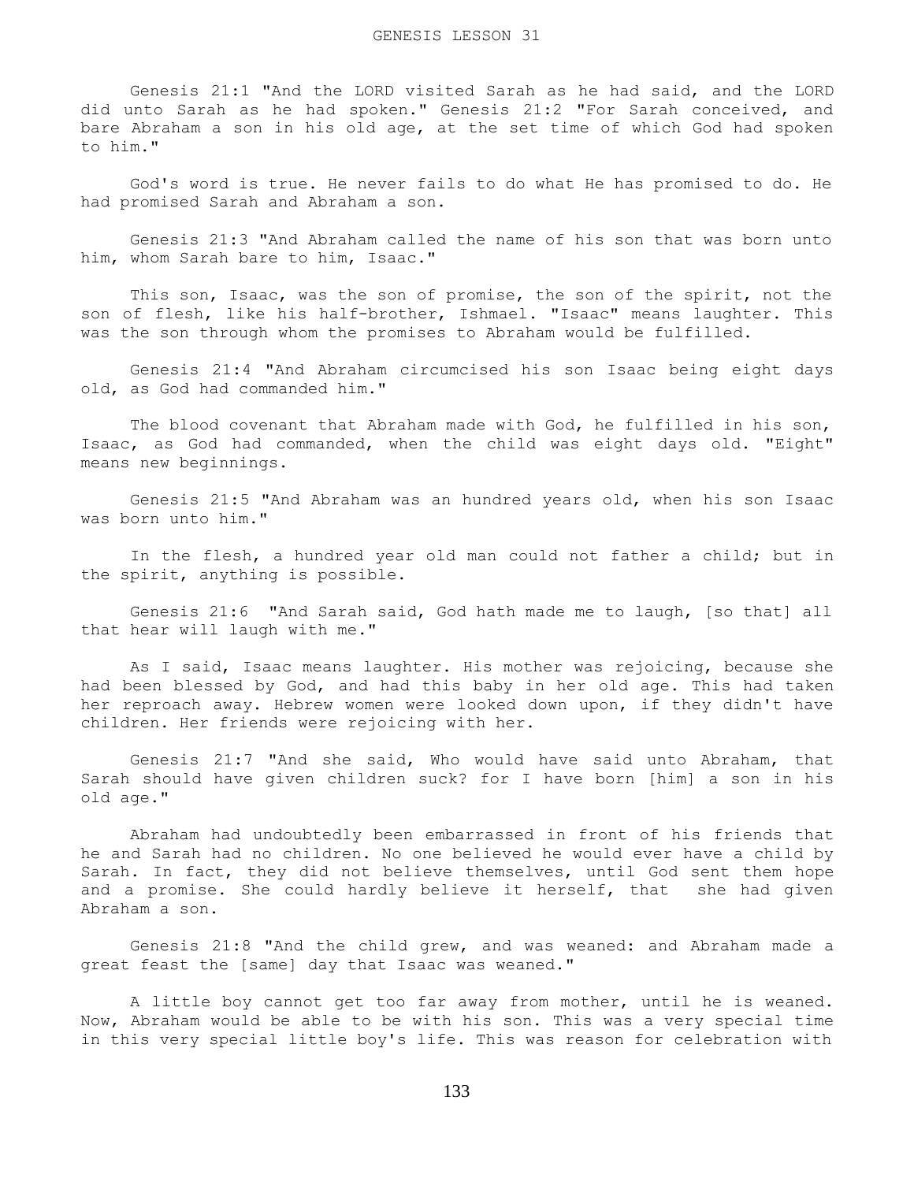GENESIS LESSON 31

Genesis 21:1 "And the LORD visited Sarah as he had said, and the LORD did unto Sarah as he had spoken." Genesis 21:2 "For Sarah conceived, and bare Abraham a son in his old age, at the set time of which God had spoken to him."

God's word is true. He never fails to do what He has promised to do. He had promised Sarah and Abraham a son.

Genesis 21:3 "And Abraham called the name of his son that was born unto him, whom Sarah bare to him, Isaac."

This son, Isaac, was the son of promise, the son of the spirit, not the son of flesh, like his half-brother, Ishmael. "Isaac" means laughter. This was the son through whom the promises to Abraham would be fulfilled.

Genesis 21:4 "And Abraham circumcised his son Isaac being eight days old, as God had commanded him."

The blood covenant that Abraham made with God, he fulfilled in his son, Isaac, as God had commanded, when the child was eight days old. "Eight" means new beginnings.

Genesis 21:5 "And Abraham was an hundred years old, when his son Isaac was born unto him."

In the flesh, a hundred year old man could not father a child; but in the spirit, anything is possible.

Genesis 21:6 "And Sarah said, God hath made me to laugh, [so that] all that hear will laugh with me."

As I said, Isaac means laughter. His mother was rejoicing, because she had been blessed by God, and had this baby in her old age. This had taken her reproach away. Hebrew women were looked down upon, if they didn't have children. Her friends were rejoicing with her.

Genesis 21:7 "And she said, Who would have said unto Abraham, that Sarah should have given children suck? for I have born [him] a son in his old age."

Abraham had undoubtedly been embarrassed in front of his friends that he and Sarah had no children. No one believed he would ever have a child by Sarah. In fact, they did not believe themselves, until God sent them hope and a promise. She could hardly believe it herself, that she had given Abraham a son.

Genesis 21:8 "And the child grew, and was weaned: and Abraham made a great feast the [same] day that Isaac was weaned."

A little boy cannot get too far away from mother, until he is weaned. Now, Abraham would be able to be with his son. This was a very special time in this very special little boy's life. This was reason for celebration with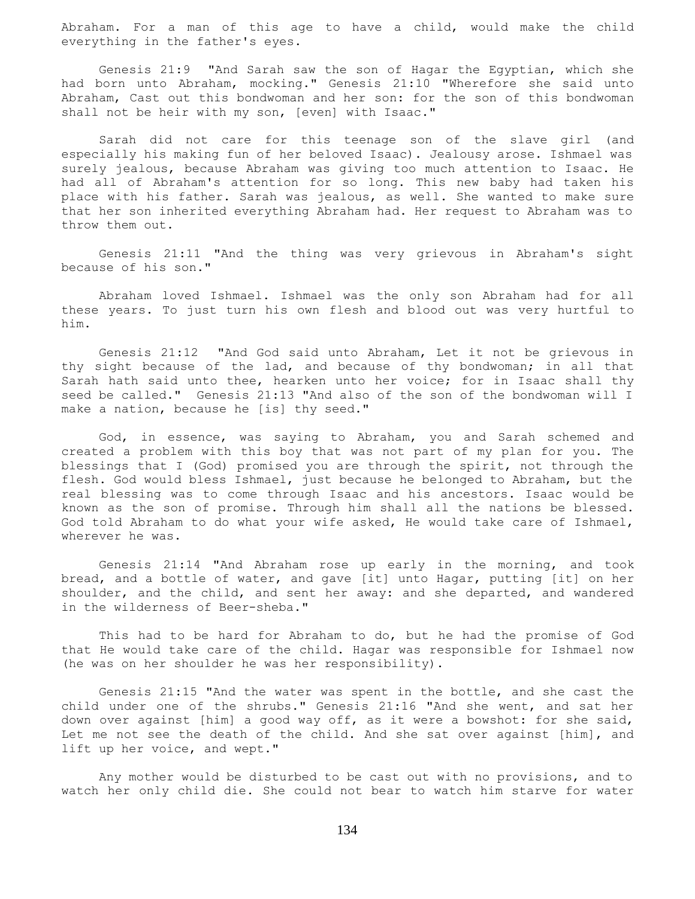Abraham. For a man of this age to have a child, would make the child everything in the father's eyes.

Genesis 21:9 "And Sarah saw the son of Hagar the Egyptian, which she had born unto Abraham, mocking." Genesis 21:10 "Wherefore she said unto Abraham, Cast out this bondwoman and her son: for the son of this bondwoman shall not be heir with my son, [even] with Isaac."

Sarah did not care for this teenage son of the slave girl (and especially his making fun of her beloved Isaac). Jealousy arose. Ishmael was surely jealous, because Abraham was giving too much attention to Isaac. He had all of Abraham's attention for so long. This new baby had taken his place with his father. Sarah was jealous, as well. She wanted to make sure that her son inherited everything Abraham had. Her request to Abraham was to throw them out.

Genesis 21:11 "And the thing was very grievous in Abraham's sight because of his son."

Abraham loved Ishmael. Ishmael was the only son Abraham had for all these years. To just turn his own flesh and blood out was very hurtful to him.

Genesis 21:12 "And God said unto Abraham, Let it not be grievous in thy sight because of the lad, and because of thy bondwoman; in all that Sarah hath said unto thee, hearken unto her voice; for in Isaac shall thy seed be called." Genesis 21:13 "And also of the son of the bondwoman will I make a nation, because he [is] thy seed."

God, in essence, was saying to Abraham, you and Sarah schemed and created a problem with this boy that was not part of my plan for you. The blessings that I (God) promised you are through the spirit, not through the flesh. God would bless Ishmael, just because he belonged to Abraham, but the real blessing was to come through Isaac and his ancestors. Isaac would be known as the son of promise. Through him shall all the nations be blessed. God told Abraham to do what your wife asked, He would take care of Ishmael, wherever he was.

Genesis 21:14 "And Abraham rose up early in the morning, and took bread, and a bottle of water, and gave [it] unto Hagar, putting [it] on her shoulder, and the child, and sent her away: and she departed, and wandered in the wilderness of Beer-sheba."

This had to be hard for Abraham to do, but he had the promise of God that He would take care of the child. Hagar was responsible for Ishmael now (he was on her shoulder he was her responsibility).

Genesis 21:15 "And the water was spent in the bottle, and she cast the child under one of the shrubs." Genesis 21:16 "And she went, and sat her down over against [him] a good way off, as it were a bowshot: for she said, Let me not see the death of the child. And she sat over against [him], and lift up her voice, and wept."

Any mother would be disturbed to be cast out with no provisions, and to watch her only child die. She could not bear to watch him starve for water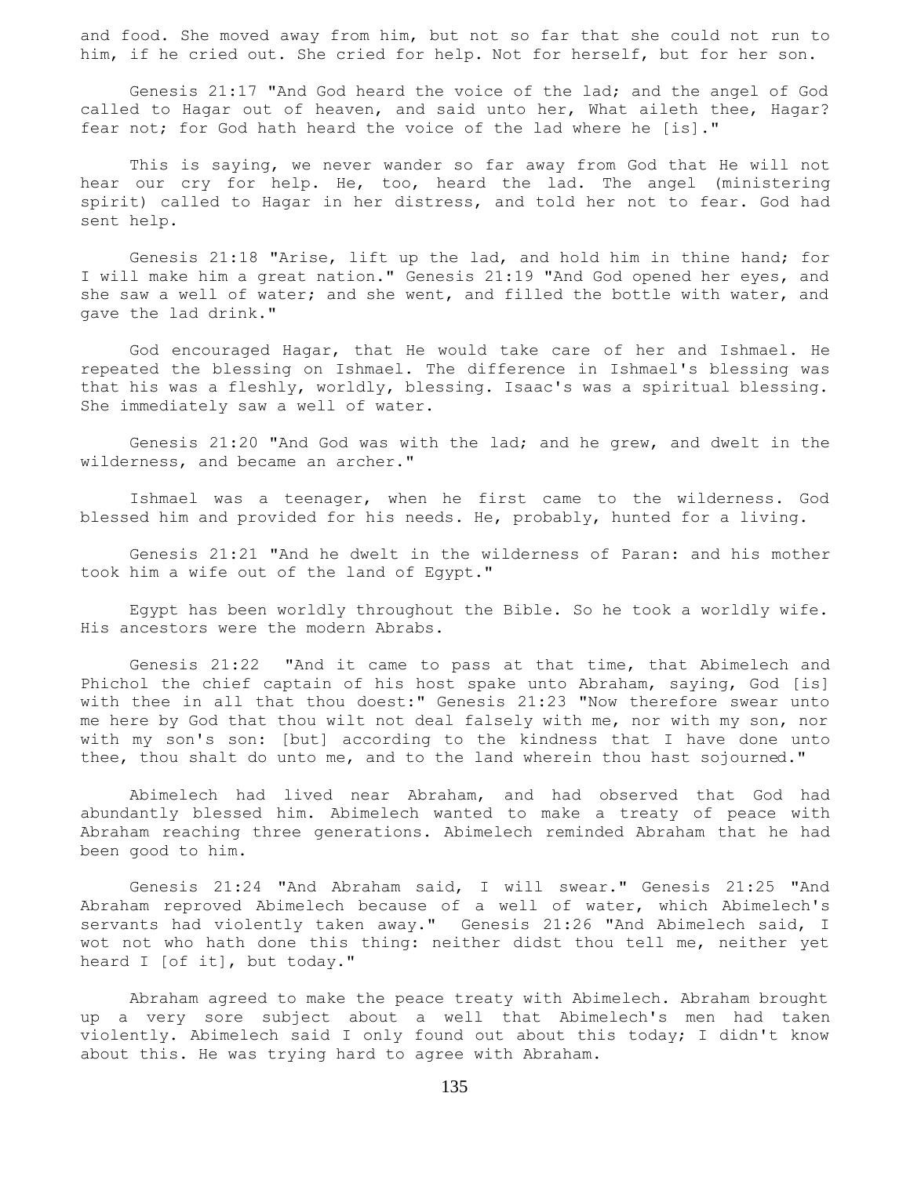and food. She moved away from him, but not so far that she could not run to him, if he cried out. She cried for help. Not for herself, but for her son.

Genesis 21:17 "And God heard the voice of the lad; and the angel of God called to Hagar out of heaven, and said unto her, What aileth thee, Hagar? fear not; for God hath heard the voice of the lad where he [is]."

This is saying, we never wander so far away from God that He will not hear our cry for help. He, too, heard the lad. The angel (ministering spirit) called to Hagar in her distress, and told her not to fear. God had sent help.

Genesis 21:18 "Arise, lift up the lad, and hold him in thine hand; for I will make him a great nation." Genesis 21:19 "And God opened her eyes, and she saw a well of water; and she went, and filled the bottle with water, and gave the lad drink."

God encouraged Hagar, that He would take care of her and Ishmael. He repeated the blessing on Ishmael. The difference in Ishmael's blessing was that his was a fleshly, worldly, blessing. Isaac's was a spiritual blessing. She immediately saw a well of water.

Genesis 21:20 "And God was with the lad; and he grew, and dwelt in the wilderness, and became an archer."

Ishmael was a teenager, when he first came to the wilderness. God blessed him and provided for his needs. He, probably, hunted for a living.

Genesis 21:21 "And he dwelt in the wilderness of Paran: and his mother took him a wife out of the land of Egypt."

Egypt has been worldly throughout the Bible. So he took a worldly wife. His ancestors were the modern Abrabs.

Genesis 21:22 "And it came to pass at that time, that Abimelech and Phichol the chief captain of his host spake unto Abraham, saying, God [is] with thee in all that thou doest:" Genesis 21:23 "Now therefore swear unto me here by God that thou wilt not deal falsely with me, nor with my son, nor with my son's son: [but] according to the kindness that I have done unto thee, thou shalt do unto me, and to the land wherein thou hast sojourned."

Abimelech had lived near Abraham, and had observed that God had abundantly blessed him. Abimelech wanted to make a treaty of peace with Abraham reaching three generations. Abimelech reminded Abraham that he had been good to him.

Genesis 21:24 "And Abraham said, I will swear." Genesis 21:25 "And Abraham reproved Abimelech because of a well of water, which Abimelech's servants had violently taken away." Genesis 21:26 "And Abimelech said, I wot not who hath done this thing: neither didst thou tell me, neither yet heard I [of it], but today."

Abraham agreed to make the peace treaty with Abimelech. Abraham brought up a very sore subject about a well that Abimelech's men had taken violently. Abimelech said I only found out about this today; I didn't know about this. He was trying hard to agree with Abraham.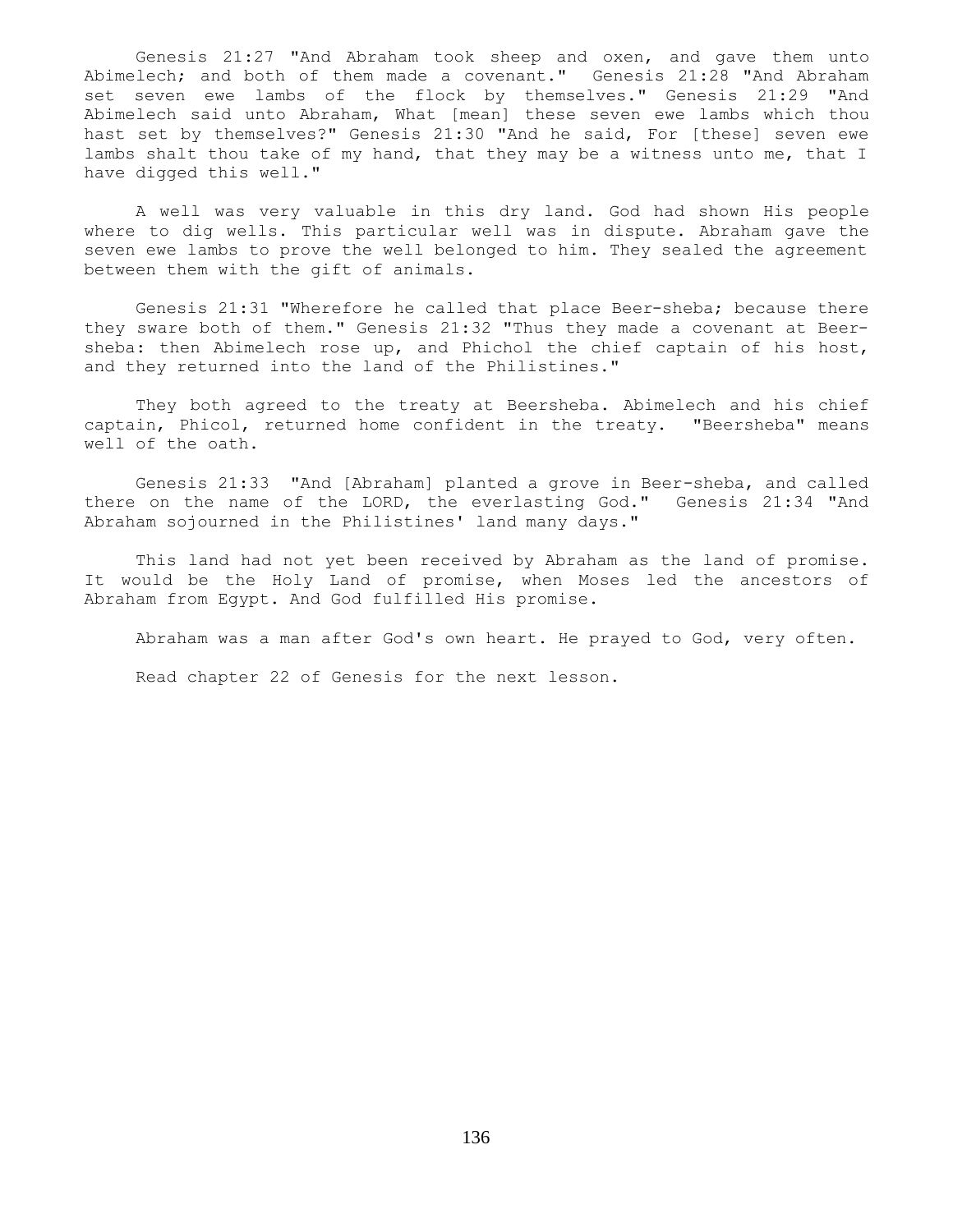Genesis 21:27 "And Abraham took sheep and oxen, and gave them unto Abimelech; and both of them made a covenant." Genesis 21:28 "And Abraham set seven ewe lambs of the flock by themselves." Genesis 21:29 "And Abimelech said unto Abraham, What [mean] these seven ewe lambs which thou hast set by themselves?" Genesis 21:30 "And he said, For [these] seven ewe lambs shalt thou take of my hand, that they may be a witness unto me, that I have digged this well."

A well was very valuable in this dry land. God had shown His people where to dig wells. This particular well was in dispute. Abraham gave the seven ewe lambs to prove the well belonged to him. They sealed the agreement between them with the gift of animals.

Genesis 21:31 "Wherefore he called that place Beer-sheba; because there they sware both of them." Genesis 21:32 "Thus they made a covenant at Beer-sheba: then Abimelech rose up, and Phichol the chief captain of his host, and they returned into the land of the Philistines."

They both agreed to the treaty at Beersheba. Abimelech and his chief captain, Phicol, returned home confident in the treaty. "Beersheba" means well of the oath.

Genesis 21:33 "And [Abraham] planted a grove in Beer-sheba, and called there on the name of the LORD, the everlasting God." Genesis 21:34 "And Abraham sojourned in the Philistines' land many days."

This land had not yet been received by Abraham as the land of promise. It would be the Holy Land of promise, when Moses led the ancestors of Abraham from Egypt. And God fulfilled His promise.

Abraham was a man after God's own heart. He prayed to God, very often.

Read chapter 22 of Genesis for the next lesson.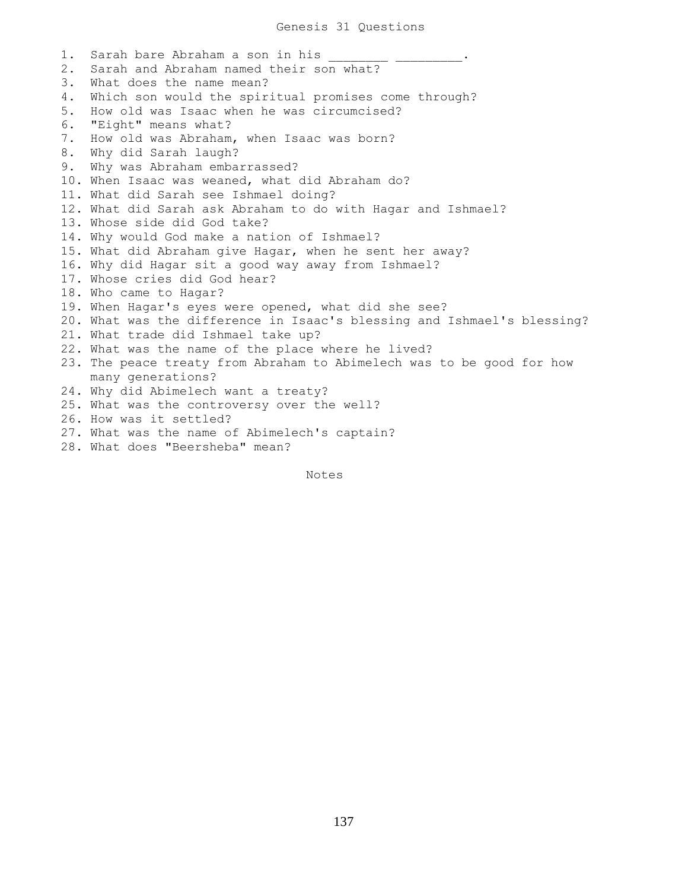# Genesis 31 Questions

1. Sarah bare Abraham a son in his ________ _________.
2. Sarah and Abraham named their son what?
3. What does the name mean?
4. Which son would the spiritual promises come through?
5. How old was Isaac when he was circumcised?
6. "Eight" means what?
7. How old was Abraham, when Isaac was born?
8. Why did Sarah laugh?
9. Why was Abraham embarrassed?
10. When Isaac was weaned, what did Abraham do?
11. What did Sarah see Ishmael doing?
12. What did Sarah ask Abraham to do with Hagar and Ishmael?
13. Whose side did God take?
14. Why would God make a nation of Ishmael?
15. What did Abraham give Hagar, when he sent her away?
16. Why did Hagar sit a good way away from Ishmael?
17. Whose cries did God hear?
18. Who came to Hagar?
19. When Hagar's eyes were opened, what did she see?
20. What was the difference in Isaac's blessing and Ishmael's blessing?
21. What trade did Ishmael take up?
22. What was the name of the place where he lived?
23. The peace treaty from Abraham to Abimelech was to be good for how many generations?
24. Why did Abimelech want a treaty?
25. What was the controversy over the well?
26. How was it settled?
27. What was the name of Abimelech's captain?
28. What does "Beersheba" mean?

Notes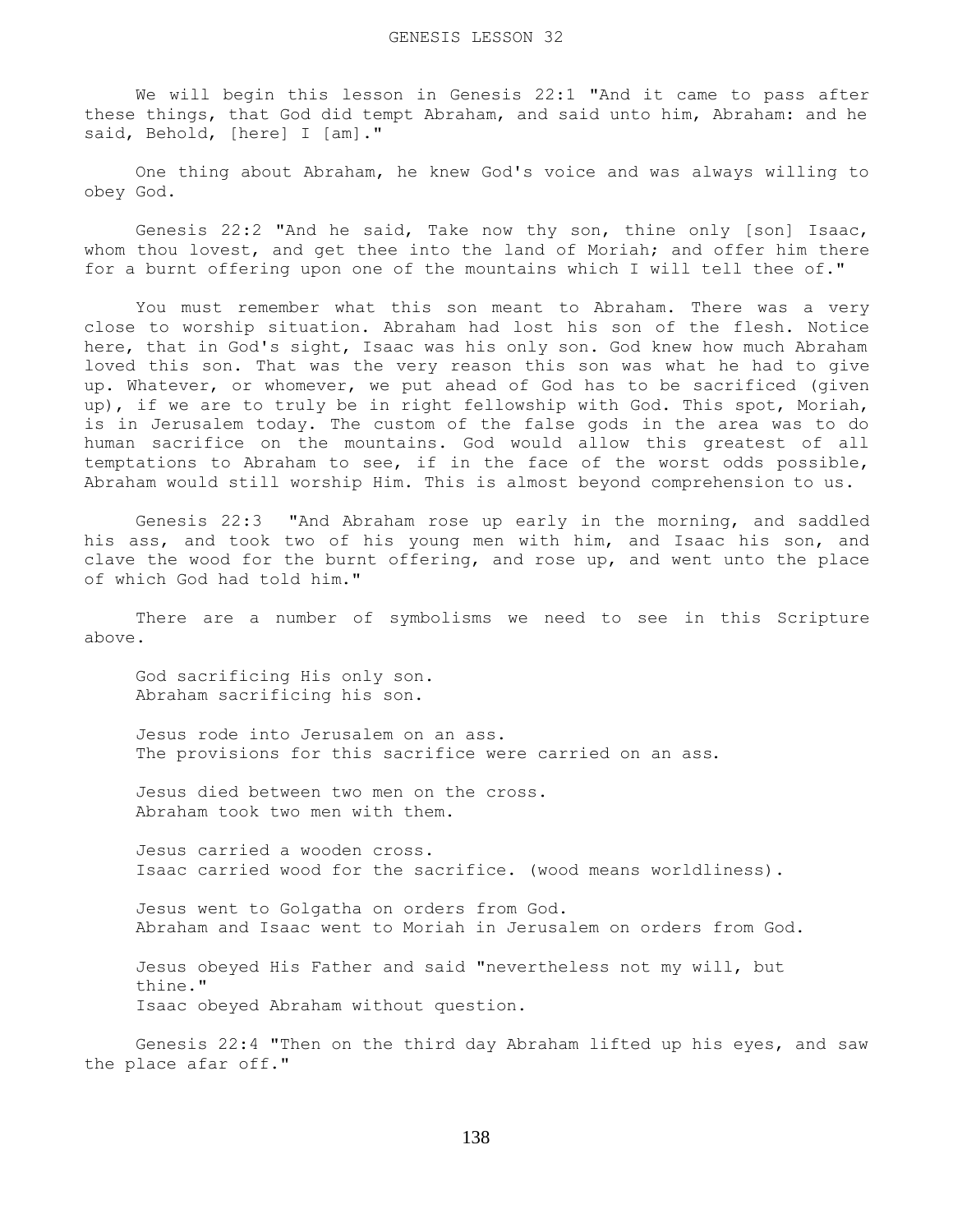# GENESIS LESSON 32

We will begin this lesson in Genesis 22:1 "And it came to pass after these things, that God did tempt Abraham, and said unto him, Abraham: and he said, Behold, [here] I [am]."

One thing about Abraham, he knew God's voice and was always willing to obey God.

Genesis 22:2 "And he said, Take now thy son, thine only [son] Isaac, whom thou lovest, and get thee into the land of Moriah; and offer him there for a burnt offering upon one of the mountains which I will tell thee of."

You must remember what this son meant to Abraham. There was a very close to worship situation. Abraham had lost his son of the flesh. Notice here, that in God's sight, Isaac was his only son. God knew how much Abraham loved this son. That was the very reason this son was what he had to give up. Whatever, or whomever, we put ahead of God has to be sacrificed (given up), if we are to truly be in right fellowship with God. This spot, Moriah, is in Jerusalem today. The custom of the false gods in the area was to do human sacrifice on the mountains. God would allow this greatest of all temptations to Abraham to see, if in the face of the worst odds possible, Abraham would still worship Him. This is almost beyond comprehension to us.

Genesis 22:3 "And Abraham rose up early in the morning, and saddled his ass, and took two of his young men with him, and Isaac his son, and clave the wood for the burnt offering, and rose up, and went unto the place of which God had told him."

There are a number of symbolisms we need to see in this Scripture above.

God sacrificing His only son.
Abraham sacrificing his son.

Jesus rode into Jerusalem on an ass.
The provisions for this sacrifice were carried on an ass.

Jesus died between two men on the cross.
Abraham took two men with them.

Jesus carried a wooden cross.
Isaac carried wood for the sacrifice. (wood means worldliness).

Jesus went to Golgatha on orders from God.
Abraham and Isaac went to Moriah in Jerusalem on orders from God.

Jesus obeyed His Father and said "nevertheless not my will, but thine."
Isaac obeyed Abraham without question.

Genesis 22:4 "Then on the third day Abraham lifted up his eyes, and saw the place afar off."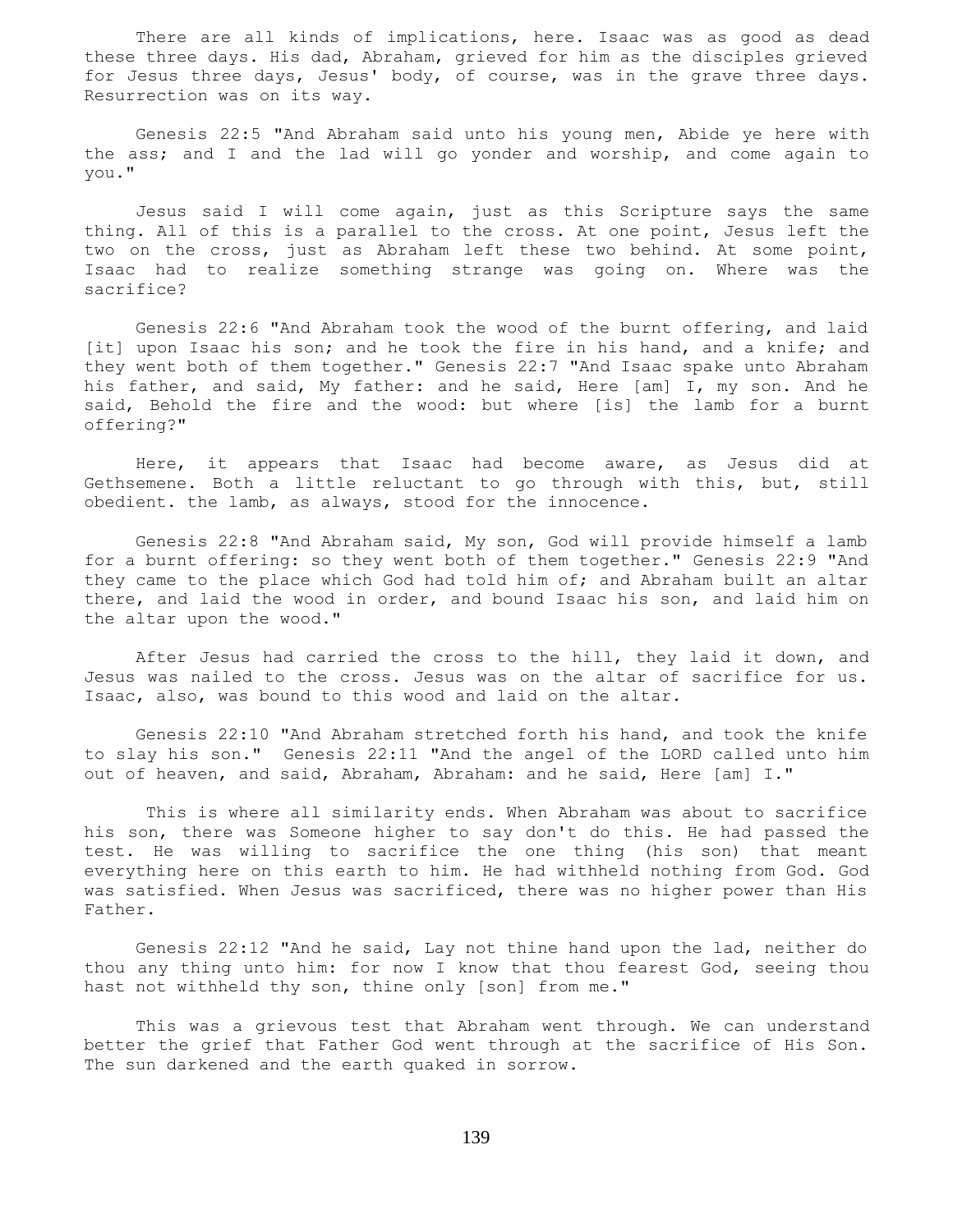There are all kinds of implications, here. Isaac was as good as dead these three days. His dad, Abraham, grieved for him as the disciples grieved for Jesus three days, Jesus' body, of course, was in the grave three days. Resurrection was on its way.

Genesis 22:5 "And Abraham said unto his young men, Abide ye here with the ass; and I and the lad will go yonder and worship, and come again to you."

Jesus said I will come again, just as this Scripture says the same thing. All of this is a parallel to the cross. At one point, Jesus left the two on the cross, just as Abraham left these two behind. At some point, Isaac had to realize something strange was going on. Where was the sacrifice?

Genesis 22:6 "And Abraham took the wood of the burnt offering, and laid [it] upon Isaac his son; and he took the fire in his hand, and a knife; and they went both of them together." Genesis 22:7 "And Isaac spake unto Abraham his father, and said, My father: and he said, Here [am] I, my son. And he said, Behold the fire and the wood: but where [is] the lamb for a burnt offering?"

Here, it appears that Isaac had become aware, as Jesus did at Gethsemene. Both a little reluctant to go through with this, but, still obedient. the lamb, as always, stood for the innocence.

Genesis 22:8 "And Abraham said, My son, God will provide himself a lamb for a burnt offering: so they went both of them together." Genesis 22:9 "And they came to the place which God had told him of; and Abraham built an altar there, and laid the wood in order, and bound Isaac his son, and laid him on the altar upon the wood."

After Jesus had carried the cross to the hill, they laid it down, and Jesus was nailed to the cross. Jesus was on the altar of sacrifice for us. Isaac, also, was bound to this wood and laid on the altar.

Genesis 22:10 "And Abraham stretched forth his hand, and took the knife to slay his son." Genesis 22:11 "And the angel of the LORD called unto him out of heaven, and said, Abraham, Abraham: and he said, Here [am] I."

This is where all similarity ends. When Abraham was about to sacrifice his son, there was Someone higher to say don't do this. He had passed the test. He was willing to sacrifice the one thing (his son) that meant everything here on this earth to him. He had withheld nothing from God. God was satisfied. When Jesus was sacrificed, there was no higher power than His Father.

Genesis 22:12 "And he said, Lay not thine hand upon the lad, neither do thou any thing unto him: for now I know that thou fearest God, seeing thou hast not withheld thy son, thine only [son] from me."

This was a grievous test that Abraham went through. We can understand better the grief that Father God went through at the sacrifice of His Son. The sun darkened and the earth quaked in sorrow.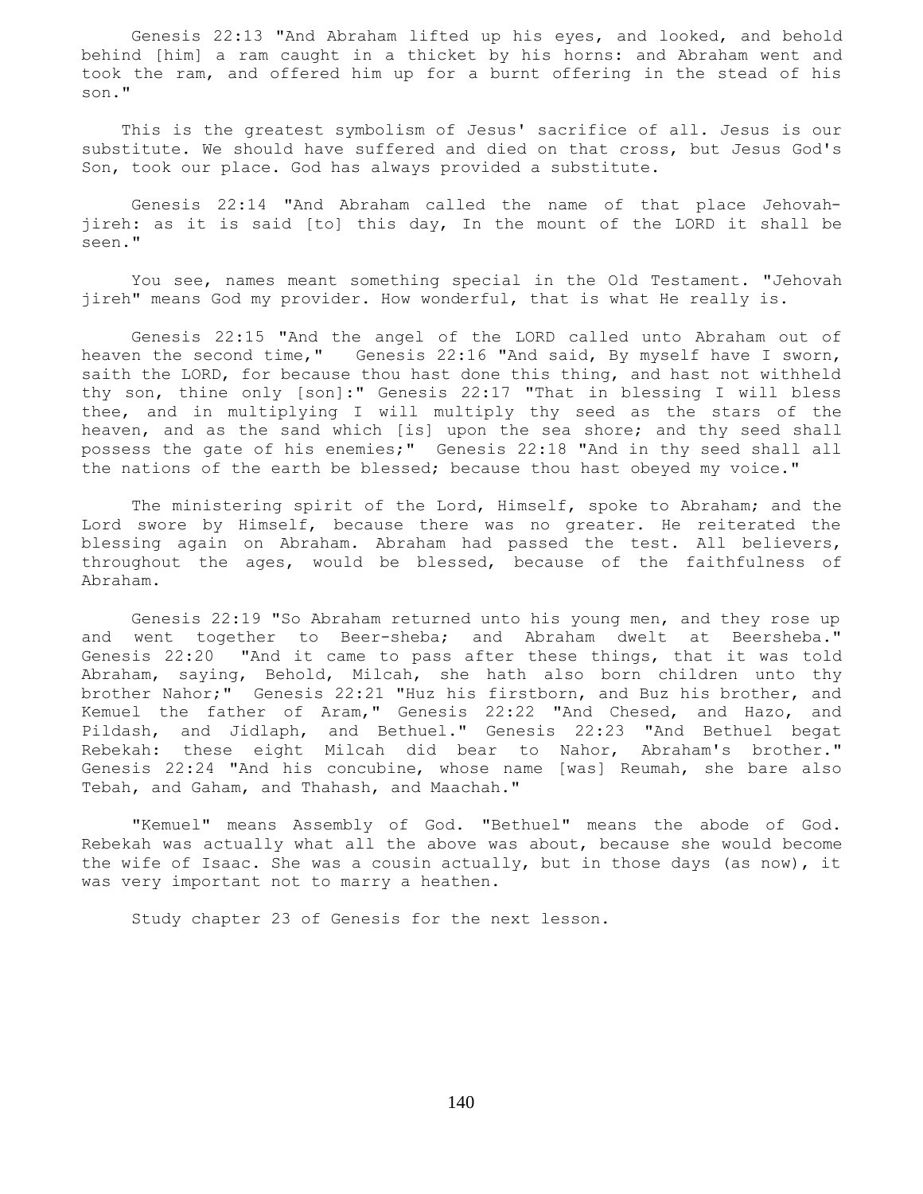Genesis 22:13 "And Abraham lifted up his eyes, and looked, and behold behind [him] a ram caught in a thicket by his horns: and Abraham went and took the ram, and offered him up for a burnt offering in the stead of his son."

This is the greatest symbolism of Jesus' sacrifice of all. Jesus is our substitute. We should have suffered and died on that cross, but Jesus God's Son, took our place. God has always provided a substitute.

Genesis 22:14 "And Abraham called the name of that place Jehovah-jireh: as it is said [to] this day, In the mount of the LORD it shall be seen."

You see, names meant something special in the Old Testament. "Jehovah jireh" means God my provider. How wonderful, that is what He really is.

Genesis 22:15 "And the angel of the LORD called unto Abraham out of heaven the second time," Genesis 22:16 "And said, By myself have I sworn, saith the LORD, for because thou hast done this thing, and hast not withheld thy son, thine only [son]:" Genesis 22:17 "That in blessing I will bless thee, and in multiplying I will multiply thy seed as the stars of the heaven, and as the sand which [is] upon the sea shore; and thy seed shall possess the gate of his enemies;" Genesis 22:18 "And in thy seed shall all the nations of the earth be blessed; because thou hast obeyed my voice."

The ministering spirit of the Lord, Himself, spoke to Abraham; and the Lord swore by Himself, because there was no greater. He reiterated the blessing again on Abraham. Abraham had passed the test. All believers, throughout the ages, would be blessed, because of the faithfulness of Abraham.

Genesis 22:19 "So Abraham returned unto his young men, and they rose up and went together to Beer-sheba; and Abraham dwelt at Beersheba." Genesis 22:20 "And it came to pass after these things, that it was told Abraham, saying, Behold, Milcah, she hath also born children unto thy brother Nahor;" Genesis 22:21 "Huz his firstborn, and Buz his brother, and Kemuel the father of Aram," Genesis 22:22 "And Chesed, and Hazo, and Pildash, and Jidlaph, and Bethuel." Genesis 22:23 "And Bethuel begat Rebekah: these eight Milcah did bear to Nahor, Abraham's brother." Genesis 22:24 "And his concubine, whose name [was] Reumah, she bare also Tebah, and Gaham, and Thahash, and Maachah."

"Kemuel" means Assembly of God. "Bethuel" means the abode of God. Rebekah was actually what all the above was about, because she would become the wife of Isaac. She was a cousin actually, but in those days (as now), it was very important not to marry a heathen.

Study chapter 23 of Genesis for the next lesson.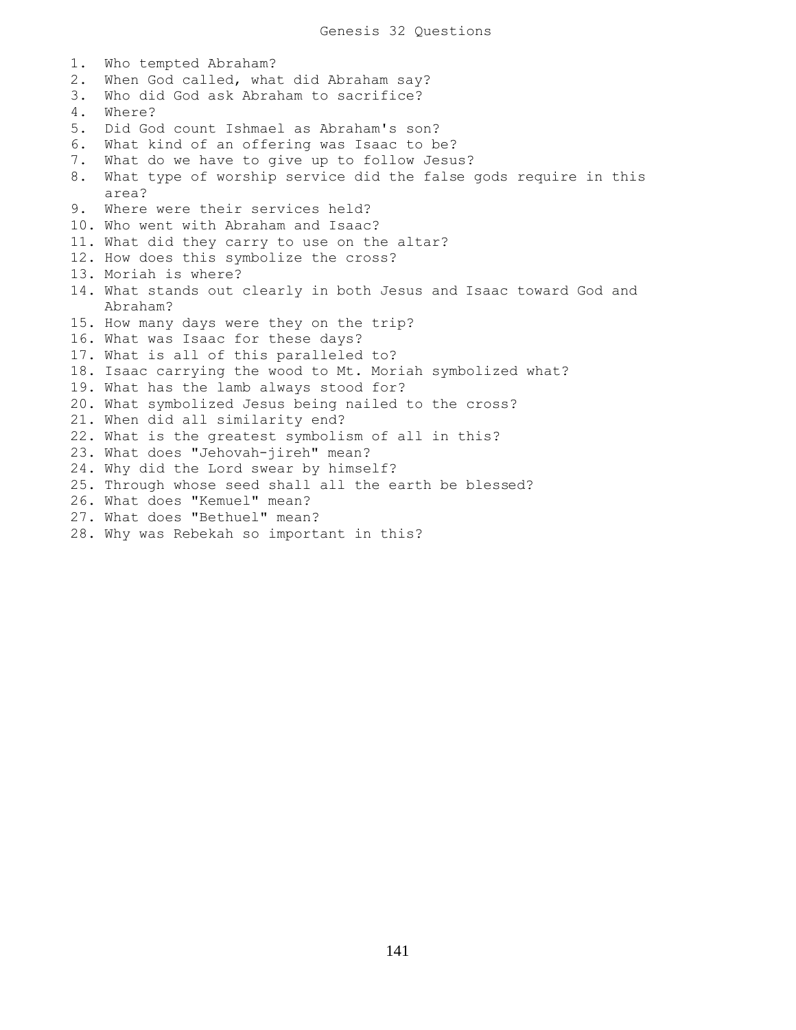# Genesis 32 Questions

1. Who tempted Abraham?
2. When God called, what did Abraham say?
3. Who did God ask Abraham to sacrifice?
4. Where?
5. Did God count Ishmael as Abraham's son?
6. What kind of an offering was Isaac to be?
7. What do we have to give up to follow Jesus?
8. What type of worship service did the false gods require in this area?
9. Where were their services held?
10. Who went with Abraham and Isaac?
11. What did they carry to use on the altar?
12. How does this symbolize the cross?
13. Moriah is where?
14. What stands out clearly in both Jesus and Isaac toward God and Abraham?
15. How many days were they on the trip?
16. What was Isaac for these days?
17. What is all of this paralleled to?
18. Isaac carrying the wood to Mt. Moriah symbolized what?
19. What has the lamb always stood for?
20. What symbolized Jesus being nailed to the cross?
21. When did all similarity end?
22. What is the greatest symbolism of all in this?
23. What does "Jehovah-jireh" mean?
24. Why did the Lord swear by himself?
25. Through whose seed shall all the earth be blessed?
26. What does "Kemuel" mean?
27. What does "Bethuel" mean?
28. Why was Rebekah so important in this?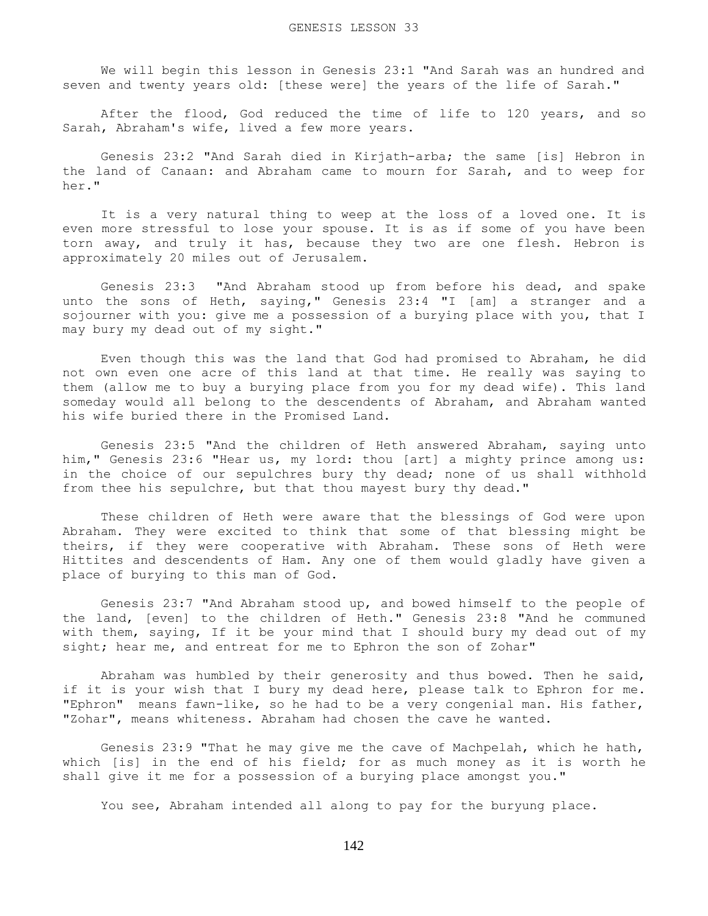GENESIS LESSON 33

We will begin this lesson in Genesis 23:1 "And Sarah was an hundred and seven and twenty years old: [these were] the years of the life of Sarah."

After the flood, God reduced the time of life to 120 years, and so Sarah, Abraham's wife, lived a few more years.

Genesis 23:2 "And Sarah died in Kirjath-arba; the same [is] Hebron in the land of Canaan: and Abraham came to mourn for Sarah, and to weep for her."

It is a very natural thing to weep at the loss of a loved one. It is even more stressful to lose your spouse. It is as if some of you have been torn away, and truly it has, because they two are one flesh. Hebron is approximately 20 miles out of Jerusalem.

Genesis 23:3 "And Abraham stood up from before his dead, and spake unto the sons of Heth, saying," Genesis 23:4 "I [am] a stranger and a sojourner with you: give me a possession of a burying place with you, that I may bury my dead out of my sight."

Even though this was the land that God had promised to Abraham, he did not own even one acre of this land at that time. He really was saying to them (allow me to buy a burying place from you for my dead wife). This land someday would all belong to the descendents of Abraham, and Abraham wanted his wife buried there in the Promised Land.

Genesis 23:5 "And the children of Heth answered Abraham, saying unto him," Genesis 23:6 "Hear us, my lord: thou [art] a mighty prince among us: in the choice of our sepulchres bury thy dead; none of us shall withhold from thee his sepulchre, but that thou mayest bury thy dead."

These children of Heth were aware that the blessings of God were upon Abraham. They were excited to think that some of that blessing might be theirs, if they were cooperative with Abraham. These sons of Heth were Hittites and descendents of Ham. Any one of them would gladly have given a place of burying to this man of God.

Genesis 23:7 "And Abraham stood up, and bowed himself to the people of the land, [even] to the children of Heth." Genesis 23:8 "And he communed with them, saying, If it be your mind that I should bury my dead out of my sight; hear me, and entreat for me to Ephron the son of Zohar"

Abraham was humbled by their generosity and thus bowed. Then he said, if it is your wish that I bury my dead here, please talk to Ephron for me. "Ephron" means fawn-like, so he had to be a very congenial man. His father, "Zohar", means whiteness. Abraham had chosen the cave he wanted.

Genesis 23:9 "That he may give me the cave of Machpelah, which he hath, which [is] in the end of his field; for as much money as it is worth he shall give it me for a possession of a burying place amongst you."

You see, Abraham intended all along to pay for the buryung place.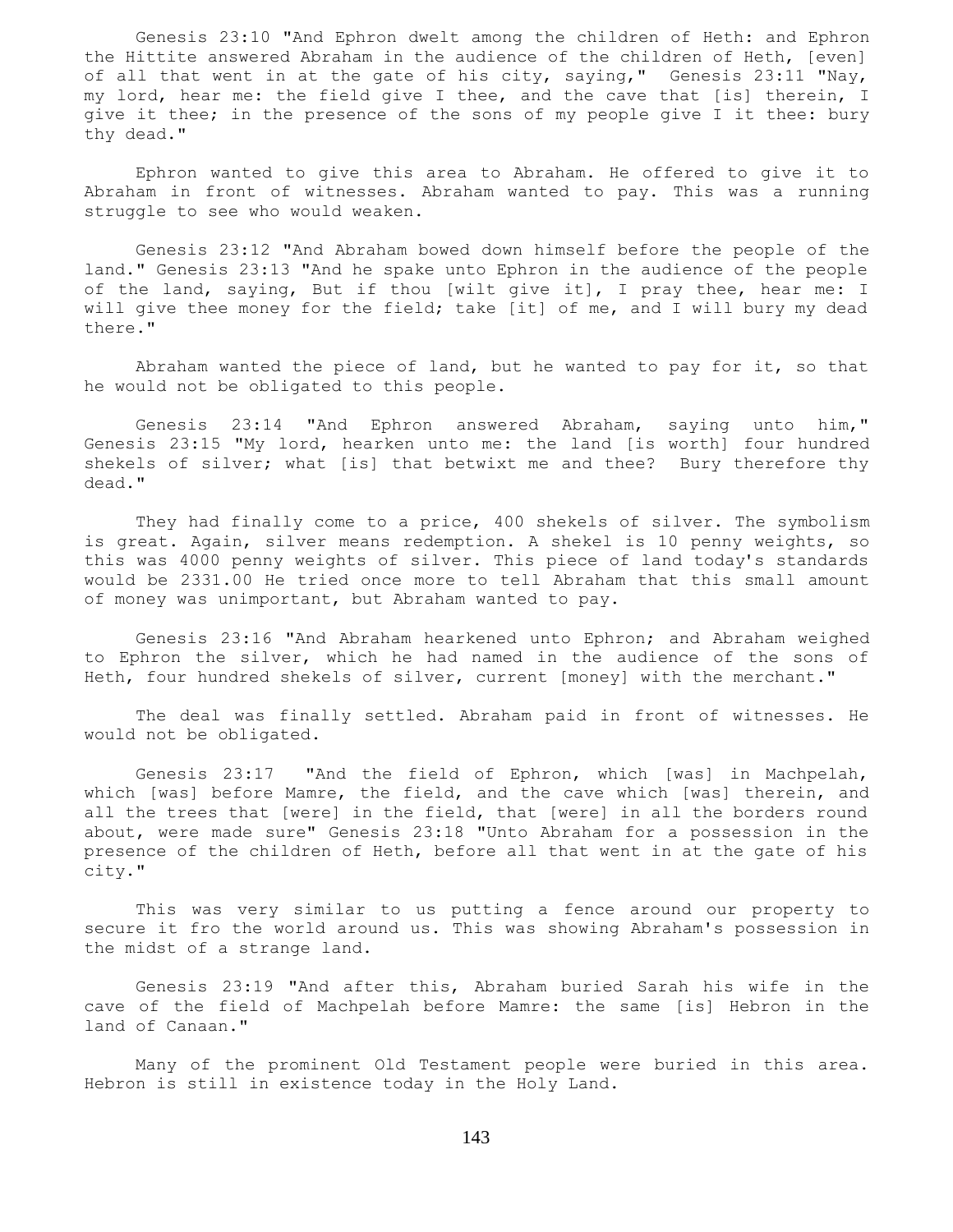Genesis 23:10 "And Ephron dwelt among the children of Heth: and Ephron the Hittite answered Abraham in the audience of the children of Heth, [even] of all that went in at the gate of his city, saying," Genesis 23:11 "Nay, my lord, hear me: the field give I thee, and the cave that [is] therein, I give it thee; in the presence of the sons of my people give I it thee: bury thy dead."

Ephron wanted to give this area to Abraham. He offered to give it to Abraham in front of witnesses. Abraham wanted to pay. This was a running struggle to see who would weaken.

Genesis 23:12 "And Abraham bowed down himself before the people of the land." Genesis 23:13 "And he spake unto Ephron in the audience of the people of the land, saying, But if thou [wilt give it], I pray thee, hear me: I will give thee money for the field; take [it] of me, and I will bury my dead there."

Abraham wanted the piece of land, but he wanted to pay for it, so that he would not be obligated to this people.

Genesis 23:14 "And Ephron answered Abraham, saying unto him," Genesis 23:15 "My lord, hearken unto me: the land [is worth] four hundred shekels of silver; what [is] that betwixt me and thee? Bury therefore thy dead."

They had finally come to a price, 400 shekels of silver. The symbolism is great. Again, silver means redemption. A shekel is 10 penny weights, so this was 4000 penny weights of silver. This piece of land today's standards would be 2331.00 He tried once more to tell Abraham that this small amount of money was unimportant, but Abraham wanted to pay.

Genesis 23:16 "And Abraham hearkened unto Ephron; and Abraham weighed to Ephron the silver, which he had named in the audience of the sons of Heth, four hundred shekels of silver, current [money] with the merchant."

The deal was finally settled. Abraham paid in front of witnesses. He would not be obligated.

Genesis 23:17 "And the field of Ephron, which [was] in Machpelah, which [was] before Mamre, the field, and the cave which [was] therein, and all the trees that [were] in the field, that [were] in all the borders round about, were made sure" Genesis 23:18 "Unto Abraham for a possession in the presence of the children of Heth, before all that went in at the gate of his city."

This was very similar to us putting a fence around our property to secure it fro the world around us. This was showing Abraham's possession in the midst of a strange land.

Genesis 23:19 "And after this, Abraham buried Sarah his wife in the cave of the field of Machpelah before Mamre: the same [is] Hebron in the land of Canaan."

Many of the prominent Old Testament people were buried in this area. Hebron is still in existence today in the Holy Land.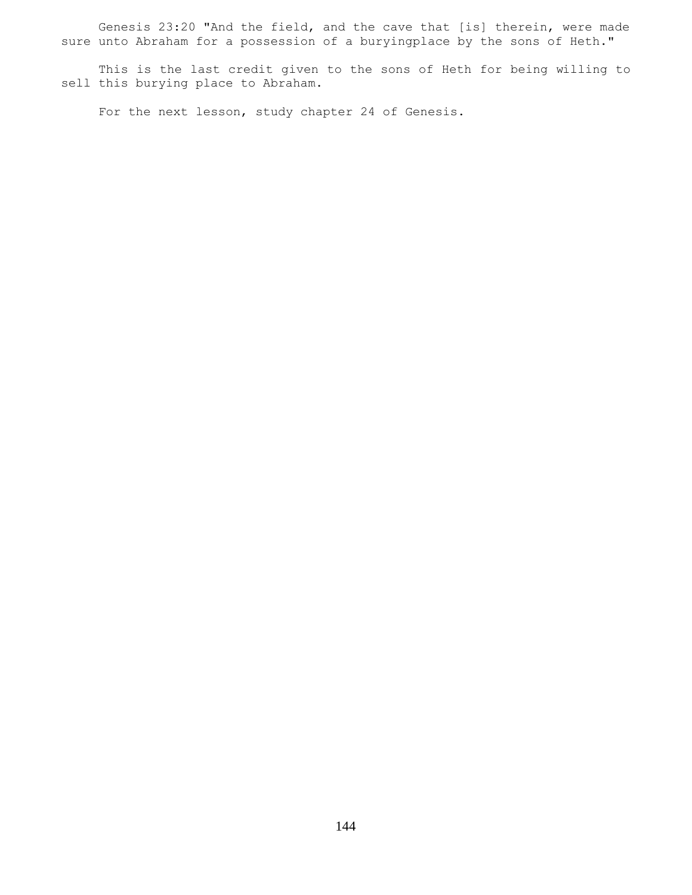Genesis 23:20 "And the field, and the cave that [is] therein, were made sure unto Abraham for a possession of a buryingplace by the sons of Heth."

This is the last credit given to the sons of Heth for being willing to sell this burying place to Abraham.

For the next lesson, study chapter 24 of Genesis.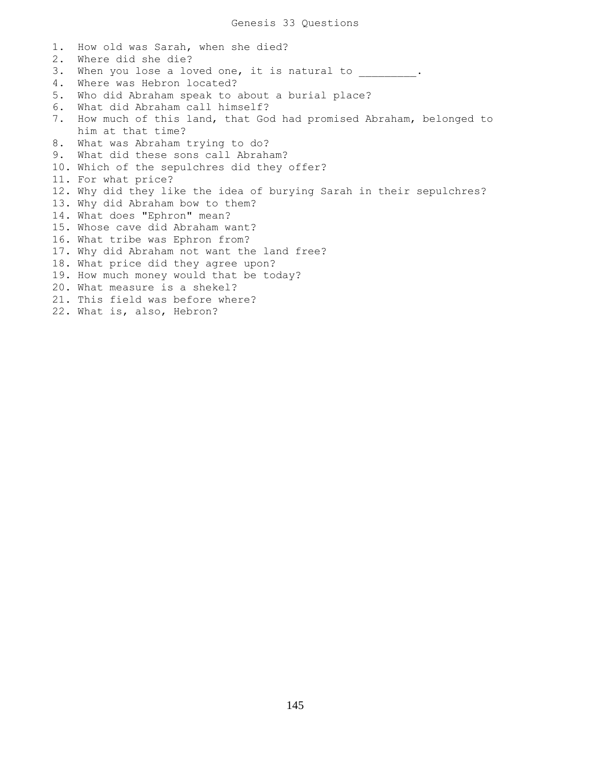# Genesis 33 Questions

1. How old was Sarah, when she died?
2. Where did she die?
3. When you lose a loved one, it is natural to _________.
4. Where was Hebron located?
5. Who did Abraham speak to about a burial place?
6. What did Abraham call himself?
7. How much of this land, that God had promised Abraham, belonged to him at that time?
8. What was Abraham trying to do?
9. What did these sons call Abraham?
10. Which of the sepulchres did they offer?
11. For what price?
12. Why did they like the idea of burying Sarah in their sepulchres?
13. Why did Abraham bow to them?
14. What does "Ephron" mean?
15. Whose cave did Abraham want?
16. What tribe was Ephron from?
17. Why did Abraham not want the land free?
18. What price did they agree upon?
19. How much money would that be today?
20. What measure is a shekel?
21. This field was before where?
22. What is, also, Hebron?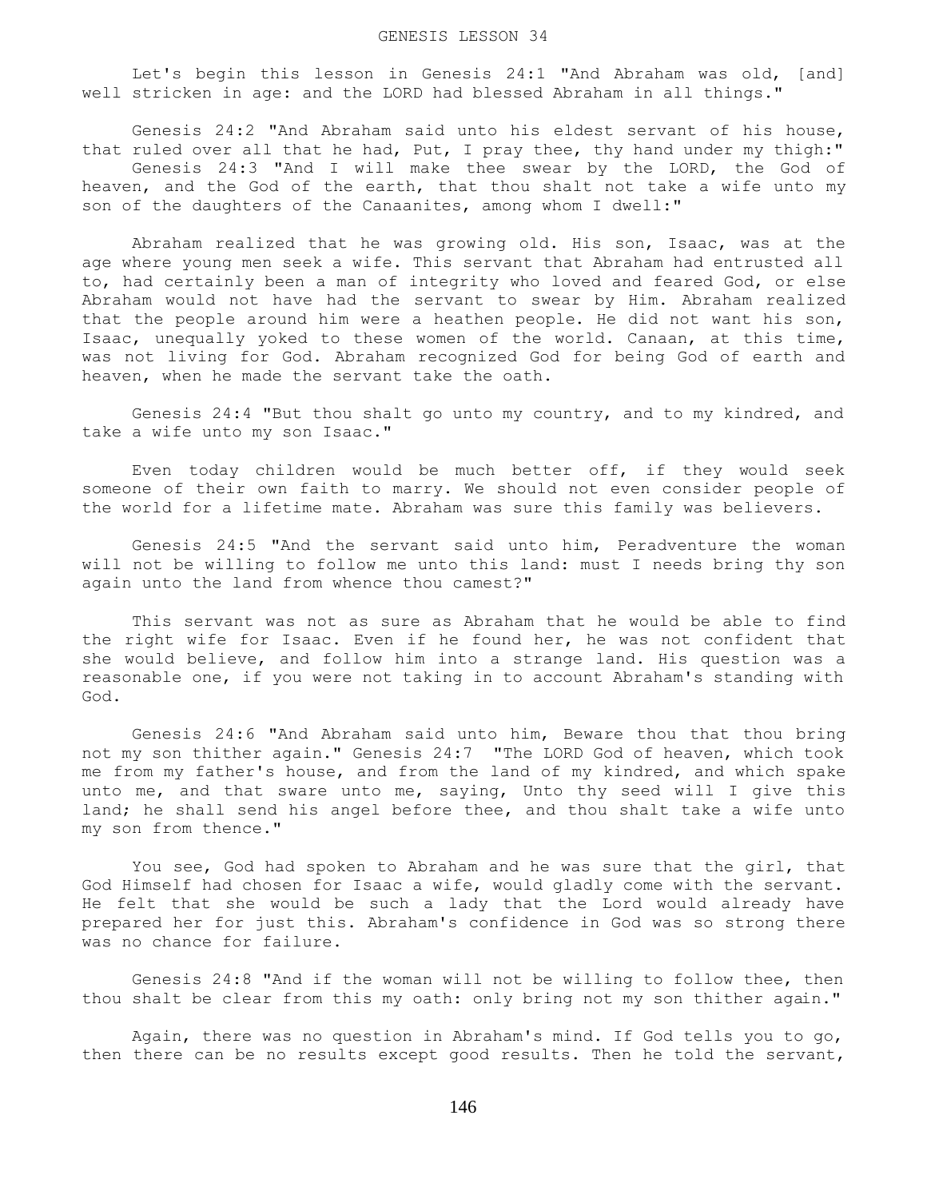# GENESIS LESSON 34

Let's begin this lesson in Genesis 24:1 "And Abraham was old, [and] well stricken in age: and the LORD had blessed Abraham in all things."

Genesis 24:2 "And Abraham said unto his eldest servant of his house, that ruled over all that he had, Put, I pray thee, thy hand under my thigh:" Genesis 24:3 "And I will make thee swear by the LORD, the God of heaven, and the God of the earth, that thou shalt not take a wife unto my son of the daughters of the Canaanites, among whom I dwell:"

Abraham realized that he was growing old. His son, Isaac, was at the age where young men seek a wife. This servant that Abraham had entrusted all to, had certainly been a man of integrity who loved and feared God, or else Abraham would not have had the servant to swear by Him. Abraham realized that the people around him were a heathen people. He did not want his son, Isaac, unequally yoked to these women of the world. Canaan, at this time, was not living for God. Abraham recognized God for being God of earth and heaven, when he made the servant take the oath.

Genesis 24:4 "But thou shalt go unto my country, and to my kindred, and take a wife unto my son Isaac."

Even today children would be much better off, if they would seek someone of their own faith to marry. We should not even consider people of the world for a lifetime mate. Abraham was sure this family was believers.

Genesis 24:5 "And the servant said unto him, Peradventure the woman will not be willing to follow me unto this land: must I needs bring thy son again unto the land from whence thou camest?"

This servant was not as sure as Abraham that he would be able to find the right wife for Isaac. Even if he found her, he was not confident that she would believe, and follow him into a strange land. His question was a reasonable one, if you were not taking in to account Abraham's standing with God.

Genesis 24:6 "And Abraham said unto him, Beware thou that thou bring not my son thither again." Genesis 24:7 "The LORD God of heaven, which took me from my father's house, and from the land of my kindred, and which spake unto me, and that sware unto me, saying, Unto thy seed will I give this land; he shall send his angel before thee, and thou shalt take a wife unto my son from thence."

You see, God had spoken to Abraham and he was sure that the girl, that God Himself had chosen for Isaac a wife, would gladly come with the servant. He felt that she would be such a lady that the Lord would already have prepared her for just this. Abraham's confidence in God was so strong there was no chance for failure.

Genesis 24:8 "And if the woman will not be willing to follow thee, then thou shalt be clear from this my oath: only bring not my son thither again."

Again, there was no question in Abraham's mind. If God tells you to go, then there can be no results except good results. Then he told the servant,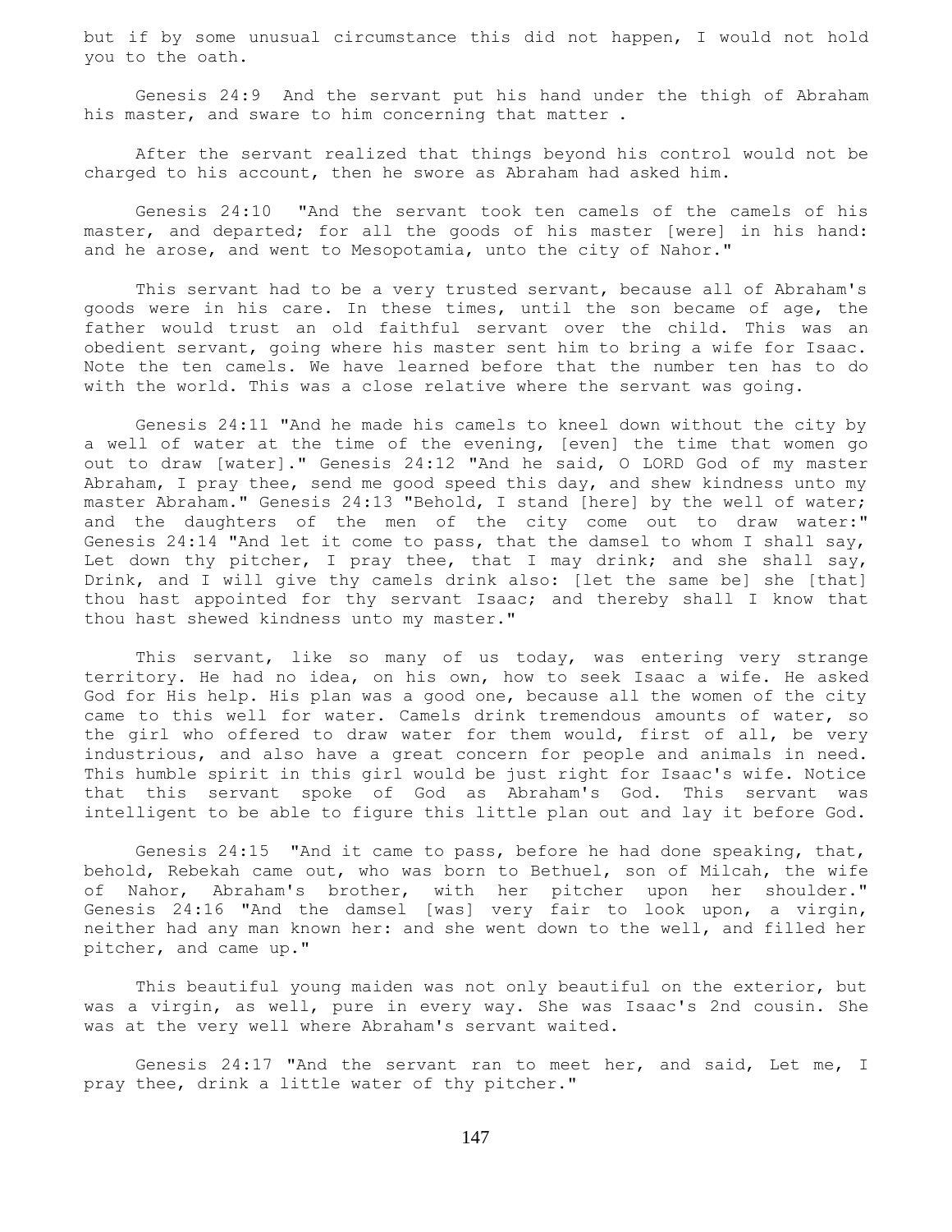but if by some unusual circumstance this did not happen, I would not hold you to the oath.

Genesis 24:9 And the servant put his hand under the thigh of Abraham his master, and sware to him concerning that matter .

After the servant realized that things beyond his control would not be charged to his account, then he swore as Abraham had asked him.

Genesis 24:10 "And the servant took ten camels of the camels of his master, and departed; for all the goods of his master [were] in his hand: and he arose, and went to Mesopotamia, unto the city of Nahor."

This servant had to be a very trusted servant, because all of Abraham's goods were in his care. In these times, until the son became of age, the father would trust an old faithful servant over the child. This was an obedient servant, going where his master sent him to bring a wife for Isaac. Note the ten camels. We have learned before that the number ten has to do with the world. This was a close relative where the servant was going.

Genesis 24:11 "And he made his camels to kneel down without the city by a well of water at the time of the evening, [even] the time that women go out to draw [water]." Genesis 24:12 "And he said, O LORD God of my master Abraham, I pray thee, send me good speed this day, and shew kindness unto my master Abraham." Genesis 24:13 "Behold, I stand [here] by the well of water; and the daughters of the men of the city come out to draw water:" Genesis 24:14 "And let it come to pass, that the damsel to whom I shall say, Let down thy pitcher, I pray thee, that I may drink; and she shall say, Drink, and I will give thy camels drink also: [let the same be] she [that] thou hast appointed for thy servant Isaac; and thereby shall I know that thou hast shewed kindness unto my master."

This servant, like so many of us today, was entering very strange territory. He had no idea, on his own, how to seek Isaac a wife. He asked God for His help. His plan was a good one, because all the women of the city came to this well for water. Camels drink tremendous amounts of water, so the girl who offered to draw water for them would, first of all, be very industrious, and also have a great concern for people and animals in need. This humble spirit in this girl would be just right for Isaac's wife. Notice that this servant spoke of God as Abraham's God. This servant was intelligent to be able to figure this little plan out and lay it before God.

Genesis 24:15 "And it came to pass, before he had done speaking, that, behold, Rebekah came out, who was born to Bethuel, son of Milcah, the wife of Nahor, Abraham's brother, with her pitcher upon her shoulder." Genesis 24:16 "And the damsel [was] very fair to look upon, a virgin, neither had any man known her: and she went down to the well, and filled her pitcher, and came up."

This beautiful young maiden was not only beautiful on the exterior, but was a virgin, as well, pure in every way. She was Isaac's 2nd cousin. She was at the very well where Abraham's servant waited.

Genesis 24:17 "And the servant ran to meet her, and said, Let me, I pray thee, drink a little water of thy pitcher."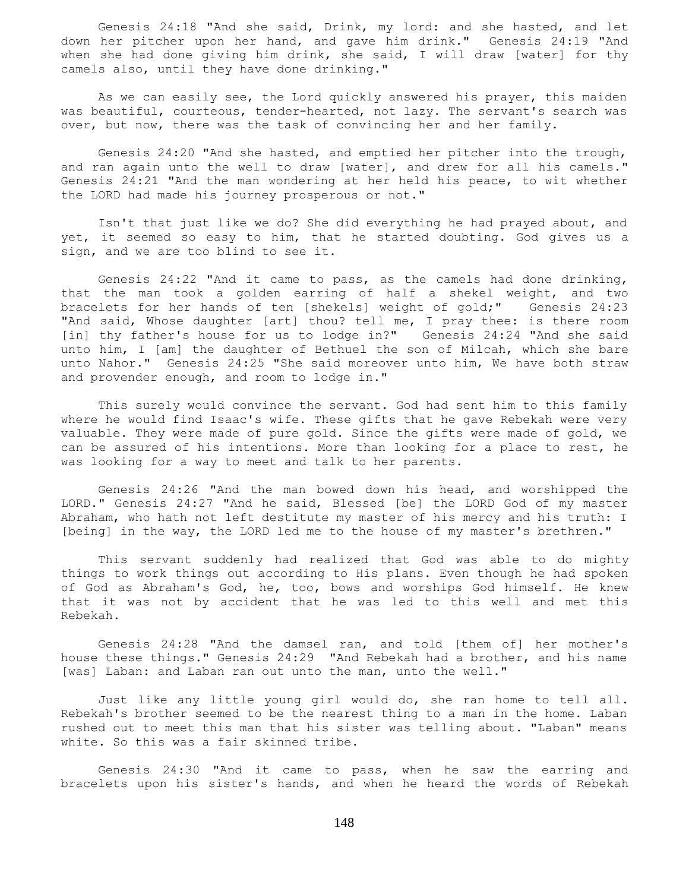Genesis 24:18 "And she said, Drink, my lord: and she hasted, and let down her pitcher upon her hand, and gave him drink." Genesis 24:19 "And when she had done giving him drink, she said, I will draw [water] for thy camels also, until they have done drinking."

As we can easily see, the Lord quickly answered his prayer, this maiden was beautiful, courteous, tender-hearted, not lazy. The servant's search was over, but now, there was the task of convincing her and her family.

Genesis 24:20 "And she hasted, and emptied her pitcher into the trough, and ran again unto the well to draw [water], and drew for all his camels." Genesis 24:21 "And the man wondering at her held his peace, to wit whether the LORD had made his journey prosperous or not."

Isn't that just like we do? She did everything he had prayed about, and yet, it seemed so easy to him, that he started doubting. God gives us a sign, and we are too blind to see it.

Genesis 24:22 "And it came to pass, as the camels had done drinking, that the man took a golden earring of half a shekel weight, and two bracelets for her hands of ten [shekels] weight of gold;" Genesis 24:23 "And said, Whose daughter [art] thou? tell me, I pray thee: is there room [in] thy father's house for us to lodge in?" Genesis 24:24 "And she said unto him, I [am] the daughter of Bethuel the son of Milcah, which she bare unto Nahor." Genesis 24:25 "She said moreover unto him, We have both straw and provender enough, and room to lodge in."

This surely would convince the servant. God had sent him to this family where he would find Isaac's wife. These gifts that he gave Rebekah were very valuable. They were made of pure gold. Since the gifts were made of gold, we can be assured of his intentions. More than looking for a place to rest, he was looking for a way to meet and talk to her parents.

Genesis 24:26 "And the man bowed down his head, and worshipped the LORD." Genesis 24:27 "And he said, Blessed [be] the LORD God of my master Abraham, who hath not left destitute my master of his mercy and his truth: I [being] in the way, the LORD led me to the house of my master's brethren."

This servant suddenly had realized that God was able to do mighty things to work things out according to His plans. Even though he had spoken of God as Abraham's God, he, too, bows and worships God himself. He knew that it was not by accident that he was led to this well and met this Rebekah.

Genesis 24:28 "And the damsel ran, and told [them of] her mother's house these things." Genesis 24:29 "And Rebekah had a brother, and his name [was] Laban: and Laban ran out unto the man, unto the well."

Just like any little young girl would do, she ran home to tell all. Rebekah's brother seemed to be the nearest thing to a man in the home. Laban rushed out to meet this man that his sister was telling about. "Laban" means white. So this was a fair skinned tribe.

Genesis 24:30 "And it came to pass, when he saw the earring and bracelets upon his sister's hands, and when he heard the words of Rebekah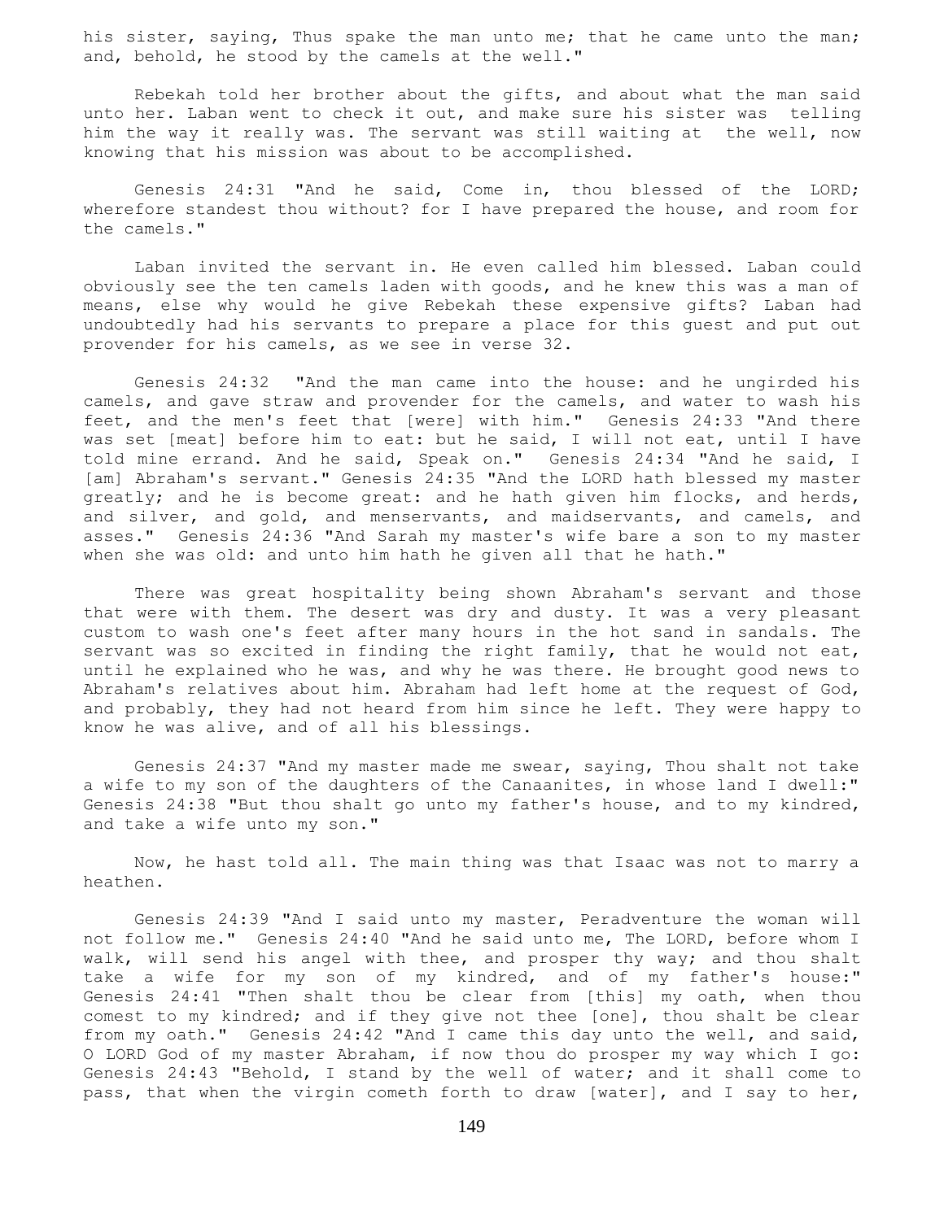his sister, saying, Thus spake the man unto me; that he came unto the man; and, behold, he stood by the camels at the well."

Rebekah told her brother about the gifts, and about what the man said unto her. Laban went to check it out, and make sure his sister was telling him the way it really was. The servant was still waiting at the well, now knowing that his mission was about to be accomplished.

Genesis 24:31 "And he said, Come in, thou blessed of the LORD; wherefore standest thou without? for I have prepared the house, and room for the camels."

Laban invited the servant in. He even called him blessed. Laban could obviously see the ten camels laden with goods, and he knew this was a man of means, else why would he give Rebekah these expensive gifts? Laban had undoubtedly had his servants to prepare a place for this guest and put out provender for his camels, as we see in verse 32.

Genesis 24:32 "And the man came into the house: and he ungirded his camels, and gave straw and provender for the camels, and water to wash his feet, and the men's feet that [were] with him." Genesis 24:33 "And there was set [meat] before him to eat: but he said, I will not eat, until I have told mine errand. And he said, Speak on." Genesis 24:34 "And he said, I [am] Abraham's servant." Genesis 24:35 "And the LORD hath blessed my master greatly; and he is become great: and he hath given him flocks, and herds, and silver, and gold, and menservants, and maidservants, and camels, and asses." Genesis 24:36 "And Sarah my master's wife bare a son to my master when she was old: and unto him hath he given all that he hath."

There was great hospitality being shown Abraham's servant and those that were with them. The desert was dry and dusty. It was a very pleasant custom to wash one's feet after many hours in the hot sand in sandals. The servant was so excited in finding the right family, that he would not eat, until he explained who he was, and why he was there. He brought good news to Abraham's relatives about him. Abraham had left home at the request of God, and probably, they had not heard from him since he left. They were happy to know he was alive, and of all his blessings.

Genesis 24:37 "And my master made me swear, saying, Thou shalt not take a wife to my son of the daughters of the Canaanites, in whose land I dwell:" Genesis 24:38 "But thou shalt go unto my father's house, and to my kindred, and take a wife unto my son."

Now, he hast told all. The main thing was that Isaac was not to marry a heathen.

Genesis 24:39 "And I said unto my master, Peradventure the woman will not follow me." Genesis 24:40 "And he said unto me, The LORD, before whom I walk, will send his angel with thee, and prosper thy way; and thou shalt take a wife for my son of my kindred, and of my father's house:" Genesis 24:41 "Then shalt thou be clear from [this] my oath, when thou comest to my kindred; and if they give not thee [one], thou shalt be clear from my oath." Genesis 24:42 "And I came this day unto the well, and said, O LORD God of my master Abraham, if now thou do prosper my way which I go: Genesis 24:43 "Behold, I stand by the well of water; and it shall come to pass, that when the virgin cometh forth to draw [water], and I say to her,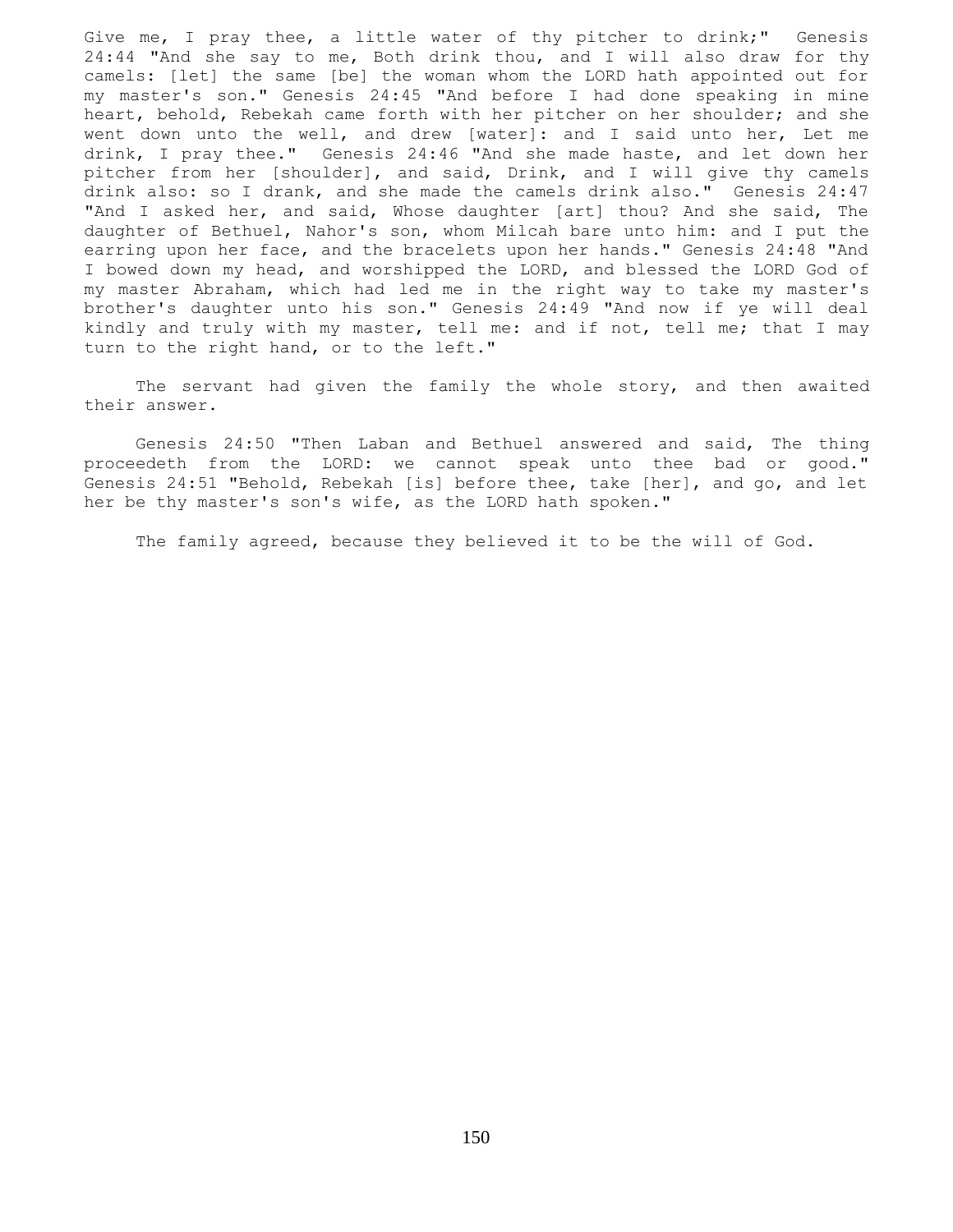Give me, I pray thee, a little water of thy pitcher to drink;" Genesis 24:44 "And she say to me, Both drink thou, and I will also draw for thy camels: [let] the same [be] the woman whom the LORD hath appointed out for my master's son." Genesis 24:45 "And before I had done speaking in mine heart, behold, Rebekah came forth with her pitcher on her shoulder; and she went down unto the well, and drew [water]: and I said unto her, Let me drink, I pray thee." Genesis 24:46 "And she made haste, and let down her pitcher from her [shoulder], and said, Drink, and I will give thy camels drink also: so I drank, and she made the camels drink also." Genesis 24:47 "And I asked her, and said, Whose daughter [art] thou? And she said, The daughter of Bethuel, Nahor's son, whom Milcah bare unto him: and I put the earring upon her face, and the bracelets upon her hands." Genesis 24:48 "And I bowed down my head, and worshipped the LORD, and blessed the LORD God of my master Abraham, which had led me in the right way to take my master's brother's daughter unto his son." Genesis 24:49 "And now if ye will deal kindly and truly with my master, tell me: and if not, tell me; that I may turn to the right hand, or to the left."

The servant had given the family the whole story, and then awaited their answer.

Genesis 24:50 "Then Laban and Bethuel answered and said, The thing proceedeth from the LORD: we cannot speak unto thee bad or good." Genesis 24:51 "Behold, Rebekah [is] before thee, take [her], and go, and let her be thy master's son's wife, as the LORD hath spoken."

The family agreed, because they believed it to be the will of God.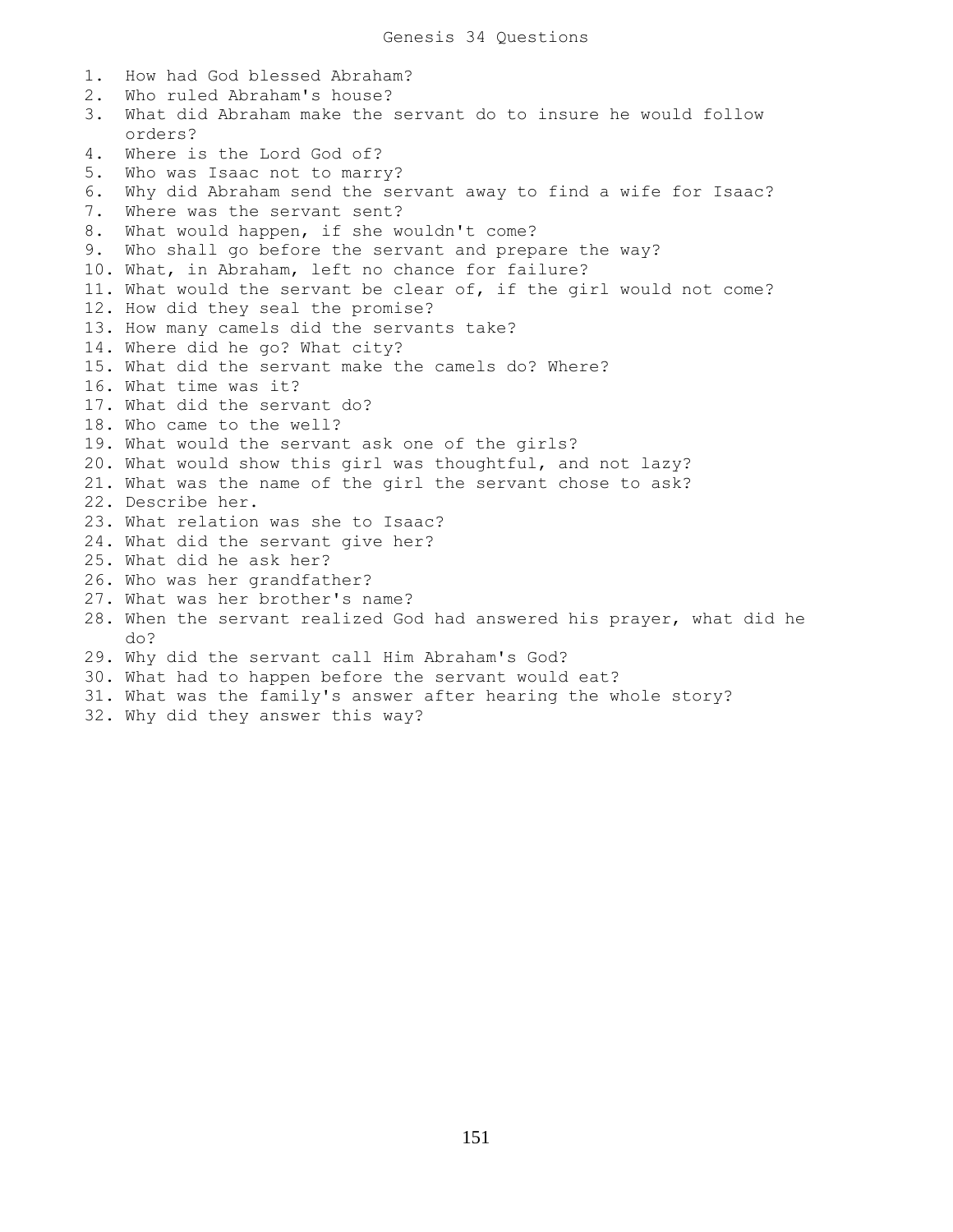# Genesis 34 Questions

1. How had God blessed Abraham?
2. Who ruled Abraham's house?
3. What did Abraham make the servant do to insure he would follow orders?
4. Where is the Lord God of?
5. Who was Isaac not to marry?
6. Why did Abraham send the servant away to find a wife for Isaac?
7. Where was the servant sent?
8. What would happen, if she wouldn't come?
9. Who shall go before the servant and prepare the way?
10. What, in Abraham, left no chance for failure?
11. What would the servant be clear of, if the girl would not come?
12. How did they seal the promise?
13. How many camels did the servants take?
14. Where did he go? What city?
15. What did the servant make the camels do? Where?
16. What time was it?
17. What did the servant do?
18. Who came to the well?
19. What would the servant ask one of the girls?
20. What would show this girl was thoughtful, and not lazy?
21. What was the name of the girl the servant chose to ask?
22. Describe her.
23. What relation was she to Isaac?
24. What did the servant give her?
25. What did he ask her?
26. Who was her grandfather?
27. What was her brother's name?
28. When the servant realized God had answered his prayer, what did he do?
29. Why did the servant call Him Abraham's God?
30. What had to happen before the servant would eat?
31. What was the family's answer after hearing the whole story?
32. Why did they answer this way?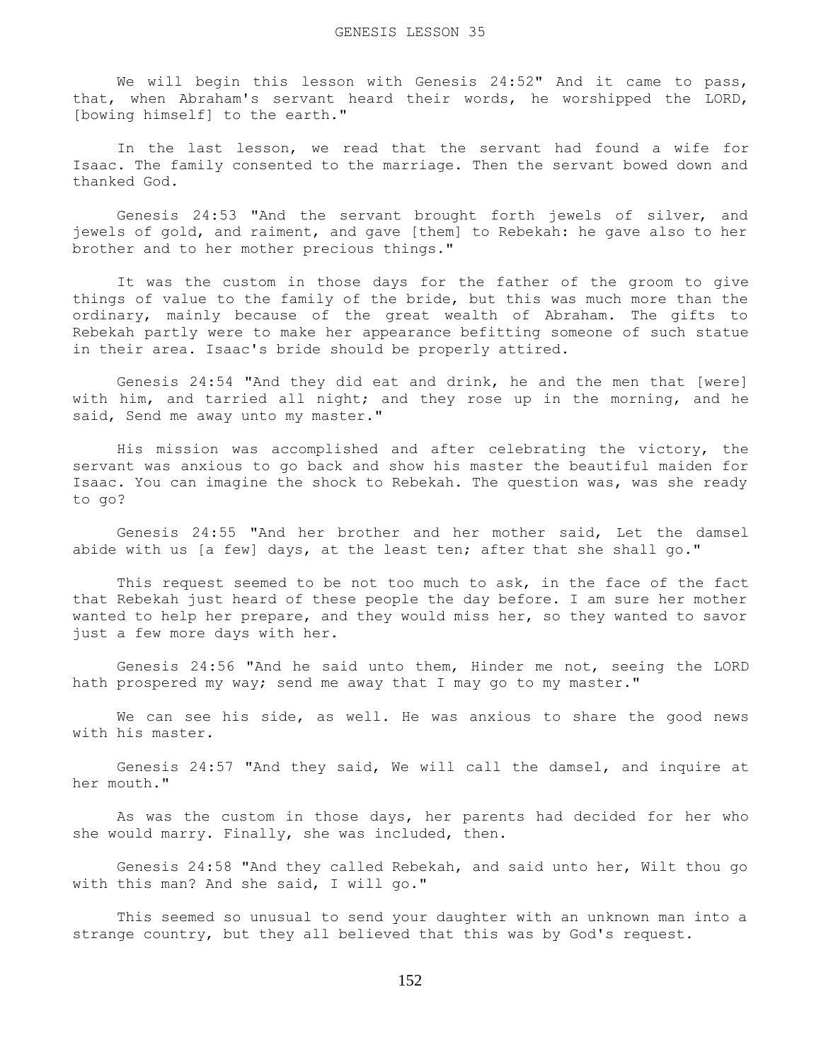We will begin this lesson with Genesis 24:52" And it came to pass, that, when Abraham's servant heard their words, he worshipped the LORD, [bowing himself] to the earth."

In the last lesson, we read that the servant had found a wife for Isaac. The family consented to the marriage. Then the servant bowed down and thanked God.

Genesis 24:53 "And the servant brought forth jewels of silver, and jewels of gold, and raiment, and gave [them] to Rebekah: he gave also to her brother and to her mother precious things."

It was the custom in those days for the father of the groom to give things of value to the family of the bride, but this was much more than the ordinary, mainly because of the great wealth of Abraham. The gifts to Rebekah partly were to make her appearance befitting someone of such statue in their area. Isaac's bride should be properly attired.

Genesis 24:54 "And they did eat and drink, he and the men that [were] with him, and tarried all night; and they rose up in the morning, and he said, Send me away unto my master."

His mission was accomplished and after celebrating the victory, the servant was anxious to go back and show his master the beautiful maiden for Isaac. You can imagine the shock to Rebekah. The question was, was she ready to go?

Genesis 24:55 "And her brother and her mother said, Let the damsel abide with us [a few] days, at the least ten; after that she shall go."

This request seemed to be not too much to ask, in the face of the fact that Rebekah just heard of these people the day before. I am sure her mother wanted to help her prepare, and they would miss her, so they wanted to savor just a few more days with her.

Genesis 24:56 "And he said unto them, Hinder me not, seeing the LORD hath prospered my way; send me away that I may go to my master."

We can see his side, as well. He was anxious to share the good news with his master.

Genesis 24:57 "And they said, We will call the damsel, and inquire at her mouth."

As was the custom in those days, her parents had decided for her who she would marry. Finally, she was included, then.

Genesis 24:58 "And they called Rebekah, and said unto her, Wilt thou go with this man? And she said, I will go."

This seemed so unusual to send your daughter with an unknown man into a strange country, but they all believed that this was by God's request.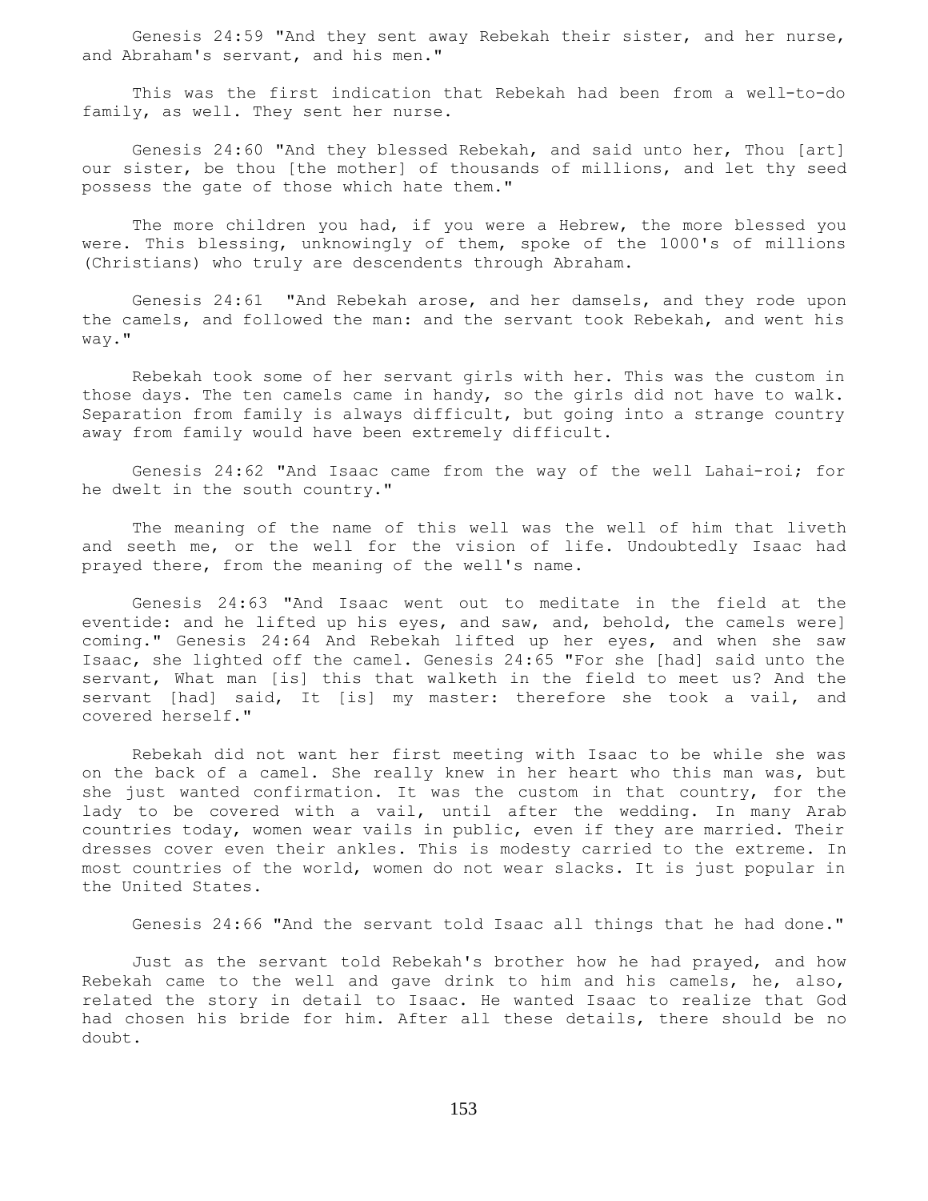Genesis 24:59 "And they sent away Rebekah their sister, and her nurse, and Abraham's servant, and his men."

This was the first indication that Rebekah had been from a well-to-do family, as well. They sent her nurse.

Genesis 24:60 "And they blessed Rebekah, and said unto her, Thou [art] our sister, be thou [the mother] of thousands of millions, and let thy seed possess the gate of those which hate them."

The more children you had, if you were a Hebrew, the more blessed you were. This blessing, unknowingly of them, spoke of the 1000's of millions (Christians) who truly are descendents through Abraham.

Genesis 24:61 "And Rebekah arose, and her damsels, and they rode upon the camels, and followed the man: and the servant took Rebekah, and went his way."

Rebekah took some of her servant girls with her. This was the custom in those days. The ten camels came in handy, so the girls did not have to walk. Separation from family is always difficult, but going into a strange country away from family would have been extremely difficult.

Genesis 24:62 "And Isaac came from the way of the well Lahai-roi; for he dwelt in the south country."

The meaning of the name of this well was the well of him that liveth and seeth me, or the well for the vision of life. Undoubtedly Isaac had prayed there, from the meaning of the well's name.

Genesis 24:63 "And Isaac went out to meditate in the field at the eventide: and he lifted up his eyes, and saw, and, behold, the camels were] coming." Genesis 24:64 And Rebekah lifted up her eyes, and when she saw Isaac, she lighted off the camel. Genesis 24:65 "For she [had] said unto the servant, What man [is] this that walketh in the field to meet us? And the servant [had] said, It [is] my master: therefore she took a vail, and covered herself."

Rebekah did not want her first meeting with Isaac to be while she was on the back of a camel. She really knew in her heart who this man was, but she just wanted confirmation. It was the custom in that country, for the lady to be covered with a vail, until after the wedding. In many Arab countries today, women wear vails in public, even if they are married. Their dresses cover even their ankles. This is modesty carried to the extreme. In most countries of the world, women do not wear slacks. It is just popular in the United States.

Genesis 24:66 "And the servant told Isaac all things that he had done."

Just as the servant told Rebekah's brother how he had prayed, and how Rebekah came to the well and gave drink to him and his camels, he, also, related the story in detail to Isaac. He wanted Isaac to realize that God had chosen his bride for him. After all these details, there should be no doubt.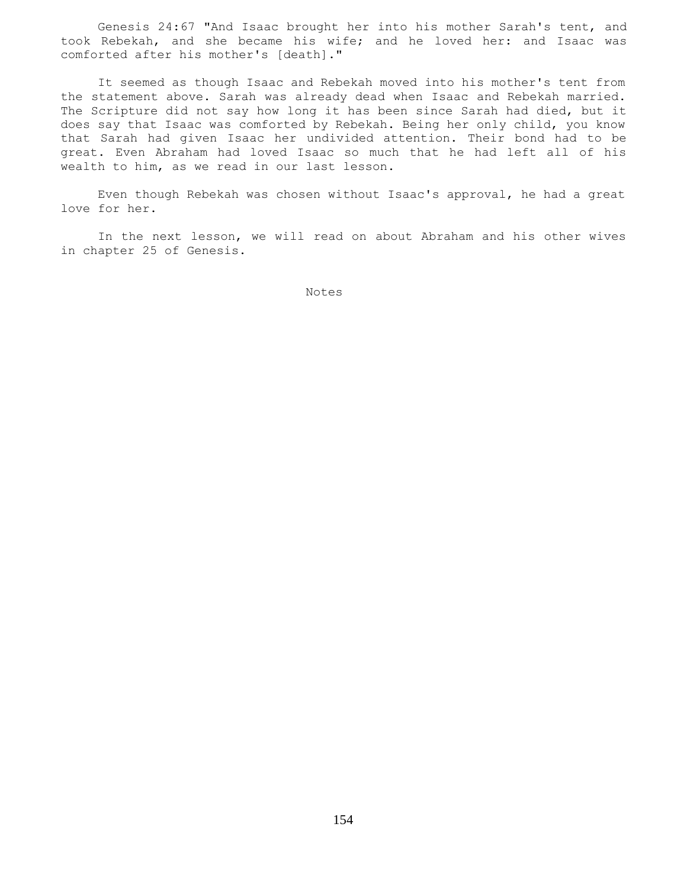Genesis 24:67 "And Isaac brought her into his mother Sarah's tent, and took Rebekah, and she became his wife; and he loved her: and Isaac was comforted after his mother's [death]."

It seemed as though Isaac and Rebekah moved into his mother's tent from the statement above. Sarah was already dead when Isaac and Rebekah married. The Scripture did not say how long it has been since Sarah had died, but it does say that Isaac was comforted by Rebekah. Being her only child, you know that Sarah had given Isaac her undivided attention. Their bond had to be great. Even Abraham had loved Isaac so much that he had left all of his wealth to him, as we read in our last lesson.

Even though Rebekah was chosen without Isaac's approval, he had a great love for her.

In the next lesson, we will read on about Abraham and his other wives in chapter 25 of Genesis.

Notes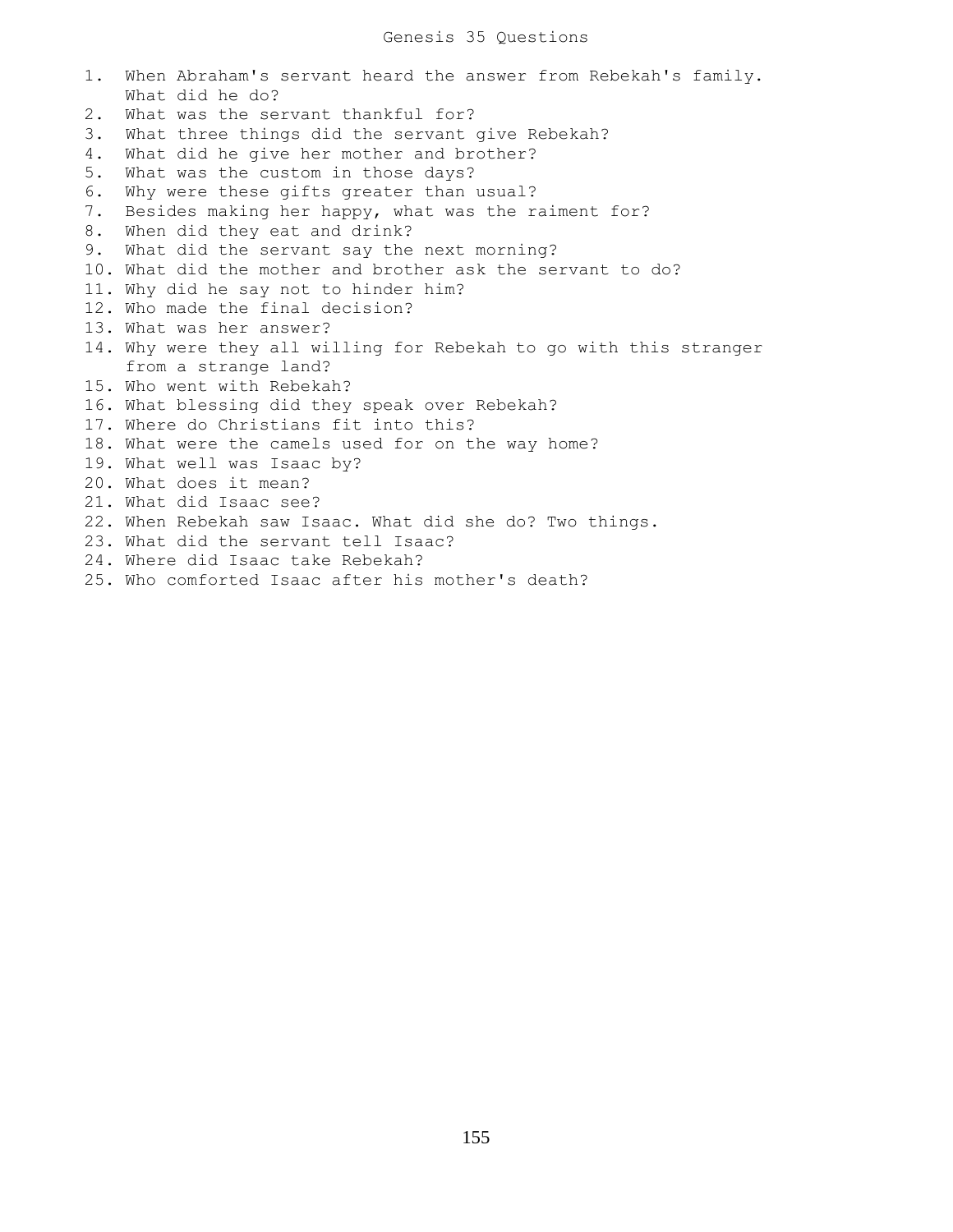# Genesis 35 Questions

1. When Abraham's servant heard the answer from Rebekah's family. What did he do?
2. What was the servant thankful for?
3. What three things did the servant give Rebekah?
4. What did he give her mother and brother?
5. What was the custom in those days?
6. Why were these gifts greater than usual?
7. Besides making her happy, what was the raiment for?
8. When did they eat and drink?
9. What did the servant say the next morning?
10. What did the mother and brother ask the servant to do?
11. Why did he say not to hinder him?
12. Who made the final decision?
13. What was her answer?
14. Why were they all willing for Rebekah to go with this stranger from a strange land?
15. Who went with Rebekah?
16. What blessing did they speak over Rebekah?
17. Where do Christians fit into this?
18. What were the camels used for on the way home?
19. What well was Isaac by?
20. What does it mean?
21. What did Isaac see?
22. When Rebekah saw Isaac. What did she do? Two things.
23. What did the servant tell Isaac?
24. Where did Isaac take Rebekah?
25. Who comforted Isaac after his mother's death?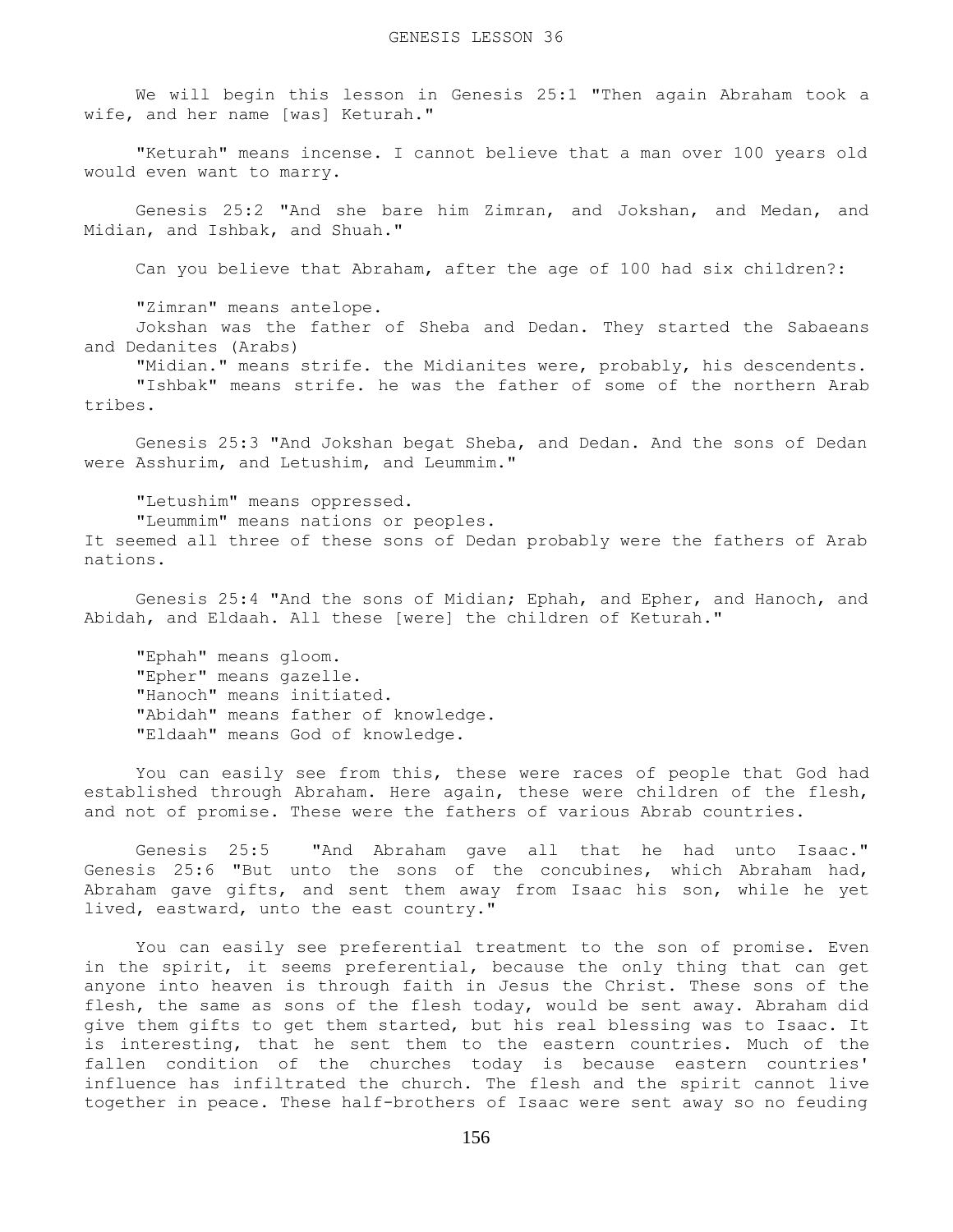# GENESIS LESSON 36

We will begin this lesson in Genesis 25:1 "Then again Abraham took a wife, and her name [was] Keturah."

"Keturah" means incense. I cannot believe that a man over 100 years old would even want to marry.

Genesis 25:2 "And she bare him Zimran, and Jokshan, and Medan, and Midian, and Ishbak, and Shuah."

Can you believe that Abraham, after the age of 100 had six children?:

"Zimran" means antelope.
Jokshan was the father of Sheba and Dedan. They started the Sabaeans and Dedanites (Arabs)
"Midian." means strife. the Midianites were, probably, his descendents.
"Ishbak" means strife. he was the father of some of the northern Arab tribes.

Genesis 25:3 "And Jokshan begat Sheba, and Dedan. And the sons of Dedan were Asshurim, and Letushim, and Leummim."

"Letushim" means oppressed.
"Leummim" means nations or peoples.
It seemed all three of these sons of Dedan probably were the fathers of Arab nations.

Genesis 25:4 "And the sons of Midian; Ephah, and Epher, and Hanoch, and Abidah, and Eldaah. All these [were] the children of Keturah."

"Ephah" means gloom.
"Epher" means gazelle.
"Hanoch" means initiated.
"Abidah" means father of knowledge.
"Eldaah" means God of knowledge.

You can easily see from this, these were races of people that God had established through Abraham. Here again, these were children of the flesh, and not of promise. These were the fathers of various Abrab countries.

Genesis 25:5 "And Abraham gave all that he had unto Isaac."
Genesis 25:6 "But unto the sons of the concubines, which Abraham had, Abraham gave gifts, and sent them away from Isaac his son, while he yet lived, eastward, unto the east country."

You can easily see preferential treatment to the son of promise. Even in the spirit, it seems preferential, because the only thing that can get anyone into heaven is through faith in Jesus the Christ. These sons of the flesh, the same as sons of the flesh today, would be sent away. Abraham did give them gifts to get them started, but his real blessing was to Isaac. It is interesting, that he sent them to the eastern countries. Much of the fallen condition of the churches today is because eastern countries' influence has infiltrated the church. The flesh and the spirit cannot live together in peace. These half-brothers of Isaac were sent away so no feuding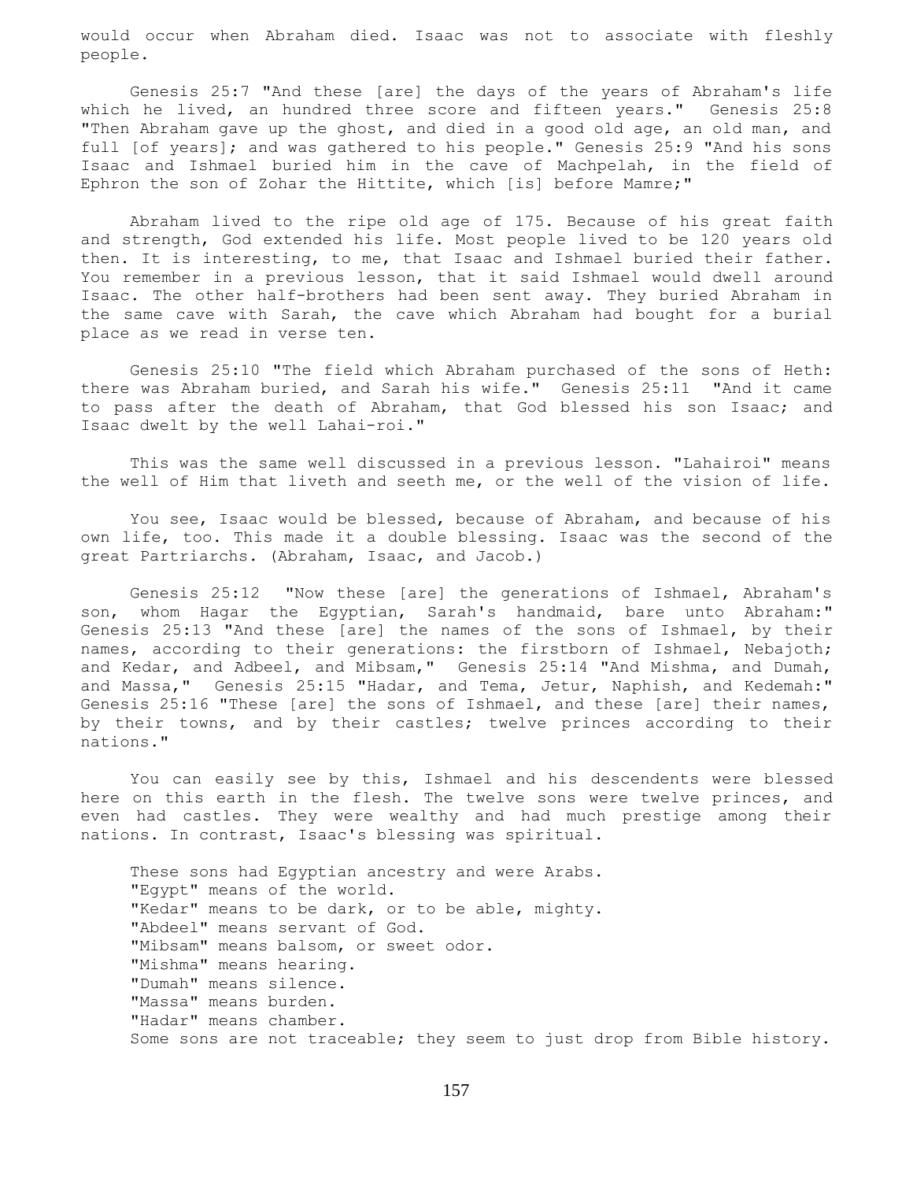would occur when Abraham died. Isaac was not to associate with fleshly people.

Genesis 25:7 "And these [are] the days of the years of Abraham's life which he lived, an hundred three score and fifteen years." Genesis 25:8 "Then Abraham gave up the ghost, and died in a good old age, an old man, and full [of years]; and was gathered to his people." Genesis 25:9 "And his sons Isaac and Ishmael buried him in the cave of Machpelah, in the field of Ephron the son of Zohar the Hittite, which [is] before Mamre;"

Abraham lived to the ripe old age of 175. Because of his great faith and strength, God extended his life. Most people lived to be 120 years old then. It is interesting, to me, that Isaac and Ishmael buried their father. You remember in a previous lesson, that it said Ishmael would dwell around Isaac. The other half-brothers had been sent away. They buried Abraham in the same cave with Sarah, the cave which Abraham had bought for a burial place as we read in verse ten.

Genesis 25:10 "The field which Abraham purchased of the sons of Heth: there was Abraham buried, and Sarah his wife." Genesis 25:11 "And it came to pass after the death of Abraham, that God blessed his son Isaac; and Isaac dwelt by the well Lahai-roi."

This was the same well discussed in a previous lesson. "Lahairoi" means the well of Him that liveth and seeth me, or the well of the vision of life.

You see, Isaac would be blessed, because of Abraham, and because of his own life, too. This made it a double blessing. Isaac was the second of the great Partriarchs. (Abraham, Isaac, and Jacob.)

Genesis 25:12 "Now these [are] the generations of Ishmael, Abraham's son, whom Hagar the Egyptian, Sarah's handmaid, bare unto Abraham:" Genesis 25:13 "And these [are] the names of the sons of Ishmael, by their names, according to their generations: the firstborn of Ishmael, Nebajoth; and Kedar, and Adbeel, and Mibsam," Genesis 25:14 "And Mishma, and Dumah, and Massa," Genesis 25:15 "Hadar, and Tema, Jetur, Naphish, and Kedemah:" Genesis 25:16 "These [are] the sons of Ishmael, and these [are] their names, by their towns, and by their castles; twelve princes according to their nations."

You can easily see by this, Ishmael and his descendents were blessed here on this earth in the flesh. The twelve sons were twelve princes, and even had castles. They were wealthy and had much prestige among their nations. In contrast, Isaac's blessing was spiritual.

These sons had Egyptian ancestry and were Arabs.
"Egypt" means of the world.
"Kedar" means to be dark, or to be able, mighty.
"Abdeel" means servant of God.
"Mibsam" means balsom, or sweet odor.
"Mishma" means hearing.
"Dumah" means silence.
"Massa" means burden.
"Hadar" means chamber.
Some sons are not traceable; they seem to just drop from Bible history.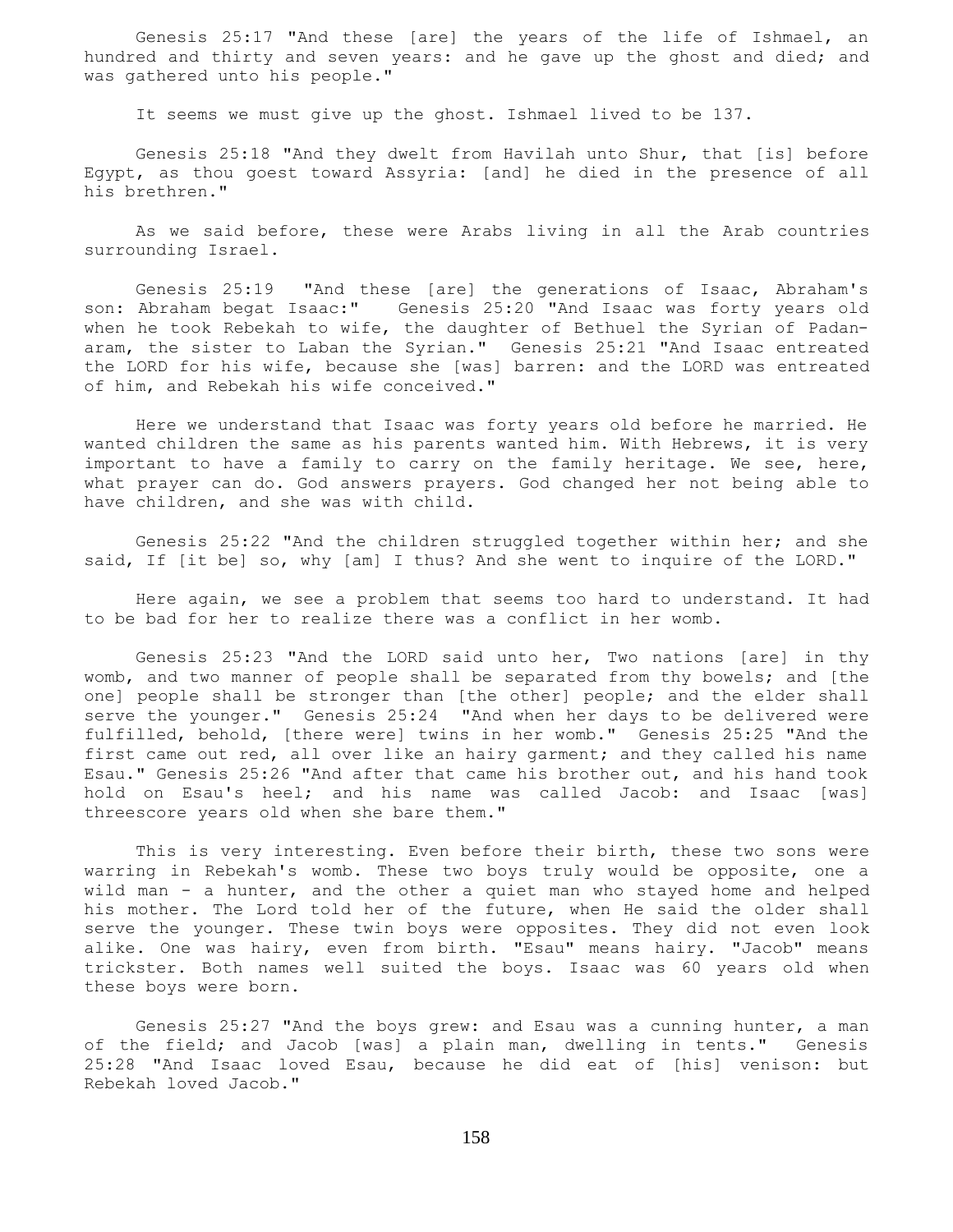Genesis 25:17 "And these [are] the years of the life of Ishmael, an hundred and thirty and seven years: and he gave up the ghost and died; and was gathered unto his people."

It seems we must give up the ghost. Ishmael lived to be 137.

Genesis 25:18 "And they dwelt from Havilah unto Shur, that [is] before Egypt, as thou goest toward Assyria: [and] he died in the presence of all his brethren."

As we said before, these were Arabs living in all the Arab countries surrounding Israel.

Genesis 25:19 "And these [are] the generations of Isaac, Abraham's son: Abraham begat Isaac:" Genesis 25:20 "And Isaac was forty years old when he took Rebekah to wife, the daughter of Bethuel the Syrian of Padan-aram, the sister to Laban the Syrian." Genesis 25:21 "And Isaac entreated the LORD for his wife, because she [was] barren: and the LORD was entreated of him, and Rebekah his wife conceived."

Here we understand that Isaac was forty years old before he married. He wanted children the same as his parents wanted him. With Hebrews, it is very important to have a family to carry on the family heritage. We see, here, what prayer can do. God answers prayers. God changed her not being able to have children, and she was with child.

Genesis 25:22 "And the children struggled together within her; and she said, If [it be] so, why [am] I thus? And she went to inquire of the LORD."

Here again, we see a problem that seems too hard to understand. It had to be bad for her to realize there was a conflict in her womb.

Genesis 25:23 "And the LORD said unto her, Two nations [are] in thy womb, and two manner of people shall be separated from thy bowels; and [the one] people shall be stronger than [the other] people; and the elder shall serve the younger." Genesis 25:24 "And when her days to be delivered were fulfilled, behold, [there were] twins in her womb." Genesis 25:25 "And the first came out red, all over like an hairy garment; and they called his name Esau." Genesis 25:26 "And after that came his brother out, and his hand took hold on Esau's heel; and his name was called Jacob: and Isaac [was] threescore years old when she bare them."

This is very interesting. Even before their birth, these two sons were warring in Rebekah's womb. These two boys truly would be opposite, one a wild man - a hunter, and the other a quiet man who stayed home and helped his mother. The Lord told her of the future, when He said the older shall serve the younger. These twin boys were opposites. They did not even look alike. One was hairy, even from birth. "Esau" means hairy. "Jacob" means trickster. Both names well suited the boys. Isaac was 60 years old when these boys were born.

Genesis 25:27 "And the boys grew: and Esau was a cunning hunter, a man of the field; and Jacob [was] a plain man, dwelling in tents." Genesis 25:28 "And Isaac loved Esau, because he did eat of [his] venison: but Rebekah loved Jacob."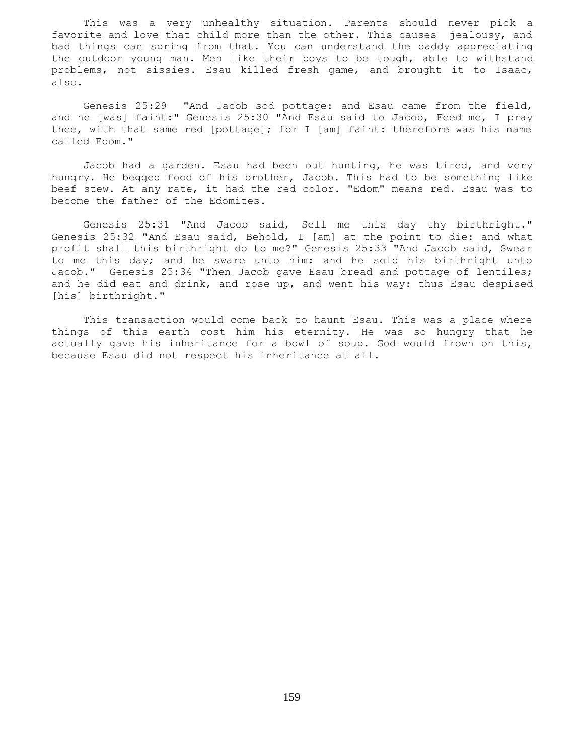This was a very unhealthy situation. Parents should never pick a favorite and love that child more than the other. This causes jealousy, and bad things can spring from that. You can understand the daddy appreciating the outdoor young man. Men like their boys to be tough, able to withstand problems, not sissies. Esau killed fresh game, and brought it to Isaac, also.

Genesis 25:29 "And Jacob sod pottage: and Esau came from the field, and he [was] faint:" Genesis 25:30 "And Esau said to Jacob, Feed me, I pray thee, with that same red [pottage]; for I [am] faint: therefore was his name called Edom."

Jacob had a garden. Esau had been out hunting, he was tired, and very hungry. He begged food of his brother, Jacob. This had to be something like beef stew. At any rate, it had the red color. "Edom" means red. Esau was to become the father of the Edomites.

Genesis 25:31 "And Jacob said, Sell me this day thy birthright." Genesis 25:32 "And Esau said, Behold, I [am] at the point to die: and what profit shall this birthright do to me?" Genesis 25:33 "And Jacob said, Swear to me this day; and he sware unto him: and he sold his birthright unto Jacob." Genesis 25:34 "Then Jacob gave Esau bread and pottage of lentiles; and he did eat and drink, and rose up, and went his way: thus Esau despised [his] birthright."

This transaction would come back to haunt Esau. This was a place where things of this earth cost him his eternity. He was so hungry that he actually gave his inheritance for a bowl of soup. God would frown on this, because Esau did not respect his inheritance at all.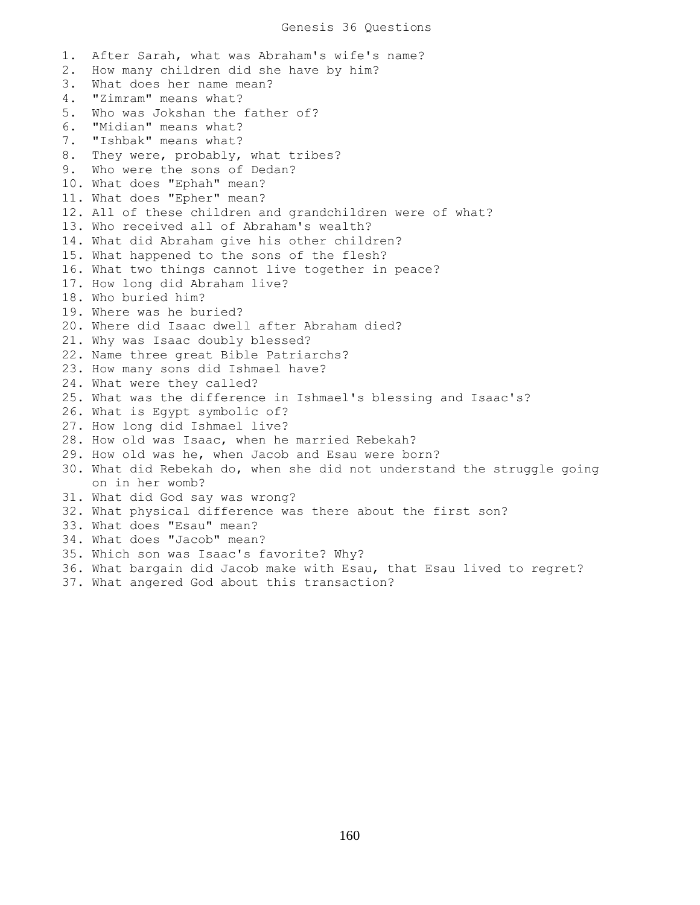# Genesis 36 Questions

1. After Sarah, what was Abraham's wife's name?
2. How many children did she have by him?
3. What does her name mean?
4. "Zimram" means what?
5. Who was Jokshan the father of?
6. "Midian" means what?
7. "Ishbak" means what?
8. They were, probably, what tribes?
9. Who were the sons of Dedan?
10. What does "Ephah" mean?
11. What does "Epher" mean?
12. All of these children and grandchildren were of what?
13. Who received all of Abraham's wealth?
14. What did Abraham give his other children?
15. What happened to the sons of the flesh?
16. What two things cannot live together in peace?
17. How long did Abraham live?
18. Who buried him?
19. Where was he buried?
20. Where did Isaac dwell after Abraham died?
21. Why was Isaac doubly blessed?
22. Name three great Bible Patriarchs?
23. How many sons did Ishmael have?
24. What were they called?
25. What was the difference in Ishmael's blessing and Isaac's?
26. What is Egypt symbolic of?
27. How long did Ishmael live?
28. How old was Isaac, when he married Rebekah?
29. How old was he, when Jacob and Esau were born?
30. What did Rebekah do, when she did not understand the struggle going on in her womb?
31. What did God say was wrong?
32. What physical difference was there about the first son?
33. What does "Esau" mean?
34. What does "Jacob" mean?
35. Which son was Isaac's favorite? Why?
36. What bargain did Jacob make with Esau, that Esau lived to regret?
37. What angered God about this transaction?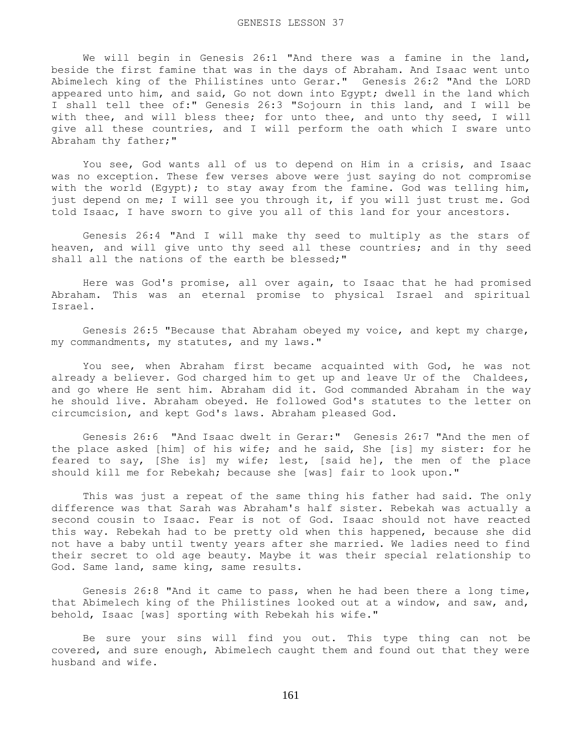We will begin in Genesis 26:1 "And there was a famine in the land, beside the first famine that was in the days of Abraham. And Isaac went unto Abimelech king of the Philistines unto Gerar." Genesis 26:2 "And the LORD appeared unto him, and said, Go not down into Egypt; dwell in the land which I shall tell thee of:" Genesis 26:3 "Sojourn in this land, and I will be with thee, and will bless thee; for unto thee, and unto thy seed, I will give all these countries, and I will perform the oath which I sware unto Abraham thy father;"

You see, God wants all of us to depend on Him in a crisis, and Isaac was no exception. These few verses above were just saying do not compromise with the world (Egypt); to stay away from the famine. God was telling him, just depend on me; I will see you through it, if you will just trust me. God told Isaac, I have sworn to give you all of this land for your ancestors.

Genesis 26:4 "And I will make thy seed to multiply as the stars of heaven, and will give unto thy seed all these countries; and in thy seed shall all the nations of the earth be blessed;"

Here was God's promise, all over again, to Isaac that he had promised Abraham. This was an eternal promise to physical Israel and spiritual Israel.

Genesis 26:5 "Because that Abraham obeyed my voice, and kept my charge, my commandments, my statutes, and my laws."

You see, when Abraham first became acquainted with God, he was not already a believer. God charged him to get up and leave Ur of the Chaldees, and go where He sent him. Abraham did it. God commanded Abraham in the way he should live. Abraham obeyed. He followed God's statutes to the letter on circumcision, and kept God's laws. Abraham pleased God.

Genesis 26:6 "And Isaac dwelt in Gerar:" Genesis 26:7 "And the men of the place asked [him] of his wife; and he said, She [is] my sister: for he feared to say, [She is] my wife; lest, [said he], the men of the place should kill me for Rebekah; because she [was] fair to look upon."

This was just a repeat of the same thing his father had said. The only difference was that Sarah was Abraham's half sister. Rebekah was actually a second cousin to Isaac. Fear is not of God. Isaac should not have reacted this way. Rebekah had to be pretty old when this happened, because she did not have a baby until twenty years after she married. We ladies need to find their secret to old age beauty. Maybe it was their special relationship to God. Same land, same king, same results.

Genesis 26:8 "And it came to pass, when he had been there a long time, that Abimelech king of the Philistines looked out at a window, and saw, and, behold, Isaac [was] sporting with Rebekah his wife."

Be sure your sins will find you out. This type thing can not be covered, and sure enough, Abimelech caught them and found out that they were husband and wife.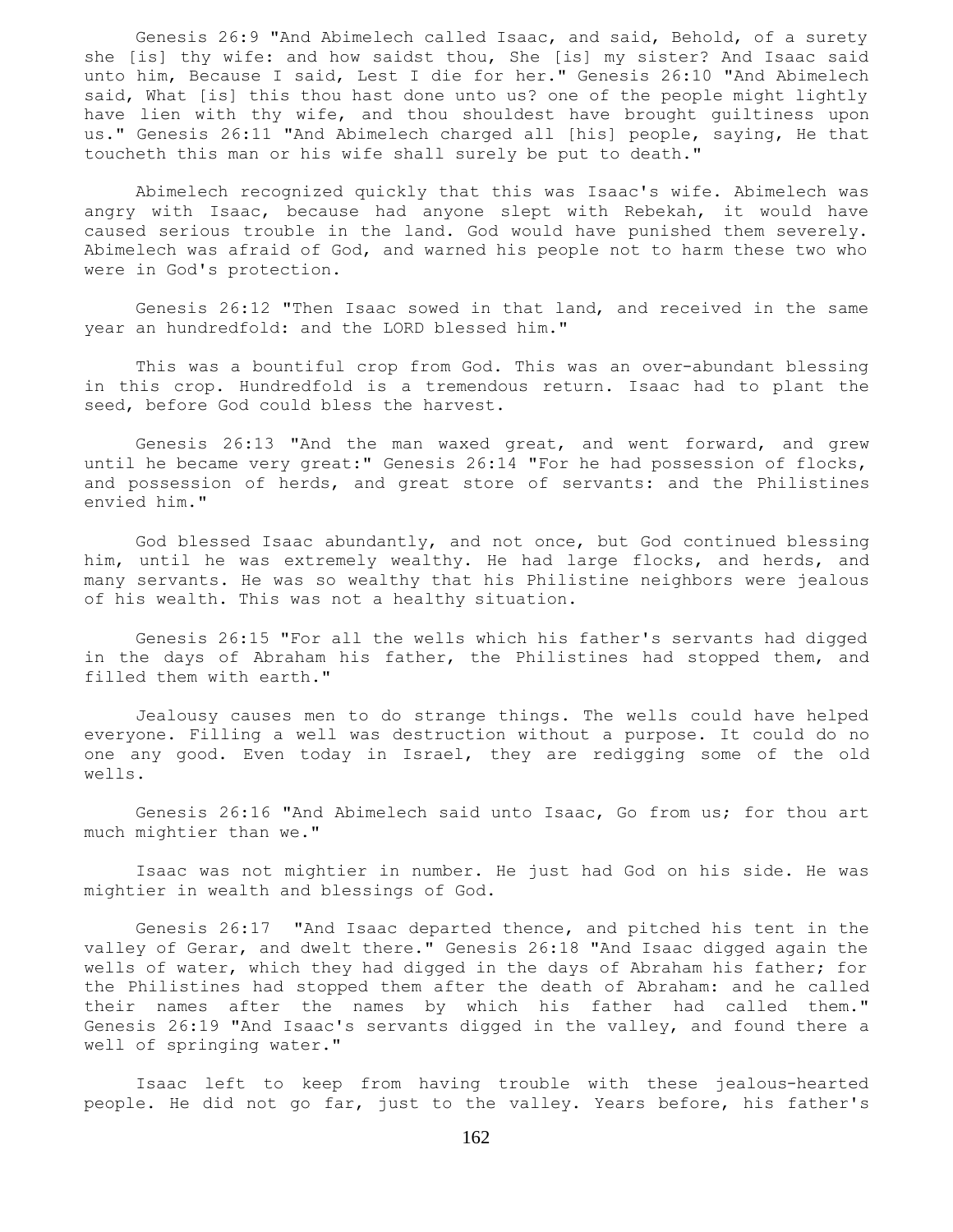Genesis 26:9 "And Abimelech called Isaac, and said, Behold, of a surety she [is] thy wife: and how saidst thou, She [is] my sister? And Isaac said unto him, Because I said, Lest I die for her." Genesis 26:10 "And Abimelech said, What [is] this thou hast done unto us? one of the people might lightly have lien with thy wife, and thou shouldest have brought guiltiness upon us." Genesis 26:11 "And Abimelech charged all [his] people, saying, He that toucheth this man or his wife shall surely be put to death."

Abimelech recognized quickly that this was Isaac's wife. Abimelech was angry with Isaac, because had anyone slept with Rebekah, it would have caused serious trouble in the land. God would have punished them severely. Abimelech was afraid of God, and warned his people not to harm these two who were in God's protection.

Genesis 26:12 "Then Isaac sowed in that land, and received in the same year an hundredfold: and the LORD blessed him."

This was a bountiful crop from God. This was an over-abundant blessing in this crop. Hundredfold is a tremendous return. Isaac had to plant the seed, before God could bless the harvest.

Genesis 26:13 "And the man waxed great, and went forward, and grew until he became very great:" Genesis 26:14 "For he had possession of flocks, and possession of herds, and great store of servants: and the Philistines envied him."

God blessed Isaac abundantly, and not once, but God continued blessing him, until he was extremely wealthy. He had large flocks, and herds, and many servants. He was so wealthy that his Philistine neighbors were jealous of his wealth. This was not a healthy situation.

Genesis 26:15 "For all the wells which his father's servants had digged in the days of Abraham his father, the Philistines had stopped them, and filled them with earth."

Jealousy causes men to do strange things. The wells could have helped everyone. Filling a well was destruction without a purpose. It could do no one any good. Even today in Israel, they are redigging some of the old wells.

Genesis 26:16 "And Abimelech said unto Isaac, Go from us; for thou art much mightier than we."

Isaac was not mightier in number. He just had God on his side. He was mightier in wealth and blessings of God.

Genesis 26:17 "And Isaac departed thence, and pitched his tent in the valley of Gerar, and dwelt there." Genesis 26:18 "And Isaac digged again the wells of water, which they had digged in the days of Abraham his father; for the Philistines had stopped them after the death of Abraham: and he called their names after the names by which his father had called them." Genesis 26:19 "And Isaac's servants digged in the valley, and found there a well of springing water."

Isaac left to keep from having trouble with these jealous-hearted people. He did not go far, just to the valley. Years before, his father's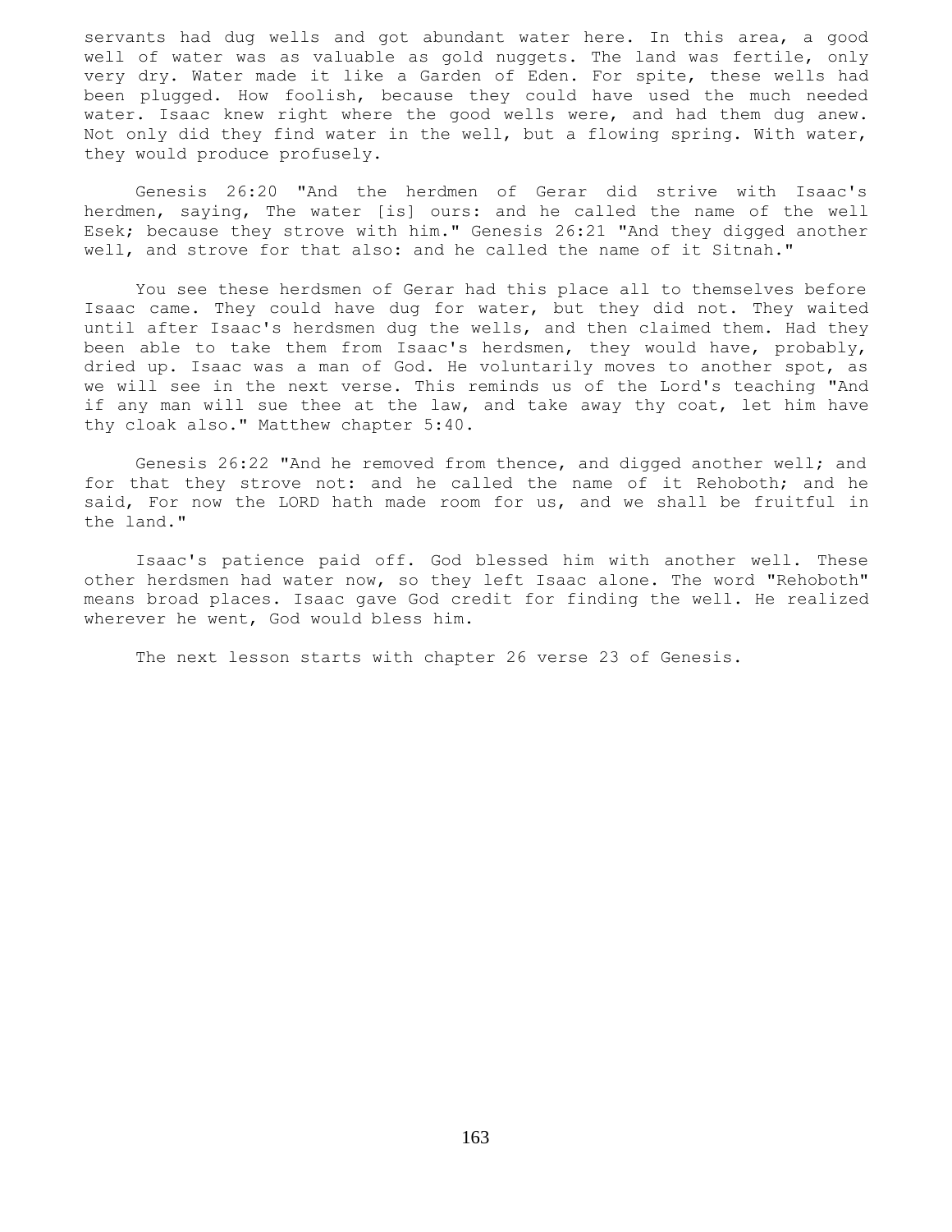servants had dug wells and got abundant water here. In this area, a good well of water was as valuable as gold nuggets. The land was fertile, only very dry. Water made it like a Garden of Eden. For spite, these wells had been plugged. How foolish, because they could have used the much needed water. Isaac knew right where the good wells were, and had them dug anew. Not only did they find water in the well, but a flowing spring. With water, they would produce profusely.

Genesis 26:20 "And the herdmen of Gerar did strive with Isaac's herdmen, saying, The water [is] ours: and he called the name of the well Esek; because they strove with him." Genesis 26:21 "And they digged another well, and strove for that also: and he called the name of it Sitnah."

You see these herdsmen of Gerar had this place all to themselves before Isaac came. They could have dug for water, but they did not. They waited until after Isaac's herdsmen dug the wells, and then claimed them. Had they been able to take them from Isaac's herdsmen, they would have, probably, dried up. Isaac was a man of God. He voluntarily moves to another spot, as we will see in the next verse. This reminds us of the Lord's teaching "And if any man will sue thee at the law, and take away thy coat, let him have thy cloak also." Matthew chapter 5:40.

Genesis 26:22 "And he removed from thence, and digged another well; and for that they strove not: and he called the name of it Rehoboth; and he said, For now the LORD hath made room for us, and we shall be fruitful in the land."

Isaac's patience paid off. God blessed him with another well. These other herdsmen had water now, so they left Isaac alone. The word "Rehoboth" means broad places. Isaac gave God credit for finding the well. He realized wherever he went, God would bless him.

The next lesson starts with chapter 26 verse 23 of Genesis.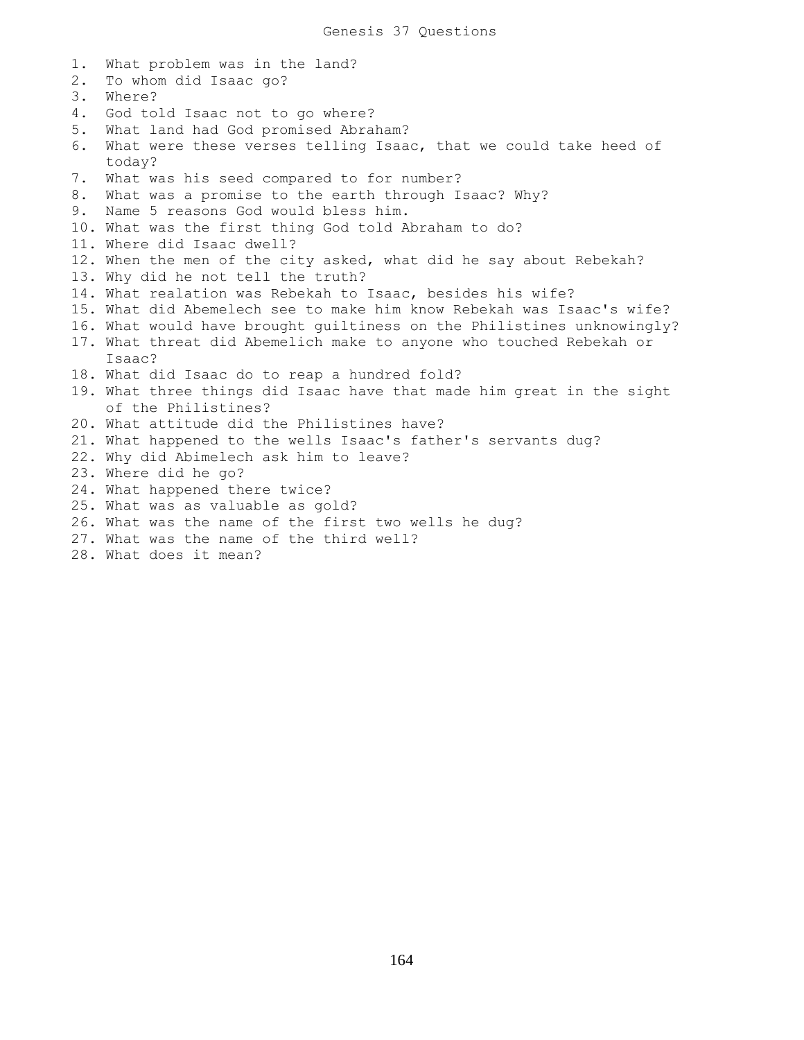# Genesis 37 Questions

1. What problem was in the land?
2. To whom did Isaac go?
3. Where?
4. God told Isaac not to go where?
5. What land had God promised Abraham?
6. What were these verses telling Isaac, that we could take heed of today?
7. What was his seed compared to for number?
8. What was a promise to the earth through Isaac? Why?
9. Name 5 reasons God would bless him.
10. What was the first thing God told Abraham to do?
11. Where did Isaac dwell?
12. When the men of the city asked, what did he say about Rebekah?
13. Why did he not tell the truth?
14. What realation was Rebekah to Isaac, besides his wife?
15. What did Abemelech see to make him know Rebekah was Isaac's wife?
16. What would have brought guiltiness on the Philistines unknowingly?
17. What threat did Abemelich make to anyone who touched Rebekah or Isaac?
18. What did Isaac do to reap a hundred fold?
19. What three things did Isaac have that made him great in the sight of the Philistines?
20. What attitude did the Philistines have?
21. What happened to the wells Isaac's father's servants dug?
22. Why did Abimelech ask him to leave?
23. Where did he go?
24. What happened there twice?
25. What was as valuable as gold?
26. What was the name of the first two wells he dug?
27. What was the name of the third well?
28. What does it mean?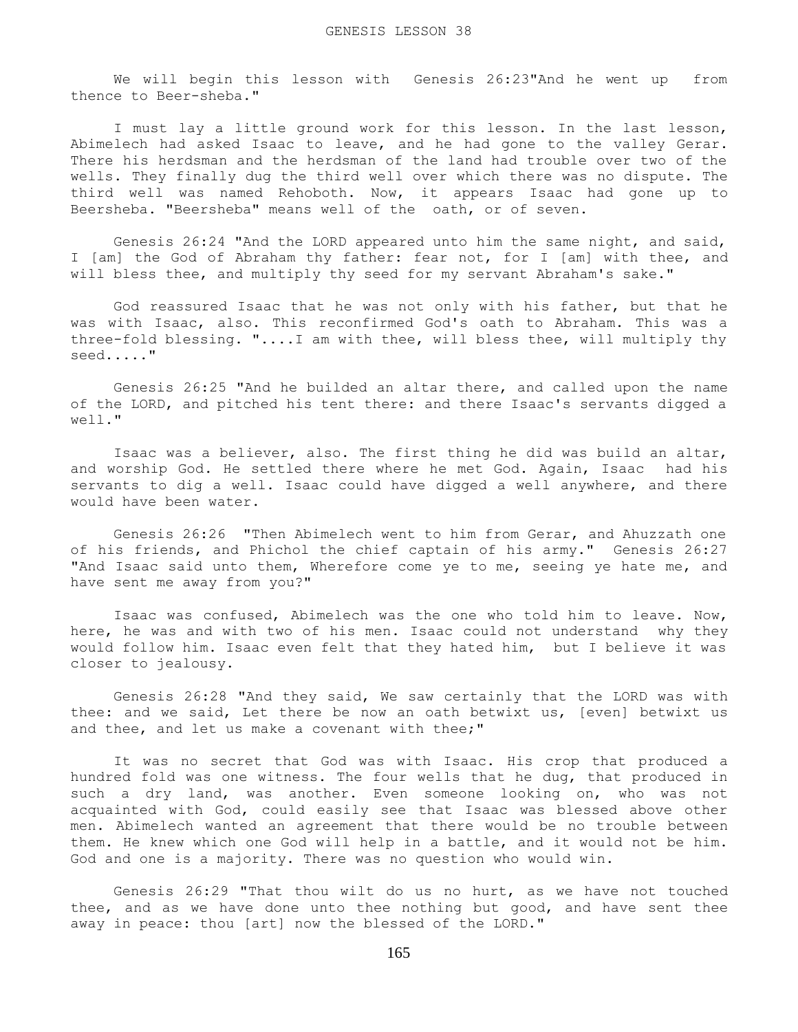# GENESIS LESSON 38

We will begin this lesson with Genesis 26:23"And he went up from thence to Beer-sheba."

I must lay a little ground work for this lesson. In the last lesson, Abimelech had asked Isaac to leave, and he had gone to the valley Gerar. There his herdsman and the herdsman of the land had trouble over two of the wells. They finally dug the third well over which there was no dispute. The third well was named Rehoboth. Now, it appears Isaac had gone up to Beersheba. "Beersheba" means well of the oath, or of seven.

Genesis 26:24 "And the LORD appeared unto him the same night, and said, I [am] the God of Abraham thy father: fear not, for I [am] with thee, and will bless thee, and multiply thy seed for my servant Abraham's sake."

God reassured Isaac that he was not only with his father, but that he was with Isaac, also. This reconfirmed God's oath to Abraham. This was a three-fold blessing. "....I am with thee, will bless thee, will multiply thy seed....."

Genesis 26:25 "And he builded an altar there, and called upon the name of the LORD, and pitched his tent there: and there Isaac's servants digged a well."

Isaac was a believer, also. The first thing he did was build an altar, and worship God. He settled there where he met God. Again, Isaac had his servants to dig a well. Isaac could have digged a well anywhere, and there would have been water.

Genesis 26:26 "Then Abimelech went to him from Gerar, and Ahuzzath one of his friends, and Phichol the chief captain of his army." Genesis 26:27 "And Isaac said unto them, Wherefore come ye to me, seeing ye hate me, and have sent me away from you?"

Isaac was confused, Abimelech was the one who told him to leave. Now, here, he was and with two of his men. Isaac could not understand why they would follow him. Isaac even felt that they hated him, but I believe it was closer to jealousy.

Genesis 26:28 "And they said, We saw certainly that the LORD was with thee: and we said, Let there be now an oath betwixt us, [even] betwixt us and thee, and let us make a covenant with thee;"

It was no secret that God was with Isaac. His crop that produced a hundred fold was one witness. The four wells that he dug, that produced in such a dry land, was another. Even someone looking on, who was not acquainted with God, could easily see that Isaac was blessed above other men. Abimelech wanted an agreement that there would be no trouble between them. He knew which one God will help in a battle, and it would not be him. God and one is a majority. There was no question who would win.

Genesis 26:29 "That thou wilt do us no hurt, as we have not touched thee, and as we have done unto thee nothing but good, and have sent thee away in peace: thou [art] now the blessed of the LORD."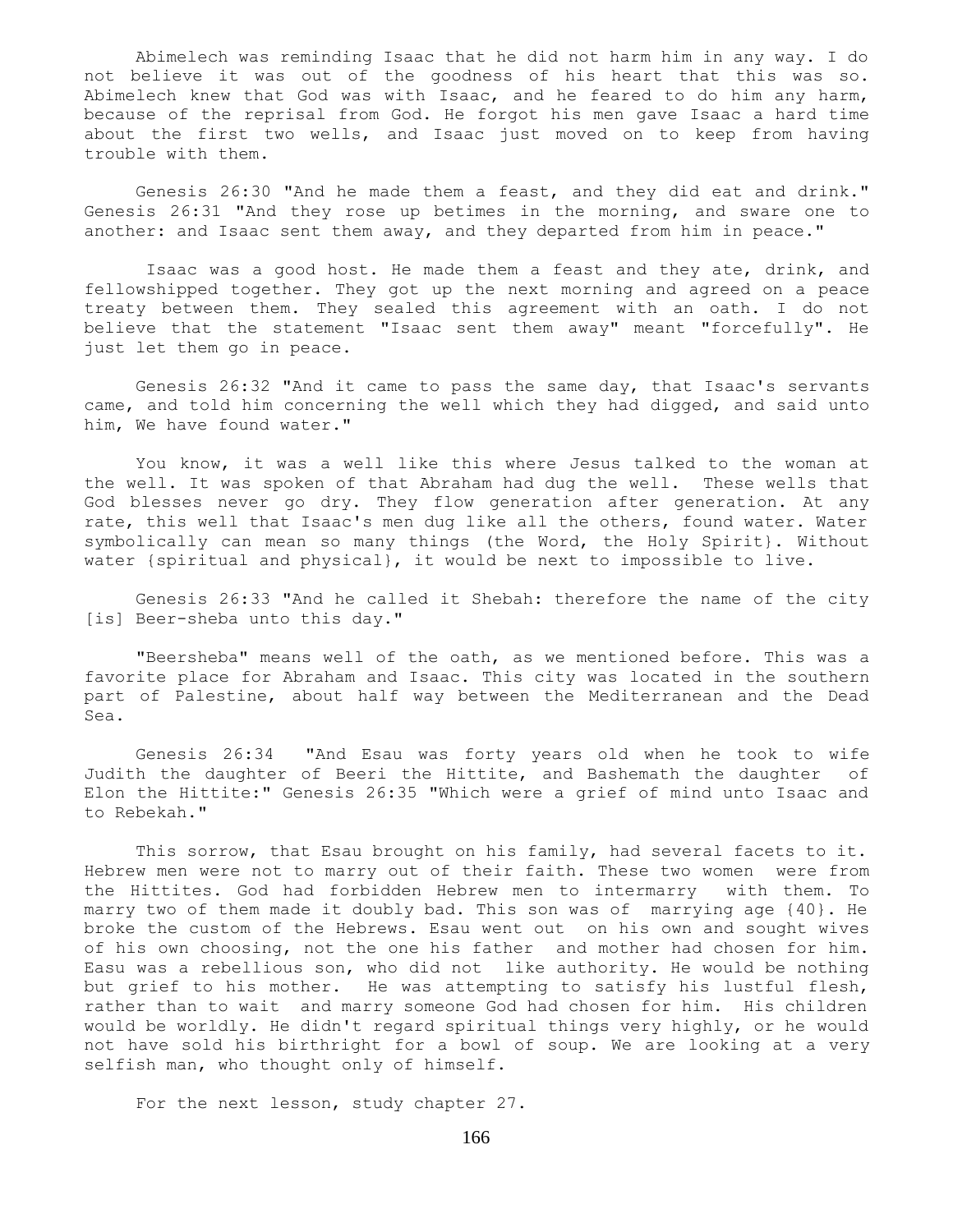Abimelech was reminding Isaac that he did not harm him in any way. I do not believe it was out of the goodness of his heart that this was so. Abimelech knew that God was with Isaac, and he feared to do him any harm, because of the reprisal from God. He forgot his men gave Isaac a hard time about the first two wells, and Isaac just moved on to keep from having trouble with them.

Genesis 26:30 "And he made them a feast, and they did eat and drink." Genesis 26:31 "And they rose up betimes in the morning, and sware one to another: and Isaac sent them away, and they departed from him in peace."

Isaac was a good host. He made them a feast and they ate, drink, and fellowshipped together. They got up the next morning and agreed on a peace treaty between them. They sealed this agreement with an oath. I do not believe that the statement "Isaac sent them away" meant "forcefully". He just let them go in peace.

Genesis 26:32 "And it came to pass the same day, that Isaac's servants came, and told him concerning the well which they had digged, and said unto him, We have found water."

You know, it was a well like this where Jesus talked to the woman at the well. It was spoken of that Abraham had dug the well. These wells that God blesses never go dry. They flow generation after generation. At any rate, this well that Isaac's men dug like all the others, found water. Water symbolically can mean so many things (the Word, the Holy Spirit}. Without water {spiritual and physical}, it would be next to impossible to live.

Genesis 26:33 "And he called it Shebah: therefore the name of the city [is] Beer-sheba unto this day."

"Beersheba" means well of the oath, as we mentioned before. This was a favorite place for Abraham and Isaac. This city was located in the southern part of Palestine, about half way between the Mediterranean and the Dead Sea.

Genesis 26:34 "And Esau was forty years old when he took to wife Judith the daughter of Beeri the Hittite, and Bashemath the daughter of Elon the Hittite:" Genesis 26:35 "Which were a grief of mind unto Isaac and to Rebekah."

This sorrow, that Esau brought on his family, had several facets to it. Hebrew men were not to marry out of their faith. These two women were from the Hittites. God had forbidden Hebrew men to intermarry with them. To marry two of them made it doubly bad. This son was of marrying age {40}. He broke the custom of the Hebrews. Esau went out on his own and sought wives of his own choosing, not the one his father and mother had chosen for him. Easu was a rebellious son, who did not like authority. He would be nothing but grief to his mother. He was attempting to satisfy his lustful flesh, rather than to wait and marry someone God had chosen for him. His children would be worldly. He didn't regard spiritual things very highly, or he would not have sold his birthright for a bowl of soup. We are looking at a very selfish man, who thought only of himself.

For the next lesson, study chapter 27.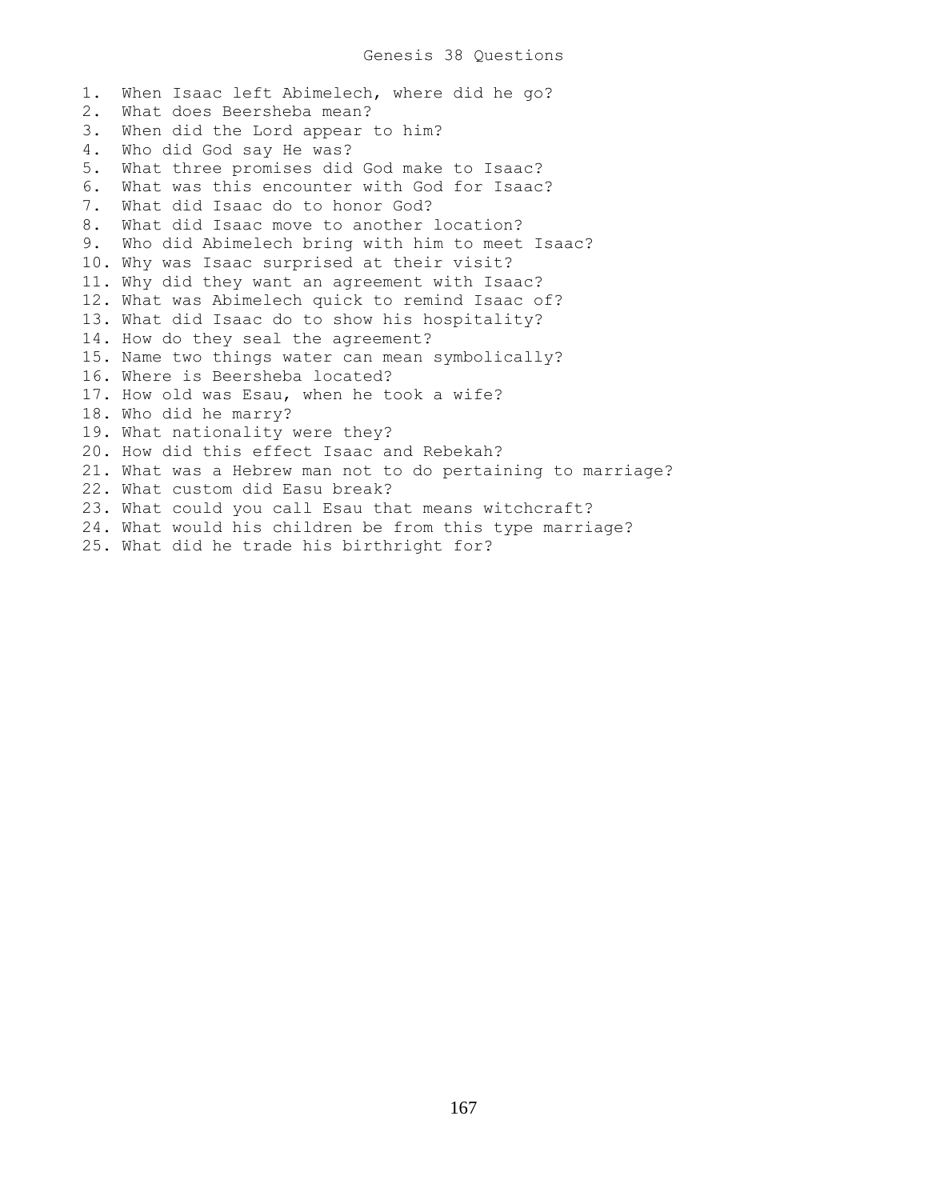# Genesis 38 Questions

1. When Isaac left Abimelech, where did he go?
2. What does Beersheba mean?
3. When did the Lord appear to him?
4. Who did God say He was?
5. What three promises did God make to Isaac?
6. What was this encounter with God for Isaac?
7. What did Isaac do to honor God?
8. What did Isaac move to another location?
9. Who did Abimelech bring with him to meet Isaac?
10. Why was Isaac surprised at their visit?
11. Why did they want an agreement with Isaac?
12. What was Abimelech quick to remind Isaac of?
13. What did Isaac do to show his hospitality?
14. How do they seal the agreement?
15. Name two things water can mean symbolically?
16. Where is Beersheba located?
17. How old was Esau, when he took a wife?
18. Who did he marry?
19. What nationality were they?
20. How did this effect Isaac and Rebekah?
21. What was a Hebrew man not to do pertaining to marriage?
22. What custom did Easu break?
23. What could you call Esau that means witchcraft?
24. What would his children be from this type marriage?
25. What did he trade his birthright for?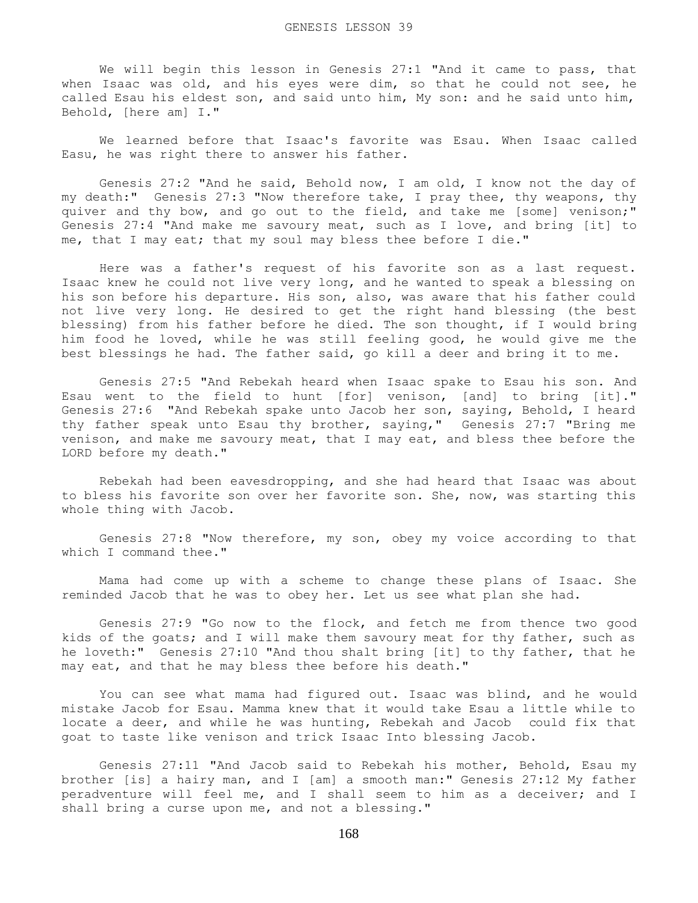# GENESIS LESSON 39

We will begin this lesson in Genesis 27:1 "And it came to pass, that when Isaac was old, and his eyes were dim, so that he could not see, he called Esau his eldest son, and said unto him, My son: and he said unto him, Behold, [here am] I."

We learned before that Isaac's favorite was Esau. When Isaac called Easu, he was right there to answer his father.

Genesis 27:2 "And he said, Behold now, I am old, I know not the day of my death:" Genesis 27:3 "Now therefore take, I pray thee, thy weapons, thy quiver and thy bow, and go out to the field, and take me [some] venison;" Genesis 27:4 "And make me savoury meat, such as I love, and bring [it] to me, that I may eat; that my soul may bless thee before I die."

Here was a father's request of his favorite son as a last request. Isaac knew he could not live very long, and he wanted to speak a blessing on his son before his departure. His son, also, was aware that his father could not live very long. He desired to get the right hand blessing (the best blessing) from his father before he died. The son thought, if I would bring him food he loved, while he was still feeling good, he would give me the best blessings he had. The father said, go kill a deer and bring it to me.

Genesis 27:5 "And Rebekah heard when Isaac spake to Esau his son. And Esau went to the field to hunt [for] venison, [and] to bring [it]." Genesis 27:6 "And Rebekah spake unto Jacob her son, saying, Behold, I heard thy father speak unto Esau thy brother, saying," Genesis 27:7 "Bring me venison, and make me savoury meat, that I may eat, and bless thee before the LORD before my death."

Rebekah had been eavesdropping, and she had heard that Isaac was about to bless his favorite son over her favorite son. She, now, was starting this whole thing with Jacob.

Genesis 27:8 "Now therefore, my son, obey my voice according to that which I command thee."

Mama had come up with a scheme to change these plans of Isaac. She reminded Jacob that he was to obey her. Let us see what plan she had.

Genesis 27:9 "Go now to the flock, and fetch me from thence two good kids of the goats; and I will make them savoury meat for thy father, such as he loveth:" Genesis 27:10 "And thou shalt bring [it] to thy father, that he may eat, and that he may bless thee before his death."

You can see what mama had figured out. Isaac was blind, and he would mistake Jacob for Esau. Mamma knew that it would take Esau a little while to locate a deer, and while he was hunting, Rebekah and Jacob could fix that goat to taste like venison and trick Isaac Into blessing Jacob.

Genesis 27:11 "And Jacob said to Rebekah his mother, Behold, Esau my brother [is] a hairy man, and I [am] a smooth man:" Genesis 27:12 My father peradventure will feel me, and I shall seem to him as a deceiver; and I shall bring a curse upon me, and not a blessing."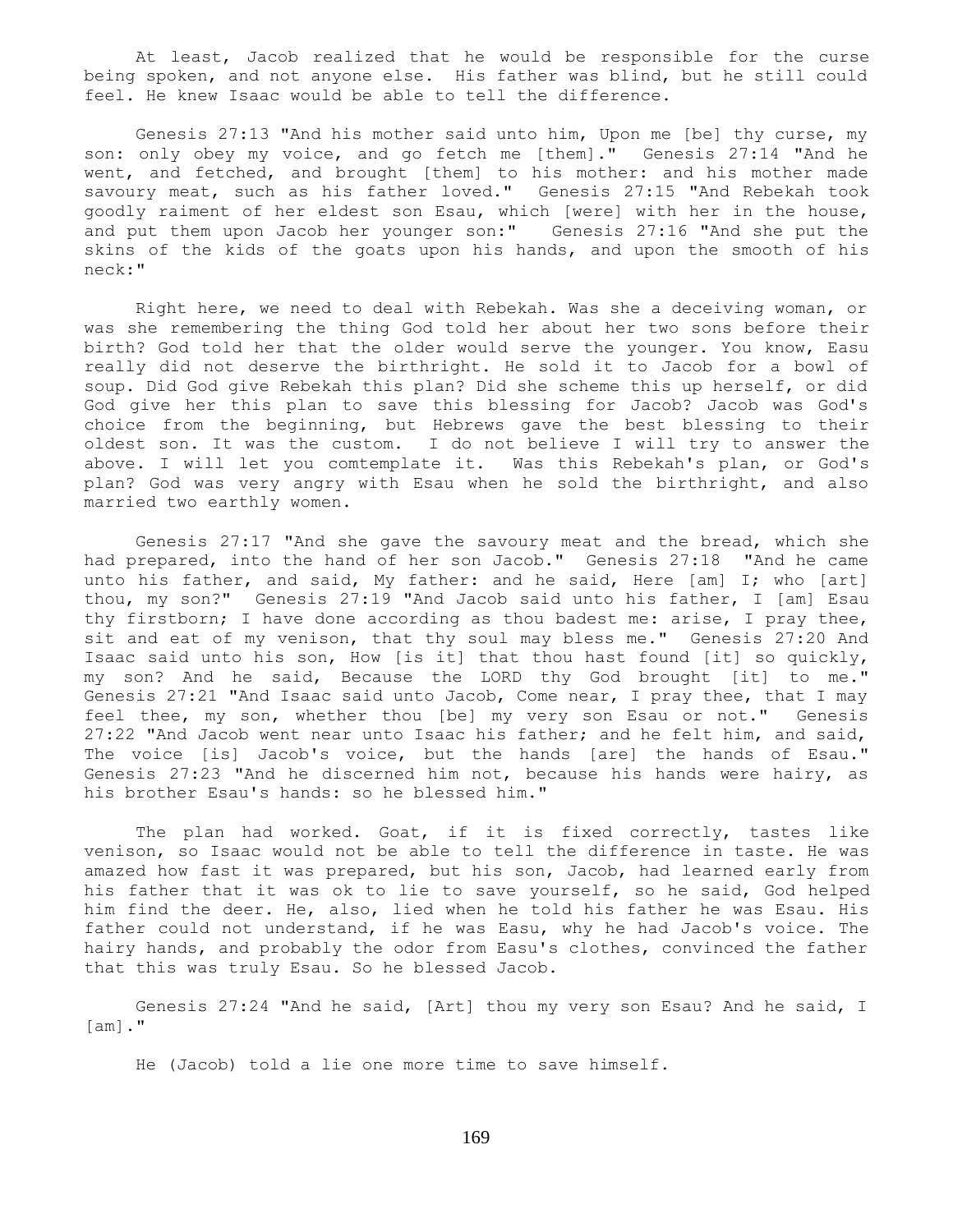At least, Jacob realized that he would be responsible for the curse being spoken, and not anyone else. His father was blind, but he still could feel. He knew Isaac would be able to tell the difference.

Genesis 27:13 "And his mother said unto him, Upon me [be] thy curse, my son: only obey my voice, and go fetch me [them]." Genesis 27:14 "And he went, and fetched, and brought [them] to his mother: and his mother made savoury meat, such as his father loved." Genesis 27:15 "And Rebekah took goodly raiment of her eldest son Esau, which [were] with her in the house, and put them upon Jacob her younger son:" Genesis 27:16 "And she put the skins of the kids of the goats upon his hands, and upon the smooth of his neck:"

Right here, we need to deal with Rebekah. Was she a deceiving woman, or was she remembering the thing God told her about her two sons before their birth? God told her that the older would serve the younger. You know, Easu really did not deserve the birthright. He sold it to Jacob for a bowl of soup. Did God give Rebekah this plan? Did she scheme this up herself, or did God give her this plan to save this blessing for Jacob? Jacob was God's choice from the beginning, but Hebrews gave the best blessing to their oldest son. It was the custom. I do not believe I will try to answer the above. I will let you comtemplate it. Was this Rebekah's plan, or God's plan? God was very angry with Esau when he sold the birthright, and also married two earthly women.

Genesis 27:17 "And she gave the savoury meat and the bread, which she had prepared, into the hand of her son Jacob." Genesis 27:18 "And he came unto his father, and said, My father: and he said, Here [am] I; who [art] thou, my son?" Genesis 27:19 "And Jacob said unto his father, I [am] Esau thy firstborn; I have done according as thou badest me: arise, I pray thee, sit and eat of my venison, that thy soul may bless me." Genesis 27:20 And Isaac said unto his son, How [is it] that thou hast found [it] so quickly, my son? And he said, Because the LORD thy God brought [it] to me." Genesis 27:21 "And Isaac said unto Jacob, Come near, I pray thee, that I may feel thee, my son, whether thou [be] my very son Esau or not." Genesis 27:22 "And Jacob went near unto Isaac his father; and he felt him, and said, The voice [is] Jacob's voice, but the hands [are] the hands of Esau." Genesis 27:23 "And he discerned him not, because his hands were hairy, as his brother Esau's hands: so he blessed him."

The plan had worked. Goat, if it is fixed correctly, tastes like venison, so Isaac would not be able to tell the difference in taste. He was amazed how fast it was prepared, but his son, Jacob, had learned early from his father that it was ok to lie to save yourself, so he said, God helped him find the deer. He, also, lied when he told his father he was Esau. His father could not understand, if he was Easu, why he had Jacob's voice. The hairy hands, and probably the odor from Easu's clothes, convinced the father that this was truly Esau. So he blessed Jacob.

Genesis 27:24 "And he said, [Art] thou my very son Esau? And he said, I [am]."

He (Jacob) told a lie one more time to save himself.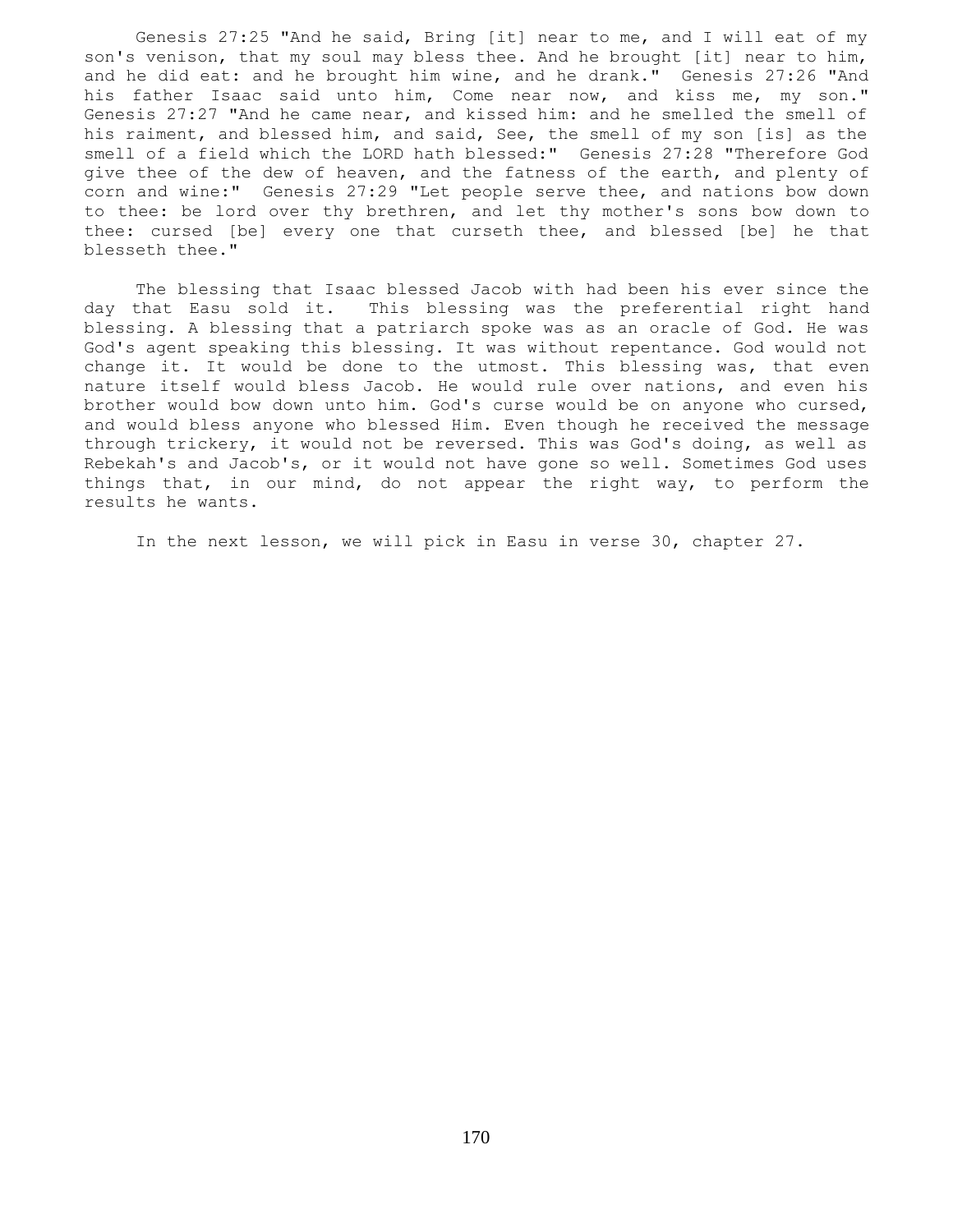Genesis 27:25 "And he said, Bring [it] near to me, and I will eat of my son's venison, that my soul may bless thee. And he brought [it] near to him, and he did eat: and he brought him wine, and he drank." Genesis 27:26 "And his father Isaac said unto him, Come near now, and kiss me, my son." Genesis 27:27 "And he came near, and kissed him: and he smelled the smell of his raiment, and blessed him, and said, See, the smell of my son [is] as the smell of a field which the LORD hath blessed:" Genesis 27:28 "Therefore God give thee of the dew of heaven, and the fatness of the earth, and plenty of corn and wine:" Genesis 27:29 "Let people serve thee, and nations bow down to thee: be lord over thy brethren, and let thy mother's sons bow down to thee: cursed [be] every one that curseth thee, and blessed [be] he that blesseth thee."

The blessing that Isaac blessed Jacob with had been his ever since the day that Easu sold it. This blessing was the preferential right hand blessing. A blessing that a patriarch spoke was as an oracle of God. He was God's agent speaking this blessing. It was without repentance. God would not change it. It would be done to the utmost. This blessing was, that even nature itself would bless Jacob. He would rule over nations, and even his brother would bow down unto him. God's curse would be on anyone who cursed, and would bless anyone who blessed Him. Even though he received the message through trickery, it would not be reversed. This was God's doing, as well as Rebekah's and Jacob's, or it would not have gone so well. Sometimes God uses things that, in our mind, do not appear the right way, to perform the results he wants.

In the next lesson, we will pick in Easu in verse 30, chapter 27.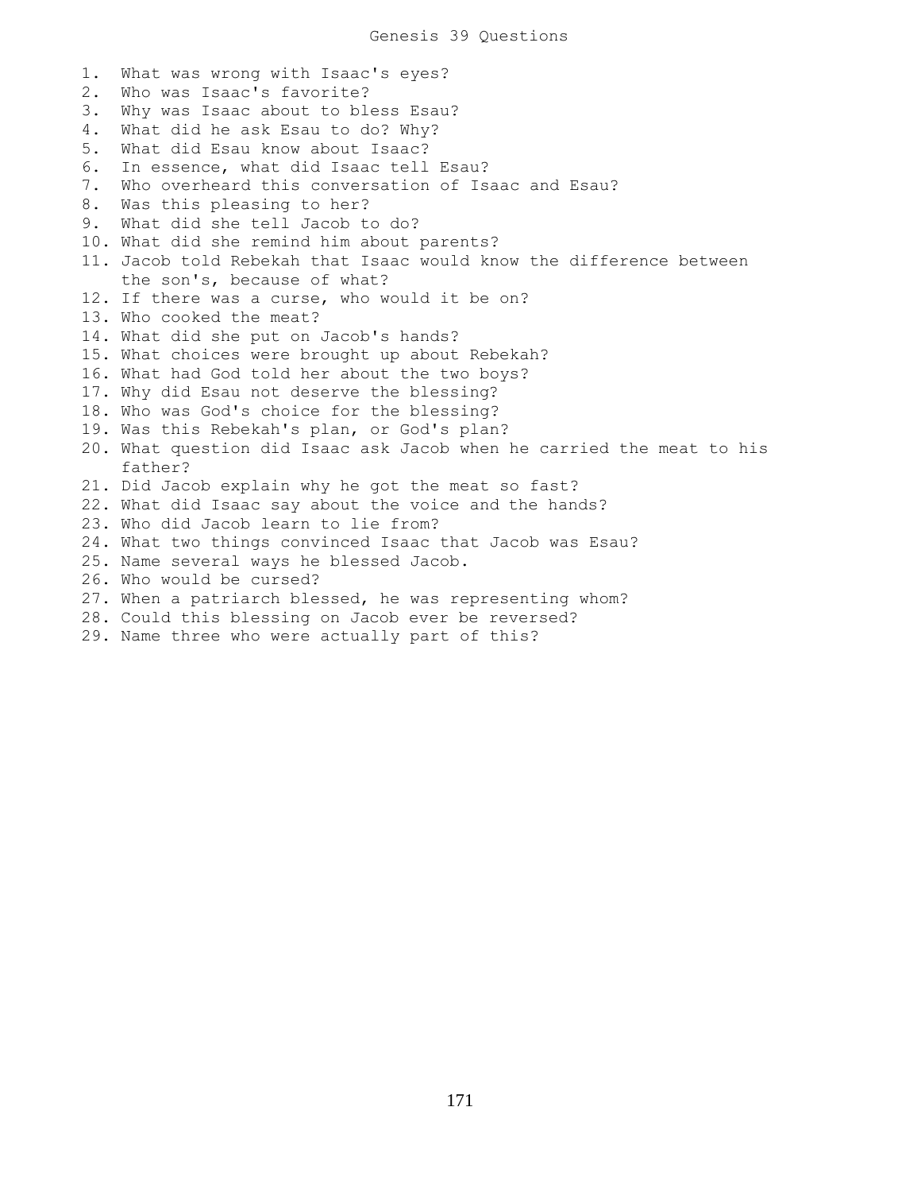# Genesis 39 Questions

1. What was wrong with Isaac's eyes?
2. Who was Isaac's favorite?
3. Why was Isaac about to bless Esau?
4. What did he ask Esau to do? Why?
5. What did Esau know about Isaac?
6. In essence, what did Isaac tell Esau?
7. Who overheard this conversation of Isaac and Esau?
8. Was this pleasing to her?
9. What did she tell Jacob to do?
10. What did she remind him about parents?
11. Jacob told Rebekah that Isaac would know the difference between the son's, because of what?
12. If there was a curse, who would it be on?
13. Who cooked the meat?
14. What did she put on Jacob's hands?
15. What choices were brought up about Rebekah?
16. What had God told her about the two boys?
17. Why did Esau not deserve the blessing?
18. Who was God's choice for the blessing?
19. Was this Rebekah's plan, or God's plan?
20. What question did Isaac ask Jacob when he carried the meat to his father?
21. Did Jacob explain why he got the meat so fast?
22. What did Isaac say about the voice and the hands?
23. Who did Jacob learn to lie from?
24. What two things convinced Isaac that Jacob was Esau?
25. Name several ways he blessed Jacob.
26. Who would be cursed?
27. When a patriarch blessed, he was representing whom?
28. Could this blessing on Jacob ever be reversed?
29. Name three who were actually part of this?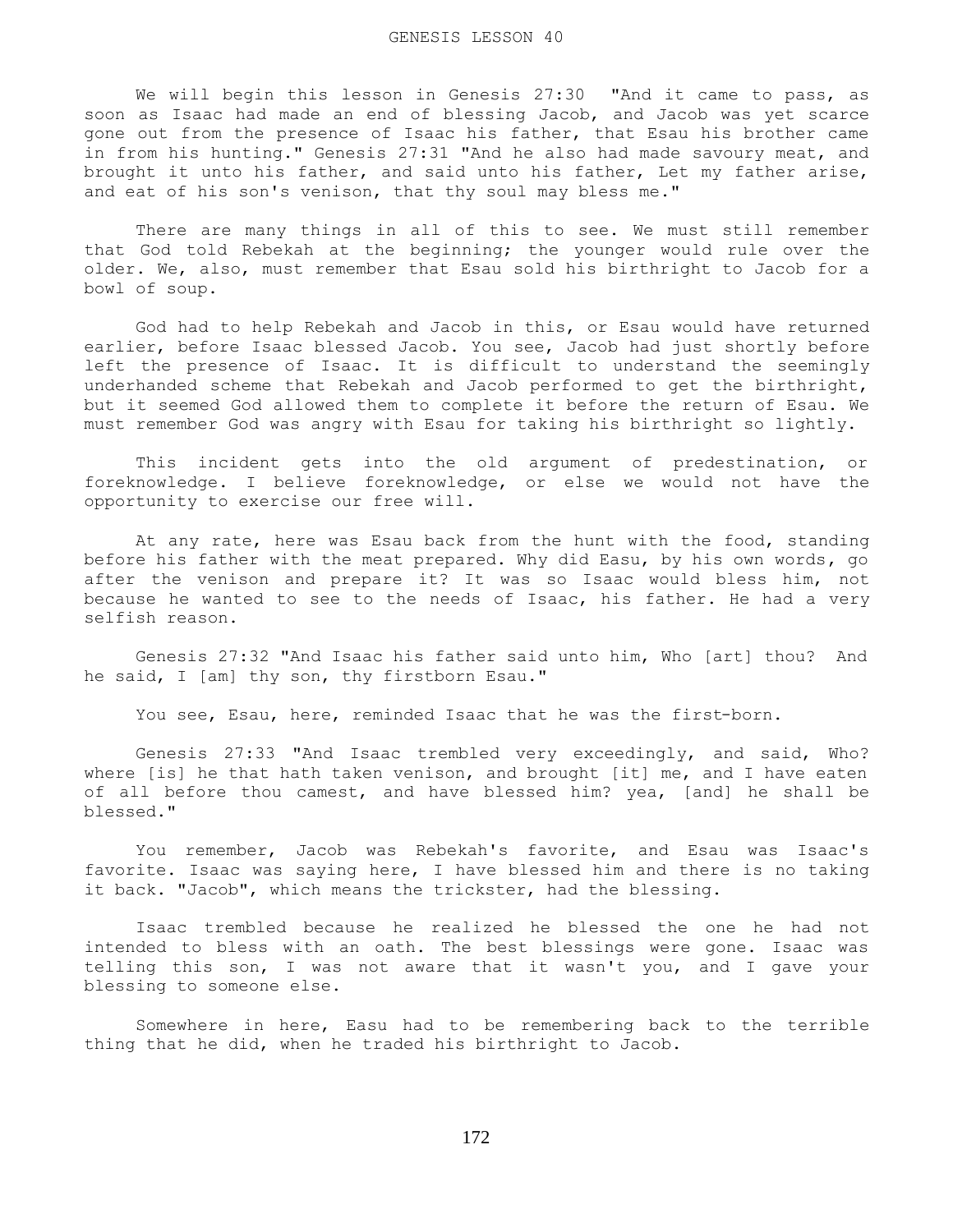# GENESIS LESSON 40

We will begin this lesson in Genesis 27:30 "And it came to pass, as soon as Isaac had made an end of blessing Jacob, and Jacob was yet scarce gone out from the presence of Isaac his father, that Esau his brother came in from his hunting." Genesis 27:31 "And he also had made savoury meat, and brought it unto his father, and said unto his father, Let my father arise, and eat of his son's venison, that thy soul may bless me."

There are many things in all of this to see. We must still remember that God told Rebekah at the beginning; the younger would rule over the older. We, also, must remember that Esau sold his birthright to Jacob for a bowl of soup.

God had to help Rebekah and Jacob in this, or Esau would have returned earlier, before Isaac blessed Jacob. You see, Jacob had just shortly before left the presence of Isaac. It is difficult to understand the seemingly underhanded scheme that Rebekah and Jacob performed to get the birthright, but it seemed God allowed them to complete it before the return of Esau. We must remember God was angry with Esau for taking his birthright so lightly.

This incident gets into the old argument of predestination, or foreknowledge. I believe foreknowledge, or else we would not have the opportunity to exercise our free will.

At any rate, here was Esau back from the hunt with the food, standing before his father with the meat prepared. Why did Easu, by his own words, go after the venison and prepare it? It was so Isaac would bless him, not because he wanted to see to the needs of Isaac, his father. He had a very selfish reason.

Genesis 27:32 "And Isaac his father said unto him, Who [art] thou? And he said, I [am] thy son, thy firstborn Esau."

You see, Esau, here, reminded Isaac that he was the first-born.

Genesis 27:33 "And Isaac trembled very exceedingly, and said, Who? where [is] he that hath taken venison, and brought [it] me, and I have eaten of all before thou camest, and have blessed him? yea, [and] he shall be blessed."

You remember, Jacob was Rebekah's favorite, and Esau was Isaac's favorite. Isaac was saying here, I have blessed him and there is no taking it back. "Jacob", which means the trickster, had the blessing.

Isaac trembled because he realized he blessed the one he had not intended to bless with an oath. The best blessings were gone. Isaac was telling this son, I was not aware that it wasn't you, and I gave your blessing to someone else.

Somewhere in here, Easu had to be remembering back to the terrible thing that he did, when he traded his birthright to Jacob.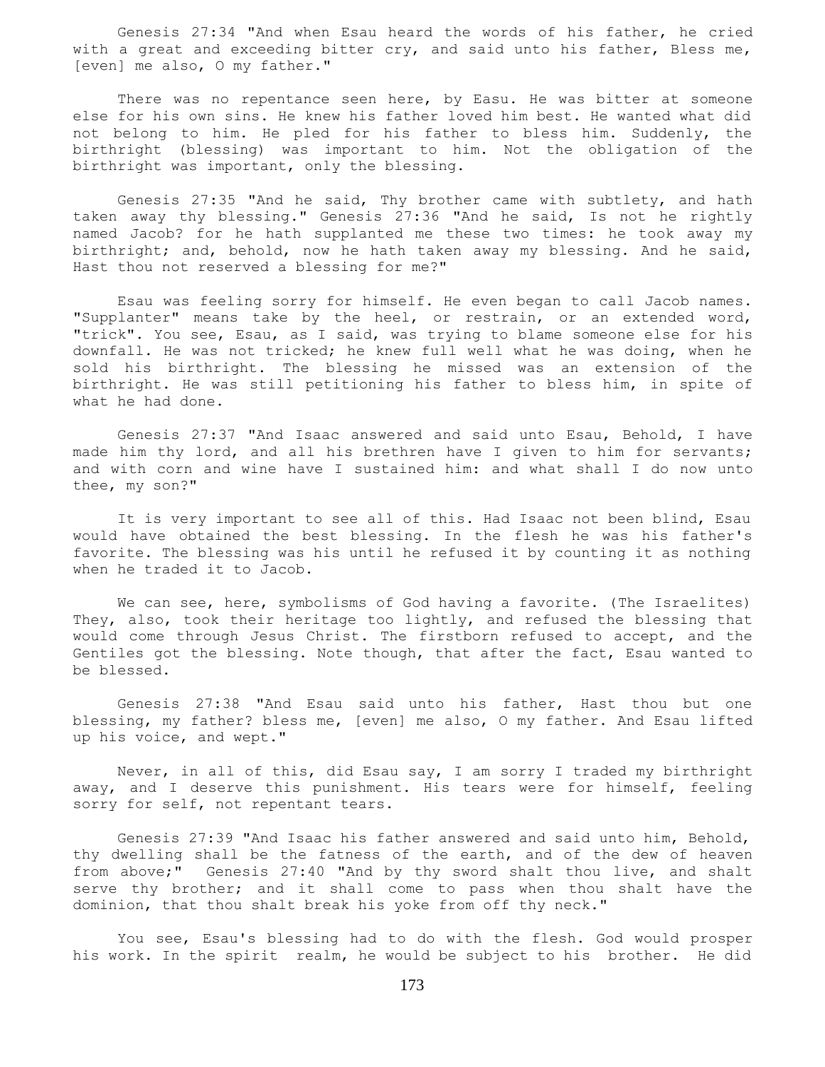Genesis 27:34 "And when Esau heard the words of his father, he cried with a great and exceeding bitter cry, and said unto his father, Bless me, [even] me also, O my father."

There was no repentance seen here, by Easu. He was bitter at someone else for his own sins. He knew his father loved him best. He wanted what did not belong to him. He pled for his father to bless him. Suddenly, the birthright (blessing) was important to him. Not the obligation of the birthright was important, only the blessing.

Genesis 27:35 "And he said, Thy brother came with subtlety, and hath taken away thy blessing." Genesis 27:36 "And he said, Is not he rightly named Jacob? for he hath supplanted me these two times: he took away my birthright; and, behold, now he hath taken away my blessing. And he said, Hast thou not reserved a blessing for me?"

Esau was feeling sorry for himself. He even began to call Jacob names. "Supplanter" means take by the heel, or restrain, or an extended word, "trick". You see, Esau, as I said, was trying to blame someone else for his downfall. He was not tricked; he knew full well what he was doing, when he sold his birthright. The blessing he missed was an extension of the birthright. He was still petitioning his father to bless him, in spite of what he had done.

Genesis 27:37 "And Isaac answered and said unto Esau, Behold, I have made him thy lord, and all his brethren have I given to him for servants; and with corn and wine have I sustained him: and what shall I do now unto thee, my son?"

It is very important to see all of this. Had Isaac not been blind, Esau would have obtained the best blessing. In the flesh he was his father's favorite. The blessing was his until he refused it by counting it as nothing when he traded it to Jacob.

We can see, here, symbolisms of God having a favorite. (The Israelites) They, also, took their heritage too lightly, and refused the blessing that would come through Jesus Christ. The firstborn refused to accept, and the Gentiles got the blessing. Note though, that after the fact, Esau wanted to be blessed.

Genesis 27:38 "And Esau said unto his father, Hast thou but one blessing, my father? bless me, [even] me also, O my father. And Esau lifted up his voice, and wept."

Never, in all of this, did Esau say, I am sorry I traded my birthright away, and I deserve this punishment. His tears were for himself, feeling sorry for self, not repentant tears.

Genesis 27:39 "And Isaac his father answered and said unto him, Behold, thy dwelling shall be the fatness of the earth, and of the dew of heaven from above;" Genesis 27:40 "And by thy sword shalt thou live, and shalt serve thy brother; and it shall come to pass when thou shalt have the dominion, that thou shalt break his yoke from off thy neck."

You see, Esau's blessing had to do with the flesh. God would prosper his work. In the spirit realm, he would be subject to his brother. He did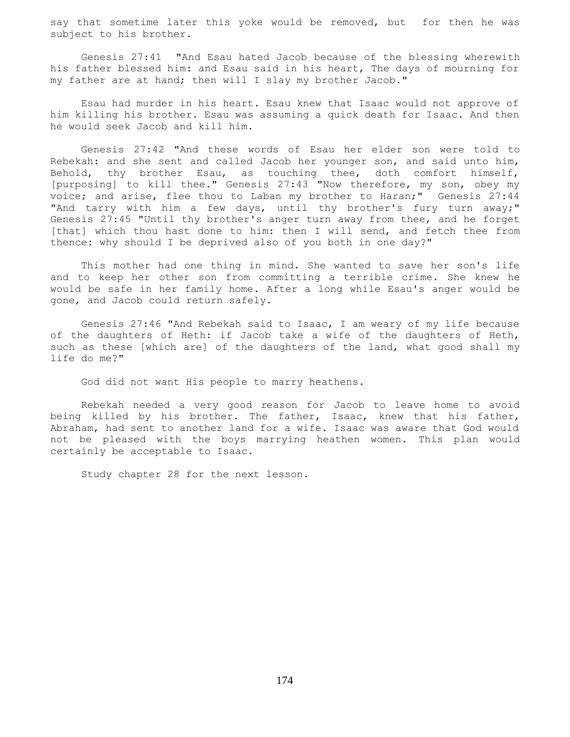say that sometime later this yoke would be removed, but for then he was subject to his brother.

Genesis 27:41 "And Esau hated Jacob because of the blessing wherewith his father blessed him: and Esau said in his heart, The days of mourning for my father are at hand; then will I slay my brother Jacob."

Esau had murder in his heart. Esau knew that Isaac would not approve of him killing his brother. Esau was assuming a quick death for Isaac. And then he would seek Jacob and kill him.

Genesis 27:42 "And these words of Esau her elder son were told to Rebekah: and she sent and called Jacob her younger son, and said unto him, Behold, thy brother Esau, as touching thee, doth comfort himself, [purposing] to kill thee." Genesis 27:43 "Now therefore, my son, obey my voice; and arise, flee thou to Laban my brother to Haran;" Genesis 27:44 "And tarry with him a few days, until thy brother's fury turn away;" Genesis 27:45 "Until thy brother's anger turn away from thee, and he forget [that] which thou hast done to him: then I will send, and fetch thee from thence: why should I be deprived also of you both in one day?"

This mother had one thing in mind. She wanted to save her son's life and to keep her other son from committing a terrible crime. She knew he would be safe in her family home. After a long while Esau's anger would be gone, and Jacob could return safely.

Genesis 27:46 "And Rebekah said to Isaac, I am weary of my life because of the daughters of Heth: if Jacob take a wife of the daughters of Heth, such as these [which are] of the daughters of the land, what good shall my life do me?"

God did not want His people to marry heathens.

Rebekah needed a very good reason for Jacob to leave home to avoid being killed by his brother. The father, Isaac, knew that his father, Abraham, had sent to another land for a wife. Isaac was aware that God would not be pleased with the boys marrying heathen women. This plan would certainly be acceptable to Isaac.

Study chapter 28 for the next lesson.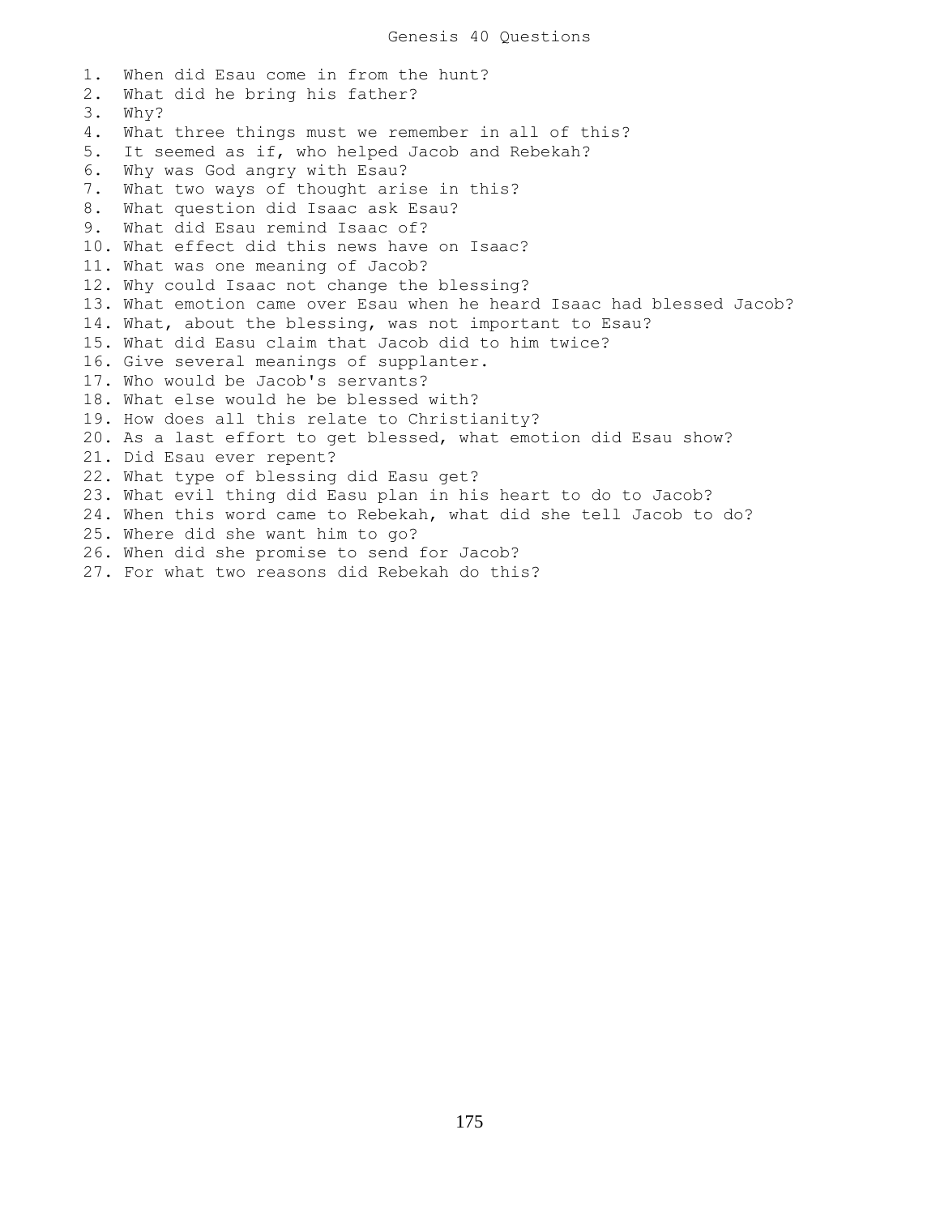# Genesis 40 Questions

1. When did Esau come in from the hunt?
2. What did he bring his father?
3. Why?
4. What three things must we remember in all of this?
5. It seemed as if, who helped Jacob and Rebekah?
6. Why was God angry with Esau?
7. What two ways of thought arise in this?
8. What question did Isaac ask Esau?
9. What did Esau remind Isaac of?
10. What effect did this news have on Isaac?
11. What was one meaning of Jacob?
12. Why could Isaac not change the blessing?
13. What emotion came over Esau when he heard Isaac had blessed Jacob?
14. What, about the blessing, was not important to Esau?
15. What did Easu claim that Jacob did to him twice?
16. Give several meanings of supplanter.
17. Who would be Jacob's servants?
18. What else would he be blessed with?
19. How does all this relate to Christianity?
20. As a last effort to get blessed, what emotion did Esau show?
21. Did Esau ever repent?
22. What type of blessing did Easu get?
23. What evil thing did Easu plan in his heart to do to Jacob?
24. When this word came to Rebekah, what did she tell Jacob to do?
25. Where did she want him to go?
26. When did she promise to send for Jacob?
27. For what two reasons did Rebekah do this?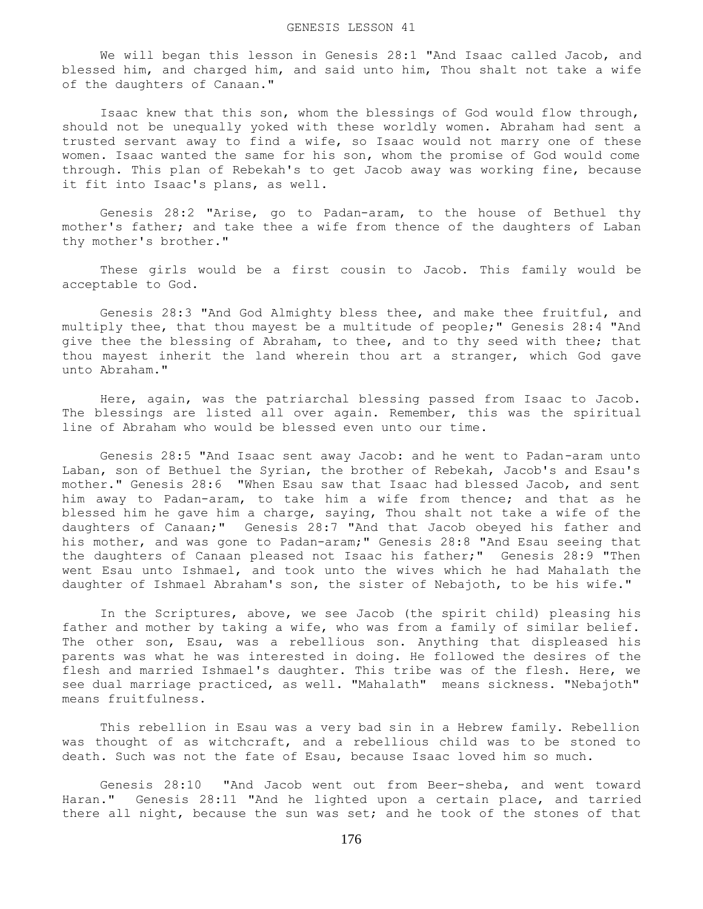# GENESIS LESSON 41

We will began this lesson in Genesis 28:1 "And Isaac called Jacob, and blessed him, and charged him, and said unto him, Thou shalt not take a wife of the daughters of Canaan."

Isaac knew that this son, whom the blessings of God would flow through, should not be unequally yoked with these worldly women. Abraham had sent a trusted servant away to find a wife, so Isaac would not marry one of these women. Isaac wanted the same for his son, whom the promise of God would come through. This plan of Rebekah's to get Jacob away was working fine, because it fit into Isaac's plans, as well.

Genesis 28:2 "Arise, go to Padan-aram, to the house of Bethuel thy mother's father; and take thee a wife from thence of the daughters of Laban thy mother's brother."

These girls would be a first cousin to Jacob. This family would be acceptable to God.

Genesis 28:3 "And God Almighty bless thee, and make thee fruitful, and multiply thee, that thou mayest be a multitude of people;" Genesis 28:4 "And give thee the blessing of Abraham, to thee, and to thy seed with thee; that thou mayest inherit the land wherein thou art a stranger, which God gave unto Abraham."

Here, again, was the patriarchal blessing passed from Isaac to Jacob. The blessings are listed all over again. Remember, this was the spiritual line of Abraham who would be blessed even unto our time.

Genesis 28:5 "And Isaac sent away Jacob: and he went to Padan-aram unto Laban, son of Bethuel the Syrian, the brother of Rebekah, Jacob's and Esau's mother." Genesis 28:6 "When Esau saw that Isaac had blessed Jacob, and sent him away to Padan-aram, to take him a wife from thence; and that as he blessed him he gave him a charge, saying, Thou shalt not take a wife of the daughters of Canaan;" Genesis 28:7 "And that Jacob obeyed his father and his mother, and was gone to Padan-aram;" Genesis 28:8 "And Esau seeing that the daughters of Canaan pleased not Isaac his father;" Genesis 28:9 "Then went Esau unto Ishmael, and took unto the wives which he had Mahalath the daughter of Ishmael Abraham's son, the sister of Nebajoth, to be his wife."

In the Scriptures, above, we see Jacob (the spirit child) pleasing his father and mother by taking a wife, who was from a family of similar belief. The other son, Esau, was a rebellious son. Anything that displeased his parents was what he was interested in doing. He followed the desires of the flesh and married Ishmael's daughter. This tribe was of the flesh. Here, we see dual marriage practiced, as well. "Mahalath" means sickness. "Nebajoth" means fruitfulness.

This rebellion in Esau was a very bad sin in a Hebrew family. Rebellion was thought of as witchcraft, and a rebellious child was to be stoned to death. Such was not the fate of Esau, because Isaac loved him so much.

Genesis 28:10 "And Jacob went out from Beer-sheba, and went toward Haran." Genesis 28:11 "And he lighted upon a certain place, and tarried there all night, because the sun was set; and he took of the stones of that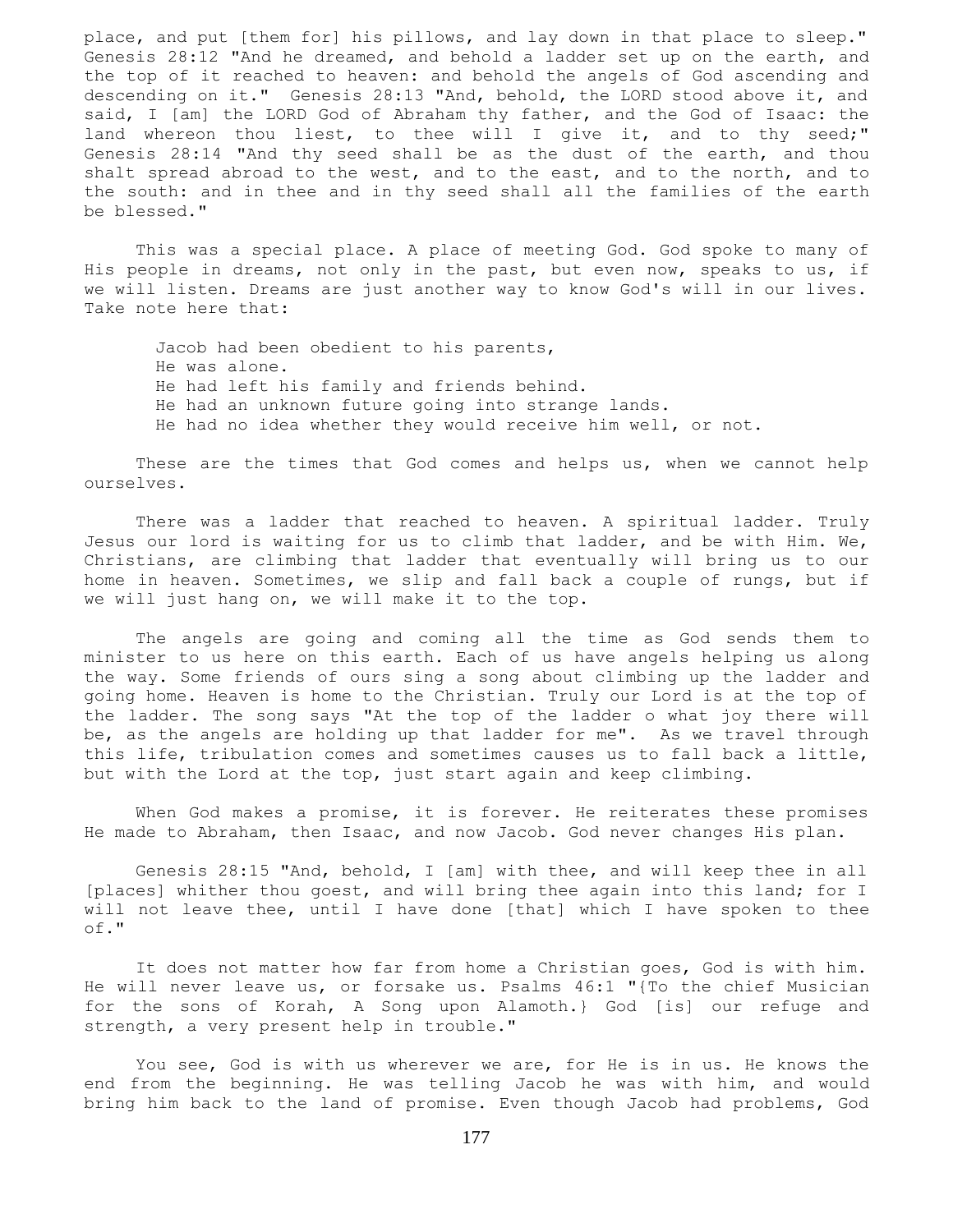place, and put [them for] his pillows, and lay down in that place to sleep." Genesis 28:12 "And he dreamed, and behold a ladder set up on the earth, and the top of it reached to heaven: and behold the angels of God ascending and descending on it." Genesis 28:13 "And, behold, the LORD stood above it, and said, I [am] the LORD God of Abraham thy father, and the God of Isaac: the land whereon thou liest, to thee will I give it, and to thy seed;" Genesis 28:14 "And thy seed shall be as the dust of the earth, and thou shalt spread abroad to the west, and to the east, and to the north, and to the south: and in thee and in thy seed shall all the families of the earth be blessed."

This was a special place. A place of meeting God. God spoke to many of His people in dreams, not only in the past, but even now, speaks to us, if we will listen. Dreams are just another way to know God's will in our lives. Take note here that:

> Jacob had been obedient to his parents,
> He was alone.
> He had left his family and friends behind.
> He had an unknown future going into strange lands.
> He had no idea whether they would receive him well, or not.

These are the times that God comes and helps us, when we cannot help ourselves.

There was a ladder that reached to heaven. A spiritual ladder. Truly Jesus our lord is waiting for us to climb that ladder, and be with Him. We, Christians, are climbing that ladder that eventually will bring us to our home in heaven. Sometimes, we slip and fall back a couple of rungs, but if we will just hang on, we will make it to the top.

The angels are going and coming all the time as God sends them to minister to us here on this earth. Each of us have angels helping us along the way. Some friends of ours sing a song about climbing up the ladder and going home. Heaven is home to the Christian. Truly our Lord is at the top of the ladder. The song says "At the top of the ladder o what joy there will be, as the angels are holding up that ladder for me". As we travel through this life, tribulation comes and sometimes causes us to fall back a little, but with the Lord at the top, just start again and keep climbing.

When God makes a promise, it is forever. He reiterates these promises He made to Abraham, then Isaac, and now Jacob. God never changes His plan.

Genesis 28:15 "And, behold, I [am] with thee, and will keep thee in all [places] whither thou goest, and will bring thee again into this land; for I will not leave thee, until I have done [that] which I have spoken to thee of."

It does not matter how far from home a Christian goes, God is with him. He will never leave us, or forsake us. Psalms 46:1 "{To the chief Musician for the sons of Korah, A Song upon Alamoth.} God [is] our refuge and strength, a very present help in trouble."

You see, God is with us wherever we are, for He is in us. He knows the end from the beginning. He was telling Jacob he was with him, and would bring him back to the land of promise. Even though Jacob had problems, God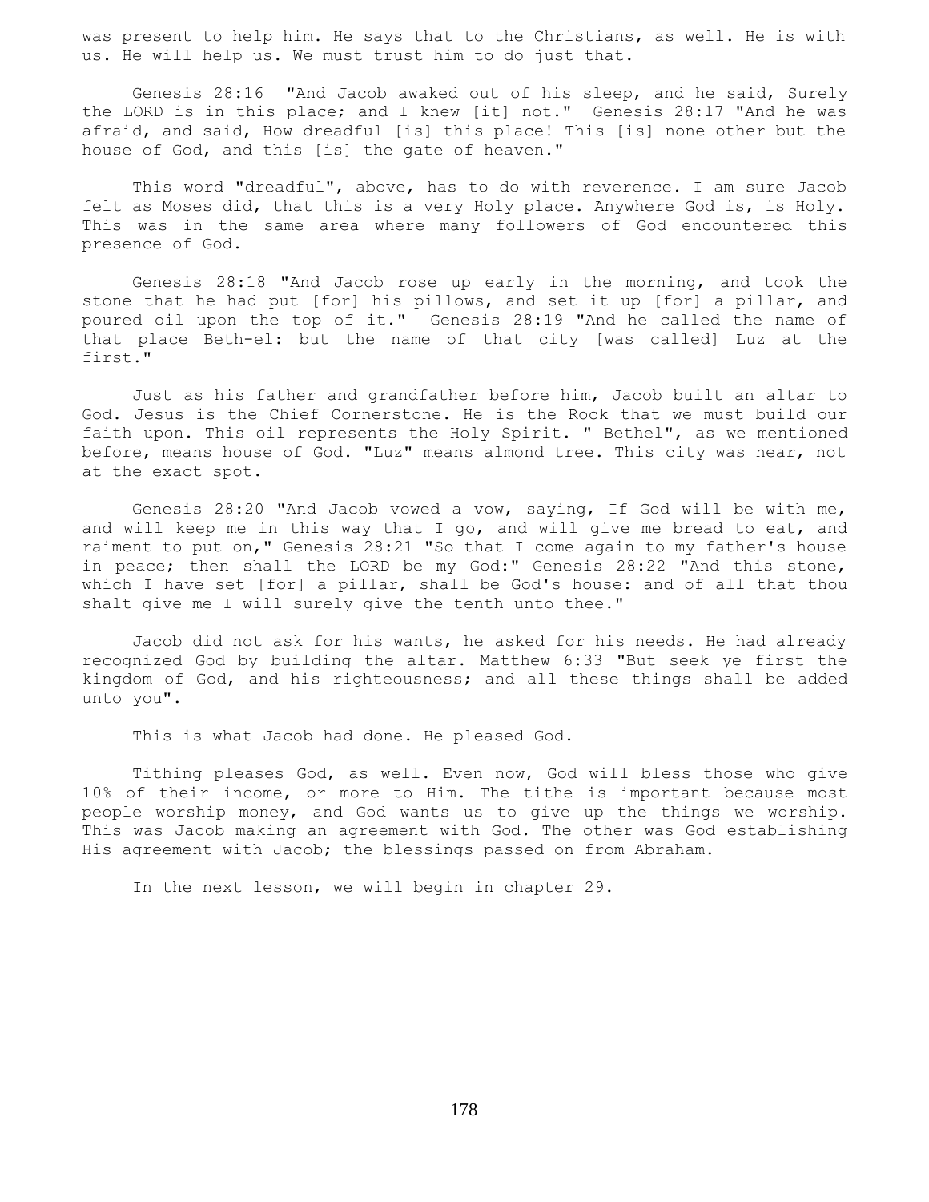was present to help him. He says that to the Christians, as well. He is with us. He will help us. We must trust him to do just that.

Genesis 28:16 "And Jacob awaked out of his sleep, and he said, Surely the LORD is in this place; and I knew [it] not." Genesis 28:17 "And he was afraid, and said, How dreadful [is] this place! This [is] none other but the house of God, and this [is] the gate of heaven."

This word "dreadful", above, has to do with reverence. I am sure Jacob felt as Moses did, that this is a very Holy place. Anywhere God is, is Holy. This was in the same area where many followers of God encountered this presence of God.

Genesis 28:18 "And Jacob rose up early in the morning, and took the stone that he had put [for] his pillows, and set it up [for] a pillar, and poured oil upon the top of it." Genesis 28:19 "And he called the name of that place Beth-el: but the name of that city [was called] Luz at the first."

Just as his father and grandfather before him, Jacob built an altar to God. Jesus is the Chief Cornerstone. He is the Rock that we must build our faith upon. This oil represents the Holy Spirit. " Bethel", as we mentioned before, means house of God. "Luz" means almond tree. This city was near, not at the exact spot.

Genesis 28:20 "And Jacob vowed a vow, saying, If God will be with me, and will keep me in this way that I go, and will give me bread to eat, and raiment to put on," Genesis 28:21 "So that I come again to my father's house in peace; then shall the LORD be my God:" Genesis 28:22 "And this stone, which I have set [for] a pillar, shall be God's house: and of all that thou shalt give me I will surely give the tenth unto thee."

Jacob did not ask for his wants, he asked for his needs. He had already recognized God by building the altar. Matthew 6:33 "But seek ye first the kingdom of God, and his righteousness; and all these things shall be added unto you".

This is what Jacob had done. He pleased God.

Tithing pleases God, as well. Even now, God will bless those who give 10% of their income, or more to Him. The tithe is important because most people worship money, and God wants us to give up the things we worship. This was Jacob making an agreement with God. The other was God establishing His agreement with Jacob; the blessings passed on from Abraham.

In the next lesson, we will begin in chapter 29.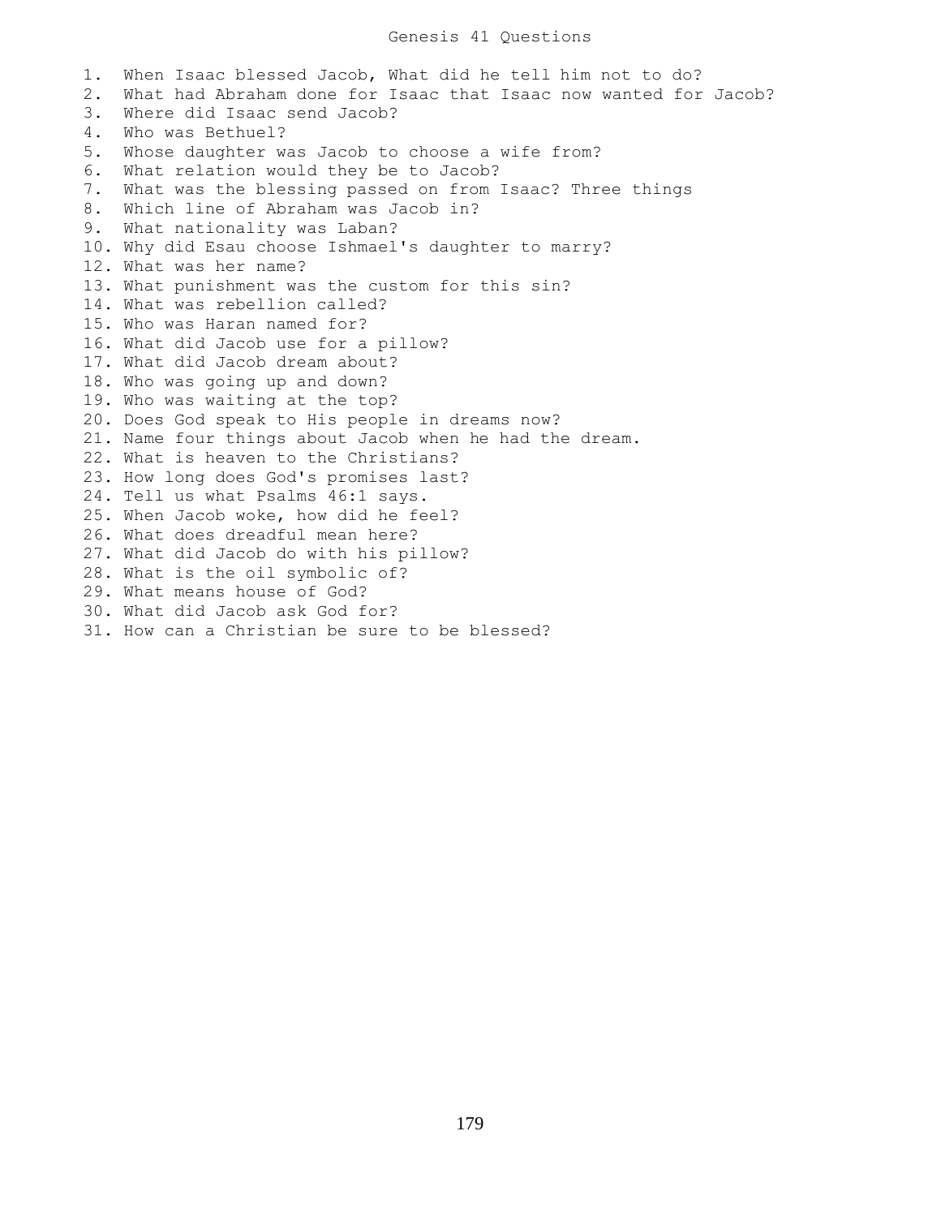# Genesis 41 Questions

1. When Isaac blessed Jacob, What did he tell him not to do?
2. What had Abraham done for Isaac that Isaac now wanted for Jacob?
3. Where did Isaac send Jacob?
4. Who was Bethuel?
5. Whose daughter was Jacob to choose a wife from?
6. What relation would they be to Jacob?
7. What was the blessing passed on from Isaac? Three things
8. Which line of Abraham was Jacob in?
9. What nationality was Laban?
10. Why did Esau choose Ishmael's daughter to marry?
12. What was her name?
13. What punishment was the custom for this sin?
14. What was rebellion called?
15. Who was Haran named for?
16. What did Jacob use for a pillow?
17. What did Jacob dream about?
18. Who was going up and down?
19. Who was waiting at the top?
20. Does God speak to His people in dreams now?
21. Name four things about Jacob when he had the dream.
22. What is heaven to the Christians?
23. How long does God's promises last?
24. Tell us what Psalms 46:1 says.
25. When Jacob woke, how did he feel?
26. What does dreadful mean here?
27. What did Jacob do with his pillow?
28. What is the oil symbolic of?
29. What means house of God?
30. What did Jacob ask God for?
31. How can a Christian be sure to be blessed?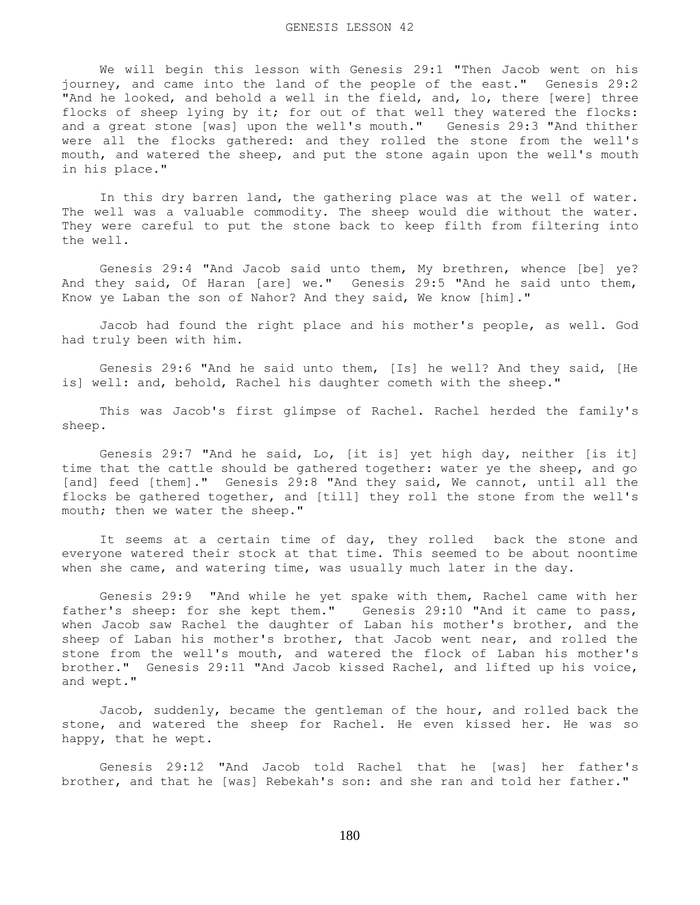# GENESIS LESSON 42

We will begin this lesson with Genesis 29:1 "Then Jacob went on his journey, and came into the land of the people of the east." Genesis 29:2 "And he looked, and behold a well in the field, and, lo, there [were] three flocks of sheep lying by it; for out of that well they watered the flocks: and a great stone [was] upon the well's mouth." Genesis 29:3 "And thither were all the flocks gathered: and they rolled the stone from the well's mouth, and watered the sheep, and put the stone again upon the well's mouth in his place."

In this dry barren land, the gathering place was at the well of water. The well was a valuable commodity. The sheep would die without the water. They were careful to put the stone back to keep filth from filtering into the well.

Genesis 29:4 "And Jacob said unto them, My brethren, whence [be] ye? And they said, Of Haran [are] we." Genesis 29:5 "And he said unto them, Know ye Laban the son of Nahor? And they said, We know [him]."

Jacob had found the right place and his mother's people, as well. God had truly been with him.

Genesis 29:6 "And he said unto them, [Is] he well? And they said, [He is] well: and, behold, Rachel his daughter cometh with the sheep."

This was Jacob's first glimpse of Rachel. Rachel herded the family's sheep.

Genesis 29:7 "And he said, Lo, [it is] yet high day, neither [is it] time that the cattle should be gathered together: water ye the sheep, and go [and] feed [them]." Genesis 29:8 "And they said, We cannot, until all the flocks be gathered together, and [till] they roll the stone from the well's mouth; then we water the sheep."

It seems at a certain time of day, they rolled back the stone and everyone watered their stock at that time. This seemed to be about noontime when she came, and watering time, was usually much later in the day.

Genesis 29:9 "And while he yet spake with them, Rachel came with her father's sheep: for she kept them." Genesis 29:10 "And it came to pass, when Jacob saw Rachel the daughter of Laban his mother's brother, and the sheep of Laban his mother's brother, that Jacob went near, and rolled the stone from the well's mouth, and watered the flock of Laban his mother's brother." Genesis 29:11 "And Jacob kissed Rachel, and lifted up his voice, and wept."

Jacob, suddenly, became the gentleman of the hour, and rolled back the stone, and watered the sheep for Rachel. He even kissed her. He was so happy, that he wept.

Genesis 29:12 "And Jacob told Rachel that he [was] her father's brother, and that he [was] Rebekah's son: and she ran and told her father."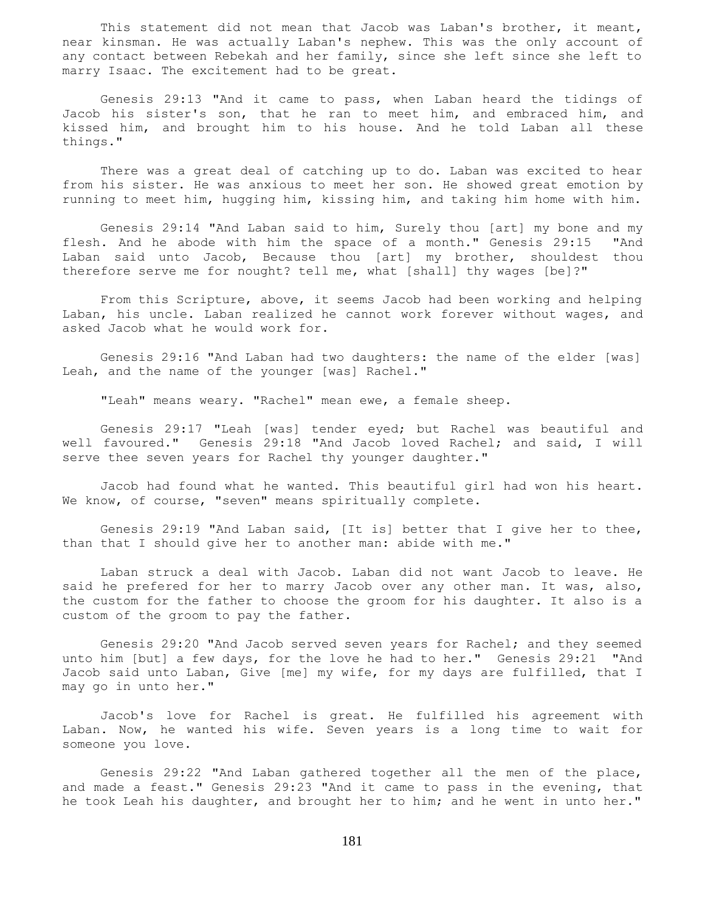This statement did not mean that Jacob was Laban's brother, it meant, near kinsman. He was actually Laban's nephew. This was the only account of any contact between Rebekah and her family, since she left since she left to marry Isaac. The excitement had to be great.

Genesis 29:13 "And it came to pass, when Laban heard the tidings of Jacob his sister's son, that he ran to meet him, and embraced him, and kissed him, and brought him to his house. And he told Laban all these things."

There was a great deal of catching up to do. Laban was excited to hear from his sister. He was anxious to meet her son. He showed great emotion by running to meet him, hugging him, kissing him, and taking him home with him.

Genesis 29:14 "And Laban said to him, Surely thou [art] my bone and my flesh. And he abode with him the space of a month." Genesis 29:15 "And Laban said unto Jacob, Because thou [art] my brother, shouldest thou therefore serve me for nought? tell me, what [shall] thy wages [be]?"

From this Scripture, above, it seems Jacob had been working and helping Laban, his uncle. Laban realized he cannot work forever without wages, and asked Jacob what he would work for.

Genesis 29:16 "And Laban had two daughters: the name of the elder [was] Leah, and the name of the younger [was] Rachel."

"Leah" means weary. "Rachel" mean ewe, a female sheep.

Genesis 29:17 "Leah [was] tender eyed; but Rachel was beautiful and well favoured." Genesis 29:18 "And Jacob loved Rachel; and said, I will serve thee seven years for Rachel thy younger daughter."

Jacob had found what he wanted. This beautiful girl had won his heart. We know, of course, "seven" means spiritually complete.

Genesis 29:19 "And Laban said, [It is] better that I give her to thee, than that I should give her to another man: abide with me."

Laban struck a deal with Jacob. Laban did not want Jacob to leave. He said he prefered for her to marry Jacob over any other man. It was, also, the custom for the father to choose the groom for his daughter. It also is a custom of the groom to pay the father.

Genesis 29:20 "And Jacob served seven years for Rachel; and they seemed unto him [but] a few days, for the love he had to her." Genesis 29:21 "And Jacob said unto Laban, Give [me] my wife, for my days are fulfilled, that I may go in unto her."

Jacob's love for Rachel is great. He fulfilled his agreement with Laban. Now, he wanted his wife. Seven years is a long time to wait for someone you love.

Genesis 29:22 "And Laban gathered together all the men of the place, and made a feast." Genesis 29:23 "And it came to pass in the evening, that he took Leah his daughter, and brought her to him; and he went in unto her."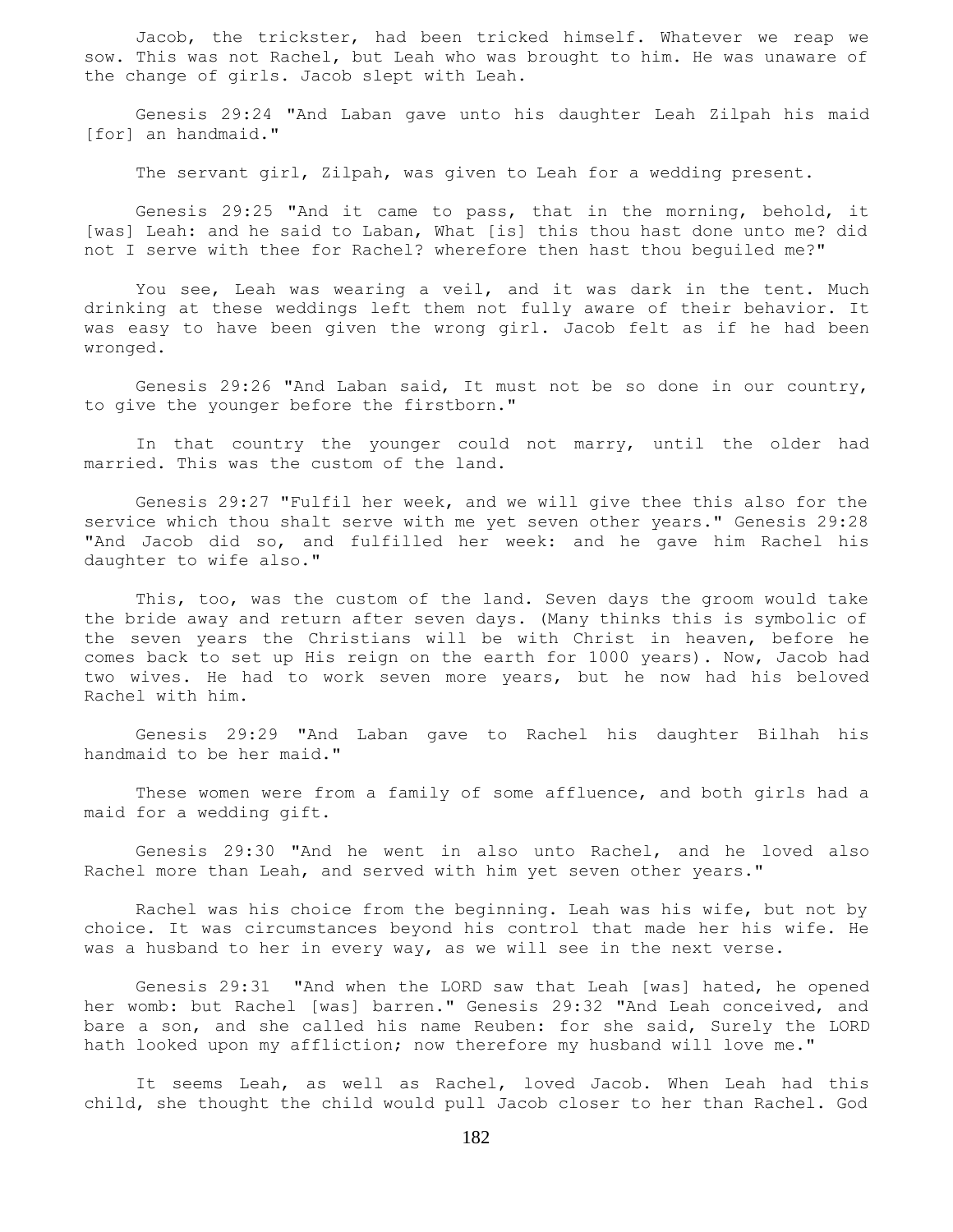Jacob, the trickster, had been tricked himself. Whatever we reap we sow. This was not Rachel, but Leah who was brought to him. He was unaware of the change of girls. Jacob slept with Leah.

Genesis 29:24 "And Laban gave unto his daughter Leah Zilpah his maid [for] an handmaid."

The servant girl, Zilpah, was given to Leah for a wedding present.

Genesis 29:25 "And it came to pass, that in the morning, behold, it [was] Leah: and he said to Laban, What [is] this thou hast done unto me? did not I serve with thee for Rachel? wherefore then hast thou beguiled me?"

You see, Leah was wearing a veil, and it was dark in the tent. Much drinking at these weddings left them not fully aware of their behavior. It was easy to have been given the wrong girl. Jacob felt as if he had been wronged.

Genesis 29:26 "And Laban said, It must not be so done in our country, to give the younger before the firstborn."

In that country the younger could not marry, until the older had married. This was the custom of the land.

Genesis 29:27 "Fulfil her week, and we will give thee this also for the service which thou shalt serve with me yet seven other years." Genesis 29:28 "And Jacob did so, and fulfilled her week: and he gave him Rachel his daughter to wife also."

This, too, was the custom of the land. Seven days the groom would take the bride away and return after seven days. (Many thinks this is symbolic of the seven years the Christians will be with Christ in heaven, before he comes back to set up His reign on the earth for 1000 years). Now, Jacob had two wives. He had to work seven more years, but he now had his beloved Rachel with him.

Genesis 29:29 "And Laban gave to Rachel his daughter Bilhah his handmaid to be her maid."

These women were from a family of some affluence, and both girls had a maid for a wedding gift.

Genesis 29:30 "And he went in also unto Rachel, and he loved also Rachel more than Leah, and served with him yet seven other years."

Rachel was his choice from the beginning. Leah was his wife, but not by choice. It was circumstances beyond his control that made her his wife. He was a husband to her in every way, as we will see in the next verse.

Genesis 29:31 "And when the LORD saw that Leah [was] hated, he opened her womb: but Rachel [was] barren." Genesis 29:32 "And Leah conceived, and bare a son, and she called his name Reuben: for she said, Surely the LORD hath looked upon my affliction; now therefore my husband will love me."

It seems Leah, as well as Rachel, loved Jacob. When Leah had this child, she thought the child would pull Jacob closer to her than Rachel. God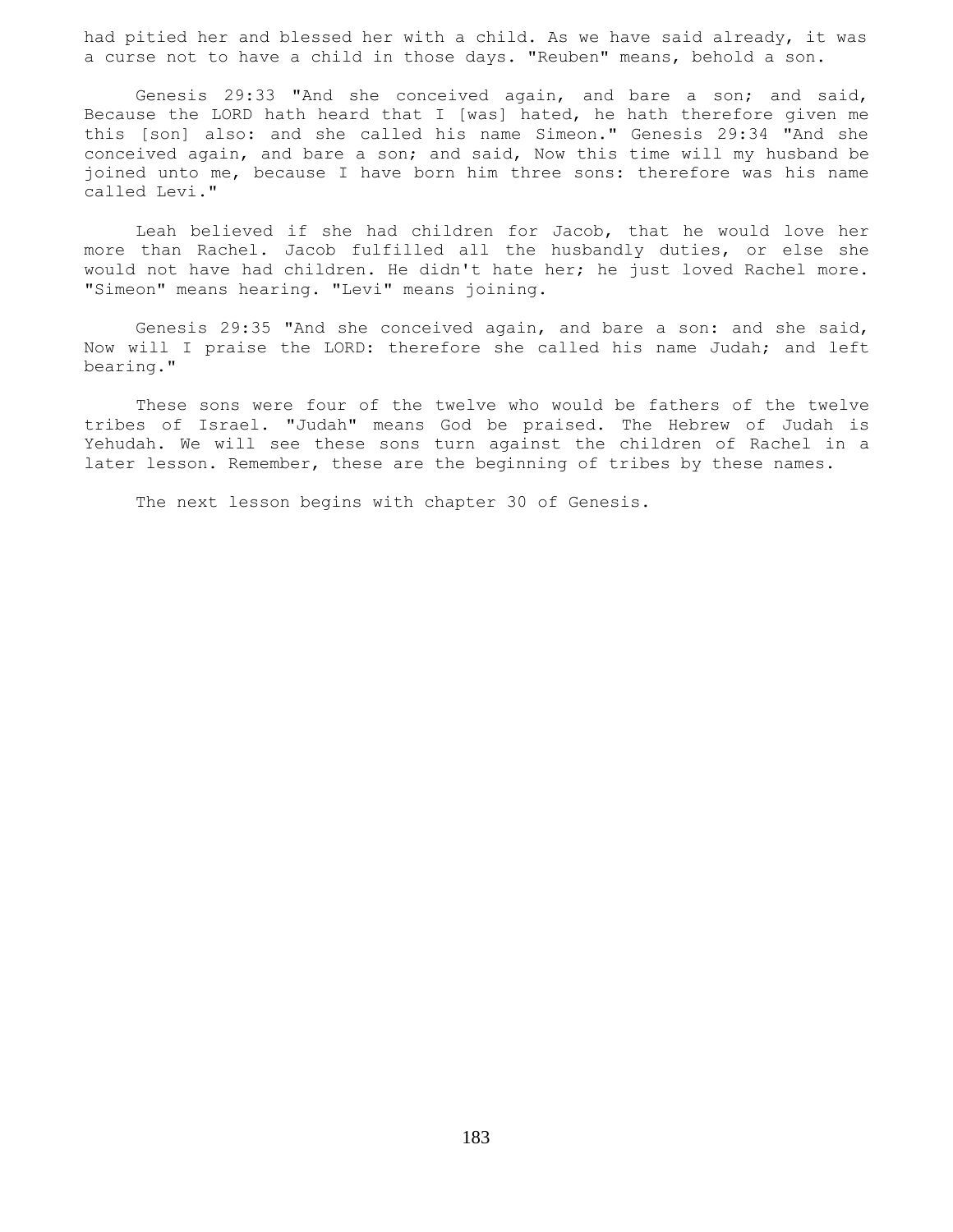had pitied her and blessed her with a child. As we have said already, it was a curse not to have a child in those days. "Reuben" means, behold a son.

Genesis 29:33 "And she conceived again, and bare a son; and said, Because the LORD hath heard that I [was] hated, he hath therefore given me this [son] also: and she called his name Simeon." Genesis 29:34 "And she conceived again, and bare a son; and said, Now this time will my husband be joined unto me, because I have born him three sons: therefore was his name called Levi."

Leah believed if she had children for Jacob, that he would love her more than Rachel. Jacob fulfilled all the husbandly duties, or else she would not have had children. He didn't hate her; he just loved Rachel more. "Simeon" means hearing. "Levi" means joining.

Genesis 29:35 "And she conceived again, and bare a son: and she said, Now will I praise the LORD: therefore she called his name Judah; and left bearing."

These sons were four of the twelve who would be fathers of the twelve tribes of Israel. "Judah" means God be praised. The Hebrew of Judah is Yehudah. We will see these sons turn against the children of Rachel in a later lesson. Remember, these are the beginning of tribes by these names.

The next lesson begins with chapter 30 of Genesis.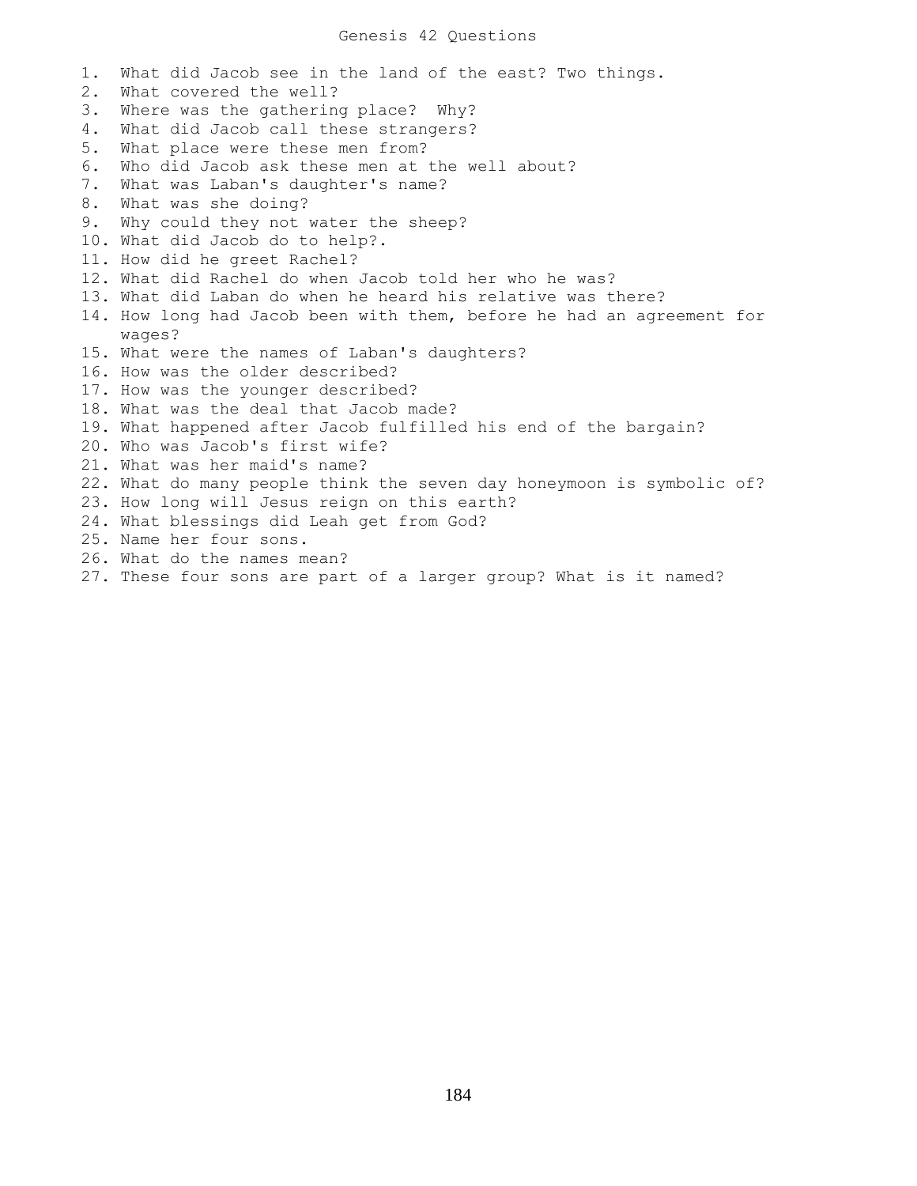# Genesis 42 Questions

1. What did Jacob see in the land of the east? Two things.
2. What covered the well?
3. Where was the gathering place? Why?
4. What did Jacob call these strangers?
5. What place were these men from?
6. Who did Jacob ask these men at the well about?
7. What was Laban's daughter's name?
8. What was she doing?
9. Why could they not water the sheep?
10. What did Jacob do to help?.
11. How did he greet Rachel?
12. What did Rachel do when Jacob told her who he was?
13. What did Laban do when he heard his relative was there?
14. How long had Jacob been with them, before he had an agreement for wages?
15. What were the names of Laban's daughters?
16. How was the older described?
17. How was the younger described?
18. What was the deal that Jacob made?
19. What happened after Jacob fulfilled his end of the bargain?
20. Who was Jacob's first wife?
21. What was her maid's name?
22. What do many people think the seven day honeymoon is symbolic of?
23. How long will Jesus reign on this earth?
24. What blessings did Leah get from God?
25. Name her four sons.
26. What do the names mean?
27. These four sons are part of a larger group? What is it named?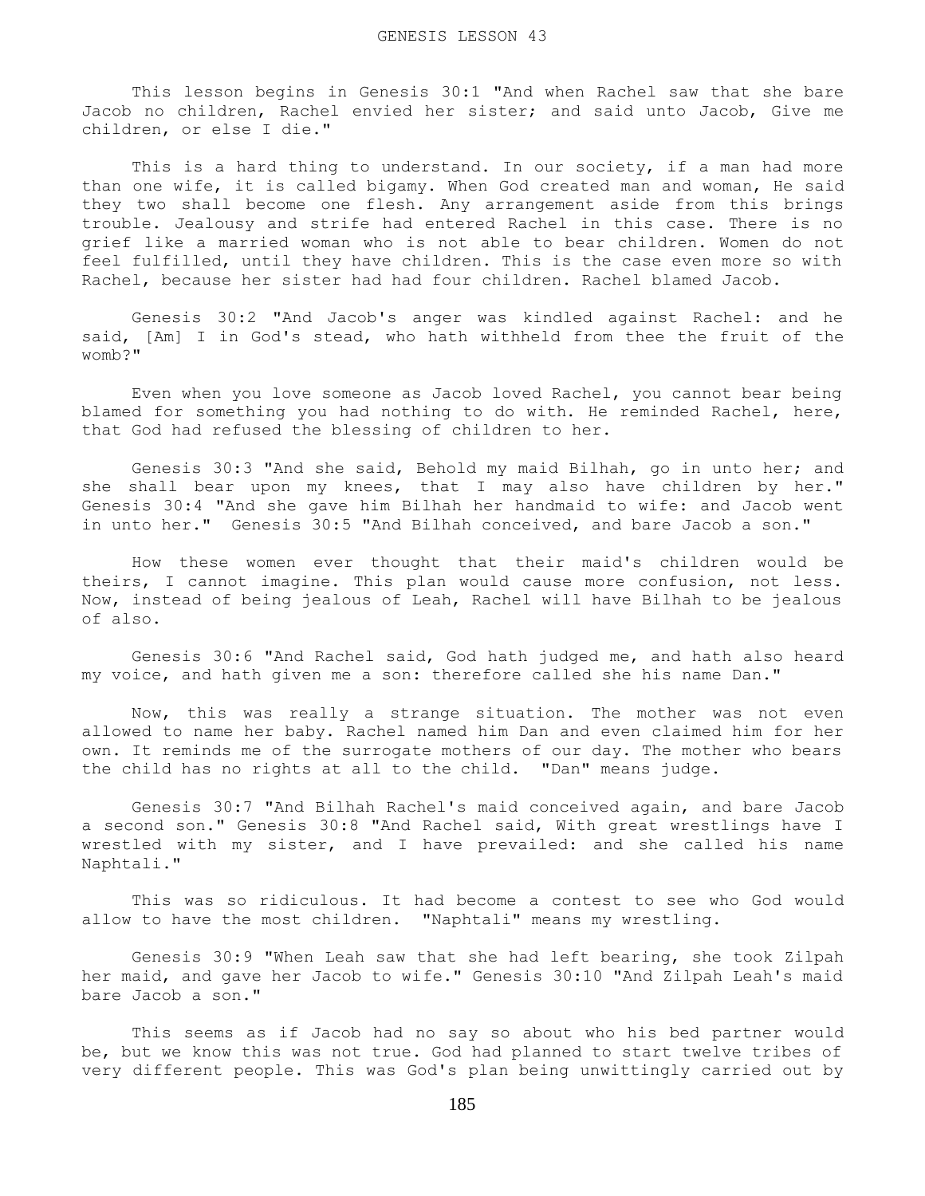# GENESIS LESSON 43

This lesson begins in Genesis 30:1 "And when Rachel saw that she bare Jacob no children, Rachel envied her sister; and said unto Jacob, Give me children, or else I die."

This is a hard thing to understand. In our society, if a man had more than one wife, it is called bigamy. When God created man and woman, He said they two shall become one flesh. Any arrangement aside from this brings trouble. Jealousy and strife had entered Rachel in this case. There is no grief like a married woman who is not able to bear children. Women do not feel fulfilled, until they have children. This is the case even more so with Rachel, because her sister had had four children. Rachel blamed Jacob.

Genesis 30:2 "And Jacob's anger was kindled against Rachel: and he said, [Am] I in God's stead, who hath withheld from thee the fruit of the womb?"

Even when you love someone as Jacob loved Rachel, you cannot bear being blamed for something you had nothing to do with. He reminded Rachel, here, that God had refused the blessing of children to her.

Genesis 30:3 "And she said, Behold my maid Bilhah, go in unto her; and she shall bear upon my knees, that I may also have children by her." Genesis 30:4 "And she gave him Bilhah her handmaid to wife: and Jacob went in unto her." Genesis 30:5 "And Bilhah conceived, and bare Jacob a son."

How these women ever thought that their maid's children would be theirs, I cannot imagine. This plan would cause more confusion, not less. Now, instead of being jealous of Leah, Rachel will have Bilhah to be jealous of also.

Genesis 30:6 "And Rachel said, God hath judged me, and hath also heard my voice, and hath given me a son: therefore called she his name Dan."

Now, this was really a strange situation. The mother was not even allowed to name her baby. Rachel named him Dan and even claimed him for her own. It reminds me of the surrogate mothers of our day. The mother who bears the child has no rights at all to the child. "Dan" means judge.

Genesis 30:7 "And Bilhah Rachel's maid conceived again, and bare Jacob a second son." Genesis 30:8 "And Rachel said, With great wrestlings have I wrestled with my sister, and I have prevailed: and she called his name Naphtali."

This was so ridiculous. It had become a contest to see who God would allow to have the most children. "Naphtali" means my wrestling.

Genesis 30:9 "When Leah saw that she had left bearing, she took Zilpah her maid, and gave her Jacob to wife." Genesis 30:10 "And Zilpah Leah's maid bare Jacob a son."

This seems as if Jacob had no say so about who his bed partner would be, but we know this was not true. God had planned to start twelve tribes of very different people. This was God's plan being unwittingly carried out by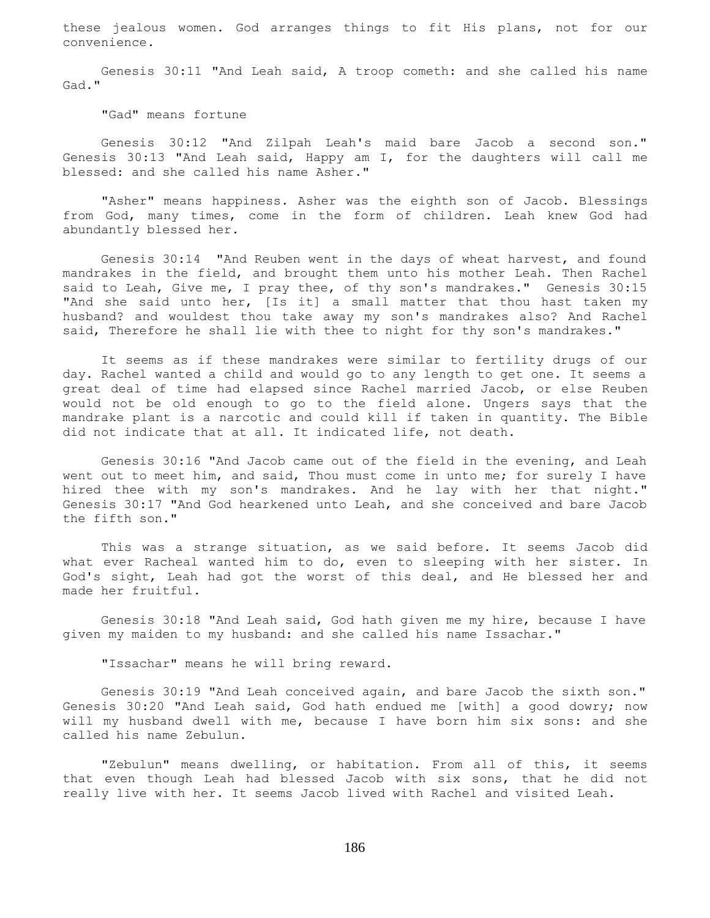these jealous women. God arranges things to fit His plans, not for our convenience.

Genesis 30:11 "And Leah said, A troop cometh: and she called his name Gad."

"Gad" means fortune

Genesis 30:12 "And Zilpah Leah's maid bare Jacob a second son." Genesis 30:13 "And Leah said, Happy am I, for the daughters will call me blessed: and she called his name Asher."

"Asher" means happiness. Asher was the eighth son of Jacob. Blessings from God, many times, come in the form of children. Leah knew God had abundantly blessed her.

Genesis 30:14 "And Reuben went in the days of wheat harvest, and found mandrakes in the field, and brought them unto his mother Leah. Then Rachel said to Leah, Give me, I pray thee, of thy son's mandrakes." Genesis 30:15 "And she said unto her, [Is it] a small matter that thou hast taken my husband? and wouldest thou take away my son's mandrakes also? And Rachel said, Therefore he shall lie with thee to night for thy son's mandrakes."

It seems as if these mandrakes were similar to fertility drugs of our day. Rachel wanted a child and would go to any length to get one. It seems a great deal of time had elapsed since Rachel married Jacob, or else Reuben would not be old enough to go to the field alone. Ungers says that the mandrake plant is a narcotic and could kill if taken in quantity. The Bible did not indicate that at all. It indicated life, not death.

Genesis 30:16 "And Jacob came out of the field in the evening, and Leah went out to meet him, and said, Thou must come in unto me; for surely I have hired thee with my son's mandrakes. And he lay with her that night." Genesis 30:17 "And God hearkened unto Leah, and she conceived and bare Jacob the fifth son."

This was a strange situation, as we said before. It seems Jacob did what ever Racheal wanted him to do, even to sleeping with her sister. In God's sight, Leah had got the worst of this deal, and He blessed her and made her fruitful.

Genesis 30:18 "And Leah said, God hath given me my hire, because I have given my maiden to my husband: and she called his name Issachar."

"Issachar" means he will bring reward.

Genesis 30:19 "And Leah conceived again, and bare Jacob the sixth son." Genesis 30:20 "And Leah said, God hath endued me [with] a good dowry; now will my husband dwell with me, because I have born him six sons: and she called his name Zebulun.

"Zebulun" means dwelling, or habitation. From all of this, it seems that even though Leah had blessed Jacob with six sons, that he did not really live with her. It seems Jacob lived with Rachel and visited Leah.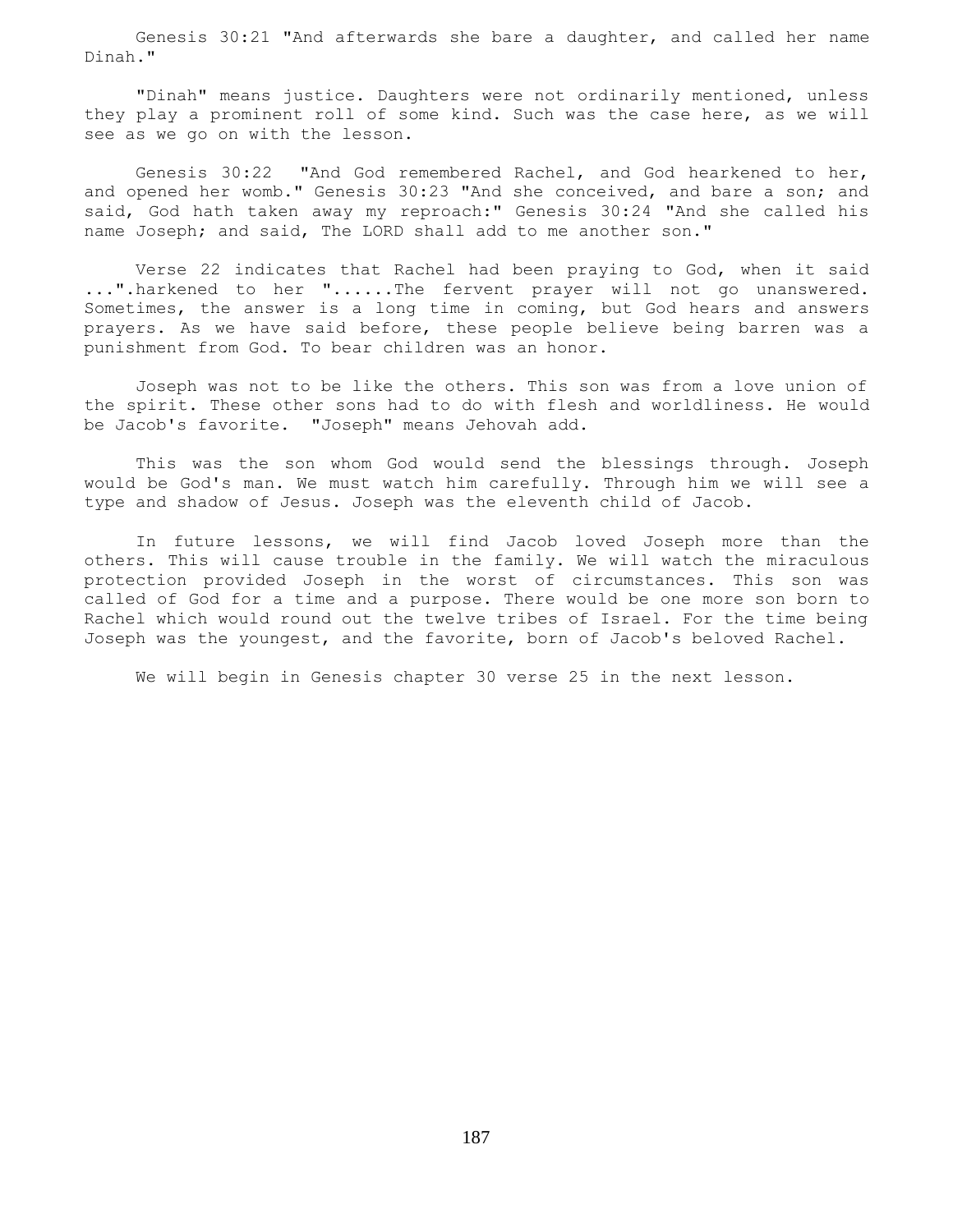Genesis 30:21 "And afterwards she bare a daughter, and called her name Dinah."

"Dinah" means justice. Daughters were not ordinarily mentioned, unless they play a prominent roll of some kind. Such was the case here, as we will see as we go on with the lesson.

Genesis 30:22 "And God remembered Rachel, and God hearkened to her, and opened her womb." Genesis 30:23 "And she conceived, and bare a son; and said, God hath taken away my reproach:" Genesis 30:24 "And she called his name Joseph; and said, The LORD shall add to me another son."

Verse 22 indicates that Rachel had been praying to God, when it said ...".harkened to her "......The fervent prayer will not go unanswered. Sometimes, the answer is a long time in coming, but God hears and answers prayers. As we have said before, these people believe being barren was a punishment from God. To bear children was an honor.

Joseph was not to be like the others. This son was from a love union of the spirit. These other sons had to do with flesh and worldliness. He would be Jacob's favorite. "Joseph" means Jehovah add.

This was the son whom God would send the blessings through. Joseph would be God's man. We must watch him carefully. Through him we will see a type and shadow of Jesus. Joseph was the eleventh child of Jacob.

In future lessons, we will find Jacob loved Joseph more than the others. This will cause trouble in the family. We will watch the miraculous protection provided Joseph in the worst of circumstances. This son was called of God for a time and a purpose. There would be one more son born to Rachel which would round out the twelve tribes of Israel. For the time being Joseph was the youngest, and the favorite, born of Jacob's beloved Rachel.

We will begin in Genesis chapter 30 verse 25 in the next lesson.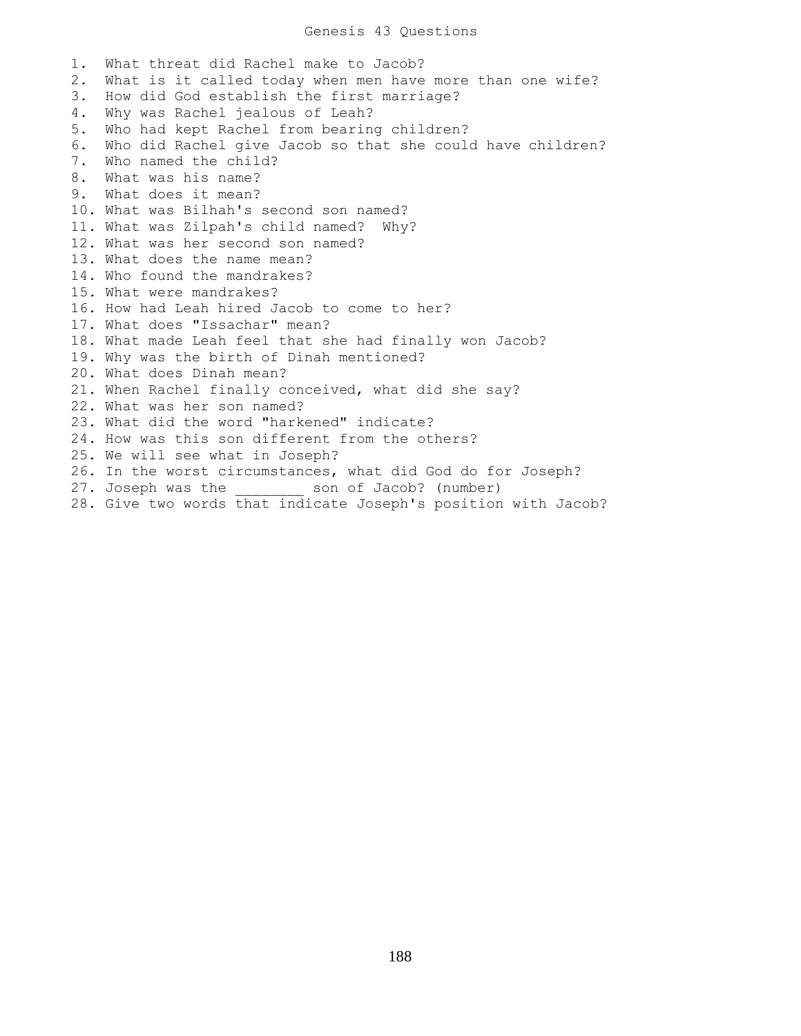# Genesis 43 Questions

1. What threat did Rachel make to Jacob?
2. What is it called today when men have more than one wife?
3. How did God establish the first marriage?
4. Why was Rachel jealous of Leah?
5. Who had kept Rachel from bearing children?
6. Who did Rachel give Jacob so that she could have children?
7. Who named the child?
8. What was his name?
9. What does it mean?
10. What was Bilhah's second son named?
11. What was Zilpah's child named? Why?
12. What was her second son named?
13. What does the name mean?
14. Who found the mandrakes?
15. What were mandrakes?
16. How had Leah hired Jacob to come to her?
17. What does "Issachar" mean?
18. What made Leah feel that she had finally won Jacob?
19. Why was the birth of Dinah mentioned?
20. What does Dinah mean?
21. When Rachel finally conceived, what did she say?
22. What was her son named?
23. What did the word "harkened" indicate?
24. How was this son different from the others?
25. We will see what in Joseph?
26. In the worst circumstances, what did God do for Joseph?
27. Joseph was the ________ son of Jacob? (number)
28. Give two words that indicate Joseph's position with Jacob?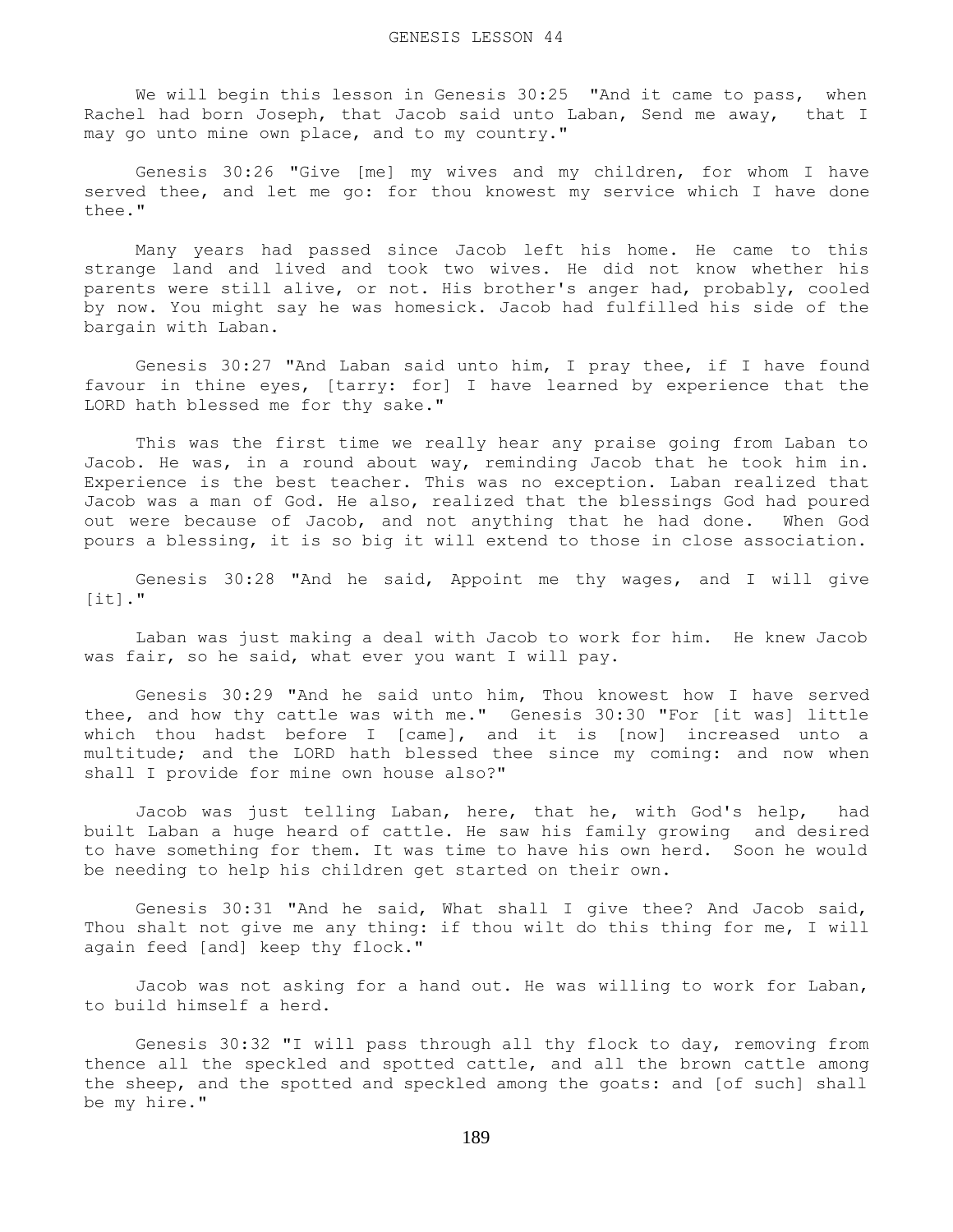# GENESIS LESSON 44

We will begin this lesson in Genesis 30:25 "And it came to pass, when Rachel had born Joseph, that Jacob said unto Laban, Send me away, that I may go unto mine own place, and to my country."

Genesis 30:26 "Give [me] my wives and my children, for whom I have served thee, and let me go: for thou knowest my service which I have done thee."

Many years had passed since Jacob left his home. He came to this strange land and lived and took two wives. He did not know whether his parents were still alive, or not. His brother's anger had, probably, cooled by now. You might say he was homesick. Jacob had fulfilled his side of the bargain with Laban.

Genesis 30:27 "And Laban said unto him, I pray thee, if I have found favour in thine eyes, [tarry: for] I have learned by experience that the LORD hath blessed me for thy sake."

This was the first time we really hear any praise going from Laban to Jacob. He was, in a round about way, reminding Jacob that he took him in. Experience is the best teacher. This was no exception. Laban realized that Jacob was a man of God. He also, realized that the blessings God had poured out were because of Jacob, and not anything that he had done. When God pours a blessing, it is so big it will extend to those in close association.

Genesis 30:28 "And he said, Appoint me thy wages, and I will give [it]."

Laban was just making a deal with Jacob to work for him. He knew Jacob was fair, so he said, what ever you want I will pay.

Genesis 30:29 "And he said unto him, Thou knowest how I have served thee, and how thy cattle was with me." Genesis 30:30 "For [it was] little which thou hadst before I [came], and it is [now] increased unto a multitude; and the LORD hath blessed thee since my coming: and now when shall I provide for mine own house also?"

Jacob was just telling Laban, here, that he, with God's help, had built Laban a huge heard of cattle. He saw his family growing and desired to have something for them. It was time to have his own herd. Soon he would be needing to help his children get started on their own.

Genesis 30:31 "And he said, What shall I give thee? And Jacob said, Thou shalt not give me any thing: if thou wilt do this thing for me, I will again feed [and] keep thy flock."

Jacob was not asking for a hand out. He was willing to work for Laban, to build himself a herd.

Genesis 30:32 "I will pass through all thy flock to day, removing from thence all the speckled and spotted cattle, and all the brown cattle among the sheep, and the spotted and speckled among the goats: and [of such] shall be my hire."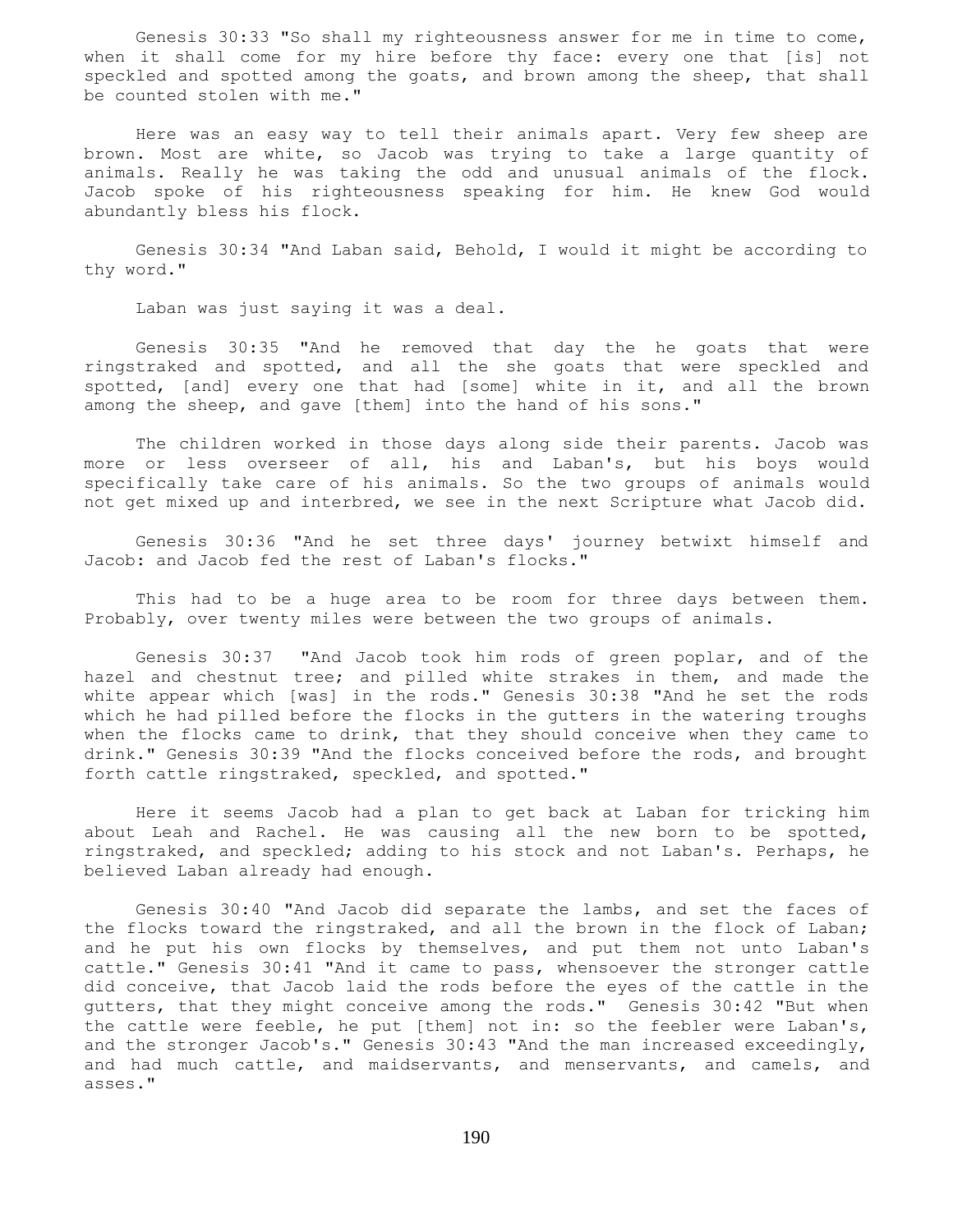Genesis 30:33 "So shall my righteousness answer for me in time to come, when it shall come for my hire before thy face: every one that [is] not speckled and spotted among the goats, and brown among the sheep, that shall be counted stolen with me."

Here was an easy way to tell their animals apart. Very few sheep are brown. Most are white, so Jacob was trying to take a large quantity of animals. Really he was taking the odd and unusual animals of the flock. Jacob spoke of his righteousness speaking for him. He knew God would abundantly bless his flock.

Genesis 30:34 "And Laban said, Behold, I would it might be according to thy word."

Laban was just saying it was a deal.

Genesis 30:35 "And he removed that day the he goats that were ringstraked and spotted, and all the she goats that were speckled and spotted, [and] every one that had [some] white in it, and all the brown among the sheep, and gave [them] into the hand of his sons."

The children worked in those days along side their parents. Jacob was more or less overseer of all, his and Laban's, but his boys would specifically take care of his animals. So the two groups of animals would not get mixed up and interbred, we see in the next Scripture what Jacob did.

Genesis 30:36 "And he set three days' journey betwixt himself and Jacob: and Jacob fed the rest of Laban's flocks."

This had to be a huge area to be room for three days between them. Probably, over twenty miles were between the two groups of animals.

Genesis 30:37 "And Jacob took him rods of green poplar, and of the hazel and chestnut tree; and pilled white strakes in them, and made the white appear which [was] in the rods." Genesis 30:38 "And he set the rods which he had pilled before the flocks in the gutters in the watering troughs when the flocks came to drink, that they should conceive when they came to drink." Genesis 30:39 "And the flocks conceived before the rods, and brought forth cattle ringstraked, speckled, and spotted."

Here it seems Jacob had a plan to get back at Laban for tricking him about Leah and Rachel. He was causing all the new born to be spotted, ringstraked, and speckled; adding to his stock and not Laban's. Perhaps, he believed Laban already had enough.

Genesis 30:40 "And Jacob did separate the lambs, and set the faces of the flocks toward the ringstraked, and all the brown in the flock of Laban; and he put his own flocks by themselves, and put them not unto Laban's cattle." Genesis 30:41 "And it came to pass, whensoever the stronger cattle did conceive, that Jacob laid the rods before the eyes of the cattle in the gutters, that they might conceive among the rods." Genesis 30:42 "But when the cattle were feeble, he put [them] not in: so the feebler were Laban's, and the stronger Jacob's." Genesis 30:43 "And the man increased exceedingly, and had much cattle, and maidservants, and menservants, and camels, and asses."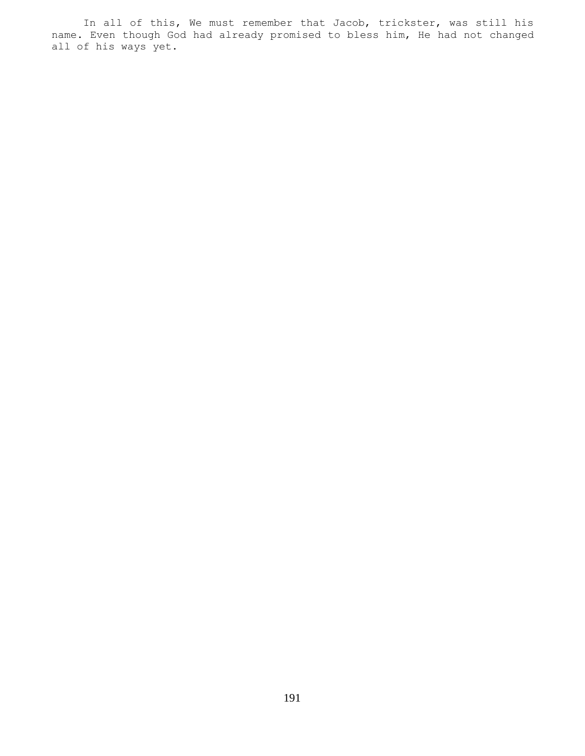In all of this, We must remember that Jacob, trickster, was still his name. Even though God had already promised to bless him, He had not changed all of his ways yet.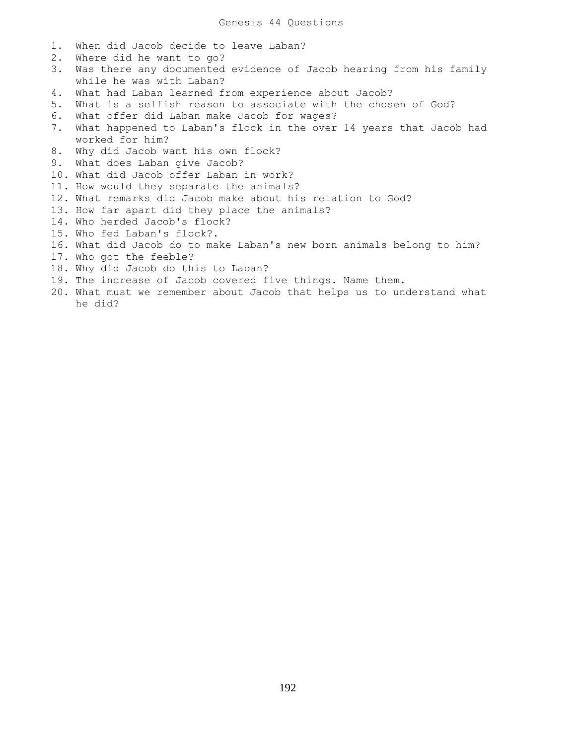# Genesis 44 Questions

1. When did Jacob decide to leave Laban?
2. Where did he want to go?
3. Was there any documented evidence of Jacob hearing from his family while he was with Laban?
4. What had Laban learned from experience about Jacob?
5. What is a selfish reason to associate with the chosen of God?
6. What offer did Laban make Jacob for wages?
7. What happened to Laban's flock in the over 14 years that Jacob had worked for him?
8. Why did Jacob want his own flock?
9. What does Laban give Jacob?
10. What did Jacob offer Laban in work?
11. How would they separate the animals?
12. What remarks did Jacob make about his relation to God?
13. How far apart did they place the animals?
14. Who herded Jacob's flock?
15. Who fed Laban's flock?.
16. What did Jacob do to make Laban's new born animals belong to him?
17. Who got the feeble?
18. Why did Jacob do this to Laban?
19. The increase of Jacob covered five things. Name them.
20. What must we remember about Jacob that helps us to understand what he did?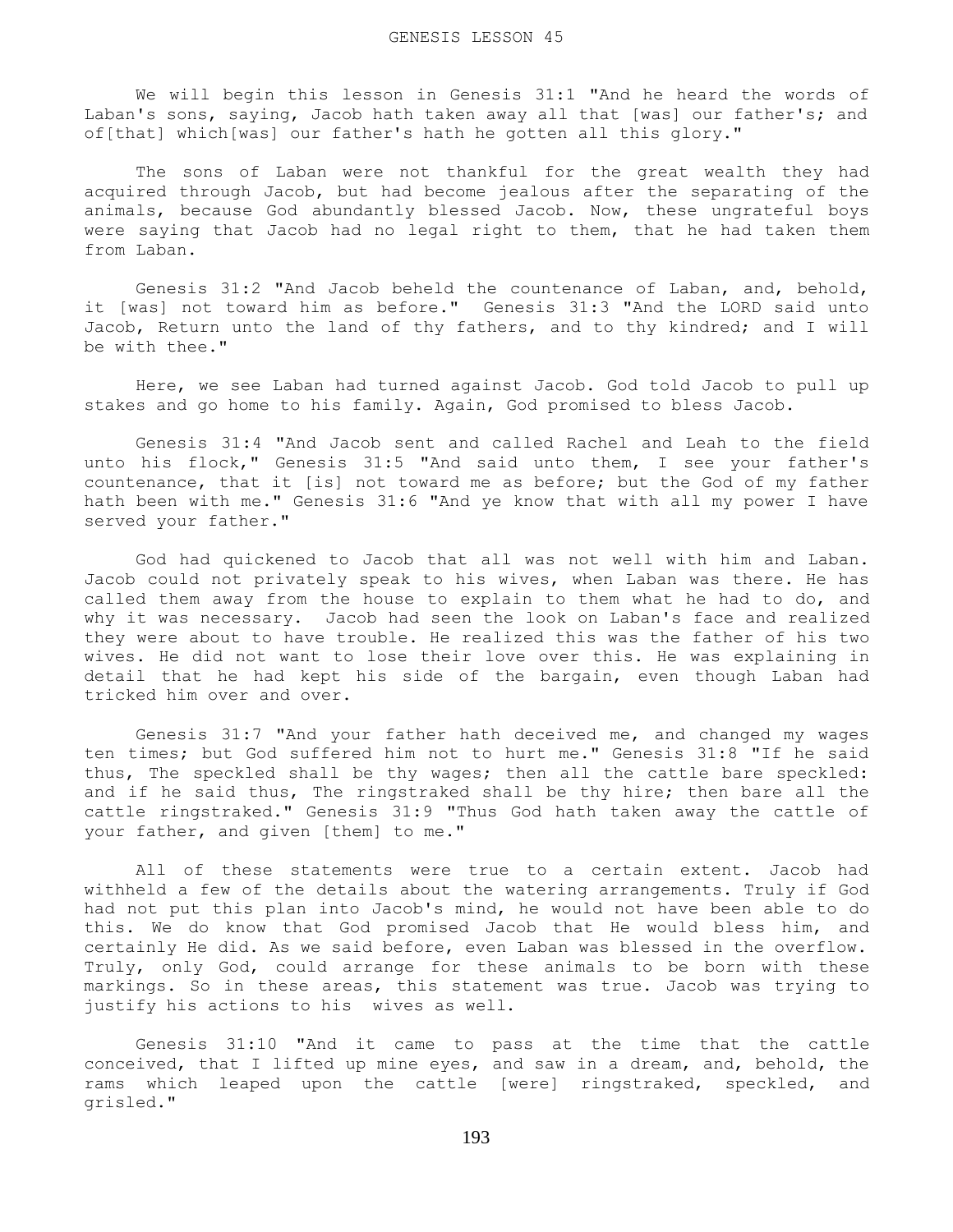# GENESIS LESSON 45

We will begin this lesson in Genesis 31:1 "And he heard the words of Laban's sons, saying, Jacob hath taken away all that [was] our father's; and of[that] which[was] our father's hath he gotten all this glory."

The sons of Laban were not thankful for the great wealth they had acquired through Jacob, but had become jealous after the separating of the animals, because God abundantly blessed Jacob. Now, these ungrateful boys were saying that Jacob had no legal right to them, that he had taken them from Laban.

Genesis 31:2 "And Jacob beheld the countenance of Laban, and, behold, it [was] not toward him as before." Genesis 31:3 "And the LORD said unto Jacob, Return unto the land of thy fathers, and to thy kindred; and I will be with thee."

Here, we see Laban had turned against Jacob. God told Jacob to pull up stakes and go home to his family. Again, God promised to bless Jacob.

Genesis 31:4 "And Jacob sent and called Rachel and Leah to the field unto his flock," Genesis 31:5 "And said unto them, I see your father's countenance, that it [is] not toward me as before; but the God of my father hath been with me." Genesis 31:6 "And ye know that with all my power I have served your father."

God had quickened to Jacob that all was not well with him and Laban. Jacob could not privately speak to his wives, when Laban was there. He has called them away from the house to explain to them what he had to do, and why it was necessary. Jacob had seen the look on Laban's face and realized they were about to have trouble. He realized this was the father of his two wives. He did not want to lose their love over this. He was explaining in detail that he had kept his side of the bargain, even though Laban had tricked him over and over.

Genesis 31:7 "And your father hath deceived me, and changed my wages ten times; but God suffered him not to hurt me." Genesis 31:8 "If he said thus, The speckled shall be thy wages; then all the cattle bare speckled: and if he said thus, The ringstraked shall be thy hire; then bare all the cattle ringstraked." Genesis 31:9 "Thus God hath taken away the cattle of your father, and given [them] to me."

All of these statements were true to a certain extent. Jacob had withheld a few of the details about the watering arrangements. Truly if God had not put this plan into Jacob's mind, he would not have been able to do this. We do know that God promised Jacob that He would bless him, and certainly He did. As we said before, even Laban was blessed in the overflow. Truly, only God, could arrange for these animals to be born with these markings. So in these areas, this statement was true. Jacob was trying to justify his actions to his wives as well.

Genesis 31:10 "And it came to pass at the time that the cattle conceived, that I lifted up mine eyes, and saw in a dream, and, behold, the rams which leaped upon the cattle [were] ringstraked, speckled, and grisled."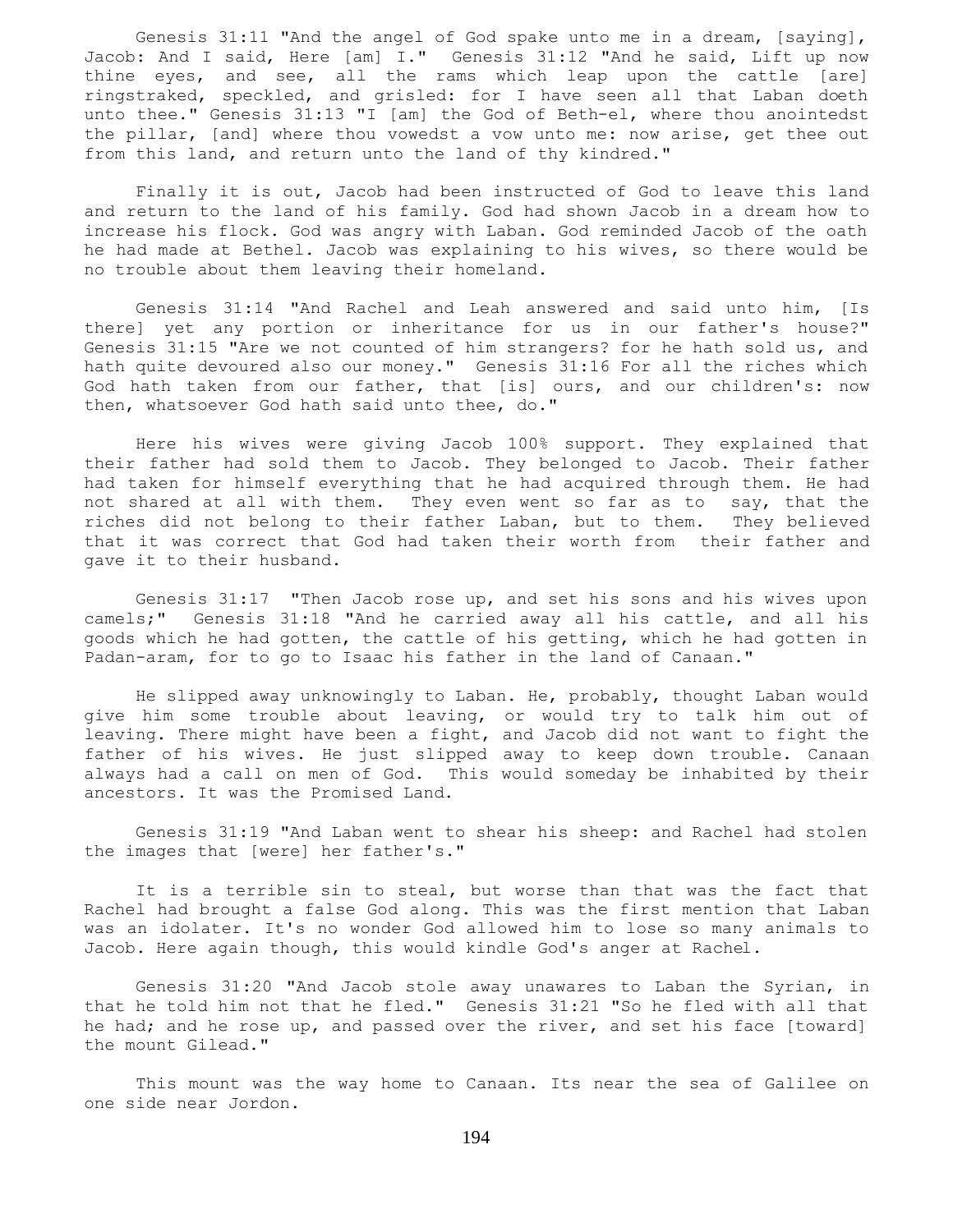Genesis 31:11 "And the angel of God spake unto me in a dream, [saying], Jacob: And I said, Here [am] I." Genesis 31:12 "And he said, Lift up now thine eyes, and see, all the rams which leap upon the cattle [are] ringstraked, speckled, and grisled: for I have seen all that Laban doeth unto thee." Genesis 31:13 "I [am] the God of Beth-el, where thou anointedst the pillar, [and] where thou vowedst a vow unto me: now arise, get thee out from this land, and return unto the land of thy kindred."

Finally it is out, Jacob had been instructed of God to leave this land and return to the land of his family. God had shown Jacob in a dream how to increase his flock. God was angry with Laban. God reminded Jacob of the oath he had made at Bethel. Jacob was explaining to his wives, so there would be no trouble about them leaving their homeland.

Genesis 31:14 "And Rachel and Leah answered and said unto him, [Is there] yet any portion or inheritance for us in our father's house?" Genesis 31:15 "Are we not counted of him strangers? for he hath sold us, and hath quite devoured also our money." Genesis 31:16 For all the riches which God hath taken from our father, that [is] ours, and our children's: now then, whatsoever God hath said unto thee, do."

Here his wives were giving Jacob 100% support. They explained that their father had sold them to Jacob. They belonged to Jacob. Their father had taken for himself everything that he had acquired through them. He had not shared at all with them. They even went so far as to say, that the riches did not belong to their father Laban, but to them. They believed that it was correct that God had taken their worth from their father and gave it to their husband.

Genesis 31:17 "Then Jacob rose up, and set his sons and his wives upon camels;" Genesis 31:18 "And he carried away all his cattle, and all his goods which he had gotten, the cattle of his getting, which he had gotten in Padan-aram, for to go to Isaac his father in the land of Canaan."

He slipped away unknowingly to Laban. He, probably, thought Laban would give him some trouble about leaving, or would try to talk him out of leaving. There might have been a fight, and Jacob did not want to fight the father of his wives. He just slipped away to keep down trouble. Canaan always had a call on men of God. This would someday be inhabited by their ancestors. It was the Promised Land.

Genesis 31:19 "And Laban went to shear his sheep: and Rachel had stolen the images that [were] her father's."

It is a terrible sin to steal, but worse than that was the fact that Rachel had brought a false God along. This was the first mention that Laban was an idolater. It's no wonder God allowed him to lose so many animals to Jacob. Here again though, this would kindle God's anger at Rachel.

Genesis 31:20 "And Jacob stole away unawares to Laban the Syrian, in that he told him not that he fled." Genesis 31:21 "So he fled with all that he had; and he rose up, and passed over the river, and set his face [toward] the mount Gilead."

This mount was the way home to Canaan. Its near the sea of Galilee on one side near Jordon.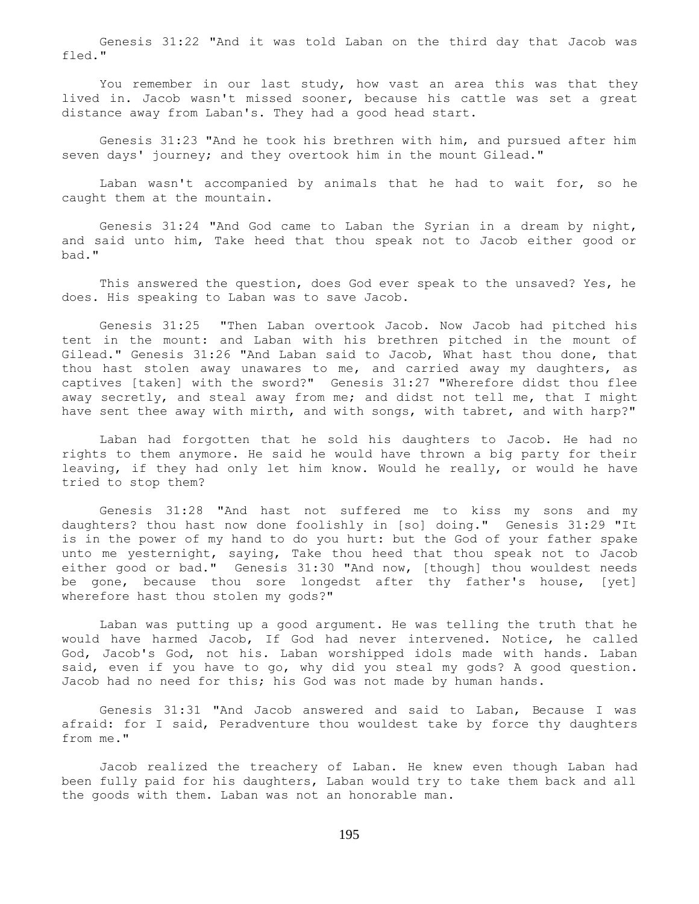Genesis 31:22 "And it was told Laban on the third day that Jacob was fled."

You remember in our last study, how vast an area this was that they lived in. Jacob wasn't missed sooner, because his cattle was set a great distance away from Laban's. They had a good head start.

Genesis 31:23 "And he took his brethren with him, and pursued after him seven days' journey; and they overtook him in the mount Gilead."

Laban wasn't accompanied by animals that he had to wait for, so he caught them at the mountain.

Genesis 31:24 "And God came to Laban the Syrian in a dream by night, and said unto him, Take heed that thou speak not to Jacob either good or bad."

This answered the question, does God ever speak to the unsaved? Yes, he does. His speaking to Laban was to save Jacob.

Genesis 31:25 "Then Laban overtook Jacob. Now Jacob had pitched his tent in the mount: and Laban with his brethren pitched in the mount of Gilead." Genesis 31:26 "And Laban said to Jacob, What hast thou done, that thou hast stolen away unawares to me, and carried away my daughters, as captives [taken] with the sword?" Genesis 31:27 "Wherefore didst thou flee away secretly, and steal away from me; and didst not tell me, that I might have sent thee away with mirth, and with songs, with tabret, and with harp?"

Laban had forgotten that he sold his daughters to Jacob. He had no rights to them anymore. He said he would have thrown a big party for their leaving, if they had only let him know. Would he really, or would he have tried to stop them?

Genesis 31:28 "And hast not suffered me to kiss my sons and my daughters? thou hast now done foolishly in [so] doing." Genesis 31:29 "It is in the power of my hand to do you hurt: but the God of your father spake unto me yesternight, saying, Take thou heed that thou speak not to Jacob either good or bad." Genesis 31:30 "And now, [though] thou wouldest needs be gone, because thou sore longedst after thy father's house, [yet] wherefore hast thou stolen my gods?"

Laban was putting up a good argument. He was telling the truth that he would have harmed Jacob, If God had never intervened. Notice, he called God, Jacob's God, not his. Laban worshipped idols made with hands. Laban said, even if you have to go, why did you steal my gods? A good question. Jacob had no need for this; his God was not made by human hands.

Genesis 31:31 "And Jacob answered and said to Laban, Because I was afraid: for I said, Peradventure thou wouldest take by force thy daughters from me."

Jacob realized the treachery of Laban. He knew even though Laban had been fully paid for his daughters, Laban would try to take them back and all the goods with them. Laban was not an honorable man.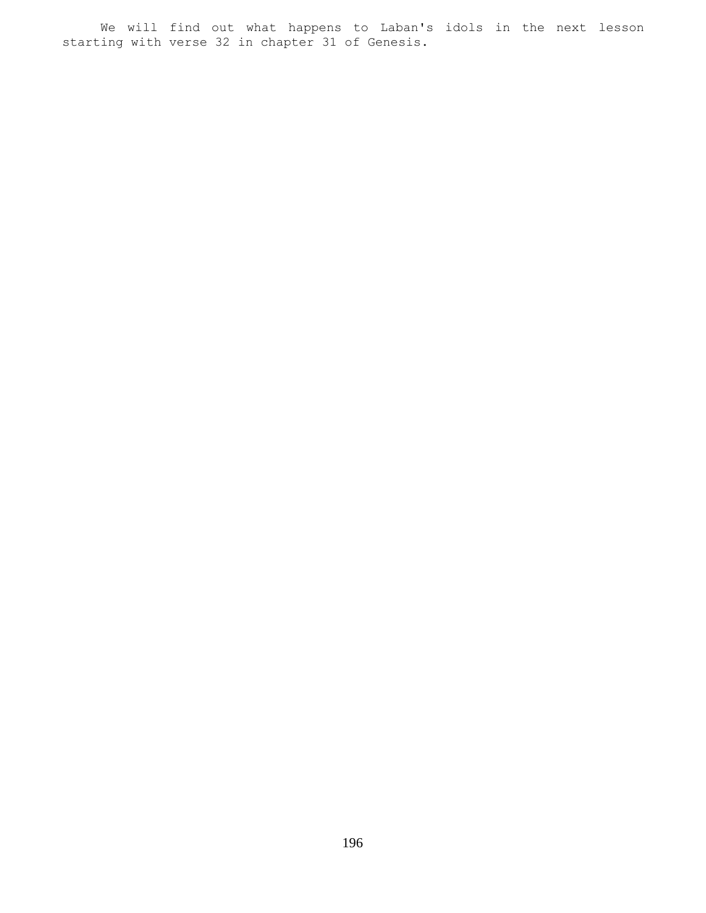We will find out what happens to Laban's idols in the next lesson starting with verse 32 in chapter 31 of Genesis.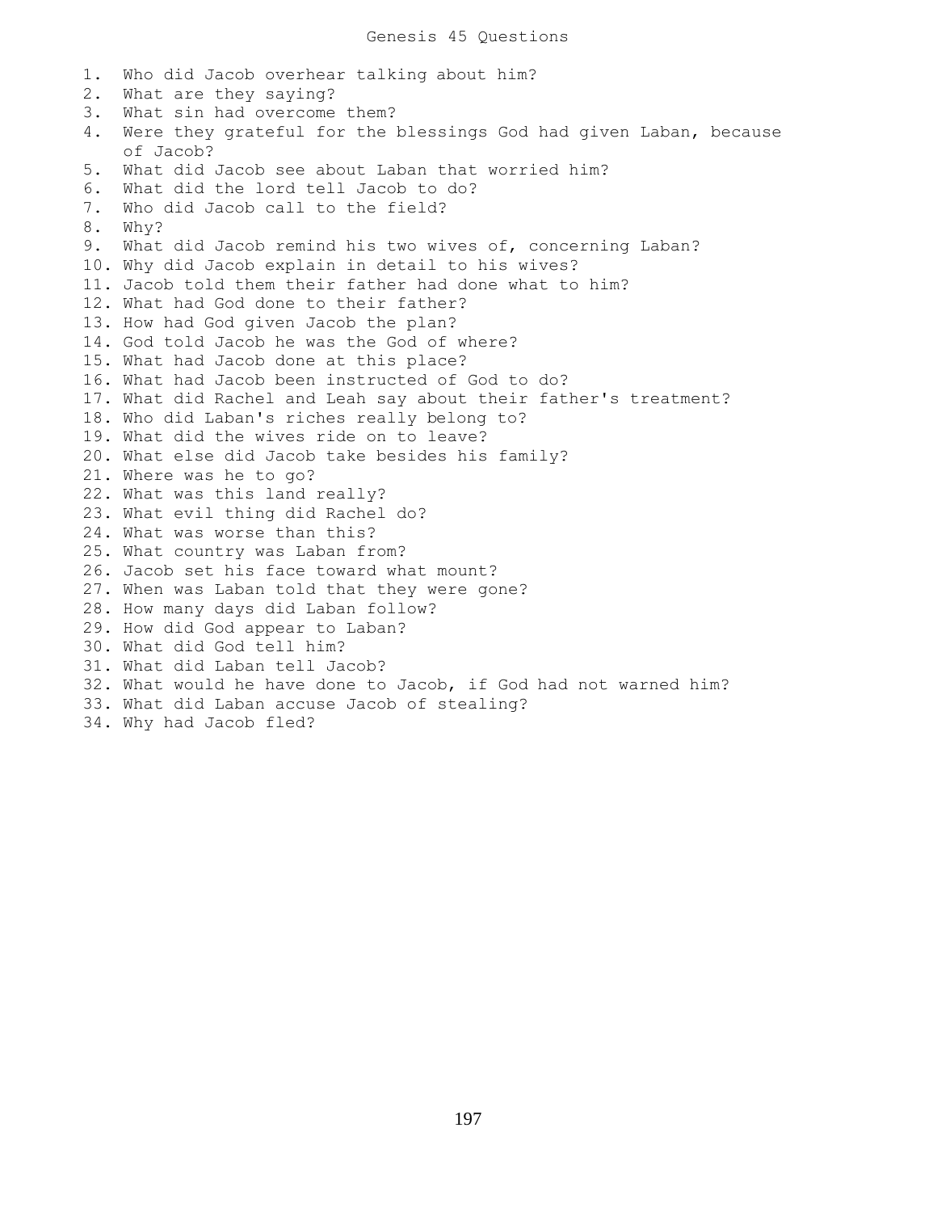# Genesis 45 Questions

1. Who did Jacob overhear talking about him?
2. What are they saying?
3. What sin had overcome them?
4. Were they grateful for the blessings God had given Laban, because of Jacob?
5. What did Jacob see about Laban that worried him?
6. What did the lord tell Jacob to do?
7. Who did Jacob call to the field?
8. Why?
9. What did Jacob remind his two wives of, concerning Laban?
10. Why did Jacob explain in detail to his wives?
11. Jacob told them their father had done what to him?
12. What had God done to their father?
13. How had God given Jacob the plan?
14. God told Jacob he was the God of where?
15. What had Jacob done at this place?
16. What had Jacob been instructed of God to do?
17. What did Rachel and Leah say about their father's treatment?
18. Who did Laban's riches really belong to?
19. What did the wives ride on to leave?
20. What else did Jacob take besides his family?
21. Where was he to go?
22. What was this land really?
23. What evil thing did Rachel do?
24. What was worse than this?
25. What country was Laban from?
26. Jacob set his face toward what mount?
27. When was Laban told that they were gone?
28. How many days did Laban follow?
29. How did God appear to Laban?
30. What did God tell him?
31. What did Laban tell Jacob?
32. What would he have done to Jacob, if God had not warned him?
33. What did Laban accuse Jacob of stealing?
34. Why had Jacob fled?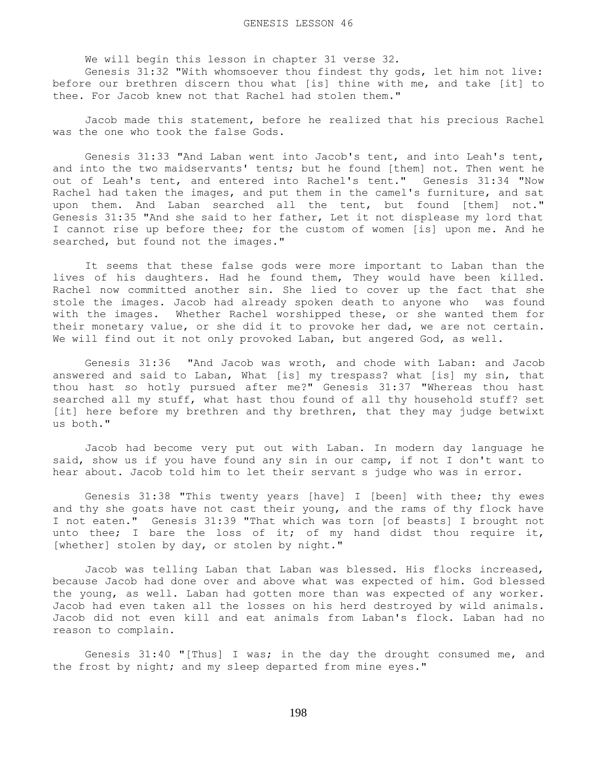# GENESIS LESSON 46

We will begin this lesson in chapter 31 verse 32.

Genesis 31:32 "With whomsoever thou findest thy gods, let him not live: before our brethren discern thou what [is] thine with me, and take [it] to thee. For Jacob knew not that Rachel had stolen them."

Jacob made this statement, before he realized that his precious Rachel was the one who took the false Gods.

Genesis 31:33 "And Laban went into Jacob's tent, and into Leah's tent, and into the two maidservants' tents; but he found [them] not. Then went he out of Leah's tent, and entered into Rachel's tent." Genesis 31:34 "Now Rachel had taken the images, and put them in the camel's furniture, and sat upon them. And Laban searched all the tent, but found [them] not." Genesis 31:35 "And she said to her father, Let it not displease my lord that I cannot rise up before thee; for the custom of women [is] upon me. And he searched, but found not the images."

It seems that these false gods were more important to Laban than the lives of his daughters. Had he found them, They would have been killed. Rachel now committed another sin. She lied to cover up the fact that she stole the images. Jacob had already spoken death to anyone who was found with the images. Whether Rachel worshipped these, or she wanted them for their monetary value, or she did it to provoke her dad, we are not certain. We will find out it not only provoked Laban, but angered God, as well.

Genesis 31:36 "And Jacob was wroth, and chode with Laban: and Jacob answered and said to Laban, What [is] my trespass? what [is] my sin, that thou hast so hotly pursued after me?" Genesis 31:37 "Whereas thou hast searched all my stuff, what hast thou found of all thy household stuff? set [it] here before my brethren and thy brethren, that they may judge betwixt us both."

Jacob had become very put out with Laban. In modern day language he said, show us if you have found any sin in our camp, if not I don't want to hear about. Jacob told him to let their servant s judge who was in error.

Genesis 31:38 "This twenty years [have] I [been] with thee; thy ewes and thy she goats have not cast their young, and the rams of thy flock have I not eaten." Genesis 31:39 "That which was torn [of beasts] I brought not unto thee; I bare the loss of it; of my hand didst thou require it, [whether] stolen by day, or stolen by night."

Jacob was telling Laban that Laban was blessed. His flocks increased, because Jacob had done over and above what was expected of him. God blessed the young, as well. Laban had gotten more than was expected of any worker. Jacob had even taken all the losses on his herd destroyed by wild animals. Jacob did not even kill and eat animals from Laban's flock. Laban had no reason to complain.

Genesis 31:40 "[Thus] I was; in the day the drought consumed me, and the frost by night; and my sleep departed from mine eyes."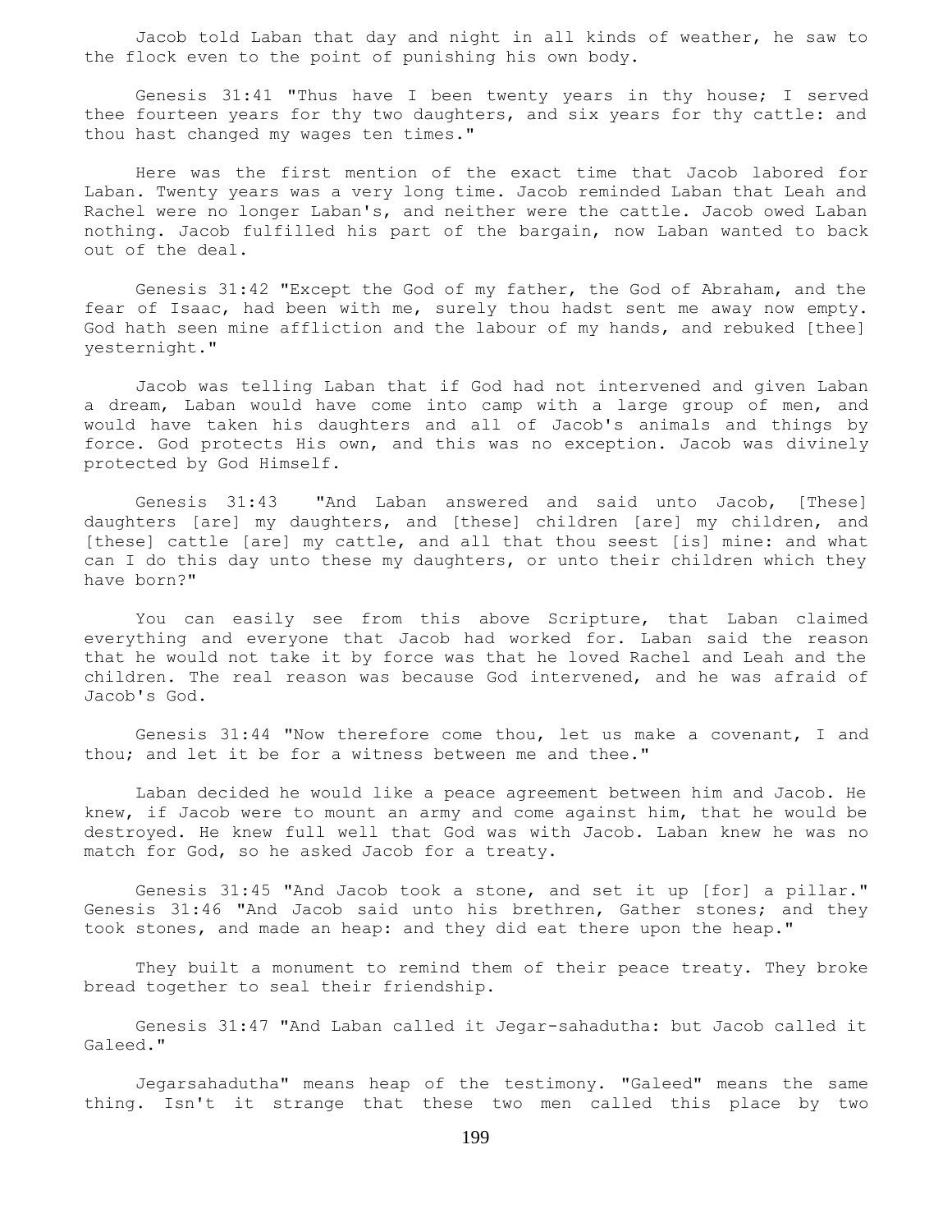Jacob told Laban that day and night in all kinds of weather, he saw to the flock even to the point of punishing his own body.

Genesis 31:41 "Thus have I been twenty years in thy house; I served thee fourteen years for thy two daughters, and six years for thy cattle: and thou hast changed my wages ten times."

Here was the first mention of the exact time that Jacob labored for Laban. Twenty years was a very long time. Jacob reminded Laban that Leah and Rachel were no longer Laban's, and neither were the cattle. Jacob owed Laban nothing. Jacob fulfilled his part of the bargain, now Laban wanted to back out of the deal.

Genesis 31:42 "Except the God of my father, the God of Abraham, and the fear of Isaac, had been with me, surely thou hadst sent me away now empty. God hath seen mine affliction and the labour of my hands, and rebuked [thee] yesternight."

Jacob was telling Laban that if God had not intervened and given Laban a dream, Laban would have come into camp with a large group of men, and would have taken his daughters and all of Jacob's animals and things by force. God protects His own, and this was no exception. Jacob was divinely protected by God Himself.

Genesis 31:43 "And Laban answered and said unto Jacob, [These] daughters [are] my daughters, and [these] children [are] my children, and [these] cattle [are] my cattle, and all that thou seest [is] mine: and what can I do this day unto these my daughters, or unto their children which they have born?"

You can easily see from this above Scripture, that Laban claimed everything and everyone that Jacob had worked for. Laban said the reason that he would not take it by force was that he loved Rachel and Leah and the children. The real reason was because God intervened, and he was afraid of Jacob's God.

Genesis 31:44 "Now therefore come thou, let us make a covenant, I and thou; and let it be for a witness between me and thee."

Laban decided he would like a peace agreement between him and Jacob. He knew, if Jacob were to mount an army and come against him, that he would be destroyed. He knew full well that God was with Jacob. Laban knew he was no match for God, so he asked Jacob for a treaty.

Genesis 31:45 "And Jacob took a stone, and set it up [for] a pillar." Genesis 31:46 "And Jacob said unto his brethren, Gather stones; and they took stones, and made an heap: and they did eat there upon the heap."

They built a monument to remind them of their peace treaty. They broke bread together to seal their friendship.

Genesis 31:47 "And Laban called it Jegar-sahadutha: but Jacob called it Galeed."

Jegarsahadutha" means heap of the testimony. "Galeed" means the same thing. Isn't it strange that these two men called this place by two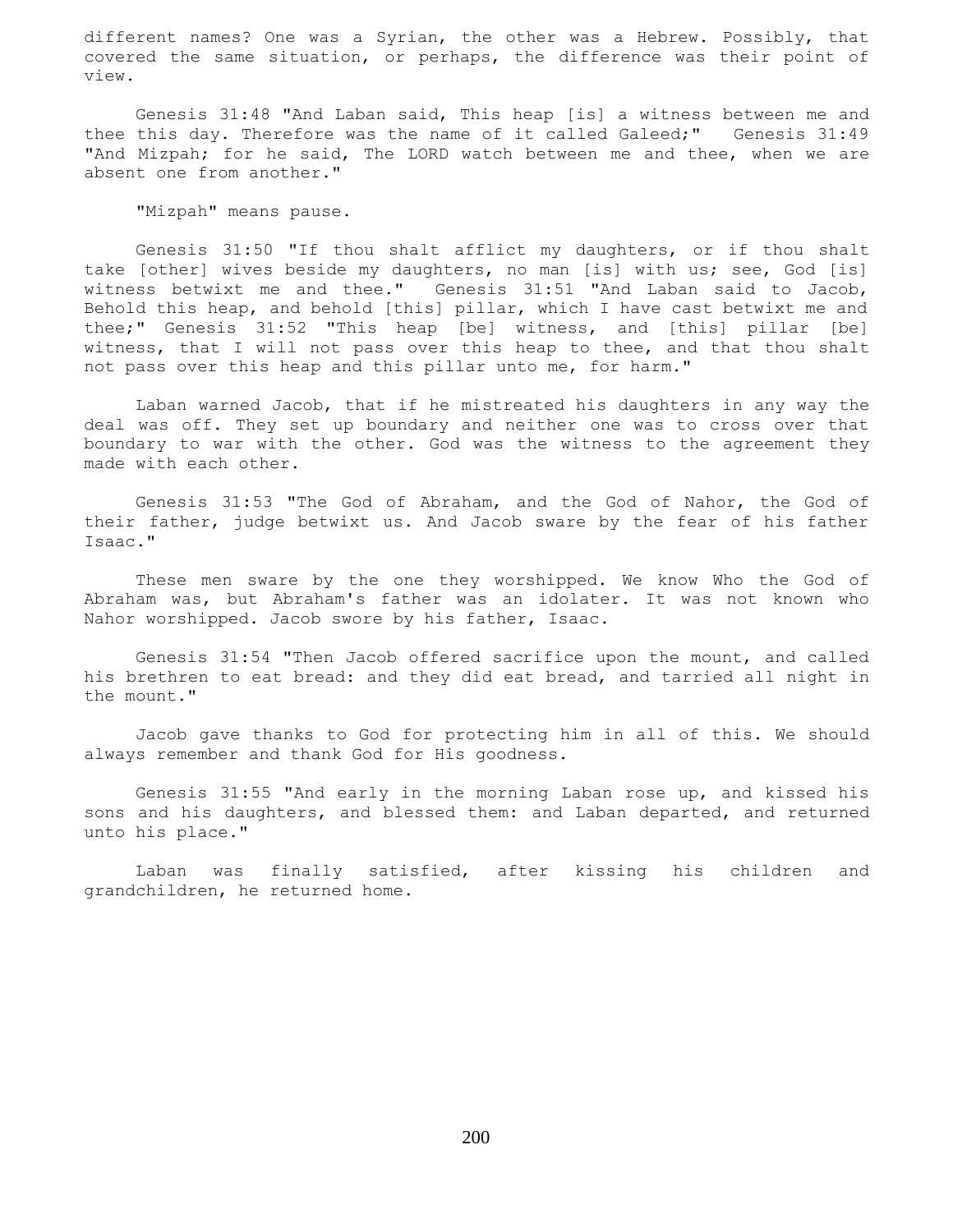different names? One was a Syrian, the other was a Hebrew. Possibly, that covered the same situation, or perhaps, the difference was their point of view.

Genesis 31:48 "And Laban said, This heap [is] a witness between me and thee this day. Therefore was the name of it called Galeed;" Genesis 31:49 "And Mizpah; for he said, The LORD watch between me and thee, when we are absent one from another."

"Mizpah" means pause.

Genesis 31:50 "If thou shalt afflict my daughters, or if thou shalt take [other] wives beside my daughters, no man [is] with us; see, God [is] witness betwixt me and thee." Genesis 31:51 "And Laban said to Jacob, Behold this heap, and behold [this] pillar, which I have cast betwixt me and thee;" Genesis 31:52 "This heap [be] witness, and [this] pillar [be] witness, that I will not pass over this heap to thee, and that thou shalt not pass over this heap and this pillar unto me, for harm."

Laban warned Jacob, that if he mistreated his daughters in any way the deal was off. They set up boundary and neither one was to cross over that boundary to war with the other. God was the witness to the agreement they made with each other.

Genesis 31:53 "The God of Abraham, and the God of Nahor, the God of their father, judge betwixt us. And Jacob sware by the fear of his father Isaac."

These men sware by the one they worshipped. We know Who the God of Abraham was, but Abraham's father was an idolater. It was not known who Nahor worshipped. Jacob swore by his father, Isaac.

Genesis 31:54 "Then Jacob offered sacrifice upon the mount, and called his brethren to eat bread: and they did eat bread, and tarried all night in the mount."

Jacob gave thanks to God for protecting him in all of this. We should always remember and thank God for His goodness.

Genesis 31:55 "And early in the morning Laban rose up, and kissed his sons and his daughters, and blessed them: and Laban departed, and returned unto his place."

Laban was finally satisfied, after kissing his children and grandchildren, he returned home.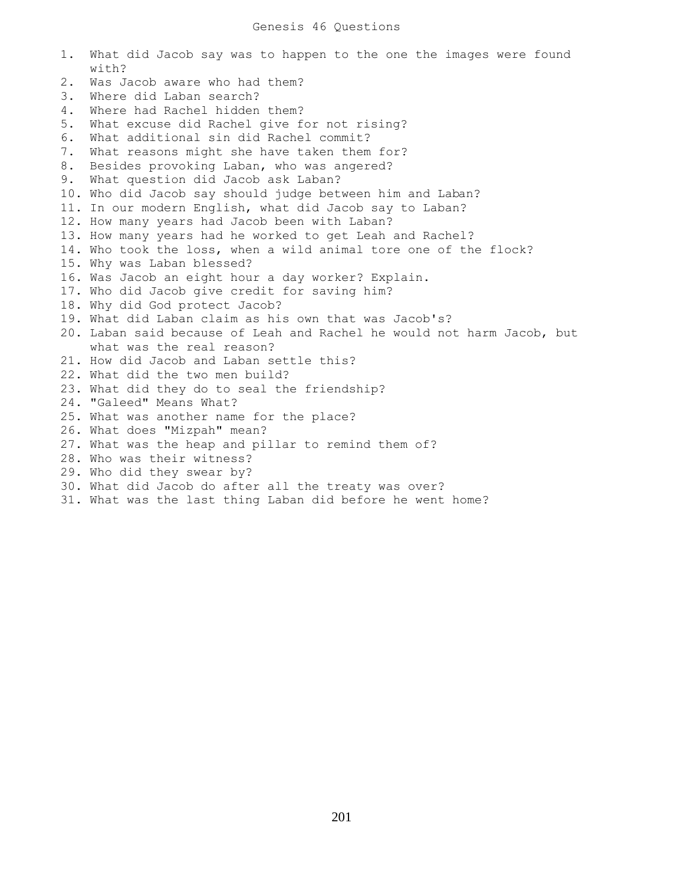# Genesis 46 Questions

1. What did Jacob say was to happen to the one the images were found with?
2. Was Jacob aware who had them?
3. Where did Laban search?
4. Where had Rachel hidden them?
5. What excuse did Rachel give for not rising?
6. What additional sin did Rachel commit?
7. What reasons might she have taken them for?
8. Besides provoking Laban, who was angered?
9. What question did Jacob ask Laban?
10. Who did Jacob say should judge between him and Laban?
11. In our modern English, what did Jacob say to Laban?
12. How many years had Jacob been with Laban?
13. How many years had he worked to get Leah and Rachel?
14. Who took the loss, when a wild animal tore one of the flock?
15. Why was Laban blessed?
16. Was Jacob an eight hour a day worker? Explain.
17. Who did Jacob give credit for saving him?
18. Why did God protect Jacob?
19. What did Laban claim as his own that was Jacob's?
20. Laban said because of Leah and Rachel he would not harm Jacob, but what was the real reason?
21. How did Jacob and Laban settle this?
22. What did the two men build?
23. What did they do to seal the friendship?
24. "Galeed" Means What?
25. What was another name for the place?
26. What does "Mizpah" mean?
27. What was the heap and pillar to remind them of?
28. Who was their witness?
29. Who did they swear by?
30. What did Jacob do after all the treaty was over?
31. What was the last thing Laban did before he went home?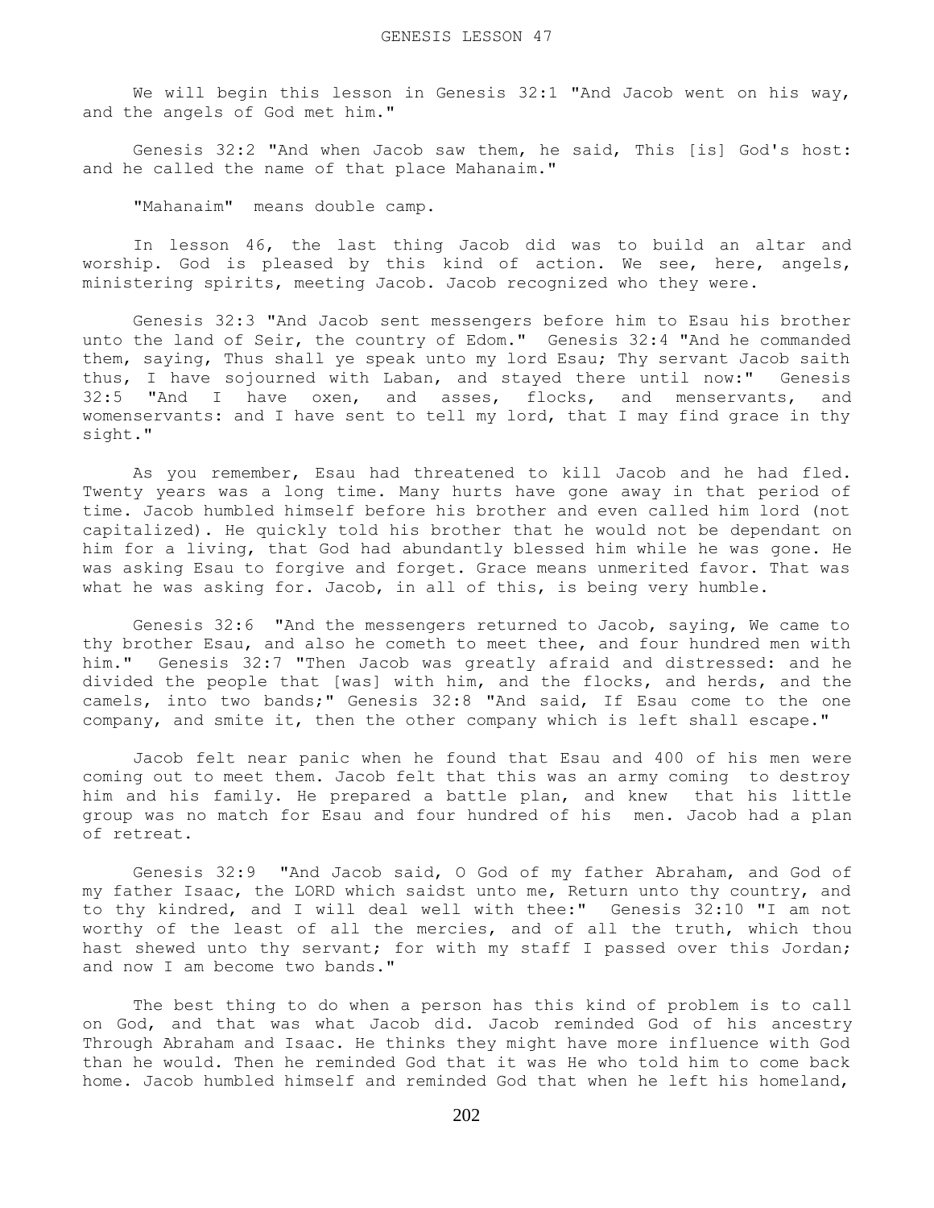We will begin this lesson in Genesis 32:1 "And Jacob went on his way, and the angels of God met him."

Genesis 32:2 "And when Jacob saw them, he said, This [is] God's host: and he called the name of that place Mahanaim."

"Mahanaim" means double camp.

In lesson 46, the last thing Jacob did was to build an altar and worship. God is pleased by this kind of action. We see, here, angels, ministering spirits, meeting Jacob. Jacob recognized who they were.

Genesis 32:3 "And Jacob sent messengers before him to Esau his brother unto the land of Seir, the country of Edom." Genesis 32:4 "And he commanded them, saying, Thus shall ye speak unto my lord Esau; Thy servant Jacob saith thus, I have sojourned with Laban, and stayed there until now:" Genesis 32:5 "And I have oxen, and asses, flocks, and menservants, and womenservants: and I have sent to tell my lord, that I may find grace in thy sight."

As you remember, Esau had threatened to kill Jacob and he had fled. Twenty years was a long time. Many hurts have gone away in that period of time. Jacob humbled himself before his brother and even called him lord (not capitalized). He quickly told his brother that he would not be dependant on him for a living, that God had abundantly blessed him while he was gone. He was asking Esau to forgive and forget. Grace means unmerited favor. That was what he was asking for. Jacob, in all of this, is being very humble.

Genesis 32:6 "And the messengers returned to Jacob, saying, We came to thy brother Esau, and also he cometh to meet thee, and four hundred men with him." Genesis 32:7 "Then Jacob was greatly afraid and distressed: and he divided the people that [was] with him, and the flocks, and herds, and the camels, into two bands;" Genesis 32:8 "And said, If Esau come to the one company, and smite it, then the other company which is left shall escape."

Jacob felt near panic when he found that Esau and 400 of his men were coming out to meet them. Jacob felt that this was an army coming to destroy him and his family. He prepared a battle plan, and knew that his little group was no match for Esau and four hundred of his men. Jacob had a plan of retreat.

Genesis 32:9 "And Jacob said, O God of my father Abraham, and God of my father Isaac, the LORD which saidst unto me, Return unto thy country, and to thy kindred, and I will deal well with thee:" Genesis 32:10 "I am not worthy of the least of all the mercies, and of all the truth, which thou hast shewed unto thy servant; for with my staff I passed over this Jordan; and now I am become two bands."

The best thing to do when a person has this kind of problem is to call on God, and that was what Jacob did. Jacob reminded God of his ancestry Through Abraham and Isaac. He thinks they might have more influence with God than he would. Then he reminded God that it was He who told him to come back home. Jacob humbled himself and reminded God that when he left his homeland,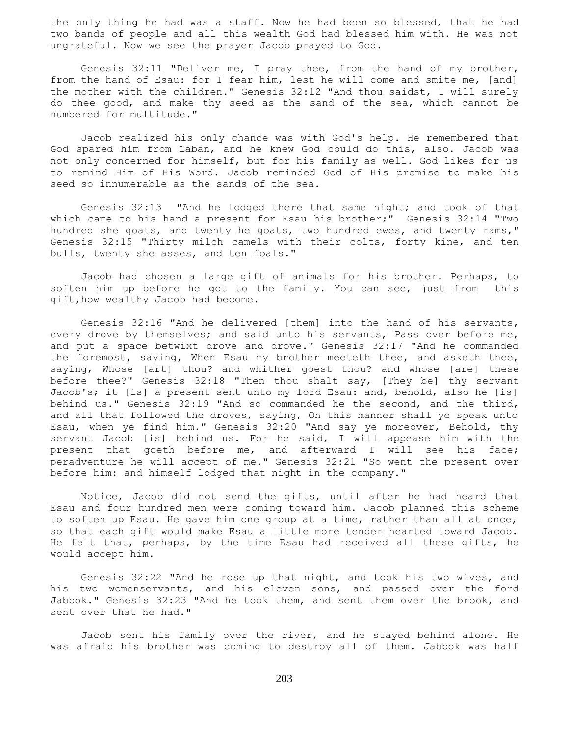the only thing he had was a staff. Now he had been so blessed, that he had two bands of people and all this wealth God had blessed him with. He was not ungrateful. Now we see the prayer Jacob prayed to God.

Genesis 32:11 "Deliver me, I pray thee, from the hand of my brother, from the hand of Esau: for I fear him, lest he will come and smite me, [and] the mother with the children." Genesis 32:12 "And thou saidst, I will surely do thee good, and make thy seed as the sand of the sea, which cannot be numbered for multitude."

Jacob realized his only chance was with God's help. He remembered that God spared him from Laban, and he knew God could do this, also. Jacob was not only concerned for himself, but for his family as well. God likes for us to remind Him of His Word. Jacob reminded God of His promise to make his seed so innumerable as the sands of the sea.

Genesis 32:13 "And he lodged there that same night; and took of that which came to his hand a present for Esau his brother;" Genesis 32:14 "Two hundred she goats, and twenty he goats, two hundred ewes, and twenty rams," Genesis 32:15 "Thirty milch camels with their colts, forty kine, and ten bulls, twenty she asses, and ten foals."

Jacob had chosen a large gift of animals for his brother. Perhaps, to soften him up before he got to the family. You can see, just from this gift,how wealthy Jacob had become.

Genesis 32:16 "And he delivered [them] into the hand of his servants, every drove by themselves; and said unto his servants, Pass over before me, and put a space betwixt drove and drove." Genesis 32:17 "And he commanded the foremost, saying, When Esau my brother meeteth thee, and asketh thee, saying, Whose [art] thou? and whither goest thou? and whose [are] these before thee?" Genesis 32:18 "Then thou shalt say, [They be] thy servant Jacob's; it [is] a present sent unto my lord Esau: and, behold, also he [is] behind us." Genesis 32:19 "And so commanded he the second, and the third, and all that followed the droves, saying, On this manner shall ye speak unto Esau, when ye find him." Genesis 32:20 "And say ye moreover, Behold, thy servant Jacob [is] behind us. For he said, I will appease him with the present that goeth before me, and afterward I will see his face; peradventure he will accept of me." Genesis 32:21 "So went the present over before him: and himself lodged that night in the company."

Notice, Jacob did not send the gifts, until after he had heard that Esau and four hundred men were coming toward him. Jacob planned this scheme to soften up Esau. He gave him one group at a time, rather than all at once, so that each gift would make Esau a little more tender hearted toward Jacob. He felt that, perhaps, by the time Esau had received all these gifts, he would accept him.

Genesis 32:22 "And he rose up that night, and took his two wives, and his two womenservants, and his eleven sons, and passed over the ford Jabbok." Genesis 32:23 "And he took them, and sent them over the brook, and sent over that he had."

Jacob sent his family over the river, and he stayed behind alone. He was afraid his brother was coming to destroy all of them. Jabbok was half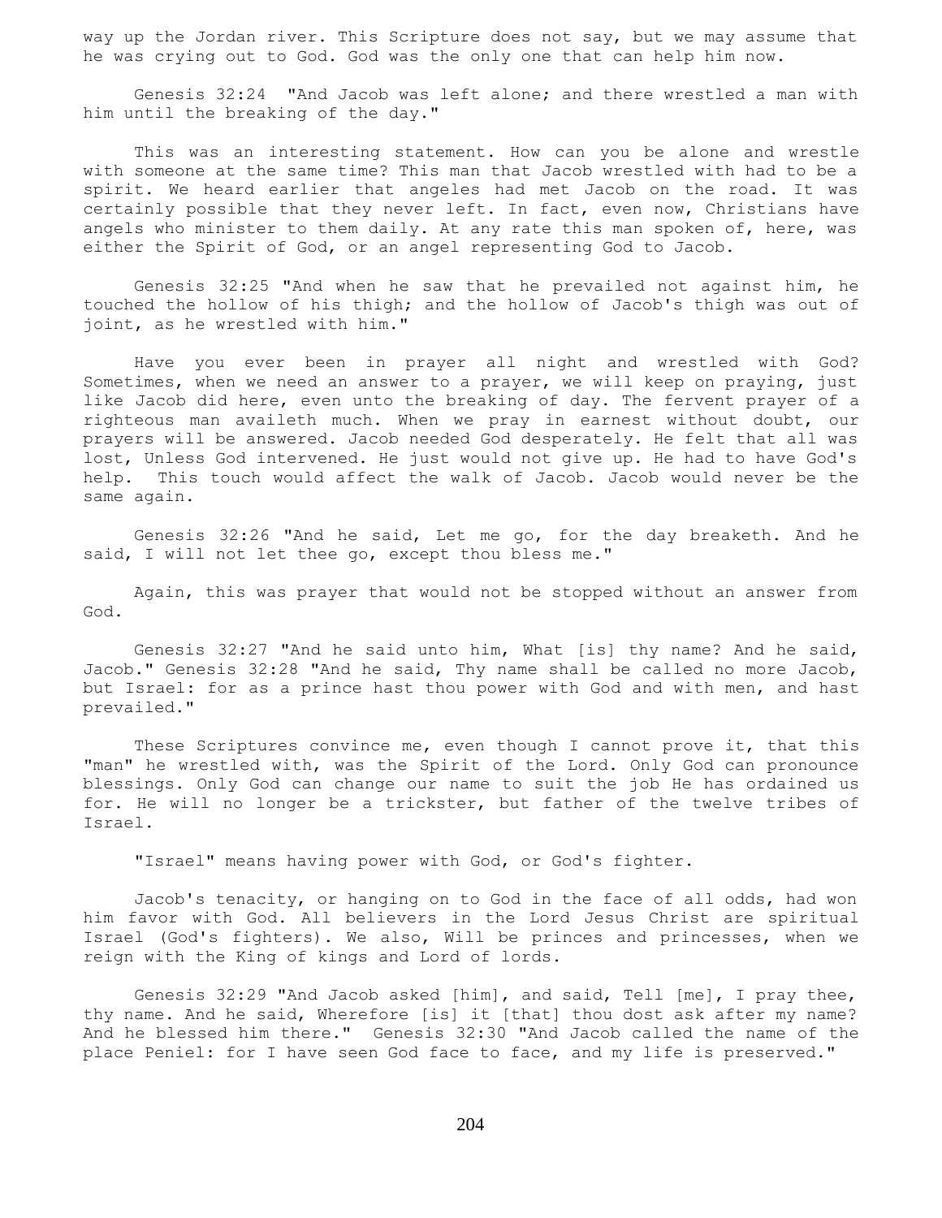way up the Jordan river. This Scripture does not say, but we may assume that he was crying out to God. God was the only one that can help him now.

Genesis 32:24 "And Jacob was left alone; and there wrestled a man with him until the breaking of the day."

This was an interesting statement. How can you be alone and wrestle with someone at the same time? This man that Jacob wrestled with had to be a spirit. We heard earlier that angeles had met Jacob on the road. It was certainly possible that they never left. In fact, even now, Christians have angels who minister to them daily. At any rate this man spoken of, here, was either the Spirit of God, or an angel representing God to Jacob.

Genesis 32:25 "And when he saw that he prevailed not against him, he touched the hollow of his thigh; and the hollow of Jacob's thigh was out of joint, as he wrestled with him."

Have you ever been in prayer all night and wrestled with God? Sometimes, when we need an answer to a prayer, we will keep on praying, just like Jacob did here, even unto the breaking of day. The fervent prayer of a righteous man availeth much. When we pray in earnest without doubt, our prayers will be answered. Jacob needed God desperately. He felt that all was lost, Unless God intervened. He just would not give up. He had to have God's help. This touch would affect the walk of Jacob. Jacob would never be the same again.

Genesis 32:26 "And he said, Let me go, for the day breaketh. And he said, I will not let thee go, except thou bless me."

Again, this was prayer that would not be stopped without an answer from God.

Genesis 32:27 "And he said unto him, What [is] thy name? And he said, Jacob." Genesis 32:28 "And he said, Thy name shall be called no more Jacob, but Israel: for as a prince hast thou power with God and with men, and hast prevailed."

These Scriptures convince me, even though I cannot prove it, that this "man" he wrestled with, was the Spirit of the Lord. Only God can pronounce blessings. Only God can change our name to suit the job He has ordained us for. He will no longer be a trickster, but father of the twelve tribes of Israel.

"Israel" means having power with God, or God's fighter.

Jacob's tenacity, or hanging on to God in the face of all odds, had won him favor with God. All believers in the Lord Jesus Christ are spiritual Israel (God's fighters). We also, Will be princes and princesses, when we reign with the King of kings and Lord of lords.

Genesis 32:29 "And Jacob asked [him], and said, Tell [me], I pray thee, thy name. And he said, Wherefore [is] it [that] thou dost ask after my name? And he blessed him there." Genesis 32:30 "And Jacob called the name of the place Peniel: for I have seen God face to face, and my life is preserved."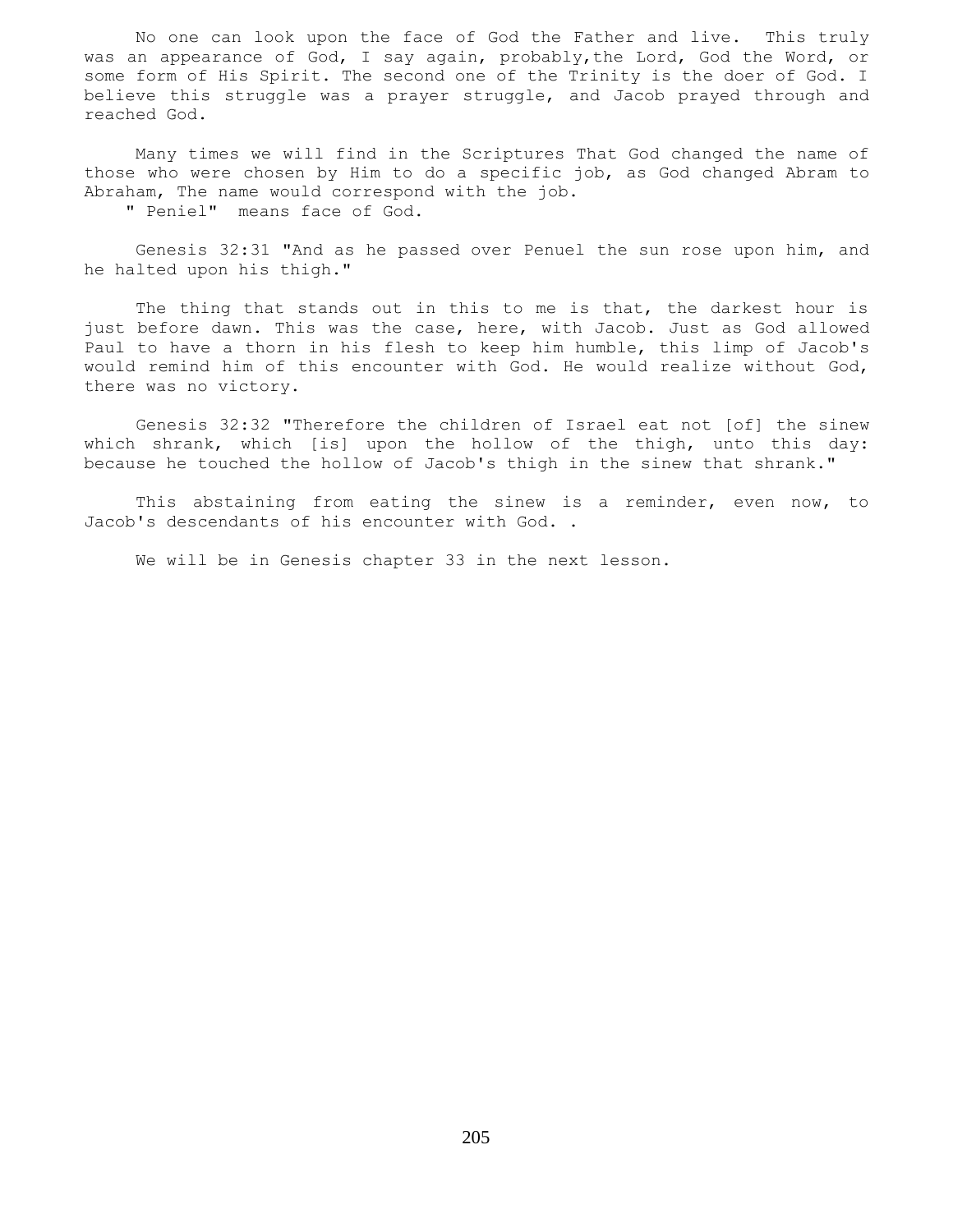No one can look upon the face of God the Father and live. This truly was an appearance of God, I say again, probably,the Lord, God the Word, or some form of His Spirit. The second one of the Trinity is the doer of God. I believe this struggle was a prayer struggle, and Jacob prayed through and reached God.

Many times we will find in the Scriptures That God changed the name of those who were chosen by Him to do a specific job, as God changed Abram to Abraham, The name would correspond with the job.

" Peniel" means face of God.

Genesis 32:31 "And as he passed over Penuel the sun rose upon him, and he halted upon his thigh."

The thing that stands out in this to me is that, the darkest hour is just before dawn. This was the case, here, with Jacob. Just as God allowed Paul to have a thorn in his flesh to keep him humble, this limp of Jacob's would remind him of this encounter with God. He would realize without God, there was no victory.

Genesis 32:32 "Therefore the children of Israel eat not [of] the sinew which shrank, which [is] upon the hollow of the thigh, unto this day: because he touched the hollow of Jacob's thigh in the sinew that shrank."

This abstaining from eating the sinew is a reminder, even now, to Jacob's descendants of his encounter with God. .

We will be in Genesis chapter 33 in the next lesson.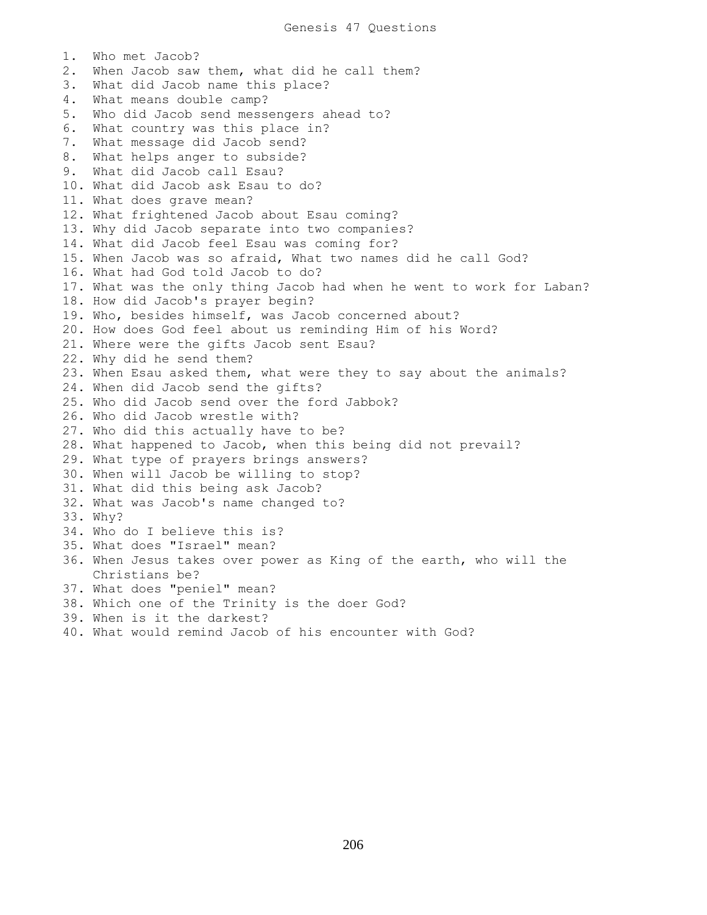# Genesis 47 Questions

1. Who met Jacob?
2. When Jacob saw them, what did he call them?
3. What did Jacob name this place?
4. What means double camp?
5. Who did Jacob send messengers ahead to?
6. What country was this place in?
7. What message did Jacob send?
8. What helps anger to subside?
9. What did Jacob call Esau?
10. What did Jacob ask Esau to do?
11. What does grave mean?
12. What frightened Jacob about Esau coming?
13. Why did Jacob separate into two companies?
14. What did Jacob feel Esau was coming for?
15. When Jacob was so afraid, What two names did he call God?
16. What had God told Jacob to do?
17. What was the only thing Jacob had when he went to work for Laban?
18. How did Jacob's prayer begin?
19. Who, besides himself, was Jacob concerned about?
20. How does God feel about us reminding Him of his Word?
21. Where were the gifts Jacob sent Esau?
22. Why did he send them?
23. When Esau asked them, what were they to say about the animals?
24. When did Jacob send the gifts?
25. Who did Jacob send over the ford Jabbok?
26. Who did Jacob wrestle with?
27. Who did this actually have to be?
28. What happened to Jacob, when this being did not prevail?
29. What type of prayers brings answers?
30. When will Jacob be willing to stop?
31. What did this being ask Jacob?
32. What was Jacob's name changed to?
33. Why?
34. Who do I believe this is?
35. What does "Israel" mean?
36. When Jesus takes over power as King of the earth, who will the Christians be?
37. What does "peniel" mean?
38. Which one of the Trinity is the doer God?
39. When is it the darkest?
40. What would remind Jacob of his encounter with God?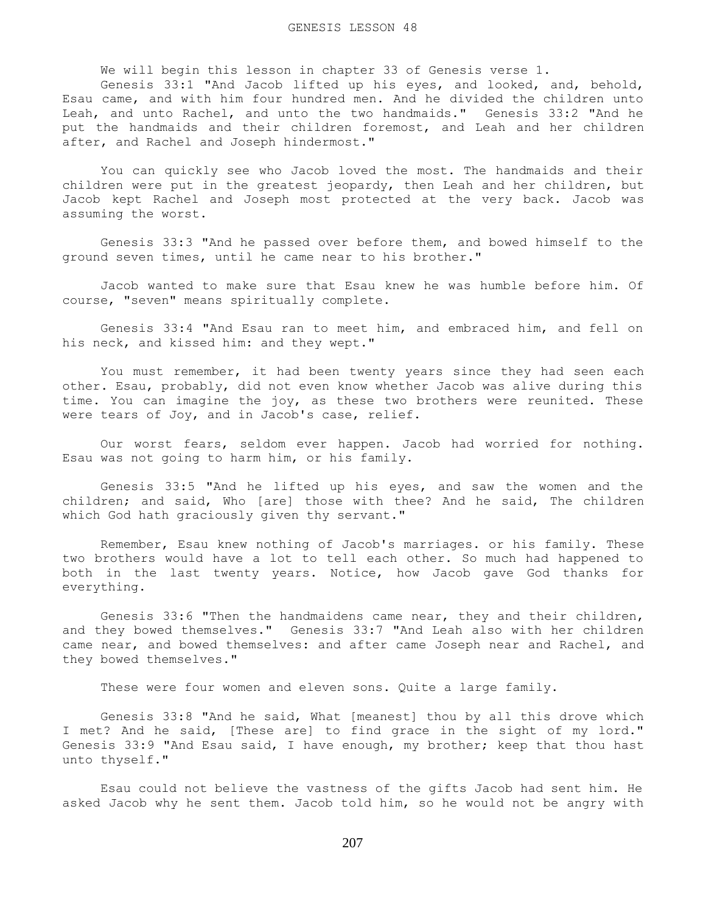# GENESIS LESSON 48

We will begin this lesson in chapter 33 of Genesis verse 1.

Genesis 33:1 "And Jacob lifted up his eyes, and looked, and, behold, Esau came, and with him four hundred men. And he divided the children unto Leah, and unto Rachel, and unto the two handmaids." Genesis 33:2 "And he put the handmaids and their children foremost, and Leah and her children after, and Rachel and Joseph hindermost."

You can quickly see who Jacob loved the most. The handmaids and their children were put in the greatest jeopardy, then Leah and her children, but Jacob kept Rachel and Joseph most protected at the very back. Jacob was assuming the worst.

Genesis 33:3 "And he passed over before them, and bowed himself to the ground seven times, until he came near to his brother."

Jacob wanted to make sure that Esau knew he was humble before him. Of course, "seven" means spiritually complete.

Genesis 33:4 "And Esau ran to meet him, and embraced him, and fell on his neck, and kissed him: and they wept."

You must remember, it had been twenty years since they had seen each other. Esau, probably, did not even know whether Jacob was alive during this time. You can imagine the joy, as these two brothers were reunited. These were tears of Joy, and in Jacob's case, relief.

Our worst fears, seldom ever happen. Jacob had worried for nothing. Esau was not going to harm him, or his family.

Genesis 33:5 "And he lifted up his eyes, and saw the women and the children; and said, Who [are] those with thee? And he said, The children which God hath graciously given thy servant."

Remember, Esau knew nothing of Jacob's marriages. or his family. These two brothers would have a lot to tell each other. So much had happened to both in the last twenty years. Notice, how Jacob gave God thanks for everything.

Genesis 33:6 "Then the handmaidens came near, they and their children, and they bowed themselves." Genesis 33:7 "And Leah also with her children came near, and bowed themselves: and after came Joseph near and Rachel, and they bowed themselves."

These were four women and eleven sons. Quite a large family.

Genesis 33:8 "And he said, What [meanest] thou by all this drove which I met? And he said, [These are] to find grace in the sight of my lord." Genesis 33:9 "And Esau said, I have enough, my brother; keep that thou hast unto thyself."

Esau could not believe the vastness of the gifts Jacob had sent him. He asked Jacob why he sent them. Jacob told him, so he would not be angry with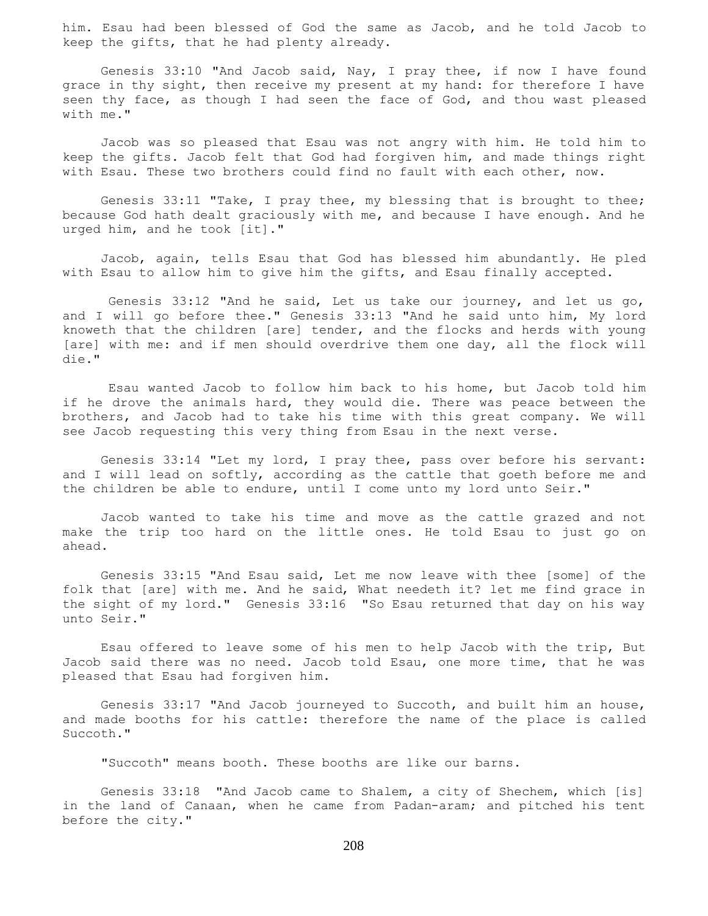him. Esau had been blessed of God the same as Jacob, and he told Jacob to keep the gifts, that he had plenty already.

Genesis 33:10 "And Jacob said, Nay, I pray thee, if now I have found grace in thy sight, then receive my present at my hand: for therefore I have seen thy face, as though I had seen the face of God, and thou wast pleased with me."

Jacob was so pleased that Esau was not angry with him. He told him to keep the gifts. Jacob felt that God had forgiven him, and made things right with Esau. These two brothers could find no fault with each other, now.

Genesis 33:11 "Take, I pray thee, my blessing that is brought to thee; because God hath dealt graciously with me, and because I have enough. And he urged him, and he took [it]."

Jacob, again, tells Esau that God has blessed him abundantly. He pled with Esau to allow him to give him the gifts, and Esau finally accepted.

Genesis 33:12 "And he said, Let us take our journey, and let us go, and I will go before thee." Genesis 33:13 "And he said unto him, My lord knoweth that the children [are] tender, and the flocks and herds with young [are] with me: and if men should overdrive them one day, all the flock will die."

Esau wanted Jacob to follow him back to his home, but Jacob told him if he drove the animals hard, they would die. There was peace between the brothers, and Jacob had to take his time with this great company. We will see Jacob requesting this very thing from Esau in the next verse.

Genesis 33:14 "Let my lord, I pray thee, pass over before his servant: and I will lead on softly, according as the cattle that goeth before me and the children be able to endure, until I come unto my lord unto Seir."

Jacob wanted to take his time and move as the cattle grazed and not make the trip too hard on the little ones. He told Esau to just go on ahead.

Genesis 33:15 "And Esau said, Let me now leave with thee [some] of the folk that [are] with me. And he said, What needeth it? let me find grace in the sight of my lord." Genesis 33:16 "So Esau returned that day on his way unto Seir."

Esau offered to leave some of his men to help Jacob with the trip, But Jacob said there was no need. Jacob told Esau, one more time, that he was pleased that Esau had forgiven him.

Genesis 33:17 "And Jacob journeyed to Succoth, and built him an house, and made booths for his cattle: therefore the name of the place is called Succoth."

"Succoth" means booth. These booths are like our barns.

Genesis 33:18 "And Jacob came to Shalem, a city of Shechem, which [is] in the land of Canaan, when he came from Padan-aram; and pitched his tent before the city."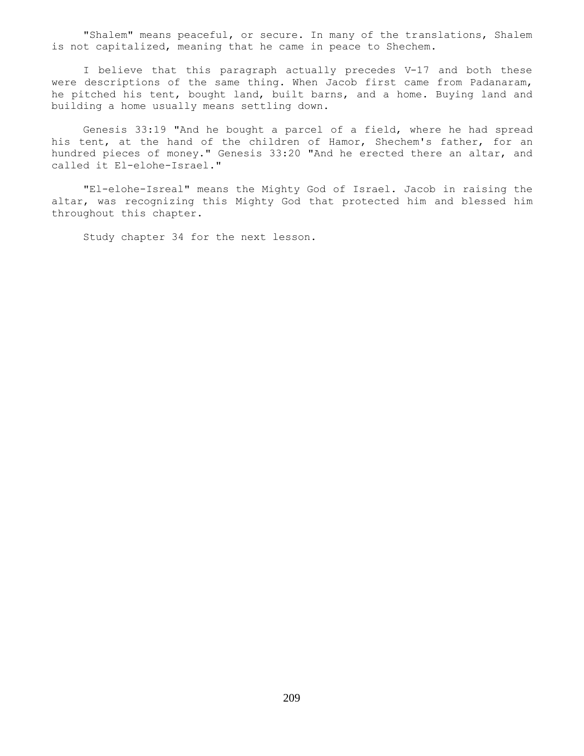"Shalem" means peaceful, or secure. In many of the translations, Shalem is not capitalized, meaning that he came in peace to Shechem.

I believe that this paragraph actually precedes V-17 and both these were descriptions of the same thing. When Jacob first came from Padanaram, he pitched his tent, bought land, built barns, and a home. Buying land and building a home usually means settling down.

Genesis 33:19 "And he bought a parcel of a field, where he had spread his tent, at the hand of the children of Hamor, Shechem's father, for an hundred pieces of money." Genesis 33:20 "And he erected there an altar, and called it El-elohe-Israel."

"El-elohe-Isreal" means the Mighty God of Israel. Jacob in raising the altar, was recognizing this Mighty God that protected him and blessed him throughout this chapter.

Study chapter 34 for the next lesson.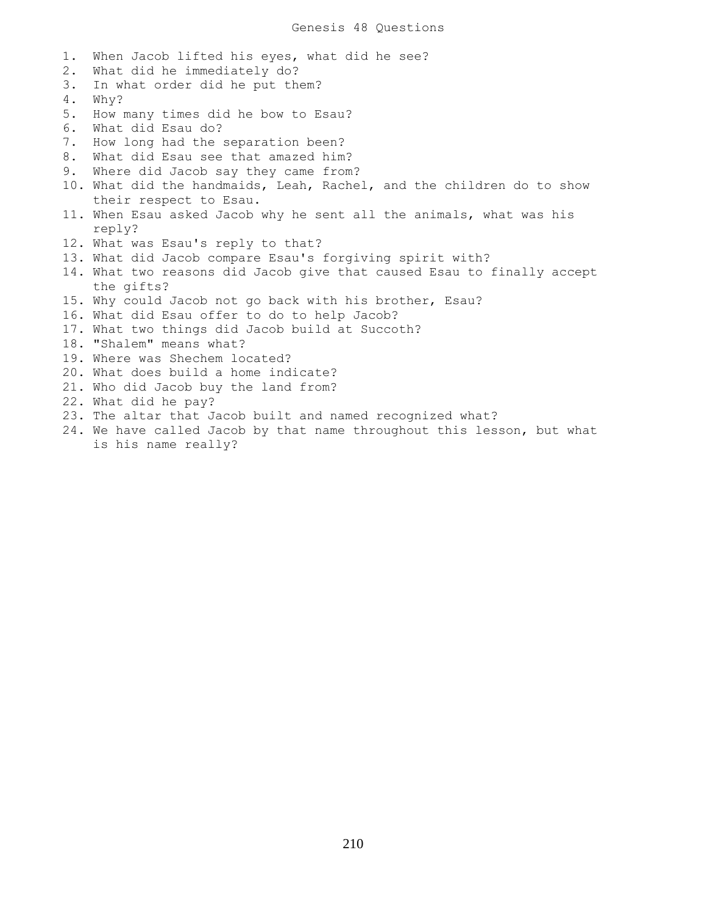# Genesis 48 Questions

1. When Jacob lifted his eyes, what did he see?
2. What did he immediately do?
3. In what order did he put them?
4. Why?
5. How many times did he bow to Esau?
6. What did Esau do?
7. How long had the separation been?
8. What did Esau see that amazed him?
9. Where did Jacob say they came from?
10. What did the handmaids, Leah, Rachel, and the children do to show their respect to Esau.
11. When Esau asked Jacob why he sent all the animals, what was his reply?
12. What was Esau's reply to that?
13. What did Jacob compare Esau's forgiving spirit with?
14. What two reasons did Jacob give that caused Esau to finally accept the gifts?
15. Why could Jacob not go back with his brother, Esau?
16. What did Esau offer to do to help Jacob?
17. What two things did Jacob build at Succoth?
18. "Shalem" means what?
19. Where was Shechem located?
20. What does build a home indicate?
21. Who did Jacob buy the land from?
22. What did he pay?
23. The altar that Jacob built and named recognized what?
24. We have called Jacob by that name throughout this lesson, but what is his name really?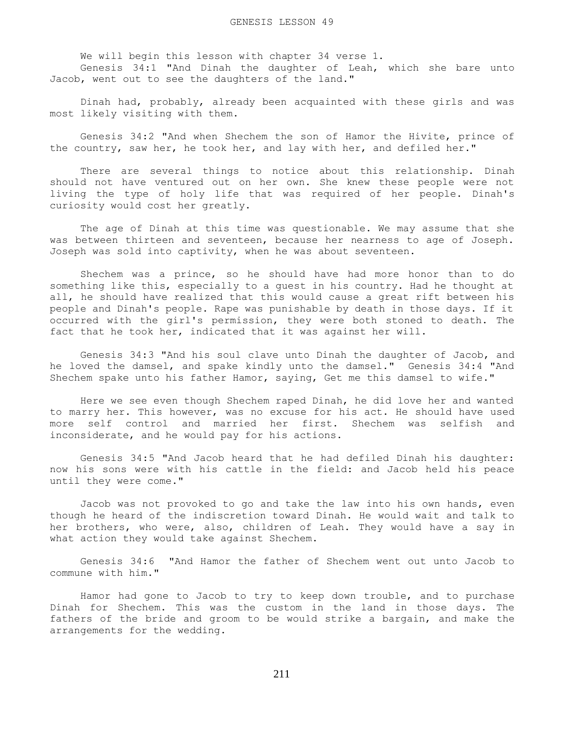# GENESIS LESSON 49

We will begin this lesson with chapter 34 verse 1.

Genesis 34:1 "And Dinah the daughter of Leah, which she bare unto Jacob, went out to see the daughters of the land."

Dinah had, probably, already been acquainted with these girls and was most likely visiting with them.

Genesis 34:2 "And when Shechem the son of Hamor the Hivite, prince of the country, saw her, he took her, and lay with her, and defiled her."

There are several things to notice about this relationship. Dinah should not have ventured out on her own. She knew these people were not living the type of holy life that was required of her people. Dinah's curiosity would cost her greatly.

The age of Dinah at this time was questionable. We may assume that she was between thirteen and seventeen, because her nearness to age of Joseph. Joseph was sold into captivity, when he was about seventeen.

Shechem was a prince, so he should have had more honor than to do something like this, especially to a guest in his country. Had he thought at all, he should have realized that this would cause a great rift between his people and Dinah's people. Rape was punishable by death in those days. If it occurred with the girl's permission, they were both stoned to death. The fact that he took her, indicated that it was against her will.

Genesis 34:3 "And his soul clave unto Dinah the daughter of Jacob, and he loved the damsel, and spake kindly unto the damsel." Genesis 34:4 "And Shechem spake unto his father Hamor, saying, Get me this damsel to wife."

Here we see even though Shechem raped Dinah, he did love her and wanted to marry her. This however, was no excuse for his act. He should have used more self control and married her first. Shechem was selfish and inconsiderate, and he would pay for his actions.

Genesis 34:5 "And Jacob heard that he had defiled Dinah his daughter: now his sons were with his cattle in the field: and Jacob held his peace until they were come."

Jacob was not provoked to go and take the law into his own hands, even though he heard of the indiscretion toward Dinah. He would wait and talk to her brothers, who were, also, children of Leah. They would have a say in what action they would take against Shechem.

Genesis 34:6 "And Hamor the father of Shechem went out unto Jacob to commune with him."

Hamor had gone to Jacob to try to keep down trouble, and to purchase Dinah for Shechem. This was the custom in the land in those days. The fathers of the bride and groom to be would strike a bargain, and make the arrangements for the wedding.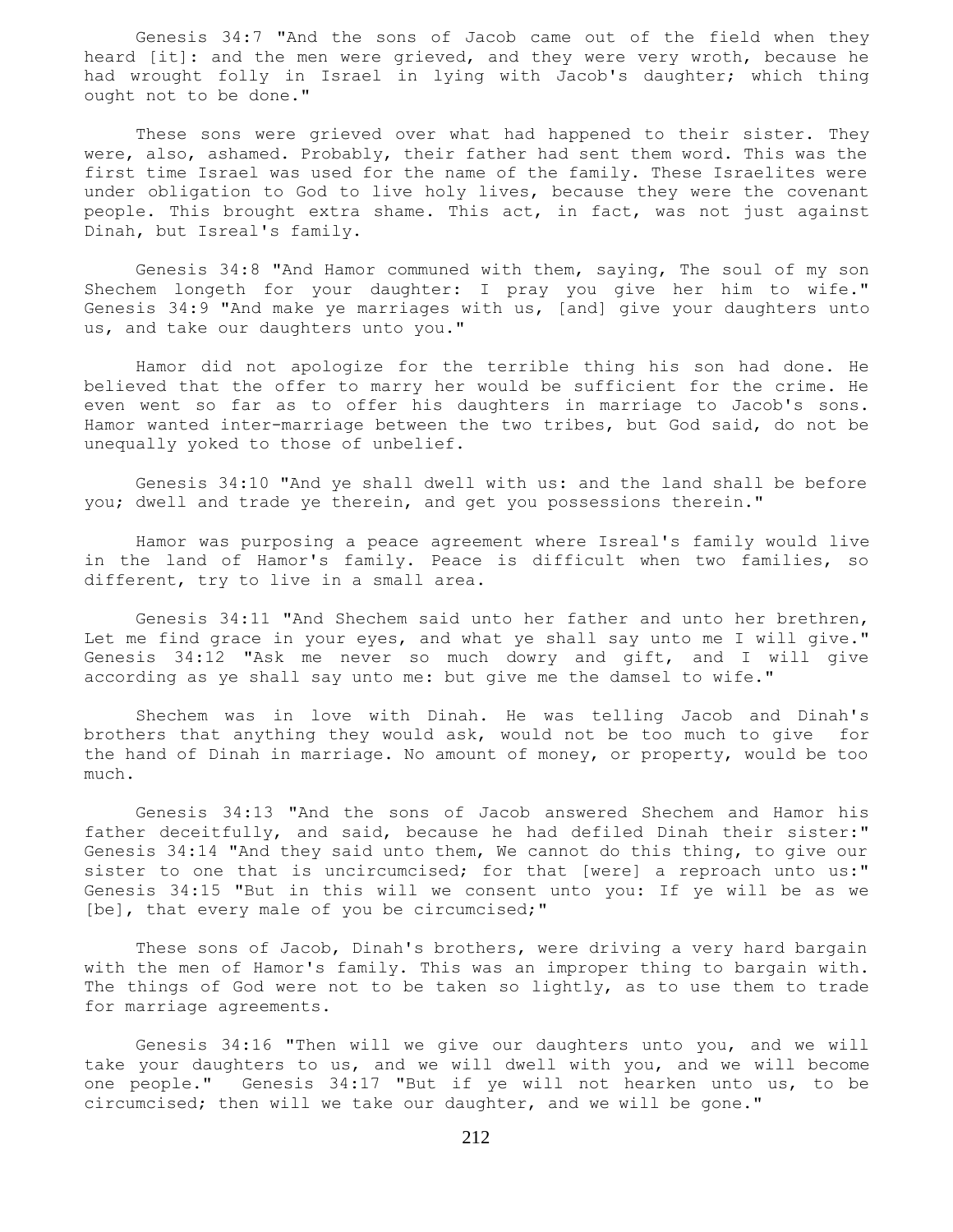Genesis 34:7 "And the sons of Jacob came out of the field when they heard [it]: and the men were grieved, and they were very wroth, because he had wrought folly in Israel in lying with Jacob's daughter; which thing ought not to be done."

These sons were grieved over what had happened to their sister. They were, also, ashamed. Probably, their father had sent them word. This was the first time Israel was used for the name of the family. These Israelites were under obligation to God to live holy lives, because they were the covenant people. This brought extra shame. This act, in fact, was not just against Dinah, but Isreal's family.

Genesis 34:8 "And Hamor communed with them, saying, The soul of my son Shechem longeth for your daughter: I pray you give her him to wife." Genesis 34:9 "And make ye marriages with us, [and] give your daughters unto us, and take our daughters unto you."

Hamor did not apologize for the terrible thing his son had done. He believed that the offer to marry her would be sufficient for the crime. He even went so far as to offer his daughters in marriage to Jacob's sons. Hamor wanted inter-marriage between the two tribes, but God said, do not be unequally yoked to those of unbelief.

Genesis 34:10 "And ye shall dwell with us: and the land shall be before you; dwell and trade ye therein, and get you possessions therein."

Hamor was purposing a peace agreement where Isreal's family would live in the land of Hamor's family. Peace is difficult when two families, so different, try to live in a small area.

Genesis 34:11 "And Shechem said unto her father and unto her brethren, Let me find grace in your eyes, and what ye shall say unto me I will give." Genesis 34:12 "Ask me never so much dowry and gift, and I will give according as ye shall say unto me: but give me the damsel to wife."

Shechem was in love with Dinah. He was telling Jacob and Dinah's brothers that anything they would ask, would not be too much to give for the hand of Dinah in marriage. No amount of money, or property, would be too much.

Genesis 34:13 "And the sons of Jacob answered Shechem and Hamor his father deceitfully, and said, because he had defiled Dinah their sister:" Genesis 34:14 "And they said unto them, We cannot do this thing, to give our sister to one that is uncircumcised; for that [were] a reproach unto us:" Genesis 34:15 "But in this will we consent unto you: If ye will be as we [be], that every male of you be circumcised;"

These sons of Jacob, Dinah's brothers, were driving a very hard bargain with the men of Hamor's family. This was an improper thing to bargain with. The things of God were not to be taken so lightly, as to use them to trade for marriage agreements.

Genesis 34:16 "Then will we give our daughters unto you, and we will take your daughters to us, and we will dwell with you, and we will become one people." Genesis 34:17 "But if ye will not hearken unto us, to be circumcised; then will we take our daughter, and we will be gone."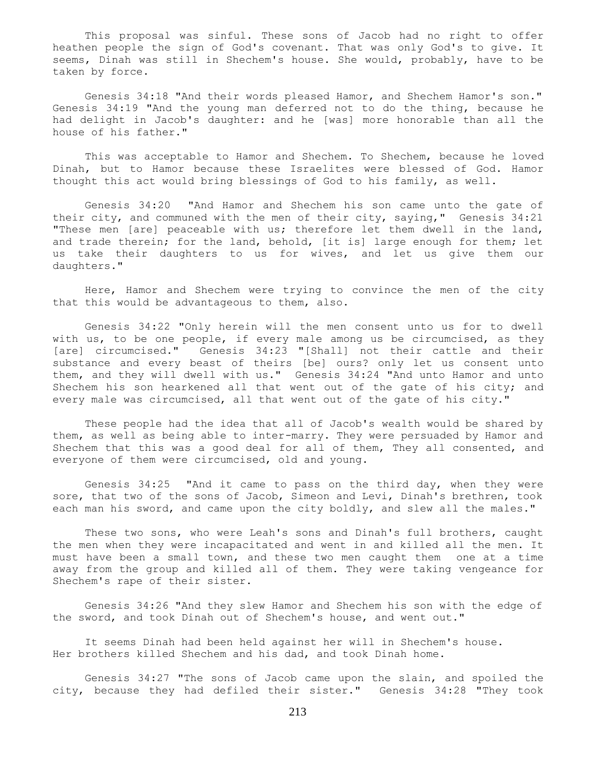This proposal was sinful. These sons of Jacob had no right to offer heathen people the sign of God's covenant. That was only God's to give. It seems, Dinah was still in Shechem's house. She would, probably, have to be taken by force.

Genesis 34:18 "And their words pleased Hamor, and Shechem Hamor's son." Genesis 34:19 "And the young man deferred not to do the thing, because he had delight in Jacob's daughter: and he [was] more honorable than all the house of his father."

This was acceptable to Hamor and Shechem. To Shechem, because he loved Dinah, but to Hamor because these Israelites were blessed of God. Hamor thought this act would bring blessings of God to his family, as well.

Genesis 34:20 "And Hamor and Shechem his son came unto the gate of their city, and communed with the men of their city, saying," Genesis 34:21 "These men [are] peaceable with us; therefore let them dwell in the land, and trade therein; for the land, behold, [it is] large enough for them; let us take their daughters to us for wives, and let us give them our daughters."

Here, Hamor and Shechem were trying to convince the men of the city that this would be advantageous to them, also.

Genesis 34:22 "Only herein will the men consent unto us for to dwell with us, to be one people, if every male among us be circumcised, as they [are] circumcised." Genesis 34:23 "[Shall] not their cattle and their substance and every beast of theirs [be] ours? only let us consent unto them, and they will dwell with us." Genesis 34:24 "And unto Hamor and unto Shechem his son hearkened all that went out of the gate of his city; and every male was circumcised, all that went out of the gate of his city."

These people had the idea that all of Jacob's wealth would be shared by them, as well as being able to inter-marry. They were persuaded by Hamor and Shechem that this was a good deal for all of them, They all consented, and everyone of them were circumcised, old and young.

Genesis 34:25 "And it came to pass on the third day, when they were sore, that two of the sons of Jacob, Simeon and Levi, Dinah's brethren, took each man his sword, and came upon the city boldly, and slew all the males."

These two sons, who were Leah's sons and Dinah's full brothers, caught the men when they were incapacitated and went in and killed all the men. It must have been a small town, and these two men caught them one at a time away from the group and killed all of them. They were taking vengeance for Shechem's rape of their sister.

Genesis 34:26 "And they slew Hamor and Shechem his son with the edge of the sword, and took Dinah out of Shechem's house, and went out."

It seems Dinah had been held against her will in Shechem's house. Her brothers killed Shechem and his dad, and took Dinah home.

Genesis 34:27 "The sons of Jacob came upon the slain, and spoiled the city, because they had defiled their sister." Genesis 34:28 "They took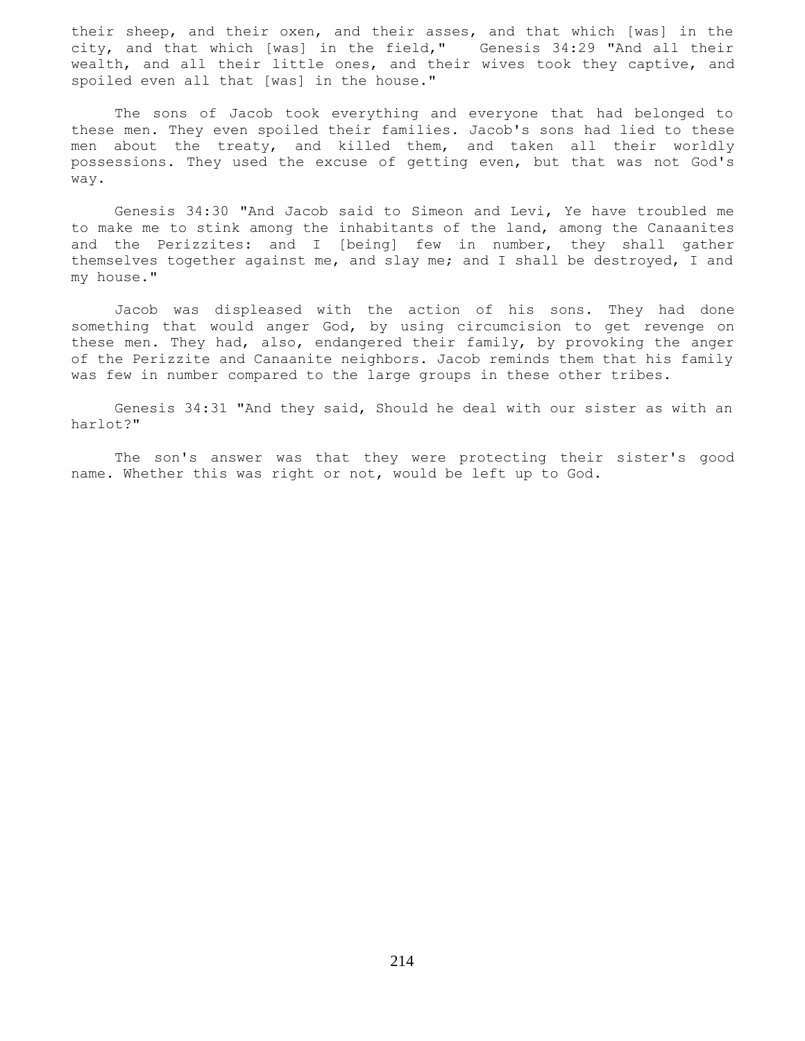their sheep, and their oxen, and their asses, and that which [was] in the city, and that which [was] in the field," Genesis 34:29 "And all their wealth, and all their little ones, and their wives took they captive, and spoiled even all that [was] in the house."

The sons of Jacob took everything and everyone that had belonged to these men. They even spoiled their families. Jacob's sons had lied to these men about the treaty, and killed them, and taken all their worldly possessions. They used the excuse of getting even, but that was not God's way.

Genesis 34:30 "And Jacob said to Simeon and Levi, Ye have troubled me to make me to stink among the inhabitants of the land, among the Canaanites and the Perizzites: and I [being] few in number, they shall gather themselves together against me, and slay me; and I shall be destroyed, I and my house."

Jacob was displeased with the action of his sons. They had done something that would anger God, by using circumcision to get revenge on these men. They had, also, endangered their family, by provoking the anger of the Perizzite and Canaanite neighbors. Jacob reminds them that his family was few in number compared to the large groups in these other tribes.

Genesis 34:31 "And they said, Should he deal with our sister as with an harlot?"

The son's answer was that they were protecting their sister's good name. Whether this was right or not, would be left up to God.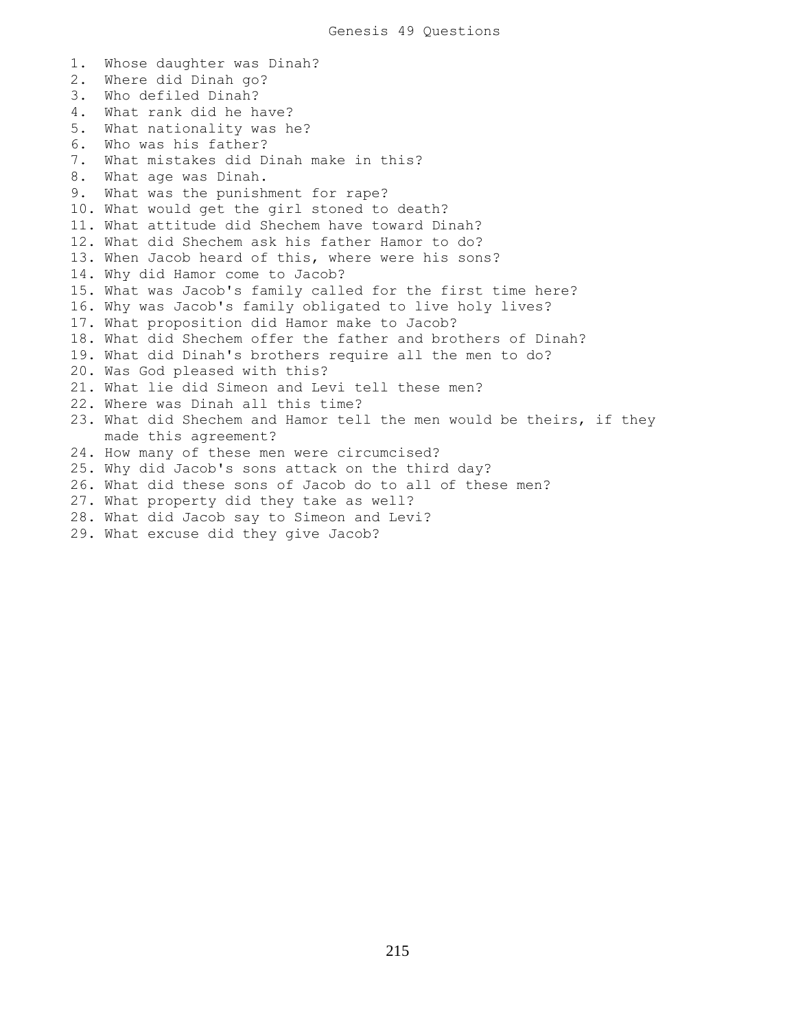# Genesis 49 Questions

1. Whose daughter was Dinah?
2. Where did Dinah go?
3. Who defiled Dinah?
4. What rank did he have?
5. What nationality was he?
6. Who was his father?
7. What mistakes did Dinah make in this?
8. What age was Dinah.
9. What was the punishment for rape?
10. What would get the girl stoned to death?
11. What attitude did Shechem have toward Dinah?
12. What did Shechem ask his father Hamor to do?
13. When Jacob heard of this, where were his sons?
14. Why did Hamor come to Jacob?
15. What was Jacob's family called for the first time here?
16. Why was Jacob's family obligated to live holy lives?
17. What proposition did Hamor make to Jacob?
18. What did Shechem offer the father and brothers of Dinah?
19. What did Dinah's brothers require all the men to do?
20. Was God pleased with this?
21. What lie did Simeon and Levi tell these men?
22. Where was Dinah all this time?
23. What did Shechem and Hamor tell the men would be theirs, if they made this agreement?
24. How many of these men were circumcised?
25. Why did Jacob's sons attack on the third day?
26. What did these sons of Jacob do to all of these men?
27. What property did they take as well?
28. What did Jacob say to Simeon and Levi?
29. What excuse did they give Jacob?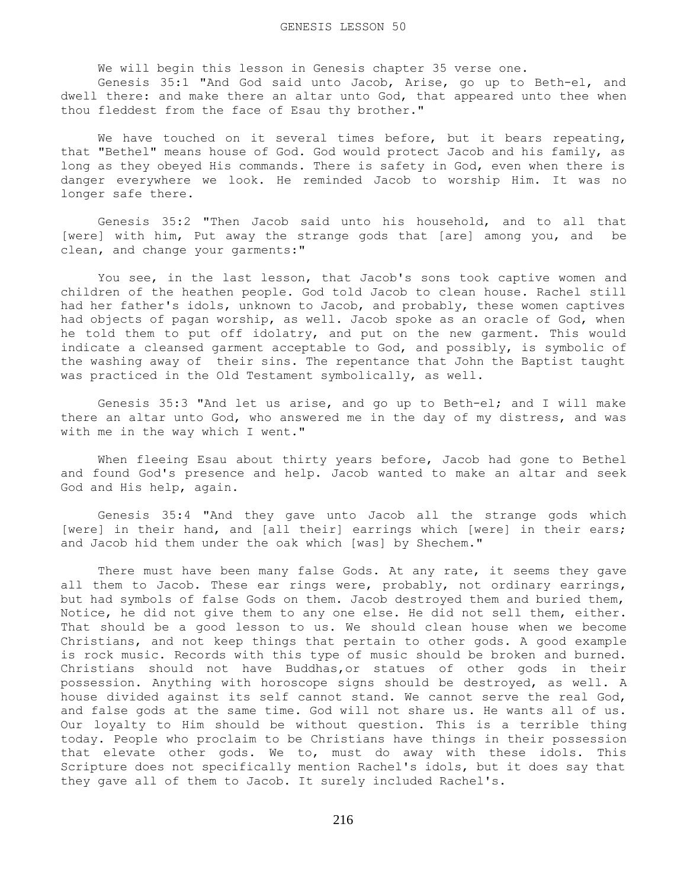# GENESIS LESSON 50

We will begin this lesson in Genesis chapter 35 verse one.

Genesis 35:1 "And God said unto Jacob, Arise, go up to Beth-el, and dwell there: and make there an altar unto God, that appeared unto thee when thou fleddest from the face of Esau thy brother."

We have touched on it several times before, but it bears repeating, that "Bethel" means house of God. God would protect Jacob and his family, as long as they obeyed His commands. There is safety in God, even when there is danger everywhere we look. He reminded Jacob to worship Him. It was no longer safe there.

Genesis 35:2 "Then Jacob said unto his household, and to all that [were] with him, Put away the strange gods that [are] among you, and be clean, and change your garments:"

You see, in the last lesson, that Jacob's sons took captive women and children of the heathen people. God told Jacob to clean house. Rachel still had her father's idols, unknown to Jacob, and probably, these women captives had objects of pagan worship, as well. Jacob spoke as an oracle of God, when he told them to put off idolatry, and put on the new garment. This would indicate a cleansed garment acceptable to God, and possibly, is symbolic of the washing away of their sins. The repentance that John the Baptist taught was practiced in the Old Testament symbolically, as well.

Genesis 35:3 "And let us arise, and go up to Beth-el; and I will make there an altar unto God, who answered me in the day of my distress, and was with me in the way which I went."

When fleeing Esau about thirty years before, Jacob had gone to Bethel and found God's presence and help. Jacob wanted to make an altar and seek God and His help, again.

Genesis 35:4 "And they gave unto Jacob all the strange gods which [were] in their hand, and [all their] earrings which [were] in their ears; and Jacob hid them under the oak which [was] by Shechem."

There must have been many false Gods. At any rate, it seems they gave all them to Jacob. These ear rings were, probably, not ordinary earrings, but had symbols of false Gods on them. Jacob destroyed them and buried them, Notice, he did not give them to any one else. He did not sell them, either. That should be a good lesson to us. We should clean house when we become Christians, and not keep things that pertain to other gods. A good example is rock music. Records with this type of music should be broken and burned. Christians should not have Buddhas,or statues of other gods in their possession. Anything with horoscope signs should be destroyed, as well. A house divided against its self cannot stand. We cannot serve the real God, and false gods at the same time. God will not share us. He wants all of us. Our loyalty to Him should be without question. This is a terrible thing today. People who proclaim to be Christians have things in their possession that elevate other gods. We to, must do away with these idols. This Scripture does not specifically mention Rachel's idols, but it does say that they gave all of them to Jacob. It surely included Rachel's.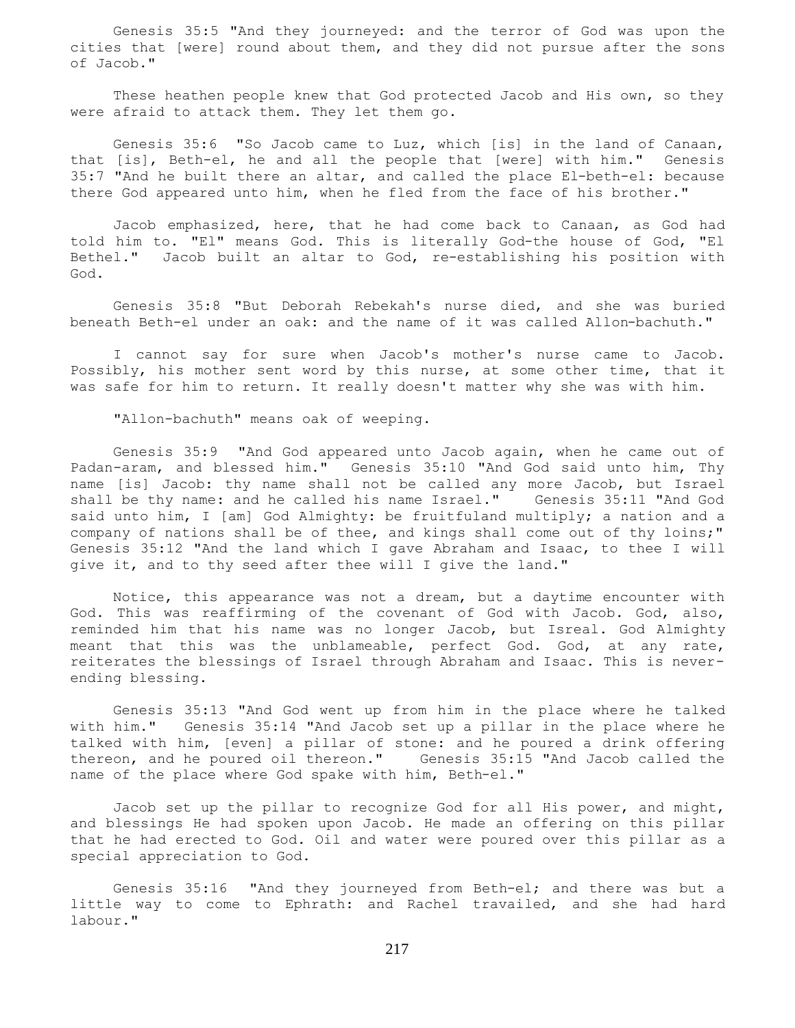Genesis 35:5 "And they journeyed: and the terror of God was upon the cities that [were] round about them, and they did not pursue after the sons of Jacob."

These heathen people knew that God protected Jacob and His own, so they were afraid to attack them. They let them go.

Genesis 35:6 "So Jacob came to Luz, which [is] in the land of Canaan, that [is], Beth-el, he and all the people that [were] with him." Genesis 35:7 "And he built there an altar, and called the place El-beth-el: because there God appeared unto him, when he fled from the face of his brother."

Jacob emphasized, here, that he had come back to Canaan, as God had told him to. "El" means God. This is literally God-the house of God, "El Bethel." Jacob built an altar to God, re-establishing his position with God.

Genesis 35:8 "But Deborah Rebekah's nurse died, and she was buried beneath Beth-el under an oak: and the name of it was called Allon-bachuth."

I cannot say for sure when Jacob's mother's nurse came to Jacob. Possibly, his mother sent word by this nurse, at some other time, that it was safe for him to return. It really doesn't matter why she was with him.

"Allon-bachuth" means oak of weeping.

Genesis 35:9 "And God appeared unto Jacob again, when he came out of Padan-aram, and blessed him." Genesis 35:10 "And God said unto him, Thy name [is] Jacob: thy name shall not be called any more Jacob, but Israel shall be thy name: and he called his name Israel." Genesis 35:11 "And God said unto him, I [am] God Almighty: be fruitfuland multiply; a nation and a company of nations shall be of thee, and kings shall come out of thy loins;" Genesis 35:12 "And the land which I gave Abraham and Isaac, to thee I will give it, and to thy seed after thee will I give the land."

Notice, this appearance was not a dream, but a daytime encounter with God. This was reaffirming of the covenant of God with Jacob. God, also, reminded him that his name was no longer Jacob, but Isreal. God Almighty meant that this was the unblameable, perfect God. God, at any rate, reiterates the blessings of Israel through Abraham and Isaac. This is never-ending blessing.

Genesis 35:13 "And God went up from him in the place where he talked with him." Genesis 35:14 "And Jacob set up a pillar in the place where he talked with him, [even] a pillar of stone: and he poured a drink offering thereon, and he poured oil thereon." Genesis 35:15 "And Jacob called the name of the place where God spake with him, Beth-el."

Jacob set up the pillar to recognize God for all His power, and might, and blessings He had spoken upon Jacob. He made an offering on this pillar that he had erected to God. Oil and water were poured over this pillar as a special appreciation to God.

Genesis 35:16 "And they journeyed from Beth-el; and there was but a little way to come to Ephrath: and Rachel travailed, and she had hard labour."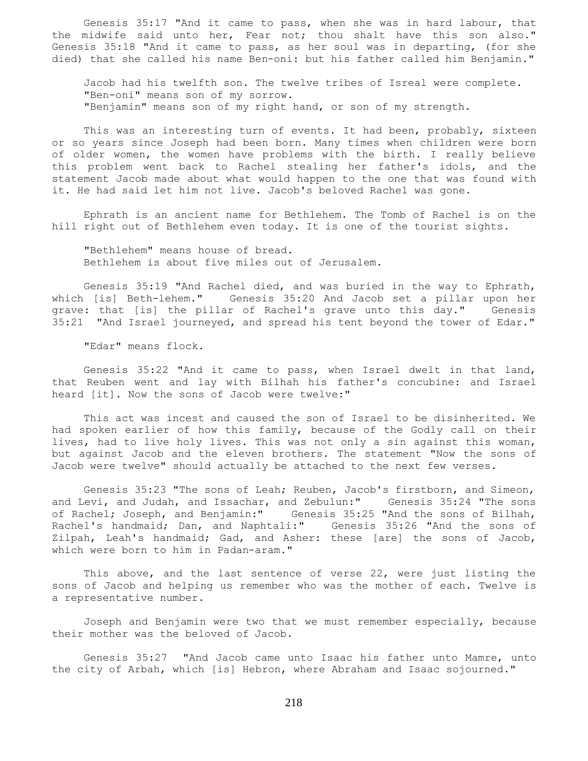Genesis 35:17 "And it came to pass, when she was in hard labour, that the midwife said unto her, Fear not; thou shalt have this son also." Genesis 35:18 "And it came to pass, as her soul was in departing, (for she died) that she called his name Ben-oni: but his father called him Benjamin."

Jacob had his twelfth son. The twelve tribes of Isreal were complete. "Ben-oni" means son of my sorrow. "Benjamin" means son of my right hand, or son of my strength.

This was an interesting turn of events. It had been, probably, sixteen or so years since Joseph had been born. Many times when children were born of older women, the women have problems with the birth. I really believe this problem went back to Rachel stealing her father's idols, and the statement Jacob made about what would happen to the one that was found with it. He had said let him not live. Jacob's beloved Rachel was gone.

Ephrath is an ancient name for Bethlehem. The Tomb of Rachel is on the hill right out of Bethlehem even today. It is one of the tourist sights.

"Bethlehem" means house of bread. Bethlehem is about five miles out of Jerusalem.

Genesis 35:19 "And Rachel died, and was buried in the way to Ephrath, which [is] Beth-lehem." Genesis 35:20 And Jacob set a pillar upon her grave: that [is] the pillar of Rachel's grave unto this day." Genesis 35:21 "And Israel journeyed, and spread his tent beyond the tower of Edar."

"Edar" means flock.

Genesis 35:22 "And it came to pass, when Israel dwelt in that land, that Reuben went and lay with Bilhah his father's concubine: and Israel heard [it]. Now the sons of Jacob were twelve:"

This act was incest and caused the son of Israel to be disinherited. We had spoken earlier of how this family, because of the Godly call on their lives, had to live holy lives. This was not only a sin against this woman, but against Jacob and the eleven brothers. The statement "Now the sons of Jacob were twelve" should actually be attached to the next few verses.

Genesis 35:23 "The sons of Leah; Reuben, Jacob's firstborn, and Simeon, and Levi, and Judah, and Issachar, and Zebulun:" Genesis 35:24 "The sons of Rachel; Joseph, and Benjamin:" Genesis 35:25 "And the sons of Bilhah, Rachel's handmaid; Dan, and Naphtali:" Genesis 35:26 "And the sons of Zilpah, Leah's handmaid; Gad, and Asher: these [are] the sons of Jacob, which were born to him in Padan-aram."

This above, and the last sentence of verse 22, were just listing the sons of Jacob and helping us remember who was the mother of each. Twelve is a representative number.

Joseph and Benjamin were two that we must remember especially, because their mother was the beloved of Jacob.

Genesis 35:27 "And Jacob came unto Isaac his father unto Mamre, unto the city of Arbah, which [is] Hebron, where Abraham and Isaac sojourned."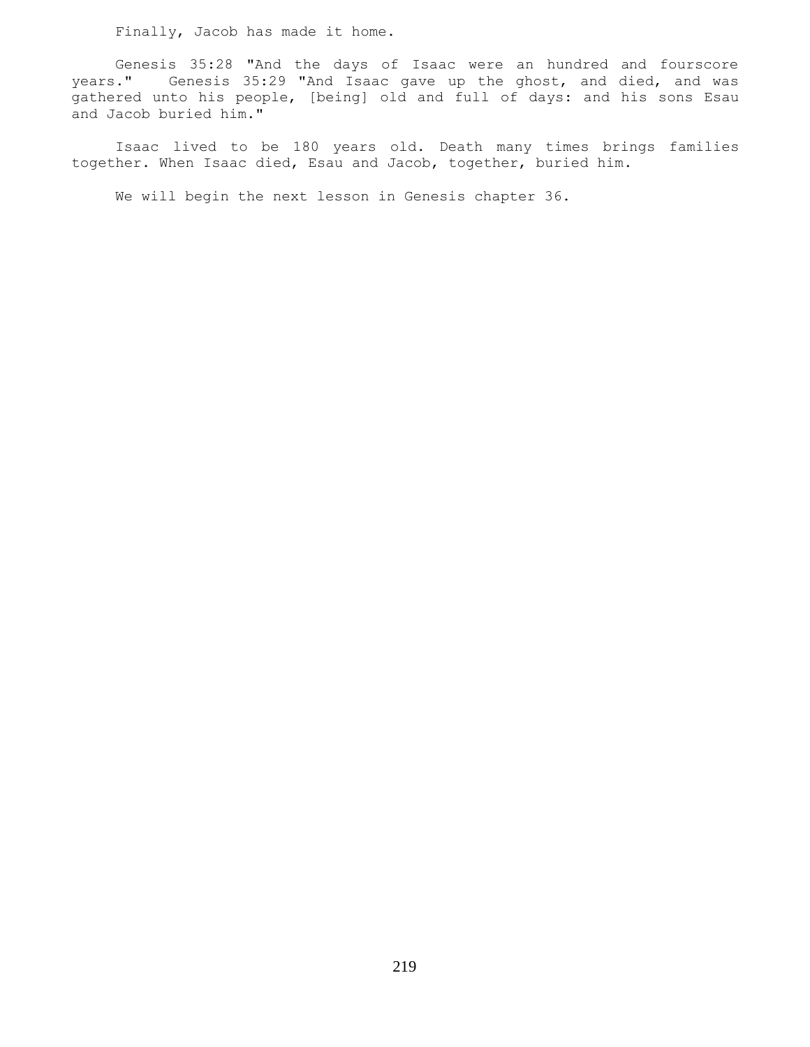Finally, Jacob has made it home.

Genesis 35:28 "And the days of Isaac were an hundred and fourscore years." Genesis 35:29 "And Isaac gave up the ghost, and died, and was gathered unto his people, [being] old and full of days: and his sons Esau and Jacob buried him."

Isaac lived to be 180 years old. Death many times brings families together. When Isaac died, Esau and Jacob, together, buried him.

We will begin the next lesson in Genesis chapter 36.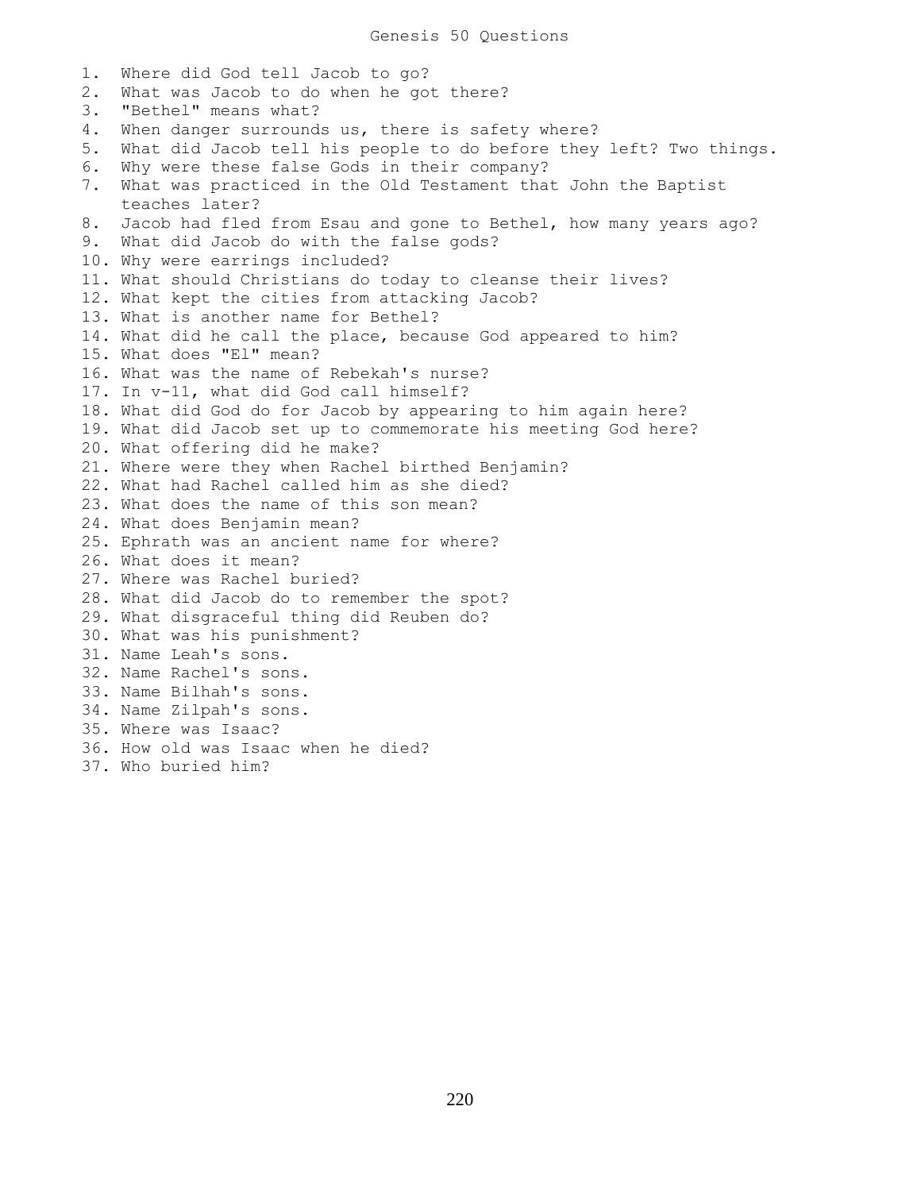# Genesis 50 Questions

1. Where did God tell Jacob to go?
2. What was Jacob to do when he got there?
3. "Bethel" means what?
4. When danger surrounds us, there is safety where?
5. What did Jacob tell his people to do before they left? Two things.
6. Why were these false Gods in their company?
7. What was practiced in the Old Testament that John the Baptist teaches later?
8. Jacob had fled from Esau and gone to Bethel, how many years ago?
9. What did Jacob do with the false gods?
10. Why were earrings included?
11. What should Christians do today to cleanse their lives?
12. What kept the cities from attacking Jacob?
13. What is another name for Bethel?
14. What did he call the place, because God appeared to him?
15. What does "El" mean?
16. What was the name of Rebekah's nurse?
17. In v-11, what did God call himself?
18. What did God do for Jacob by appearing to him again here?
19. What did Jacob set up to commemorate his meeting God here?
20. What offering did he make?
21. Where were they when Rachel birthed Benjamin?
22. What had Rachel called him as she died?
23. What does the name of this son mean?
24. What does Benjamin mean?
25. Ephrath was an ancient name for where?
26. What does it mean?
27. Where was Rachel buried?
28. What did Jacob do to remember the spot?
29. What disgraceful thing did Reuben do?
30. What was his punishment?
31. Name Leah's sons.
32. Name Rachel's sons.
33. Name Bilhah's sons.
34. Name Zilpah's sons.
35. Where was Isaac?
36. How old was Isaac when he died?
37. Who buried him?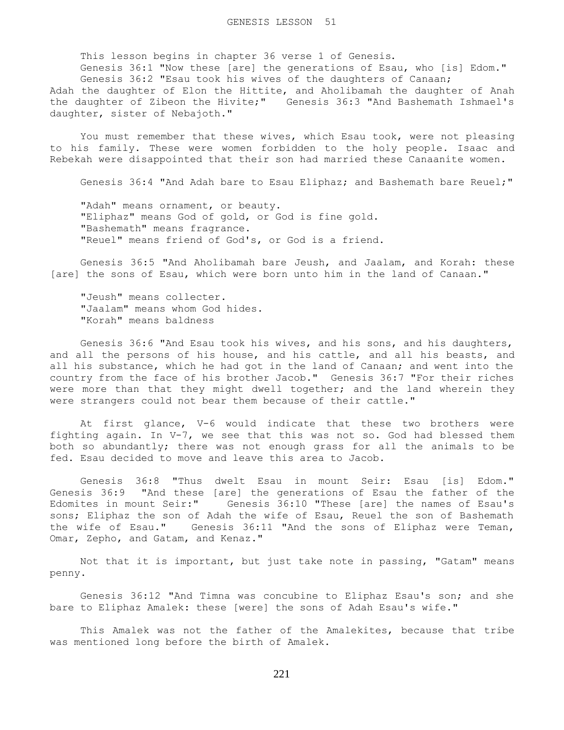# GENESIS LESSON 51

This lesson begins in chapter 36 verse 1 of Genesis.

Genesis 36:1 "Now these [are] the generations of Esau, who [is] Edom."

Genesis 36:2 "Esau took his wives of the daughters of Canaan; Adah the daughter of Elon the Hittite, and Aholibamah the daughter of Anah the daughter of Zibeon the Hivite;" Genesis 36:3 "And Bashemath Ishmael's daughter, sister of Nebajoth."

You must remember that these wives, which Esau took, were not pleasing to his family. These were women forbidden to the holy people. Isaac and Rebekah were disappointed that their son had married these Canaanite women.

Genesis 36:4 "And Adah bare to Esau Eliphaz; and Bashemath bare Reuel;"

"Adah" means ornament, or beauty.
"Eliphaz" means God of gold, or God is fine gold.
"Bashemath" means fragrance.
"Reuel" means friend of God's, or God is a friend.

Genesis 36:5 "And Aholibamah bare Jeush, and Jaalam, and Korah: these [are] the sons of Esau, which were born unto him in the land of Canaan."

"Jeush" means collecter.
"Jaalam" means whom God hides.
"Korah" means baldness

Genesis 36:6 "And Esau took his wives, and his sons, and his daughters, and all the persons of his house, and his cattle, and all his beasts, and all his substance, which he had got in the land of Canaan; and went into the country from the face of his brother Jacob." Genesis 36:7 "For their riches were more than that they might dwell together; and the land wherein they were strangers could not bear them because of their cattle."

At first glance, V-6 would indicate that these two brothers were fighting again. In V-7, we see that this was not so. God had blessed them both so abundantly; there was not enough grass for all the animals to be fed. Esau decided to move and leave this area to Jacob.

Genesis 36:8 "Thus dwelt Esau in mount Seir: Esau [is] Edom." Genesis 36:9 "And these [are] the generations of Esau the father of the Edomites in mount Seir:" Genesis 36:10 "These [are] the names of Esau's sons; Eliphaz the son of Adah the wife of Esau, Reuel the son of Bashemath the wife of Esau." Genesis 36:11 "And the sons of Eliphaz were Teman, Omar, Zepho, and Gatam, and Kenaz."

Not that it is important, but just take note in passing, "Gatam" means penny.

Genesis 36:12 "And Timna was concubine to Eliphaz Esau's son; and she bare to Eliphaz Amalek: these [were] the sons of Adah Esau's wife."

This Amalek was not the father of the Amalekites, because that tribe was mentioned long before the birth of Amalek.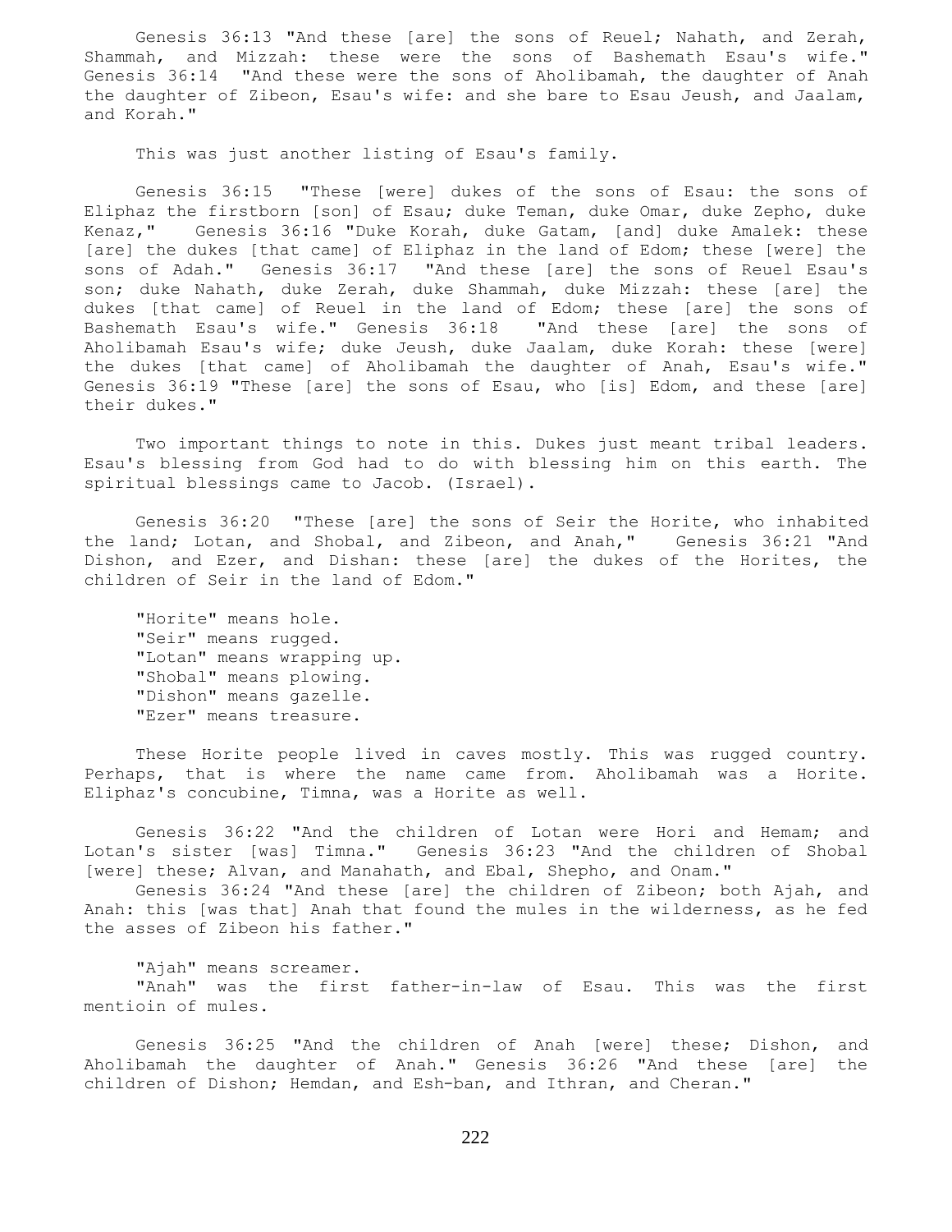Genesis 36:13 "And these [are] the sons of Reuel; Nahath, and Zerah, Shammah, and Mizzah: these were the sons of Bashemath Esau's wife." Genesis 36:14 "And these were the sons of Aholibamah, the daughter of Anah the daughter of Zibeon, Esau's wife: and she bare to Esau Jeush, and Jaalam, and Korah."

This was just another listing of Esau's family.

Genesis 36:15 "These [were] dukes of the sons of Esau: the sons of Eliphaz the firstborn [son] of Esau; duke Teman, duke Omar, duke Zepho, duke Kenaz," Genesis 36:16 "Duke Korah, duke Gatam, [and] duke Amalek: these [are] the dukes [that came] of Eliphaz in the land of Edom; these [were] the sons of Adah." Genesis 36:17 "And these [are] the sons of Reuel Esau's son; duke Nahath, duke Zerah, duke Shammah, duke Mizzah: these [are] the dukes [that came] of Reuel in the land of Edom; these [are] the sons of Bashemath Esau's wife." Genesis 36:18 "And these [are] the sons of Aholibamah Esau's wife; duke Jeush, duke Jaalam, duke Korah: these [were] the dukes [that came] of Aholibamah the daughter of Anah, Esau's wife." Genesis 36:19 "These [are] the sons of Esau, who [is] Edom, and these [are] their dukes."

Two important things to note in this. Dukes just meant tribal leaders. Esau's blessing from God had to do with blessing him on this earth. The spiritual blessings came to Jacob. (Israel).

Genesis 36:20 "These [are] the sons of Seir the Horite, who inhabited the land; Lotan, and Shobal, and Zibeon, and Anah," Genesis 36:21 "And Dishon, and Ezer, and Dishan: these [are] the dukes of the Horites, the children of Seir in the land of Edom."

"Horite" means hole.
"Seir" means rugged.
"Lotan" means wrapping up.
"Shobal" means plowing.
"Dishon" means gazelle.
"Ezer" means treasure.

These Horite people lived in caves mostly. This was rugged country. Perhaps, that is where the name came from. Aholibamah was a Horite. Eliphaz's concubine, Timna, was a Horite as well.

Genesis 36:22 "And the children of Lotan were Hori and Hemam; and Lotan's sister [was] Timna." Genesis 36:23 "And the children of Shobal [were] these; Alvan, and Manahath, and Ebal, Shepho, and Onam."
Genesis 36:24 "And these [are] the children of Zibeon; both Ajah, and Anah: this [was that] Anah that found the mules in the wilderness, as he fed the asses of Zibeon his father."

"Ajah" means screamer.
"Anah" was the first father-in-law of Esau. This was the first mentioin of mules.

Genesis 36:25 "And the children of Anah [were] these; Dishon, and Aholibamah the daughter of Anah." Genesis 36:26 "And these [are] the children of Dishon; Hemdan, and Esh-ban, and Ithran, and Cheran."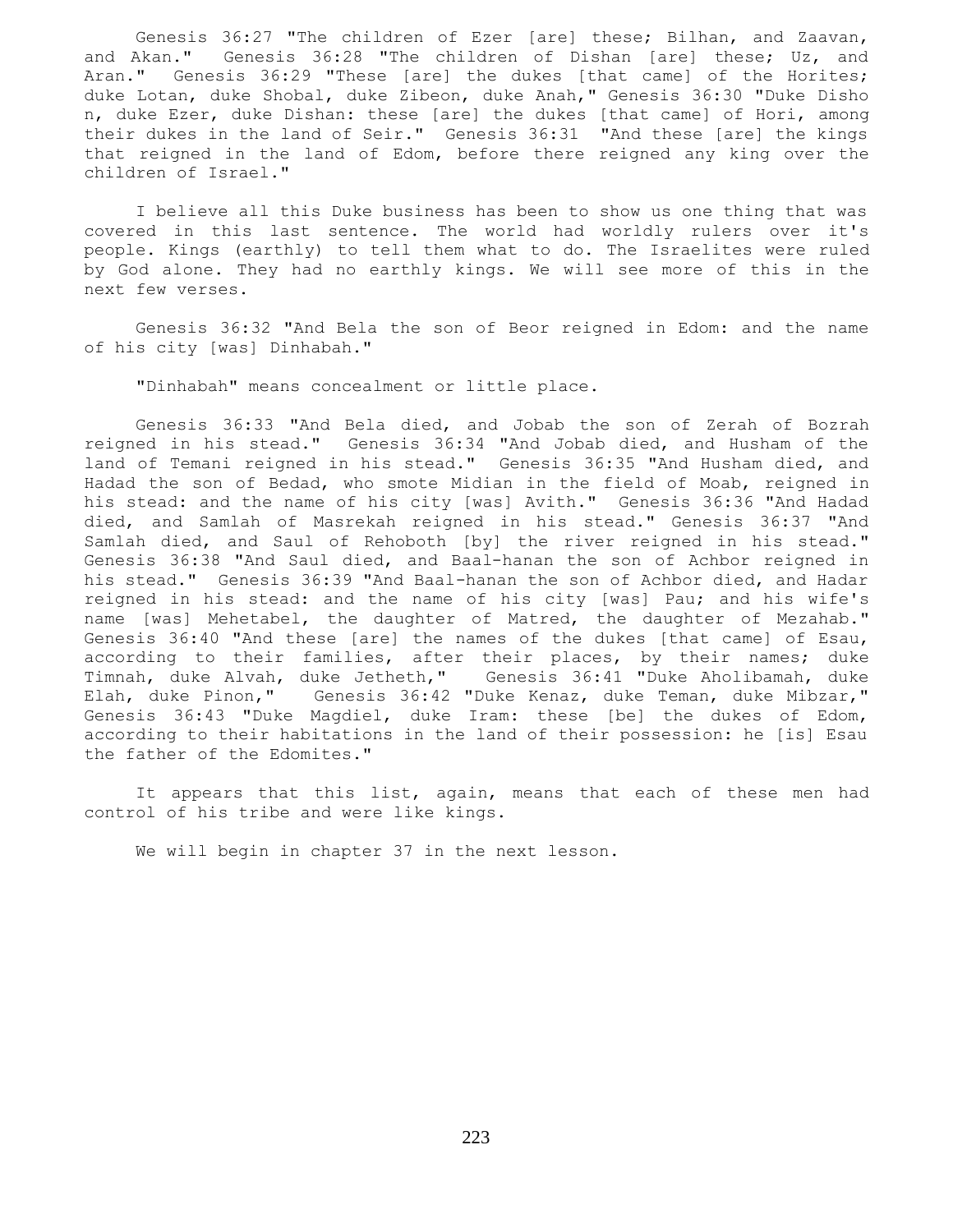Genesis 36:27 "The children of Ezer [are] these; Bilhan, and Zaavan, and Akan." Genesis 36:28 "The children of Dishan [are] these; Uz, and Aran." Genesis 36:29 "These [are] the dukes [that came] of the Horites; duke Lotan, duke Shobal, duke Zibeon, duke Anah," Genesis 36:30 "Duke Dishon, duke Ezer, duke Dishan: these [are] the dukes [that came] of Hori, among their dukes in the land of Seir." Genesis 36:31 "And these [are] the kings that reigned in the land of Edom, before there reigned any king over the children of Israel."

I believe all this Duke business has been to show us one thing that was covered in this last sentence. The world had worldly rulers over it's people. Kings (earthly) to tell them what to do. The Israelites were ruled by God alone. They had no earthly kings. We will see more of this in the next few verses.

Genesis 36:32 "And Bela the son of Beor reigned in Edom: and the name of his city [was] Dinhabah."

"Dinhabah" means concealment or little place.

Genesis 36:33 "And Bela died, and Jobab the son of Zerah of Bozrah reigned in his stead." Genesis 36:34 "And Jobab died, and Husham of the land of Temani reigned in his stead." Genesis 36:35 "And Husham died, and Hadad the son of Bedad, who smote Midian in the field of Moab, reigned in his stead: and the name of his city [was] Avith." Genesis 36:36 "And Hadad died, and Samlah of Masrekah reigned in his stead." Genesis 36:37 "And Samlah died, and Saul of Rehoboth [by] the river reigned in his stead." Genesis 36:38 "And Saul died, and Baal-hanan the son of Achbor reigned in his stead." Genesis 36:39 "And Baal-hanan the son of Achbor died, and Hadar reigned in his stead: and the name of his city [was] Pau; and his wife's name [was] Mehetabel, the daughter of Matred, the daughter of Mezahab." Genesis 36:40 "And these [are] the names of the dukes [that came] of Esau, according to their families, after their places, by their names; duke Timnah, duke Alvah, duke Jetheth," Genesis 36:41 "Duke Aholibamah, duke Elah, duke Pinon," Genesis 36:42 "Duke Kenaz, duke Teman, duke Mibzar," Genesis 36:43 "Duke Magdiel, duke Iram: these [be] the dukes of Edom, according to their habitations in the land of their possession: he [is] Esau the father of the Edomites."

It appears that this list, again, means that each of these men had control of his tribe and were like kings.

We will begin in chapter 37 in the next lesson.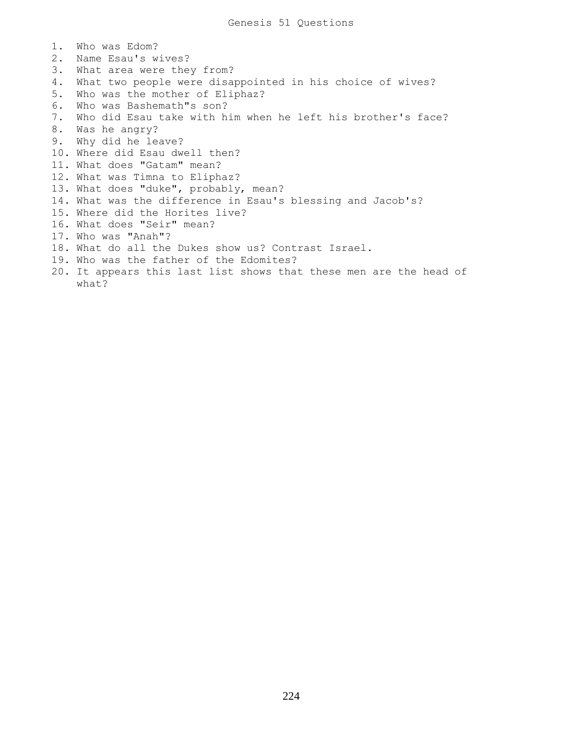# Genesis 51 Questions

1. Who was Edom?
2. Name Esau's wives?
3. What area were they from?
4. What two people were disappointed in his choice of wives?
5. Who was the mother of Eliphaz?
6. Who was Bashemath"s son?
7. Who did Esau take with him when he left his brother's face?
8. Was he angry?
9. Why did he leave?
10. Where did Esau dwell then?
11. What does "Gatam" mean?
12. What was Timna to Eliphaz?
13. What does "duke", probably, mean?
14. What was the difference in Esau's blessing and Jacob's?
15. Where did the Horites live?
16. What does "Seir" mean?
17. Who was "Anah"?
18. What do all the Dukes show us? Contrast Israel.
19. Who was the father of the Edomites?
20. It appears this last list shows that these men are the head of what?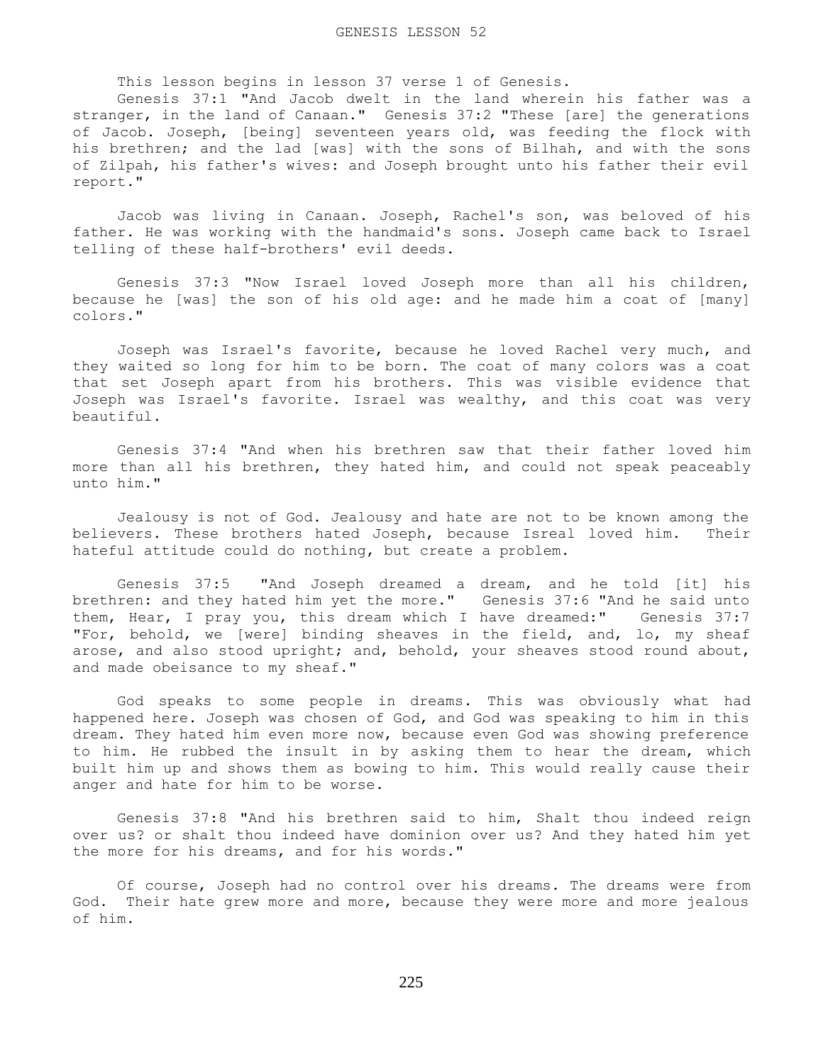# GENESIS LESSON 52

This lesson begins in lesson 37 verse 1 of Genesis.

Genesis 37:1 "And Jacob dwelt in the land wherein his father was a stranger, in the land of Canaan." Genesis 37:2 "These [are] the generations of Jacob. Joseph, [being] seventeen years old, was feeding the flock with his brethren; and the lad [was] with the sons of Bilhah, and with the sons of Zilpah, his father's wives: and Joseph brought unto his father their evil report."

Jacob was living in Canaan. Joseph, Rachel's son, was beloved of his father. He was working with the handmaid's sons. Joseph came back to Israel telling of these half-brothers' evil deeds.

Genesis 37:3 "Now Israel loved Joseph more than all his children, because he [was] the son of his old age: and he made him a coat of [many] colors."

Joseph was Israel's favorite, because he loved Rachel very much, and they waited so long for him to be born. The coat of many colors was a coat that set Joseph apart from his brothers. This was visible evidence that Joseph was Israel's favorite. Israel was wealthy, and this coat was very beautiful.

Genesis 37:4 "And when his brethren saw that their father loved him more than all his brethren, they hated him, and could not speak peaceably unto him."

Jealousy is not of God. Jealousy and hate are not to be known among the believers. These brothers hated Joseph, because Isreal loved him. Their hateful attitude could do nothing, but create a problem.

Genesis 37:5 "And Joseph dreamed a dream, and he told [it] his brethren: and they hated him yet the more." Genesis 37:6 "And he said unto them, Hear, I pray you, this dream which I have dreamed:" Genesis 37:7 "For, behold, we [were] binding sheaves in the field, and, lo, my sheaf arose, and also stood upright; and, behold, your sheaves stood round about, and made obeisance to my sheaf."

God speaks to some people in dreams. This was obviously what had happened here. Joseph was chosen of God, and God was speaking to him in this dream. They hated him even more now, because even God was showing preference to him. He rubbed the insult in by asking them to hear the dream, which built him up and shows them as bowing to him. This would really cause their anger and hate for him to be worse.

Genesis 37:8 "And his brethren said to him, Shalt thou indeed reign over us? or shalt thou indeed have dominion over us? And they hated him yet the more for his dreams, and for his words."

Of course, Joseph had no control over his dreams. The dreams were from God. Their hate grew more and more, because they were more and more jealous of him.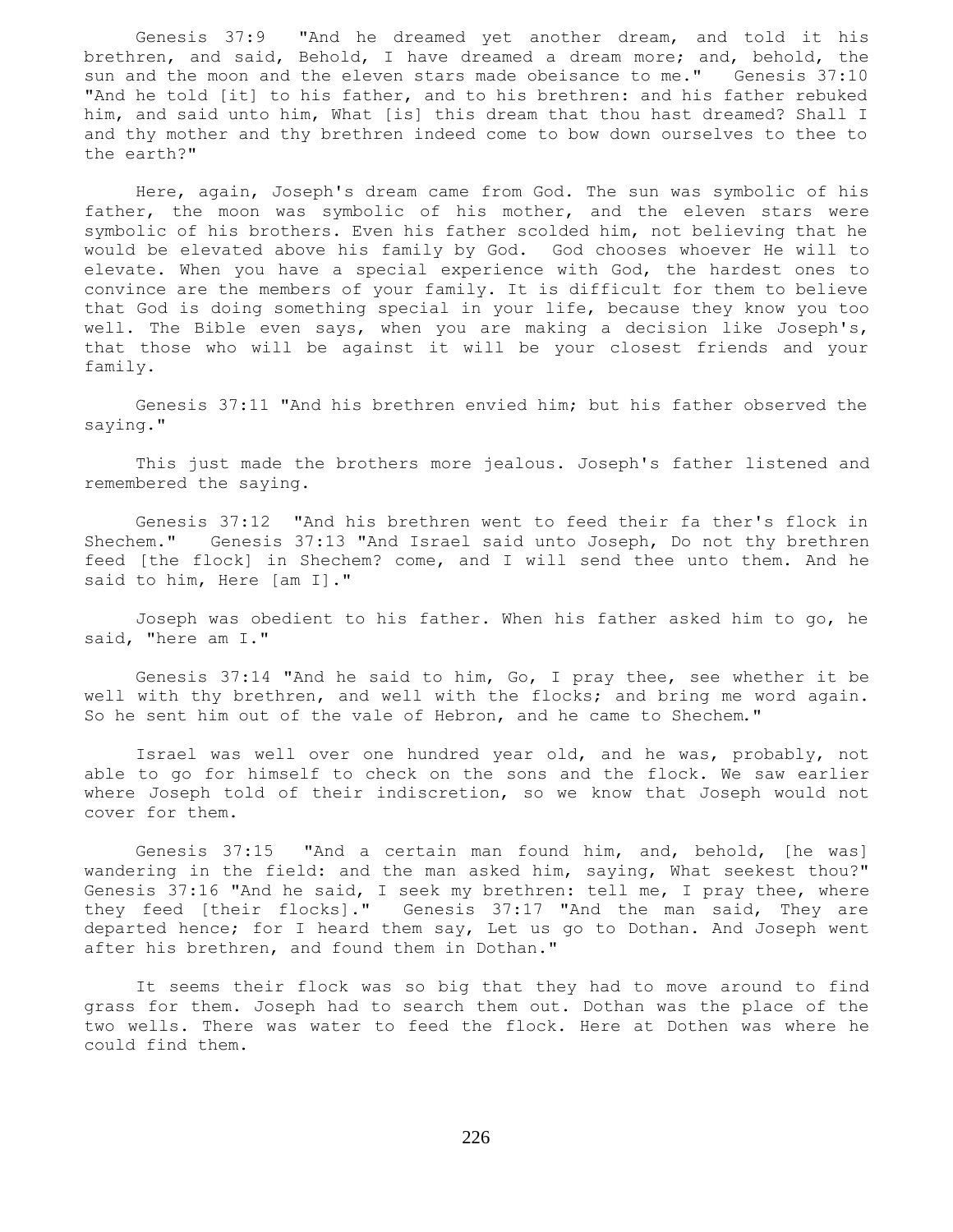Genesis 37:9 "And he dreamed yet another dream, and told it his brethren, and said, Behold, I have dreamed a dream more; and, behold, the sun and the moon and the eleven stars made obeisance to me." Genesis 37:10 "And he told [it] to his father, and to his brethren: and his father rebuked him, and said unto him, What [is] this dream that thou hast dreamed? Shall I and thy mother and thy brethren indeed come to bow down ourselves to thee to the earth?"

Here, again, Joseph's dream came from God. The sun was symbolic of his father, the moon was symbolic of his mother, and the eleven stars were symbolic of his brothers. Even his father scolded him, not believing that he would be elevated above his family by God. God chooses whoever He will to elevate. When you have a special experience with God, the hardest ones to convince are the members of your family. It is difficult for them to believe that God is doing something special in your life, because they know you too well. The Bible even says, when you are making a decision like Joseph's, that those who will be against it will be your closest friends and your family.

Genesis 37:11 "And his brethren envied him; but his father observed the saying."

This just made the brothers more jealous. Joseph's father listened and remembered the saying.

Genesis 37:12 "And his brethren went to feed their fa ther's flock in Shechem." Genesis 37:13 "And Israel said unto Joseph, Do not thy brethren feed [the flock] in Shechem? come, and I will send thee unto them. And he said to him, Here [am I]."

Joseph was obedient to his father. When his father asked him to go, he said, "here am I."

Genesis 37:14 "And he said to him, Go, I pray thee, see whether it be well with thy brethren, and well with the flocks; and bring me word again. So he sent him out of the vale of Hebron, and he came to Shechem."

Israel was well over one hundred year old, and he was, probably, not able to go for himself to check on the sons and the flock. We saw earlier where Joseph told of their indiscretion, so we know that Joseph would not cover for them.

Genesis 37:15 "And a certain man found him, and, behold, [he was] wandering in the field: and the man asked him, saying, What seekest thou?" Genesis 37:16 "And he said, I seek my brethren: tell me, I pray thee, where they feed [their flocks]." Genesis 37:17 "And the man said, They are departed hence; for I heard them say, Let us go to Dothan. And Joseph went after his brethren, and found them in Dothan."

It seems their flock was so big that they had to move around to find grass for them. Joseph had to search them out. Dothan was the place of the two wells. There was water to feed the flock. Here at Dothen was where he could find them.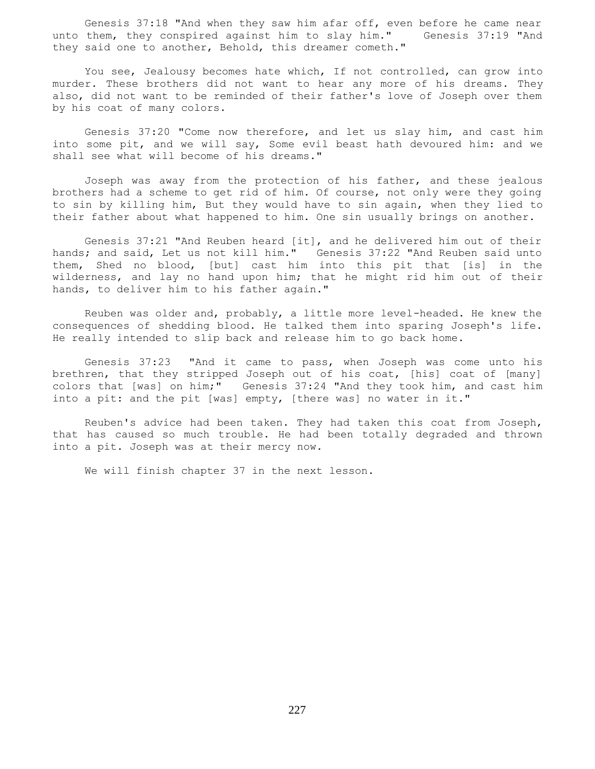Genesis 37:18 "And when they saw him afar off, even before he came near unto them, they conspired against him to slay him." Genesis 37:19 "And they said one to another, Behold, this dreamer cometh."

You see, Jealousy becomes hate which, If not controlled, can grow into murder. These brothers did not want to hear any more of his dreams. They also, did not want to be reminded of their father's love of Joseph over them by his coat of many colors.

Genesis 37:20 "Come now therefore, and let us slay him, and cast him into some pit, and we will say, Some evil beast hath devoured him: and we shall see what will become of his dreams."

Joseph was away from the protection of his father, and these jealous brothers had a scheme to get rid of him. Of course, not only were they going to sin by killing him, But they would have to sin again, when they lied to their father about what happened to him. One sin usually brings on another.

Genesis 37:21 "And Reuben heard [it], and he delivered him out of their hands; and said, Let us not kill him." Genesis 37:22 "And Reuben said unto them, Shed no blood, [but] cast him into this pit that [is] in the wilderness, and lay no hand upon him; that he might rid him out of their hands, to deliver him to his father again."

Reuben was older and, probably, a little more level-headed. He knew the consequences of shedding blood. He talked them into sparing Joseph's life. He really intended to slip back and release him to go back home.

Genesis 37:23 "And it came to pass, when Joseph was come unto his brethren, that they stripped Joseph out of his coat, [his] coat of [many] colors that [was] on him;" Genesis 37:24 "And they took him, and cast him into a pit: and the pit [was] empty, [there was] no water in it."

Reuben's advice had been taken. They had taken this coat from Joseph, that has caused so much trouble. He had been totally degraded and thrown into a pit. Joseph was at their mercy now.

We will finish chapter 37 in the next lesson.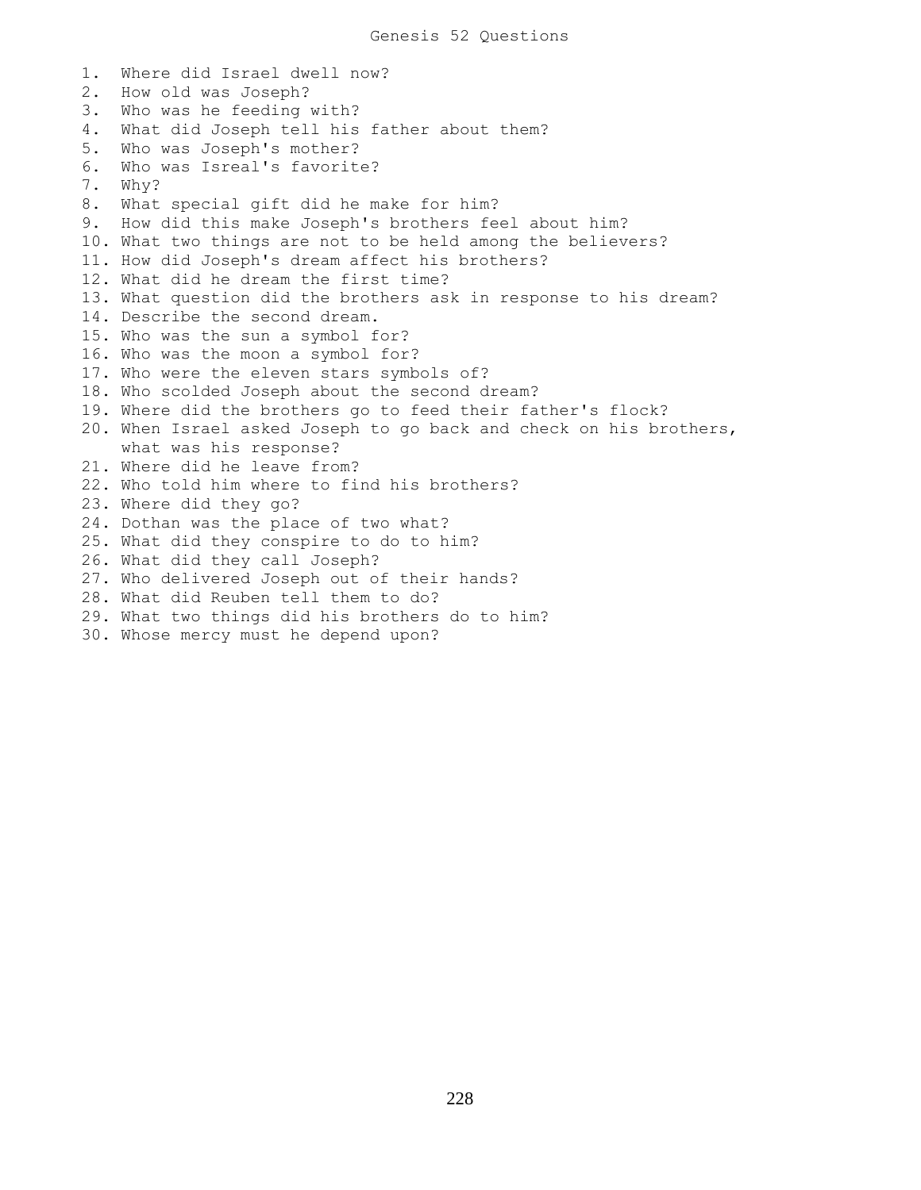# Genesis 52 Questions

1. Where did Israel dwell now?
2. How old was Joseph?
3. Who was he feeding with?
4. What did Joseph tell his father about them?
5. Who was Joseph's mother?
6. Who was Isreal's favorite?
7. Why?
8. What special gift did he make for him?
9. How did this make Joseph's brothers feel about him?
10. What two things are not to be held among the believers?
11. How did Joseph's dream affect his brothers?
12. What did he dream the first time?
13. What question did the brothers ask in response to his dream?
14. Describe the second dream.
15. Who was the sun a symbol for?
16. Who was the moon a symbol for?
17. Who were the eleven stars symbols of?
18. Who scolded Joseph about the second dream?
19. Where did the brothers go to feed their father's flock?
20. When Israel asked Joseph to go back and check on his brothers, what was his response?
21. Where did he leave from?
22. Who told him where to find his brothers?
23. Where did they go?
24. Dothan was the place of two what?
25. What did they conspire to do to him?
26. What did they call Joseph?
27. Who delivered Joseph out of their hands?
28. What did Reuben tell them to do?
29. What two things did his brothers do to him?
30. Whose mercy must he depend upon?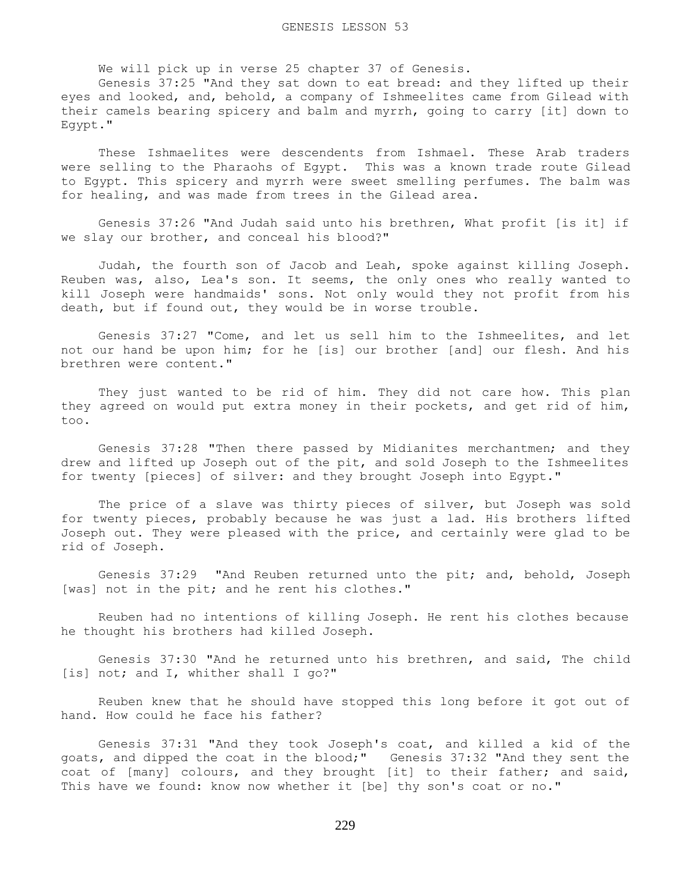We will pick up in verse 25 chapter 37 of Genesis.

Genesis 37:25 "And they sat down to eat bread: and they lifted up their eyes and looked, and, behold, a company of Ishmeelites came from Gilead with their camels bearing spicery and balm and myrrh, going to carry [it] down to Egypt."

These Ishmaelites were descendents from Ishmael. These Arab traders were selling to the Pharaohs of Egypt. This was a known trade route Gilead to Egypt. This spicery and myrrh were sweet smelling perfumes. The balm was for healing, and was made from trees in the Gilead area.

Genesis 37:26 "And Judah said unto his brethren, What profit [is it] if we slay our brother, and conceal his blood?"

Judah, the fourth son of Jacob and Leah, spoke against killing Joseph. Reuben was, also, Lea's son. It seems, the only ones who really wanted to kill Joseph were handmaids' sons. Not only would they not profit from his death, but if found out, they would be in worse trouble.

Genesis 37:27 "Come, and let us sell him to the Ishmeelites, and let not our hand be upon him; for he [is] our brother [and] our flesh. And his brethren were content."

They just wanted to be rid of him. They did not care how. This plan they agreed on would put extra money in their pockets, and get rid of him, too.

Genesis 37:28 "Then there passed by Midianites merchantmen; and they drew and lifted up Joseph out of the pit, and sold Joseph to the Ishmeelites for twenty [pieces] of silver: and they brought Joseph into Egypt."

The price of a slave was thirty pieces of silver, but Joseph was sold for twenty pieces, probably because he was just a lad. His brothers lifted Joseph out. They were pleased with the price, and certainly were glad to be rid of Joseph.

Genesis 37:29 "And Reuben returned unto the pit; and, behold, Joseph [was] not in the pit; and he rent his clothes."

Reuben had no intentions of killing Joseph. He rent his clothes because he thought his brothers had killed Joseph.

Genesis 37:30 "And he returned unto his brethren, and said, The child [is] not; and I, whither shall I go?"

Reuben knew that he should have stopped this long before it got out of hand. How could he face his father?

Genesis 37:31 "And they took Joseph's coat, and killed a kid of the goats, and dipped the coat in the blood;" Genesis 37:32 "And they sent the coat of [many] colours, and they brought [it] to their father; and said, This have we found: know now whether it [be] thy son's coat or no."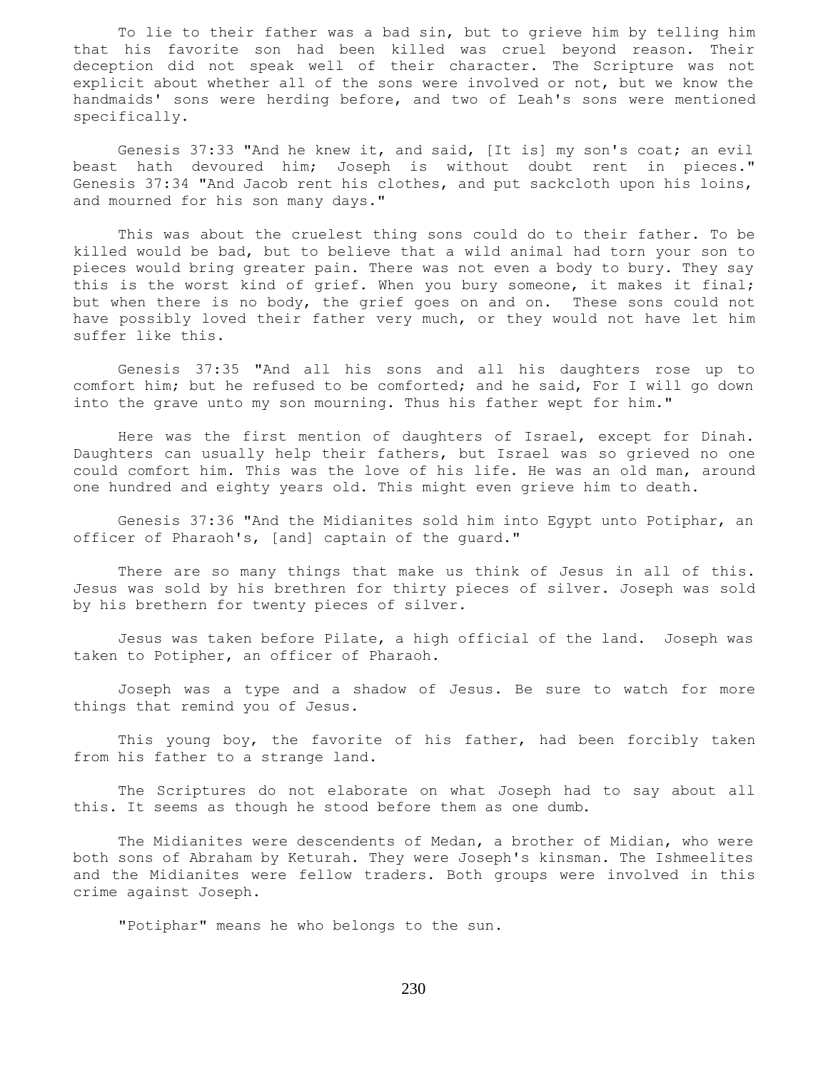To lie to their father was a bad sin, but to grieve him by telling him that his favorite son had been killed was cruel beyond reason. Their deception did not speak well of their character. The Scripture was not explicit about whether all of the sons were involved or not, but we know the handmaids' sons were herding before, and two of Leah's sons were mentioned specifically.

Genesis 37:33 "And he knew it, and said, [It is] my son's coat; an evil beast hath devoured him; Joseph is without doubt rent in pieces." Genesis 37:34 "And Jacob rent his clothes, and put sackcloth upon his loins, and mourned for his son many days."

This was about the cruelest thing sons could do to their father. To be killed would be bad, but to believe that a wild animal had torn your son to pieces would bring greater pain. There was not even a body to bury. They say this is the worst kind of grief. When you bury someone, it makes it final; but when there is no body, the grief goes on and on. These sons could not have possibly loved their father very much, or they would not have let him suffer like this.

Genesis 37:35 "And all his sons and all his daughters rose up to comfort him; but he refused to be comforted; and he said, For I will go down into the grave unto my son mourning. Thus his father wept for him."

Here was the first mention of daughters of Israel, except for Dinah. Daughters can usually help their fathers, but Israel was so grieved no one could comfort him. This was the love of his life. He was an old man, around one hundred and eighty years old. This might even grieve him to death.

Genesis 37:36 "And the Midianites sold him into Egypt unto Potiphar, an officer of Pharaoh's, [and] captain of the guard."

There are so many things that make us think of Jesus in all of this. Jesus was sold by his brethren for thirty pieces of silver. Joseph was sold by his brethern for twenty pieces of silver.

Jesus was taken before Pilate, a high official of the land. Joseph was taken to Potipher, an officer of Pharaoh.

Joseph was a type and a shadow of Jesus. Be sure to watch for more things that remind you of Jesus.

This young boy, the favorite of his father, had been forcibly taken from his father to a strange land.

The Scriptures do not elaborate on what Joseph had to say about all this. It seems as though he stood before them as one dumb.

The Midianites were descendents of Medan, a brother of Midian, who were both sons of Abraham by Keturah. They were Joseph's kinsman. The Ishmeelites and the Midianites were fellow traders. Both groups were involved in this crime against Joseph.

"Potiphar" means he who belongs to the sun.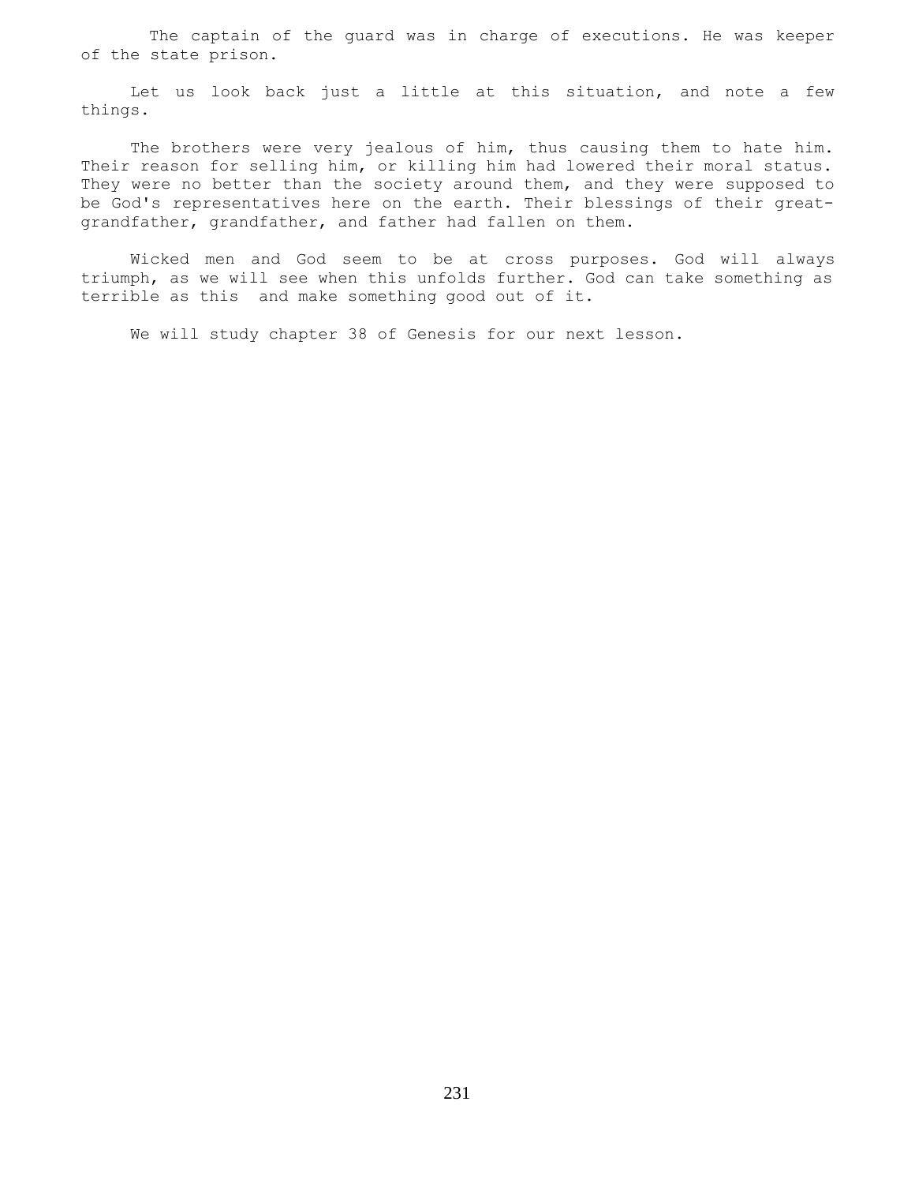The captain of the guard was in charge of executions. He was keeper of the state prison.

Let us look back just a little at this situation, and note a few things.

The brothers were very jealous of him, thus causing them to hate him. Their reason for selling him, or killing him had lowered their moral status. They were no better than the society around them, and they were supposed to be God's representatives here on the earth. Their blessings of their great-grandfather, grandfather, and father had fallen on them.

Wicked men and God seem to be at cross purposes. God will always triumph, as we will see when this unfolds further. God can take something as terrible as this and make something good out of it.

We will study chapter 38 of Genesis for our next lesson.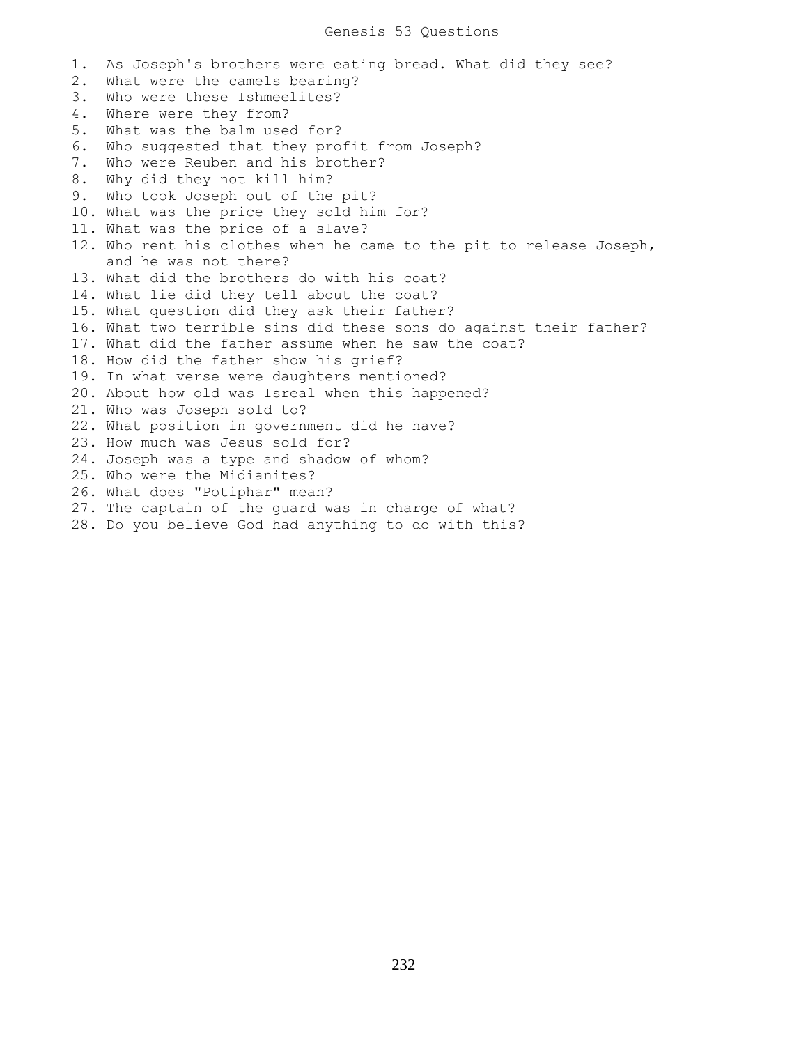# Genesis 53 Questions

1. As Joseph's brothers were eating bread. What did they see?
2. What were the camels bearing?
3. Who were these Ishmeelites?
4. Where were they from?
5. What was the balm used for?
6. Who suggested that they profit from Joseph?
7. Who were Reuben and his brother?
8. Why did they not kill him?
9. Who took Joseph out of the pit?
10. What was the price they sold him for?
11. What was the price of a slave?
12. Who rent his clothes when he came to the pit to release Joseph, and he was not there?
13. What did the brothers do with his coat?
14. What lie did they tell about the coat?
15. What question did they ask their father?
16. What two terrible sins did these sons do against their father?
17. What did the father assume when he saw the coat?
18. How did the father show his grief?
19. In what verse were daughters mentioned?
20. About how old was Isreal when this happened?
21. Who was Joseph sold to?
22. What position in government did he have?
23. How much was Jesus sold for?
24. Joseph was a type and shadow of whom?
25. Who were the Midianites?
26. What does "Potiphar" mean?
27. The captain of the guard was in charge of what?
28. Do you believe God had anything to do with this?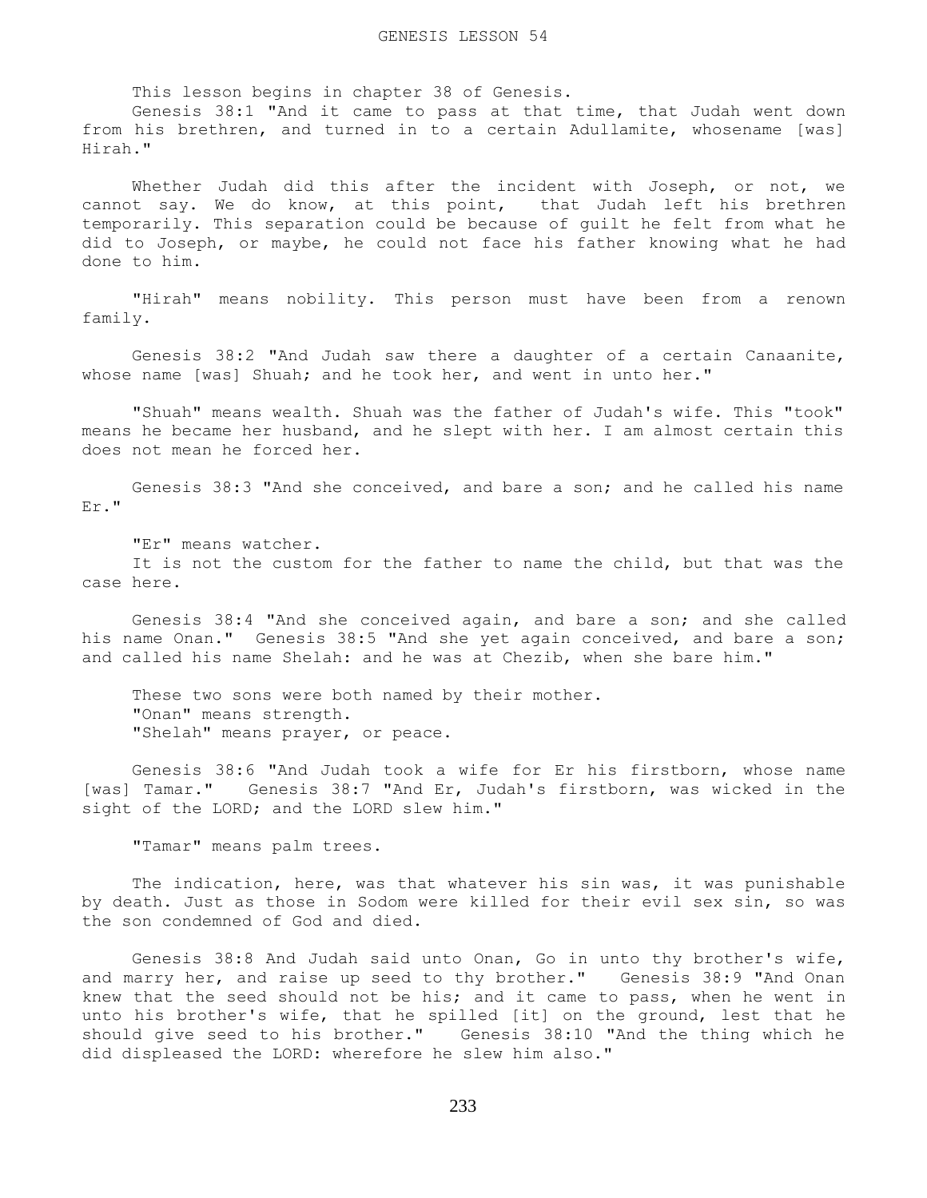# GENESIS LESSON 54

This lesson begins in chapter 38 of Genesis.

Genesis 38:1 "And it came to pass at that time, that Judah went down from his brethren, and turned in to a certain Adullamite, whosename [was] Hirah."

Whether Judah did this after the incident with Joseph, or not, we cannot say. We do know, at this point, that Judah left his brethren temporarily. This separation could be because of guilt he felt from what he did to Joseph, or maybe, he could not face his father knowing what he had done to him.

"Hirah" means nobility. This person must have been from a renown family.

Genesis 38:2 "And Judah saw there a daughter of a certain Canaanite, whose name [was] Shuah; and he took her, and went in unto her."

"Shuah" means wealth. Shuah was the father of Judah's wife. This "took" means he became her husband, and he slept with her. I am almost certain this does not mean he forced her.

Genesis 38:3 "And she conceived, and bare a son; and he called his name Er."

"Er" means watcher.

It is not the custom for the father to name the child, but that was the case here.

Genesis 38:4 "And she conceived again, and bare a son; and she called his name Onan." Genesis 38:5 "And she yet again conceived, and bare a son; and called his name Shelah: and he was at Chezib, when she bare him."

These two sons were both named by their mother.

"Onan" means strength.

"Shelah" means prayer, or peace.

Genesis 38:6 "And Judah took a wife for Er his firstborn, whose name [was] Tamar." Genesis 38:7 "And Er, Judah's firstborn, was wicked in the sight of the LORD; and the LORD slew him."

"Tamar" means palm trees.

The indication, here, was that whatever his sin was, it was punishable by death. Just as those in Sodom were killed for their evil sex sin, so was the son condemned of God and died.

Genesis 38:8 And Judah said unto Onan, Go in unto thy brother's wife, and marry her, and raise up seed to thy brother." Genesis 38:9 "And Onan knew that the seed should not be his; and it came to pass, when he went in unto his brother's wife, that he spilled [it] on the ground, lest that he should give seed to his brother." Genesis 38:10 "And the thing which he did displeased the LORD: wherefore he slew him also."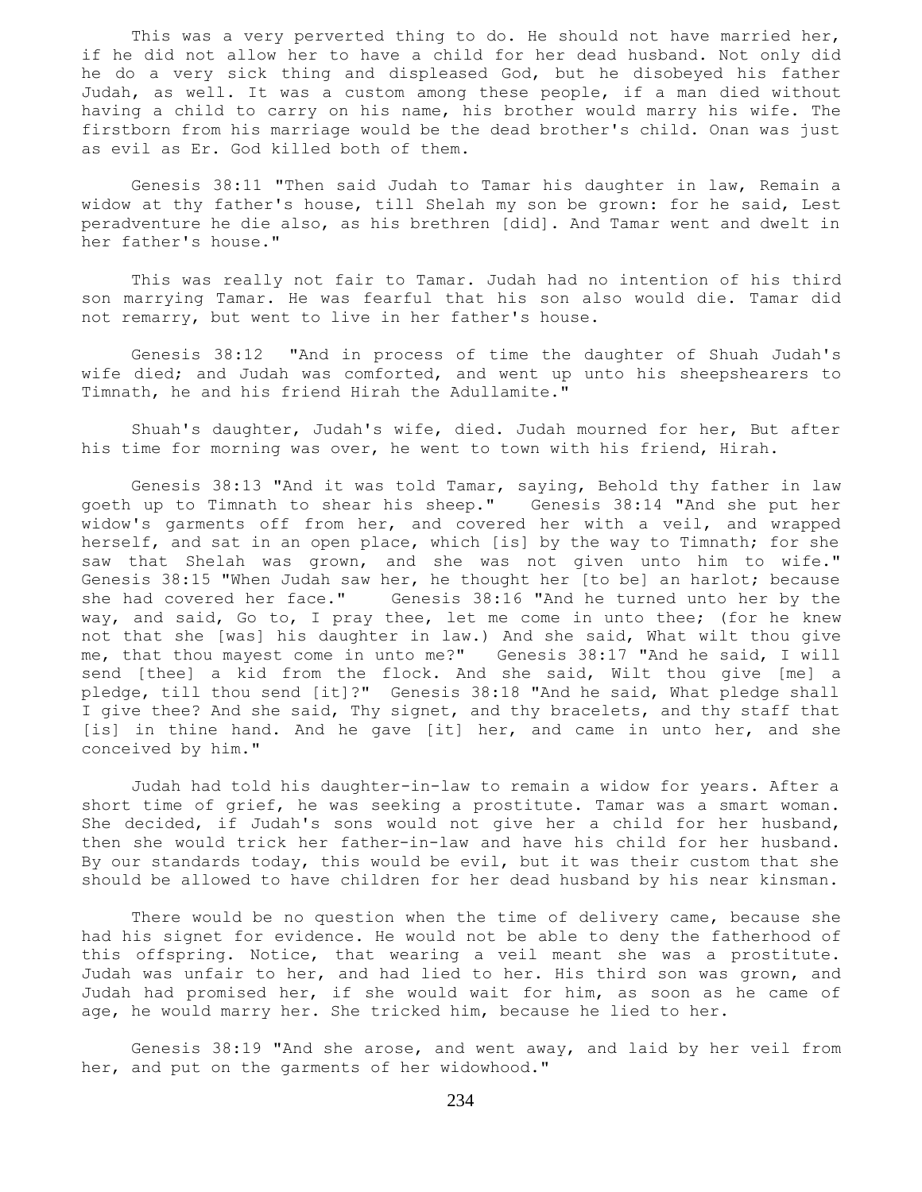This was a very perverted thing to do. He should not have married her, if he did not allow her to have a child for her dead husband. Not only did he do a very sick thing and displeased God, but he disobeyed his father Judah, as well. It was a custom among these people, if a man died without having a child to carry on his name, his brother would marry his wife. The firstborn from his marriage would be the dead brother's child. Onan was just as evil as Er. God killed both of them.

Genesis 38:11 "Then said Judah to Tamar his daughter in law, Remain a widow at thy father's house, till Shelah my son be grown: for he said, Lest peradventure he die also, as his brethren [did]. And Tamar went and dwelt in her father's house."

This was really not fair to Tamar. Judah had no intention of his third son marrying Tamar. He was fearful that his son also would die. Tamar did not remarry, but went to live in her father's house.

Genesis 38:12 "And in process of time the daughter of Shuah Judah's wife died; and Judah was comforted, and went up unto his sheepshearers to Timnath, he and his friend Hirah the Adullamite."

Shuah's daughter, Judah's wife, died. Judah mourned for her, But after his time for morning was over, he went to town with his friend, Hirah.

Genesis 38:13 "And it was told Tamar, saying, Behold thy father in law goeth up to Timnath to shear his sheep." Genesis 38:14 "And she put her widow's garments off from her, and covered her with a veil, and wrapped herself, and sat in an open place, which [is] by the way to Timnath; for she saw that Shelah was grown, and she was not given unto him to wife." Genesis 38:15 "When Judah saw her, he thought her [to be] an harlot; because she had covered her face." Genesis 38:16 "And he turned unto her by the way, and said, Go to, I pray thee, let me come in unto thee; (for he knew not that she [was] his daughter in law.) And she said, What wilt thou give me, that thou mayest come in unto me?" Genesis 38:17 "And he said, I will send [thee] a kid from the flock. And she said, Wilt thou give [me] a pledge, till thou send [it]?" Genesis 38:18 "And he said, What pledge shall I give thee? And she said, Thy signet, and thy bracelets, and thy staff that [is] in thine hand. And he gave [it] her, and came in unto her, and she conceived by him."

Judah had told his daughter-in-law to remain a widow for years. After a short time of grief, he was seeking a prostitute. Tamar was a smart woman. She decided, if Judah's sons would not give her a child for her husband, then she would trick her father-in-law and have his child for her husband. By our standards today, this would be evil, but it was their custom that she should be allowed to have children for her dead husband by his near kinsman.

There would be no question when the time of delivery came, because she had his signet for evidence. He would not be able to deny the fatherhood of this offspring. Notice, that wearing a veil meant she was a prostitute. Judah was unfair to her, and had lied to her. His third son was grown, and Judah had promised her, if she would wait for him, as soon as he came of age, he would marry her. She tricked him, because he lied to her.

Genesis 38:19 "And she arose, and went away, and laid by her veil from her, and put on the garments of her widowhood."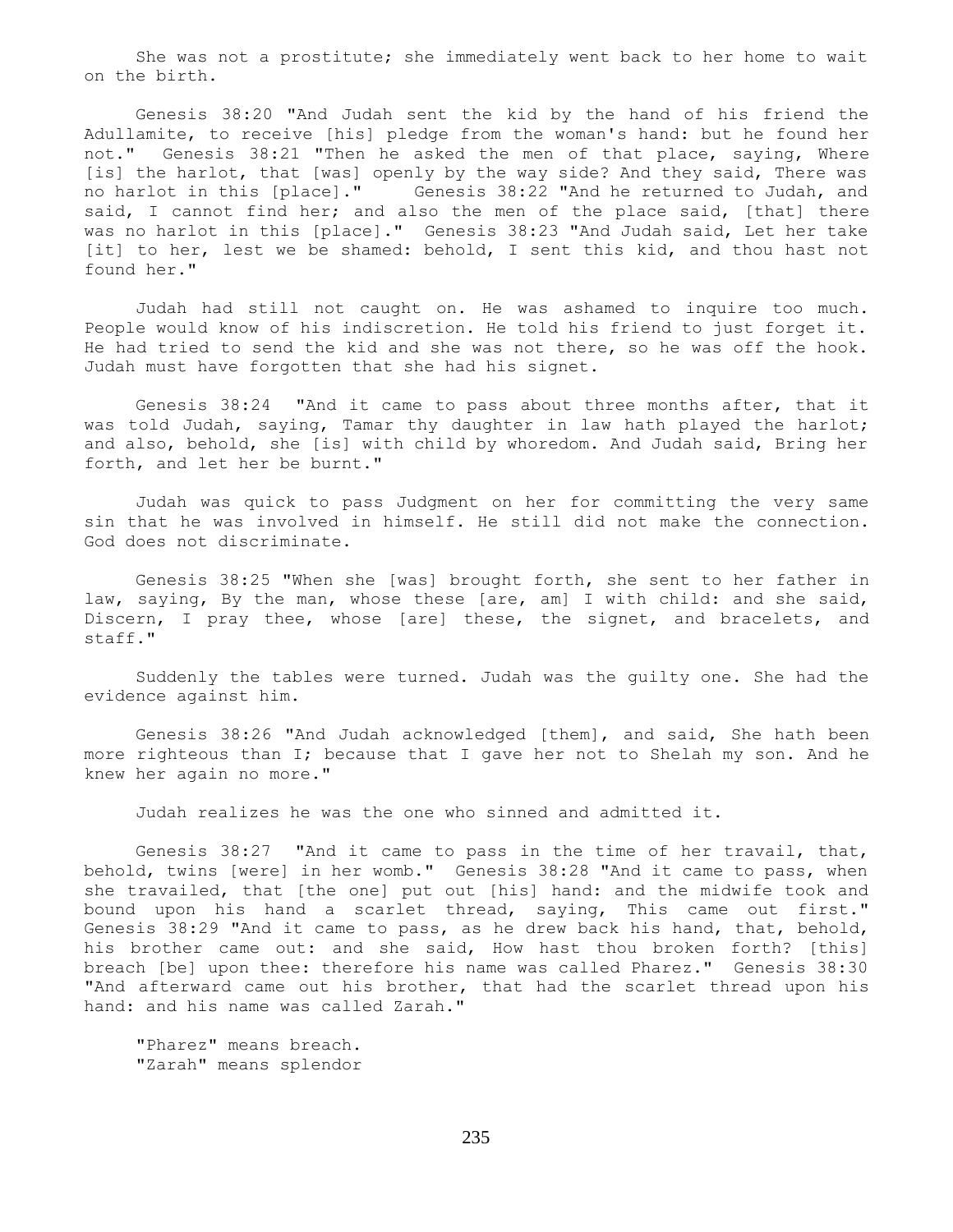She was not a prostitute; she immediately went back to her home to wait on the birth.

Genesis 38:20 "And Judah sent the kid by the hand of his friend the Adullamite, to receive [his] pledge from the woman's hand: but he found her not." Genesis 38:21 "Then he asked the men of that place, saying, Where [is] the harlot, that [was] openly by the way side? And they said, There was no harlot in this [place]." Genesis 38:22 "And he returned to Judah, and said, I cannot find her; and also the men of the place said, [that] there was no harlot in this [place]." Genesis 38:23 "And Judah said, Let her take [it] to her, lest we be shamed: behold, I sent this kid, and thou hast not found her."

Judah had still not caught on. He was ashamed to inquire too much. People would know of his indiscretion. He told his friend to just forget it. He had tried to send the kid and she was not there, so he was off the hook. Judah must have forgotten that she had his signet.

Genesis 38:24 "And it came to pass about three months after, that it was told Judah, saying, Tamar thy daughter in law hath played the harlot; and also, behold, she [is] with child by whoredom. And Judah said, Bring her forth, and let her be burnt."

Judah was quick to pass Judgment on her for committing the very same sin that he was involved in himself. He still did not make the connection. God does not discriminate.

Genesis 38:25 "When she [was] brought forth, she sent to her father in law, saying, By the man, whose these [are, am] I with child: and she said, Discern, I pray thee, whose [are] these, the signet, and bracelets, and staff."

Suddenly the tables were turned. Judah was the guilty one. She had the evidence against him.

Genesis 38:26 "And Judah acknowledged [them], and said, She hath been more righteous than I; because that I gave her not to Shelah my son. And he knew her again no more."

Judah realizes he was the one who sinned and admitted it.

Genesis 38:27 "And it came to pass in the time of her travail, that, behold, twins [were] in her womb." Genesis 38:28 "And it came to pass, when she travailed, that [the one] put out [his] hand: and the midwife took and bound upon his hand a scarlet thread, saying, This came out first." Genesis 38:29 "And it came to pass, as he drew back his hand, that, behold, his brother came out: and she said, How hast thou broken forth? [this] breach [be] upon thee: therefore his name was called Pharez." Genesis 38:30 "And afterward came out his brother, that had the scarlet thread upon his hand: and his name was called Zarah."

"Pharez" means breach.
"Zarah" means splendor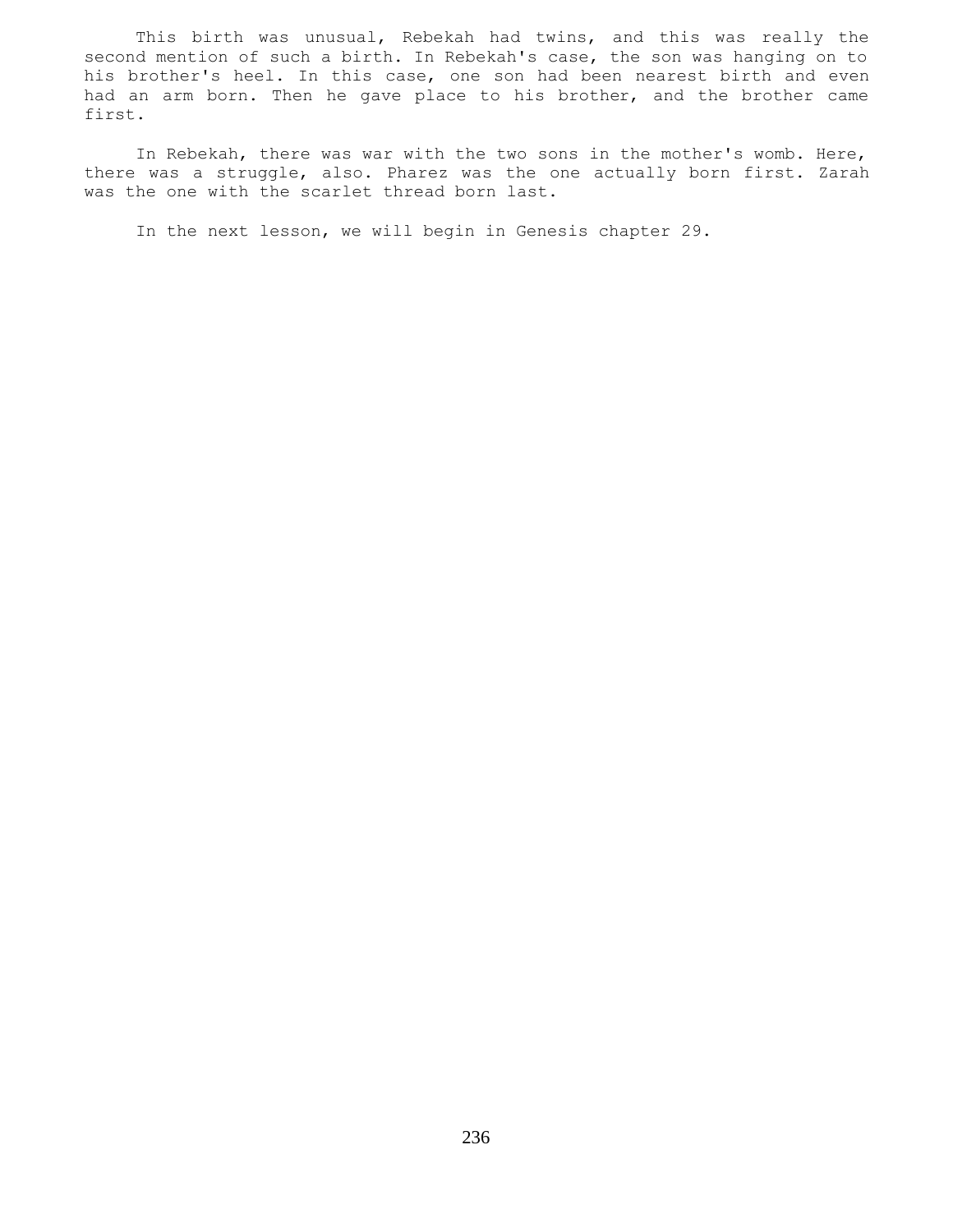This birth was unusual, Rebekah had twins, and this was really the second mention of such a birth. In Rebekah's case, the son was hanging on to his brother's heel. In this case, one son had been nearest birth and even had an arm born. Then he gave place to his brother, and the brother came first.

In Rebekah, there was war with the two sons in the mother's womb. Here, there was a struggle, also. Pharez was the one actually born first. Zarah was the one with the scarlet thread born last.

In the next lesson, we will begin in Genesis chapter 29.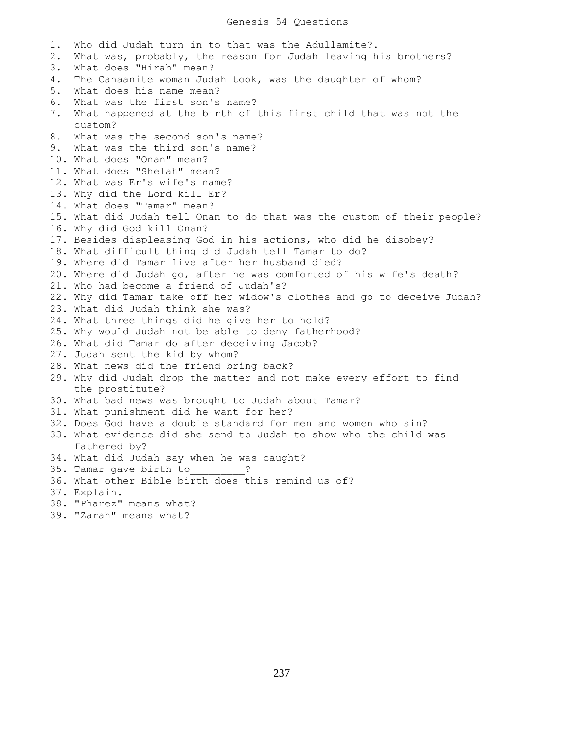# Genesis 54 Questions

1. Who did Judah turn in to that was the Adullamite?.
2. What was, probably, the reason for Judah leaving his brothers?
3. What does "Hirah" mean?
4. The Canaanite woman Judah took, was the daughter of whom?
5. What does his name mean?
6. What was the first son's name?
7. What happened at the birth of this first child that was not the custom?
8. What was the second son's name?
9. What was the third son's name?
10. What does "Onan" mean?
11. What does "Shelah" mean?
12. What was Er's wife's name?
13. Why did the Lord kill Er?
14. What does "Tamar" mean?
15. What did Judah tell Onan to do that was the custom of their people?
16. Why did God kill Onan?
17. Besides displeasing God in his actions, who did he disobey?
18. What difficult thing did Judah tell Tamar to do?
19. Where did Tamar live after her husband died?
20. Where did Judah go, after he was comforted of his wife's death?
21. Who had become a friend of Judah's?
22. Why did Tamar take off her widow's clothes and go to deceive Judah?
23. What did Judah think she was?
24. What three things did he give her to hold?
25. Why would Judah not be able to deny fatherhood?
26. What did Tamar do after deceiving Jacob?
27. Judah sent the kid by whom?
28. What news did the friend bring back?
29. Why did Judah drop the matter and not make every effort to find the prostitute?
30. What bad news was brought to Judah about Tamar?
31. What punishment did he want for her?
32. Does God have a double standard for men and women who sin?
33. What evidence did she send to Judah to show who the child was fathered by?
34. What did Judah say when he was caught?
35. Tamar gave birth to_________?
36. What other Bible birth does this remind us of?
37. Explain.
38. "Pharez" means what?
39. "Zarah" means what?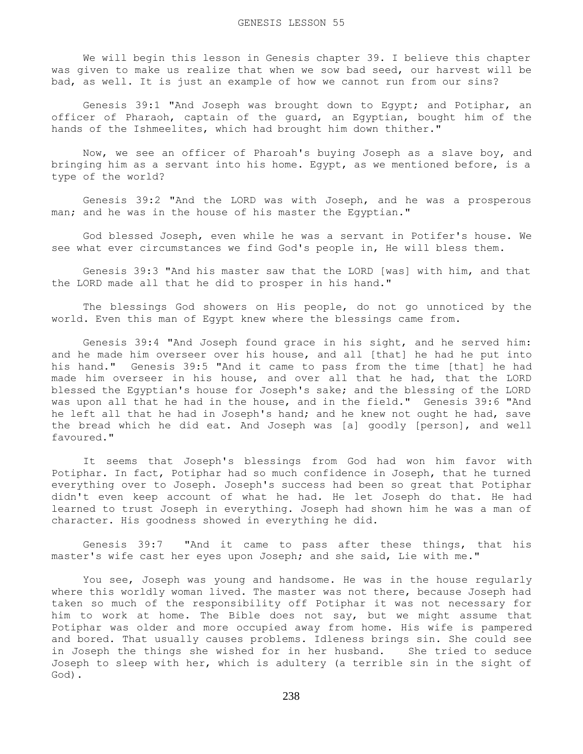# GENESIS LESSON 55

We will begin this lesson in Genesis chapter 39. I believe this chapter was given to make us realize that when we sow bad seed, our harvest will be bad, as well. It is just an example of how we cannot run from our sins?

Genesis 39:1 "And Joseph was brought down to Egypt; and Potiphar, an officer of Pharaoh, captain of the guard, an Egyptian, bought him of the hands of the Ishmeelites, which had brought him down thither."

Now, we see an officer of Pharoah's buying Joseph as a slave boy, and bringing him as a servant into his home. Egypt, as we mentioned before, is a type of the world?

Genesis 39:2 "And the LORD was with Joseph, and he was a prosperous man; and he was in the house of his master the Egyptian."

God blessed Joseph, even while he was a servant in Potifer's house. We see what ever circumstances we find God's people in, He will bless them.

Genesis 39:3 "And his master saw that the LORD [was] with him, and that the LORD made all that he did to prosper in his hand."

The blessings God showers on His people, do not go unnoticed by the world. Even this man of Egypt knew where the blessings came from.

Genesis 39:4 "And Joseph found grace in his sight, and he served him: and he made him overseer over his house, and all [that] he had he put into his hand." Genesis 39:5 "And it came to pass from the time [that] he had made him overseer in his house, and over all that he had, that the LORD blessed the Egyptian's house for Joseph's sake; and the blessing of the LORD was upon all that he had in the house, and in the field." Genesis 39:6 "And he left all that he had in Joseph's hand; and he knew not ought he had, save the bread which he did eat. And Joseph was [a] goodly [person], and well favoured."

It seems that Joseph's blessings from God had won him favor with Potiphar. In fact, Potiphar had so much confidence in Joseph, that he turned everything over to Joseph. Joseph's success had been so great that Potiphar didn't even keep account of what he had. He let Joseph do that. He had learned to trust Joseph in everything. Joseph had shown him he was a man of character. His goodness showed in everything he did.

Genesis 39:7 "And it came to pass after these things, that his master's wife cast her eyes upon Joseph; and she said, Lie with me."

You see, Joseph was young and handsome. He was in the house regularly where this worldly woman lived. The master was not there, because Joseph had taken so much of the responsibility off Potiphar it was not necessary for him to work at home. The Bible does not say, but we might assume that Potiphar was older and more occupied away from home. His wife is pampered and bored. That usually causes problems. Idleness brings sin. She could see in Joseph the things she wished for in her husband. She tried to seduce Joseph to sleep with her, which is adultery (a terrible sin in the sight of God).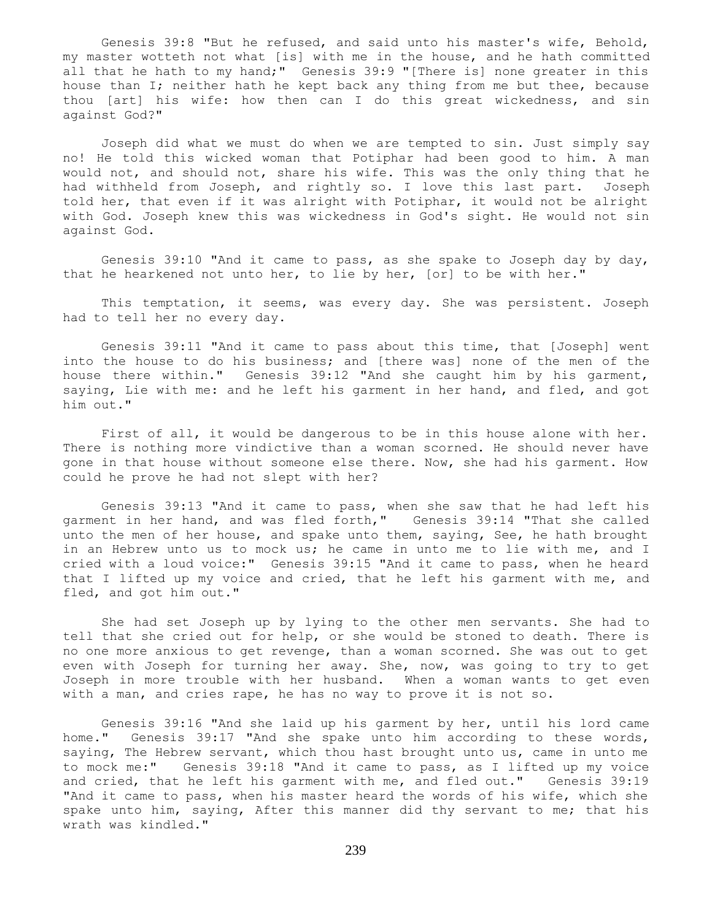Genesis 39:8 "But he refused, and said unto his master's wife, Behold, my master wotteth not what [is] with me in the house, and he hath committed all that he hath to my hand;" Genesis 39:9 "[There is] none greater in this house than I; neither hath he kept back any thing from me but thee, because thou [art] his wife: how then can I do this great wickedness, and sin against God?"

Joseph did what we must do when we are tempted to sin. Just simply say no! He told this wicked woman that Potiphar had been good to him. A man would not, and should not, share his wife. This was the only thing that he had withheld from Joseph, and rightly so. I love this last part. Joseph told her, that even if it was alright with Potiphar, it would not be alright with God. Joseph knew this was wickedness in God's sight. He would not sin against God.

Genesis 39:10 "And it came to pass, as she spake to Joseph day by day, that he hearkened not unto her, to lie by her, [or] to be with her."

This temptation, it seems, was every day. She was persistent. Joseph had to tell her no every day.

Genesis 39:11 "And it came to pass about this time, that [Joseph] went into the house to do his business; and [there was] none of the men of the house there within." Genesis 39:12 "And she caught him by his garment, saying, Lie with me: and he left his garment in her hand, and fled, and got him out."

First of all, it would be dangerous to be in this house alone with her. There is nothing more vindictive than a woman scorned. He should never have gone in that house without someone else there. Now, she had his garment. How could he prove he had not slept with her?

Genesis 39:13 "And it came to pass, when she saw that he had left his garment in her hand, and was fled forth," Genesis 39:14 "That she called unto the men of her house, and spake unto them, saying, See, he hath brought in an Hebrew unto us to mock us; he came in unto me to lie with me, and I cried with a loud voice:" Genesis 39:15 "And it came to pass, when he heard that I lifted up my voice and cried, that he left his garment with me, and fled, and got him out."

She had set Joseph up by lying to the other men servants. She had to tell that she cried out for help, or she would be stoned to death. There is no one more anxious to get revenge, than a woman scorned. She was out to get even with Joseph for turning her away. She, now, was going to try to get Joseph in more trouble with her husband. When a woman wants to get even with a man, and cries rape, he has no way to prove it is not so.

Genesis 39:16 "And she laid up his garment by her, until his lord came home." Genesis 39:17 "And she spake unto him according to these words, saying, The Hebrew servant, which thou hast brought unto us, came in unto me to mock me:" Genesis 39:18 "And it came to pass, as I lifted up my voice and cried, that he left his garment with me, and fled out." Genesis 39:19 "And it came to pass, when his master heard the words of his wife, which she spake unto him, saying, After this manner did thy servant to me; that his wrath was kindled."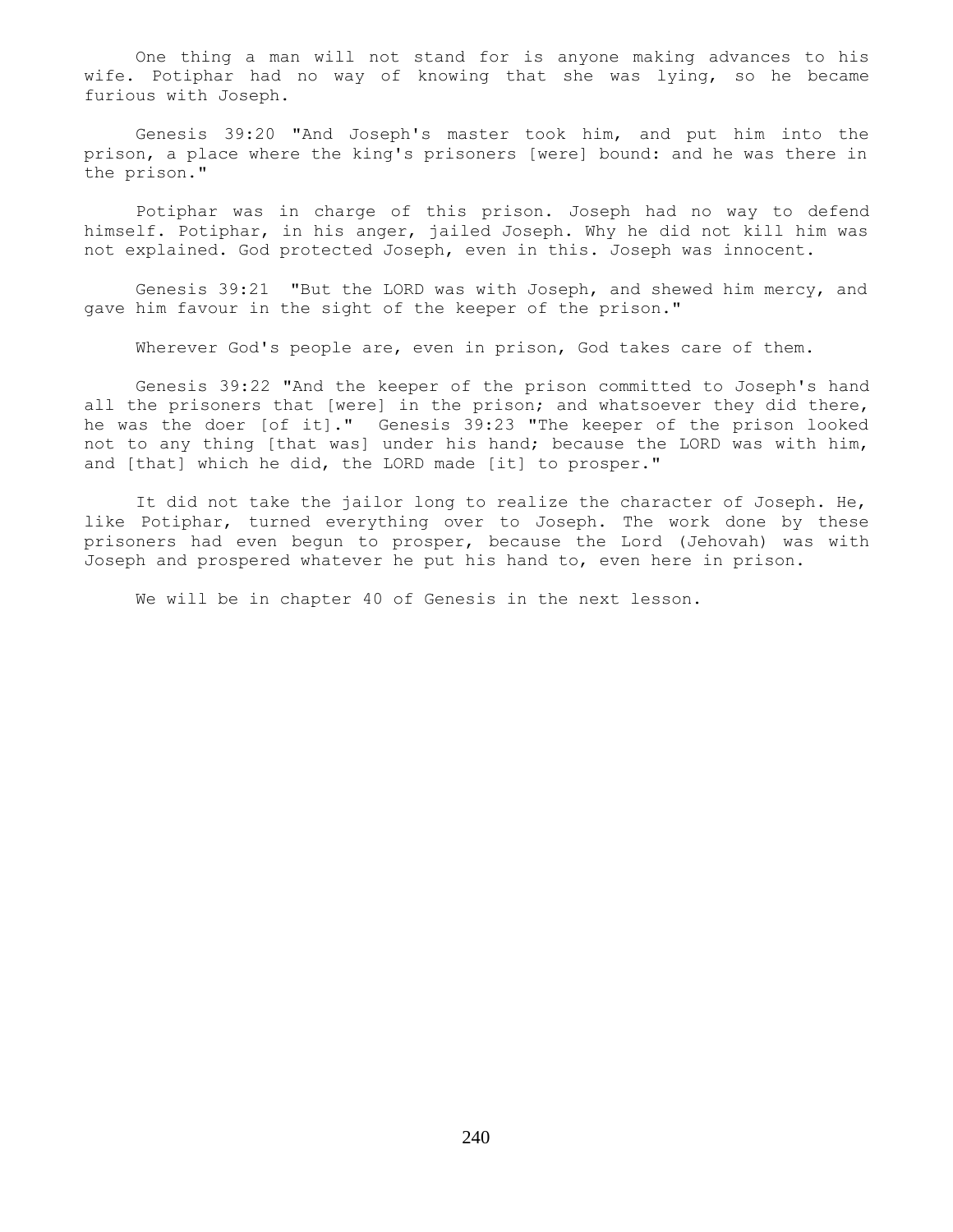One thing a man will not stand for is anyone making advances to his wife. Potiphar had no way of knowing that she was lying, so he became furious with Joseph.

Genesis 39:20 "And Joseph's master took him, and put him into the prison, a place where the king's prisoners [were] bound: and he was there in the prison."

Potiphar was in charge of this prison. Joseph had no way to defend himself. Potiphar, in his anger, jailed Joseph. Why he did not kill him was not explained. God protected Joseph, even in this. Joseph was innocent.

Genesis 39:21 "But the LORD was with Joseph, and shewed him mercy, and gave him favour in the sight of the keeper of the prison."

Wherever God's people are, even in prison, God takes care of them.

Genesis 39:22 "And the keeper of the prison committed to Joseph's hand all the prisoners that [were] in the prison; and whatsoever they did there, he was the doer [of it]." Genesis 39:23 "The keeper of the prison looked not to any thing [that was] under his hand; because the LORD was with him, and [that] which he did, the LORD made [it] to prosper."

It did not take the jailor long to realize the character of Joseph. He, like Potiphar, turned everything over to Joseph. The work done by these prisoners had even begun to prosper, because the Lord (Jehovah) was with Joseph and prospered whatever he put his hand to, even here in prison.

We will be in chapter 40 of Genesis in the next lesson.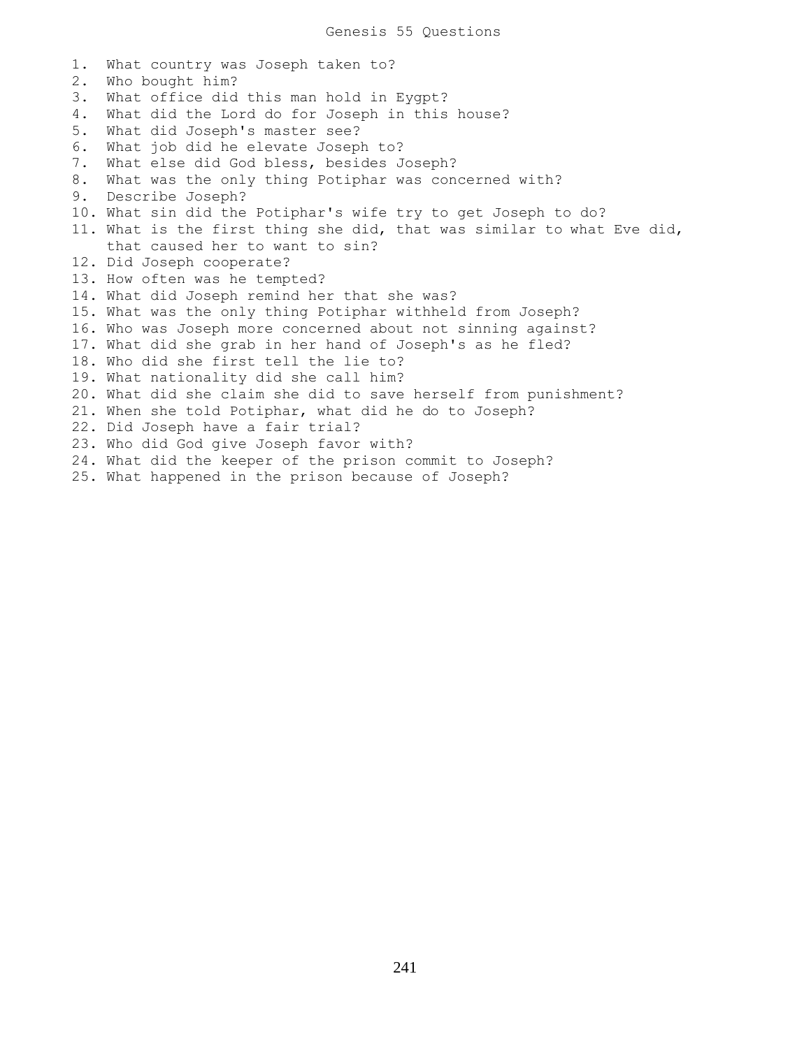# Genesis 55 Questions

1. What country was Joseph taken to?
2. Who bought him?
3. What office did this man hold in Eygpt?
4. What did the Lord do for Joseph in this house?
5. What did Joseph's master see?
6. What job did he elevate Joseph to?
7. What else did God bless, besides Joseph?
8. What was the only thing Potiphar was concerned with?
9. Describe Joseph?
10. What sin did the Potiphar's wife try to get Joseph to do?
11. What is the first thing she did, that was similar to what Eve did, that caused her to want to sin?
12. Did Joseph cooperate?
13. How often was he tempted?
14. What did Joseph remind her that she was?
15. What was the only thing Potiphar withheld from Joseph?
16. Who was Joseph more concerned about not sinning against?
17. What did she grab in her hand of Joseph's as he fled?
18. Who did she first tell the lie to?
19. What nationality did she call him?
20. What did she claim she did to save herself from punishment?
21. When she told Potiphar, what did he do to Joseph?
22. Did Joseph have a fair trial?
23. Who did God give Joseph favor with?
24. What did the keeper of the prison commit to Joseph?
25. What happened in the prison because of Joseph?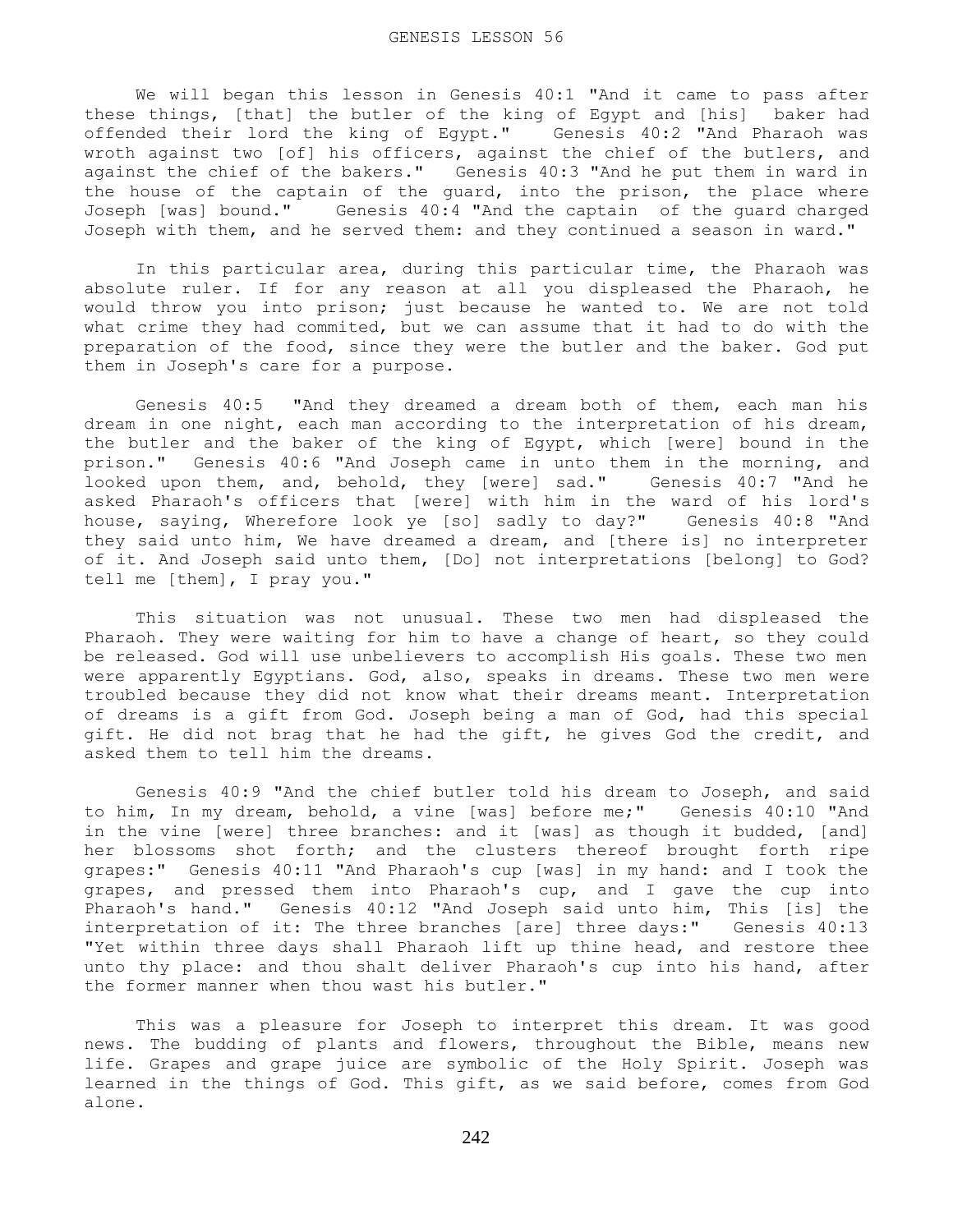# GENESIS LESSON 56

We will began this lesson in Genesis 40:1 "And it came to pass after these things, [that] the butler of the king of Egypt and [his] baker had offended their lord the king of Egypt." Genesis 40:2 "And Pharaoh was wroth against two [of] his officers, against the chief of the butlers, and against the chief of the bakers." Genesis 40:3 "And he put them in ward in the house of the captain of the guard, into the prison, the place where Joseph [was] bound." Genesis 40:4 "And the captain of the guard charged Joseph with them, and he served them: and they continued a season in ward."

In this particular area, during this particular time, the Pharaoh was absolute ruler. If for any reason at all you displeased the Pharaoh, he would throw you into prison; just because he wanted to. We are not told what crime they had commited, but we can assume that it had to do with the preparation of the food, since they were the butler and the baker. God put them in Joseph's care for a purpose.

Genesis 40:5 "And they dreamed a dream both of them, each man his dream in one night, each man according to the interpretation of his dream, the butler and the baker of the king of Egypt, which [were] bound in the prison." Genesis 40:6 "And Joseph came in unto them in the morning, and looked upon them, and, behold, they [were] sad." Genesis 40:7 "And he asked Pharaoh's officers that [were] with him in the ward of his lord's house, saying, Wherefore look ye [so] sadly to day?" Genesis 40:8 "And they said unto him, We have dreamed a dream, and [there is] no interpreter of it. And Joseph said unto them, [Do] not interpretations [belong] to God? tell me [them], I pray you."

This situation was not unusual. These two men had displeased the Pharaoh. They were waiting for him to have a change of heart, so they could be released. God will use unbelievers to accomplish His goals. These two men were apparently Egyptians. God, also, speaks in dreams. These two men were troubled because they did not know what their dreams meant. Interpretation of dreams is a gift from God. Joseph being a man of God, had this special gift. He did not brag that he had the gift, he gives God the credit, and asked them to tell him the dreams.

Genesis 40:9 "And the chief butler told his dream to Joseph, and said to him, In my dream, behold, a vine [was] before me;" Genesis 40:10 "And in the vine [were] three branches: and it [was] as though it budded, [and] her blossoms shot forth; and the clusters thereof brought forth ripe grapes:" Genesis 40:11 "And Pharaoh's cup [was] in my hand: and I took the grapes, and pressed them into Pharaoh's cup, and I gave the cup into Pharaoh's hand." Genesis 40:12 "And Joseph said unto him, This [is] the interpretation of it: The three branches [are] three days:" Genesis 40:13 "Yet within three days shall Pharaoh lift up thine head, and restore thee unto thy place: and thou shalt deliver Pharaoh's cup into his hand, after the former manner when thou wast his butler."

This was a pleasure for Joseph to interpret this dream. It was good news. The budding of plants and flowers, throughout the Bible, means new life. Grapes and grape juice are symbolic of the Holy Spirit. Joseph was learned in the things of God. This gift, as we said before, comes from God alone.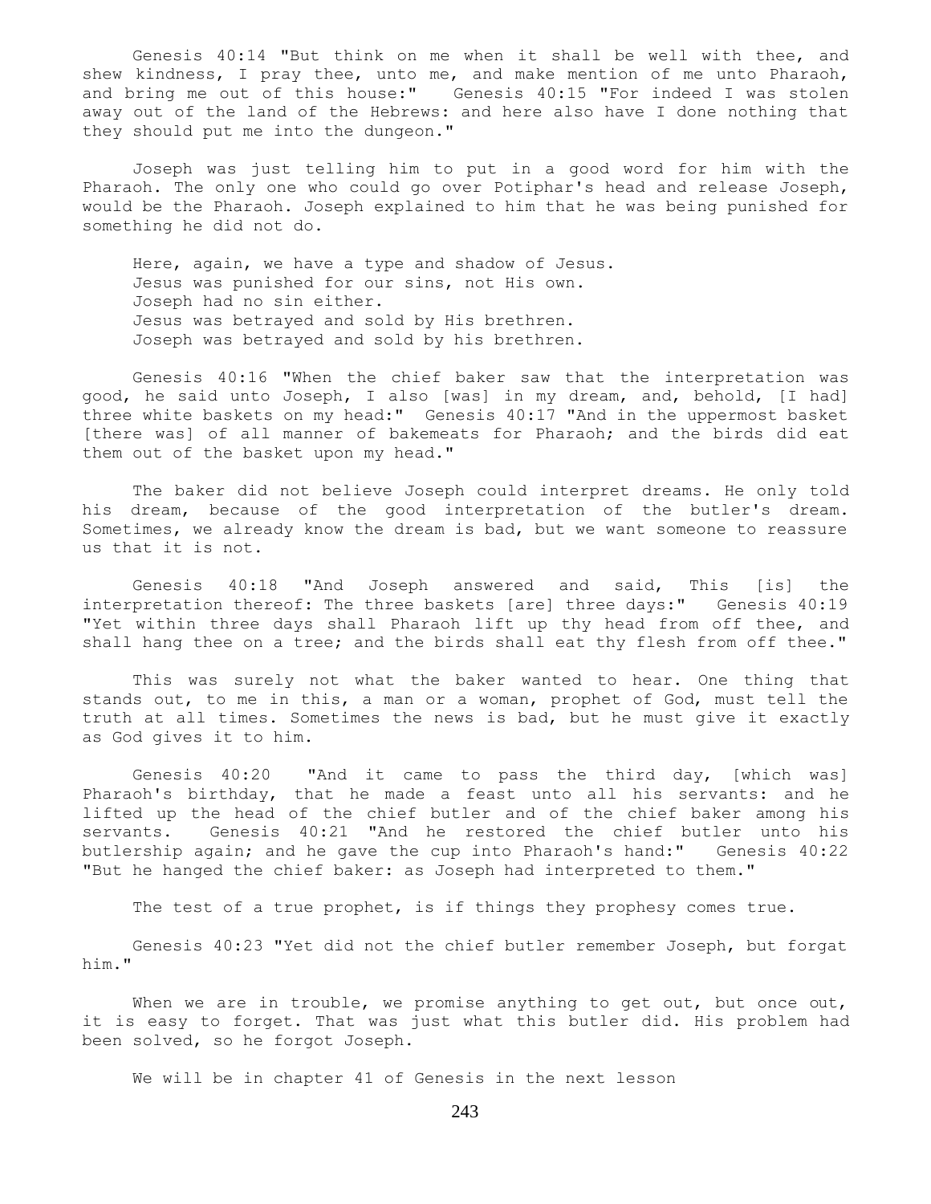Genesis 40:14 "But think on me when it shall be well with thee, and shew kindness, I pray thee, unto me, and make mention of me unto Pharaoh, and bring me out of this house:" Genesis 40:15 "For indeed I was stolen away out of the land of the Hebrews: and here also have I done nothing that they should put me into the dungeon."

Joseph was just telling him to put in a good word for him with the Pharaoh. The only one who could go over Potiphar's head and release Joseph, would be the Pharaoh. Joseph explained to him that he was being punished for something he did not do.

Here, again, we have a type and shadow of Jesus.
Jesus was punished for our sins, not His own.
Joseph had no sin either.
Jesus was betrayed and sold by His brethren.
Joseph was betrayed and sold by his brethren.

Genesis 40:16 "When the chief baker saw that the interpretation was good, he said unto Joseph, I also [was] in my dream, and, behold, [I had] three white baskets on my head:" Genesis 40:17 "And in the uppermost basket [there was] of all manner of bakemeats for Pharaoh; and the birds did eat them out of the basket upon my head."

The baker did not believe Joseph could interpret dreams. He only told his dream, because of the good interpretation of the butler's dream. Sometimes, we already know the dream is bad, but we want someone to reassure us that it is not.

Genesis 40:18 "And Joseph answered and said, This [is] the interpretation thereof: The three baskets [are] three days:" Genesis 40:19 "Yet within three days shall Pharaoh lift up thy head from off thee, and shall hang thee on a tree; and the birds shall eat thy flesh from off thee."

This was surely not what the baker wanted to hear. One thing that stands out, to me in this, a man or a woman, prophet of God, must tell the truth at all times. Sometimes the news is bad, but he must give it exactly as God gives it to him.

Genesis 40:20 "And it came to pass the third day, [which was] Pharaoh's birthday, that he made a feast unto all his servants: and he lifted up the head of the chief butler and of the chief baker among his servants. Genesis 40:21 "And he restored the chief butler unto his butlership again; and he gave the cup into Pharaoh's hand:" Genesis 40:22 "But he hanged the chief baker: as Joseph had interpreted to them."

The test of a true prophet, is if things they prophesy comes true.

Genesis 40:23 "Yet did not the chief butler remember Joseph, but forgat him."

When we are in trouble, we promise anything to get out, but once out, it is easy to forget. That was just what this butler did. His problem had been solved, so he forgot Joseph.

We will be in chapter 41 of Genesis in the next lesson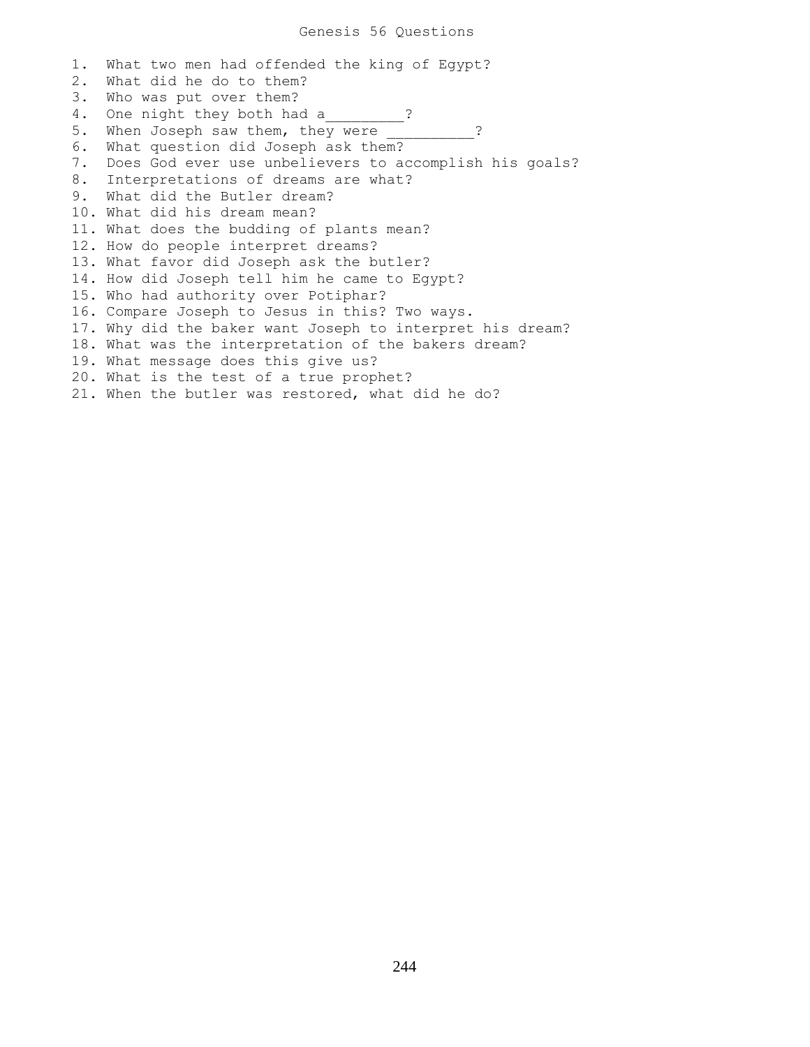# Genesis 56 Questions

1. What two men had offended the king of Egypt?
2. What did he do to them?
3. Who was put over them?
4. One night they both had a_________?
5. When Joseph saw them, they were __________?
6. What question did Joseph ask them?
7. Does God ever use unbelievers to accomplish his goals?
8. Interpretations of dreams are what?
9. What did the Butler dream?
10. What did his dream mean?
11. What does the budding of plants mean?
12. How do people interpret dreams?
13. What favor did Joseph ask the butler?
14. How did Joseph tell him he came to Egypt?
15. Who had authority over Potiphar?
16. Compare Joseph to Jesus in this? Two ways.
17. Why did the baker want Joseph to interpret his dream?
18. What was the interpretation of the bakers dream?
19. What message does this give us?
20. What is the test of a true prophet?
21. When the butler was restored, what did he do?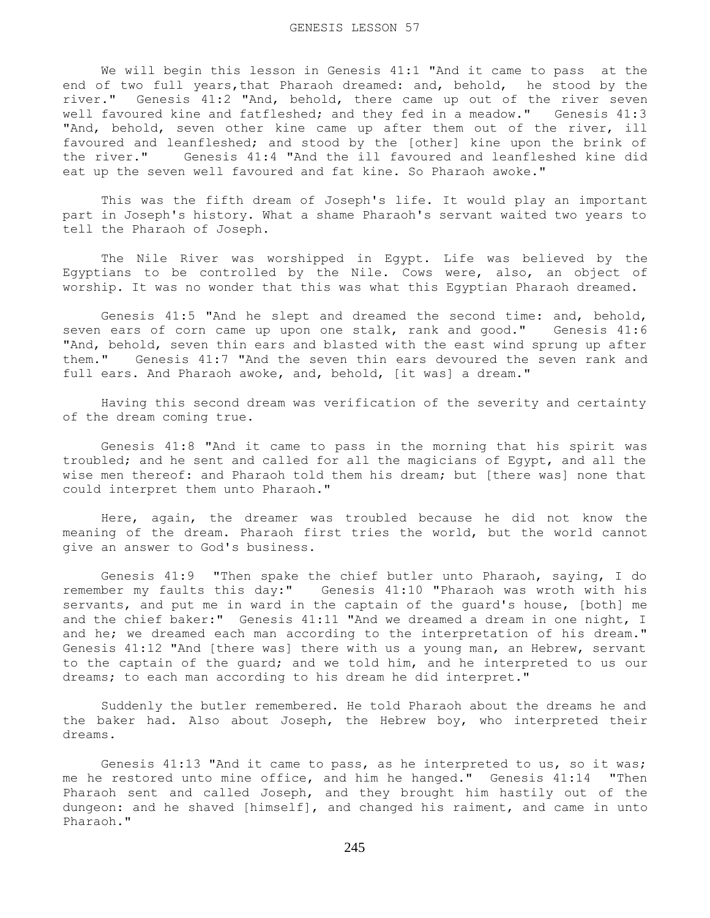We will begin this lesson in Genesis 41:1 "And it came to pass at the end of two full years,that Pharaoh dreamed: and, behold, he stood by the river." Genesis 41:2 "And, behold, there came up out of the river seven well favoured kine and fatfleshed; and they fed in a meadow." Genesis 41:3 "And, behold, seven other kine came up after them out of the river, ill favoured and leanfleshed; and stood by the [other] kine upon the brink of the river." Genesis 41:4 "And the ill favoured and leanfleshed kine did eat up the seven well favoured and fat kine. So Pharaoh awoke."

This was the fifth dream of Joseph's life. It would play an important part in Joseph's history. What a shame Pharaoh's servant waited two years to tell the Pharaoh of Joseph.

The Nile River was worshipped in Egypt. Life was believed by the Egyptians to be controlled by the Nile. Cows were, also, an object of worship. It was no wonder that this was what this Egyptian Pharaoh dreamed.

Genesis 41:5 "And he slept and dreamed the second time: and, behold, seven ears of corn came up upon one stalk, rank and good." Genesis 41:6 "And, behold, seven thin ears and blasted with the east wind sprung up after them." Genesis 41:7 "And the seven thin ears devoured the seven rank and full ears. And Pharaoh awoke, and, behold, [it was] a dream."

Having this second dream was verification of the severity and certainty of the dream coming true.

Genesis 41:8 "And it came to pass in the morning that his spirit was troubled; and he sent and called for all the magicians of Egypt, and all the wise men thereof: and Pharaoh told them his dream; but [there was] none that could interpret them unto Pharaoh."

Here, again, the dreamer was troubled because he did not know the meaning of the dream. Pharaoh first tries the world, but the world cannot give an answer to God's business.

Genesis 41:9 "Then spake the chief butler unto Pharaoh, saying, I do remember my faults this day:" Genesis 41:10 "Pharaoh was wroth with his servants, and put me in ward in the captain of the guard's house, [both] me and the chief baker:" Genesis 41:11 "And we dreamed a dream in one night, I and he; we dreamed each man according to the interpretation of his dream." Genesis 41:12 "And [there was] there with us a young man, an Hebrew, servant to the captain of the guard; and we told him, and he interpreted to us our dreams; to each man according to his dream he did interpret."

Suddenly the butler remembered. He told Pharaoh about the dreams he and the baker had. Also about Joseph, the Hebrew boy, who interpreted their dreams.

Genesis 41:13 "And it came to pass, as he interpreted to us, so it was; me he restored unto mine office, and him he hanged." Genesis 41:14 "Then Pharaoh sent and called Joseph, and they brought him hastily out of the dungeon: and he shaved [himself], and changed his raiment, and came in unto Pharaoh."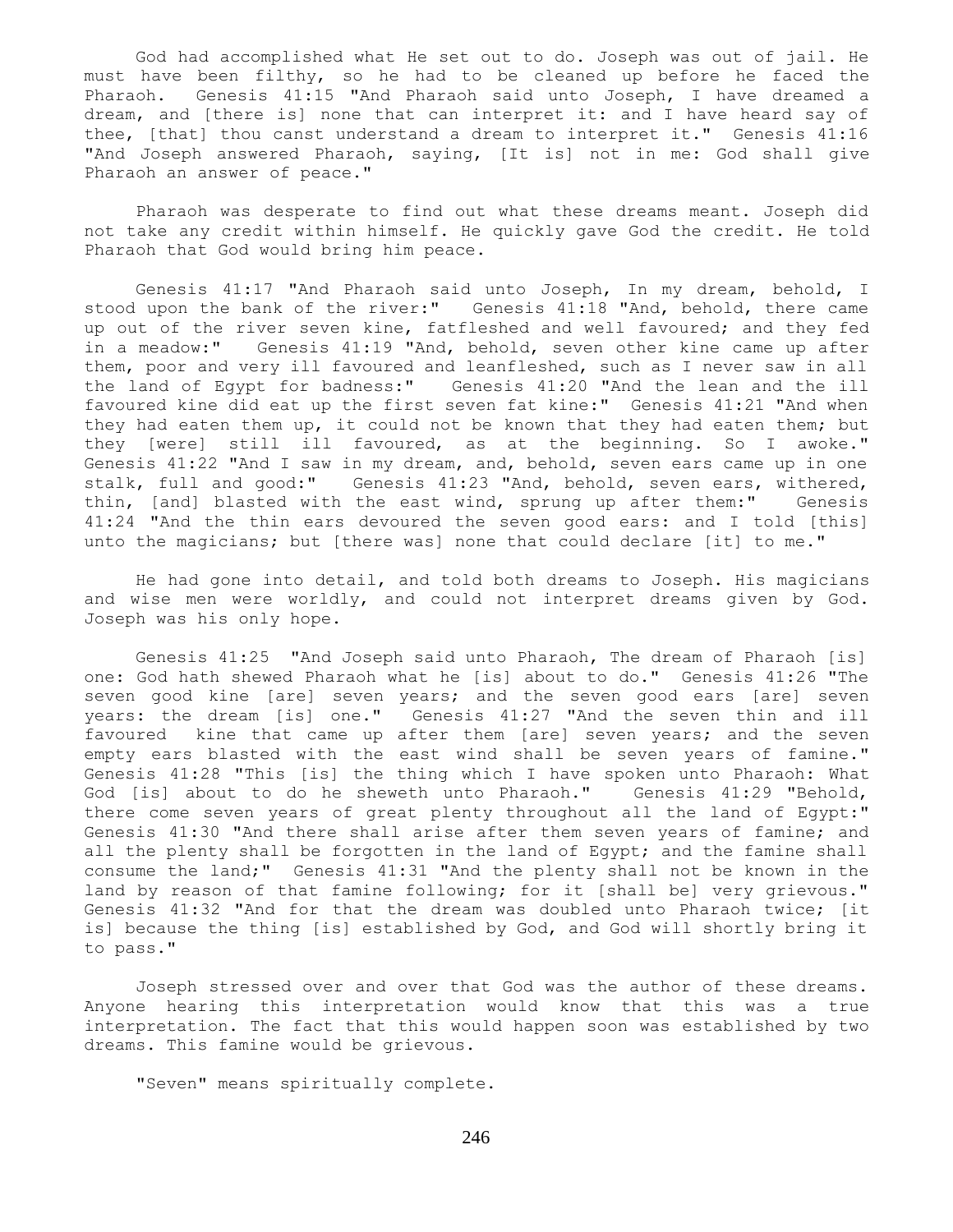God had accomplished what He set out to do. Joseph was out of jail. He must have been filthy, so he had to be cleaned up before he faced the Pharaoh. Genesis 41:15 "And Pharaoh said unto Joseph, I have dreamed a dream, and [there is] none that can interpret it: and I have heard say of thee, [that] thou canst understand a dream to interpret it." Genesis 41:16 "And Joseph answered Pharaoh, saying, [It is] not in me: God shall give Pharaoh an answer of peace."

Pharaoh was desperate to find out what these dreams meant. Joseph did not take any credit within himself. He quickly gave God the credit. He told Pharaoh that God would bring him peace.

Genesis 41:17 "And Pharaoh said unto Joseph, In my dream, behold, I stood upon the bank of the river:" Genesis 41:18 "And, behold, there came up out of the river seven kine, fatfleshed and well favoured; and they fed in a meadow:" Genesis 41:19 "And, behold, seven other kine came up after them, poor and very ill favoured and leanfleshed, such as I never saw in all the land of Egypt for badness:" Genesis 41:20 "And the lean and the ill favoured kine did eat up the first seven fat kine:" Genesis 41:21 "And when they had eaten them up, it could not be known that they had eaten them; but they [were] still ill favoured, as at the beginning. So I awoke." Genesis 41:22 "And I saw in my dream, and, behold, seven ears came up in one stalk, full and good:" Genesis 41:23 "And, behold, seven ears, withered, thin, [and] blasted with the east wind, sprung up after them:" Genesis 41:24 "And the thin ears devoured the seven good ears: and I told [this] unto the magicians; but [there was] none that could declare [it] to me."

He had gone into detail, and told both dreams to Joseph. His magicians and wise men were worldly, and could not interpret dreams given by God. Joseph was his only hope.

Genesis 41:25 "And Joseph said unto Pharaoh, The dream of Pharaoh [is] one: God hath shewed Pharaoh what he [is] about to do." Genesis 41:26 "The seven good kine [are] seven years; and the seven good ears [are] seven years: the dream [is] one." Genesis 41:27 "And the seven thin and ill favoured kine that came up after them [are] seven years; and the seven empty ears blasted with the east wind shall be seven years of famine." Genesis 41:28 "This [is] the thing which I have spoken unto Pharaoh: What God [is] about to do he sheweth unto Pharaoh." Genesis 41:29 "Behold, there come seven years of great plenty throughout all the land of Egypt:" Genesis 41:30 "And there shall arise after them seven years of famine; and all the plenty shall be forgotten in the land of Egypt; and the famine shall consume the land;" Genesis 41:31 "And the plenty shall not be known in the land by reason of that famine following; for it [shall be] very grievous." Genesis 41:32 "And for that the dream was doubled unto Pharaoh twice; [it is] because the thing [is] established by God, and God will shortly bring it to pass."

Joseph stressed over and over that God was the author of these dreams. Anyone hearing this interpretation would know that this was a true interpretation. The fact that this would happen soon was established by two dreams. This famine would be grievous.

"Seven" means spiritually complete.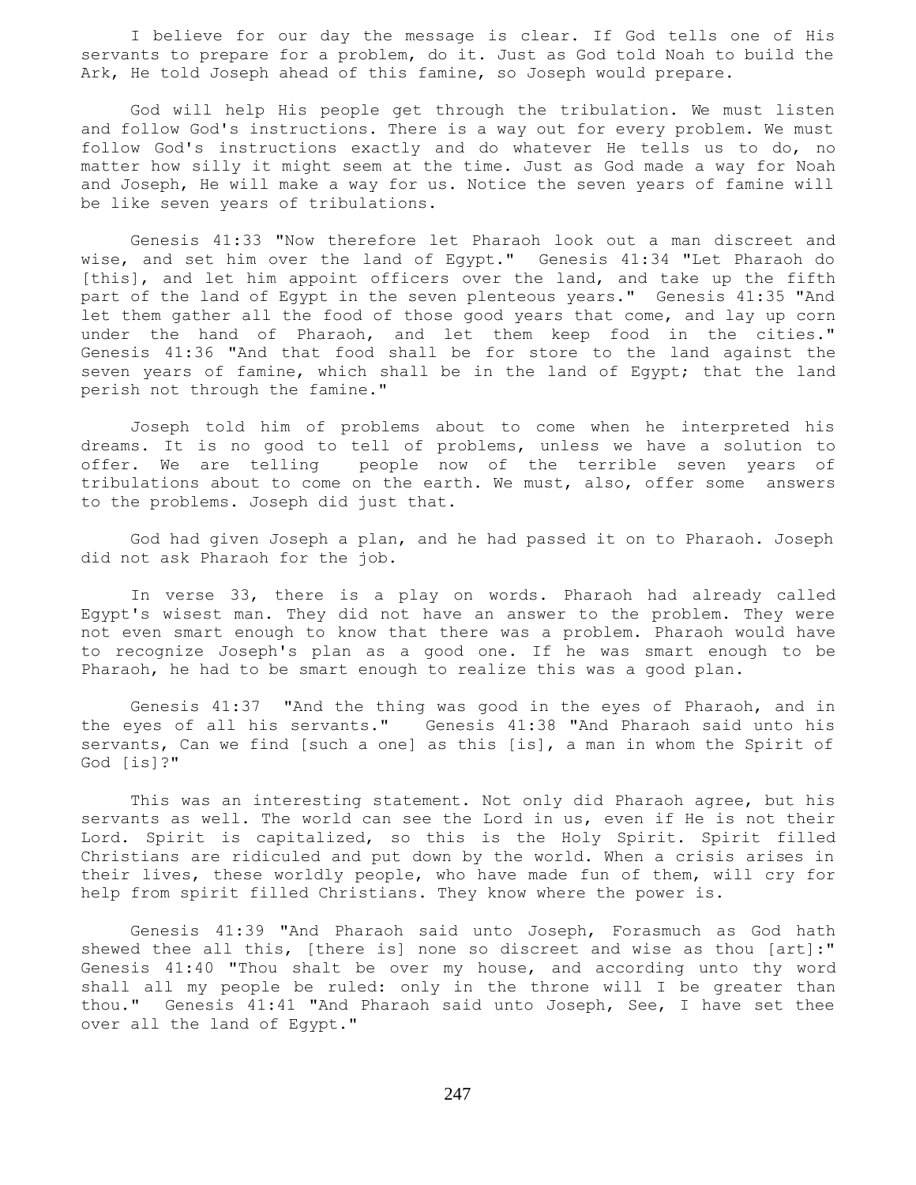I believe for our day the message is clear. If God tells one of His servants to prepare for a problem, do it. Just as God told Noah to build the Ark, He told Joseph ahead of this famine, so Joseph would prepare.

God will help His people get through the tribulation. We must listen and follow God's instructions. There is a way out for every problem. We must follow God's instructions exactly and do whatever He tells us to do, no matter how silly it might seem at the time. Just as God made a way for Noah and Joseph, He will make a way for us. Notice the seven years of famine will be like seven years of tribulations.

Genesis 41:33 "Now therefore let Pharaoh look out a man discreet and wise, and set him over the land of Egypt." Genesis 41:34 "Let Pharaoh do [this], and let him appoint officers over the land, and take up the fifth part of the land of Egypt in the seven plenteous years." Genesis 41:35 "And let them gather all the food of those good years that come, and lay up corn under the hand of Pharaoh, and let them keep food in the cities." Genesis 41:36 "And that food shall be for store to the land against the seven years of famine, which shall be in the land of Egypt; that the land perish not through the famine."

Joseph told him of problems about to come when he interpreted his dreams. It is no good to tell of problems, unless we have a solution to offer. We are telling people now of the terrible seven years of tribulations about to come on the earth. We must, also, offer some answers to the problems. Joseph did just that.

God had given Joseph a plan, and he had passed it on to Pharaoh. Joseph did not ask Pharaoh for the job.

In verse 33, there is a play on words. Pharaoh had already called Egypt's wisest man. They did not have an answer to the problem. They were not even smart enough to know that there was a problem. Pharaoh would have to recognize Joseph's plan as a good one. If he was smart enough to be Pharaoh, he had to be smart enough to realize this was a good plan.

Genesis 41:37 "And the thing was good in the eyes of Pharaoh, and in the eyes of all his servants." Genesis 41:38 "And Pharaoh said unto his servants, Can we find [such a one] as this [is], a man in whom the Spirit of God [is]?"

This was an interesting statement. Not only did Pharaoh agree, but his servants as well. The world can see the Lord in us, even if He is not their Lord. Spirit is capitalized, so this is the Holy Spirit. Spirit filled Christians are ridiculed and put down by the world. When a crisis arises in their lives, these worldly people, who have made fun of them, will cry for help from spirit filled Christians. They know where the power is.

Genesis 41:39 "And Pharaoh said unto Joseph, Forasmuch as God hath shewed thee all this, [there is] none so discreet and wise as thou [art]:" Genesis 41:40 "Thou shalt be over my house, and according unto thy word shall all my people be ruled: only in the throne will I be greater than thou." Genesis 41:41 "And Pharaoh said unto Joseph, See, I have set thee over all the land of Egypt."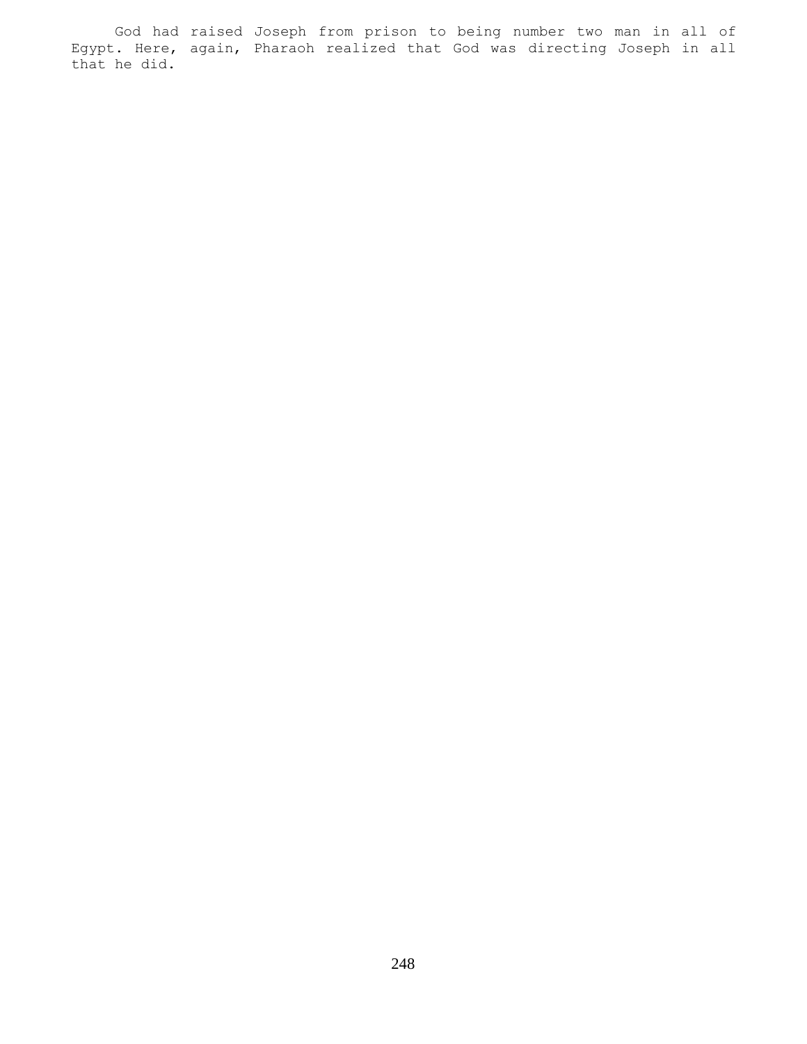God had raised Joseph from prison to being number two man in all of Egypt. Here, again, Pharaoh realized that God was directing Joseph in all that he did.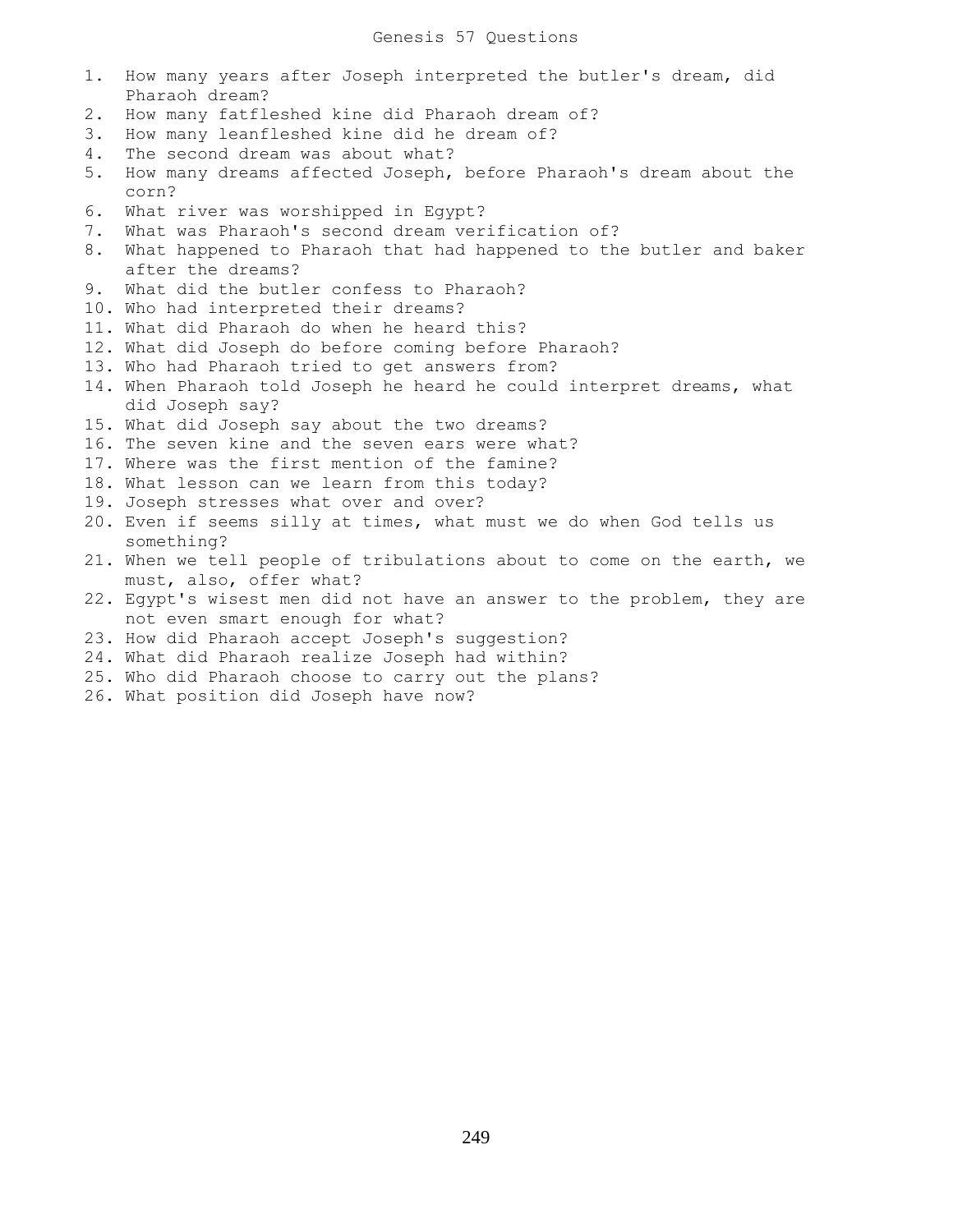# Genesis 57 Questions

1. How many years after Joseph interpreted the butler's dream, did Pharaoh dream?
2. How many fatfleshed kine did Pharaoh dream of?
3. How many leanfleshed kine did he dream of?
4. The second dream was about what?
5. How many dreams affected Joseph, before Pharaoh's dream about the corn?
6. What river was worshipped in Egypt?
7. What was Pharaoh's second dream verification of?
8. What happened to Pharaoh that had happened to the butler and baker after the dreams?
9. What did the butler confess to Pharaoh?
10. Who had interpreted their dreams?
11. What did Pharaoh do when he heard this?
12. What did Joseph do before coming before Pharaoh?
13. Who had Pharaoh tried to get answers from?
14. When Pharaoh told Joseph he heard he could interpret dreams, what did Joseph say?
15. What did Joseph say about the two dreams?
16. The seven kine and the seven ears were what?
17. Where was the first mention of the famine?
18. What lesson can we learn from this today?
19. Joseph stresses what over and over?
20. Even if seems silly at times, what must we do when God tells us something?
21. When we tell people of tribulations about to come on the earth, we must, also, offer what?
22. Egypt's wisest men did not have an answer to the problem, they are not even smart enough for what?
23. How did Pharaoh accept Joseph's suggestion?
24. What did Pharaoh realize Joseph had within?
25. Who did Pharaoh choose to carry out the plans?
26. What position did Joseph have now?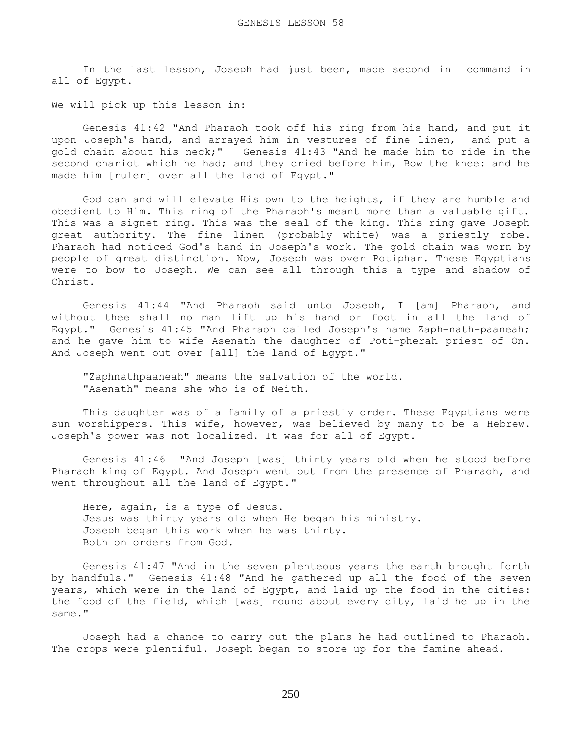# GENESIS LESSON 58

In the last lesson, Joseph had just been, made second in command in all of Egypt.

We will pick up this lesson in:

Genesis 41:42 "And Pharaoh took off his ring from his hand, and put it upon Joseph's hand, and arrayed him in vestures of fine linen, and put a gold chain about his neck;" Genesis 41:43 "And he made him to ride in the second chariot which he had; and they cried before him, Bow the knee: and he made him [ruler] over all the land of Egypt."

God can and will elevate His own to the heights, if they are humble and obedient to Him. This ring of the Pharaoh's meant more than a valuable gift. This was a signet ring. This was the seal of the king. This ring gave Joseph great authority. The fine linen (probably white) was a priestly robe. Pharaoh had noticed God's hand in Joseph's work. The gold chain was worn by people of great distinction. Now, Joseph was over Potiphar. These Egyptians were to bow to Joseph. We can see all through this a type and shadow of Christ.

Genesis 41:44 "And Pharaoh said unto Joseph, I [am] Pharaoh, and without thee shall no man lift up his hand or foot in all the land of Egypt." Genesis 41:45 "And Pharaoh called Joseph's name Zaph-nath-paaneah; and he gave him to wife Asenath the daughter of Poti-pherah priest of On. And Joseph went out over [all] the land of Egypt."

"Zaphnathpaaneah" means the salvation of the world.
"Asenath" means she who is of Neith.

This daughter was of a family of a priestly order. These Egyptians were sun worshippers. This wife, however, was believed by many to be a Hebrew. Joseph's power was not localized. It was for all of Egypt.

Genesis 41:46 "And Joseph [was] thirty years old when he stood before Pharaoh king of Egypt. And Joseph went out from the presence of Pharaoh, and went throughout all the land of Egypt."

Here, again, is a type of Jesus.
Jesus was thirty years old when He began his ministry.
Joseph began this work when he was thirty.
Both on orders from God.

Genesis 41:47 "And in the seven plenteous years the earth brought forth by handfuls." Genesis 41:48 "And he gathered up all the food of the seven years, which were in the land of Egypt, and laid up the food in the cities: the food of the field, which [was] round about every city, laid he up in the same."

Joseph had a chance to carry out the plans he had outlined to Pharaoh. The crops were plentiful. Joseph began to store up for the famine ahead.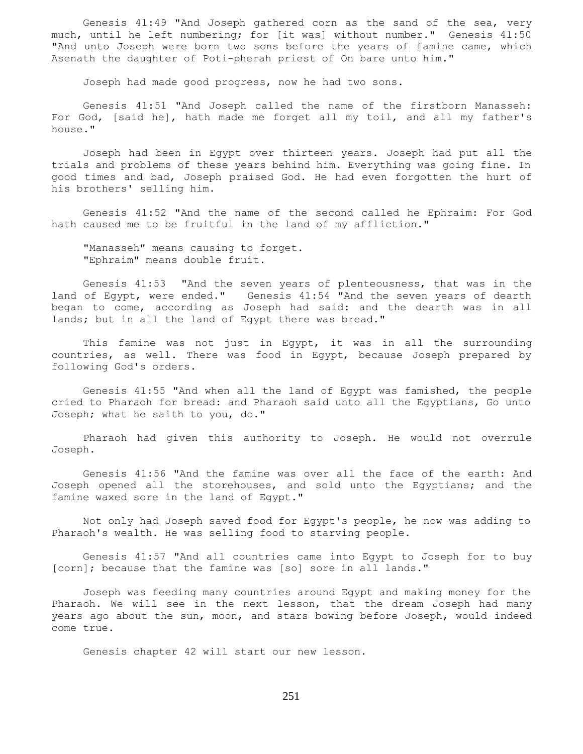Genesis 41:49 "And Joseph gathered corn as the sand of the sea, very much, until he left numbering; for [it was] without number." Genesis 41:50 "And unto Joseph were born two sons before the years of famine came, which Asenath the daughter of Poti-pherah priest of On bare unto him."

Joseph had made good progress, now he had two sons.

Genesis 41:51 "And Joseph called the name of the firstborn Manasseh: For God, [said he], hath made me forget all my toil, and all my father's house."

Joseph had been in Egypt over thirteen years. Joseph had put all the trials and problems of these years behind him. Everything was going fine. In good times and bad, Joseph praised God. He had even forgotten the hurt of his brothers' selling him.

Genesis 41:52 "And the name of the second called he Ephraim: For God hath caused me to be fruitful in the land of my affliction."

"Manasseh" means causing to forget.
"Ephraim" means double fruit.

Genesis 41:53 "And the seven years of plenteousness, that was in the land of Egypt, were ended." Genesis 41:54 "And the seven years of dearth began to come, according as Joseph had said: and the dearth was in all lands; but in all the land of Egypt there was bread."

This famine was not just in Egypt, it was in all the surrounding countries, as well. There was food in Egypt, because Joseph prepared by following God's orders.

Genesis 41:55 "And when all the land of Egypt was famished, the people cried to Pharaoh for bread: and Pharaoh said unto all the Egyptians, Go unto Joseph; what he saith to you, do."

Pharaoh had given this authority to Joseph. He would not overrule Joseph.

Genesis 41:56 "And the famine was over all the face of the earth: And Joseph opened all the storehouses, and sold unto the Egyptians; and the famine waxed sore in the land of Egypt."

Not only had Joseph saved food for Egypt's people, he now was adding to Pharaoh's wealth. He was selling food to starving people.

Genesis 41:57 "And all countries came into Egypt to Joseph for to buy [corn]; because that the famine was [so] sore in all lands."

Joseph was feeding many countries around Egypt and making money for the Pharaoh. We will see in the next lesson, that the dream Joseph had many years ago about the sun, moon, and stars bowing before Joseph, would indeed come true.

Genesis chapter 42 will start our new lesson.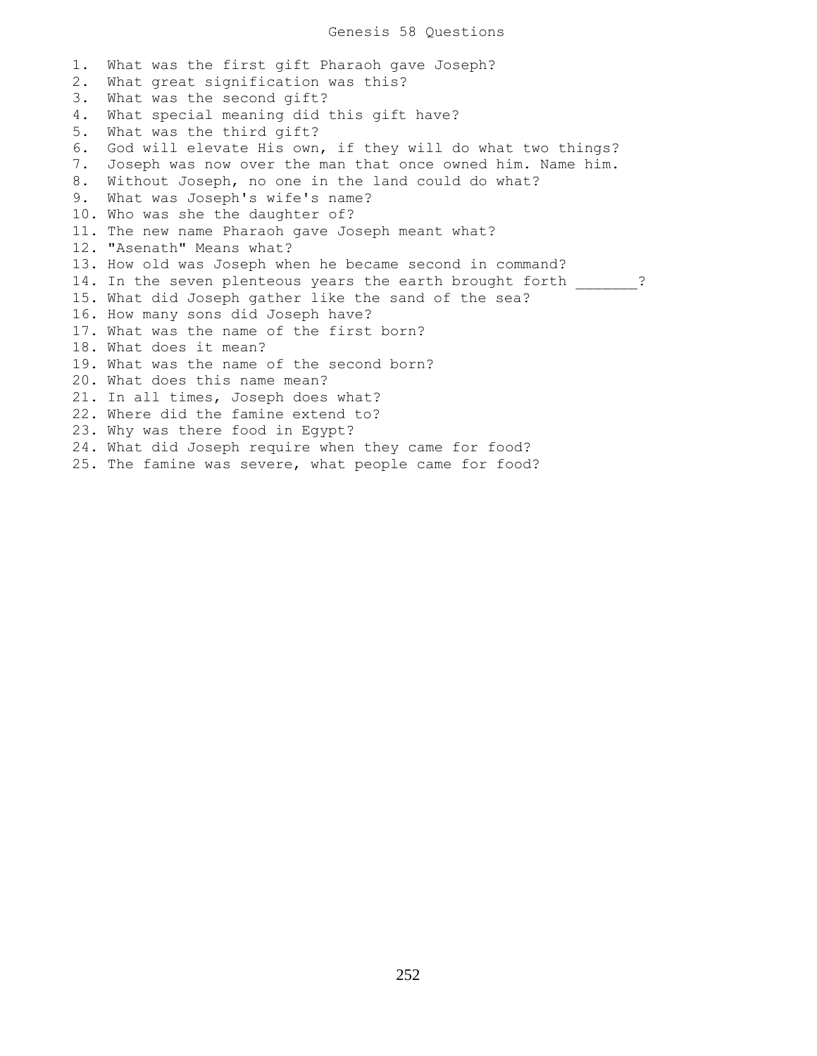# Genesis 58 Questions

1. What was the first gift Pharaoh gave Joseph?
2. What great signification was this?
3. What was the second gift?
4. What special meaning did this gift have?
5. What was the third gift?
6. God will elevate His own, if they will do what two things?
7. Joseph was now over the man that once owned him. Name him.
8. Without Joseph, no one in the land could do what?
9. What was Joseph's wife's name?
10. Who was she the daughter of?
11. The new name Pharaoh gave Joseph meant what?
12. "Asenath" Means what?
13. How old was Joseph when he became second in command?
14. In the seven plenteous years the earth brought forth _______?
15. What did Joseph gather like the sand of the sea?
16. How many sons did Joseph have?
17. What was the name of the first born?
18. What does it mean?
19. What was the name of the second born?
20. What does this name mean?
21. In all times, Joseph does what?
22. Where did the famine extend to?
23. Why was there food in Egypt?
24. What did Joseph require when they came for food?
25. The famine was severe, what people came for food?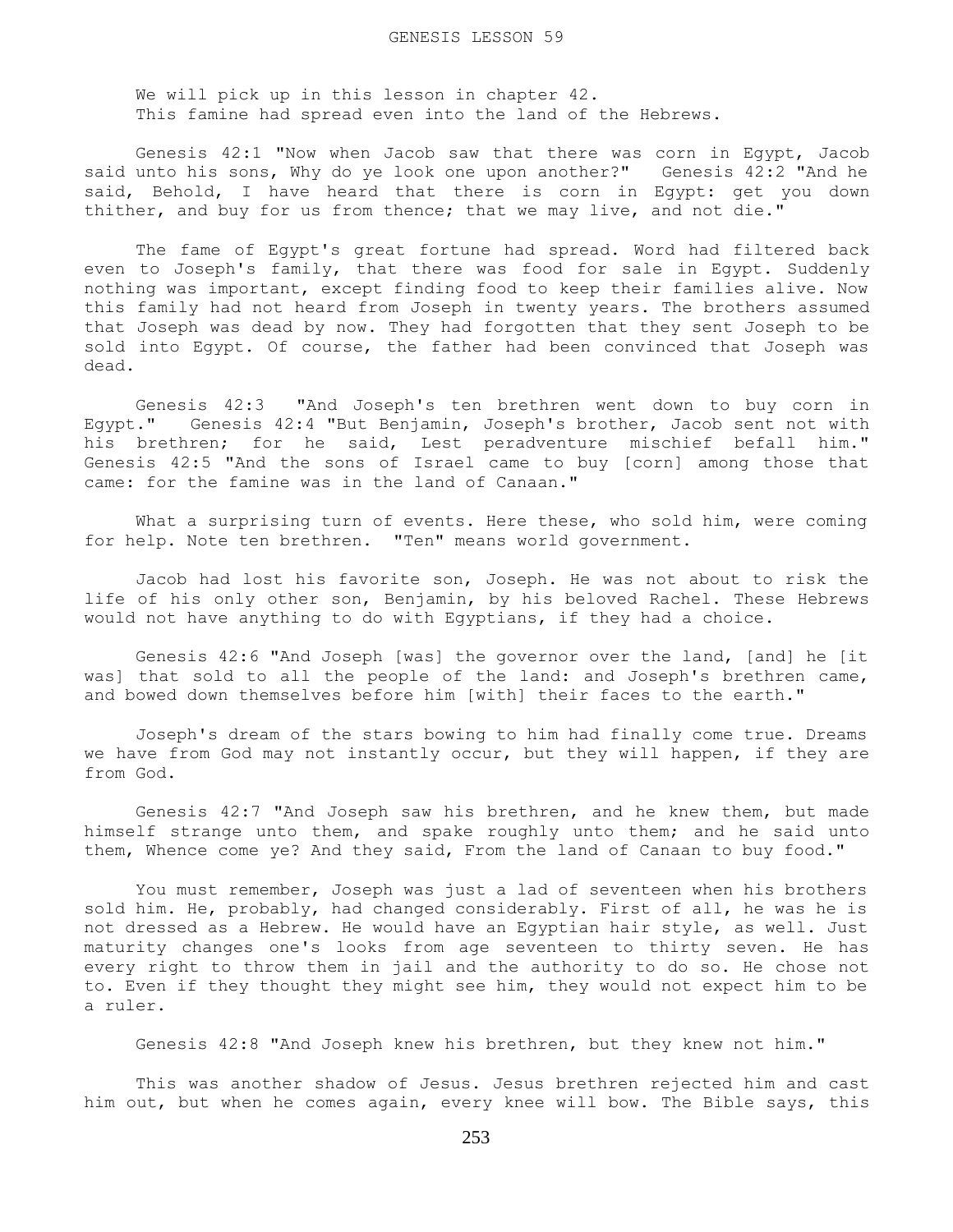We will pick up in this lesson in chapter 42.
This famine had spread even into the land of the Hebrews.

Genesis 42:1 "Now when Jacob saw that there was corn in Egypt, Jacob said unto his sons, Why do ye look one upon another?" Genesis 42:2 "And he said, Behold, I have heard that there is corn in Egypt: get you down thither, and buy for us from thence; that we may live, and not die."

The fame of Egypt's great fortune had spread. Word had filtered back even to Joseph's family, that there was food for sale in Egypt. Suddenly nothing was important, except finding food to keep their families alive. Now this family had not heard from Joseph in twenty years. The brothers assumed that Joseph was dead by now. They had forgotten that they sent Joseph to be sold into Egypt. Of course, the father had been convinced that Joseph was dead.

Genesis 42:3 "And Joseph's ten brethren went down to buy corn in Egypt." Genesis 42:4 "But Benjamin, Joseph's brother, Jacob sent not with his brethren; for he said, Lest peradventure mischief befall him." Genesis 42:5 "And the sons of Israel came to buy [corn] among those that came: for the famine was in the land of Canaan."

What a surprising turn of events. Here these, who sold him, were coming for help. Note ten brethren. "Ten" means world government.

Jacob had lost his favorite son, Joseph. He was not about to risk the life of his only other son, Benjamin, by his beloved Rachel. These Hebrews would not have anything to do with Egyptians, if they had a choice.

Genesis 42:6 "And Joseph [was] the governor over the land, [and] he [it was] that sold to all the people of the land: and Joseph's brethren came, and bowed down themselves before him [with] their faces to the earth."

Joseph's dream of the stars bowing to him had finally come true. Dreams we have from God may not instantly occur, but they will happen, if they are from God.

Genesis 42:7 "And Joseph saw his brethren, and he knew them, but made himself strange unto them, and spake roughly unto them; and he said unto them, Whence come ye? And they said, From the land of Canaan to buy food."

You must remember, Joseph was just a lad of seventeen when his brothers sold him. He, probably, had changed considerably. First of all, he was he is not dressed as a Hebrew. He would have an Egyptian hair style, as well. Just maturity changes one's looks from age seventeen to thirty seven. He has every right to throw them in jail and the authority to do so. He chose not to. Even if they thought they might see him, they would not expect him to be a ruler.

Genesis 42:8 "And Joseph knew his brethren, but they knew not him."

This was another shadow of Jesus. Jesus brethren rejected him and cast him out, but when he comes again, every knee will bow. The Bible says, this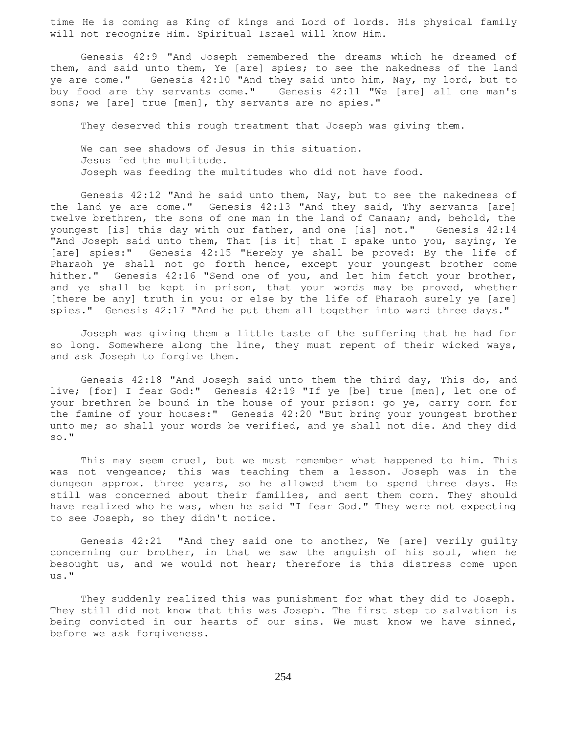time He is coming as King of kings and Lord of lords. His physical family will not recognize Him. Spiritual Israel will know Him.

Genesis 42:9 "And Joseph remembered the dreams which he dreamed of them, and said unto them, Ye [are] spies; to see the nakedness of the land ye are come." Genesis 42:10 "And they said unto him, Nay, my lord, but to buy food are thy servants come." Genesis 42:11 "We [are] all one man's sons; we [are] true [men], thy servants are no spies."

They deserved this rough treatment that Joseph was giving them.

We can see shadows of Jesus in this situation.
Jesus fed the multitude.
Joseph was feeding the multitudes who did not have food.

Genesis 42:12 "And he said unto them, Nay, but to see the nakedness of the land ye are come." Genesis 42:13 "And they said, Thy servants [are] twelve brethren, the sons of one man in the land of Canaan; and, behold, the youngest [is] this day with our father, and one [is] not." Genesis 42:14 "And Joseph said unto them, That [is it] that I spake unto you, saying, Ye [are] spies:" Genesis 42:15 "Hereby ye shall be proved: By the life of Pharaoh ye shall not go forth hence, except your youngest brother come hither." Genesis 42:16 "Send one of you, and let him fetch your brother, and ye shall be kept in prison, that your words may be proved, whether [there be any] truth in you: or else by the life of Pharaoh surely ye [are] spies." Genesis 42:17 "And he put them all together into ward three days."

Joseph was giving them a little taste of the suffering that he had for so long. Somewhere along the line, they must repent of their wicked ways, and ask Joseph to forgive them.

Genesis 42:18 "And Joseph said unto them the third day, This do, and live; [for] I fear God:" Genesis 42:19 "If ye [be] true [men], let one of your brethren be bound in the house of your prison: go ye, carry corn for the famine of your houses:" Genesis 42:20 "But bring your youngest brother unto me; so shall your words be verified, and ye shall not die. And they did so."

This may seem cruel, but we must remember what happened to him. This was not vengeance; this was teaching them a lesson. Joseph was in the dungeon approx. three years, so he allowed them to spend three days. He still was concerned about their families, and sent them corn. They should have realized who he was, when he said "I fear God." They were not expecting to see Joseph, so they didn't notice.

Genesis 42:21 "And they said one to another, We [are] verily guilty concerning our brother, in that we saw the anguish of his soul, when he besought us, and we would not hear; therefore is this distress come upon us."

They suddenly realized this was punishment for what they did to Joseph. They still did not know that this was Joseph. The first step to salvation is being convicted in our hearts of our sins. We must know we have sinned, before we ask forgiveness.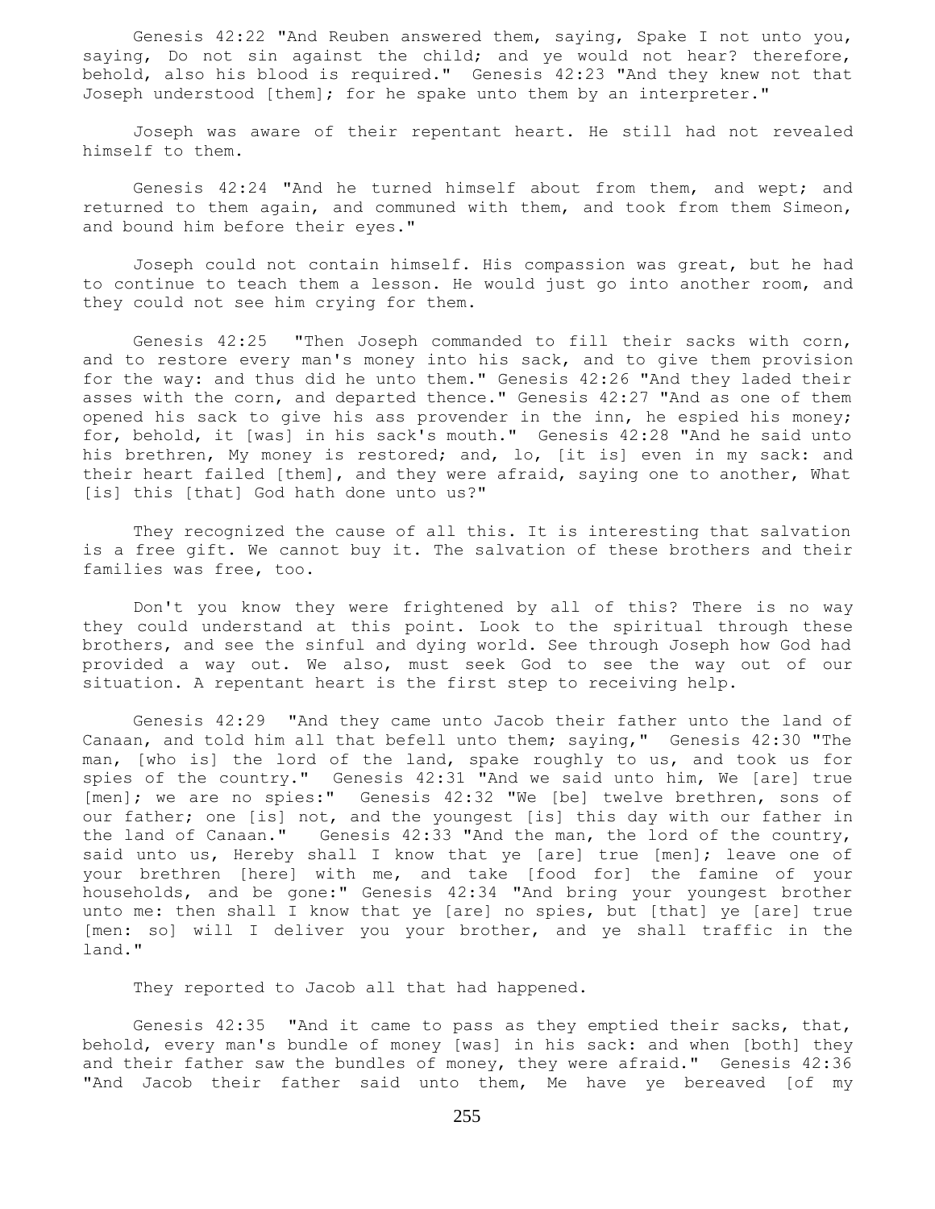Genesis 42:22 "And Reuben answered them, saying, Spake I not unto you, saying, Do not sin against the child; and ye would not hear? therefore, behold, also his blood is required." Genesis 42:23 "And they knew not that Joseph understood [them]; for he spake unto them by an interpreter."

Joseph was aware of their repentant heart. He still had not revealed himself to them.

Genesis 42:24 "And he turned himself about from them, and wept; and returned to them again, and communed with them, and took from them Simeon, and bound him before their eyes."

Joseph could not contain himself. His compassion was great, but he had to continue to teach them a lesson. He would just go into another room, and they could not see him crying for them.

Genesis 42:25 "Then Joseph commanded to fill their sacks with corn, and to restore every man's money into his sack, and to give them provision for the way: and thus did he unto them." Genesis 42:26 "And they laded their asses with the corn, and departed thence." Genesis 42:27 "And as one of them opened his sack to give his ass provender in the inn, he espied his money; for, behold, it [was] in his sack's mouth." Genesis 42:28 "And he said unto his brethren, My money is restored; and, lo, [it is] even in my sack: and their heart failed [them], and they were afraid, saying one to another, What [is] this [that] God hath done unto us?"

They recognized the cause of all this. It is interesting that salvation is a free gift. We cannot buy it. The salvation of these brothers and their families was free, too.

Don't you know they were frightened by all of this? There is no way they could understand at this point. Look to the spiritual through these brothers, and see the sinful and dying world. See through Joseph how God had provided a way out. We also, must seek God to see the way out of our situation. A repentant heart is the first step to receiving help.

Genesis 42:29 "And they came unto Jacob their father unto the land of Canaan, and told him all that befell unto them; saying," Genesis 42:30 "The man, [who is] the lord of the land, spake roughly to us, and took us for spies of the country." Genesis 42:31 "And we said unto him, We [are] true [men]; we are no spies:" Genesis 42:32 "We [be] twelve brethren, sons of our father; one [is] not, and the youngest [is] this day with our father in the land of Canaan." Genesis 42:33 "And the man, the lord of the country, said unto us, Hereby shall I know that ye [are] true [men]; leave one of your brethren [here] with me, and take [food for] the famine of your households, and be gone:" Genesis 42:34 "And bring your youngest brother unto me: then shall I know that ye [are] no spies, but [that] ye [are] true [men: so] will I deliver you your brother, and ye shall traffic in the land."

They reported to Jacob all that had happened.

Genesis 42:35 "And it came to pass as they emptied their sacks, that, behold, every man's bundle of money [was] in his sack: and when [both] they and their father saw the bundles of money, they were afraid." Genesis 42:36 "And Jacob their father said unto them, Me have ye bereaved [of my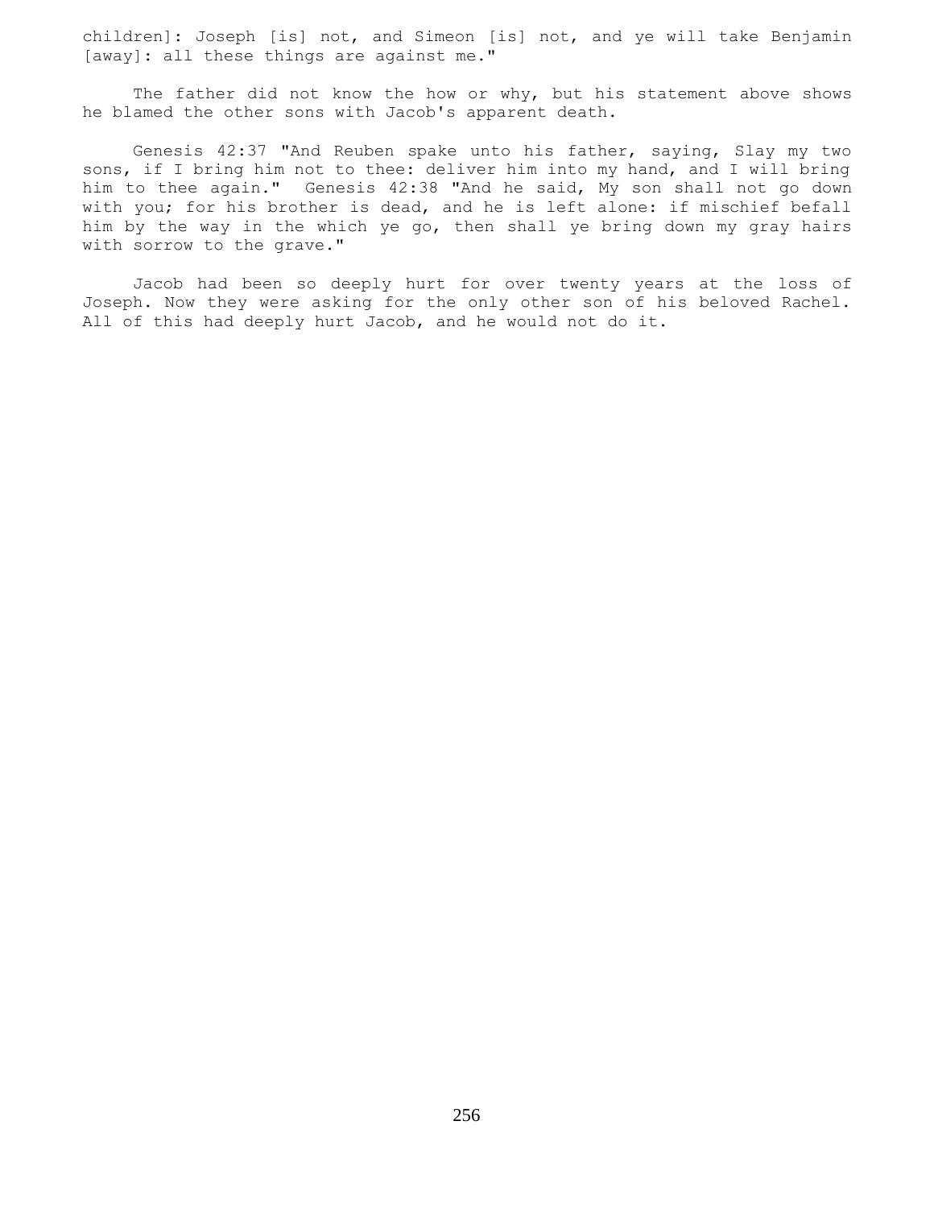children]: Joseph [is] not, and Simeon [is] not, and ye will take Benjamin [away]: all these things are against me."

The father did not know the how or why, but his statement above shows he blamed the other sons with Jacob's apparent death.

Genesis 42:37 "And Reuben spake unto his father, saying, Slay my two sons, if I bring him not to thee: deliver him into my hand, and I will bring him to thee again." Genesis 42:38 "And he said, My son shall not go down with you; for his brother is dead, and he is left alone: if mischief befall him by the way in the which ye go, then shall ye bring down my gray hairs with sorrow to the grave."

Jacob had been so deeply hurt for over twenty years at the loss of Joseph. Now they were asking for the only other son of his beloved Rachel. All of this had deeply hurt Jacob, and he would not do it.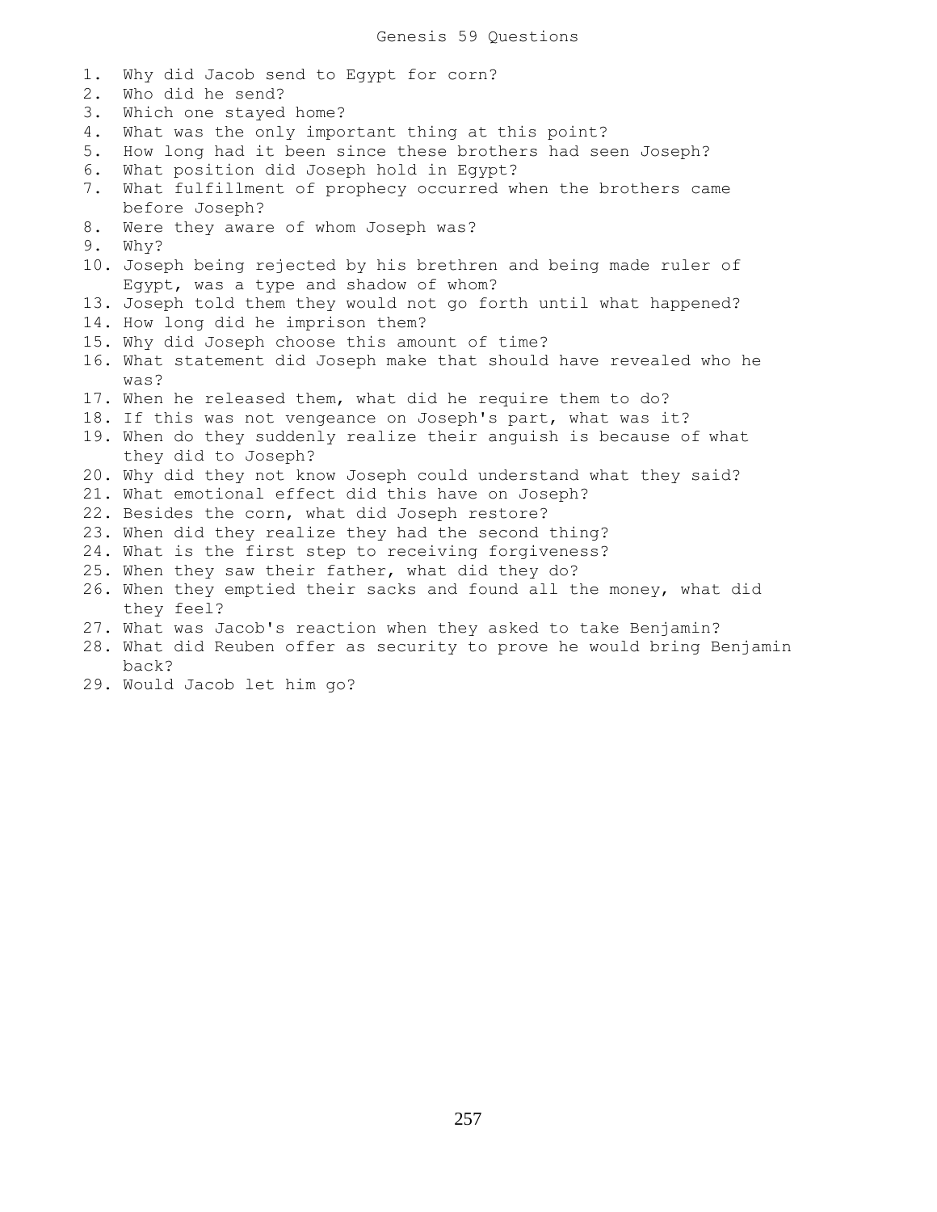# Genesis 59 Questions

1. Why did Jacob send to Egypt for corn?
2. Who did he send?
3. Which one stayed home?
4. What was the only important thing at this point?
5. How long had it been since these brothers had seen Joseph?
6. What position did Joseph hold in Egypt?
7. What fulfillment of prophecy occurred when the brothers came before Joseph?
8. Were they aware of whom Joseph was?
9. Why?
10. Joseph being rejected by his brethren and being made ruler of Egypt, was a type and shadow of whom?
13. Joseph told them they would not go forth until what happened?
14. How long did he imprison them?
15. Why did Joseph choose this amount of time?
16. What statement did Joseph make that should have revealed who he was?
17. When he released them, what did he require them to do?
18. If this was not vengeance on Joseph's part, what was it?
19. When do they suddenly realize their anguish is because of what they did to Joseph?
20. Why did they not know Joseph could understand what they said?
21. What emotional effect did this have on Joseph?
22. Besides the corn, what did Joseph restore?
23. When did they realize they had the second thing?
24. What is the first step to receiving forgiveness?
25. When they saw their father, what did they do?
26. When they emptied their sacks and found all the money, what did they feel?
27. What was Jacob's reaction when they asked to take Benjamin?
28. What did Reuben offer as security to prove he would bring Benjamin back?
29. Would Jacob let him go?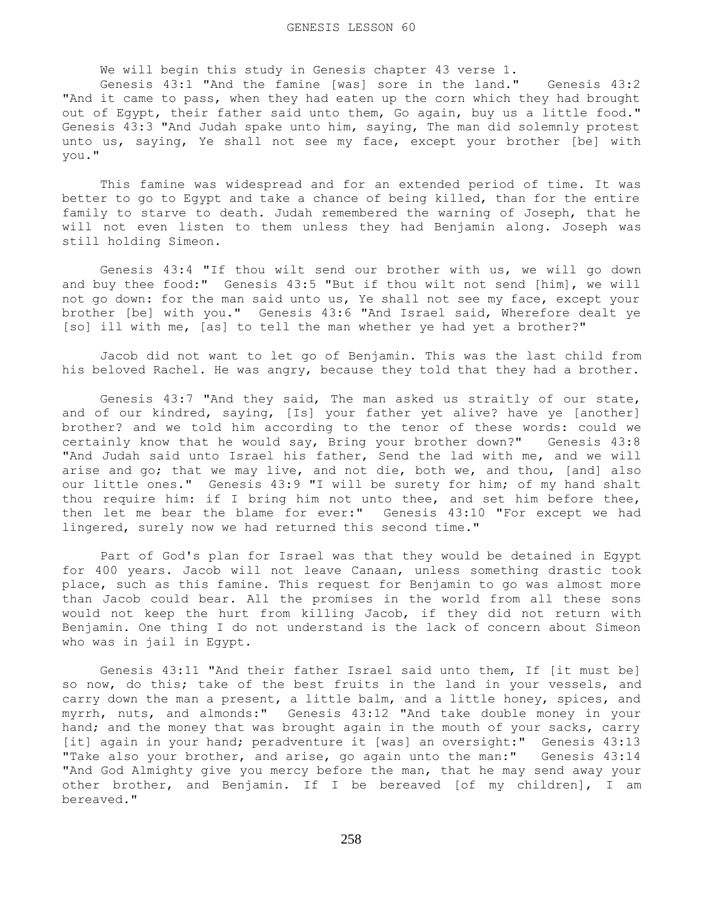# GENESIS LESSON 60

We will begin this study in Genesis chapter 43 verse 1.

Genesis 43:1 "And the famine [was] sore in the land." Genesis 43:2 "And it came to pass, when they had eaten up the corn which they had brought out of Egypt, their father said unto them, Go again, buy us a little food." Genesis 43:3 "And Judah spake unto him, saying, The man did solemnly protest unto us, saying, Ye shall not see my face, except your brother [be] with you."

This famine was widespread and for an extended period of time. It was better to go to Egypt and take a chance of being killed, than for the entire family to starve to death. Judah remembered the warning of Joseph, that he will not even listen to them unless they had Benjamin along. Joseph was still holding Simeon.

Genesis 43:4 "If thou wilt send our brother with us, we will go down and buy thee food:" Genesis 43:5 "But if thou wilt not send [him], we will not go down: for the man said unto us, Ye shall not see my face, except your brother [be] with you." Genesis 43:6 "And Israel said, Wherefore dealt ye [so] ill with me, [as] to tell the man whether ye had yet a brother?"

Jacob did not want to let go of Benjamin. This was the last child from his beloved Rachel. He was angry, because they told that they had a brother.

Genesis 43:7 "And they said, The man asked us straitly of our state, and of our kindred, saying, [Is] your father yet alive? have ye [another] brother? and we told him according to the tenor of these words: could we certainly know that he would say, Bring your brother down?" Genesis 43:8 "And Judah said unto Israel his father, Send the lad with me, and we will arise and go; that we may live, and not die, both we, and thou, [and] also our little ones." Genesis 43:9 "I will be surety for him; of my hand shalt thou require him: if I bring him not unto thee, and set him before thee, then let me bear the blame for ever:" Genesis 43:10 "For except we had lingered, surely now we had returned this second time."

Part of God's plan for Israel was that they would be detained in Egypt for 400 years. Jacob will not leave Canaan, unless something drastic took place, such as this famine. This request for Benjamin to go was almost more than Jacob could bear. All the promises in the world from all these sons would not keep the hurt from killing Jacob, if they did not return with Benjamin. One thing I do not understand is the lack of concern about Simeon who was in jail in Egypt.

Genesis 43:11 "And their father Israel said unto them, If [it must be] so now, do this; take of the best fruits in the land in your vessels, and carry down the man a present, a little balm, and a little honey, spices, and myrrh, nuts, and almonds:" Genesis 43:12 "And take double money in your hand; and the money that was brought again in the mouth of your sacks, carry [it] again in your hand; peradventure it [was] an oversight:" Genesis 43:13 "Take also your brother, and arise, go again unto the man:" Genesis 43:14 "And God Almighty give you mercy before the man, that he may send away your other brother, and Benjamin. If I be bereaved [of my children], I am bereaved."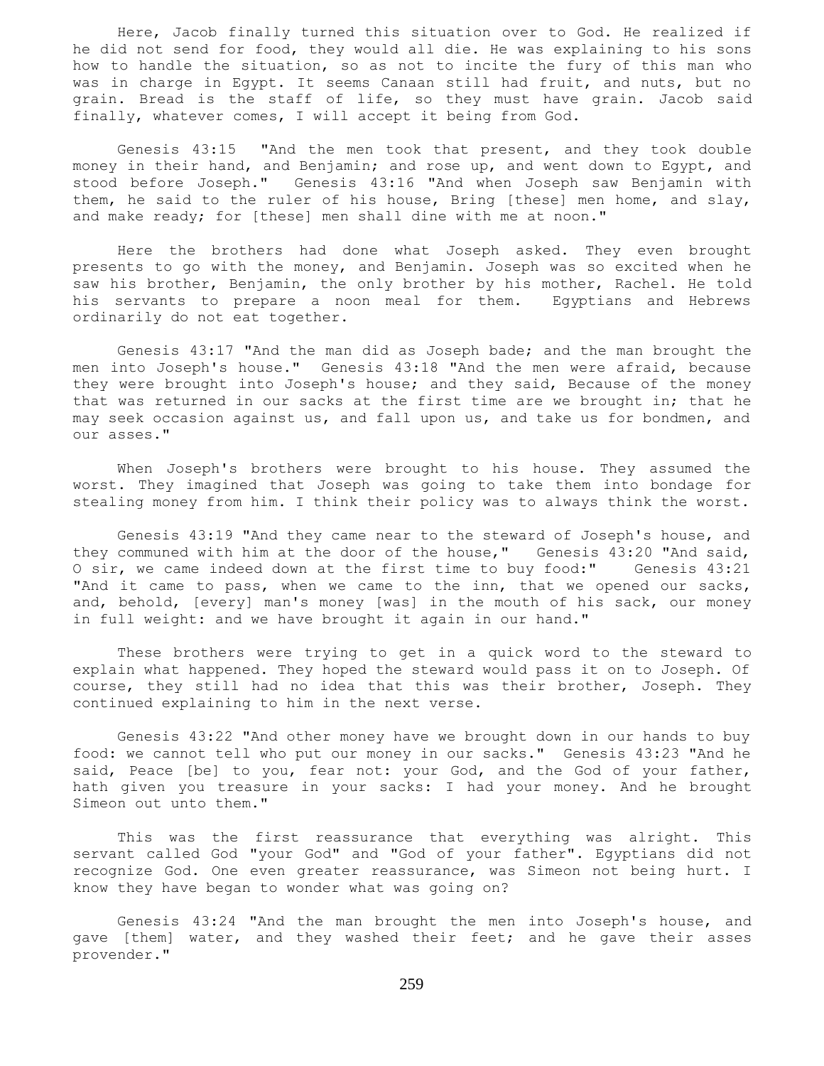Here, Jacob finally turned this situation over to God. He realized if he did not send for food, they would all die. He was explaining to his sons how to handle the situation, so as not to incite the fury of this man who was in charge in Egypt. It seems Canaan still had fruit, and nuts, but no grain. Bread is the staff of life, so they must have grain. Jacob said finally, whatever comes, I will accept it being from God.

Genesis 43:15 "And the men took that present, and they took double money in their hand, and Benjamin; and rose up, and went down to Egypt, and stood before Joseph." Genesis 43:16 "And when Joseph saw Benjamin with them, he said to the ruler of his house, Bring [these] men home, and slay, and make ready; for [these] men shall dine with me at noon."

Here the brothers had done what Joseph asked. They even brought presents to go with the money, and Benjamin. Joseph was so excited when he saw his brother, Benjamin, the only brother by his mother, Rachel. He told his servants to prepare a noon meal for them. Egyptians and Hebrews ordinarily do not eat together.

Genesis 43:17 "And the man did as Joseph bade; and the man brought the men into Joseph's house." Genesis 43:18 "And the men were afraid, because they were brought into Joseph's house; and they said, Because of the money that was returned in our sacks at the first time are we brought in; that he may seek occasion against us, and fall upon us, and take us for bondmen, and our asses."

When Joseph's brothers were brought to his house. They assumed the worst. They imagined that Joseph was going to take them into bondage for stealing money from him. I think their policy was to always think the worst.

Genesis 43:19 "And they came near to the steward of Joseph's house, and they communed with him at the door of the house," Genesis 43:20 "And said, O sir, we came indeed down at the first time to buy food:" Genesis 43:21 "And it came to pass, when we came to the inn, that we opened our sacks, and, behold, [every] man's money [was] in the mouth of his sack, our money in full weight: and we have brought it again in our hand."

These brothers were trying to get in a quick word to the steward to explain what happened. They hoped the steward would pass it on to Joseph. Of course, they still had no idea that this was their brother, Joseph. They continued explaining to him in the next verse.

Genesis 43:22 "And other money have we brought down in our hands to buy food: we cannot tell who put our money in our sacks." Genesis 43:23 "And he said, Peace [be] to you, fear not: your God, and the God of your father, hath given you treasure in your sacks: I had your money. And he brought Simeon out unto them."

This was the first reassurance that everything was alright. This servant called God "your God" and "God of your father". Egyptians did not recognize God. One even greater reassurance, was Simeon not being hurt. I know they have began to wonder what was going on?

Genesis 43:24 "And the man brought the men into Joseph's house, and gave [them] water, and they washed their feet; and he gave their asses provender."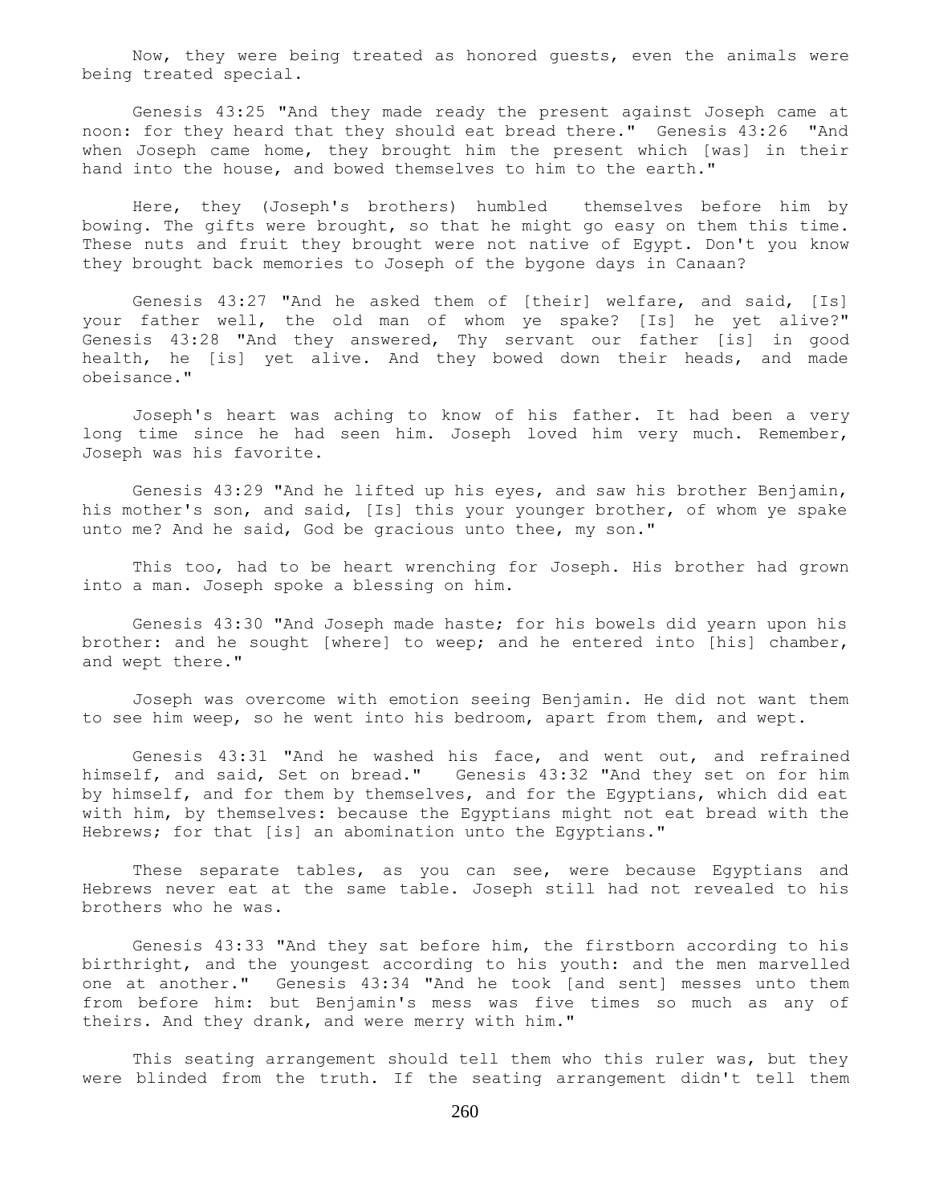Now, they were being treated as honored guests, even the animals were being treated special.

Genesis 43:25 "And they made ready the present against Joseph came at noon: for they heard that they should eat bread there." Genesis 43:26 "And when Joseph came home, they brought him the present which [was] in their hand into the house, and bowed themselves to him to the earth."

Here, they (Joseph's brothers) humbled themselves before him by bowing. The gifts were brought, so that he might go easy on them this time. These nuts and fruit they brought were not native of Egypt. Don't you know they brought back memories to Joseph of the bygone days in Canaan?

Genesis 43:27 "And he asked them of [their] welfare, and said, [Is] your father well, the old man of whom ye spake? [Is] he yet alive?" Genesis 43:28 "And they answered, Thy servant our father [is] in good health, he [is] yet alive. And they bowed down their heads, and made obeisance."

Joseph's heart was aching to know of his father. It had been a very long time since he had seen him. Joseph loved him very much. Remember, Joseph was his favorite.

Genesis 43:29 "And he lifted up his eyes, and saw his brother Benjamin, his mother's son, and said, [Is] this your younger brother, of whom ye spake unto me? And he said, God be gracious unto thee, my son."

This too, had to be heart wrenching for Joseph. His brother had grown into a man. Joseph spoke a blessing on him.

Genesis 43:30 "And Joseph made haste; for his bowels did yearn upon his brother: and he sought [where] to weep; and he entered into [his] chamber, and wept there."

Joseph was overcome with emotion seeing Benjamin. He did not want them to see him weep, so he went into his bedroom, apart from them, and wept.

Genesis 43:31 "And he washed his face, and went out, and refrained himself, and said, Set on bread." Genesis 43:32 "And they set on for him by himself, and for them by themselves, and for the Egyptians, which did eat with him, by themselves: because the Egyptians might not eat bread with the Hebrews; for that [is] an abomination unto the Egyptians."

These separate tables, as you can see, were because Egyptians and Hebrews never eat at the same table. Joseph still had not revealed to his brothers who he was.

Genesis 43:33 "And they sat before him, the firstborn according to his birthright, and the youngest according to his youth: and the men marvelled one at another." Genesis 43:34 "And he took [and sent] messes unto them from before him: but Benjamin's mess was five times so much as any of theirs. And they drank, and were merry with him."

This seating arrangement should tell them who this ruler was, but they were blinded from the truth. If the seating arrangement didn't tell them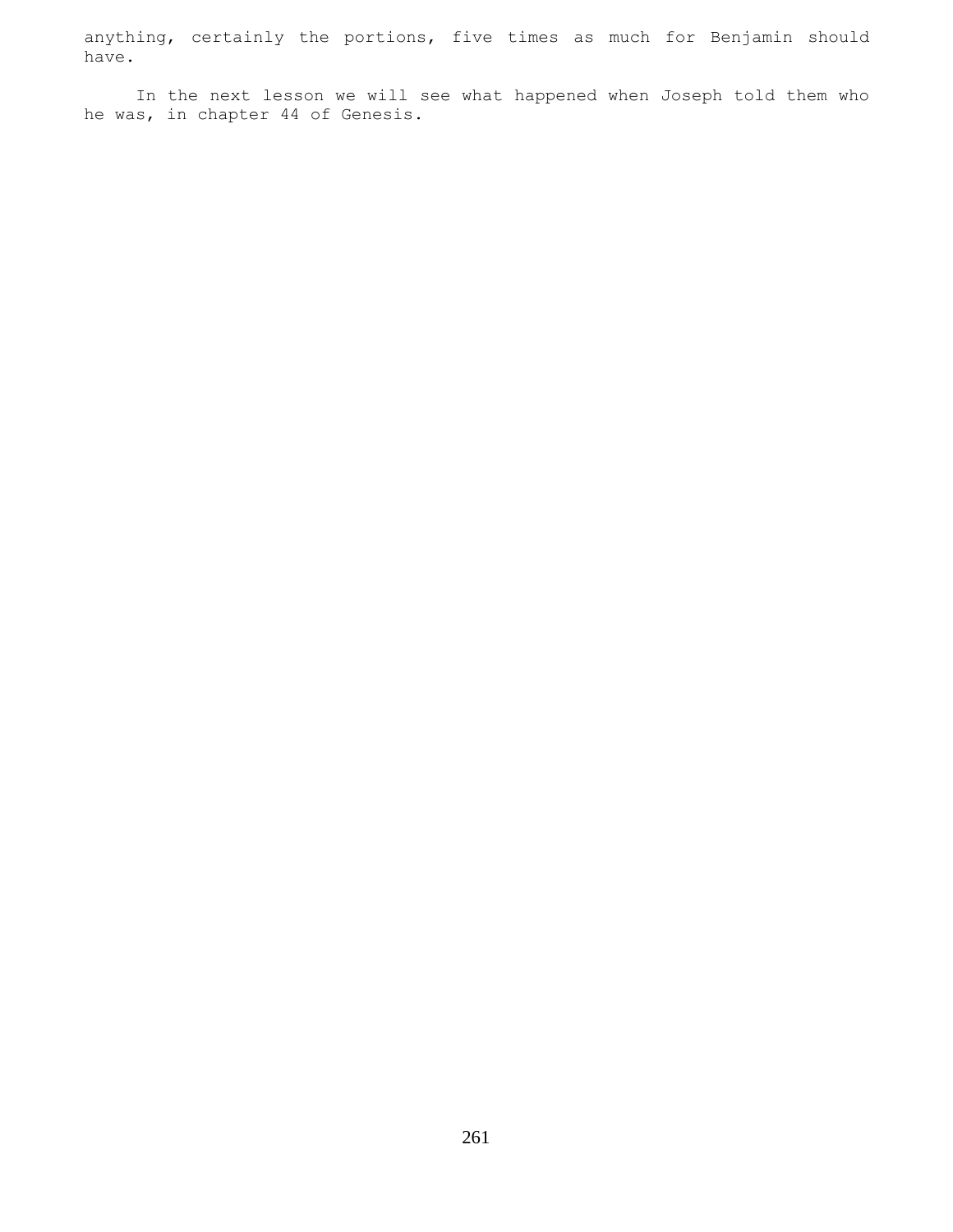anything, certainly the portions, five times as much for Benjamin should have.

In the next lesson we will see what happened when Joseph told them who he was, in chapter 44 of Genesis.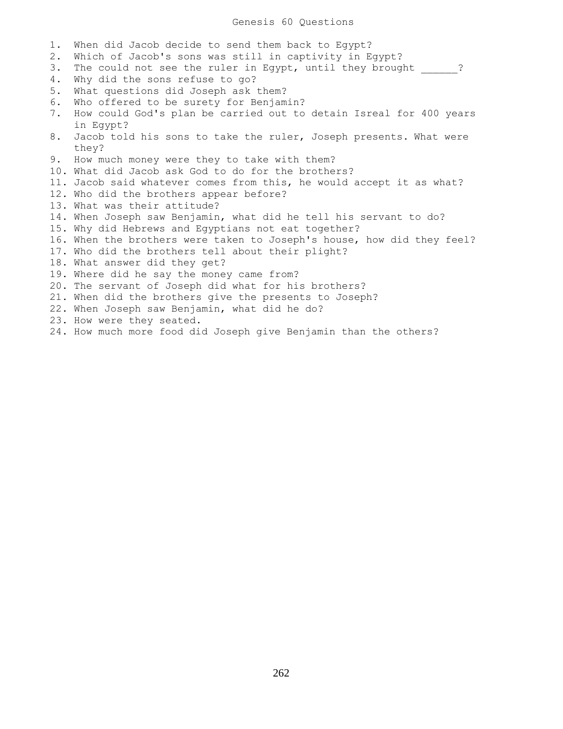# Genesis 60 Questions

1. When did Jacob decide to send them back to Egypt?
2. Which of Jacob's sons was still in captivity in Egypt?
3. The could not see the ruler in Egypt, until they brought ______?
4. Why did the sons refuse to go?
5. What questions did Joseph ask them?
6. Who offered to be surety for Benjamin?
7. How could God's plan be carried out to detain Isreal for 400 years in Egypt?
8. Jacob told his sons to take the ruler, Joseph presents. What were they?
9. How much money were they to take with them?
10. What did Jacob ask God to do for the brothers?
11. Jacob said whatever comes from this, he would accept it as what?
12. Who did the brothers appear before?
13. What was their attitude?
14. When Joseph saw Benjamin, what did he tell his servant to do?
15. Why did Hebrews and Egyptians not eat together?
16. When the brothers were taken to Joseph's house, how did they feel?
17. Who did the brothers tell about their plight?
18. What answer did they get?
19. Where did he say the money came from?
20. The servant of Joseph did what for his brothers?
21. When did the brothers give the presents to Joseph?
22. When Joseph saw Benjamin, what did he do?
23. How were they seated.
24. How much more food did Joseph give Benjamin than the others?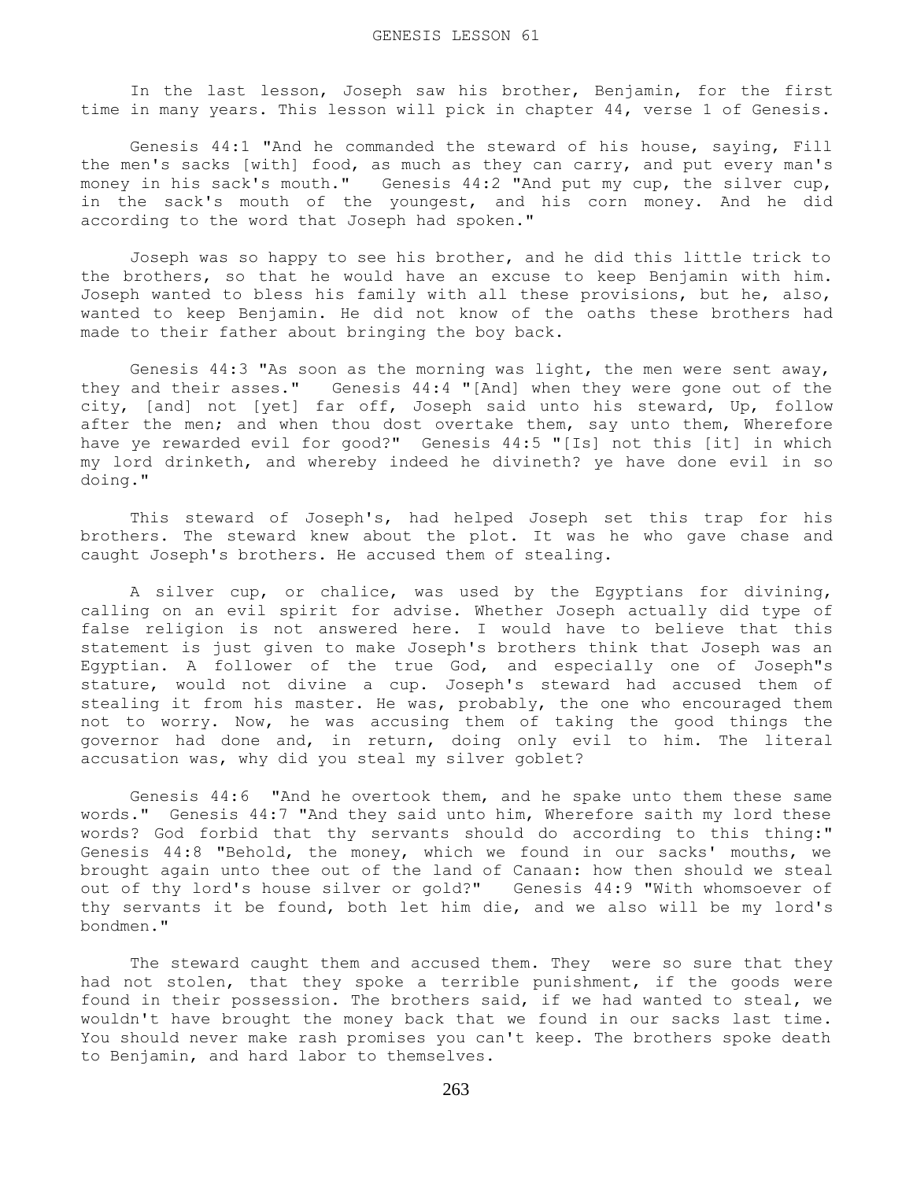GENESIS LESSON 61

In the last lesson, Joseph saw his brother, Benjamin, for the first time in many years. This lesson will pick in chapter 44, verse 1 of Genesis.

Genesis 44:1 "And he commanded the steward of his house, saying, Fill the men's sacks [with] food, as much as they can carry, and put every man's money in his sack's mouth." Genesis 44:2 "And put my cup, the silver cup, in the sack's mouth of the youngest, and his corn money. And he did according to the word that Joseph had spoken."

Joseph was so happy to see his brother, and he did this little trick to the brothers, so that he would have an excuse to keep Benjamin with him. Joseph wanted to bless his family with all these provisions, but he, also, wanted to keep Benjamin. He did not know of the oaths these brothers had made to their father about bringing the boy back.

Genesis 44:3 "As soon as the morning was light, the men were sent away, they and their asses." Genesis 44:4 "[And] when they were gone out of the city, [and] not [yet] far off, Joseph said unto his steward, Up, follow after the men; and when thou dost overtake them, say unto them, Wherefore have ye rewarded evil for good?" Genesis 44:5 "[Is] not this [it] in which my lord drinketh, and whereby indeed he divineth? ye have done evil in so doing."

This steward of Joseph's, had helped Joseph set this trap for his brothers. The steward knew about the plot. It was he who gave chase and caught Joseph's brothers. He accused them of stealing.

A silver cup, or chalice, was used by the Egyptians for divining, calling on an evil spirit for advise. Whether Joseph actually did type of false religion is not answered here. I would have to believe that this statement is just given to make Joseph's brothers think that Joseph was an Egyptian. A follower of the true God, and especially one of Joseph"s stature, would not divine a cup. Joseph's steward had accused them of stealing it from his master. He was, probably, the one who encouraged them not to worry. Now, he was accusing them of taking the good things the governor had done and, in return, doing only evil to him. The literal accusation was, why did you steal my silver goblet?

Genesis 44:6 "And he overtook them, and he spake unto them these same words." Genesis 44:7 "And they said unto him, Wherefore saith my lord these words? God forbid that thy servants should do according to this thing:" Genesis 44:8 "Behold, the money, which we found in our sacks' mouths, we brought again unto thee out of the land of Canaan: how then should we steal out of thy lord's house silver or gold?" Genesis 44:9 "With whomsoever of thy servants it be found, both let him die, and we also will be my lord's bondmen."

The steward caught them and accused them. They were so sure that they had not stolen, that they spoke a terrible punishment, if the goods were found in their possession. The brothers said, if we had wanted to steal, we wouldn't have brought the money back that we found in our sacks last time. You should never make rash promises you can't keep. The brothers spoke death to Benjamin, and hard labor to themselves.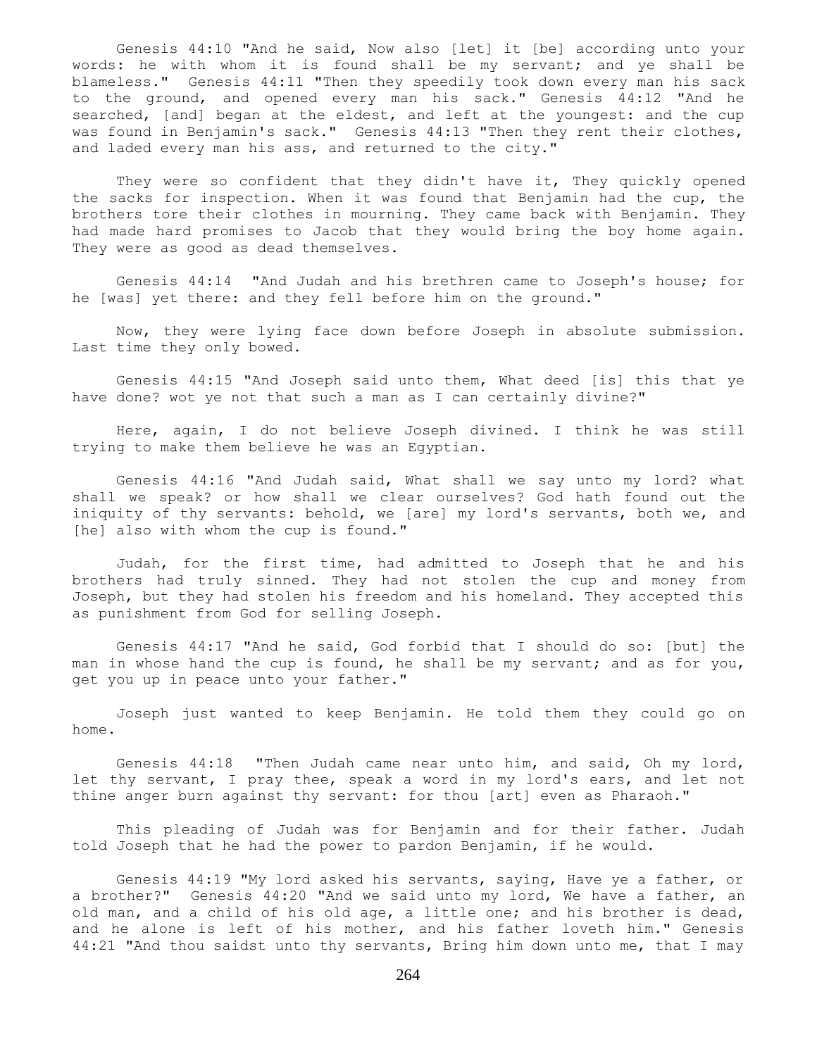Genesis 44:10 "And he said, Now also [let] it [be] according unto your words: he with whom it is found shall be my servant; and ye shall be blameless." Genesis 44:11 "Then they speedily took down every man his sack to the ground, and opened every man his sack." Genesis 44:12 "And he searched, [and] began at the eldest, and left at the youngest: and the cup was found in Benjamin's sack." Genesis 44:13 "Then they rent their clothes, and laded every man his ass, and returned to the city."

They were so confident that they didn't have it, They quickly opened the sacks for inspection. When it was found that Benjamin had the cup, the brothers tore their clothes in mourning. They came back with Benjamin. They had made hard promises to Jacob that they would bring the boy home again. They were as good as dead themselves.

Genesis 44:14 "And Judah and his brethren came to Joseph's house; for he [was] yet there: and they fell before him on the ground."

Now, they were lying face down before Joseph in absolute submission. Last time they only bowed.

Genesis 44:15 "And Joseph said unto them, What deed [is] this that ye have done? wot ye not that such a man as I can certainly divine?"

Here, again, I do not believe Joseph divined. I think he was still trying to make them believe he was an Egyptian.

Genesis 44:16 "And Judah said, What shall we say unto my lord? what shall we speak? or how shall we clear ourselves? God hath found out the iniquity of thy servants: behold, we [are] my lord's servants, both we, and [he] also with whom the cup is found."

Judah, for the first time, had admitted to Joseph that he and his brothers had truly sinned. They had not stolen the cup and money from Joseph, but they had stolen his freedom and his homeland. They accepted this as punishment from God for selling Joseph.

Genesis 44:17 "And he said, God forbid that I should do so: [but] the man in whose hand the cup is found, he shall be my servant; and as for you, get you up in peace unto your father."

Joseph just wanted to keep Benjamin. He told them they could go on home.

Genesis 44:18 "Then Judah came near unto him, and said, Oh my lord, let thy servant, I pray thee, speak a word in my lord's ears, and let not thine anger burn against thy servant: for thou [art] even as Pharaoh."

This pleading of Judah was for Benjamin and for their father. Judah told Joseph that he had the power to pardon Benjamin, if he would.

Genesis 44:19 "My lord asked his servants, saying, Have ye a father, or a brother?" Genesis 44:20 "And we said unto my lord, We have a father, an old man, and a child of his old age, a little one; and his brother is dead, and he alone is left of his mother, and his father loveth him." Genesis 44:21 "And thou saidst unto thy servants, Bring him down unto me, that I may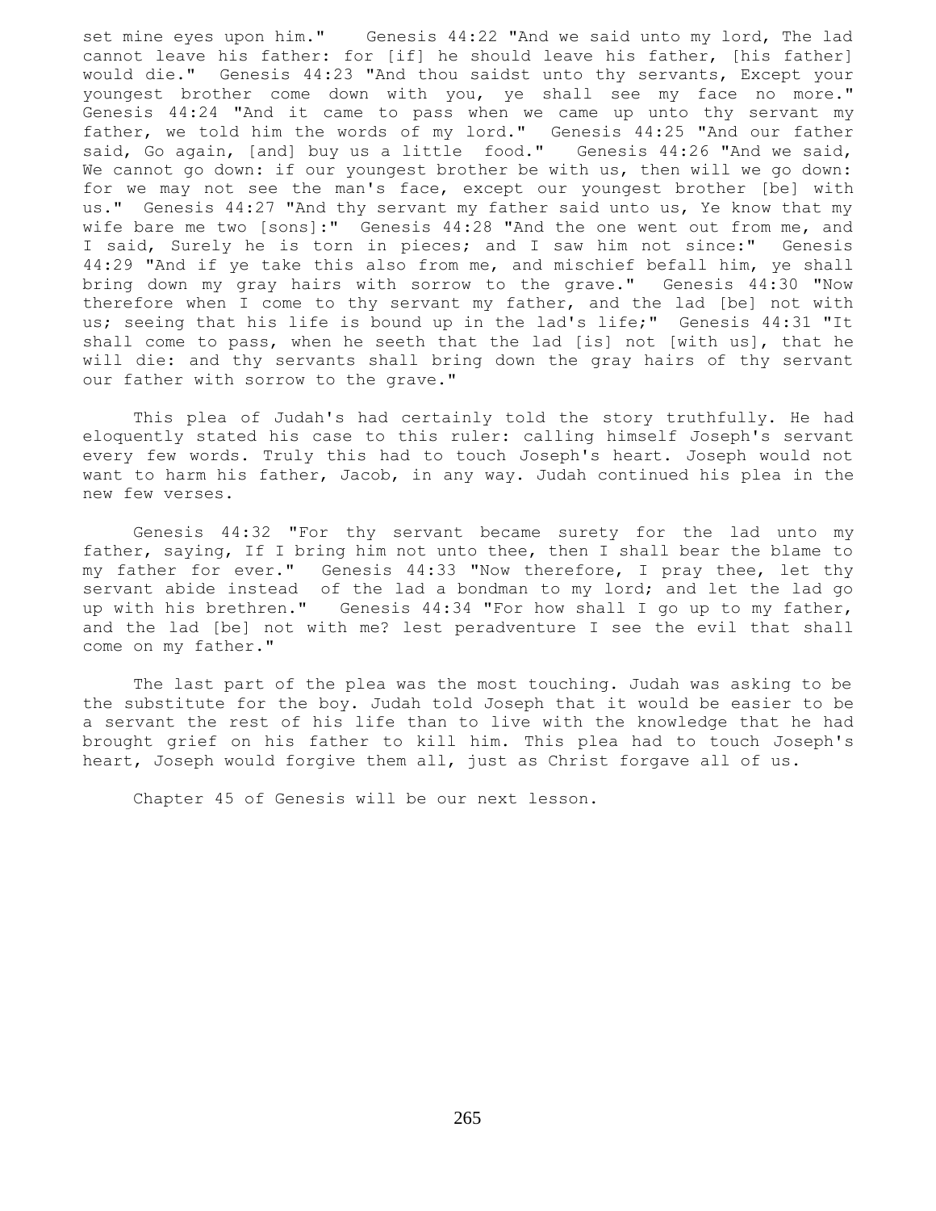set mine eyes upon him." Genesis 44:22 "And we said unto my lord, The lad cannot leave his father: for [if] he should leave his father, [his father] would die." Genesis 44:23 "And thou saidst unto thy servants, Except your youngest brother come down with you, ye shall see my face no more." Genesis 44:24 "And it came to pass when we came up unto thy servant my father, we told him the words of my lord." Genesis 44:25 "And our father said, Go again, [and] buy us a little food." Genesis 44:26 "And we said, We cannot go down: if our youngest brother be with us, then will we go down: for we may not see the man's face, except our youngest brother [be] with us." Genesis 44:27 "And thy servant my father said unto us, Ye know that my wife bare me two [sons]:" Genesis 44:28 "And the one went out from me, and I said, Surely he is torn in pieces; and I saw him not since:" Genesis 44:29 "And if ye take this also from me, and mischief befall him, ye shall bring down my gray hairs with sorrow to the grave." Genesis 44:30 "Now therefore when I come to thy servant my father, and the lad [be] not with us; seeing that his life is bound up in the lad's life;" Genesis 44:31 "It shall come to pass, when he seeth that the lad [is] not [with us], that he will die: and thy servants shall bring down the gray hairs of thy servant our father with sorrow to the grave."

This plea of Judah's had certainly told the story truthfully. He had eloquently stated his case to this ruler: calling himself Joseph's servant every few words. Truly this had to touch Joseph's heart. Joseph would not want to harm his father, Jacob, in any way. Judah continued his plea in the new few verses.

Genesis 44:32 "For thy servant became surety for the lad unto my father, saying, If I bring him not unto thee, then I shall bear the blame to my father for ever." Genesis 44:33 "Now therefore, I pray thee, let thy servant abide instead of the lad a bondman to my lord; and let the lad go up with his brethren." Genesis 44:34 "For how shall I go up to my father, and the lad [be] not with me? lest peradventure I see the evil that shall come on my father."

The last part of the plea was the most touching. Judah was asking to be the substitute for the boy. Judah told Joseph that it would be easier to be a servant the rest of his life than to live with the knowledge that he had brought grief on his father to kill him. This plea had to touch Joseph's heart, Joseph would forgive them all, just as Christ forgave all of us.

Chapter 45 of Genesis will be our next lesson.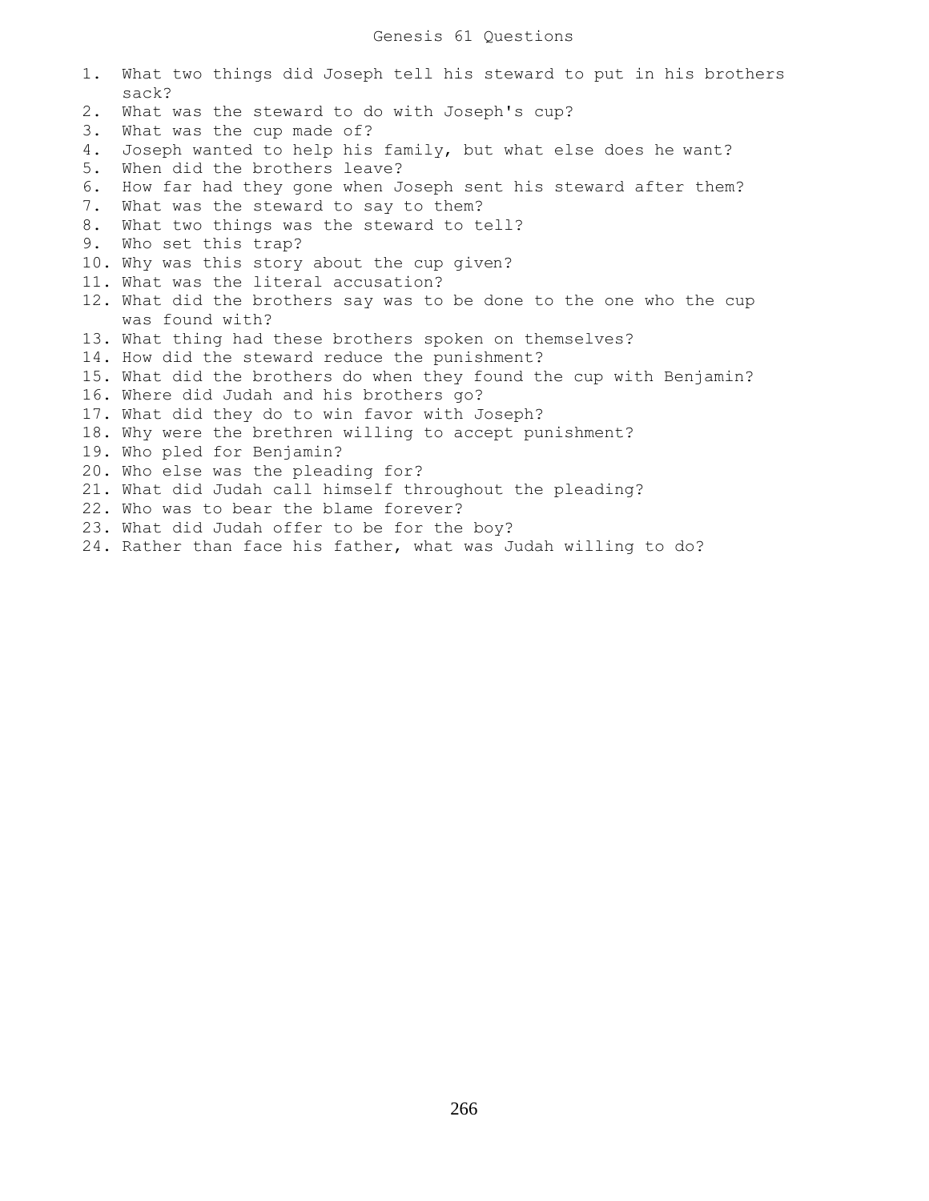# Genesis 61 Questions

1. What two things did Joseph tell his steward to put in his brothers sack?
2. What was the steward to do with Joseph's cup?
3. What was the cup made of?
4. Joseph wanted to help his family, but what else does he want?
5. When did the brothers leave?
6. How far had they gone when Joseph sent his steward after them?
7. What was the steward to say to them?
8. What two things was the steward to tell?
9. Who set this trap?
10. Why was this story about the cup given?
11. What was the literal accusation?
12. What did the brothers say was to be done to the one who the cup was found with?
13. What thing had these brothers spoken on themselves?
14. How did the steward reduce the punishment?
15. What did the brothers do when they found the cup with Benjamin?
16. Where did Judah and his brothers go?
17. What did they do to win favor with Joseph?
18. Why were the brethren willing to accept punishment?
19. Who pled for Benjamin?
20. Who else was the pleading for?
21. What did Judah call himself throughout the pleading?
22. Who was to bear the blame forever?
23. What did Judah offer to be for the boy?
24. Rather than face his father, what was Judah willing to do?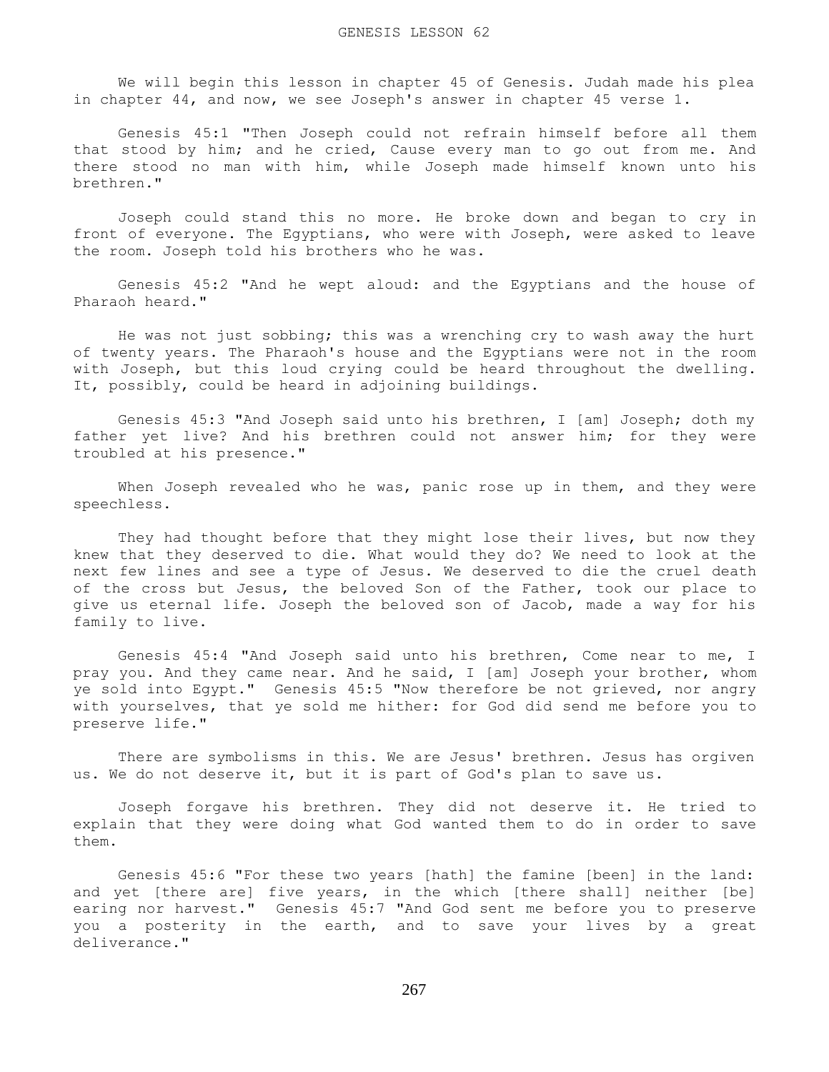# GENESIS LESSON 62

We will begin this lesson in chapter 45 of Genesis. Judah made his plea in chapter 44, and now, we see Joseph's answer in chapter 45 verse 1.

Genesis 45:1 "Then Joseph could not refrain himself before all them that stood by him; and he cried, Cause every man to go out from me. And there stood no man with him, while Joseph made himself known unto his brethren."

Joseph could stand this no more. He broke down and began to cry in front of everyone. The Egyptians, who were with Joseph, were asked to leave the room. Joseph told his brothers who he was.

Genesis 45:2 "And he wept aloud: and the Egyptians and the house of Pharaoh heard."

He was not just sobbing; this was a wrenching cry to wash away the hurt of twenty years. The Pharaoh's house and the Egyptians were not in the room with Joseph, but this loud crying could be heard throughout the dwelling. It, possibly, could be heard in adjoining buildings.

Genesis 45:3 "And Joseph said unto his brethren, I [am] Joseph; doth my father yet live? And his brethren could not answer him; for they were troubled at his presence."

When Joseph revealed who he was, panic rose up in them, and they were speechless.

They had thought before that they might lose their lives, but now they knew that they deserved to die. What would they do? We need to look at the next few lines and see a type of Jesus. We deserved to die the cruel death of the cross but Jesus, the beloved Son of the Father, took our place to give us eternal life. Joseph the beloved son of Jacob, made a way for his family to live.

Genesis 45:4 "And Joseph said unto his brethren, Come near to me, I pray you. And they came near. And he said, I [am] Joseph your brother, whom ye sold into Egypt." Genesis 45:5 "Now therefore be not grieved, nor angry with yourselves, that ye sold me hither: for God did send me before you to preserve life."

There are symbolisms in this. We are Jesus' brethren. Jesus has orgiven us. We do not deserve it, but it is part of God's plan to save us.

Joseph forgave his brethren. They did not deserve it. He tried to explain that they were doing what God wanted them to do in order to save them.

Genesis 45:6 "For these two years [hath] the famine [been] in the land: and yet [there are] five years, in the which [there shall] neither [be] earing nor harvest." Genesis 45:7 "And God sent me before you to preserve you a posterity in the earth, and to save your lives by a great deliverance."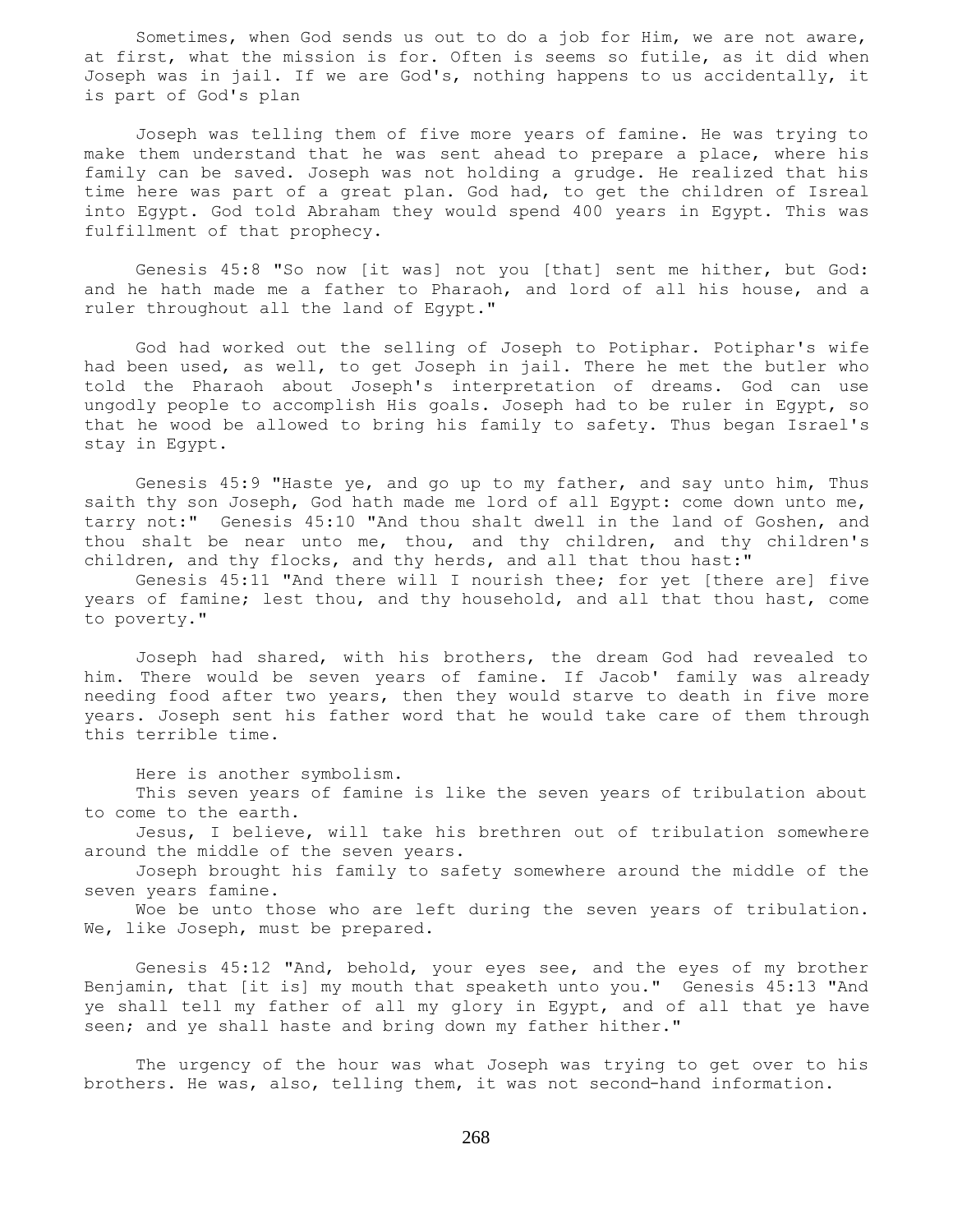Sometimes, when God sends us out to do a job for Him, we are not aware, at first, what the mission is for. Often is seems so futile, as it did when Joseph was in jail. If we are God's, nothing happens to us accidentally, it is part of God's plan

Joseph was telling them of five more years of famine. He was trying to make them understand that he was sent ahead to prepare a place, where his family can be saved. Joseph was not holding a grudge. He realized that his time here was part of a great plan. God had, to get the children of Isreal into Egypt. God told Abraham they would spend 400 years in Egypt. This was fulfillment of that prophecy.

Genesis 45:8 "So now [it was] not you [that] sent me hither, but God: and he hath made me a father to Pharaoh, and lord of all his house, and a ruler throughout all the land of Egypt."

God had worked out the selling of Joseph to Potiphar. Potiphar's wife had been used, as well, to get Joseph in jail. There he met the butler who told the Pharaoh about Joseph's interpretation of dreams. God can use ungodly people to accomplish His goals. Joseph had to be ruler in Egypt, so that he wood be allowed to bring his family to safety. Thus began Israel's stay in Egypt.

Genesis 45:9 "Haste ye, and go up to my father, and say unto him, Thus saith thy son Joseph, God hath made me lord of all Egypt: come down unto me, tarry not:" Genesis 45:10 "And thou shalt dwell in the land of Goshen, and thou shalt be near unto me, thou, and thy children, and thy children's children, and thy flocks, and thy herds, and all that thou hast:"

Genesis 45:11 "And there will I nourish thee; for yet [there are] five years of famine; lest thou, and thy household, and all that thou hast, come to poverty."

Joseph had shared, with his brothers, the dream God had revealed to him. There would be seven years of famine. If Jacob' family was already needing food after two years, then they would starve to death in five more years. Joseph sent his father word that he would take care of them through this terrible time.

Here is another symbolism.

This seven years of famine is like the seven years of tribulation about to come to the earth.

Jesus, I believe, will take his brethren out of tribulation somewhere around the middle of the seven years.

Joseph brought his family to safety somewhere around the middle of the seven years famine.

Woe be unto those who are left during the seven years of tribulation. We, like Joseph, must be prepared.

Genesis 45:12 "And, behold, your eyes see, and the eyes of my brother Benjamin, that [it is] my mouth that speaketh unto you." Genesis 45:13 "And ye shall tell my father of all my glory in Egypt, and of all that ye have seen; and ye shall haste and bring down my father hither."

The urgency of the hour was what Joseph was trying to get over to his brothers. He was, also, telling them, it was not second-hand information.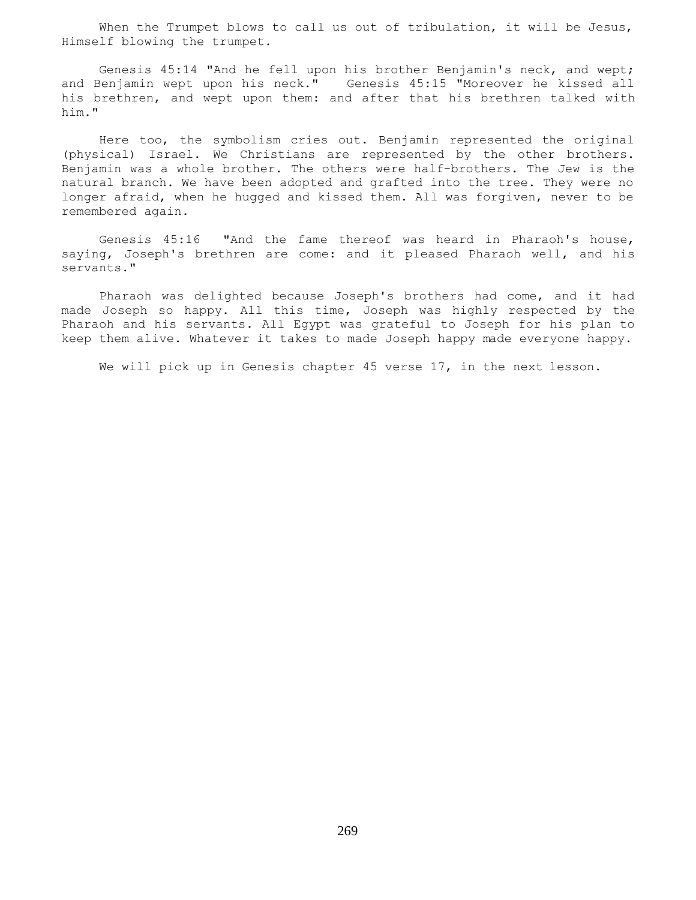When the Trumpet blows to call us out of tribulation, it will be Jesus, Himself blowing the trumpet.

Genesis 45:14 "And he fell upon his brother Benjamin's neck, and wept; and Benjamin wept upon his neck." Genesis 45:15 "Moreover he kissed all his brethren, and wept upon them: and after that his brethren talked with him."

Here too, the symbolism cries out. Benjamin represented the original (physical) Israel. We Christians are represented by the other brothers. Benjamin was a whole brother. The others were half-brothers. The Jew is the natural branch. We have been adopted and grafted into the tree. They were no longer afraid, when he hugged and kissed them. All was forgiven, never to be remembered again.

Genesis 45:16 "And the fame thereof was heard in Pharaoh's house, saying, Joseph's brethren are come: and it pleased Pharaoh well, and his servants."

Pharaoh was delighted because Joseph's brothers had come, and it had made Joseph so happy. All this time, Joseph was highly respected by the Pharaoh and his servants. All Egypt was grateful to Joseph for his plan to keep them alive. Whatever it takes to made Joseph happy made everyone happy.

We will pick up in Genesis chapter 45 verse 17, in the next lesson.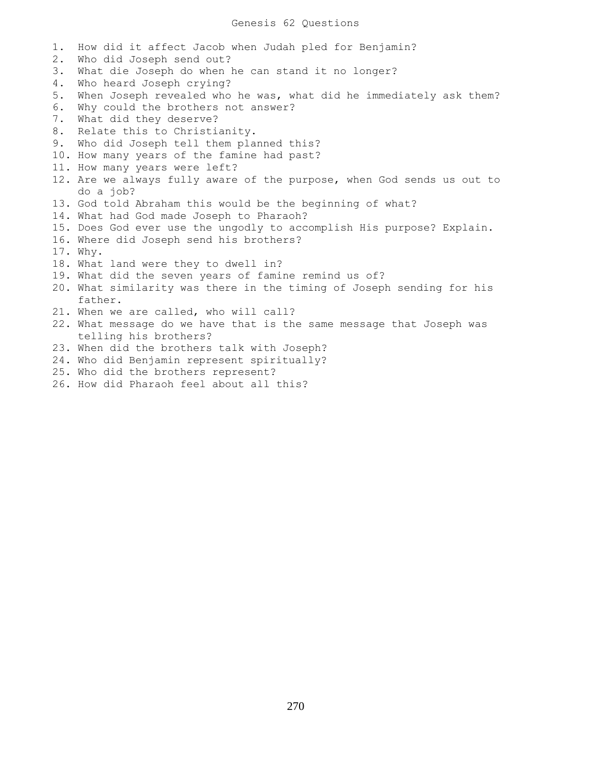# Genesis 62 Questions

1. How did it affect Jacob when Judah pled for Benjamin?
2. Who did Joseph send out?
3. What die Joseph do when he can stand it no longer?
4. Who heard Joseph crying?
5. When Joseph revealed who he was, what did he immediately ask them?
6. Why could the brothers not answer?
7. What did they deserve?
8. Relate this to Christianity.
9. Who did Joseph tell them planned this?
10. How many years of the famine had past?
11. How many years were left?
12. Are we always fully aware of the purpose, when God sends us out to do a job?
13. God told Abraham this would be the beginning of what?
14. What had God made Joseph to Pharaoh?
15. Does God ever use the ungodly to accomplish His purpose? Explain.
16. Where did Joseph send his brothers?
17. Why.
18. What land were they to dwell in?
19. What did the seven years of famine remind us of?
20. What similarity was there in the timing of Joseph sending for his father.
21. When we are called, who will call?
22. What message do we have that is the same message that Joseph was telling his brothers?
23. When did the brothers talk with Joseph?
24. Who did Benjamin represent spiritually?
25. Who did the brothers represent?
26. How did Pharaoh feel about all this?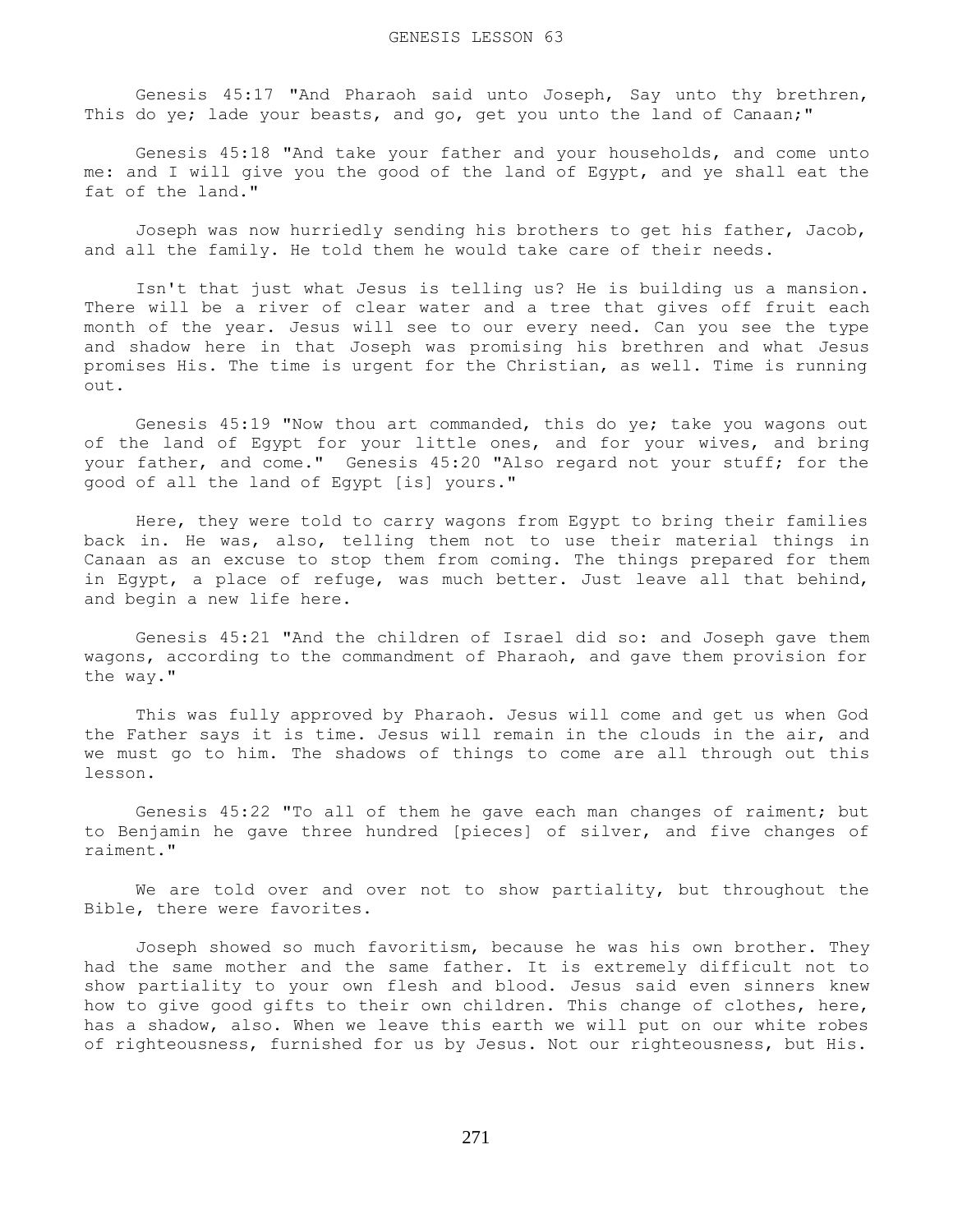Genesis 45:17 "And Pharaoh said unto Joseph, Say unto thy brethren, This do ye; lade your beasts, and go, get you unto the land of Canaan;"

Genesis 45:18 "And take your father and your households, and come unto me: and I will give you the good of the land of Egypt, and ye shall eat the fat of the land."

Joseph was now hurriedly sending his brothers to get his father, Jacob, and all the family. He told them he would take care of their needs.

Isn't that just what Jesus is telling us? He is building us a mansion. There will be a river of clear water and a tree that gives off fruit each month of the year. Jesus will see to our every need. Can you see the type and shadow here in that Joseph was promising his brethren and what Jesus promises His. The time is urgent for the Christian, as well. Time is running out.

Genesis 45:19 "Now thou art commanded, this do ye; take you wagons out of the land of Egypt for your little ones, and for your wives, and bring your father, and come." Genesis 45:20 "Also regard not your stuff; for the good of all the land of Egypt [is] yours."

Here, they were told to carry wagons from Egypt to bring their families back in. He was, also, telling them not to use their material things in Canaan as an excuse to stop them from coming. The things prepared for them in Egypt, a place of refuge, was much better. Just leave all that behind, and begin a new life here.

Genesis 45:21 "And the children of Israel did so: and Joseph gave them wagons, according to the commandment of Pharaoh, and gave them provision for the way."

This was fully approved by Pharaoh. Jesus will come and get us when God the Father says it is time. Jesus will remain in the clouds in the air, and we must go to him. The shadows of things to come are all through out this lesson.

Genesis 45:22 "To all of them he gave each man changes of raiment; but to Benjamin he gave three hundred [pieces] of silver, and five changes of raiment."

We are told over and over not to show partiality, but throughout the Bible, there were favorites.

Joseph showed so much favoritism, because he was his own brother. They had the same mother and the same father. It is extremely difficult not to show partiality to your own flesh and blood. Jesus said even sinners knew how to give good gifts to their own children. This change of clothes, here, has a shadow, also. When we leave this earth we will put on our white robes of righteousness, furnished for us by Jesus. Not our righteousness, but His.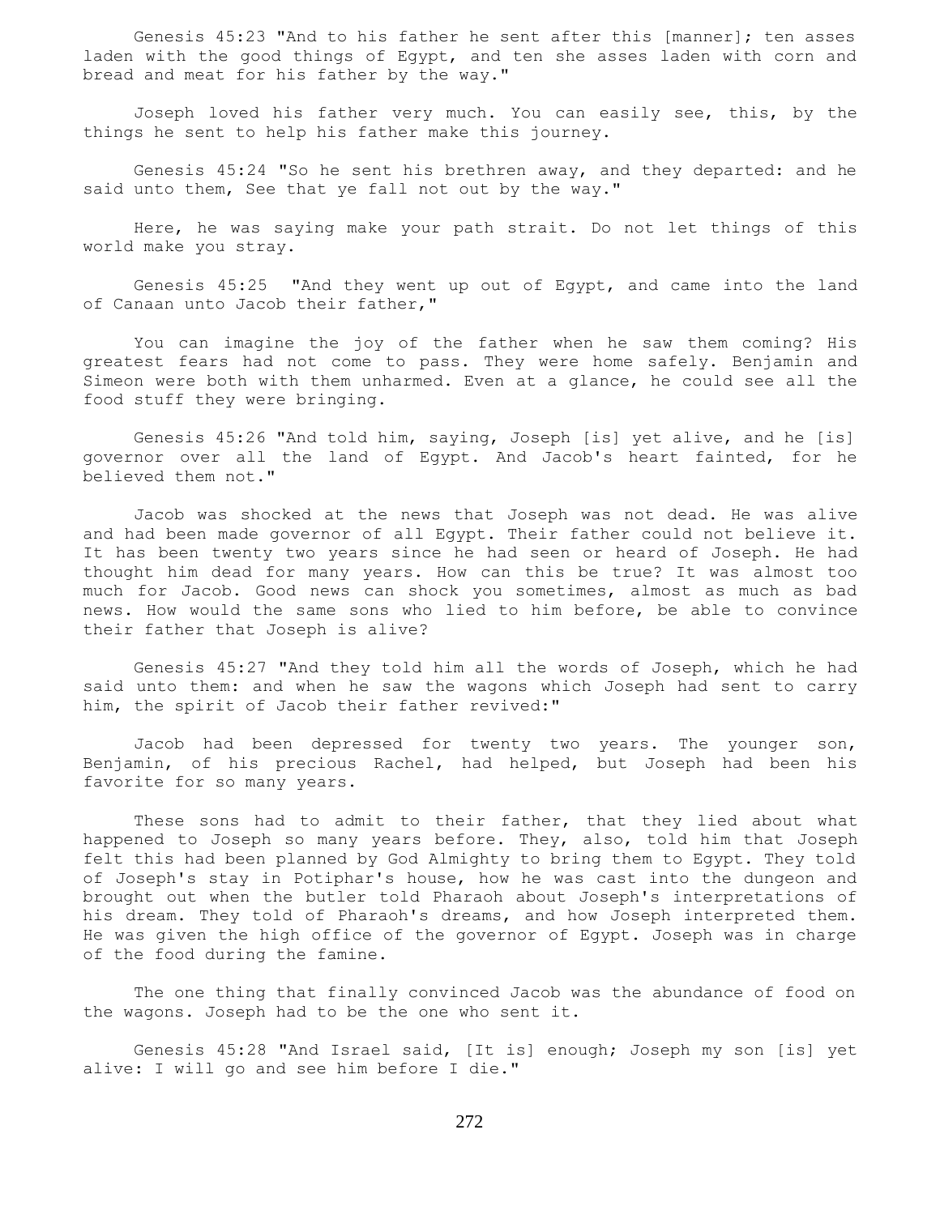Genesis 45:23 "And to his father he sent after this [manner]; ten asses laden with the good things of Egypt, and ten she asses laden with corn and bread and meat for his father by the way."

Joseph loved his father very much. You can easily see, this, by the things he sent to help his father make this journey.

Genesis 45:24 "So he sent his brethren away, and they departed: and he said unto them, See that ye fall not out by the way."

Here, he was saying make your path strait. Do not let things of this world make you stray.

Genesis 45:25 "And they went up out of Egypt, and came into the land of Canaan unto Jacob their father,"

You can imagine the joy of the father when he saw them coming? His greatest fears had not come to pass. They were home safely. Benjamin and Simeon were both with them unharmed. Even at a glance, he could see all the food stuff they were bringing.

Genesis 45:26 "And told him, saying, Joseph [is] yet alive, and he [is] governor over all the land of Egypt. And Jacob's heart fainted, for he believed them not."

Jacob was shocked at the news that Joseph was not dead. He was alive and had been made governor of all Egypt. Their father could not believe it. It has been twenty two years since he had seen or heard of Joseph. He had thought him dead for many years. How can this be true? It was almost too much for Jacob. Good news can shock you sometimes, almost as much as bad news. How would the same sons who lied to him before, be able to convince their father that Joseph is alive?

Genesis 45:27 "And they told him all the words of Joseph, which he had said unto them: and when he saw the wagons which Joseph had sent to carry him, the spirit of Jacob their father revived:"

Jacob had been depressed for twenty two years. The younger son, Benjamin, of his precious Rachel, had helped, but Joseph had been his favorite for so many years.

These sons had to admit to their father, that they lied about what happened to Joseph so many years before. They, also, told him that Joseph felt this had been planned by God Almighty to bring them to Egypt. They told of Joseph's stay in Potiphar's house, how he was cast into the dungeon and brought out when the butler told Pharaoh about Joseph's interpretations of his dream. They told of Pharaoh's dreams, and how Joseph interpreted them. He was given the high office of the governor of Egypt. Joseph was in charge of the food during the famine.

The one thing that finally convinced Jacob was the abundance of food on the wagons. Joseph had to be the one who sent it.

Genesis 45:28 "And Israel said, [It is] enough; Joseph my son [is] yet alive: I will go and see him before I die."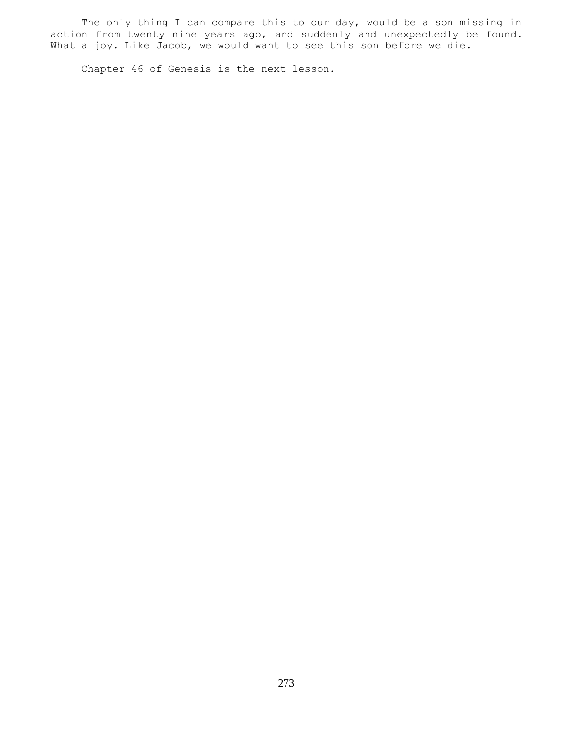The only thing I can compare this to our day, would be a son missing in action from twenty nine years ago, and suddenly and unexpectedly be found. What a joy. Like Jacob, we would want to see this son before we die.

Chapter 46 of Genesis is the next lesson.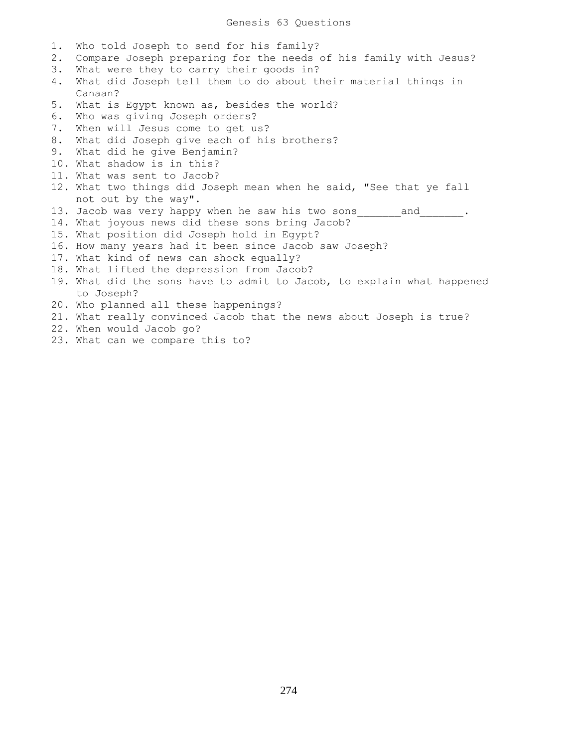# Genesis 63 Questions

1. Who told Joseph to send for his family?
2. Compare Joseph preparing for the needs of his family with Jesus?
3. What were they to carry their goods in?
4. What did Joseph tell them to do about their material things in Canaan?
5. What is Egypt known as, besides the world?
6. Who was giving Joseph orders?
7. When will Jesus come to get us?
8. What did Joseph give each of his brothers?
9. What did he give Benjamin?
10. What shadow is in this?
11. What was sent to Jacob?
12. What two things did Joseph mean when he said, "See that ye fall not out by the way".
13. Jacob was very happy when he saw his two sons_______and_______.
14. What joyous news did these sons bring Jacob?
15. What position did Joseph hold in Egypt?
16. How many years had it been since Jacob saw Joseph?
17. What kind of news can shock equally?
18. What lifted the depression from Jacob?
19. What did the sons have to admit to Jacob, to explain what happened to Joseph?
20. Who planned all these happenings?
21. What really convinced Jacob that the news about Joseph is true?
22. When would Jacob go?
23. What can we compare this to?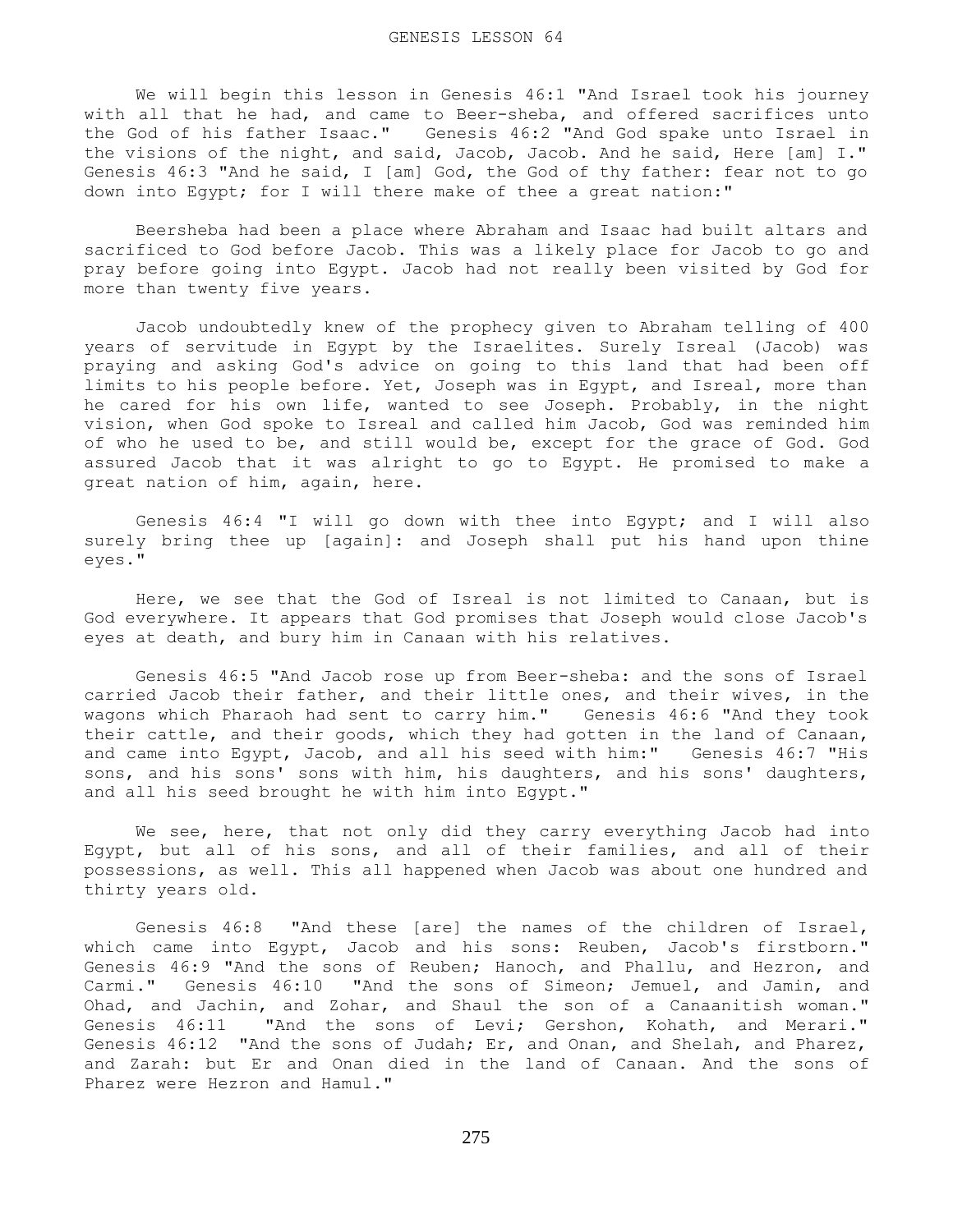# GENESIS LESSON 64

We will begin this lesson in Genesis 46:1 "And Israel took his journey with all that he had, and came to Beer-sheba, and offered sacrifices unto the God of his father Isaac." Genesis 46:2 "And God spake unto Israel in the visions of the night, and said, Jacob, Jacob. And he said, Here [am] I." Genesis 46:3 "And he said, I [am] God, the God of thy father: fear not to go down into Egypt; for I will there make of thee a great nation:"

Beersheba had been a place where Abraham and Isaac had built altars and sacrificed to God before Jacob. This was a likely place for Jacob to go and pray before going into Egypt. Jacob had not really been visited by God for more than twenty five years.

Jacob undoubtedly knew of the prophecy given to Abraham telling of 400 years of servitude in Egypt by the Israelites. Surely Isreal (Jacob) was praying and asking God's advice on going to this land that had been off limits to his people before. Yet, Joseph was in Egypt, and Isreal, more than he cared for his own life, wanted to see Joseph. Probably, in the night vision, when God spoke to Isreal and called him Jacob, God was reminded him of who he used to be, and still would be, except for the grace of God. God assured Jacob that it was alright to go to Egypt. He promised to make a great nation of him, again, here.

Genesis 46:4 "I will go down with thee into Egypt; and I will also surely bring thee up [again]: and Joseph shall put his hand upon thine eyes."

Here, we see that the God of Isreal is not limited to Canaan, but is God everywhere. It appears that God promises that Joseph would close Jacob's eyes at death, and bury him in Canaan with his relatives.

Genesis 46:5 "And Jacob rose up from Beer-sheba: and the sons of Israel carried Jacob their father, and their little ones, and their wives, in the wagons which Pharaoh had sent to carry him." Genesis 46:6 "And they took their cattle, and their goods, which they had gotten in the land of Canaan, and came into Egypt, Jacob, and all his seed with him:" Genesis 46:7 "His sons, and his sons' sons with him, his daughters, and his sons' daughters, and all his seed brought he with him into Egypt."

We see, here, that not only did they carry everything Jacob had into Egypt, but all of his sons, and all of their families, and all of their possessions, as well. This all happened when Jacob was about one hundred and thirty years old.

Genesis 46:8 "And these [are] the names of the children of Israel, which came into Egypt, Jacob and his sons: Reuben, Jacob's firstborn." Genesis 46:9 "And the sons of Reuben; Hanoch, and Phallu, and Hezron, and Carmi." Genesis 46:10 "And the sons of Simeon; Jemuel, and Jamin, and Ohad, and Jachin, and Zohar, and Shaul the son of a Canaanitish woman." Genesis 46:11 "And the sons of Levi; Gershon, Kohath, and Merari." Genesis 46:12 "And the sons of Judah; Er, and Onan, and Shelah, and Pharez, and Zarah: but Er and Onan died in the land of Canaan. And the sons of Pharez were Hezron and Hamul."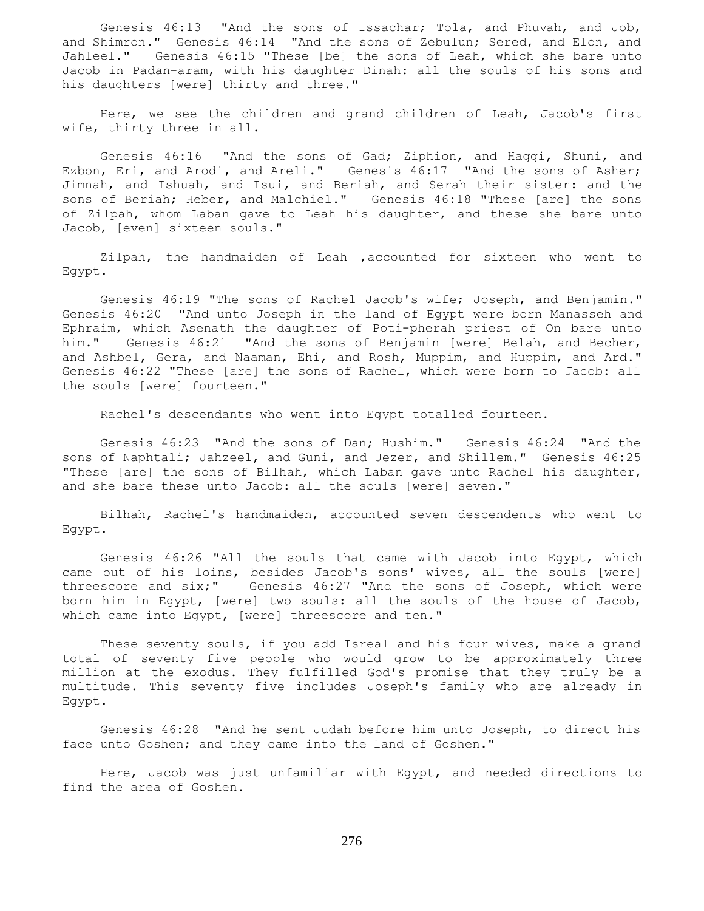Genesis 46:13 "And the sons of Issachar; Tola, and Phuvah, and Job, and Shimron." Genesis 46:14 "And the sons of Zebulun; Sered, and Elon, and Jahleel." Genesis 46:15 "These [be] the sons of Leah, which she bare unto Jacob in Padan-aram, with his daughter Dinah: all the souls of his sons and his daughters [were] thirty and three."

Here, we see the children and grand children of Leah, Jacob's first wife, thirty three in all.

Genesis 46:16 "And the sons of Gad; Ziphion, and Haggi, Shuni, and Ezbon, Eri, and Arodi, and Areli." Genesis 46:17 "And the sons of Asher; Jimnah, and Ishuah, and Isui, and Beriah, and Serah their sister: and the sons of Beriah; Heber, and Malchiel." Genesis 46:18 "These [are] the sons of Zilpah, whom Laban gave to Leah his daughter, and these she bare unto Jacob, [even] sixteen souls."

Zilpah, the handmaiden of Leah ,accounted for sixteen who went to Egypt.

Genesis 46:19 "The sons of Rachel Jacob's wife; Joseph, and Benjamin." Genesis 46:20 "And unto Joseph in the land of Egypt were born Manasseh and Ephraim, which Asenath the daughter of Poti-pherah priest of On bare unto him." Genesis 46:21 "And the sons of Benjamin [were] Belah, and Becher, and Ashbel, Gera, and Naaman, Ehi, and Rosh, Muppim, and Huppim, and Ard." Genesis 46:22 "These [are] the sons of Rachel, which were born to Jacob: all the souls [were] fourteen."

Rachel's descendants who went into Egypt totalled fourteen.

Genesis 46:23 "And the sons of Dan; Hushim." Genesis 46:24 "And the sons of Naphtali; Jahzeel, and Guni, and Jezer, and Shillem." Genesis 46:25 "These [are] the sons of Bilhah, which Laban gave unto Rachel his daughter, and she bare these unto Jacob: all the souls [were] seven."

Bilhah, Rachel's handmaiden, accounted seven descendents who went to Egypt.

Genesis 46:26 "All the souls that came with Jacob into Egypt, which came out of his loins, besides Jacob's sons' wives, all the souls [were] threescore and six;" Genesis 46:27 "And the sons of Joseph, which were born him in Egypt, [were] two souls: all the souls of the house of Jacob, which came into Egypt, [were] threescore and ten."

These seventy souls, if you add Isreal and his four wives, make a grand total of seventy five people who would grow to be approximately three million at the exodus. They fulfilled God's promise that they truly be a multitude. This seventy five includes Joseph's family who are already in Egypt.

Genesis 46:28 "And he sent Judah before him unto Joseph, to direct his face unto Goshen; and they came into the land of Goshen."

Here, Jacob was just unfamiliar with Egypt, and needed directions to find the area of Goshen.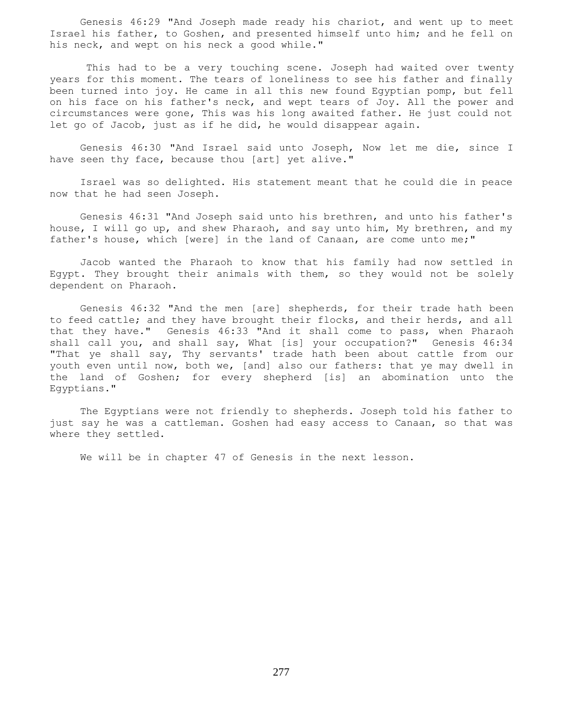Genesis 46:29 "And Joseph made ready his chariot, and went up to meet Israel his father, to Goshen, and presented himself unto him; and he fell on his neck, and wept on his neck a good while."

This had to be a very touching scene. Joseph had waited over twenty years for this moment. The tears of loneliness to see his father and finally been turned into joy. He came in all this new found Egyptian pomp, but fell on his face on his father's neck, and wept tears of Joy. All the power and circumstances were gone, This was his long awaited father. He just could not let go of Jacob, just as if he did, he would disappear again.

Genesis 46:30 "And Israel said unto Joseph, Now let me die, since I have seen thy face, because thou [art] yet alive."

Israel was so delighted. His statement meant that he could die in peace now that he had seen Joseph.

Genesis 46:31 "And Joseph said unto his brethren, and unto his father's house, I will go up, and shew Pharaoh, and say unto him, My brethren, and my father's house, which [were] in the land of Canaan, are come unto me;"

Jacob wanted the Pharaoh to know that his family had now settled in Egypt. They brought their animals with them, so they would not be solely dependent on Pharaoh.

Genesis 46:32 "And the men [are] shepherds, for their trade hath been to feed cattle; and they have brought their flocks, and their herds, and all that they have." Genesis 46:33 "And it shall come to pass, when Pharaoh shall call you, and shall say, What [is] your occupation?" Genesis 46:34 "That ye shall say, Thy servants' trade hath been about cattle from our youth even until now, both we, [and] also our fathers: that ye may dwell in the land of Goshen; for every shepherd [is] an abomination unto the Egyptians."

The Egyptians were not friendly to shepherds. Joseph told his father to just say he was a cattleman. Goshen had easy access to Canaan, so that was where they settled.

We will be in chapter 47 of Genesis in the next lesson.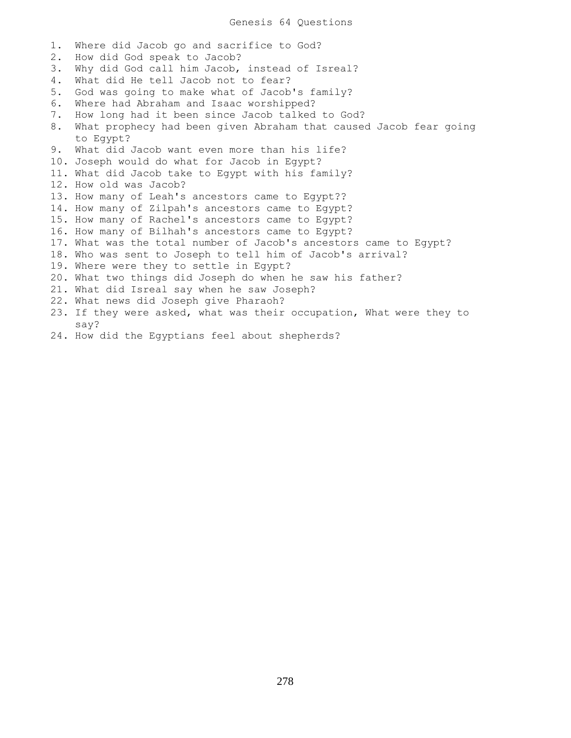# Genesis 64 Questions

1. Where did Jacob go and sacrifice to God?
2. How did God speak to Jacob?
3. Why did God call him Jacob, instead of Isreal?
4. What did He tell Jacob not to fear?
5. God was going to make what of Jacob's family?
6. Where had Abraham and Isaac worshipped?
7. How long had it been since Jacob talked to God?
8. What prophecy had been given Abraham that caused Jacob fear going to Egypt?
9. What did Jacob want even more than his life?
10. Joseph would do what for Jacob in Egypt?
11. What did Jacob take to Egypt with his family?
12. How old was Jacob?
13. How many of Leah's ancestors came to Egypt??
14. How many of Zilpah's ancestors came to Egypt?
15. How many of Rachel's ancestors came to Egypt?
16. How many of Bilhah's ancestors came to Egypt?
17. What was the total number of Jacob's ancestors came to Egypt?
18. Who was sent to Joseph to tell him of Jacob's arrival?
19. Where were they to settle in Egypt?
20. What two things did Joseph do when he saw his father?
21. What did Isreal say when he saw Joseph?
22. What news did Joseph give Pharaoh?
23. If they were asked, what was their occupation, What were they to say?
24. How did the Egyptians feel about shepherds?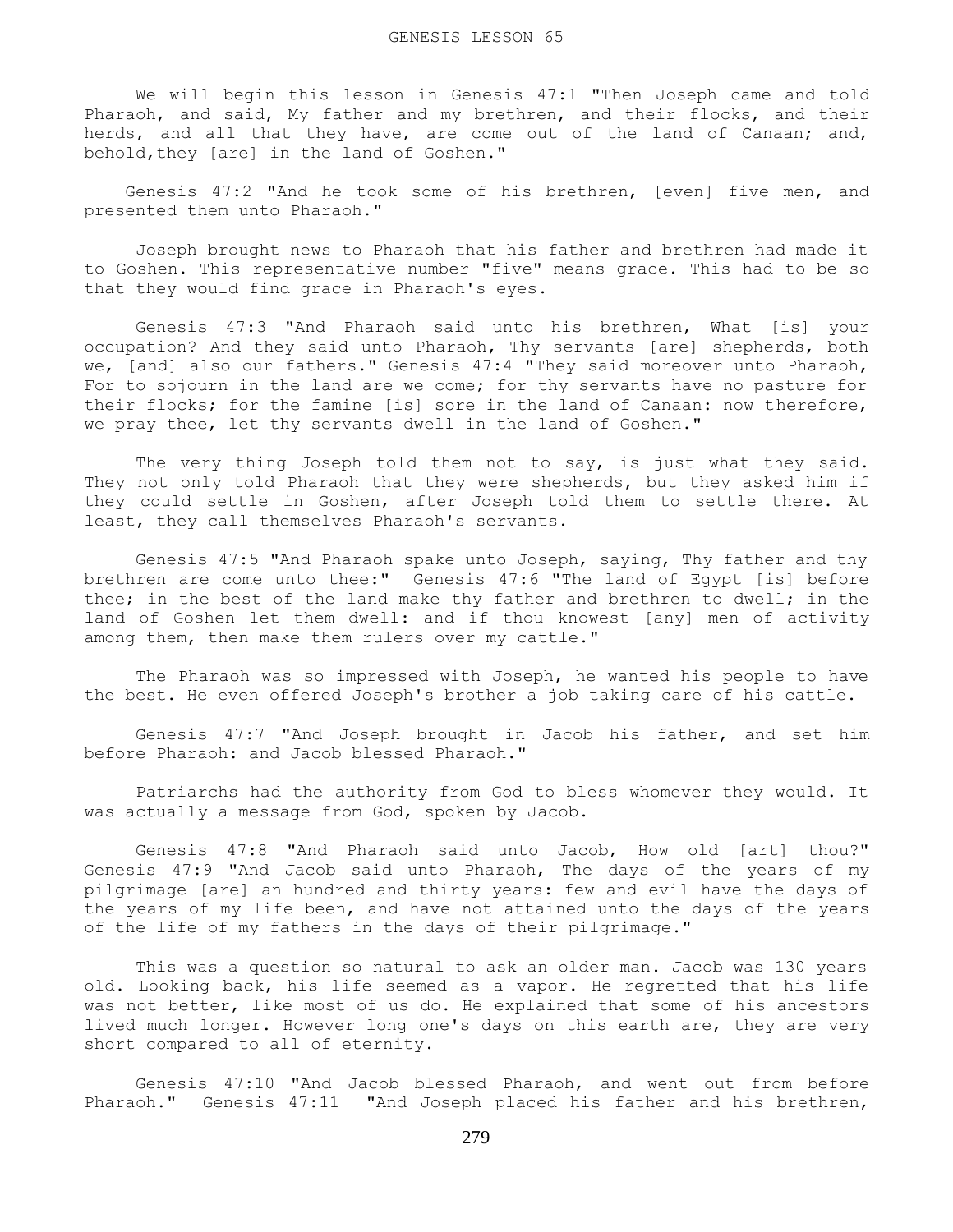# GENESIS LESSON 65

We will begin this lesson in Genesis 47:1 "Then Joseph came and told Pharaoh, and said, My father and my brethren, and their flocks, and their herds, and all that they have, are come out of the land of Canaan; and, behold,they [are] in the land of Goshen."

Genesis 47:2 "And he took some of his brethren, [even] five men, and presented them unto Pharaoh."

Joseph brought news to Pharaoh that his father and brethren had made it to Goshen. This representative number "five" means grace. This had to be so that they would find grace in Pharaoh's eyes.

Genesis 47:3 "And Pharaoh said unto his brethren, What [is] your occupation? And they said unto Pharaoh, Thy servants [are] shepherds, both we, [and] also our fathers." Genesis 47:4 "They said moreover unto Pharaoh, For to sojourn in the land are we come; for thy servants have no pasture for their flocks; for the famine [is] sore in the land of Canaan: now therefore, we pray thee, let thy servants dwell in the land of Goshen."

The very thing Joseph told them not to say, is just what they said. They not only told Pharaoh that they were shepherds, but they asked him if they could settle in Goshen, after Joseph told them to settle there. At least, they call themselves Pharaoh's servants.

Genesis 47:5 "And Pharaoh spake unto Joseph, saying, Thy father and thy brethren are come unto thee:" Genesis 47:6 "The land of Egypt [is] before thee; in the best of the land make thy father and brethren to dwell; in the land of Goshen let them dwell: and if thou knowest [any] men of activity among them, then make them rulers over my cattle."

The Pharaoh was so impressed with Joseph, he wanted his people to have the best. He even offered Joseph's brother a job taking care of his cattle.

Genesis 47:7 "And Joseph brought in Jacob his father, and set him before Pharaoh: and Jacob blessed Pharaoh."

Patriarchs had the authority from God to bless whomever they would. It was actually a message from God, spoken by Jacob.

Genesis 47:8 "And Pharaoh said unto Jacob, How old [art] thou?" Genesis 47:9 "And Jacob said unto Pharaoh, The days of the years of my pilgrimage [are] an hundred and thirty years: few and evil have the days of the years of my life been, and have not attained unto the days of the years of the life of my fathers in the days of their pilgrimage."

This was a question so natural to ask an older man. Jacob was 130 years old. Looking back, his life seemed as a vapor. He regretted that his life was not better, like most of us do. He explained that some of his ancestors lived much longer. However long one's days on this earth are, they are very short compared to all of eternity.

Genesis 47:10 "And Jacob blessed Pharaoh, and went out from before Pharaoh." Genesis 47:11 "And Joseph placed his father and his brethren,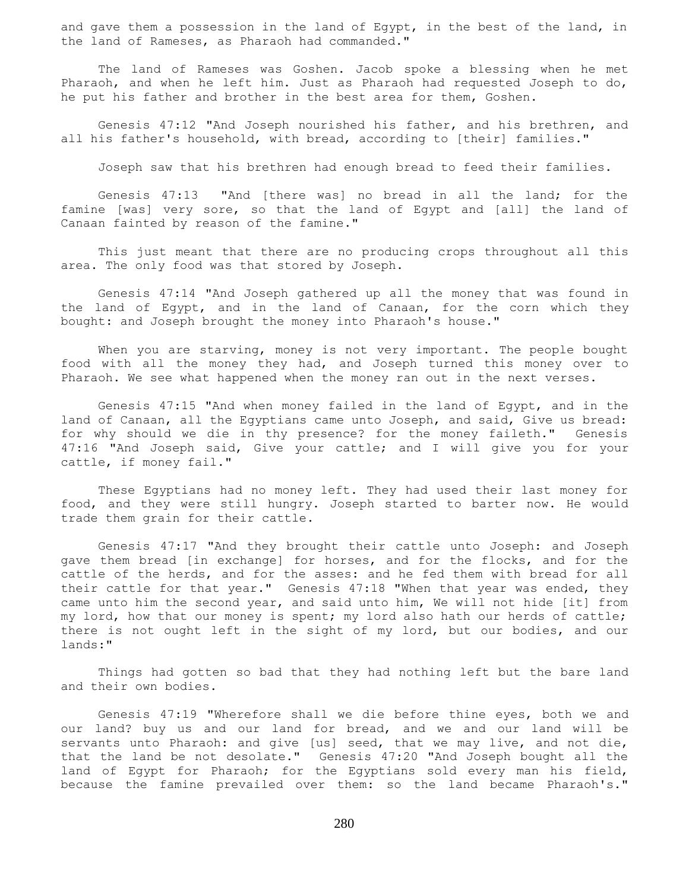and gave them a possession in the land of Egypt, in the best of the land, in the land of Rameses, as Pharaoh had commanded."

The land of Rameses was Goshen. Jacob spoke a blessing when he met Pharaoh, and when he left him. Just as Pharaoh had requested Joseph to do, he put his father and brother in the best area for them, Goshen.

Genesis 47:12 "And Joseph nourished his father, and his brethren, and all his father's household, with bread, according to [their] families."

Joseph saw that his brethren had enough bread to feed their families.

Genesis 47:13 "And [there was] no bread in all the land; for the famine [was] very sore, so that the land of Egypt and [all] the land of Canaan fainted by reason of the famine."

This just meant that there are no producing crops throughout all this area. The only food was that stored by Joseph.

Genesis 47:14 "And Joseph gathered up all the money that was found in the land of Egypt, and in the land of Canaan, for the corn which they bought: and Joseph brought the money into Pharaoh's house."

When you are starving, money is not very important. The people bought food with all the money they had, and Joseph turned this money over to Pharaoh. We see what happened when the money ran out in the next verses.

Genesis 47:15 "And when money failed in the land of Egypt, and in the land of Canaan, all the Egyptians came unto Joseph, and said, Give us bread: for why should we die in thy presence? for the money faileth." Genesis 47:16 "And Joseph said, Give your cattle; and I will give you for your cattle, if money fail."

These Egyptians had no money left. They had used their last money for food, and they were still hungry. Joseph started to barter now. He would trade them grain for their cattle.

Genesis 47:17 "And they brought their cattle unto Joseph: and Joseph gave them bread [in exchange] for horses, and for the flocks, and for the cattle of the herds, and for the asses: and he fed them with bread for all their cattle for that year." Genesis 47:18 "When that year was ended, they came unto him the second year, and said unto him, We will not hide [it] from my lord, how that our money is spent; my lord also hath our herds of cattle; there is not ought left in the sight of my lord, but our bodies, and our lands:"

Things had gotten so bad that they had nothing left but the bare land and their own bodies.

Genesis 47:19 "Wherefore shall we die before thine eyes, both we and our land? buy us and our land for bread, and we and our land will be servants unto Pharaoh: and give [us] seed, that we may live, and not die, that the land be not desolate." Genesis 47:20 "And Joseph bought all the land of Egypt for Pharaoh; for the Egyptians sold every man his field, because the famine prevailed over them: so the land became Pharaoh's."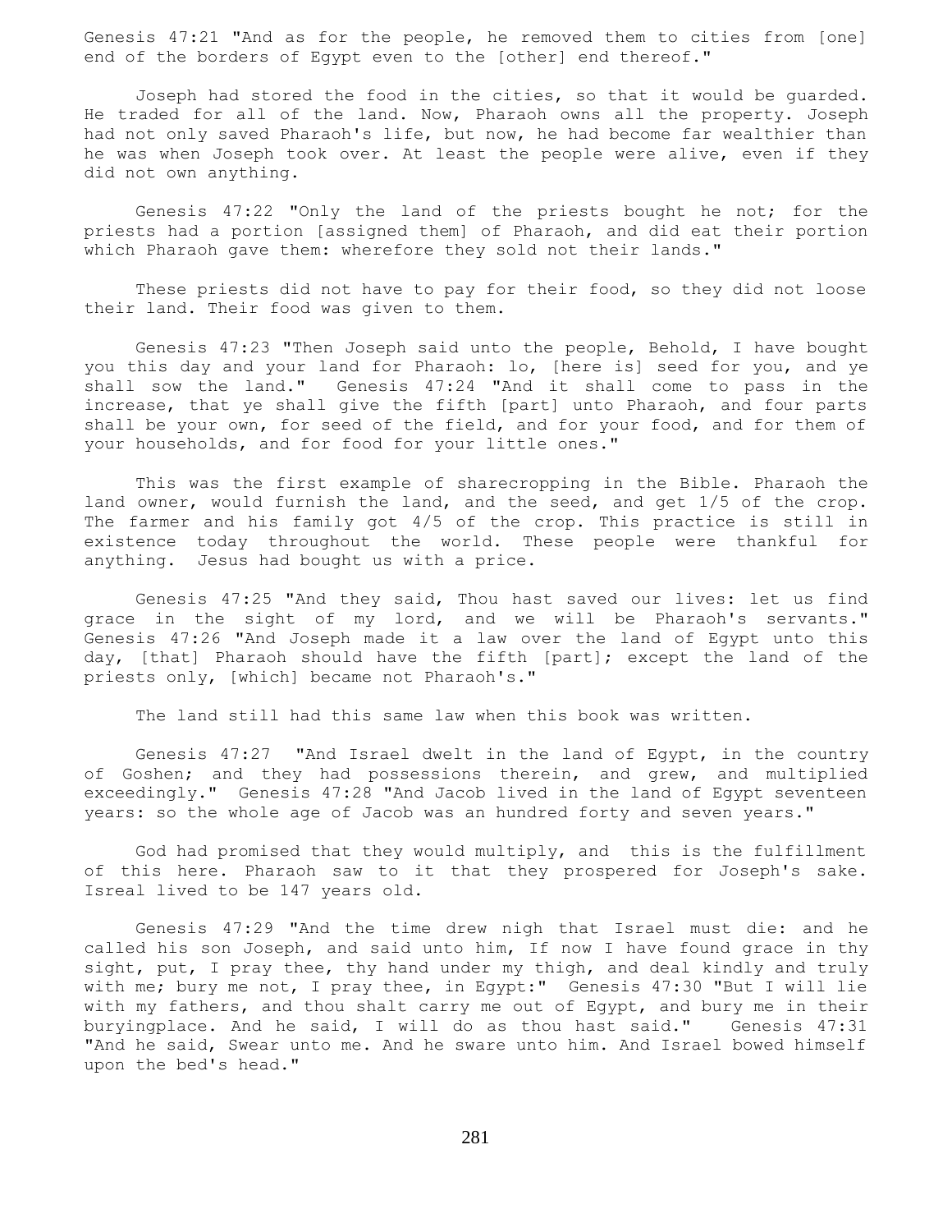Genesis 47:21 "And as for the people, he removed them to cities from [one] end of the borders of Egypt even to the [other] end thereof."

Joseph had stored the food in the cities, so that it would be guarded. He traded for all of the land. Now, Pharaoh owns all the property. Joseph had not only saved Pharaoh's life, but now, he had become far wealthier than he was when Joseph took over. At least the people were alive, even if they did not own anything.

Genesis 47:22 "Only the land of the priests bought he not; for the priests had a portion [assigned them] of Pharaoh, and did eat their portion which Pharaoh gave them: wherefore they sold not their lands."

These priests did not have to pay for their food, so they did not loose their land. Their food was given to them.

Genesis 47:23 "Then Joseph said unto the people, Behold, I have bought you this day and your land for Pharaoh: lo, [here is] seed for you, and ye shall sow the land." Genesis 47:24 "And it shall come to pass in the increase, that ye shall give the fifth [part] unto Pharaoh, and four parts shall be your own, for seed of the field, and for your food, and for them of your households, and for food for your little ones."

This was the first example of sharecropping in the Bible. Pharaoh the land owner, would furnish the land, and the seed, and get 1/5 of the crop. The farmer and his family got 4/5 of the crop. This practice is still in existence today throughout the world. These people were thankful for anything. Jesus had bought us with a price.

Genesis 47:25 "And they said, Thou hast saved our lives: let us find grace in the sight of my lord, and we will be Pharaoh's servants." Genesis 47:26 "And Joseph made it a law over the land of Egypt unto this day, [that] Pharaoh should have the fifth [part]; except the land of the priests only, [which] became not Pharaoh's."

The land still had this same law when this book was written.

Genesis 47:27 "And Israel dwelt in the land of Egypt, in the country of Goshen; and they had possessions therein, and grew, and multiplied exceedingly." Genesis 47:28 "And Jacob lived in the land of Egypt seventeen years: so the whole age of Jacob was an hundred forty and seven years."

God had promised that they would multiply, and this is the fulfillment of this here. Pharaoh saw to it that they prospered for Joseph's sake. Isreal lived to be 147 years old.

Genesis 47:29 "And the time drew nigh that Israel must die: and he called his son Joseph, and said unto him, If now I have found grace in thy sight, put, I pray thee, thy hand under my thigh, and deal kindly and truly with me; bury me not, I pray thee, in Egypt:" Genesis 47:30 "But I will lie with my fathers, and thou shalt carry me out of Egypt, and bury me in their buryingplace. And he said, I will do as thou hast said." Genesis 47:31 "And he said, Swear unto me. And he sware unto him. And Israel bowed himself upon the bed's head."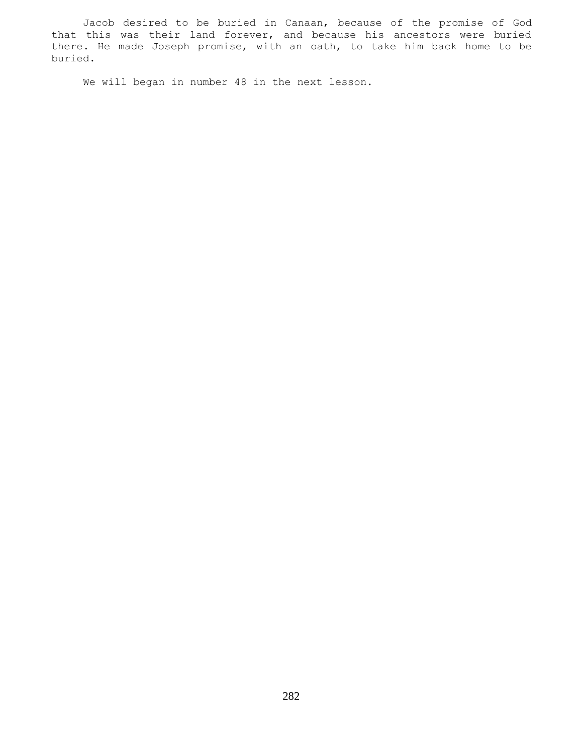Jacob desired to be buried in Canaan, because of the promise of God that this was their land forever, and because his ancestors were buried there. He made Joseph promise, with an oath, to take him back home to be buried.

We will began in number 48 in the next lesson.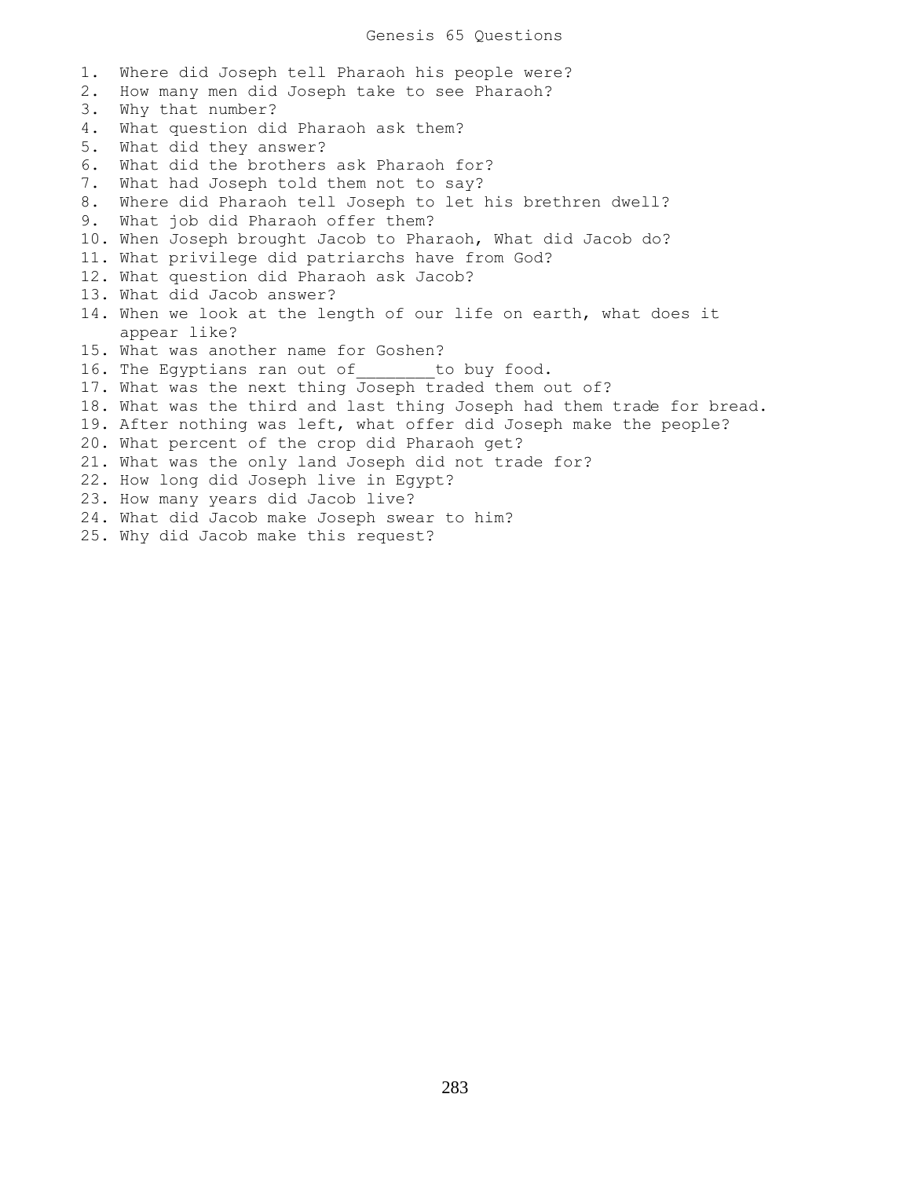# Genesis 65 Questions

1. Where did Joseph tell Pharaoh his people were?
2. How many men did Joseph take to see Pharaoh?
3. Why that number?
4. What question did Pharaoh ask them?
5. What did they answer?
6. What did the brothers ask Pharaoh for?
7. What had Joseph told them not to say?
8. Where did Pharaoh tell Joseph to let his brethren dwell?
9. What job did Pharaoh offer them?
10. When Joseph brought Jacob to Pharaoh, What did Jacob do?
11. What privilege did patriarchs have from God?
12. What question did Pharaoh ask Jacob?
13. What did Jacob answer?
14. When we look at the length of our life on earth, what does it appear like?
15. What was another name for Goshen?
16. The Egyptians ran out of________to buy food.
17. What was the next thing Joseph traded them out of?
18. What was the third and last thing Joseph had them trade for bread.
19. After nothing was left, what offer did Joseph make the people?
20. What percent of the crop did Pharaoh get?
21. What was the only land Joseph did not trade for?
22. How long did Joseph live in Egypt?
23. How many years did Jacob live?
24. What did Jacob make Joseph swear to him?
25. Why did Jacob make this request?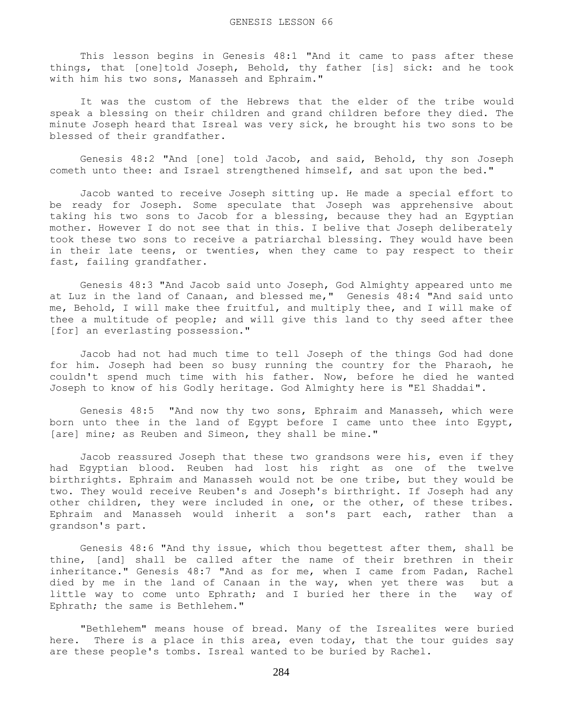# GENESIS LESSON 66

This lesson begins in Genesis 48:1 "And it came to pass after these things, that [one]told Joseph, Behold, thy father [is] sick: and he took with him his two sons, Manasseh and Ephraim."

It was the custom of the Hebrews that the elder of the tribe would speak a blessing on their children and grand children before they died. The minute Joseph heard that Isreal was very sick, he brought his two sons to be blessed of their grandfather.

Genesis 48:2 "And [one] told Jacob, and said, Behold, thy son Joseph cometh unto thee: and Israel strengthened himself, and sat upon the bed."

Jacob wanted to receive Joseph sitting up. He made a special effort to be ready for Joseph. Some speculate that Joseph was apprehensive about taking his two sons to Jacob for a blessing, because they had an Egyptian mother. However I do not see that in this. I belive that Joseph deliberately took these two sons to receive a patriarchal blessing. They would have been in their late teens, or twenties, when they came to pay respect to their fast, failing grandfather.

Genesis 48:3 "And Jacob said unto Joseph, God Almighty appeared unto me at Luz in the land of Canaan, and blessed me," Genesis 48:4 "And said unto me, Behold, I will make thee fruitful, and multiply thee, and I will make of thee a multitude of people; and will give this land to thy seed after thee [for] an everlasting possession."

Jacob had not had much time to tell Joseph of the things God had done for him. Joseph had been so busy running the country for the Pharaoh, he couldn't spend much time with his father. Now, before he died he wanted Joseph to know of his Godly heritage. God Almighty here is "El Shaddai".

Genesis 48:5 "And now thy two sons, Ephraim and Manasseh, which were born unto thee in the land of Egypt before I came unto thee into Egypt, [are] mine; as Reuben and Simeon, they shall be mine."

Jacob reassured Joseph that these two grandsons were his, even if they had Egyptian blood. Reuben had lost his right as one of the twelve birthrights. Ephraim and Manasseh would not be one tribe, but they would be two. They would receive Reuben's and Joseph's birthright. If Joseph had any other children, they were included in one, or the other, of these tribes. Ephraim and Manasseh would inherit a son's part each, rather than a grandson's part.

Genesis 48:6 "And thy issue, which thou begettest after them, shall be thine, [and] shall be called after the name of their brethren in their inheritance." Genesis 48:7 "And as for me, when I came from Padan, Rachel died by me in the land of Canaan in the way, when yet there was but a little way to come unto Ephrath; and I buried her there in the way of Ephrath; the same is Bethlehem."

"Bethlehem" means house of bread. Many of the Isrealites were buried here. There is a place in this area, even today, that the tour guides say are these people's tombs. Isreal wanted to be buried by Rachel.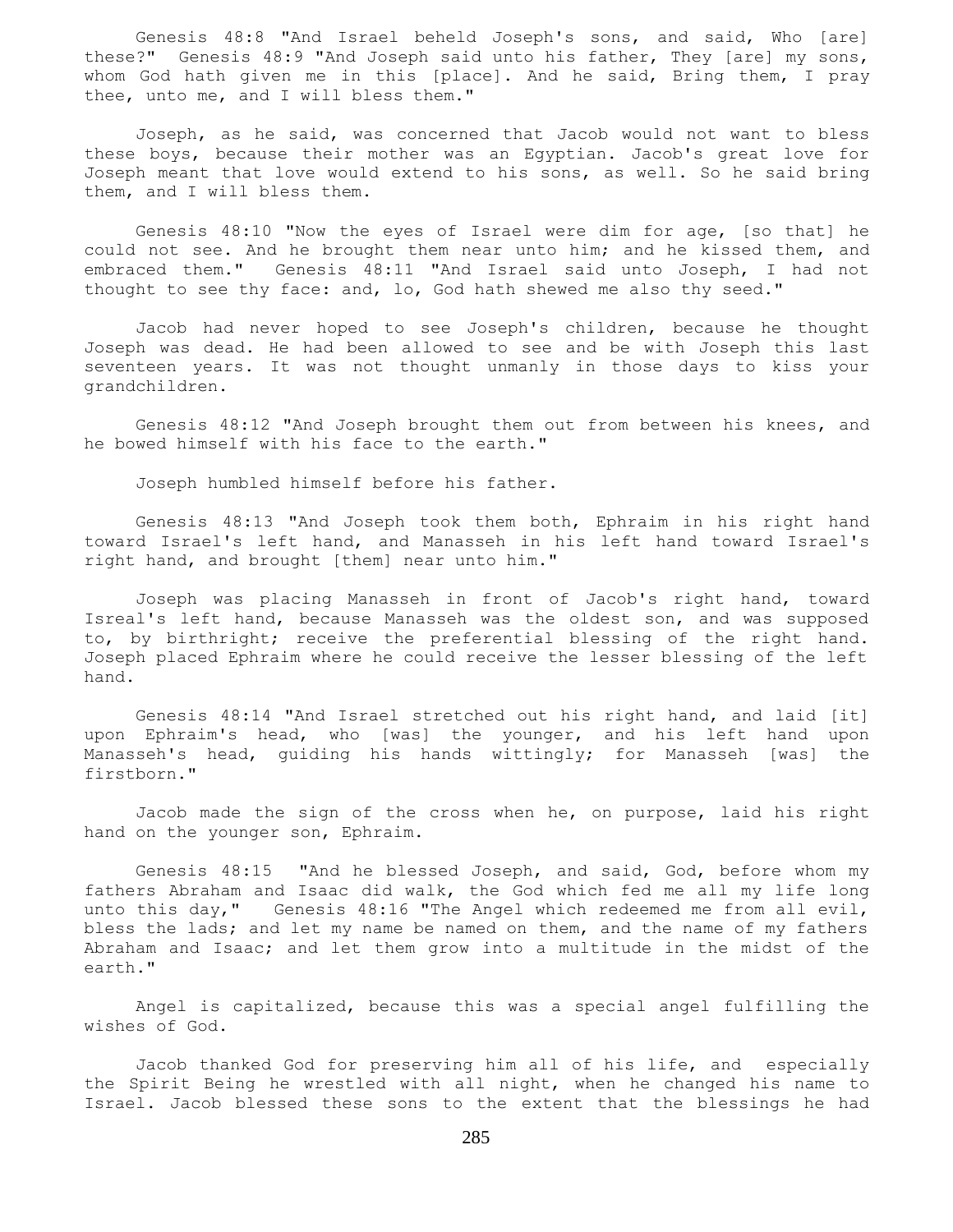Genesis 48:8 "And Israel beheld Joseph's sons, and said, Who [are] these?" Genesis 48:9 "And Joseph said unto his father, They [are] my sons, whom God hath given me in this [place]. And he said, Bring them, I pray thee, unto me, and I will bless them."

Joseph, as he said, was concerned that Jacob would not want to bless these boys, because their mother was an Egyptian. Jacob's great love for Joseph meant that love would extend to his sons, as well. So he said bring them, and I will bless them.

Genesis 48:10 "Now the eyes of Israel were dim for age, [so that] he could not see. And he brought them near unto him; and he kissed them, and embraced them." Genesis 48:11 "And Israel said unto Joseph, I had not thought to see thy face: and, lo, God hath shewed me also thy seed."

Jacob had never hoped to see Joseph's children, because he thought Joseph was dead. He had been allowed to see and be with Joseph this last seventeen years. It was not thought unmanly in those days to kiss your grandchildren.

Genesis 48:12 "And Joseph brought them out from between his knees, and he bowed himself with his face to the earth."

Joseph humbled himself before his father.

Genesis 48:13 "And Joseph took them both, Ephraim in his right hand toward Israel's left hand, and Manasseh in his left hand toward Israel's right hand, and brought [them] near unto him."

Joseph was placing Manasseh in front of Jacob's right hand, toward Isreal's left hand, because Manasseh was the oldest son, and was supposed to, by birthright; receive the preferential blessing of the right hand. Joseph placed Ephraim where he could receive the lesser blessing of the left hand.

Genesis 48:14 "And Israel stretched out his right hand, and laid [it] upon Ephraim's head, who [was] the younger, and his left hand upon Manasseh's head, guiding his hands wittingly; for Manasseh [was] the firstborn."

Jacob made the sign of the cross when he, on purpose, laid his right hand on the younger son, Ephraim.

Genesis 48:15 "And he blessed Joseph, and said, God, before whom my fathers Abraham and Isaac did walk, the God which fed me all my life long unto this day," Genesis 48:16 "The Angel which redeemed me from all evil, bless the lads; and let my name be named on them, and the name of my fathers Abraham and Isaac; and let them grow into a multitude in the midst of the earth."

Angel is capitalized, because this was a special angel fulfilling the wishes of God.

Jacob thanked God for preserving him all of his life, and especially the Spirit Being he wrestled with all night, when he changed his name to Israel. Jacob blessed these sons to the extent that the blessings he had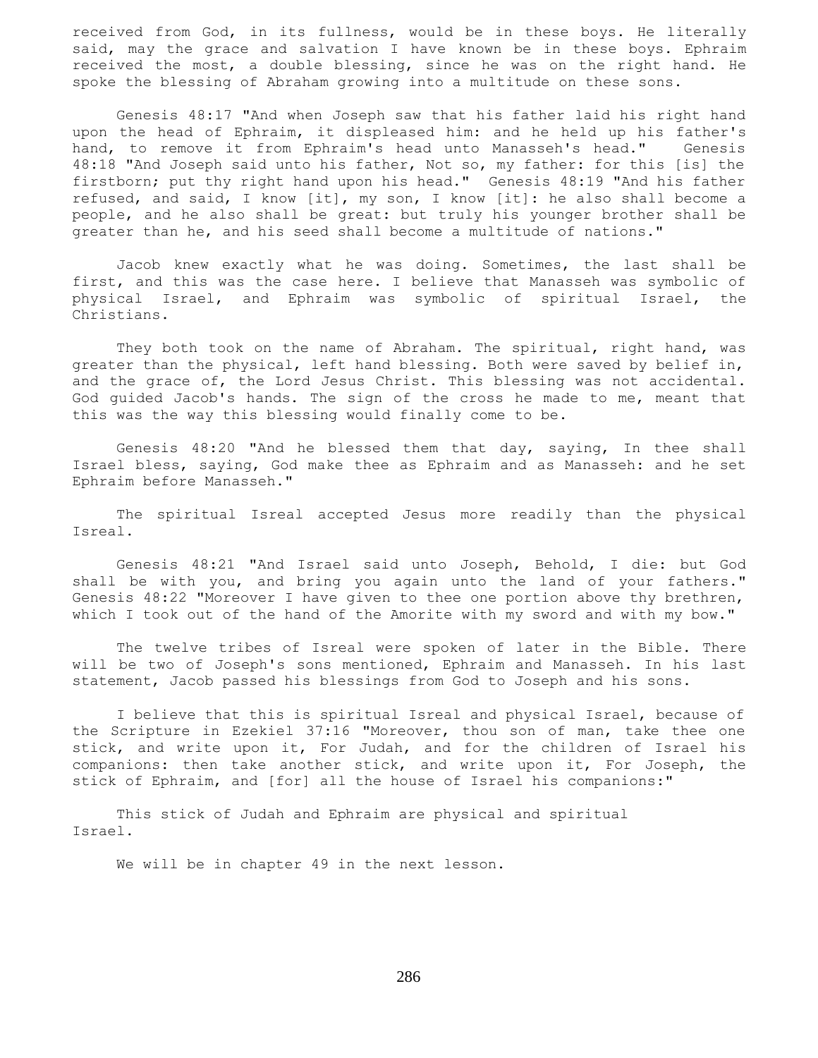received from God, in its fullness, would be in these boys. He literally said, may the grace and salvation I have known be in these boys. Ephraim received the most, a double blessing, since he was on the right hand. He spoke the blessing of Abraham growing into a multitude on these sons.

Genesis 48:17 "And when Joseph saw that his father laid his right hand upon the head of Ephraim, it displeased him: and he held up his father's hand, to remove it from Ephraim's head unto Manasseh's head." Genesis 48:18 "And Joseph said unto his father, Not so, my father: for this [is] the firstborn; put thy right hand upon his head." Genesis 48:19 "And his father refused, and said, I know [it], my son, I know [it]: he also shall become a people, and he also shall be great: but truly his younger brother shall be greater than he, and his seed shall become a multitude of nations."

Jacob knew exactly what he was doing. Sometimes, the last shall be first, and this was the case here. I believe that Manasseh was symbolic of physical Israel, and Ephraim was symbolic of spiritual Israel, the Christians.

They both took on the name of Abraham. The spiritual, right hand, was greater than the physical, left hand blessing. Both were saved by belief in, and the grace of, the Lord Jesus Christ. This blessing was not accidental. God guided Jacob's hands. The sign of the cross he made to me, meant that this was the way this blessing would finally come to be.

Genesis 48:20 "And he blessed them that day, saying, In thee shall Israel bless, saying, God make thee as Ephraim and as Manasseh: and he set Ephraim before Manasseh."

The spiritual Isreal accepted Jesus more readily than the physical Isreal.

Genesis 48:21 "And Israel said unto Joseph, Behold, I die: but God shall be with you, and bring you again unto the land of your fathers." Genesis 48:22 "Moreover I have given to thee one portion above thy brethren, which I took out of the hand of the Amorite with my sword and with my bow."

The twelve tribes of Isreal were spoken of later in the Bible. There will be two of Joseph's sons mentioned, Ephraim and Manasseh. In his last statement, Jacob passed his blessings from God to Joseph and his sons.

I believe that this is spiritual Isreal and physical Israel, because of the Scripture in Ezekiel 37:16 "Moreover, thou son of man, take thee one stick, and write upon it, For Judah, and for the children of Israel his companions: then take another stick, and write upon it, For Joseph, the stick of Ephraim, and [for] all the house of Israel his companions:"

This stick of Judah and Ephraim are physical and spiritual Israel.

We will be in chapter 49 in the next lesson.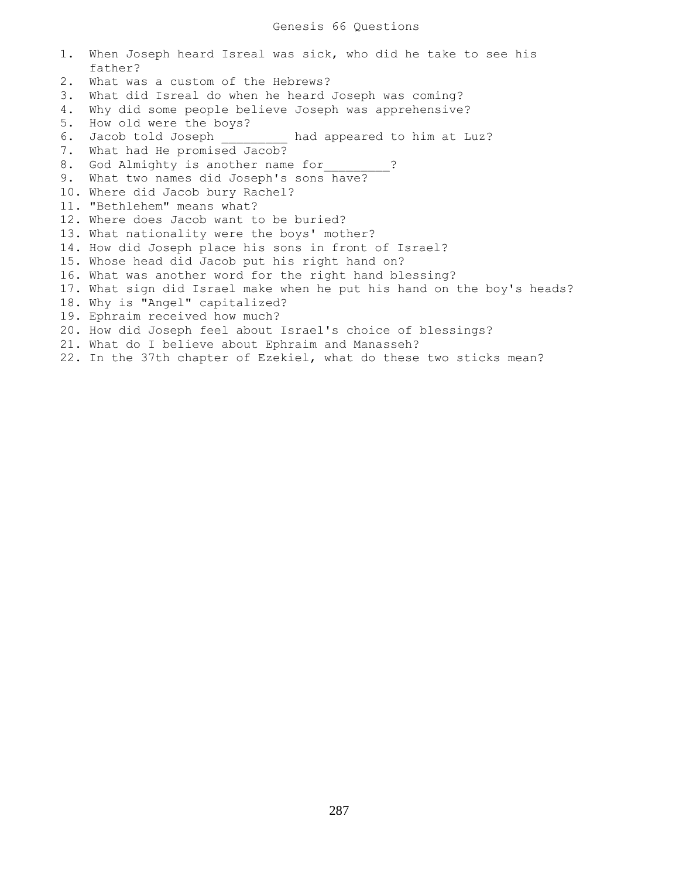# Genesis 66 Questions

1. When Joseph heard Isreal was sick, who did he take to see his father?
2. What was a custom of the Hebrews?
3. What did Isreal do when he heard Joseph was coming?
4. Why did some people believe Joseph was apprehensive?
5. How old were the boys?
6. Jacob told Joseph _________ had appeared to him at Luz?
7. What had He promised Jacob?
8. God Almighty is another name for_________?
9. What two names did Joseph's sons have?
10. Where did Jacob bury Rachel?
11. "Bethlehem" means what?
12. Where does Jacob want to be buried?
13. What nationality were the boys' mother?
14. How did Joseph place his sons in front of Israel?
15. Whose head did Jacob put his right hand on?
16. What was another word for the right hand blessing?
17. What sign did Israel make when he put his hand on the boy's heads?
18. Why is "Angel" capitalized?
19. Ephraim received how much?
20. How did Joseph feel about Israel's choice of blessings?
21. What do I believe about Ephraim and Manasseh?
22. In the 37th chapter of Ezekiel, what do these two sticks mean?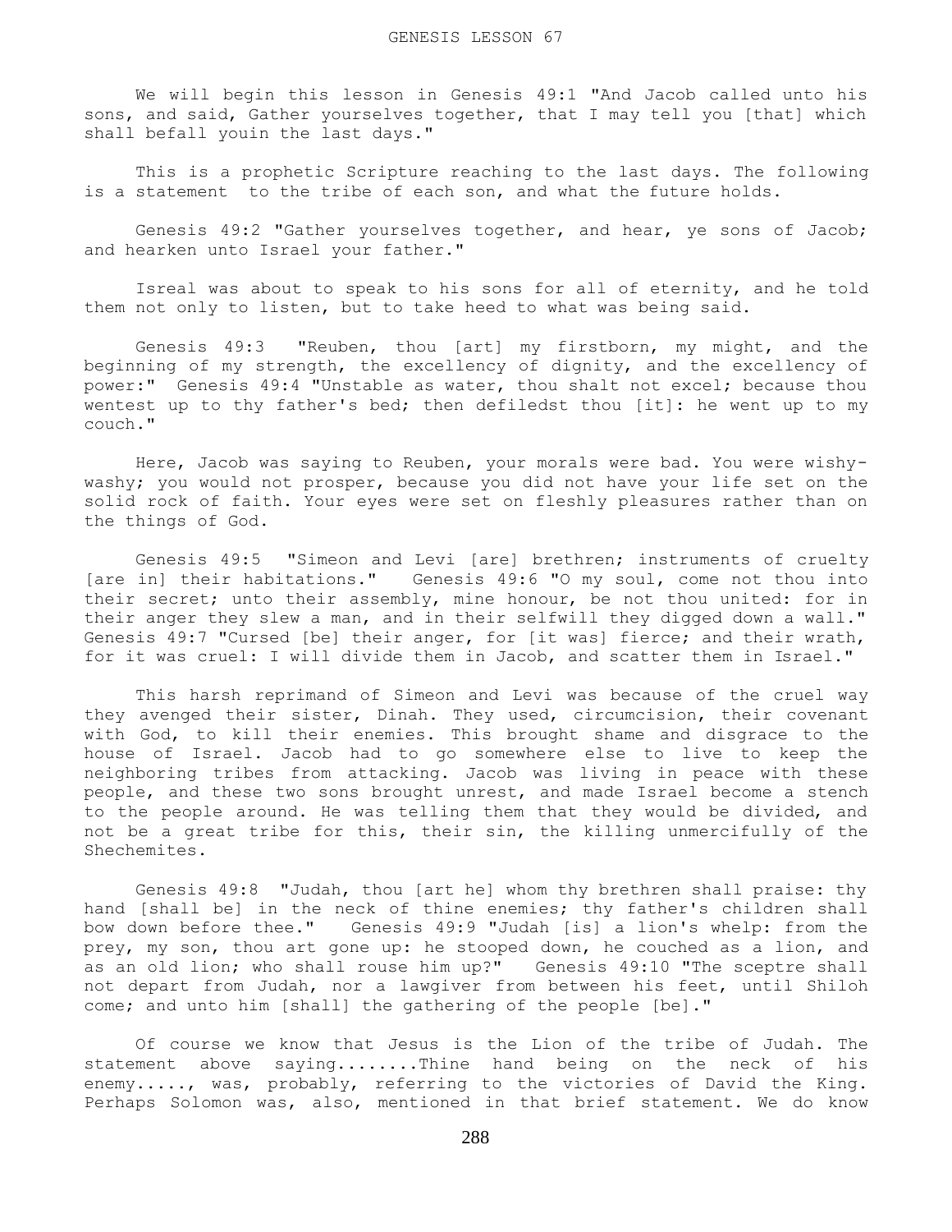# GENESIS LESSON 67

We will begin this lesson in Genesis 49:1 "And Jacob called unto his sons, and said, Gather yourselves together, that I may tell you [that] which shall befall youin the last days."

This is a prophetic Scripture reaching to the last days. The following is a statement to the tribe of each son, and what the future holds.

Genesis 49:2 "Gather yourselves together, and hear, ye sons of Jacob; and hearken unto Israel your father."

Isreal was about to speak to his sons for all of eternity, and he told them not only to listen, but to take heed to what was being said.

Genesis 49:3 "Reuben, thou [art] my firstborn, my might, and the beginning of my strength, the excellency of dignity, and the excellency of power:" Genesis 49:4 "Unstable as water, thou shalt not excel; because thou wentest up to thy father's bed; then defiledst thou [it]: he went up to my couch."

Here, Jacob was saying to Reuben, your morals were bad. You were wishy-washy; you would not prosper, because you did not have your life set on the solid rock of faith. Your eyes were set on fleshly pleasures rather than on the things of God.

Genesis 49:5 "Simeon and Levi [are] brethren; instruments of cruelty [are in] their habitations." Genesis 49:6 "O my soul, come not thou into their secret; unto their assembly, mine honour, be not thou united: for in their anger they slew a man, and in their selfwill they digged down a wall." Genesis 49:7 "Cursed [be] their anger, for [it was] fierce; and their wrath, for it was cruel: I will divide them in Jacob, and scatter them in Israel."

This harsh reprimand of Simeon and Levi was because of the cruel way they avenged their sister, Dinah. They used, circumcision, their covenant with God, to kill their enemies. This brought shame and disgrace to the house of Israel. Jacob had to go somewhere else to live to keep the neighboring tribes from attacking. Jacob was living in peace with these people, and these two sons brought unrest, and made Israel become a stench to the people around. He was telling them that they would be divided, and not be a great tribe for this, their sin, the killing unmercifully of the Shechemites.

Genesis 49:8 "Judah, thou [art he] whom thy brethren shall praise: thy hand [shall be] in the neck of thine enemies; thy father's children shall bow down before thee." Genesis 49:9 "Judah [is] a lion's whelp: from the prey, my son, thou art gone up: he stooped down, he couched as a lion, and as an old lion; who shall rouse him up?" Genesis 49:10 "The sceptre shall not depart from Judah, nor a lawgiver from between his feet, until Shiloh come; and unto him [shall] the gathering of the people [be]."

Of course we know that Jesus is the Lion of the tribe of Judah. The statement above saying........Thine hand being on the neck of his enemy....., was, probably, referring to the victories of David the King. Perhaps Solomon was, also, mentioned in that brief statement. We do know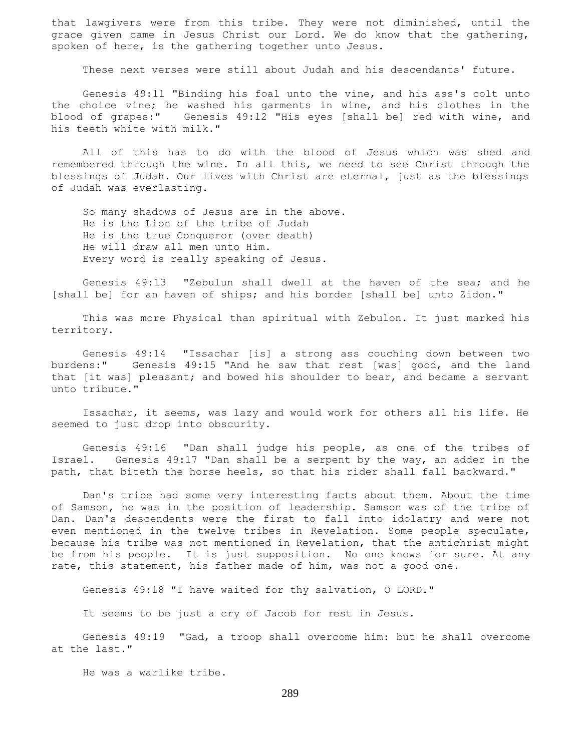that lawgivers were from this tribe. They were not diminished, until the grace given came in Jesus Christ our Lord. We do know that the gathering, spoken of here, is the gathering together unto Jesus.

These next verses were still about Judah and his descendants' future.

Genesis 49:11 "Binding his foal unto the vine, and his ass's colt unto the choice vine; he washed his garments in wine, and his clothes in the blood of grapes:" Genesis 49:12 "His eyes [shall be] red with wine, and his teeth white with milk."

All of this has to do with the blood of Jesus which was shed and remembered through the wine. In all this, we need to see Christ through the blessings of Judah. Our lives with Christ are eternal, just as the blessings of Judah was everlasting.

So many shadows of Jesus are in the above.
He is the Lion of the tribe of Judah
He is the true Conqueror (over death)
He will draw all men unto Him.
Every word is really speaking of Jesus.

Genesis 49:13 "Zebulun shall dwell at the haven of the sea; and he [shall be] for an haven of ships; and his border [shall be] unto Zidon."

This was more Physical than spiritual with Zebulon. It just marked his territory.

Genesis 49:14 "Issachar [is] a strong ass couching down between two burdens:" Genesis 49:15 "And he saw that rest [was] good, and the land that [it was] pleasant; and bowed his shoulder to bear, and became a servant unto tribute."

Issachar, it seems, was lazy and would work for others all his life. He seemed to just drop into obscurity.

Genesis 49:16 "Dan shall judge his people, as one of the tribes of Israel. Genesis 49:17 "Dan shall be a serpent by the way, an adder in the path, that biteth the horse heels, so that his rider shall fall backward."

Dan's tribe had some very interesting facts about them. About the time of Samson, he was in the position of leadership. Samson was of the tribe of Dan. Dan's descendents were the first to fall into idolatry and were not even mentioned in the twelve tribes in Revelation. Some people speculate, because his tribe was not mentioned in Revelation, that the antichrist might be from his people. It is just supposition. No one knows for sure. At any rate, this statement, his father made of him, was not a good one.

Genesis 49:18 "I have waited for thy salvation, O LORD."

It seems to be just a cry of Jacob for rest in Jesus.

Genesis 49:19 "Gad, a troop shall overcome him: but he shall overcome at the last."

He was a warlike tribe.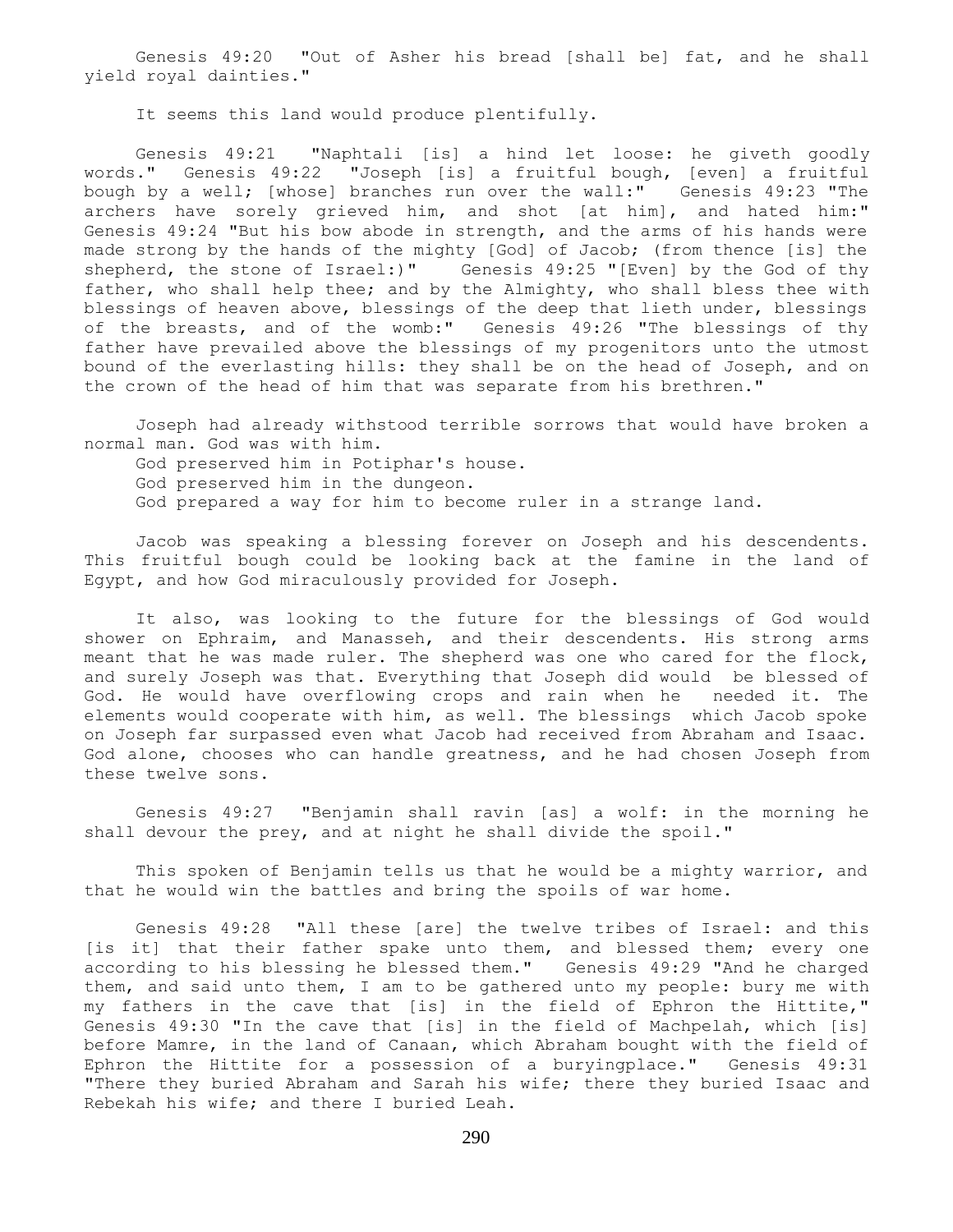Genesis 49:20 "Out of Asher his bread [shall be] fat, and he shall yield royal dainties."

It seems this land would produce plentifully.

Genesis 49:21 "Naphtali [is] a hind let loose: he giveth goodly words." Genesis 49:22 "Joseph [is] a fruitful bough, [even] a fruitful bough by a well; [whose] branches run over the wall:" Genesis 49:23 "The archers have sorely grieved him, and shot [at him], and hated him:" Genesis 49:24 "But his bow abode in strength, and the arms of his hands were made strong by the hands of the mighty [God] of Jacob; (from thence [is] the shepherd, the stone of Israel:)" Genesis 49:25 "[Even] by the God of thy father, who shall help thee; and by the Almighty, who shall bless thee with blessings of heaven above, blessings of the deep that lieth under, blessings of the breasts, and of the womb:" Genesis 49:26 "The blessings of thy father have prevailed above the blessings of my progenitors unto the utmost bound of the everlasting hills: they shall be on the head of Joseph, and on the crown of the head of him that was separate from his brethren."

Joseph had already withstood terrible sorrows that would have broken a normal man. God was with him.
God preserved him in Potiphar's house.
God preserved him in the dungeon.
God prepared a way for him to become ruler in a strange land.

Jacob was speaking a blessing forever on Joseph and his descendents. This fruitful bough could be looking back at the famine in the land of Egypt, and how God miraculously provided for Joseph.

It also, was looking to the future for the blessings of God would shower on Ephraim, and Manasseh, and their descendents. His strong arms meant that he was made ruler. The shepherd was one who cared for the flock, and surely Joseph was that. Everything that Joseph did would be blessed of God. He would have overflowing crops and rain when he needed it. The elements would cooperate with him, as well. The blessings which Jacob spoke on Joseph far surpassed even what Jacob had received from Abraham and Isaac. God alone, chooses who can handle greatness, and he had chosen Joseph from these twelve sons.

Genesis 49:27 "Benjamin shall ravin [as] a wolf: in the morning he shall devour the prey, and at night he shall divide the spoil."

This spoken of Benjamin tells us that he would be a mighty warrior, and that he would win the battles and bring the spoils of war home.

Genesis 49:28 "All these [are] the twelve tribes of Israel: and this [is it] that their father spake unto them, and blessed them; every one according to his blessing he blessed them." Genesis 49:29 "And he charged them, and said unto them, I am to be gathered unto my people: bury me with my fathers in the cave that [is] in the field of Ephron the Hittite," Genesis 49:30 "In the cave that [is] in the field of Machpelah, which [is] before Mamre, in the land of Canaan, which Abraham bought with the field of Ephron the Hittite for a possession of a buryingplace." Genesis 49:31 "There they buried Abraham and Sarah his wife; there they buried Isaac and Rebekah his wife; and there I buried Leah.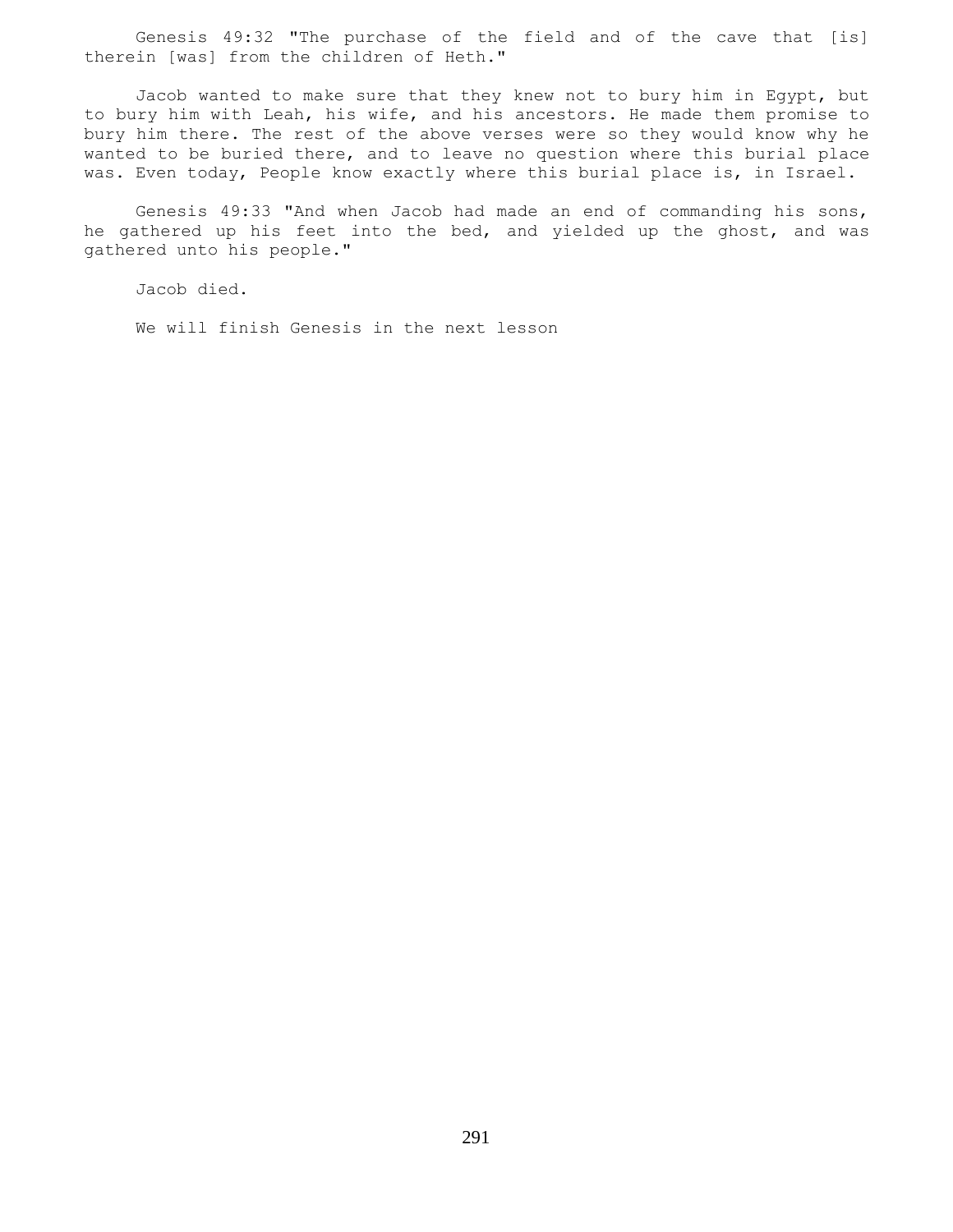Genesis 49:32 "The purchase of the field and of the cave that [is] therein [was] from the children of Heth."

Jacob wanted to make sure that they knew not to bury him in Egypt, but to bury him with Leah, his wife, and his ancestors. He made them promise to bury him there. The rest of the above verses were so they would know why he wanted to be buried there, and to leave no question where this burial place was. Even today, People know exactly where this burial place is, in Israel.

Genesis 49:33 "And when Jacob had made an end of commanding his sons, he gathered up his feet into the bed, and yielded up the ghost, and was gathered unto his people."

Jacob died.

We will finish Genesis in the next lesson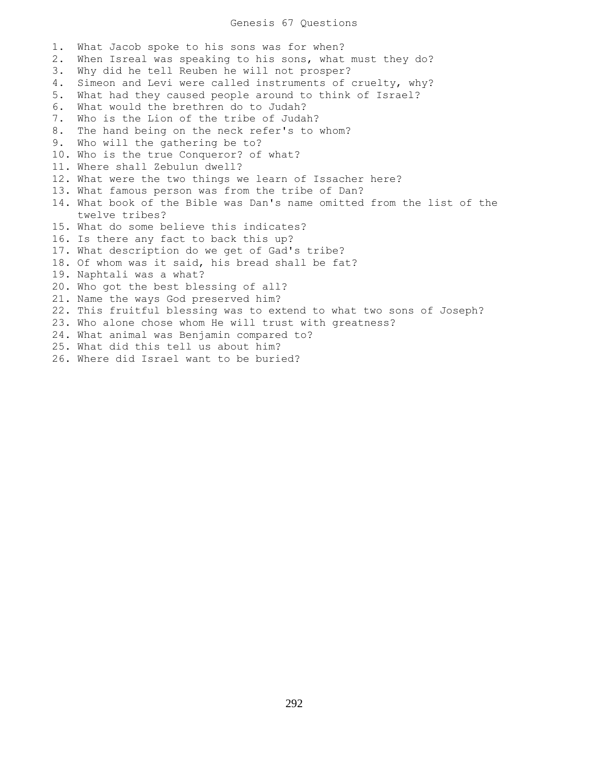# Genesis 67 Questions

1. What Jacob spoke to his sons was for when?
2. When Isreal was speaking to his sons, what must they do?
3. Why did he tell Reuben he will not prosper?
4. Simeon and Levi were called instruments of cruelty, why?
5. What had they caused people around to think of Israel?
6. What would the brethren do to Judah?
7. Who is the Lion of the tribe of Judah?
8. The hand being on the neck refer's to whom?
9. Who will the gathering be to?
10. Who is the true Conqueror? of what?
11. Where shall Zebulun dwell?
12. What were the two things we learn of Issacher here?
13. What famous person was from the tribe of Dan?
14. What book of the Bible was Dan's name omitted from the list of the twelve tribes?
15. What do some believe this indicates?
16. Is there any fact to back this up?
17. What description do we get of Gad's tribe?
18. Of whom was it said, his bread shall be fat?
19. Naphtali was a what?
20. Who got the best blessing of all?
21. Name the ways God preserved him?
22. This fruitful blessing was to extend to what two sons of Joseph?
23. Who alone chose whom He will trust with greatness?
24. What animal was Benjamin compared to?
25. What did this tell us about him?
26. Where did Israel want to be buried?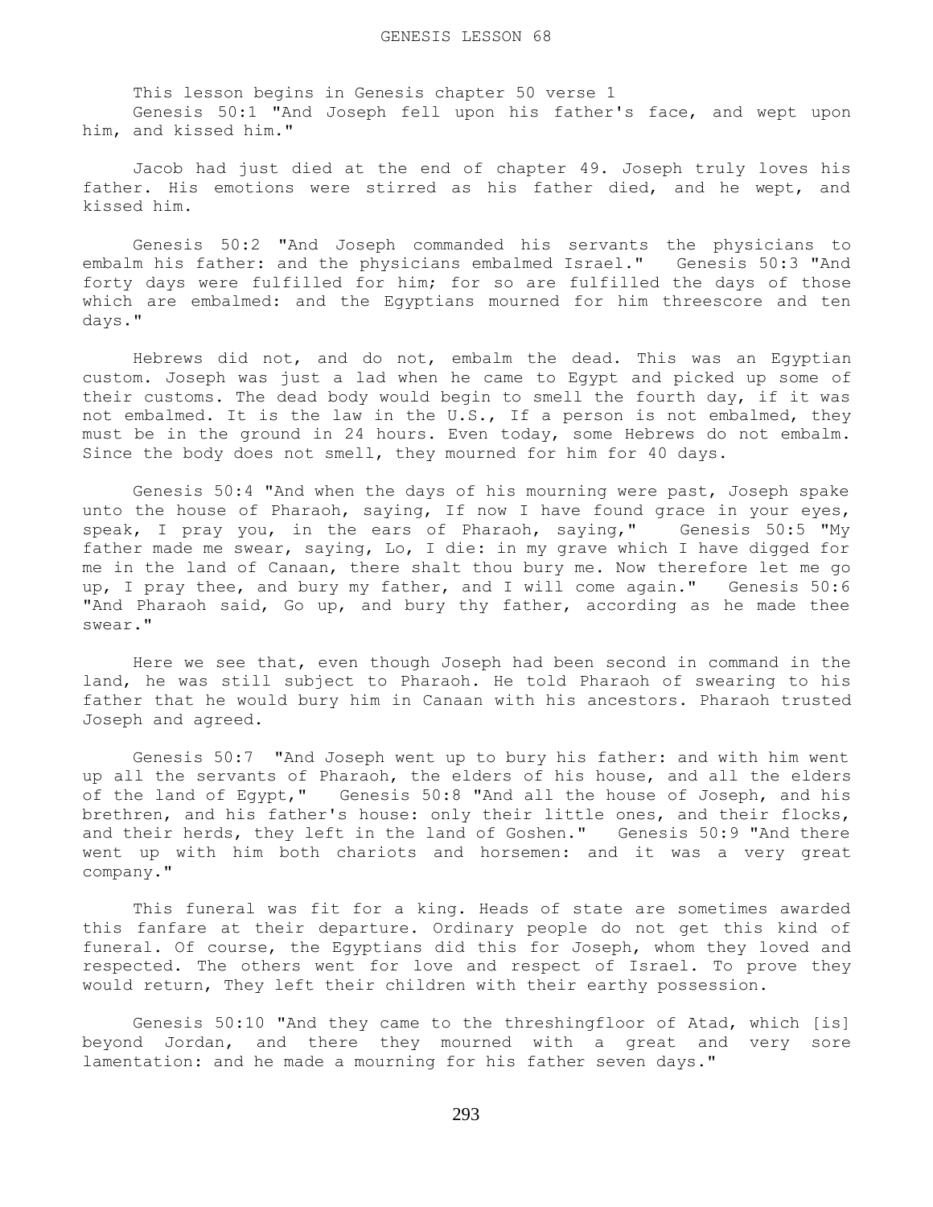# GENESIS LESSON 68

This lesson begins in Genesis chapter 50 verse 1

Genesis 50:1 "And Joseph fell upon his father's face, and wept upon him, and kissed him."

Jacob had just died at the end of chapter 49. Joseph truly loves his father. His emotions were stirred as his father died, and he wept, and kissed him.

Genesis 50:2 "And Joseph commanded his servants the physicians to embalm his father: and the physicians embalmed Israel." Genesis 50:3 "And forty days were fulfilled for him; for so are fulfilled the days of those which are embalmed: and the Egyptians mourned for him threescore and ten days."

Hebrews did not, and do not, embalm the dead. This was an Egyptian custom. Joseph was just a lad when he came to Egypt and picked up some of their customs. The dead body would begin to smell the fourth day, if it was not embalmed. It is the law in the U.S., If a person is not embalmed, they must be in the ground in 24 hours. Even today, some Hebrews do not embalm. Since the body does not smell, they mourned for him for 40 days.

Genesis 50:4 "And when the days of his mourning were past, Joseph spake unto the house of Pharaoh, saying, If now I have found grace in your eyes, speak, I pray you, in the ears of Pharaoh, saying," Genesis 50:5 "My father made me swear, saying, Lo, I die: in my grave which I have digged for me in the land of Canaan, there shalt thou bury me. Now therefore let me go up, I pray thee, and bury my father, and I will come again." Genesis 50:6 "And Pharaoh said, Go up, and bury thy father, according as he made thee swear."

Here we see that, even though Joseph had been second in command in the land, he was still subject to Pharaoh. He told Pharaoh of swearing to his father that he would bury him in Canaan with his ancestors. Pharaoh trusted Joseph and agreed.

Genesis 50:7 "And Joseph went up to bury his father: and with him went up all the servants of Pharaoh, the elders of his house, and all the elders of the land of Egypt," Genesis 50:8 "And all the house of Joseph, and his brethren, and his father's house: only their little ones, and their flocks, and their herds, they left in the land of Goshen." Genesis 50:9 "And there went up with him both chariots and horsemen: and it was a very great company."

This funeral was fit for a king. Heads of state are sometimes awarded this fanfare at their departure. Ordinary people do not get this kind of funeral. Of course, the Egyptians did this for Joseph, whom they loved and respected. The others went for love and respect of Israel. To prove they would return, They left their children with their earthy possession.

Genesis 50:10 "And they came to the threshingfloor of Atad, which [is] beyond Jordan, and there they mourned with a great and very sore lamentation: and he made a mourning for his father seven days."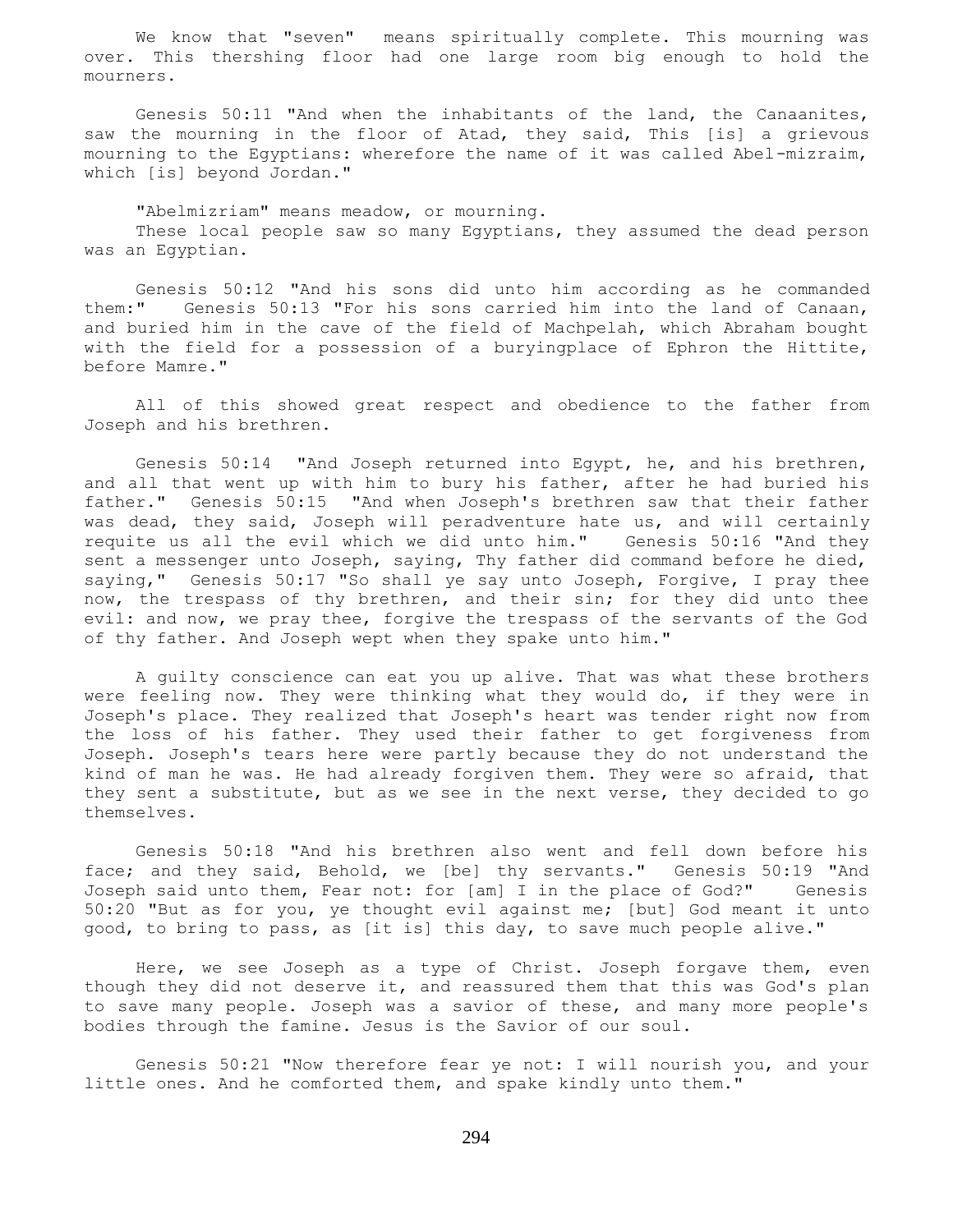We know that "seven" means spiritually complete. This mourning was over. This thershing floor had one large room big enough to hold the mourners.

Genesis 50:11 "And when the inhabitants of the land, the Canaanites, saw the mourning in the floor of Atad, they said, This [is] a grievous mourning to the Egyptians: wherefore the name of it was called Abel-mizraim, which [is] beyond Jordan."

"Abelmizriam" means meadow, or mourning.
These local people saw so many Egyptians, they assumed the dead person was an Egyptian.

Genesis 50:12 "And his sons did unto him according as he commanded them:" Genesis 50:13 "For his sons carried him into the land of Canaan, and buried him in the cave of the field of Machpelah, which Abraham bought with the field for a possession of a buryingplace of Ephron the Hittite, before Mamre."

All of this showed great respect and obedience to the father from Joseph and his brethren.

Genesis 50:14 "And Joseph returned into Egypt, he, and his brethren, and all that went up with him to bury his father, after he had buried his father." Genesis 50:15 "And when Joseph's brethren saw that their father was dead, they said, Joseph will peradventure hate us, and will certainly requite us all the evil which we did unto him." Genesis 50:16 "And they sent a messenger unto Joseph, saying, Thy father did command before he died, saying," Genesis 50:17 "So shall ye say unto Joseph, Forgive, I pray thee now, the trespass of thy brethren, and their sin; for they did unto thee evil: and now, we pray thee, forgive the trespass of the servants of the God of thy father. And Joseph wept when they spake unto him."

A guilty conscience can eat you up alive. That was what these brothers were feeling now. They were thinking what they would do, if they were in Joseph's place. They realized that Joseph's heart was tender right now from the loss of his father. They used their father to get forgiveness from Joseph. Joseph's tears here were partly because they do not understand the kind of man he was. He had already forgiven them. They were so afraid, that they sent a substitute, but as we see in the next verse, they decided to go themselves.

Genesis 50:18 "And his brethren also went and fell down before his face; and they said, Behold, we [be] thy servants." Genesis 50:19 "And Joseph said unto them, Fear not: for [am] I in the place of God?" Genesis 50:20 "But as for you, ye thought evil against me; [but] God meant it unto good, to bring to pass, as [it is] this day, to save much people alive."

Here, we see Joseph as a type of Christ. Joseph forgave them, even though they did not deserve it, and reassured them that this was God's plan to save many people. Joseph was a savior of these, and many more people's bodies through the famine. Jesus is the Savior of our soul.

Genesis 50:21 "Now therefore fear ye not: I will nourish you, and your little ones. And he comforted them, and spake kindly unto them."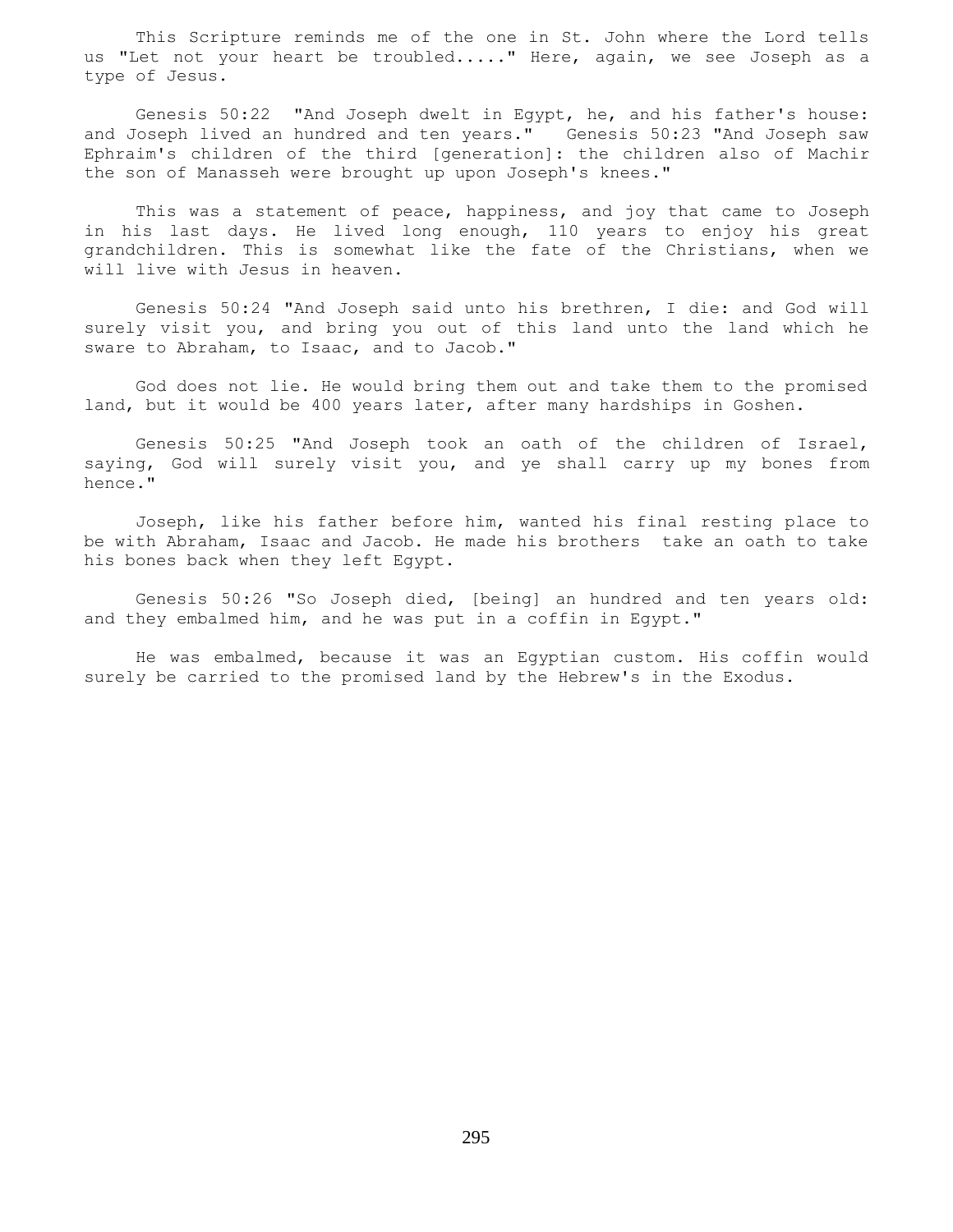This Scripture reminds me of the one in St. John where the Lord tells us "Let not your heart be troubled....." Here, again, we see Joseph as a type of Jesus.

Genesis 50:22 "And Joseph dwelt in Egypt, he, and his father's house: and Joseph lived an hundred and ten years." Genesis 50:23 "And Joseph saw Ephraim's children of the third [generation]: the children also of Machir the son of Manasseh were brought up upon Joseph's knees."

This was a statement of peace, happiness, and joy that came to Joseph in his last days. He lived long enough, 110 years to enjoy his great grandchildren. This is somewhat like the fate of the Christians, when we will live with Jesus in heaven.

Genesis 50:24 "And Joseph said unto his brethren, I die: and God will surely visit you, and bring you out of this land unto the land which he sware to Abraham, to Isaac, and to Jacob."

God does not lie. He would bring them out and take them to the promised land, but it would be 400 years later, after many hardships in Goshen.

Genesis 50:25 "And Joseph took an oath of the children of Israel, saying, God will surely visit you, and ye shall carry up my bones from hence."

Joseph, like his father before him, wanted his final resting place to be with Abraham, Isaac and Jacob. He made his brothers take an oath to take his bones back when they left Egypt.

Genesis 50:26 "So Joseph died, [being] an hundred and ten years old: and they embalmed him, and he was put in a coffin in Egypt."

He was embalmed, because it was an Egyptian custom. His coffin would surely be carried to the promised land by the Hebrew's in the Exodus.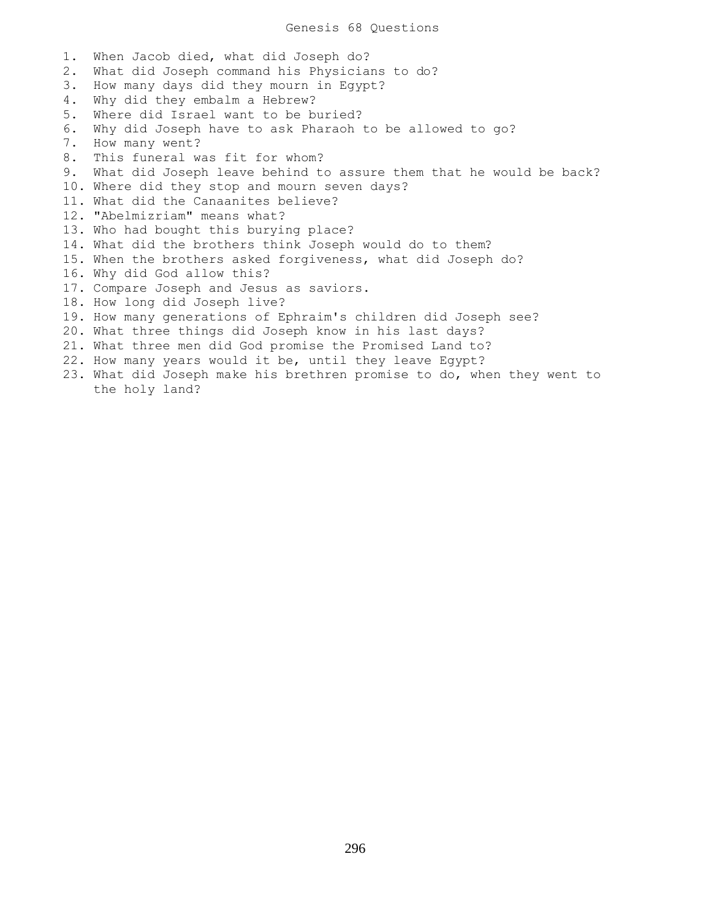# Genesis 68 Questions

1. When Jacob died, what did Joseph do?
2. What did Joseph command his Physicians to do?
3. How many days did they mourn in Egypt?
4. Why did they embalm a Hebrew?
5. Where did Israel want to be buried?
6. Why did Joseph have to ask Pharaoh to be allowed to go?
7. How many went?
8. This funeral was fit for whom?
9. What did Joseph leave behind to assure them that he would be back?
10. Where did they stop and mourn seven days?
11. What did the Canaanites believe?
12. "Abelmizriam" means what?
13. Who had bought this burying place?
14. What did the brothers think Joseph would do to them?
15. When the brothers asked forgiveness, what did Joseph do?
16. Why did God allow this?
17. Compare Joseph and Jesus as saviors.
18. How long did Joseph live?
19. How many generations of Ephraim's children did Joseph see?
20. What three things did Joseph know in his last days?
21. What three men did God promise the Promised Land to?
22. How many years would it be, until they leave Egypt?
23. What did Joseph make his brethren promise to do, when they went to the holy land?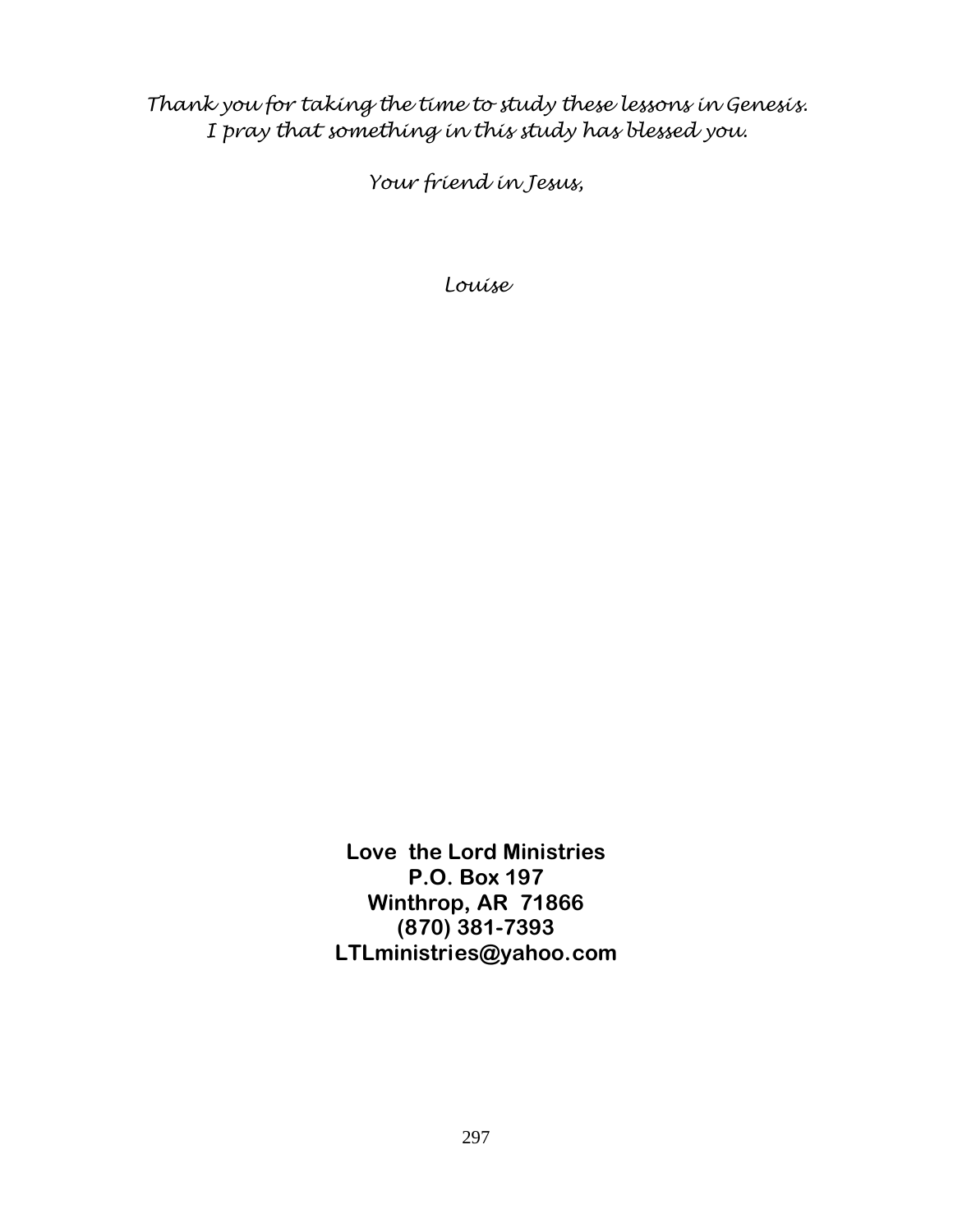*Thank you for taking the time to study these lessons in Genesis.*
*I pray that something in this study has blessed you.*

*Your friend in Jesus,*

*Louise*

**Love the Lord Ministries**
**P.O. Box 197**
**Winthrop, AR 71866**
**(870) 381-7393**
**LTLministries@yahoo.com**